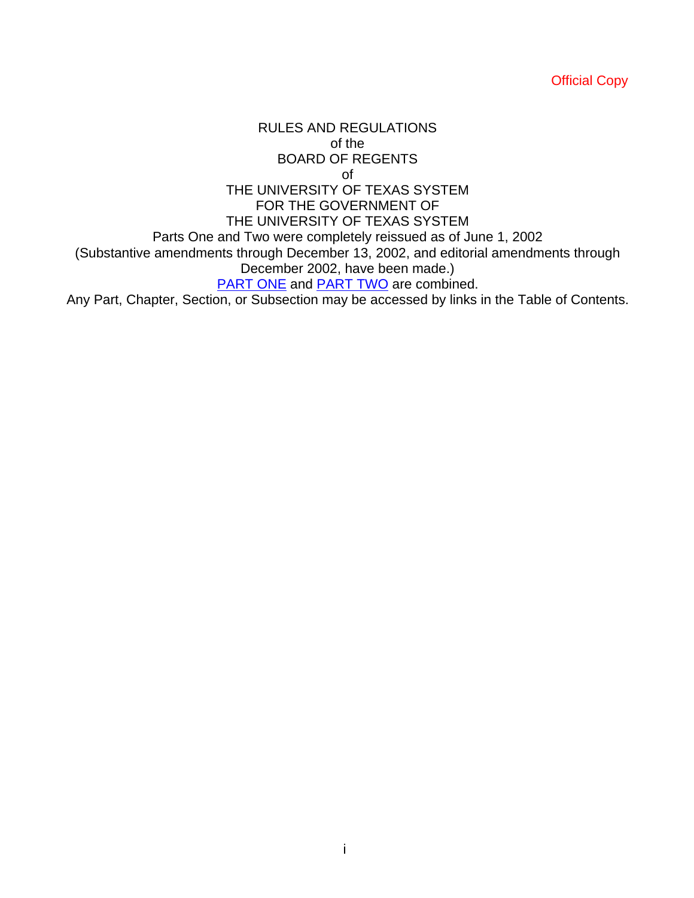Official Copy

# RULES AND REGULATIONS
# of the
# BOARD OF REGENTS
# of
# THE UNIVERSITY OF TEXAS SYSTEM
# FOR THE GOVERNMENT OF
# THE UNIVERSITY OF TEXAS SYSTEM

Parts One and Two were completely reissued as of June 1, 2002
(Substantive amendments through December 13, 2002, and editorial amendments through December 2002, have been made.)

PART ONE and PART TWO are combined.

Any Part, Chapter, Section, or Subsection may be accessed by links in the Table of Contents.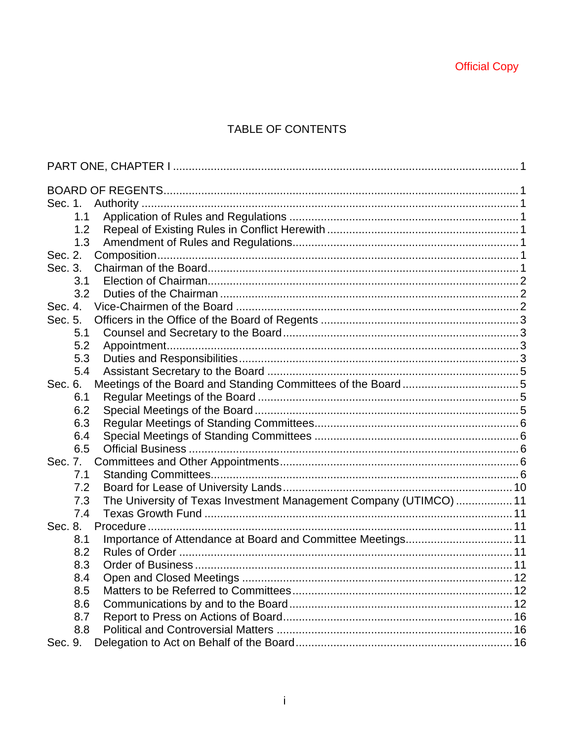Official Copy

# TABLE OF CONTENTS

PART ONE, CHAPTER I ........................................ 1

BOARD OF REGENTS ........................................ 1

Sec. 1. Authority ........................................ 1
- 1.1 Application of Rules and Regulations ........................................ 1
- 1.2 Repeal of Existing Rules in Conflict Herewith ........................................ 1
- 1.3 Amendment of Rules and Regulations ........................................ 1

Sec. 2. Composition ........................................ 1

Sec. 3. Chairman of the Board ........................................ 1
- 3.1 Election of Chairman ........................................ 2
- 3.2 Duties of the Chairman ........................................ 2

Sec. 4. Vice-Chairmen of the Board ........................................ 2

Sec. 5. Officers in the Office of the Board of Regents ........................................ 3
- 5.1 Counsel and Secretary to the Board ........................................ 3
- 5.2 Appointment ........................................ 3
- 5.3 Duties and Responsibilities ........................................ 3
- 5.4 Assistant Secretary to the Board ........................................ 5

Sec. 6. Meetings of the Board and Standing Committees of the Board ........................................ 5
- 6.1 Regular Meetings of the Board ........................................ 5
- 6.2 Special Meetings of the Board ........................................ 5
- 6.3 Regular Meetings of Standing Committees ........................................ 6
- 6.4 Special Meetings of Standing Committees ........................................ 6
- 6.5 Official Business ........................................ 6

Sec. 7. Committees and Other Appointments ........................................ 6
- 7.1 Standing Committees ........................................ 6
- 7.2 Board for Lease of University Lands ........................................ 10
- 7.3 The University of Texas Investment Management Company (UTIMCO) ........................................ 11
- 7.4 Texas Growth Fund ........................................ 11

Sec. 8. Procedure ........................................ 11
- 8.1 Importance of Attendance at Board and Committee Meetings ........................................ 11
- 8.2 Rules of Order ........................................ 11
- 8.3 Order of Business ........................................ 11
- 8.4 Open and Closed Meetings ........................................ 12
- 8.5 Matters to be Referred to Committees ........................................ 12
- 8.6 Communications by and to the Board ........................................ 12
- 8.7 Report to Press on Actions of Board ........................................ 16
- 8.8 Political and Controversial Matters ........................................ 16

Sec. 9. Delegation to Act on Behalf of the Board ........................................ 16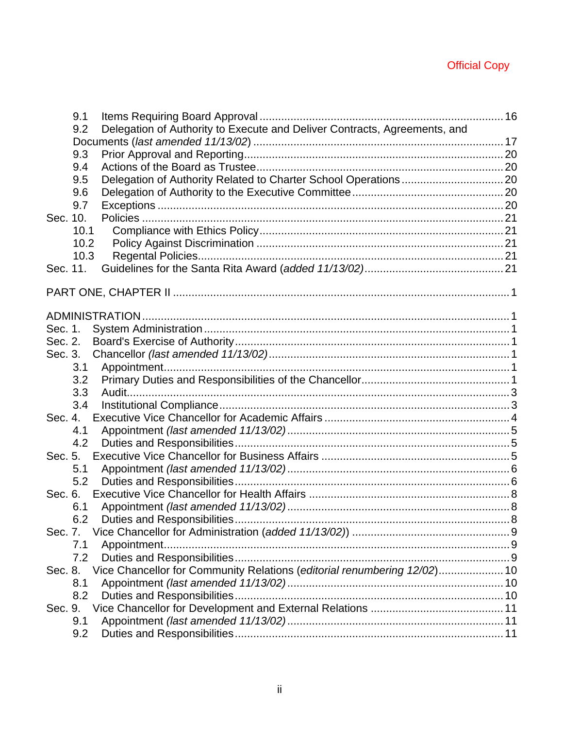9.1 Items Requiring Board Approval ........ 16
9.2 Delegation of Authority to Execute and Deliver Contracts, Agreements, and Documents (*last amended 11/13/02*) ........ 17
9.3 Prior Approval and Reporting ........ 20
9.4 Actions of the Board as Trustee ........ 20
9.5 Delegation of Authority Related to Charter School Operations ........ 20
9.6 Delegation of Authority to the Executive Committee ........ 20
9.7 Exceptions ........ 20

Sec. 10. Policies ........ 21
10.1 Compliance with Ethics Policy ........ 21
10.2 Policy Against Discrimination ........ 21
10.3 Regental Policies ........ 21

Sec. 11. Guidelines for the Santa Rita Award (*added 11/13/02*) ........ 21

PART ONE, CHAPTER II ........ 1

ADMINISTRATION ........ 1

Sec. 1. System Administration ........ 1

Sec. 2. Board's Exercise of Authority ........ 1

Sec. 3. Chancellor (*last amended 11/13/02*) ........ 1
3.1 Appointment ........ 1
3.2 Primary Duties and Responsibilities of the Chancellor ........ 1
3.3 Audit ........ 3
3.4 Institutional Compliance ........ 3

Sec. 4. Executive Vice Chancellor for Academic Affairs ........ 4
4.1 Appointment (*last amended 11/13/02*) ........ 5
4.2 Duties and Responsibilities ........ 5

Sec. 5. Executive Vice Chancellor for Business Affairs ........ 5
5.1 Appointment (*last amended 11/13/02*) ........ 6
5.2 Duties and Responsibilities ........ 6

Sec. 6. Executive Vice Chancellor for Health Affairs ........ 8
6.1 Appointment (*last amended 11/13/02*) ........ 8
6.2 Duties and Responsibilities ........ 8

Sec. 7. Vice Chancellor for Administration (*added 11/13/02*)) ........ 9
7.1 Appointment ........ 9
7.2 Duties and Responsibilities ........ 9

Sec. 8. Vice Chancellor for Community Relations (*editorial renumbering 12/02*) ........ 10
8.1 Appointment (*last amended 11/13/02*) ........ 10
8.2 Duties and Responsibilities ........ 10

Sec. 9. Vice Chancellor for Development and External Relations ........ 11
9.1 Appointment (*last amended 11/13/02*) ........ 11
9.2 Duties and Responsibilities ........ 11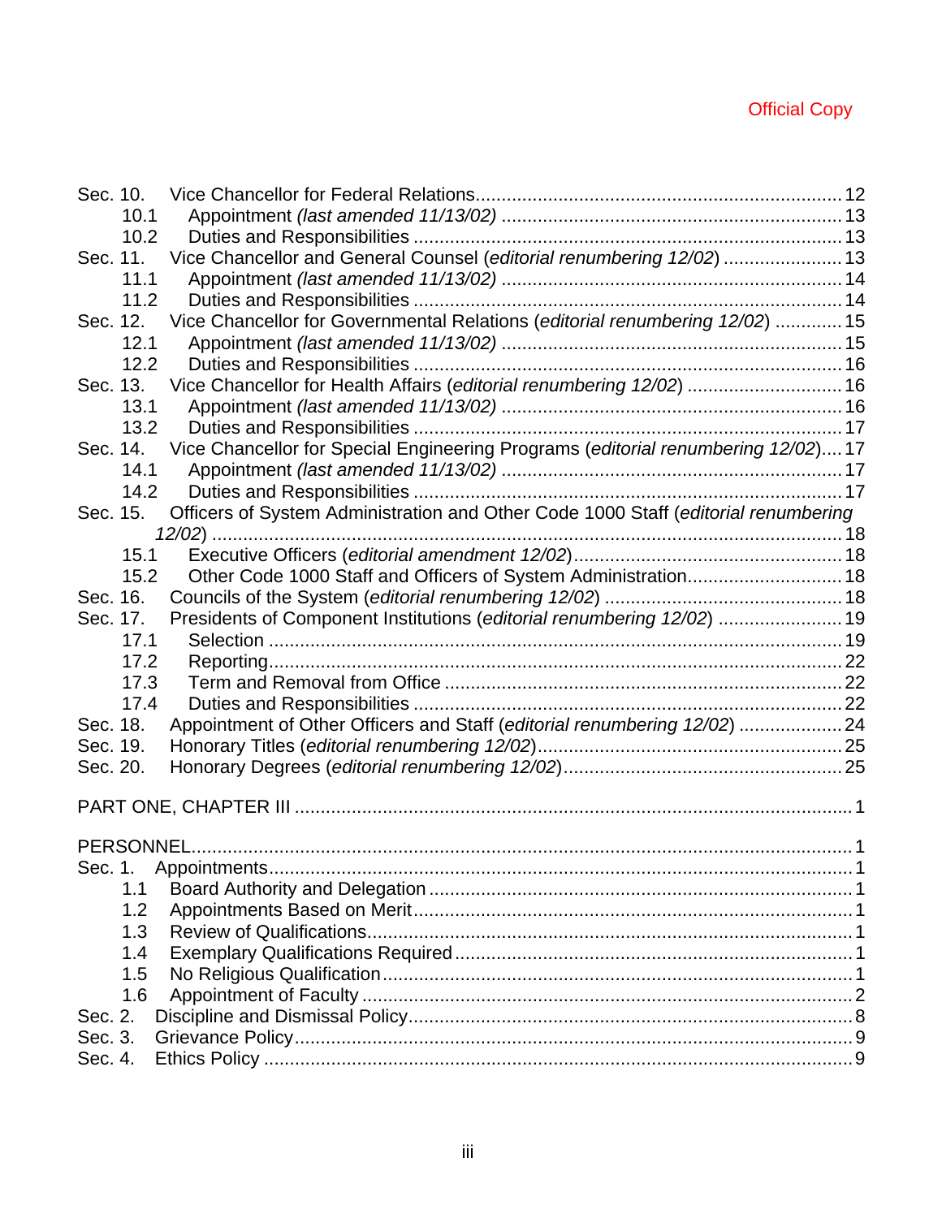Official Copy

Sec. 10. Vice Chancellor for Federal Relations....................................................................12
- 10.1 Appointment *(last amended 11/13/02)* ..........................................................13
- 10.2 Duties and Responsibilities ...........................................................................13

Sec. 11. Vice Chancellor and General Counsel (*editorial renumbering 12/02*) ......................13
- 11.1 Appointment *(last amended 11/13/02)* ..........................................................14
- 11.2 Duties and Responsibilities ...........................................................................14

Sec. 12. Vice Chancellor for Governmental Relations (*editorial renumbering 12/02*) ..............15
- 12.1 Appointment *(last amended 11/13/02)* ..........................................................15
- 12.2 Duties and Responsibilities ...........................................................................16

Sec. 13. Vice Chancellor for Health Affairs (*editorial renumbering 12/02*) ............................16
- 13.1 Appointment *(last amended 11/13/02)* ..........................................................16
- 13.2 Duties and Responsibilities ...........................................................................17

Sec. 14. Vice Chancellor for Special Engineering Programs (*editorial renumbering 12/02*)....17
- 14.1 Appointment *(last amended 11/13/02)* ..........................................................17
- 14.2 Duties and Responsibilities ...........................................................................17

Sec. 15. Officers of System Administration and Other Code 1000 Staff (*editorial renumbering 12/02*) ..................................................................................................................18
- 15.1 Executive Officers (*editorial amendment 12/02*)................................................18
- 15.2 Other Code 1000 Staff and Officers of System Administration..............................18

Sec. 16. Councils of the System (*editorial renumbering 12/02*) .............................................18

Sec. 17. Presidents of Component Institutions (*editorial renumbering 12/02*) .......................19
- 17.1 Selection ....................................................................................................19
- 17.2 Reporting....................................................................................................22
- 17.3 Term and Removal from Office .......................................................................22
- 17.4 Duties and Responsibilities ...........................................................................22

Sec. 18. Appointment of Other Officers and Staff (*editorial renumbering 12/02*) ...................24

Sec. 19. Honorary Titles (*editorial renumbering 12/02*)...........................................................25

Sec. 20. Honorary Degrees (*editorial renumbering 12/02*).......................................................25

PART ONE, CHAPTER III ...........................................................................................................1

PERSONNEL.................................................................................................................................1

Sec. 1. Appointments..................................................................................................................1
- 1.1 Board Authority and Delegation ..........................................................................1
- 1.2 Appointments Based on Merit..............................................................................1
- 1.3 Review of Qualifications......................................................................................1
- 1.4 Exemplary Qualifications Required.....................................................................1
- 1.5 No Religious Qualification...................................................................................1
- 1.6 Appointment of Faculty .......................................................................................2

Sec. 2. Discipline and Dismissal Policy......................................................................................8

Sec. 3. Grievance Policy.............................................................................................................9

Sec. 4. Ethics Policy ...................................................................................................................9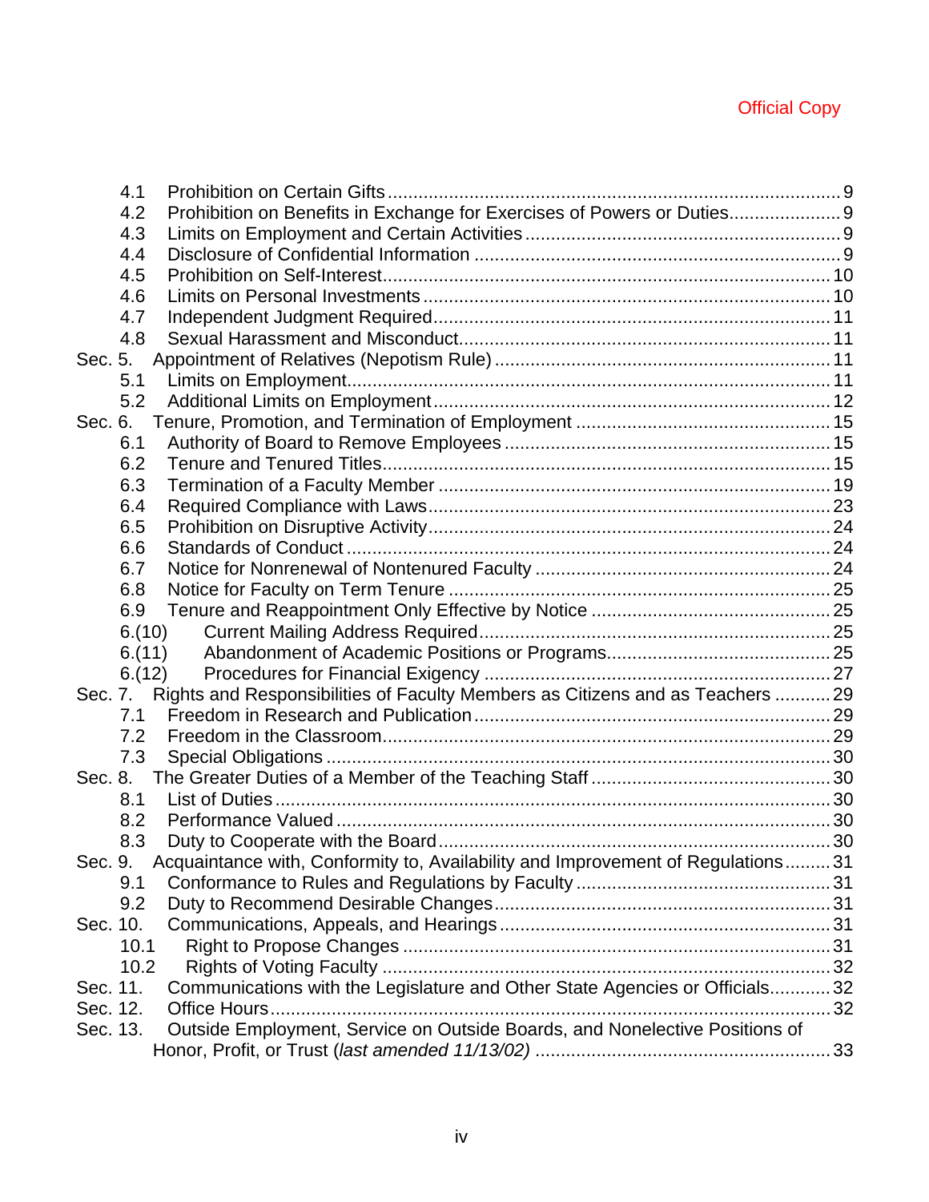Official Copy

4.1 Prohibition on Certain Gifts ........................................................................................ 9
4.2 Prohibition on Benefits in Exchange for Exercises of Powers or Duties..................... 9
4.3 Limits on Employment and Certain Activities ............................................................. 9
4.4 Disclosure of Confidential Information ....................................................................... 9
4.5 Prohibition on Self-Interest....................................................................................... 10
4.6 Limits on Personal Investments ............................................................................... 10
4.7 Independent Judgment Required............................................................................. 11
4.8 Sexual Harassment and Misconduct........................................................................ 11

Sec. 5. Appointment of Relatives (Nepotism Rule) ................................................................ 11
5.1 Limits on Employment.............................................................................................. 11
5.2 Additional Limits on Employment ............................................................................. 12

Sec. 6. Tenure, Promotion, and Termination of Employment .................................................. 15
6.1 Authority of Board to Remove Employees ................................................................ 15
6.2 Tenure and Tenured Titles....................................................................................... 15
6.3 Termination of a Faculty Member ............................................................................ 19
6.4 Required Compliance with Laws.............................................................................. 23
6.5 Prohibition on Disruptive Activity.............................................................................. 24
6.6 Standards of Conduct .............................................................................................. 24
6.7 Notice for Nonrenewal of Nontenured Faculty .......................................................... 24
6.8 Notice for Faculty on Term Tenure ........................................................................... 25
6.9 Tenure and Reappointment Only Effective by Notice ............................................... 25
6.(10) Current Mailing Address Required.................................................................... 25
6.(11) Abandonment of Academic Positions or Programs............................................ 25
6.(12) Procedures for Financial Exigency ................................................................... 27

Sec. 7. Rights and Responsibilities of Faculty Members as Citizens and as Teachers ........... 29
7.1 Freedom in Research and Publication..................................................................... 29
7.2 Freedom in the Classroom....................................................................................... 29
7.3 Special Obligations .................................................................................................. 30

Sec. 8. The Greater Duties of a Member of the Teaching Staff ............................................... 30
8.1 List of Duties ............................................................................................................ 30
8.2 Performance Valued ................................................................................................ 30
8.3 Duty to Cooperate with the Board............................................................................ 30

Sec. 9. Acquaintance with, Conformity to, Availability and Improvement of Regulations......... 31
9.1 Conformance to Rules and Regulations by Faculty ................................................. 31
9.2 Duty to Recommend Desirable Changes.................................................................. 31

Sec. 10. Communications, Appeals, and Hearings ................................................................. 31
10.1 Right to Propose Changes .................................................................................... 31
10.2 Rights of Voting Faculty ........................................................................................ 32

Sec. 11. Communications with the Legislature and Other State Agencies or Officials............ 32

Sec. 12. Office Hours............................................................................................................. 32

Sec. 13. Outside Employment, Service on Outside Boards, and Nonelective Positions of Honor, Profit, or Trust (*last amended 11/13/02*) ......................................................... 33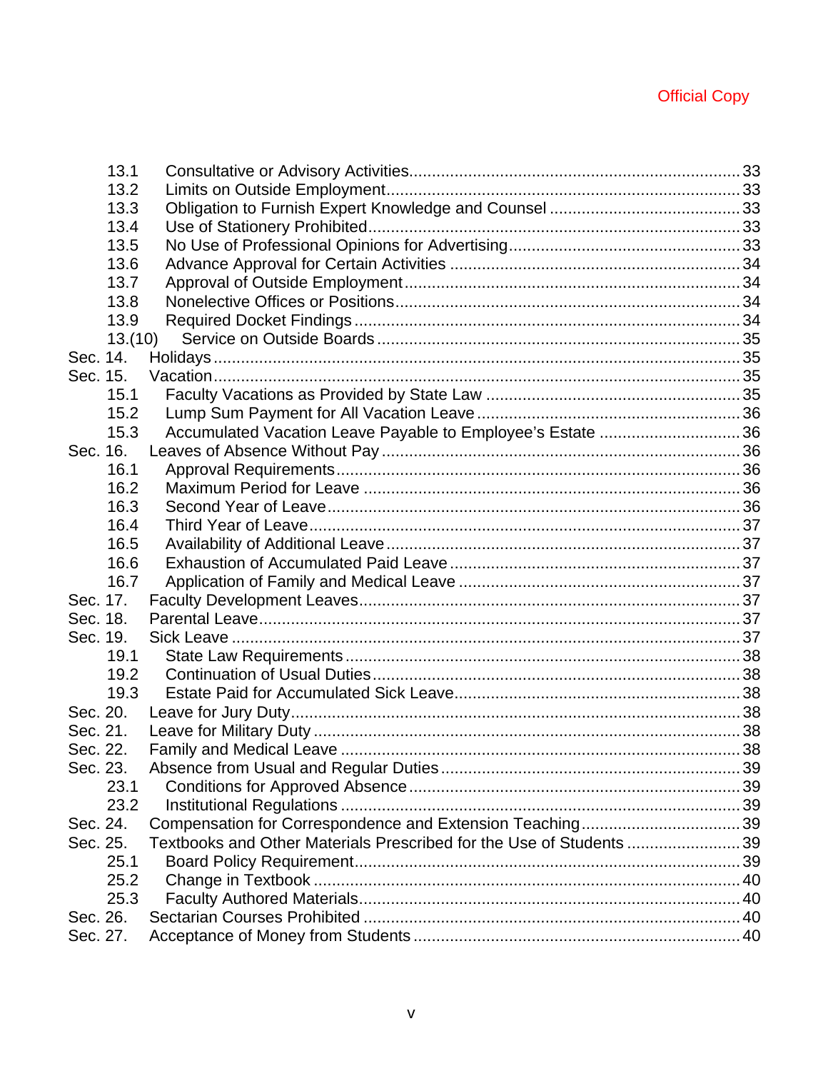Official Copy

| | | |
|---|---|---|
| 13.1 | Consultative or Advisory Activities | 33 |
| 13.2 | Limits on Outside Employment | 33 |
| 13.3 | Obligation to Furnish Expert Knowledge and Counsel | 33 |
| 13.4 | Use of Stationery Prohibited | 33 |
| 13.5 | No Use of Professional Opinions for Advertising | 33 |
| 13.6 | Advance Approval for Certain Activities | 34 |
| 13.7 | Approval of Outside Employment | 34 |
| 13.8 | Nonelective Offices or Positions | 34 |
| 13.9 | Required Docket Findings | 34 |
| 13.(10) | Service on Outside Boards | 35 |
| Sec. 14. | Holidays | 35 |
| Sec. 15. | Vacation | 35 |
| 15.1 | Faculty Vacations as Provided by State Law | 35 |
| 15.2 | Lump Sum Payment for All Vacation Leave | 36 |
| 15.3 | Accumulated Vacation Leave Payable to Employee's Estate | 36 |
| Sec. 16. | Leaves of Absence Without Pay | 36 |
| 16.1 | Approval Requirements | 36 |
| 16.2 | Maximum Period for Leave | 36 |
| 16.3 | Second Year of Leave | 36 |
| 16.4 | Third Year of Leave | 37 |
| 16.5 | Availability of Additional Leave | 37 |
| 16.6 | Exhaustion of Accumulated Paid Leave | 37 |
| 16.7 | Application of Family and Medical Leave | 37 |
| Sec. 17. | Faculty Development Leaves | 37 |
| Sec. 18. | Parental Leave | 37 |
| Sec. 19. | Sick Leave | 37 |
| 19.1 | State Law Requirements | 38 |
| 19.2 | Continuation of Usual Duties | 38 |
| 19.3 | Estate Paid for Accumulated Sick Leave | 38 |
| Sec. 20. | Leave for Jury Duty | 38 |
| Sec. 21. | Leave for Military Duty | 38 |
| Sec. 22. | Family and Medical Leave | 38 |
| Sec. 23. | Absence from Usual and Regular Duties | 39 |
| 23.1 | Conditions for Approved Absence | 39 |
| 23.2 | Institutional Regulations | 39 |
| Sec. 24. | Compensation for Correspondence and Extension Teaching | 39 |
| Sec. 25. | Textbooks and Other Materials Prescribed for the Use of Students | 39 |
| 25.1 | Board Policy Requirement | 39 |
| 25.2 | Change in Textbook | 40 |
| 25.3 | Faculty Authored Materials | 40 |
| Sec. 26. | Sectarian Courses Prohibited | 40 |
| Sec. 27. | Acceptance of Money from Students | 40 |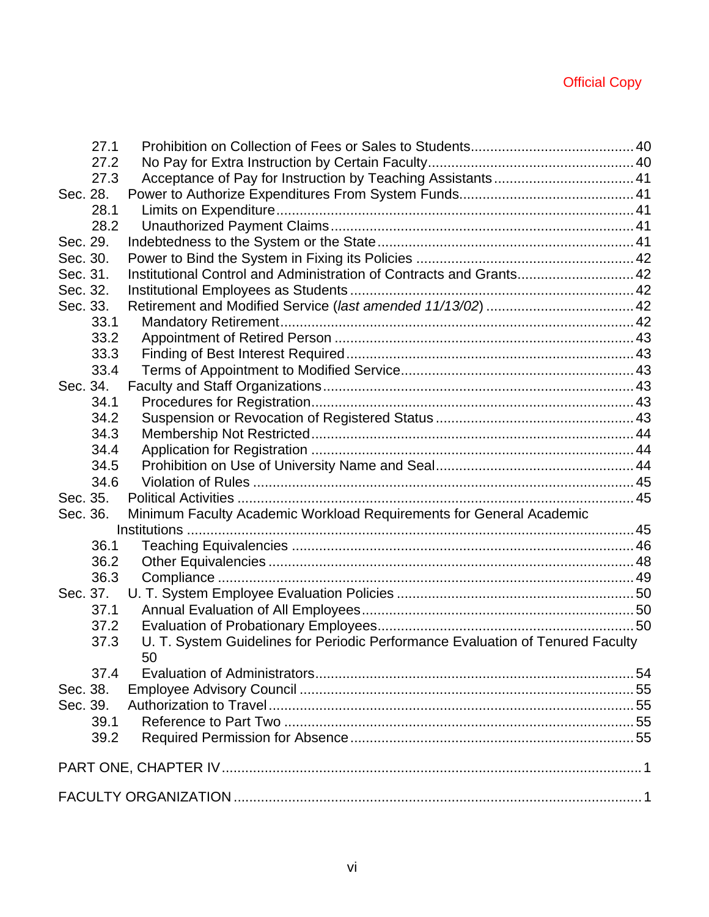Official Copy

27.1 Prohibition on Collection of Fees or Sales to Students .......... 40
27.2 No Pay for Extra Instruction by Certain Faculty .......... 40
27.3 Acceptance of Pay for Instruction by Teaching Assistants .......... 41
Sec. 28. Power to Authorize Expenditures From System Funds .......... 41
28.1 Limits on Expenditure .......... 41
28.2 Unauthorized Payment Claims .......... 41
Sec. 29. Indebtedness to the System or the State .......... 41
Sec. 30. Power to Bind the System in Fixing its Policies .......... 42
Sec. 31. Institutional Control and Administration of Contracts and Grants .......... 42
Sec. 32. Institutional Employees as Students .......... 42
Sec. 33. Retirement and Modified Service (*last amended 11/13/02*) .......... 42
33.1 Mandatory Retirement .......... 42
33.2 Appointment of Retired Person .......... 43
33.3 Finding of Best Interest Required .......... 43
33.4 Terms of Appointment to Modified Service .......... 43
Sec. 34. Faculty and Staff Organizations .......... 43
34.1 Procedures for Registration .......... 43
34.2 Suspension or Revocation of Registered Status .......... 43
34.3 Membership Not Restricted .......... 44
34.4 Application for Registration .......... 44
34.5 Prohibition on Use of University Name and Seal .......... 44
34.6 Violation of Rules .......... 45
Sec. 35. Political Activities .......... 45
Sec. 36. Minimum Faculty Academic Workload Requirements for General Academic Institutions .......... 45
36.1 Teaching Equivalencies .......... 46
36.2 Other Equivalencies .......... 48
36.3 Compliance .......... 49
Sec. 37. U. T. System Employee Evaluation Policies .......... 50
37.1 Annual Evaluation of All Employees .......... 50
37.2 Evaluation of Probationary Employees .......... 50
37.3 U. T. System Guidelines for Periodic Performance Evaluation of Tenured Faculty 50
37.4 Evaluation of Administrators .......... 54
Sec. 38. Employee Advisory Council .......... 55
Sec. 39. Authorization to Travel .......... 55
39.1 Reference to Part Two .......... 55
39.2 Required Permission for Absence .......... 55

PART ONE, CHAPTER IV .......... 1

FACULTY ORGANIZATION .......... 1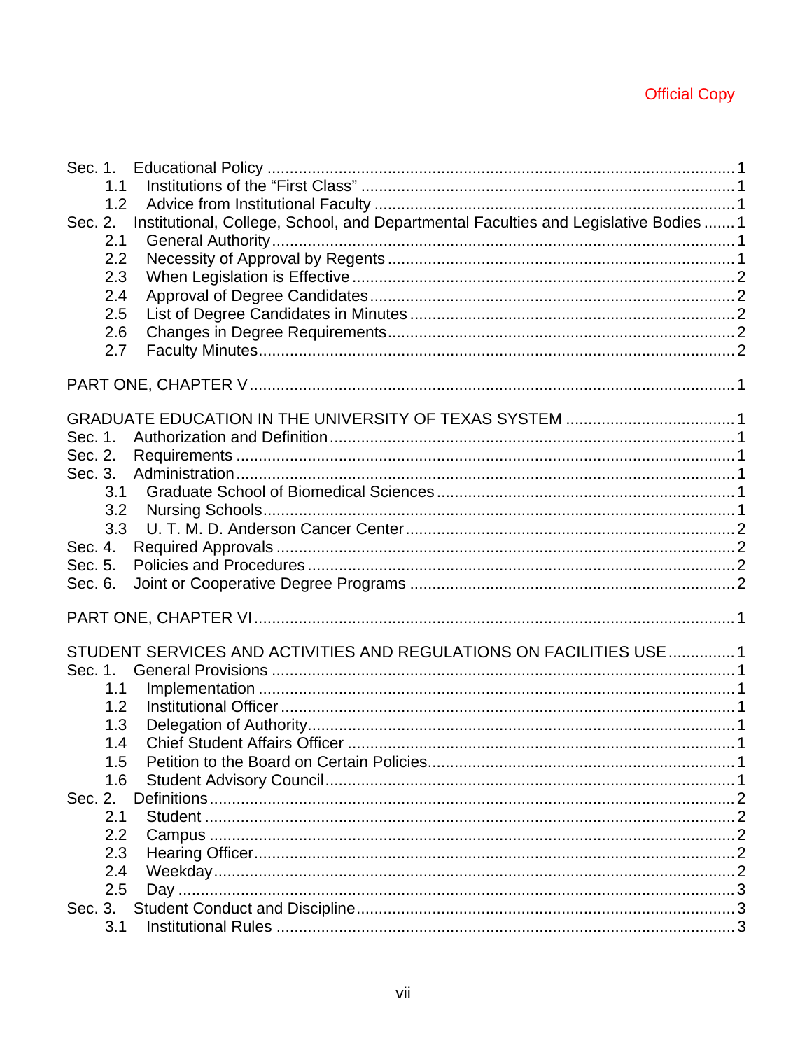Sec. 1. Educational Policy ........................................................................................................ 1
- 1.1 Institutions of the "First Class" ............................................................................... 1
- 1.2 Advice from Institutional Faculty ............................................................................ 1

Sec. 2. Institutional, College, School, and Departmental Faculties and Legislative Bodies ....... 1
- 2.1 General Authority .................................................................................................... 1
- 2.2 Necessity of Approval by Regents .......................................................................... 1
- 2.3 When Legislation is Effective .................................................................................. 2
- 2.4 Approval of Degree Candidates .............................................................................. 2
- 2.5 List of Degree Candidates in Minutes ..................................................................... 2
- 2.6 Changes in Degree Requirements .......................................................................... 2
- 2.7 Faculty Minutes ....................................................................................................... 2

PART ONE, CHAPTER V ............................................................................................................ 1

GRADUATE EDUCATION IN THE UNIVERSITY OF TEXAS SYSTEM ...................................... 1

Sec. 1. Authorization and Definition ........................................................................................... 1

Sec. 2. Requirements ................................................................................................................. 1

Sec. 3. Administration ................................................................................................................ 1
- 3.1 Graduate School of Biomedical Sciences ............................................................... 1
- 3.2 Nursing Schools ...................................................................................................... 1
- 3.3 U. T. M. D. Anderson Cancer Center ...................................................................... 2

Sec. 4. Required Approvals ........................................................................................................ 2

Sec. 5. Policies and Procedures ................................................................................................. 2

Sec. 6. Joint or Cooperative Degree Programs .......................................................................... 2

PART ONE, CHAPTER VI ........................................................................................................... 1

STUDENT SERVICES AND ACTIVITIES AND REGULATIONS ON FACILITIES USE ............... 1

Sec. 1. General Provisions ......................................................................................................... 1
- 1.1 Implementation ........................................................................................................ 1
- 1.2 Institutional Officer ................................................................................................... 1
- 1.3 Delegation of Authority ............................................................................................. 1
- 1.4 Chief Student Affairs Officer ..................................................................................... 1
- 1.5 Petition to the Board on Certain Policies .................................................................. 1
- 1.6 Student Advisory Council .......................................................................................... 1

Sec. 2. Definitions ....................................................................................................................... 2
- 2.1 Student ..................................................................................................................... 2
- 2.2 Campus .................................................................................................................... 2
- 2.3 Hearing Officer ......................................................................................................... 2
- 2.4 Weekday .................................................................................................................. 2
- 2.5 Day ........................................................................................................................... 3

Sec. 3. Student Conduct and Discipline ...................................................................................... 3
- 3.1 Institutional Rules ..................................................................................................... 3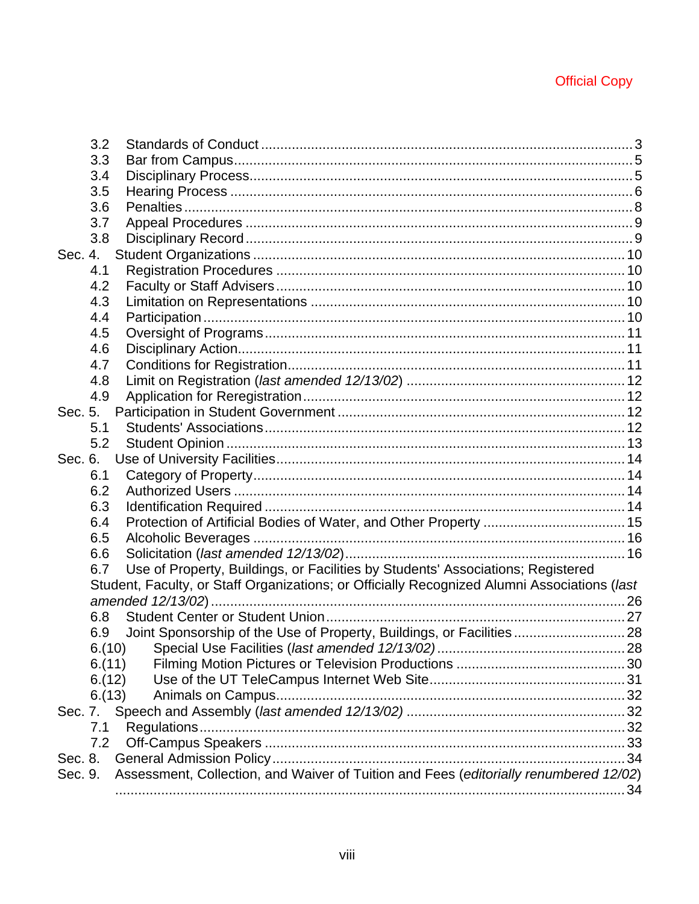Official Copy

3.2 Standards of Conduct ........................................................................................................3
3.3 Bar from Campus.................................................................................................................5
3.4 Disciplinary Process............................................................................................................5
3.5 Hearing Process ..................................................................................................................6
3.6 Penalties ...............................................................................................................................8
3.7 Appeal Procedures ..............................................................................................................9
3.8 Disciplinary Record .............................................................................................................9

Sec. 4. Student Organizations ...........................................................................................10
4.1 Registration Procedures ...................................................................................................10
4.2 Faculty or Staff Advisers...................................................................................................10
4.3 Limitation on Representations .........................................................................................10
4.4 Participation .......................................................................................................................10
4.5 Oversight of Programs.......................................................................................................11
4.6 Disciplinary Action.............................................................................................................11
4.7 Conditions for Registration................................................................................................11
4.8 Limit on Registration (*last amended 12/13/02*) ..................................................................12
4.9 Application for Reregistration............................................................................................12

Sec. 5. Participation in Student Government ....................................................................12
5.1 Students' Associations.......................................................................................................12
5.2 Student Opinion .................................................................................................................13

Sec. 6. Use of University Facilities.....................................................................................14
6.1 Category of Property..........................................................................................................14
6.2 Authorized Users ...............................................................................................................14
6.3 Identification Required ......................................................................................................14
6.4 Protection of Artificial Bodies of Water, and Other Property ...........................................15
6.5 Alcoholic Beverages ..........................................................................................................16
6.6 Solicitation (*last amended 12/13/02*)..................................................................................16
6.7 Use of Property, Buildings, or Facilities by Students' Associations; Registered Student, Faculty, or Staff Organizations; or Officially Recognized Alumni Associations (*last amended 12/13/02*) ..................................................................................................................26
6.8 Student Center or Student Union.......................................................................................27
6.9 Joint Sponsorship of the Use of Property, Buildings, or Facilities ..................................28
6.(10) Special Use Facilities (*last amended 12/13/02*) ..........................................................28
6.(11) Filming Motion Pictures or Television Productions .......................................................30
6.(12) Use of the UT TeleCampus Internet Web Site...................................................................31
6.(13) Animals on Campus...........................................................................................................32

Sec. 7. Speech and Assembly (*last amended 12/13/02*) ..................................................32
7.1 Regulations.........................................................................................................................32
7.2 Off-Campus Speakers ........................................................................................................33

Sec. 8. General Admission Policy......................................................................................34

Sec. 9. Assessment, Collection, and Waiver of Tuition and Fees (*editorially renumbered 12/02*) ...............................................................................................................................34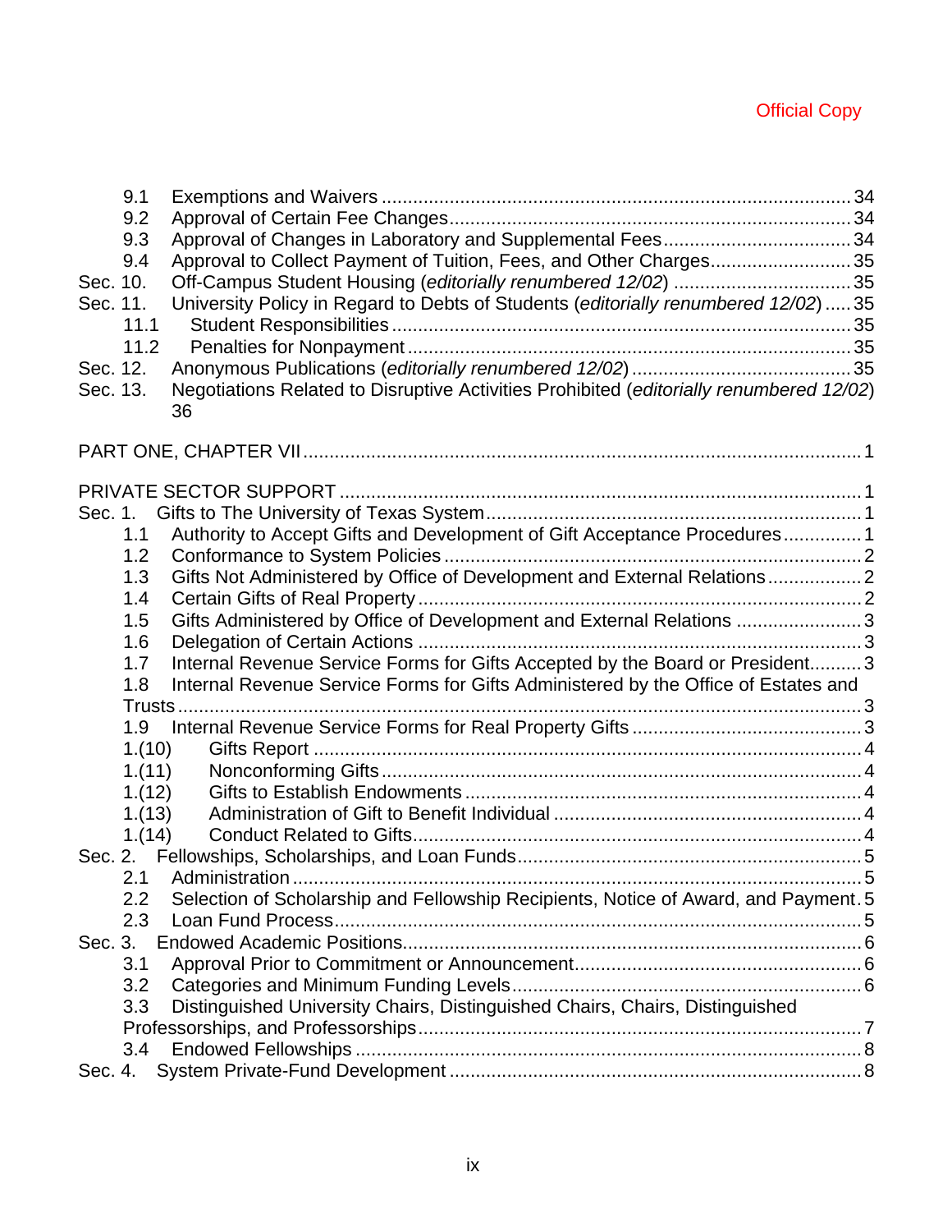Official Copy

9.1 Exemptions and Waivers ........................................................................................ 34
9.2 Approval of Certain Fee Changes ........................................................................... 34
9.3 Approval of Changes in Laboratory and Supplemental Fees .................................... 34
9.4 Approval to Collect Payment of Tuition, Fees, and Other Charges .......................... 35
Sec. 10. Off-Campus Student Housing (*editorially renumbered 12/02*) ................................. 35
Sec. 11. University Policy in Regard to Debts of Students (*editorially renumbered 12/02*) ..... 35
11.1 Student Responsibilities ....................................................................................... 35
11.2 Penalties for Nonpayment .................................................................................... 35
Sec. 12. Anonymous Publications (*editorially renumbered 12/02*) ......................................... 35
Sec. 13. Negotiations Related to Disruptive Activities Prohibited (*editorially renumbered 12/02*) 36

PART ONE, CHAPTER VII ........................................................................................................ 1

PRIVATE SECTOR SUPPORT ................................................................................................. 1
Sec. 1. Gifts to The University of Texas System ...................................................................... 1
1.1 Authority to Accept Gifts and Development of Gift Acceptance Procedures .............. 1
1.2 Conformance to System Policies ............................................................................... 2
1.3 Gifts Not Administered by Office of Development and External Relations .................. 2
1.4 Certain Gifts of Real Property .................................................................................... 2
1.5 Gifts Administered by Office of Development and External Relations ........................ 3
1.6 Delegation of Certain Actions .................................................................................... 3
1.7 Internal Revenue Service Forms for Gifts Accepted by the Board or President .......... 3
1.8 Internal Revenue Service Forms for Gifts Administered by the Office of Estates and Trusts ...................................................................................................................... 3
1.9 Internal Revenue Service Forms for Real Property Gifts ............................................ 3
1.(10) Gifts Report ......................................................................................................... 4
1.(11) Nonconforming Gifts ........................................................................................... 4
1.(12) Gifts to Establish Endowments ............................................................................ 4
1.(13) Administration of Gift to Benefit Individual .......................................................... 4
1.(14) Conduct Related to Gifts ..................................................................................... 4
Sec. 2. Fellowships, Scholarships, and Loan Funds ................................................................. 5
2.1 Administration ............................................................................................................ 5
2.2 Selection of Scholarship and Fellowship Recipients, Notice of Award, and Payment . 5
2.3 Loan Fund Process .................................................................................................... 5
Sec. 3. Endowed Academic Positions ....................................................................................... 6
3.1 Approval Prior to Commitment or Announcement ...................................................... 6
3.2 Categories and Minimum Funding Levels .................................................................. 6
3.3 Distinguished University Chairs, Distinguished Chairs, Chairs, Distinguished Professorships, and Professorships ................................................................................ 7
3.4 Endowed Fellowships ................................................................................................ 8
Sec. 4. System Private-Fund Development .............................................................................. 8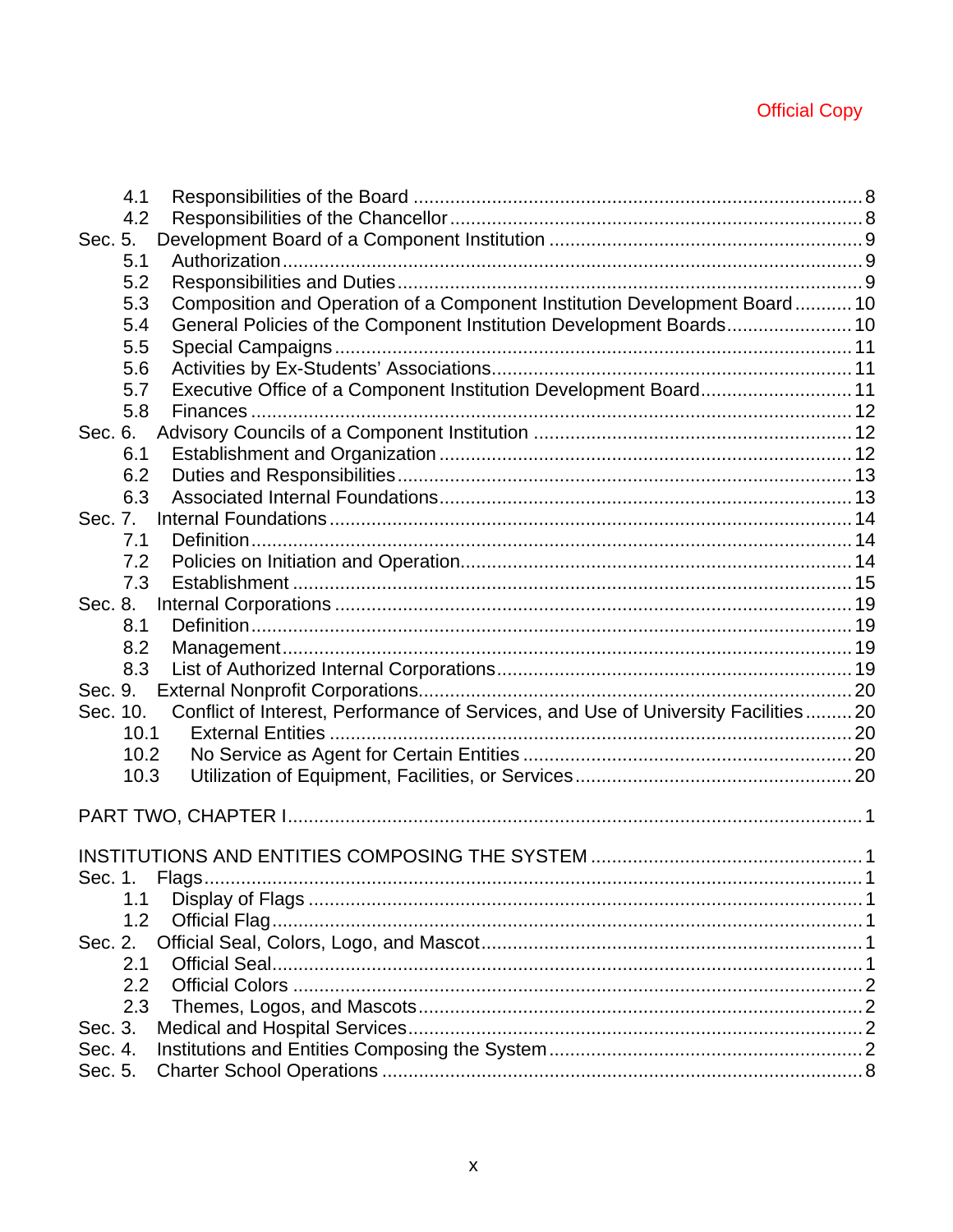Official Copy

- 4.1 Responsibilities of the Board ........ 8
- 4.2 Responsibilities of the Chancellor ........ 8
- Sec. 5. Development Board of a Component Institution ........ 9
  - 5.1 Authorization ........ 9
  - 5.2 Responsibilities and Duties ........ 9
  - 5.3 Composition and Operation of a Component Institution Development Board ........ 10
  - 5.4 General Policies of the Component Institution Development Boards ........ 10
  - 5.5 Special Campaigns ........ 11
  - 5.6 Activities by Ex-Students' Associations ........ 11
  - 5.7 Executive Office of a Component Institution Development Board ........ 11
  - 5.8 Finances ........ 12
- Sec. 6. Advisory Councils of a Component Institution ........ 12
  - 6.1 Establishment and Organization ........ 12
  - 6.2 Duties and Responsibilities ........ 13
  - 6.3 Associated Internal Foundations ........ 13
- Sec. 7. Internal Foundations ........ 14
  - 7.1 Definition ........ 14
  - 7.2 Policies on Initiation and Operation ........ 14
  - 7.3 Establishment ........ 15
- Sec. 8. Internal Corporations ........ 19
  - 8.1 Definition ........ 19
  - 8.2 Management ........ 19
  - 8.3 List of Authorized Internal Corporations ........ 19
- Sec. 9. External Nonprofit Corporations ........ 20
- Sec. 10. Conflict of Interest, Performance of Services, and Use of University Facilities ........ 20
  - 10.1 External Entities ........ 20
  - 10.2 No Service as Agent for Certain Entities ........ 20
  - 10.3 Utilization of Equipment, Facilities, or Services ........ 20

PART TWO, CHAPTER I ........ 1

INSTITUTIONS AND ENTITIES COMPOSING THE SYSTEM ........ 1

- Sec. 1. Flags ........ 1
  - 1.1 Display of Flags ........ 1
  - 1.2 Official Flag ........ 1
- Sec. 2. Official Seal, Colors, Logo, and Mascot ........ 1
  - 2.1 Official Seal ........ 1
  - 2.2 Official Colors ........ 2
  - 2.3 Themes, Logos, and Mascots ........ 2
- Sec. 3. Medical and Hospital Services ........ 2
- Sec. 4. Institutions and Entities Composing the System ........ 2
- Sec. 5. Charter School Operations ........ 8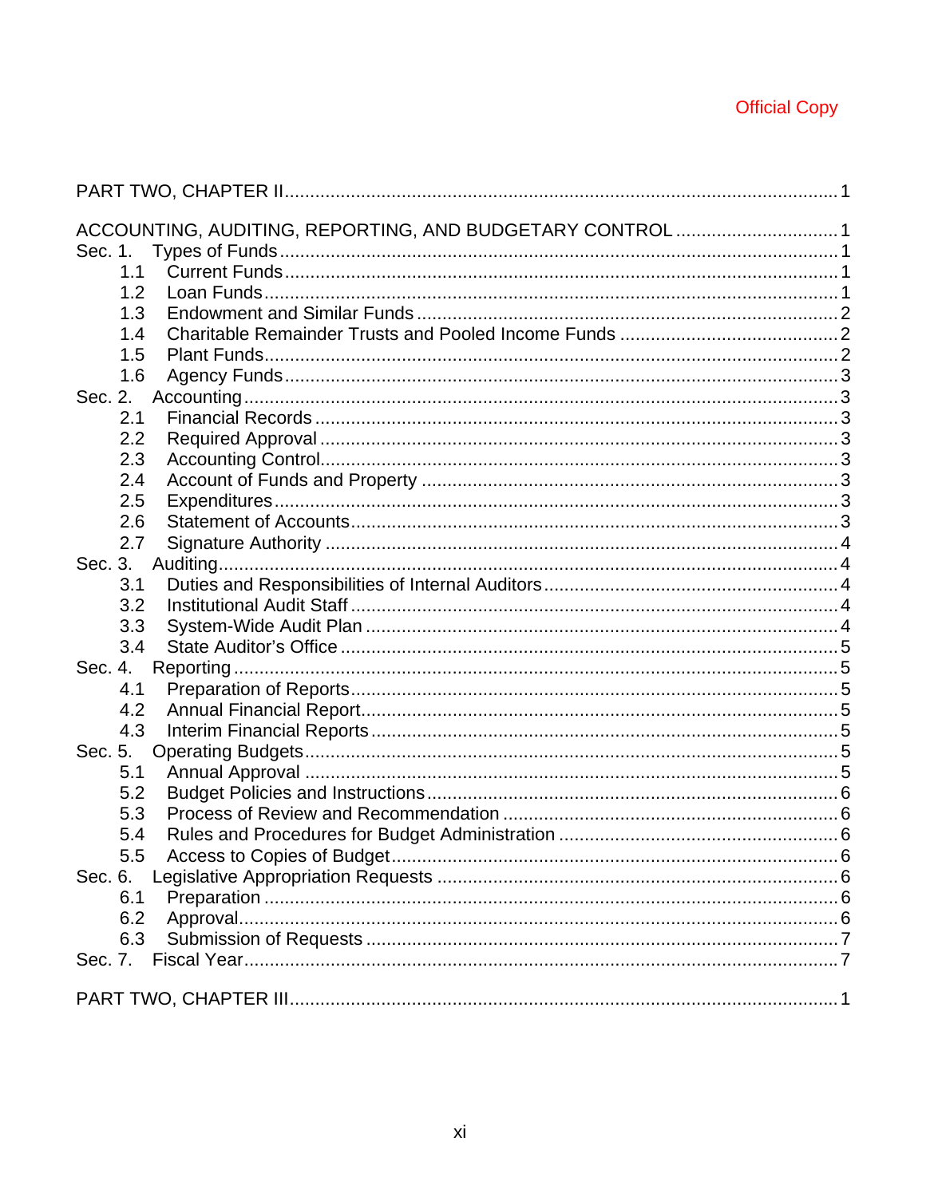Official Copy

PART TWO, CHAPTER II ........................................................................................................ 1

ACCOUNTING, AUDITING, REPORTING, AND BUDGETARY CONTROL ................................ 1

Sec. 1. Types of Funds ........................................................................................................ 1
- 1.1 Current Funds ........................................................................................................ 1
- 1.2 Loan Funds ........................................................................................................ 1
- 1.3 Endowment and Similar Funds ........................................................................ 2
- 1.4 Charitable Remainder Trusts and Pooled Income Funds ................................. 2
- 1.5 Plant Funds ........................................................................................................ 2
- 1.6 Agency Funds ........................................................................................................ 3

Sec. 2. Accounting ........................................................................................................ 3
- 2.1 Financial Records ........................................................................................................ 3
- 2.2 Required Approval ........................................................................................................ 3
- 2.3 Accounting Control ........................................................................................................ 3
- 2.4 Account of Funds and Property ........................................................................ 3
- 2.5 Expenditures ........................................................................................................ 3
- 2.6 Statement of Accounts ........................................................................................ 3
- 2.7 Signature Authority ........................................................................................................ 4

Sec. 3. Auditing ........................................................................................................ 4
- 3.1 Duties and Responsibilities of Internal Auditors ................................................. 4
- 3.2 Institutional Audit Staff ........................................................................................ 4
- 3.3 System-Wide Audit Plan ........................................................................................ 4
- 3.4 State Auditor's Office ........................................................................................ 5

Sec. 4. Reporting ........................................................................................................ 5
- 4.1 Preparation of Reports ........................................................................................ 5
- 4.2 Annual Financial Report ........................................................................................ 5
- 4.3 Interim Financial Reports ........................................................................................ 5

Sec. 5. Operating Budgets ........................................................................................ 5
- 5.1 Annual Approval ........................................................................................................ 5
- 5.2 Budget Policies and Instructions ........................................................................ 6
- 5.3 Process of Review and Recommendation ........................................................ 6
- 5.4 Rules and Procedures for Budget Administration ............................................. 6
- 5.5 Access to Copies of Budget ........................................................................................ 6

Sec. 6. Legislative Appropriation Requests ........................................................................ 6
- 6.1 Preparation ........................................................................................................ 6
- 6.2 Approval ........................................................................................................ 6
- 6.3 Submission of Requests ........................................................................................ 7

Sec. 7. Fiscal Year ........................................................................................................ 7

PART TWO, CHAPTER III ........................................................................................................ 1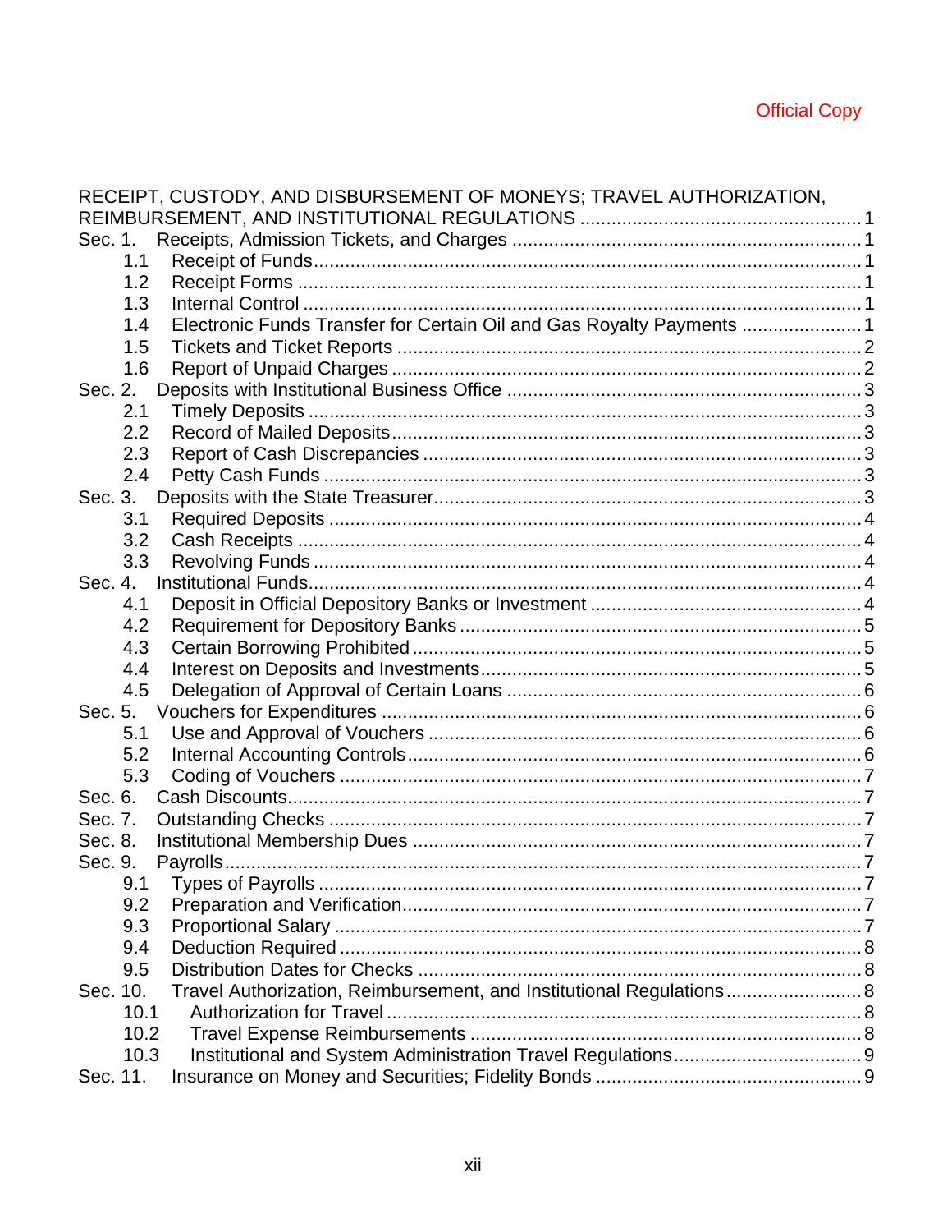Official Copy

RECEIPT, CUSTODY, AND DISBURSEMENT OF MONEYS; TRAVEL AUTHORIZATION, REIMBURSEMENT, AND INSTITUTIONAL REGULATIONS .................................................... 1

Sec. 1. Receipts, Admission Tickets, and Charges ................................................. 1
- 1.1 Receipt of Funds ........................................................................................ 1
- 1.2 Receipt Forms ........................................................................................... 1
- 1.3 Internal Control .......................................................................................... 1
- 1.4 Electronic Funds Transfer for Certain Oil and Gas Royalty Payments ....................... 1
- 1.5 Tickets and Ticket Reports ........................................................................ 2
- 1.6 Report of Unpaid Charges ........................................................................ 2

Sec. 2. Deposits with Institutional Business Office ................................................. 3
- 2.1 Timely Deposits ........................................................................................ 3
- 2.2 Record of Mailed Deposits ......................................................................... 3
- 2.3 Report of Cash Discrepancies ................................................................... 3
- 2.4 Petty Cash Funds ..................................................................................... 3

Sec. 3. Deposits with the State Treasurer ................................................................ 3
- 3.1 Required Deposits .................................................................................... 4
- 3.2 Cash Receipts .......................................................................................... 4
- 3.3 Revolving Funds ....................................................................................... 4

Sec. 4. Institutional Funds ........................................................................................ 4
- 4.1 Deposit in Official Depository Banks or Investment .................................... 4
- 4.2 Requirement for Depository Banks ............................................................ 5
- 4.3 Certain Borrowing Prohibited .................................................................... 5
- 4.4 Interest on Deposits and Investments ........................................................ 5
- 4.5 Delegation of Approval of Certain Loans ................................................... 6

Sec. 5. Vouchers for Expenditures ........................................................................... 6
- 5.1 Use and Approval of Vouchers .................................................................. 6
- 5.2 Internal Accounting Controls ..................................................................... 6
- 5.3 Coding of Vouchers .................................................................................. 7

Sec. 6. Cash Discounts ............................................................................................. 7

Sec. 7. Outstanding Checks ..................................................................................... 7

Sec. 8. Institutional Membership Dues ..................................................................... 7

Sec. 9. Payrolls ........................................................................................................ 7
- 9.1 Types of Payrolls ...................................................................................... 7
- 9.2 Preparation and Verification ...................................................................... 7
- 9.3 Proportional Salary ................................................................................... 7
- 9.4 Deduction Required .................................................................................. 8
- 9.5 Distribution Dates for Checks .................................................................... 8

Sec. 10. Travel Authorization, Reimbursement, and Institutional Regulations ......................... 8
- 10.1 Authorization for Travel ........................................................................... 8
- 10.2 Travel Expense Reimbursements ............................................................. 8
- 10.3 Institutional and System Administration Travel Regulations ....................... 9

Sec. 11. Insurance on Money and Securities; Fidelity Bonds .................................. 9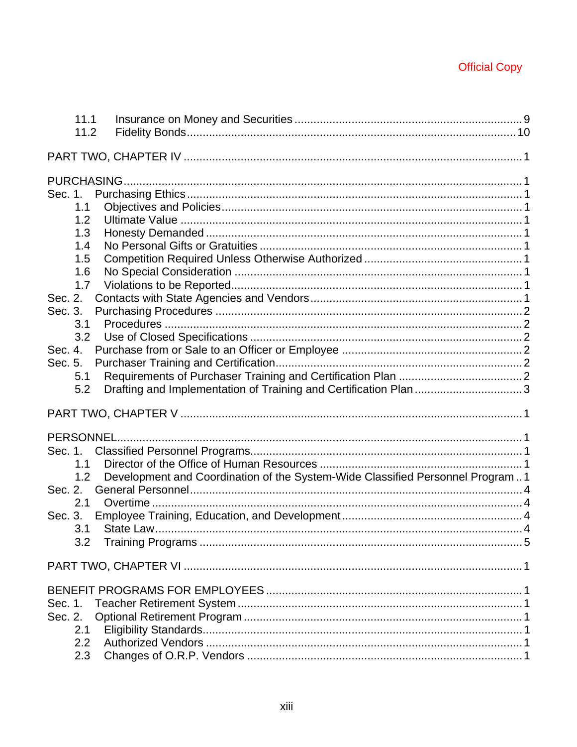Official Copy

11.1 Insurance on Money and Securities .......... 9
11.2 Fidelity Bonds .......... 10

PART TWO, CHAPTER IV .......... 1

PURCHASING .......... 1
Sec. 1. Purchasing Ethics .......... 1
1.1 Objectives and Policies .......... 1
1.2 Ultimate Value .......... 1
1.3 Honesty Demanded .......... 1
1.4 No Personal Gifts or Gratuities .......... 1
1.5 Competition Required Unless Otherwise Authorized .......... 1
1.6 No Special Consideration .......... 1
1.7 Violations to be Reported .......... 1
Sec. 2. Contacts with State Agencies and Vendors .......... 1
Sec. 3. Purchasing Procedures .......... 2
3.1 Procedures .......... 2
3.2 Use of Closed Specifications .......... 2
Sec. 4. Purchase from or Sale to an Officer or Employee .......... 2
Sec. 5. Purchaser Training and Certification .......... 2
5.1 Requirements of Purchaser Training and Certification Plan .......... 2
5.2 Drafting and Implementation of Training and Certification Plan .......... 3

PART TWO, CHAPTER V .......... 1

PERSONNEL .......... 1
Sec. 1. Classified Personnel Programs .......... 1
1.1 Director of the Office of Human Resources .......... 1
1.2 Development and Coordination of the System-Wide Classified Personnel Program .......... 1
Sec. 2. General Personnel .......... 4
2.1 Overtime .......... 4
Sec. 3. Employee Training, Education, and Development .......... 4
3.1 State Law .......... 4
3.2 Training Programs .......... 5

PART TWO, CHAPTER VI .......... 1

BENEFIT PROGRAMS FOR EMPLOYEES .......... 1
Sec. 1. Teacher Retirement System .......... 1
Sec. 2. Optional Retirement Program .......... 1
2.1 Eligibility Standards .......... 1
2.2 Authorized Vendors .......... 1
2.3 Changes of O.R.P. Vendors .......... 1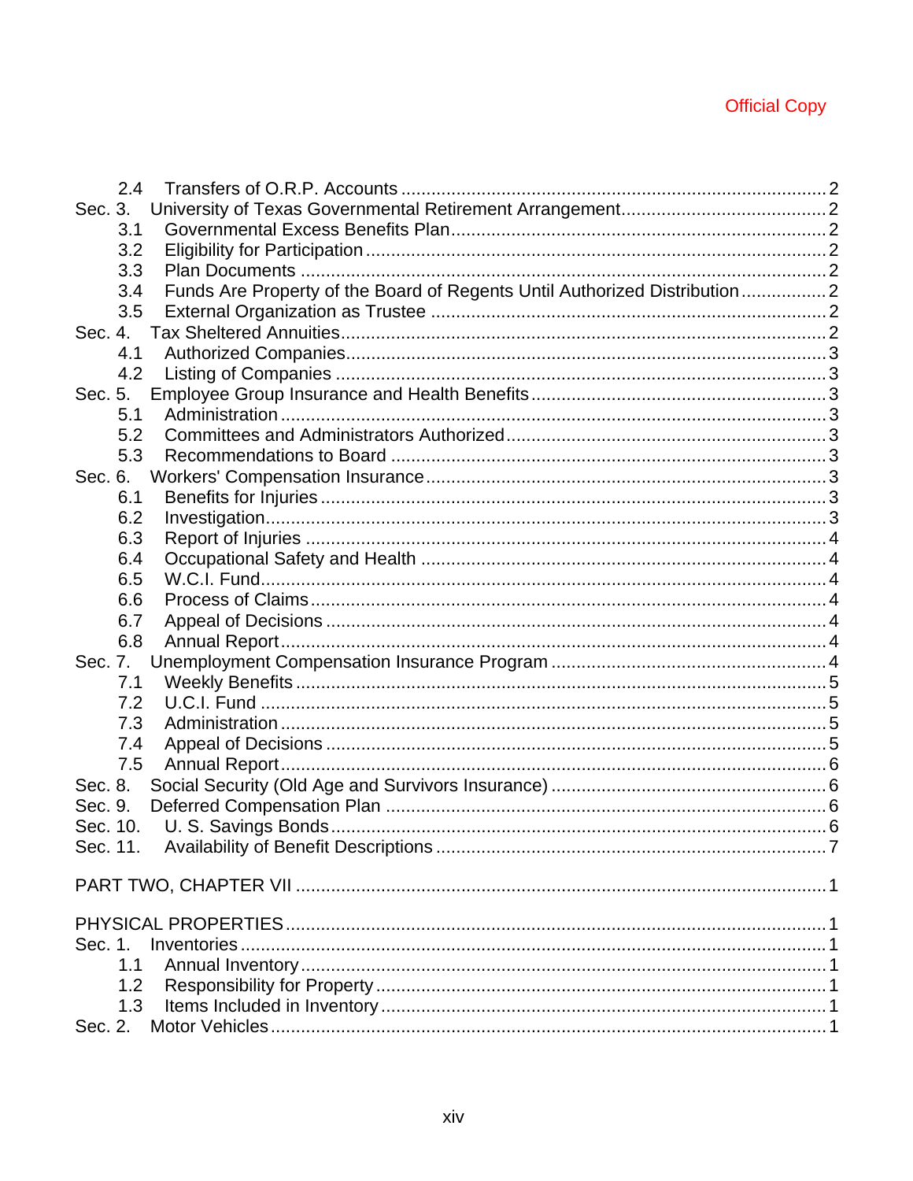2.4 Transfers of O.R.P. Accounts ........................................................................ 2
Sec. 3. University of Texas Governmental Retirement Arrangement ........................................ 2
3.1 Governmental Excess Benefits Plan ........................................................................ 2
3.2 Eligibility for Participation ........................................................................ 2
3.3 Plan Documents ........................................................................ 2
3.4 Funds Are Property of the Board of Regents Until Authorized Distribution ................. 2
3.5 External Organization as Trustee ........................................................................ 2
Sec. 4. Tax Sheltered Annuities ........................................................................ 2
4.1 Authorized Companies ........................................................................ 3
4.2 Listing of Companies ........................................................................ 3
Sec. 5. Employee Group Insurance and Health Benefits ........................................................................ 3
5.1 Administration ........................................................................ 3
5.2 Committees and Administrators Authorized ........................................................................ 3
5.3 Recommendations to Board ........................................................................ 3
Sec. 6. Workers' Compensation Insurance ........................................................................ 3
6.1 Benefits for Injuries ........................................................................ 3
6.2 Investigation ........................................................................ 3
6.3 Report of Injuries ........................................................................ 4
6.4 Occupational Safety and Health ........................................................................ 4
6.5 W.C.I. Fund ........................................................................ 4
6.6 Process of Claims ........................................................................ 4
6.7 Appeal of Decisions ........................................................................ 4
6.8 Annual Report ........................................................................ 4
Sec. 7. Unemployment Compensation Insurance Program ........................................................................ 4
7.1 Weekly Benefits ........................................................................ 5
7.2 U.C.I. Fund ........................................................................ 5
7.3 Administration ........................................................................ 5
7.4 Appeal of Decisions ........................................................................ 5
7.5 Annual Report ........................................................................ 6
Sec. 8. Social Security (Old Age and Survivors Insurance) ........................................................................ 6
Sec. 9. Deferred Compensation Plan ........................................................................ 6
Sec. 10. U. S. Savings Bonds ........................................................................ 6
Sec. 11. Availability of Benefit Descriptions ........................................................................ 7

PART TWO, CHAPTER VII ........................................................................ 1

PHYSICAL PROPERTIES ........................................................................ 1
Sec. 1. Inventories ........................................................................ 1
1.1 Annual Inventory ........................................................................ 1
1.2 Responsibility for Property ........................................................................ 1
1.3 Items Included in Inventory ........................................................................ 1
Sec. 2. Motor Vehicles ........................................................................ 1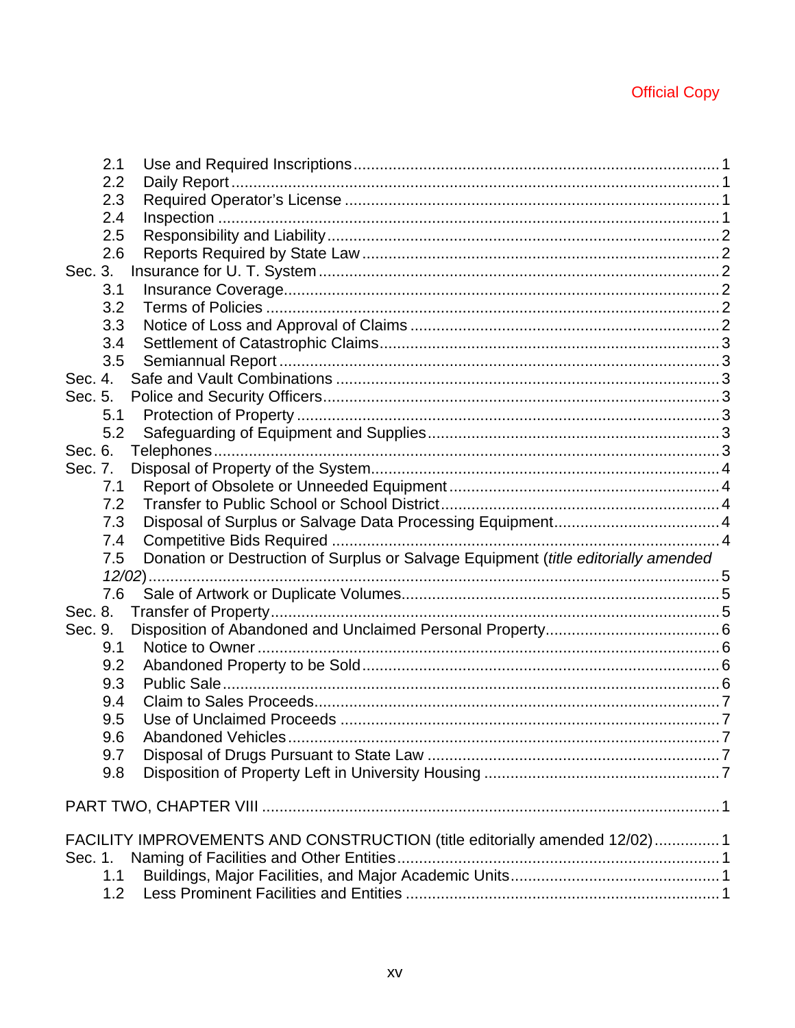Official Copy

2.1 Use and Required Inscriptions ........ 1
2.2 Daily Report ........ 1
2.3 Required Operator's License ........ 1
2.4 Inspection ........ 1
2.5 Responsibility and Liability ........ 2
2.6 Reports Required by State Law ........ 2

Sec. 3. Insurance for U. T. System ........ 2
3.1 Insurance Coverage ........ 2
3.2 Terms of Policies ........ 2
3.3 Notice of Loss and Approval of Claims ........ 2
3.4 Settlement of Catastrophic Claims ........ 3
3.5 Semiannual Report ........ 3

Sec. 4. Safe and Vault Combinations ........ 3

Sec. 5. Police and Security Officers ........ 3
5.1 Protection of Property ........ 3
5.2 Safeguarding of Equipment and Supplies ........ 3

Sec. 6. Telephones ........ 3

Sec. 7. Disposal of Property of the System ........ 4
7.1 Report of Obsolete or Unneeded Equipment ........ 4
7.2 Transfer to Public School or School District ........ 4
7.3 Disposal of Surplus or Salvage Data Processing Equipment ........ 4
7.4 Competitive Bids Required ........ 4
7.5 Donation or Destruction of Surplus or Salvage Equipment (*title editorially amended 12/02*) ........ 5
7.6 Sale of Artwork or Duplicate Volumes ........ 5

Sec. 8. Transfer of Property ........ 5

Sec. 9. Disposition of Abandoned and Unclaimed Personal Property ........ 6
9.1 Notice to Owner ........ 6
9.2 Abandoned Property to be Sold ........ 6
9.3 Public Sale ........ 6
9.4 Claim to Sales Proceeds ........ 7
9.5 Use of Unclaimed Proceeds ........ 7
9.6 Abandoned Vehicles ........ 7
9.7 Disposal of Drugs Pursuant to State Law ........ 7
9.8 Disposition of Property Left in University Housing ........ 7

PART TWO, CHAPTER VIII ........ 1

FACILITY IMPROVEMENTS AND CONSTRUCTION (title editorially amended 12/02) ........ 1

Sec. 1. Naming of Facilities and Other Entities ........ 1
1.1 Buildings, Major Facilities, and Major Academic Units ........ 1
1.2 Less Prominent Facilities and Entities ........ 1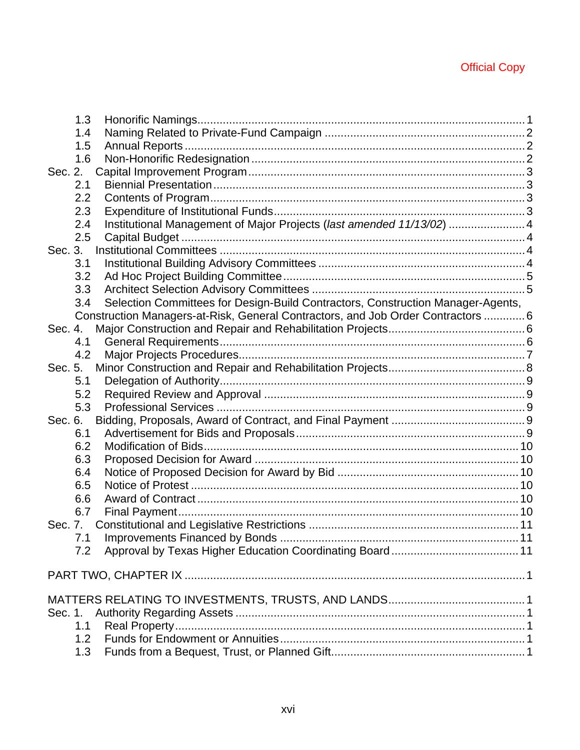Official Copy

1.3 Honorific Namings....................................................................................................1
1.4 Naming Related to Private-Fund Campaign ..............................................................2
1.5 Annual Reports .........................................................................................................2
1.6 Non-Honorific Redesignation .....................................................................................2

Sec. 2. Capital Improvement Program......................................................................................3
2.1 Biennial Presentation .................................................................................................3
2.2 Contents of Program...................................................................................................3
2.3 Expenditure of Institutional Funds...............................................................................3
2.4 Institutional Management of Major Projects (*last amended 11/13/02*) ........................4
2.5 Capital Budget ...........................................................................................................4

Sec. 3. Institutional Committees ...............................................................................................4
3.1 Institutional Building Advisory Committees .................................................................4
3.2 Ad Hoc Project Building Committee ............................................................................5
3.3 Architect Selection Advisory Committees ...................................................................5
3.4 Selection Committees for Design-Build Contractors, Construction Manager-Agents, Construction Managers-at-Risk, General Contractors, and Job Order Contractors .............6

Sec. 4. Major Construction and Repair and Rehabilitation Projects...........................................6
4.1 General Requirements................................................................................................6
4.2 Major Projects Procedures..........................................................................................7

Sec. 5. Minor Construction and Repair and Rehabilitation Projects...........................................8
5.1 Delegation of Authority................................................................................................9
5.2 Required Review and Approval ..................................................................................9
5.3 Professional Services .................................................................................................9

Sec. 6. Bidding, Proposals, Award of Contract, and Final Payment ..........................................9
6.1 Advertisement for Bids and Proposals.........................................................................9
6.2 Modification of Bids...................................................................................................10
6.3 Proposed Decision for Award ...................................................................................10
6.4 Notice of Proposed Decision for Award by Bid .........................................................10
6.5 Notice of Protest ......................................................................................................10
6.6 Award of Contract.....................................................................................................10
6.7 Final Payment...........................................................................................................10

Sec. 7. Constitutional and Legislative Restrictions .................................................................11
7.1 Improvements Financed by Bonds ..........................................................................11
7.2 Approval by Texas Higher Education Coordinating Board ........................................11

PART TWO, CHAPTER IX ..........................................................................................................1

MATTERS RELATING TO INVESTMENTS, TRUSTS, AND LANDS............................................1

Sec. 1. Authority Regarding Assets ..........................................................................................1
1.1 Real Property..............................................................................................................1
1.2 Funds for Endowment or Annuities.............................................................................1
1.3 Funds from a Bequest, Trust, or Planned Gift.............................................................1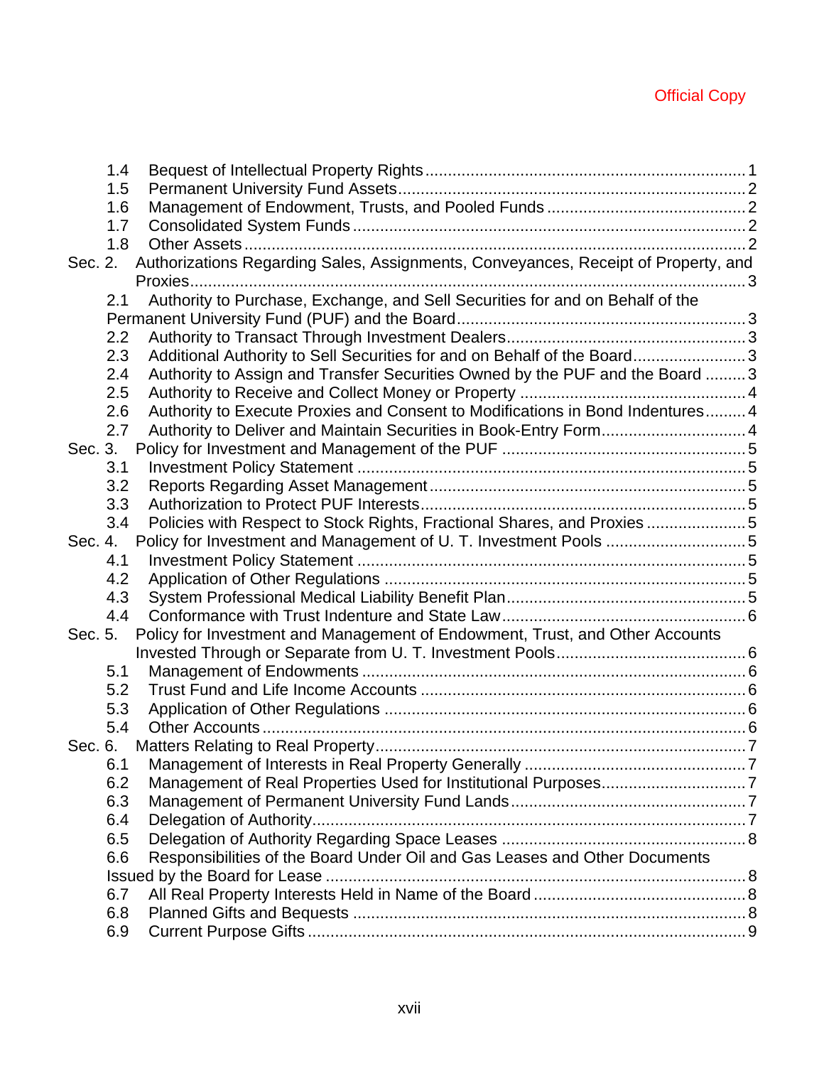1.4 Bequest of Intellectual Property Rights ..................................................................... 1
1.5 Permanent University Fund Assets .......................................................................... 2
1.6 Management of Endowment, Trusts, and Pooled Funds ........................................... 2
1.7 Consolidated System Funds ...................................................................................... 2
1.8 Other Assets .............................................................................................................. 2

Sec. 2. Authorizations Regarding Sales, Assignments, Conveyances, Receipt of Property, and Proxies ........................................................................................................................ 3

2.1 Authority to Purchase, Exchange, and Sell Securities for and on Behalf of the Permanent University Fund (PUF) and the Board ............................................................. 3
2.2 Authority to Transact Through Investment Dealers .................................................... 3
2.3 Additional Authority to Sell Securities for and on Behalf of the Board ........................ 3
2.4 Authority to Assign and Transfer Securities Owned by the PUF and the Board ......... 3
2.5 Authority to Receive and Collect Money or Property ................................................. 4
2.6 Authority to Execute Proxies and Consent to Modifications in Bond Indentures ......... 4
2.7 Authority to Deliver and Maintain Securities in Book-Entry Form ................................ 4

Sec. 3. Policy for Investment and Management of the PUF ..................................................... 5

3.1 Investment Policy Statement ..................................................................................... 5
3.2 Reports Regarding Asset Management .................................................................... 5
3.3 Authorization to Protect PUF Interests ....................................................................... 5
3.4 Policies with Respect to Stock Rights, Fractional Shares, and Proxies ...................... 5

Sec. 4. Policy for Investment and Management of U. T. Investment Pools ............................... 5

4.1 Investment Policy Statement ..................................................................................... 5
4.2 Application of Other Regulations ............................................................................... 5
4.3 System Professional Medical Liability Benefit Plan .................................................... 5
4.4 Conformance with Trust Indenture and State Law ...................................................... 6

Sec. 5. Policy for Investment and Management of Endowment, Trust, and Other Accounts Invested Through or Separate from U. T. Investment Pools ......................................... 6

5.1 Management of Endowments .................................................................................... 6
5.2 Trust Fund and Life Income Accounts ....................................................................... 6
5.3 Application of Other Regulations ............................................................................... 6
5.4 Other Accounts .......................................................................................................... 6

Sec. 6. Matters Relating to Real Property ................................................................................ 7

6.1 Management of Interests in Real Property Generally ................................................. 7
6.2 Management of Real Properties Used for Institutional Purposes ................................ 7
6.3 Management of Permanent University Fund Lands .................................................... 7
6.4 Delegation of Authority ............................................................................................... 7
6.5 Delegation of Authority Regarding Space Leases ...................................................... 8
6.6 Responsibilities of the Board Under Oil and Gas Leases and Other Documents Issued by the Board for Lease ............................................................................................ 8
6.7 All Real Property Interests Held in Name of the Board ............................................... 8
6.8 Planned Gifts and Bequests ...................................................................................... 8
6.9 Current Purpose Gifts ................................................................................................ 9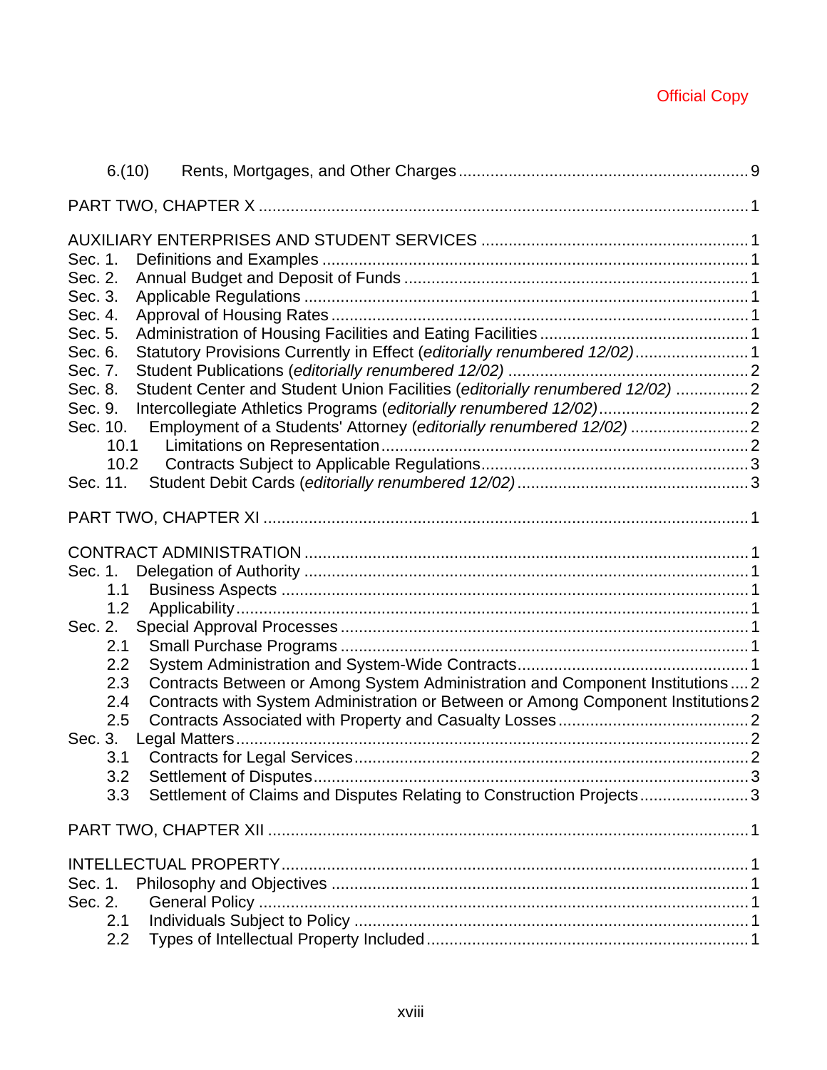6.(10) Rents, Mortgages, and Other Charges ..................................................... 9

PART TWO, CHAPTER X .................................................................................... 1

AUXILIARY ENTERPRISES AND STUDENT SERVICES ..................................... 1
Sec. 1. Definitions and Examples ................................................................... 1
Sec. 2. Annual Budget and Deposit of Funds ................................................ 1
Sec. 3. Applicable Regulations ....................................................................... 1
Sec. 4. Approval of Housing Rates ................................................................. 1
Sec. 5. Administration of Housing Facilities and Eating Facilities ................... 1
Sec. 6. Statutory Provisions Currently in Effect (*editorially renumbered 12/02*) ........ 1
Sec. 7. Student Publications (*editorially renumbered 12/02*) .......................... 2
Sec. 8. Student Center and Student Union Facilities (*editorially renumbered 12/02*) ........ 2
Sec. 9. Intercollegiate Athletics Programs (*editorially renumbered 12/02*) ........ 2
Sec. 10. Employment of a Students' Attorney (*editorially renumbered 12/02*) ........ 2
10.1 Limitations on Representation ................................................................ 2
10.2 Contracts Subject to Applicable Regulations ........................................... 3
Sec. 11. Student Debit Cards (*editorially renumbered 12/02*) .......................... 3

PART TWO, CHAPTER XI .................................................................................. 1

CONTRACT ADMINISTRATION .......................................................................... 1
Sec. 1. Delegation of Authority ........................................................................ 1
1.1 Business Aspects ...................................................................................... 1
1.2 Applicability ............................................................................................... 1
Sec. 2. Special Approval Processes ................................................................ 1
2.1 Small Purchase Programs ......................................................................... 1
2.2 System Administration and System-Wide Contracts .................................. 1
2.3 Contracts Between or Among System Administration and Component Institutions .... 2
2.4 Contracts with System Administration or Between or Among Component Institutions 2
2.5 Contracts Associated with Property and Casualty Losses ......................... 2
Sec. 3. Legal Matters ....................................................................................... 2
3.1 Contracts for Legal Services ..................................................................... 2
3.2 Settlement of Disputes .............................................................................. 3
3.3 Settlement of Claims and Disputes Relating to Construction Projects ........ 3

PART TWO, CHAPTER XII ................................................................................. 1

INTELLECTUAL PROPERTY .............................................................................. 1
Sec. 1. Philosophy and Objectives ................................................................... 1
Sec. 2. General Policy ...................................................................................... 1
2.1 Individuals Subject to Policy ...................................................................... 1
2.2 Types of Intellectual Property Included ..................................................... 1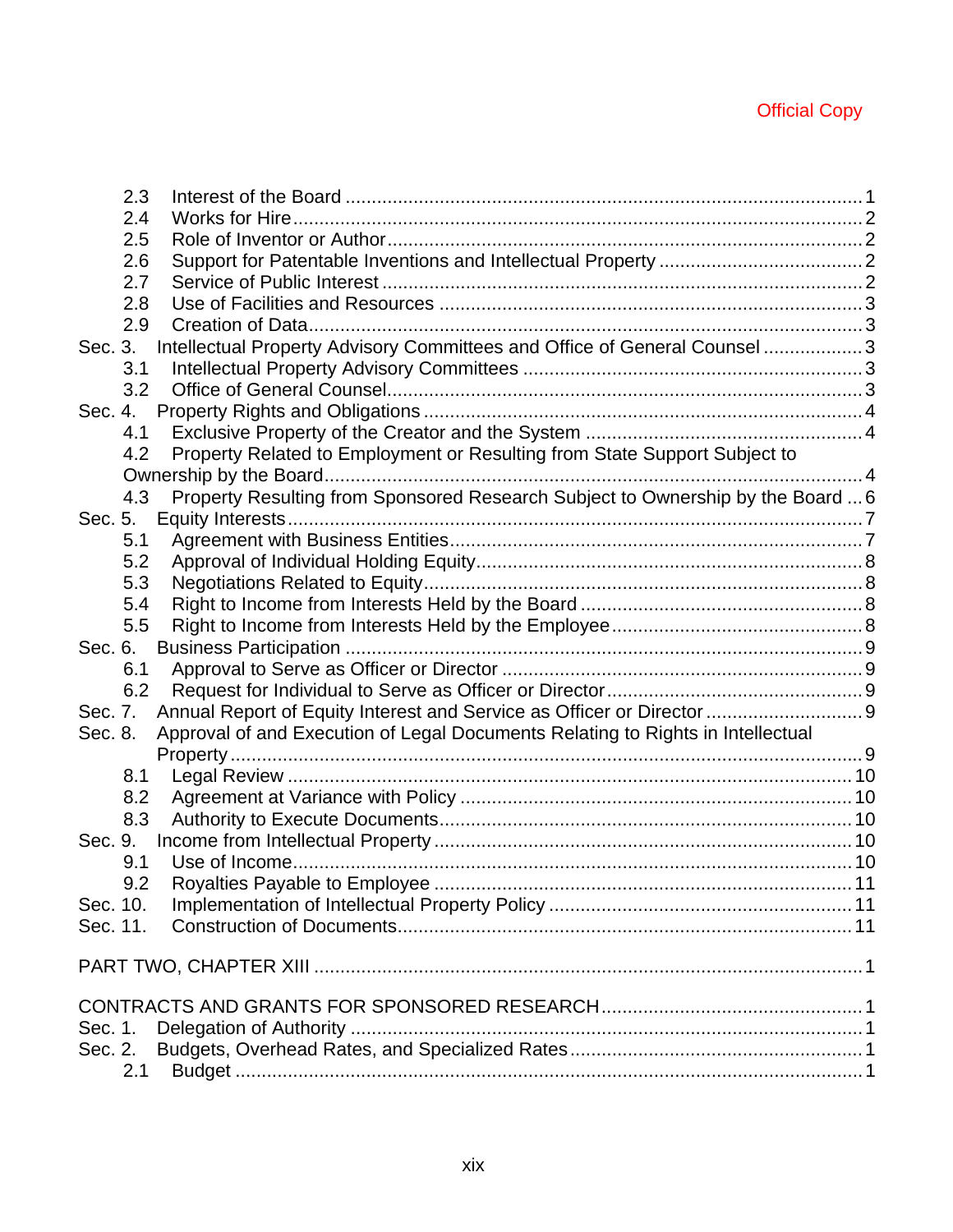Official Copy

- 2.3 Interest of the Board ........................................................................................ 1
- 2.4 Works for Hire ................................................................................................. 2
- 2.5 Role of Inventor or Author ............................................................................... 2
- 2.6 Support for Patentable Inventions and Intellectual Property ............................ 2
- 2.7 Service of Public Interest ................................................................................. 2
- 2.8 Use of Facilities and Resources ...................................................................... 3
- 2.9 Creation of Data ............................................................................................... 3

Sec. 3. Intellectual Property Advisory Committees and Office of General Counsel .................. 3

- 3.1 Intellectual Property Advisory Committees ...................................................... 3
- 3.2 Office of General Counsel ................................................................................ 3

Sec. 4. Property Rights and Obligations ................................................................................... 4

- 4.1 Exclusive Property of the Creator and the System ........................................... 4
- 4.2 Property Related to Employment or Resulting from State Support Subject to Ownership by the Board ........................................................................................ 4
- 4.3 Property Resulting from Sponsored Research Subject to Ownership by the Board ... 6

Sec. 5. Equity Interests ............................................................................................................ 7

- 5.1 Agreement with Business Entities .................................................................... 7
- 5.2 Approval of Individual Holding Equity ............................................................... 8
- 5.3 Negotiations Related to Equity .......................................................................... 8
- 5.4 Right to Income from Interests Held by the Board ............................................ 8
- 5.5 Right to Income from Interests Held by the Employee ..................................... 8

Sec. 6. Business Participation .................................................................................................. 9

- 6.1 Approval to Serve as Officer or Director ........................................................... 9
- 6.2 Request for Individual to Serve as Officer or Director ....................................... 9

Sec. 7. Annual Report of Equity Interest and Service as Officer or Director ............................. 9

Sec. 8. Approval of and Execution of Legal Documents Relating to Rights in Intellectual Property ................................................................................................................... 9

- 8.1 Legal Review ................................................................................................... 10
- 8.2 Agreement at Variance with Policy .................................................................. 10
- 8.3 Authority to Execute Documents ...................................................................... 10

Sec. 9. Income from Intellectual Property ............................................................................... 10

- 9.1 Use of Income .................................................................................................. 10
- 9.2 Royalties Payable to Employee ........................................................................ 11

Sec. 10. Implementation of Intellectual Property Policy .......................................................... 11

Sec. 11. Construction of Documents ....................................................................................... 11

PART TWO, CHAPTER XIII ...................................................................................................... 1

CONTRACTS AND GRANTS FOR SPONSORED RESEARCH ................................................. 1

Sec. 1. Delegation of Authority .................................................................................................. 1

Sec. 2. Budgets, Overhead Rates, and Specialized Rates ........................................................ 1

- 2.1 Budget .............................................................................................................. 1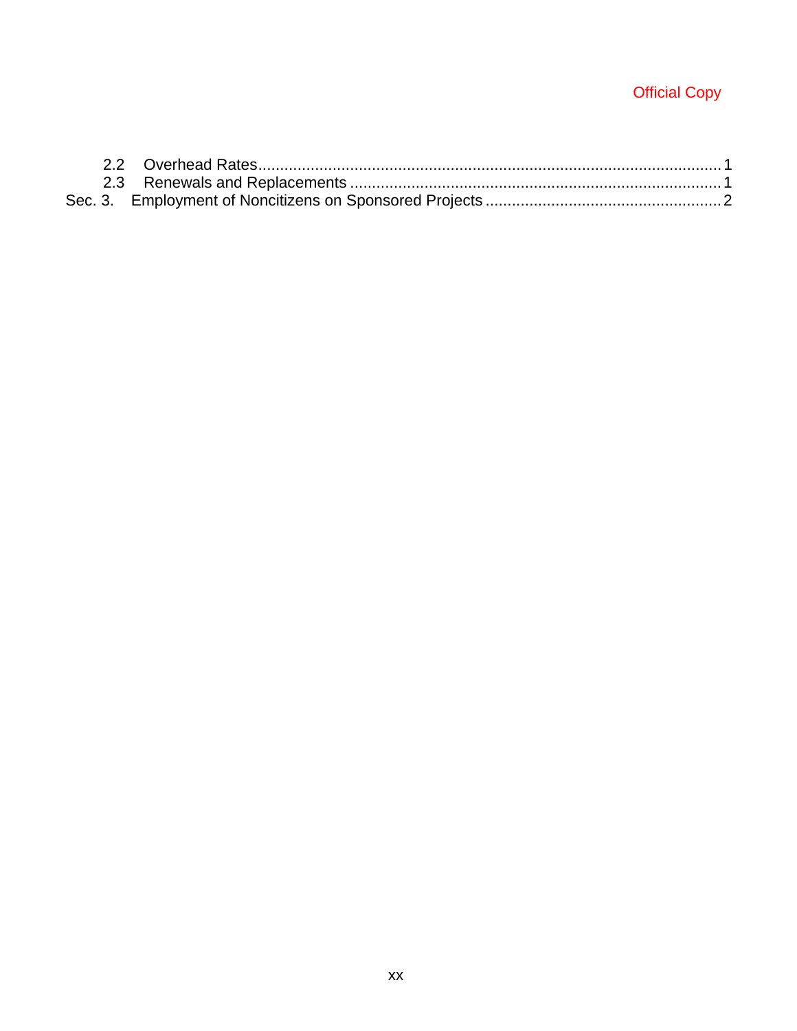2.2 Overhead Rates ........................................................................................................ 1
2.3 Renewals and Replacements .................................................................................... 1
Sec. 3. Employment of Noncitizens on Sponsored Projects ..................................................... 2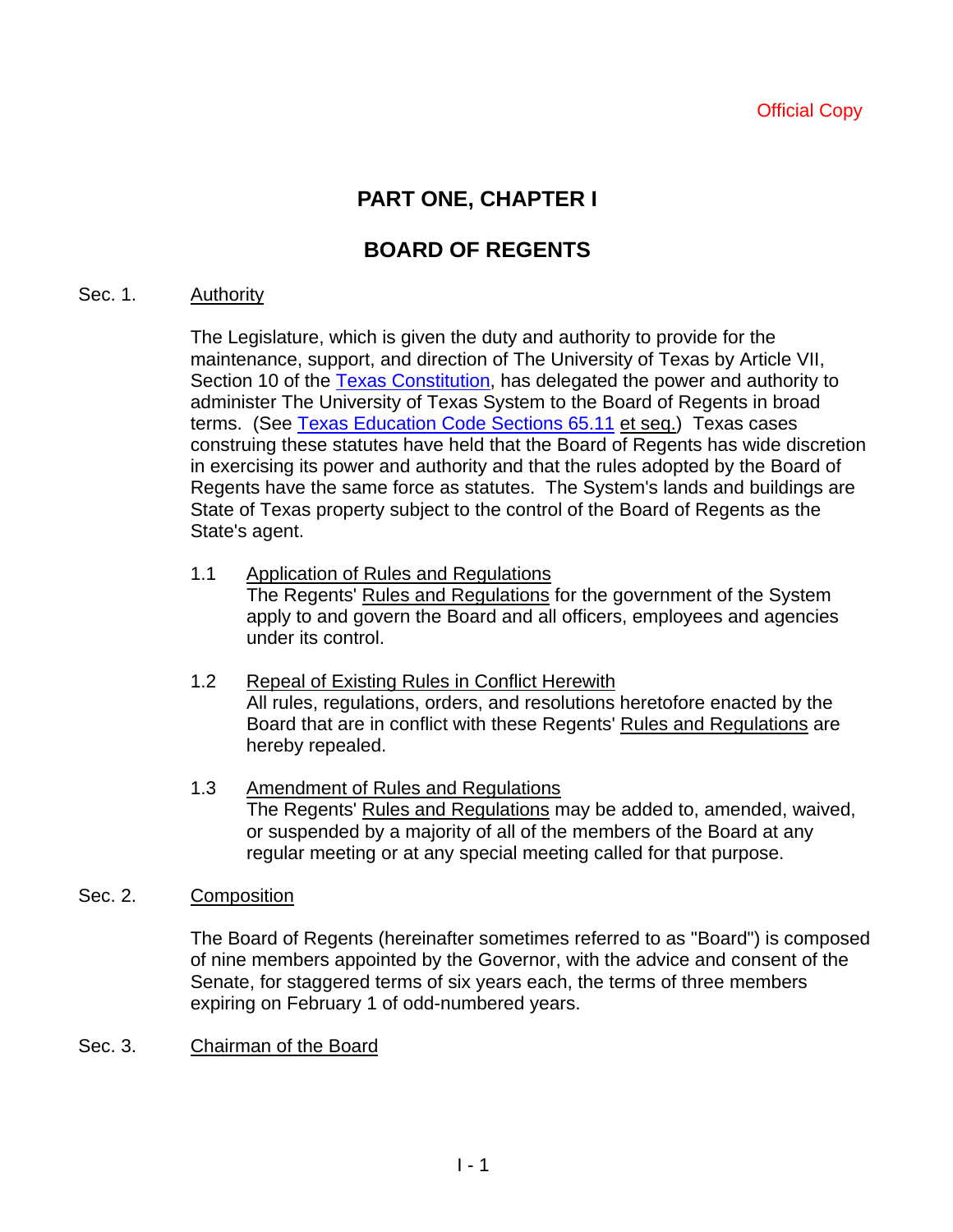Official Copy

# PART ONE, CHAPTER I

# BOARD OF REGENTS

Sec. 1. Authority

The Legislature, which is given the duty and authority to provide for the maintenance, support, and direction of The University of Texas by Article VII, Section 10 of the Texas Constitution, has delegated the power and authority to administer The University of Texas System to the Board of Regents in broad terms. (See Texas Education Code Sections 65.11 et seq.) Texas cases construing these statutes have held that the Board of Regents has wide discretion in exercising its power and authority and that the rules adopted by the Board of Regents have the same force as statutes. The System's lands and buildings are State of Texas property subject to the control of the Board of Regents as the State's agent.

1.1 Application of Rules and Regulations
The Regents' Rules and Regulations for the government of the System apply to and govern the Board and all officers, employees and agencies under its control.

1.2 Repeal of Existing Rules in Conflict Herewith
All rules, regulations, orders, and resolutions heretofore enacted by the Board that are in conflict with these Regents' Rules and Regulations are hereby repealed.

1.3 Amendment of Rules and Regulations
The Regents' Rules and Regulations may be added to, amended, waived, or suspended by a majority of all of the members of the Board at any regular meeting or at any special meeting called for that purpose.

Sec. 2. Composition

The Board of Regents (hereinafter sometimes referred to as "Board") is composed of nine members appointed by the Governor, with the advice and consent of the Senate, for staggered terms of six years each, the terms of three members expiring on February 1 of odd-numbered years.

Sec. 3. Chairman of the Board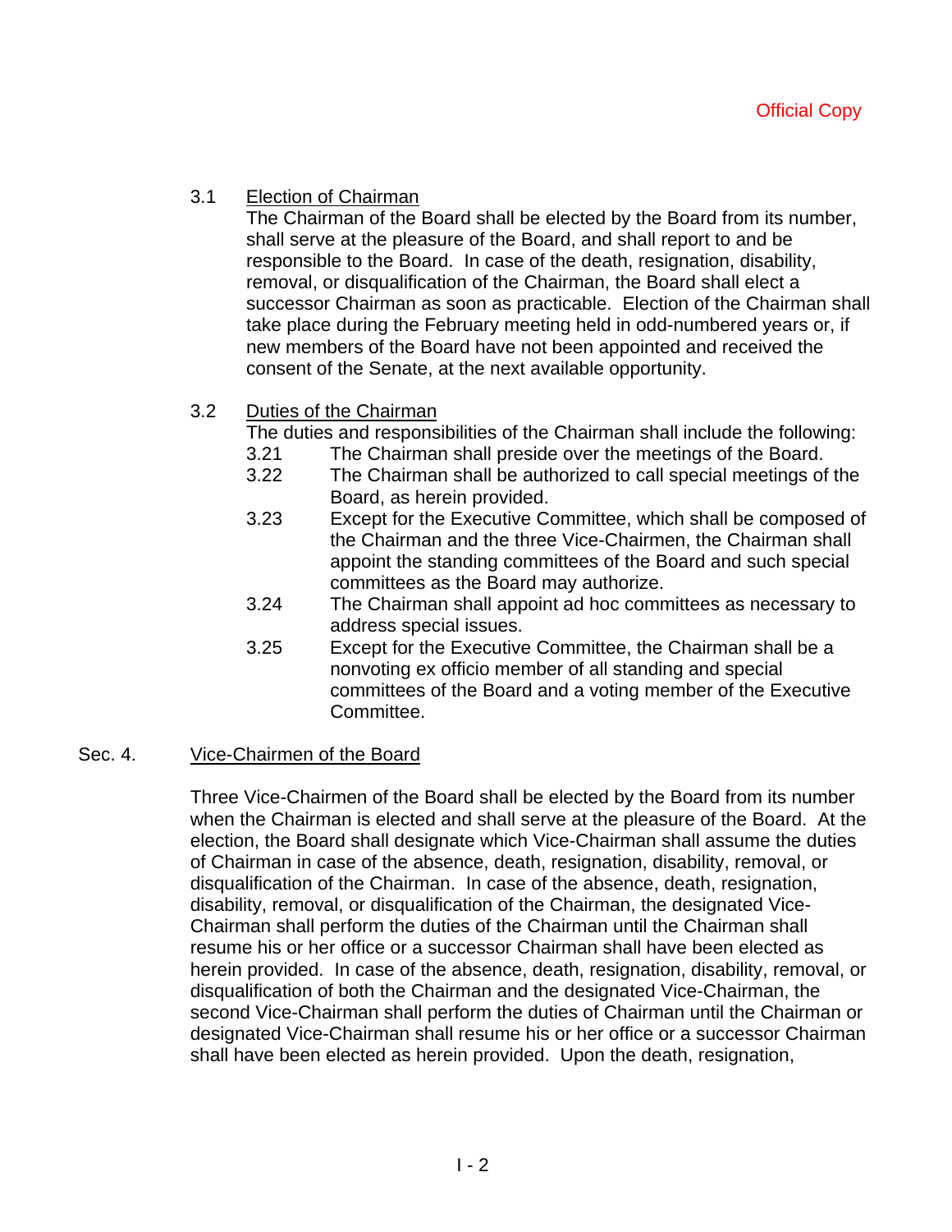Official Copy

3.1 Election of Chairman

The Chairman of the Board shall be elected by the Board from its number, shall serve at the pleasure of the Board, and shall report to and be responsible to the Board. In case of the death, resignation, disability, removal, or disqualification of the Chairman, the Board shall elect a successor Chairman as soon as practicable. Election of the Chairman shall take place during the February meeting held in odd-numbered years or, if new members of the Board have not been appointed and received the consent of the Senate, at the next available opportunity.

3.2 Duties of the Chairman

The duties and responsibilities of the Chairman shall include the following:

3.21 The Chairman shall preside over the meetings of the Board.

3.22 The Chairman shall be authorized to call special meetings of the Board, as herein provided.

3.23 Except for the Executive Committee, which shall be composed of the Chairman and the three Vice-Chairmen, the Chairman shall appoint the standing committees of the Board and such special committees as the Board may authorize.

3.24 The Chairman shall appoint ad hoc committees as necessary to address special issues.

3.25 Except for the Executive Committee, the Chairman shall be a nonvoting ex officio member of all standing and special committees of the Board and a voting member of the Executive Committee.

## Sec. 4. Vice-Chairmen of the Board

Three Vice-Chairmen of the Board shall be elected by the Board from its number when the Chairman is elected and shall serve at the pleasure of the Board. At the election, the Board shall designate which Vice-Chairman shall assume the duties of Chairman in case of the absence, death, resignation, disability, removal, or disqualification of the Chairman. In case of the absence, death, resignation, disability, removal, or disqualification of the Chairman, the designated Vice-Chairman shall perform the duties of the Chairman until the Chairman shall resume his or her office or a successor Chairman shall have been elected as herein provided. In case of the absence, death, resignation, disability, removal, or disqualification of both the Chairman and the designated Vice-Chairman, the second Vice-Chairman shall perform the duties of Chairman until the Chairman or designated Vice-Chairman shall resume his or her office or a successor Chairman shall have been elected as herein provided. Upon the death, resignation,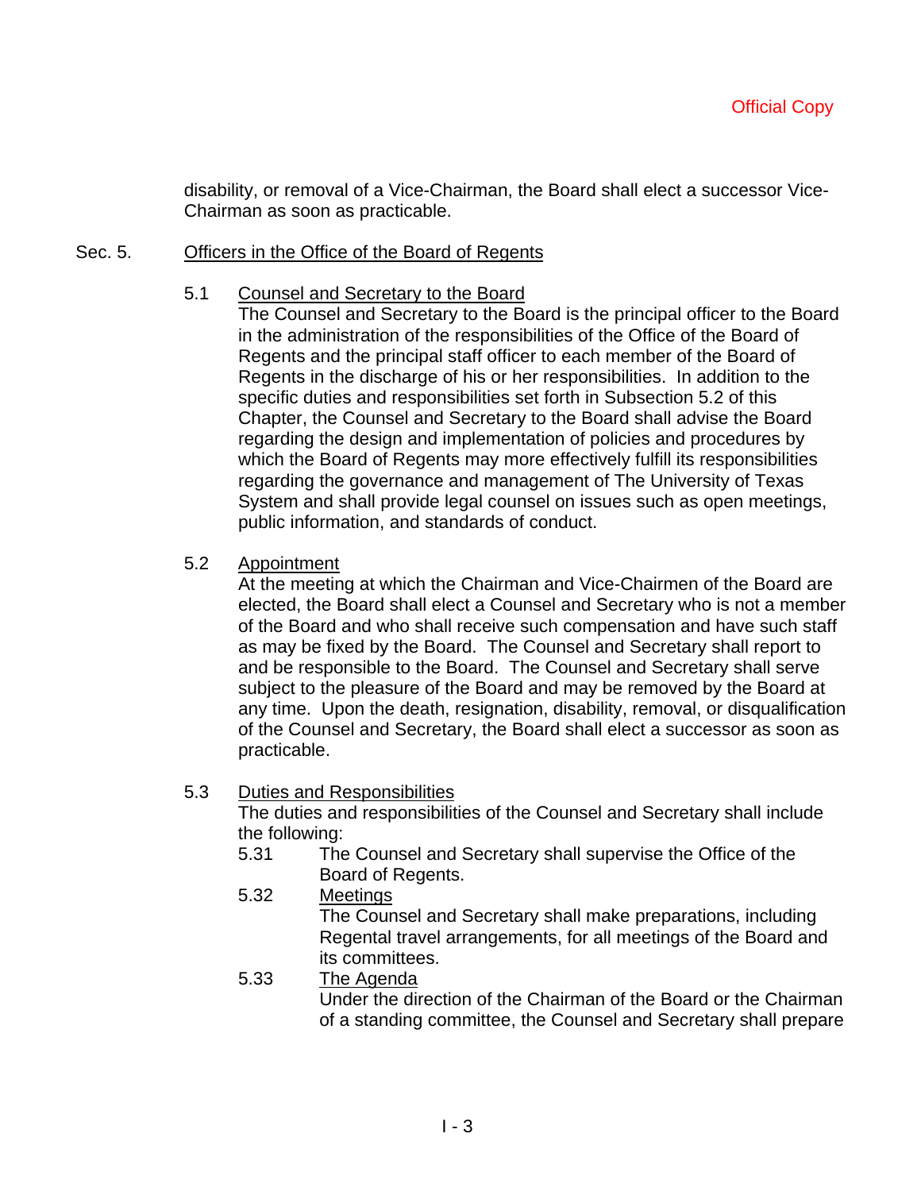disability, or removal of a Vice-Chairman, the Board shall elect a successor Vice-Chairman as soon as practicable.

Sec. 5. Officers in the Office of the Board of Regents

5.1 Counsel and Secretary to the Board
The Counsel and Secretary to the Board is the principal officer to the Board in the administration of the responsibilities of the Office of the Board of Regents and the principal staff officer to each member of the Board of Regents in the discharge of his or her responsibilities. In addition to the specific duties and responsibilities set forth in Subsection 5.2 of this Chapter, the Counsel and Secretary to the Board shall advise the Board regarding the design and implementation of policies and procedures by which the Board of Regents may more effectively fulfill its responsibilities regarding the governance and management of The University of Texas System and shall provide legal counsel on issues such as open meetings, public information, and standards of conduct.

5.2 Appointment
At the meeting at which the Chairman and Vice-Chairmen of the Board are elected, the Board shall elect a Counsel and Secretary who is not a member of the Board and who shall receive such compensation and have such staff as may be fixed by the Board. The Counsel and Secretary shall report to and be responsible to the Board. The Counsel and Secretary shall serve subject to the pleasure of the Board and may be removed by the Board at any time. Upon the death, resignation, disability, removal, or disqualification of the Counsel and Secretary, the Board shall elect a successor as soon as practicable.

5.3 Duties and Responsibilities
The duties and responsibilities of the Counsel and Secretary shall include the following:

5.31 The Counsel and Secretary shall supervise the Office of the Board of Regents.

5.32 Meetings
The Counsel and Secretary shall make preparations, including Regental travel arrangements, for all meetings of the Board and its committees.

5.33 The Agenda
Under the direction of the Chairman of the Board or the Chairman of a standing committee, the Counsel and Secretary shall prepare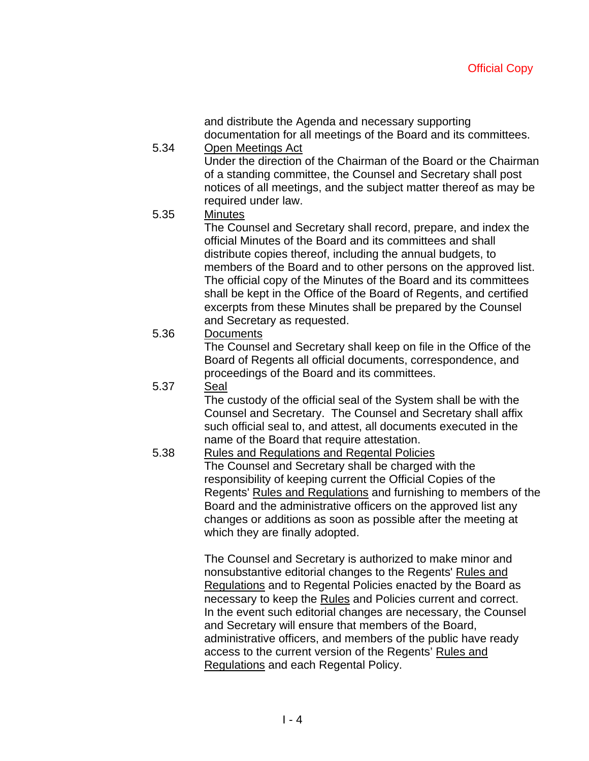and distribute the Agenda and necessary supporting documentation for all meetings of the Board and its committees.

5.34 Open Meetings Act

Under the direction of the Chairman of the Board or the Chairman of a standing committee, the Counsel and Secretary shall post notices of all meetings, and the subject matter thereof as may be required under law.

5.35 Minutes

The Counsel and Secretary shall record, prepare, and index the official Minutes of the Board and its committees and shall distribute copies thereof, including the annual budgets, to members of the Board and to other persons on the approved list. The official copy of the Minutes of the Board and its committees shall be kept in the Office of the Board of Regents, and certified excerpts from these Minutes shall be prepared by the Counsel and Secretary as requested.

5.36 Documents

The Counsel and Secretary shall keep on file in the Office of the Board of Regents all official documents, correspondence, and proceedings of the Board and its committees.

5.37 Seal

The custody of the official seal of the System shall be with the Counsel and Secretary. The Counsel and Secretary shall affix such official seal to, and attest, all documents executed in the name of the Board that require attestation.

5.38 Rules and Regulations and Regental Policies

The Counsel and Secretary shall be charged with the responsibility of keeping current the Official Copies of the Regents' Rules and Regulations and furnishing to members of the Board and the administrative officers on the approved list any changes or additions as soon as possible after the meeting at which they are finally adopted.

The Counsel and Secretary is authorized to make minor and nonsubstantive editorial changes to the Regents' Rules and Regulations and to Regental Policies enacted by the Board as necessary to keep the Rules and Policies current and correct. In the event such editorial changes are necessary, the Counsel and Secretary will ensure that members of the Board, administrative officers, and members of the public have ready access to the current version of the Regents' Rules and Regulations and each Regental Policy.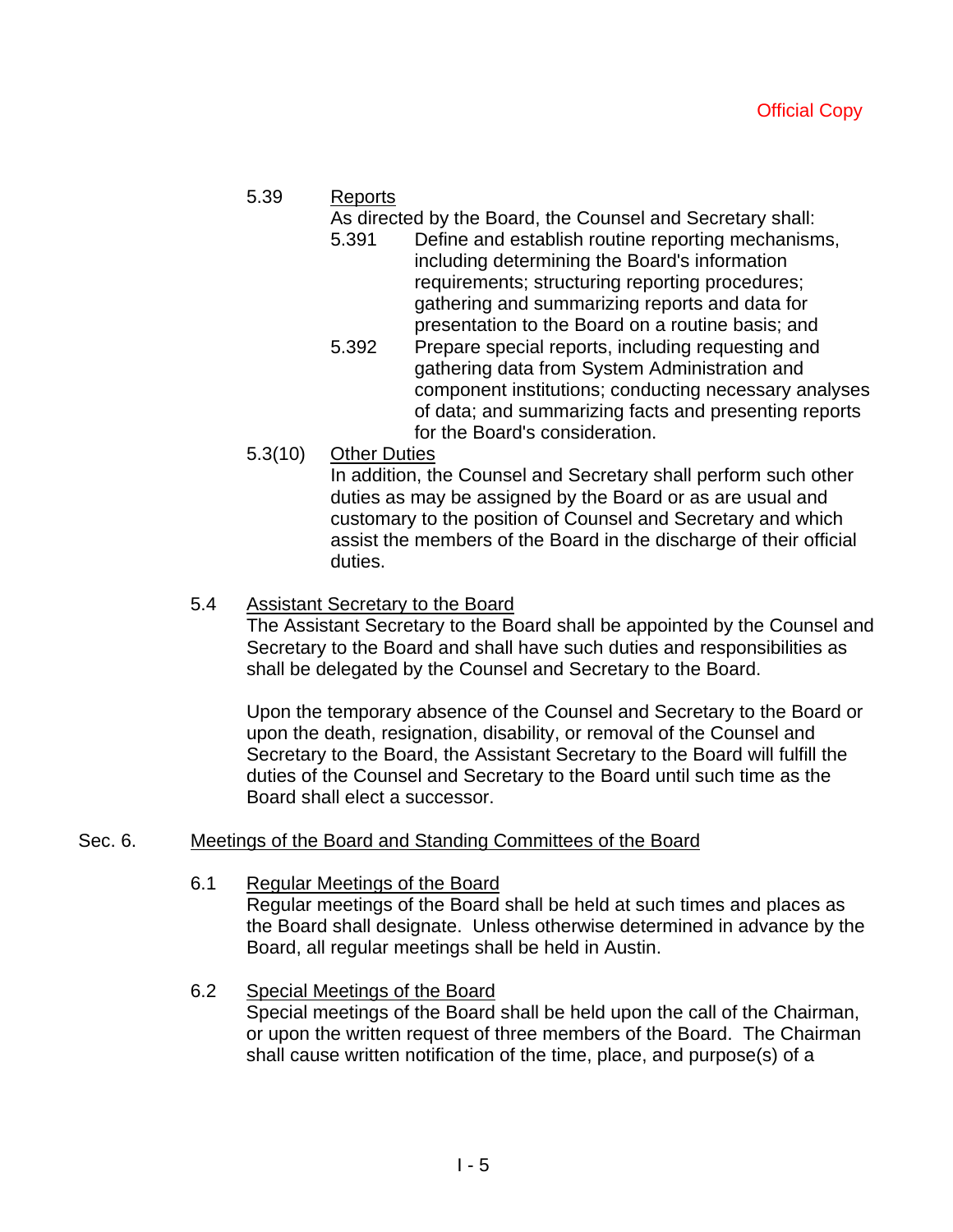5.39 Reports

As directed by the Board, the Counsel and Secretary shall:

5.391 Define and establish routine reporting mechanisms, including determining the Board's information requirements; structuring reporting procedures; gathering and summarizing reports and data for presentation to the Board on a routine basis; and

5.392 Prepare special reports, including requesting and gathering data from System Administration and component institutions; conducting necessary analyses of data; and summarizing facts and presenting reports for the Board's consideration.

5.3(10) Other Duties

In addition, the Counsel and Secretary shall perform such other duties as may be assigned by the Board or as are usual and customary to the position of Counsel and Secretary and which assist the members of the Board in the discharge of their official duties.

5.4 Assistant Secretary to the Board

The Assistant Secretary to the Board shall be appointed by the Counsel and Secretary to the Board and shall have such duties and responsibilities as shall be delegated by the Counsel and Secretary to the Board.

Upon the temporary absence of the Counsel and Secretary to the Board or upon the death, resignation, disability, or removal of the Counsel and Secretary to the Board, the Assistant Secretary to the Board will fulfill the duties of the Counsel and Secretary to the Board until such time as the Board shall elect a successor.

Sec. 6. Meetings of the Board and Standing Committees of the Board

6.1 Regular Meetings of the Board

Regular meetings of the Board shall be held at such times and places as the Board shall designate. Unless otherwise determined in advance by the Board, all regular meetings shall be held in Austin.

6.2 Special Meetings of the Board

Special meetings of the Board shall be held upon the call of the Chairman, or upon the written request of three members of the Board. The Chairman shall cause written notification of the time, place, and purpose(s) of a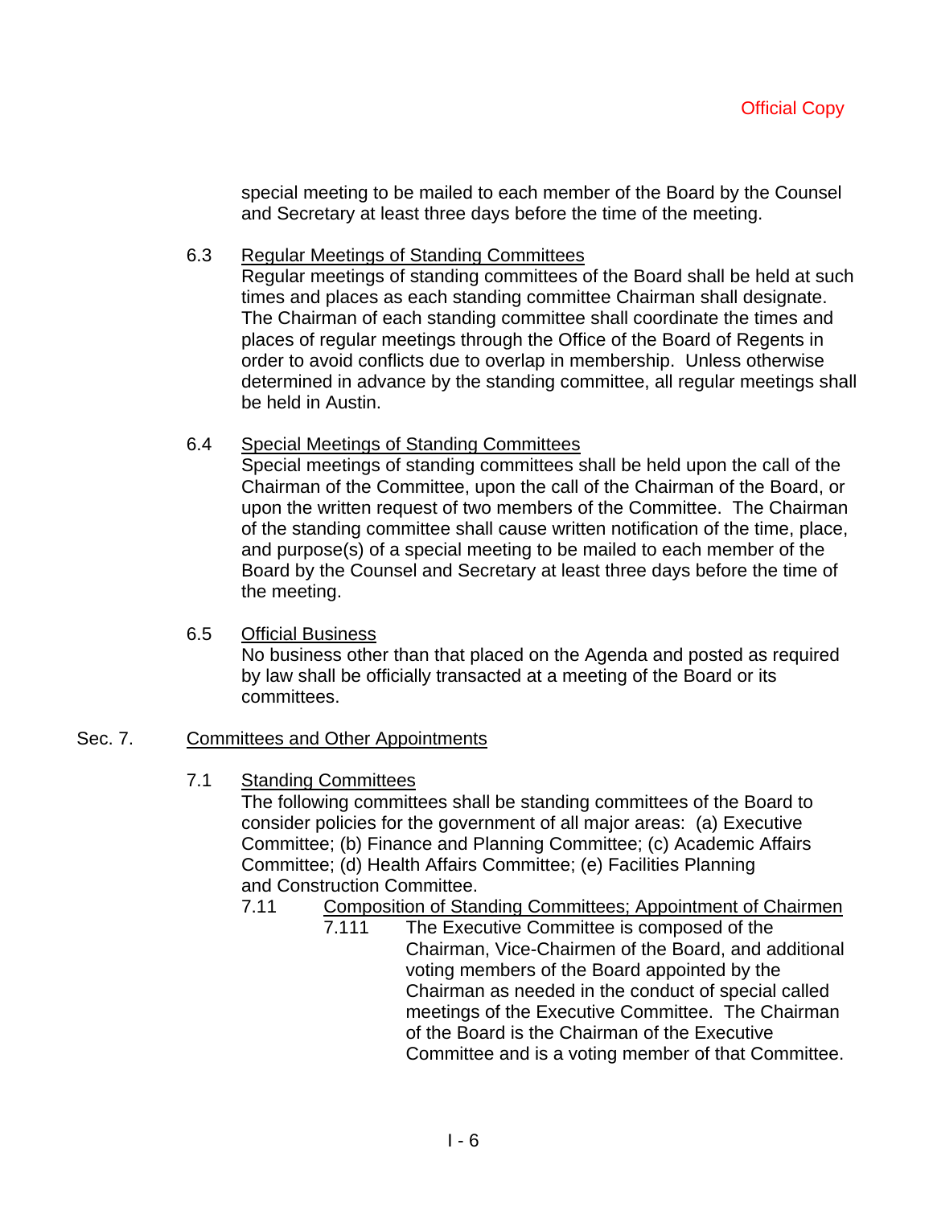special meeting to be mailed to each member of the Board by the Counsel and Secretary at least three days before the time of the meeting.

6.3 Regular Meetings of Standing Committees
Regular meetings of standing committees of the Board shall be held at such times and places as each standing committee Chairman shall designate. The Chairman of each standing committee shall coordinate the times and places of regular meetings through the Office of the Board of Regents in order to avoid conflicts due to overlap in membership. Unless otherwise determined in advance by the standing committee, all regular meetings shall be held in Austin.

6.4 Special Meetings of Standing Committees
Special meetings of standing committees shall be held upon the call of the Chairman of the Committee, upon the call of the Chairman of the Board, or upon the written request of two members of the Committee. The Chairman of the standing committee shall cause written notification of the time, place, and purpose(s) of a special meeting to be mailed to each member of the Board by the Counsel and Secretary at least three days before the time of the meeting.

6.5 Official Business
No business other than that placed on the Agenda and posted as required by law shall be officially transacted at a meeting of the Board or its committees.

## Sec. 7. Committees and Other Appointments

7.1 Standing Committees
The following committees shall be standing committees of the Board to consider policies for the government of all major areas: (a) Executive Committee; (b) Finance and Planning Committee; (c) Academic Affairs Committee; (d) Health Affairs Committee; (e) Facilities Planning and Construction Committee.

7.11 Composition of Standing Committees; Appointment of Chairmen

7.111 The Executive Committee is composed of the Chairman, Vice-Chairmen of the Board, and additional voting members of the Board appointed by the Chairman as needed in the conduct of special called meetings of the Executive Committee. The Chairman of the Board is the Chairman of the Executive Committee and is a voting member of that Committee.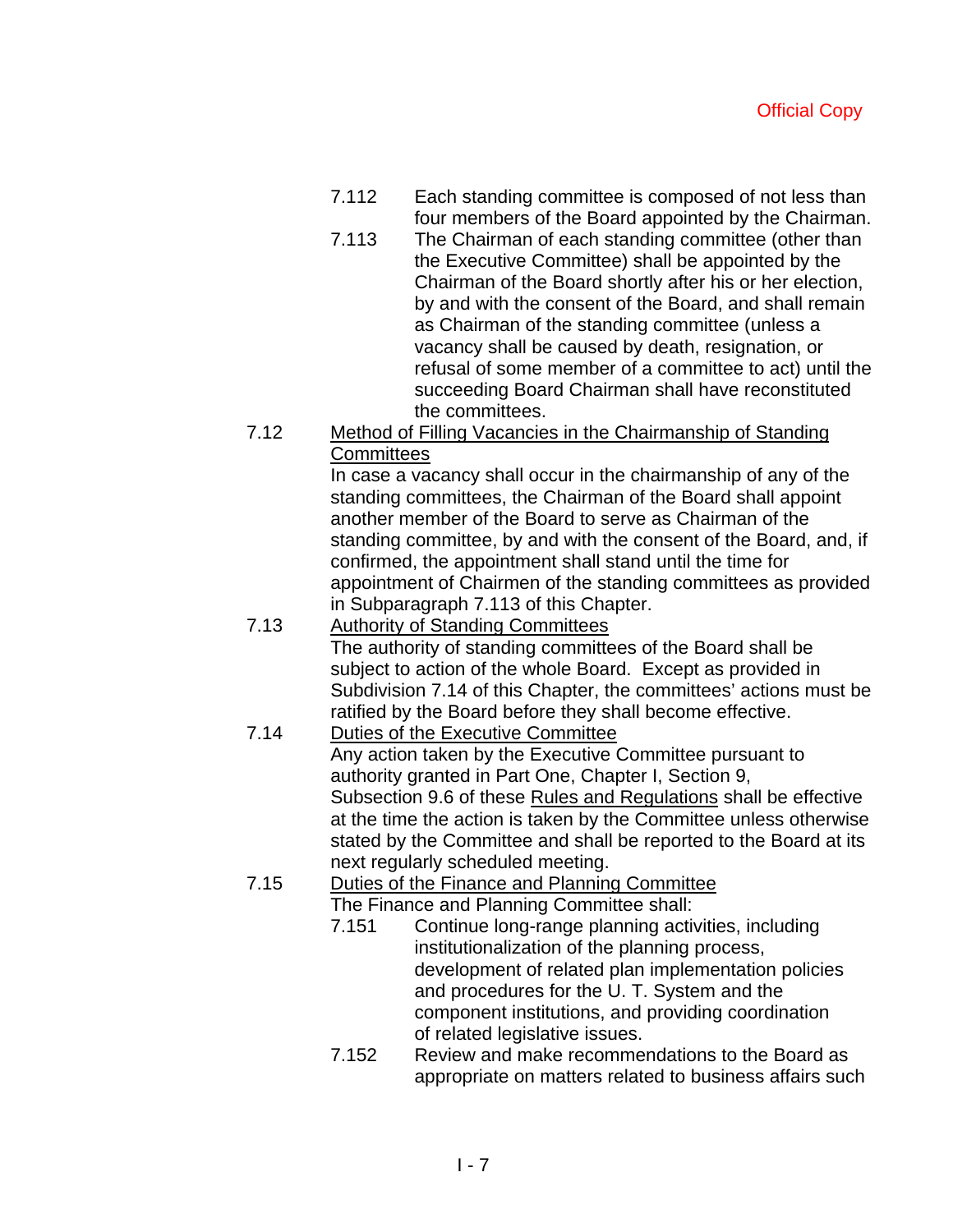7.112 Each standing committee is composed of not less than four members of the Board appointed by the Chairman.

7.113 The Chairman of each standing committee (other than the Executive Committee) shall be appointed by the Chairman of the Board shortly after his or her election, by and with the consent of the Board, and shall remain as Chairman of the standing committee (unless a vacancy shall be caused by death, resignation, or refusal of some member of a committee to act) until the succeeding Board Chairman shall have reconstituted the committees.

7.12 Method of Filling Vacancies in the Chairmanship of Standing Committees

In case a vacancy shall occur in the chairmanship of any of the standing committees, the Chairman of the Board shall appoint another member of the Board to serve as Chairman of the standing committee, by and with the consent of the Board, and, if confirmed, the appointment shall stand until the time for appointment of Chairmen of the standing committees as provided in Subparagraph 7.113 of this Chapter.

7.13 Authority of Standing Committees

The authority of standing committees of the Board shall be subject to action of the whole Board. Except as provided in Subdivision 7.14 of this Chapter, the committees' actions must be ratified by the Board before they shall become effective.

7.14 Duties of the Executive Committee

Any action taken by the Executive Committee pursuant to authority granted in Part One, Chapter I, Section 9, Subsection 9.6 of these Rules and Regulations shall be effective at the time the action is taken by the Committee unless otherwise stated by the Committee and shall be reported to the Board at its next regularly scheduled meeting.

7.15 Duties of the Finance and Planning Committee

The Finance and Planning Committee shall:

7.151 Continue long-range planning activities, including institutionalization of the planning process, development of related plan implementation policies and procedures for the U. T. System and the component institutions, and providing coordination of related legislative issues.

7.152 Review and make recommendations to the Board as appropriate on matters related to business affairs such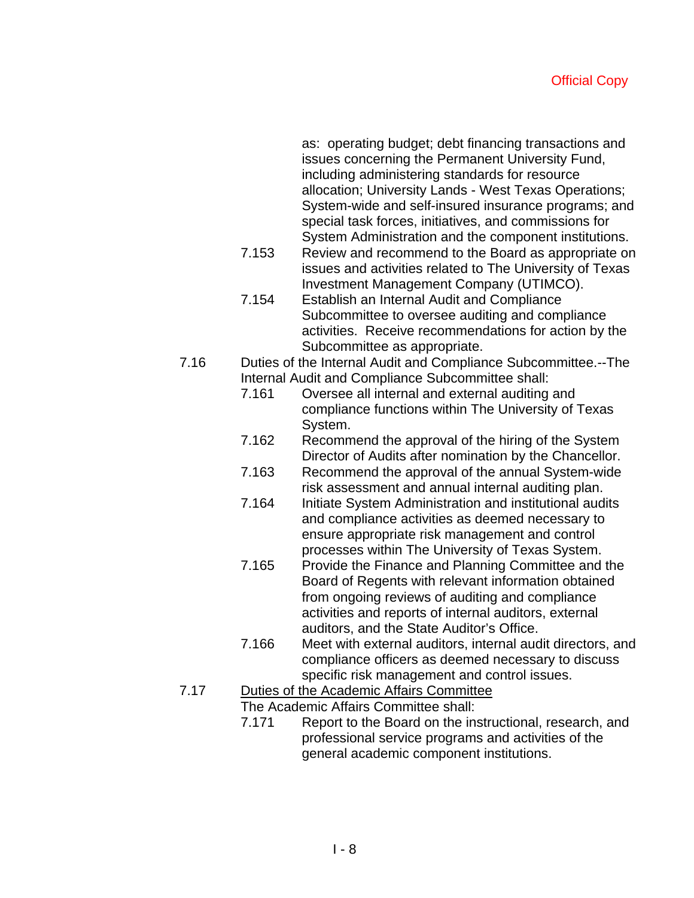as: operating budget; debt financing transactions and issues concerning the Permanent University Fund, including administering standards for resource allocation; University Lands - West Texas Operations; System-wide and self-insured insurance programs; and special task forces, initiatives, and commissions for System Administration and the component institutions.

7.153 Review and recommend to the Board as appropriate on issues and activities related to The University of Texas Investment Management Company (UTIMCO).

7.154 Establish an Internal Audit and Compliance Subcommittee to oversee auditing and compliance activities. Receive recommendations for action by the Subcommittee as appropriate.

7.16 Duties of the Internal Audit and Compliance Subcommittee.--The Internal Audit and Compliance Subcommittee shall:

7.161 Oversee all internal and external auditing and compliance functions within The University of Texas System.

7.162 Recommend the approval of the hiring of the System Director of Audits after nomination by the Chancellor.

7.163 Recommend the approval of the annual System-wide risk assessment and annual internal auditing plan.

7.164 Initiate System Administration and institutional audits and compliance activities as deemed necessary to ensure appropriate risk management and control processes within The University of Texas System.

7.165 Provide the Finance and Planning Committee and the Board of Regents with relevant information obtained from ongoing reviews of auditing and compliance activities and reports of internal auditors, external auditors, and the State Auditor's Office.

7.166 Meet with external auditors, internal audit directors, and compliance officers as deemed necessary to discuss specific risk management and control issues.

7.17 <u>Duties of the Academic Affairs Committee</u>

The Academic Affairs Committee shall:

7.171 Report to the Board on the instructional, research, and professional service programs and activities of the general academic component institutions.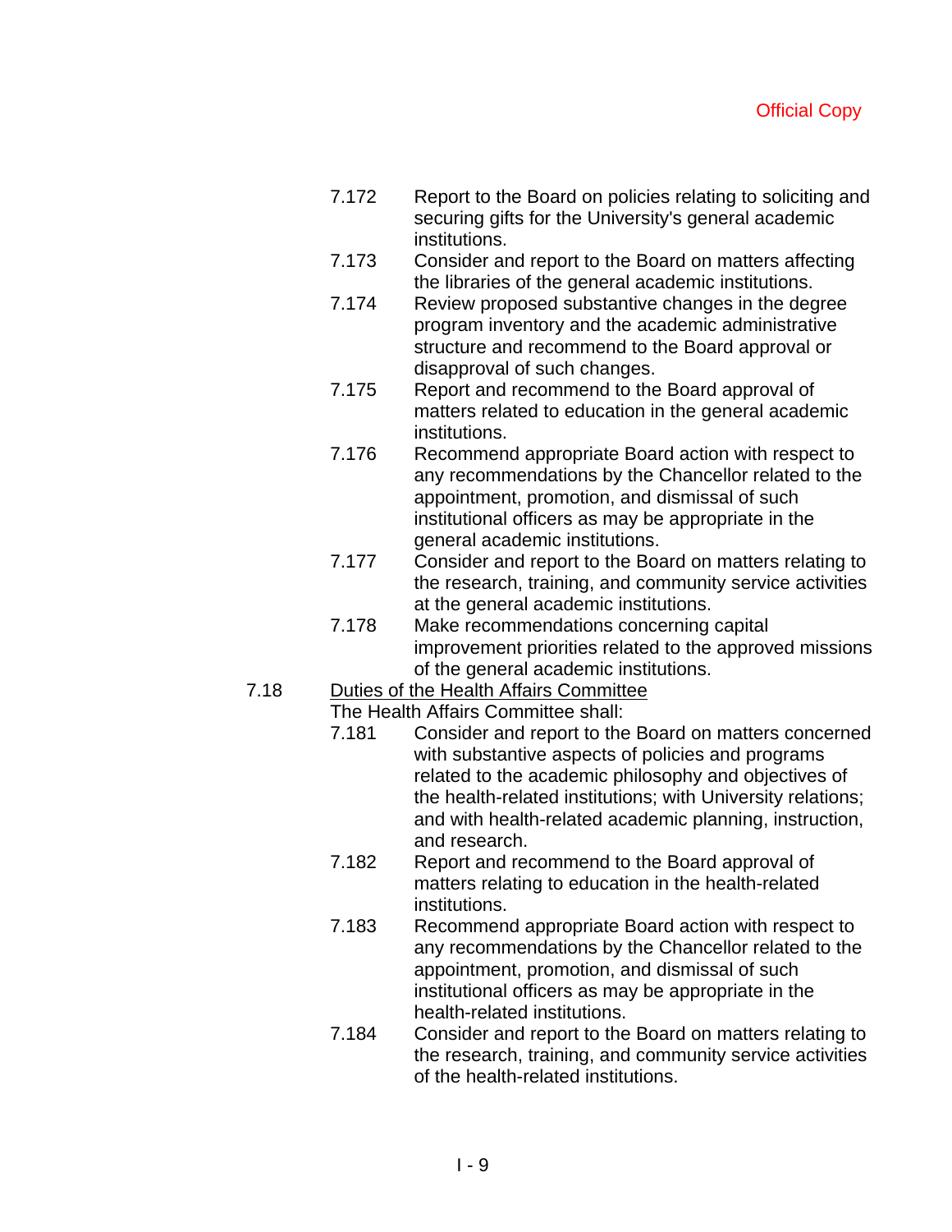7.172 Report to the Board on policies relating to soliciting and securing gifts for the University's general academic institutions.

7.173 Consider and report to the Board on matters affecting the libraries of the general academic institutions.

7.174 Review proposed substantive changes in the degree program inventory and the academic administrative structure and recommend to the Board approval or disapproval of such changes.

7.175 Report and recommend to the Board approval of matters related to education in the general academic institutions.

7.176 Recommend appropriate Board action with respect to any recommendations by the Chancellor related to the appointment, promotion, and dismissal of such institutional officers as may be appropriate in the general academic institutions.

7.177 Consider and report to the Board on matters relating to the research, training, and community service activities at the general academic institutions.

7.178 Make recommendations concerning capital improvement priorities related to the approved missions of the general academic institutions.

7.18 <u>Duties of the Health Affairs Committee</u>

The Health Affairs Committee shall:

7.181 Consider and report to the Board on matters concerned with substantive aspects of policies and programs related to the academic philosophy and objectives of the health-related institutions; with University relations; and with health-related academic planning, instruction, and research.

7.182 Report and recommend to the Board approval of matters relating to education in the health-related institutions.

7.183 Recommend appropriate Board action with respect to any recommendations by the Chancellor related to the appointment, promotion, and dismissal of such institutional officers as may be appropriate in the health-related institutions.

7.184 Consider and report to the Board on matters relating to the research, training, and community service activities of the health-related institutions.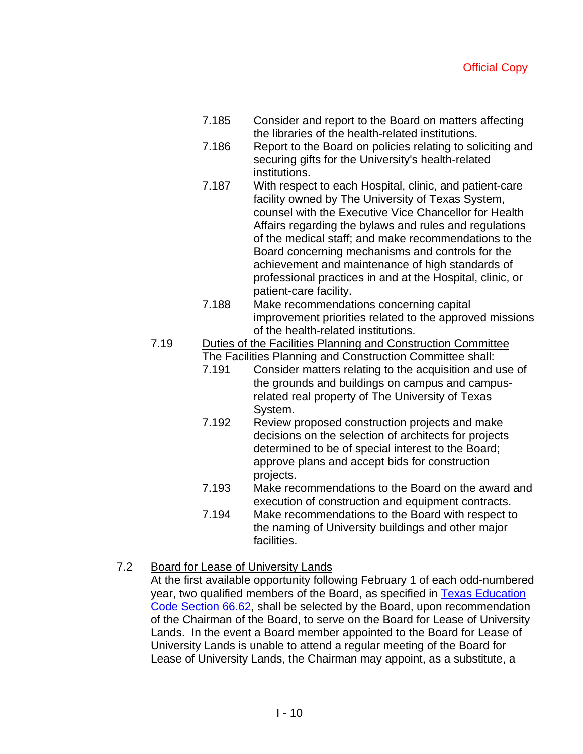Official Copy

7.185 Consider and report to the Board on matters affecting the libraries of the health-related institutions.

7.186 Report to the Board on policies relating to soliciting and securing gifts for the University's health-related institutions.

7.187 With respect to each Hospital, clinic, and patient-care facility owned by The University of Texas System, counsel with the Executive Vice Chancellor for Health Affairs regarding the bylaws and rules and regulations of the medical staff; and make recommendations to the Board concerning mechanisms and controls for the achievement and maintenance of high standards of professional practices in and at the Hospital, clinic, or patient-care facility.

7.188 Make recommendations concerning capital improvement priorities related to the approved missions of the health-related institutions.

7.19 <u>Duties of the Facilities Planning and Construction Committee</u>
The Facilities Planning and Construction Committee shall:

7.191 Consider matters relating to the acquisition and use of the grounds and buildings on campus and campus-related real property of The University of Texas System.

7.192 Review proposed construction projects and make decisions on the selection of architects for projects determined to be of special interest to the Board; approve plans and accept bids for construction projects.

7.193 Make recommendations to the Board on the award and execution of construction and equipment contracts.

7.194 Make recommendations to the Board with respect to the naming of University buildings and other major facilities.

7.2 <u>Board for Lease of University Lands</u>
At the first available opportunity following February 1 of each odd-numbered year, two qualified members of the Board, as specified in Texas Education Code Section 66.62, shall be selected by the Board, upon recommendation of the Chairman of the Board, to serve on the Board for Lease of University Lands. In the event a Board member appointed to the Board for Lease of University Lands is unable to attend a regular meeting of the Board for Lease of University Lands, the Chairman may appoint, as a substitute, a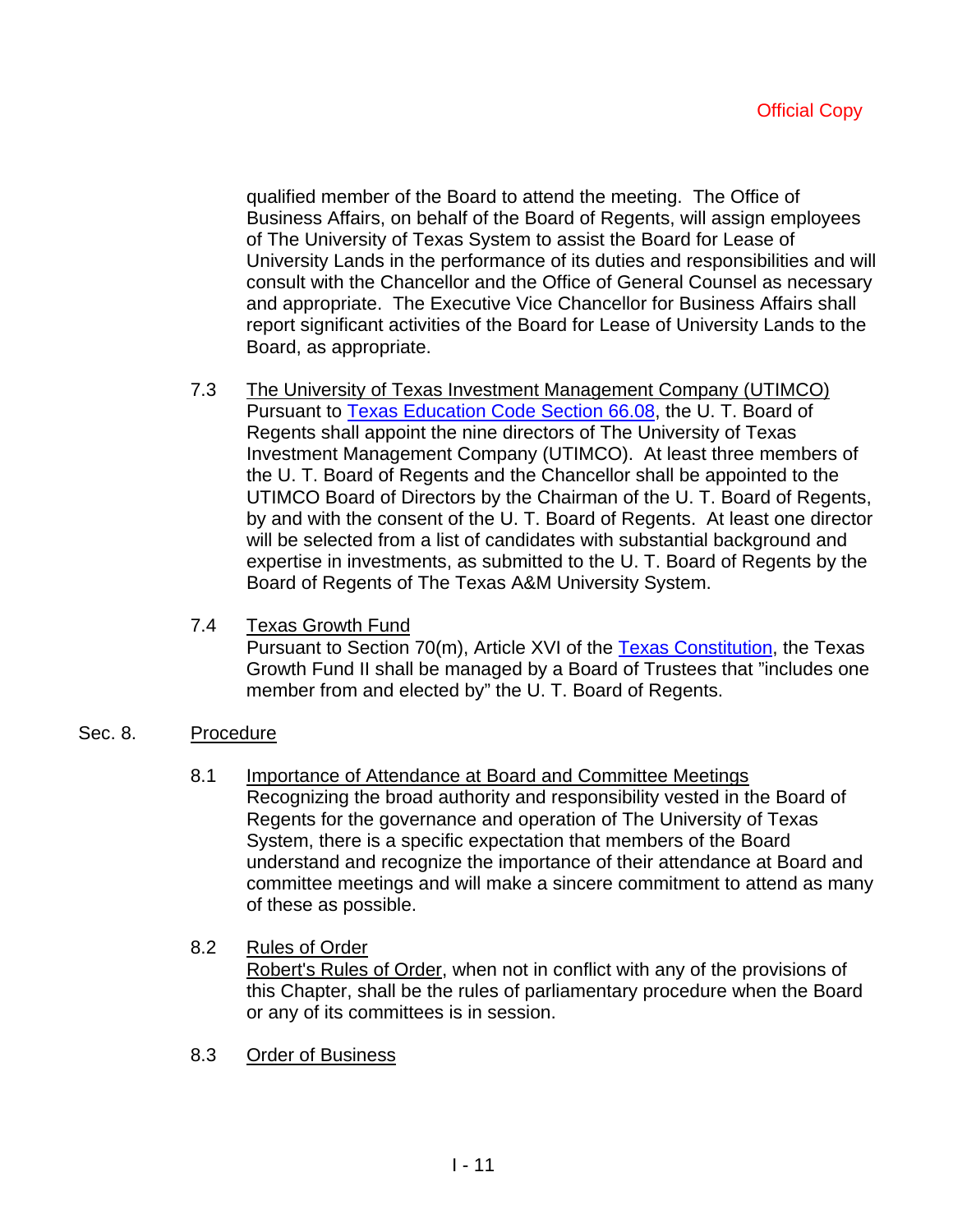qualified member of the Board to attend the meeting. The Office of Business Affairs, on behalf of the Board of Regents, will assign employees of The University of Texas System to assist the Board for Lease of University Lands in the performance of its duties and responsibilities and will consult with the Chancellor and the Office of General Counsel as necessary and appropriate. The Executive Vice Chancellor for Business Affairs shall report significant activities of the Board for Lease of University Lands to the Board, as appropriate.

7.3 The University of Texas Investment Management Company (UTIMCO)
Pursuant to Texas Education Code Section 66.08, the U. T. Board of Regents shall appoint the nine directors of The University of Texas Investment Management Company (UTIMCO). At least three members of the U. T. Board of Regents and the Chancellor shall be appointed to the UTIMCO Board of Directors by the Chairman of the U. T. Board of Regents, by and with the consent of the U. T. Board of Regents. At least one director will be selected from a list of candidates with substantial background and expertise in investments, as submitted to the U. T. Board of Regents by the Board of Regents of The Texas A&M University System.

7.4 Texas Growth Fund
Pursuant to Section 70(m), Article XVI of the Texas Constitution, the Texas Growth Fund II shall be managed by a Board of Trustees that "includes one member from and elected by" the U. T. Board of Regents.

## Sec. 8. Procedure

8.1 Importance of Attendance at Board and Committee Meetings
Recognizing the broad authority and responsibility vested in the Board of Regents for the governance and operation of The University of Texas System, there is a specific expectation that members of the Board understand and recognize the importance of their attendance at Board and committee meetings and will make a sincere commitment to attend as many of these as possible.

8.2 Rules of Order
Robert's Rules of Order, when not in conflict with any of the provisions of this Chapter, shall be the rules of parliamentary procedure when the Board or any of its committees is in session.

8.3 Order of Business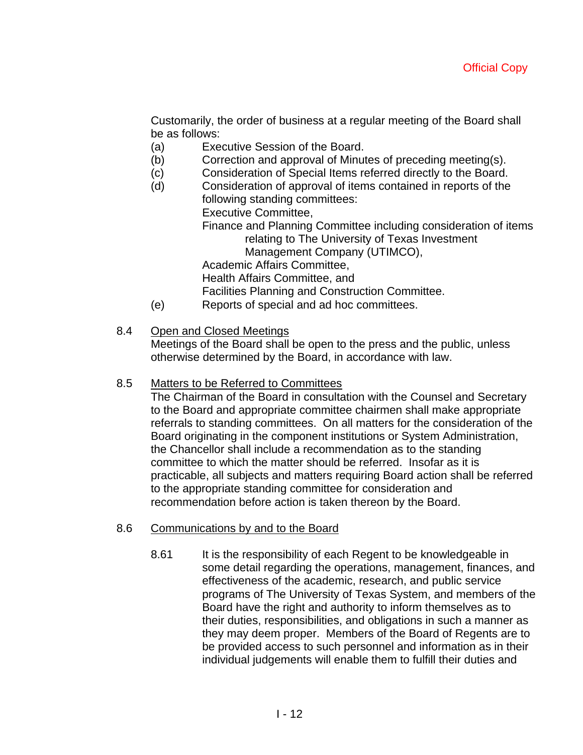Official Copy

Customarily, the order of business at a regular meeting of the Board shall be as follows:

(a) Executive Session of the Board.
(b) Correction and approval of Minutes of preceding meeting(s).
(c) Consideration of Special Items referred directly to the Board.
(d) Consideration of approval of items contained in reports of the following standing committees:
    Executive Committee,
    Finance and Planning Committee including consideration of items relating to The University of Texas Investment Management Company (UTIMCO),
    Academic Affairs Committee,
    Health Affairs Committee, and
    Facilities Planning and Construction Committee.
(e) Reports of special and ad hoc committees.

8.4 Open and Closed Meetings

Meetings of the Board shall be open to the press and the public, unless otherwise determined by the Board, in accordance with law.

8.5 Matters to be Referred to Committees

The Chairman of the Board in consultation with the Counsel and Secretary to the Board and appropriate committee chairmen shall make appropriate referrals to standing committees. On all matters for the consideration of the Board originating in the component institutions or System Administration, the Chancellor shall include a recommendation as to the standing committee to which the matter should be referred. Insofar as it is practicable, all subjects and matters requiring Board action shall be referred to the appropriate standing committee for consideration and recommendation before action is taken thereon by the Board.

8.6 Communications by and to the Board

8.61 It is the responsibility of each Regent to be knowledgeable in some detail regarding the operations, management, finances, and effectiveness of the academic, research, and public service programs of The University of Texas System, and members of the Board have the right and authority to inform themselves as to their duties, responsibilities, and obligations in such a manner as they may deem proper. Members of the Board of Regents are to be provided access to such personnel and information as in their individual judgements will enable them to fulfill their duties and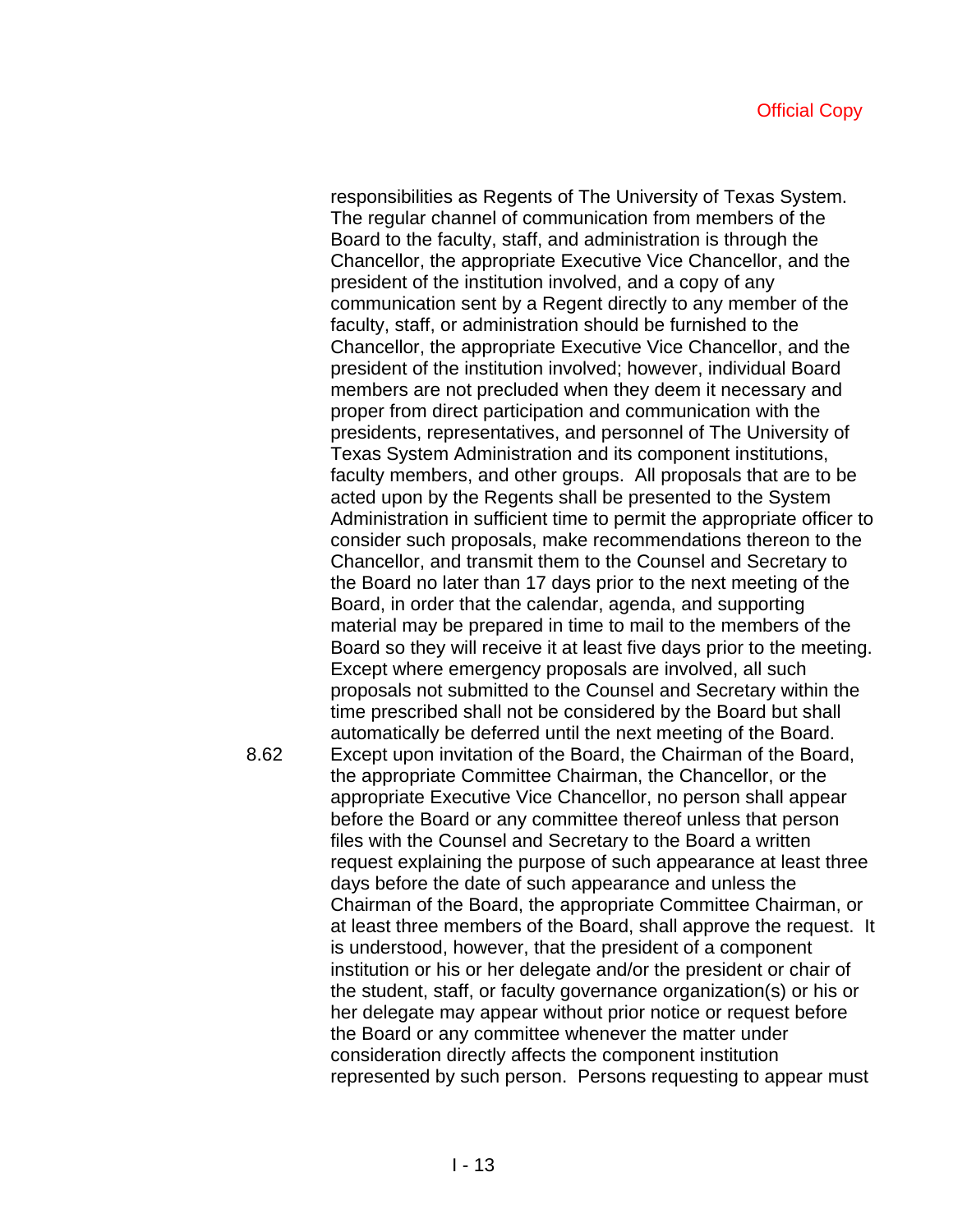responsibilities as Regents of The University of Texas System. The regular channel of communication from members of the Board to the faculty, staff, and administration is through the Chancellor, the appropriate Executive Vice Chancellor, and the president of the institution involved, and a copy of any communication sent by a Regent directly to any member of the faculty, staff, or administration should be furnished to the Chancellor, the appropriate Executive Vice Chancellor, and the president of the institution involved; however, individual Board members are not precluded when they deem it necessary and proper from direct participation and communication with the presidents, representatives, and personnel of The University of Texas System Administration and its component institutions, faculty members, and other groups. All proposals that are to be acted upon by the Regents shall be presented to the System Administration in sufficient time to permit the appropriate officer to consider such proposals, make recommendations thereon to the Chancellor, and transmit them to the Counsel and Secretary to the Board no later than 17 days prior to the next meeting of the Board, in order that the calendar, agenda, and supporting material may be prepared in time to mail to the members of the Board so they will receive it at least five days prior to the meeting. Except where emergency proposals are involved, all such proposals not submitted to the Counsel and Secretary within the time prescribed shall not be considered by the Board but shall automatically be deferred until the next meeting of the Board.

8.62 Except upon invitation of the Board, the Chairman of the Board, the appropriate Committee Chairman, the Chancellor, or the appropriate Executive Vice Chancellor, no person shall appear before the Board or any committee thereof unless that person files with the Counsel and Secretary to the Board a written request explaining the purpose of such appearance at least three days before the date of such appearance and unless the Chairman of the Board, the appropriate Committee Chairman, or at least three members of the Board, shall approve the request. It is understood, however, that the president of a component institution or his or her delegate and/or the president or chair of the student, staff, or faculty governance organization(s) or his or her delegate may appear without prior notice or request before the Board or any committee whenever the matter under consideration directly affects the component institution represented by such person. Persons requesting to appear must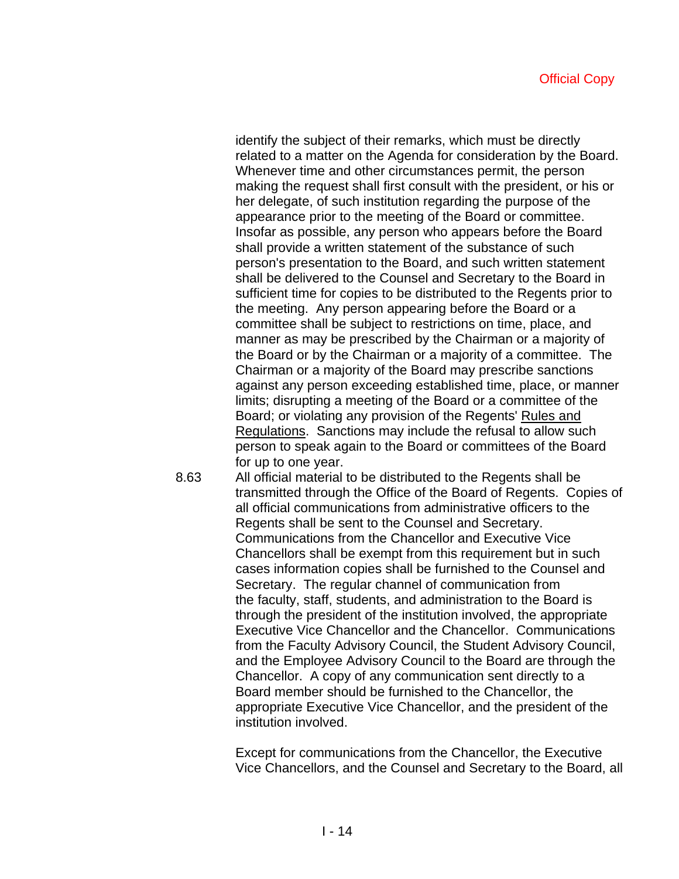identify the subject of their remarks, which must be directly related to a matter on the Agenda for consideration by the Board. Whenever time and other circumstances permit, the person making the request shall first consult with the president, or his or her delegate, of such institution regarding the purpose of the appearance prior to the meeting of the Board or committee. Insofar as possible, any person who appears before the Board shall provide a written statement of the substance of such person's presentation to the Board, and such written statement shall be delivered to the Counsel and Secretary to the Board in sufficient time for copies to be distributed to the Regents prior to the meeting. Any person appearing before the Board or a committee shall be subject to restrictions on time, place, and manner as may be prescribed by the Chairman or a majority of the Board or by the Chairman or a majority of a committee. The Chairman or a majority of the Board may prescribe sanctions against any person exceeding established time, place, or manner limits; disrupting a meeting of the Board or a committee of the Board; or violating any provision of the Regents' Rules and Regulations. Sanctions may include the refusal to allow such person to speak again to the Board or committees of the Board for up to one year.

8.63 All official material to be distributed to the Regents shall be transmitted through the Office of the Board of Regents. Copies of all official communications from administrative officers to the Regents shall be sent to the Counsel and Secretary. Communications from the Chancellor and Executive Vice Chancellors shall be exempt from this requirement but in such cases information copies shall be furnished to the Counsel and Secretary. The regular channel of communication from the faculty, staff, students, and administration to the Board is through the president of the institution involved, the appropriate Executive Vice Chancellor and the Chancellor. Communications from the Faculty Advisory Council, the Student Advisory Council, and the Employee Advisory Council to the Board are through the Chancellor. A copy of any communication sent directly to a Board member should be furnished to the Chancellor, the appropriate Executive Vice Chancellor, and the president of the institution involved.

Except for communications from the Chancellor, the Executive Vice Chancellors, and the Counsel and Secretary to the Board, all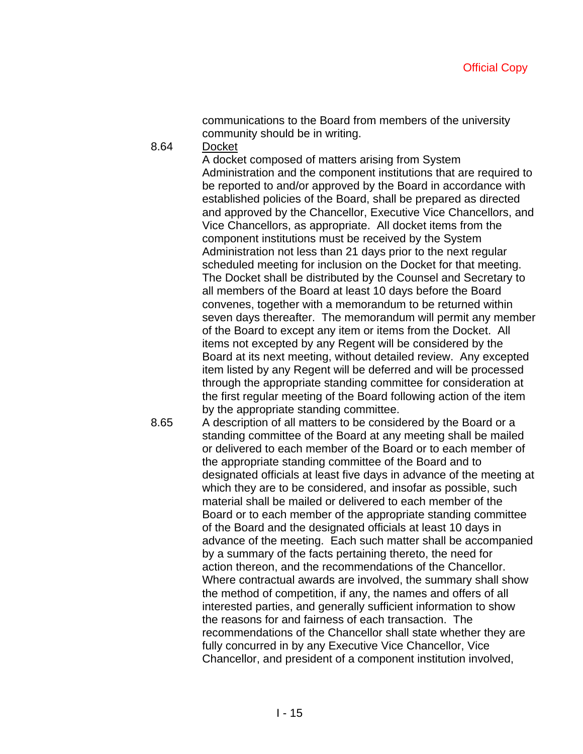communications to the Board from members of the university community should be in writing.

8.64 Docket

A docket composed of matters arising from System Administration and the component institutions that are required to be reported to and/or approved by the Board in accordance with established policies of the Board, shall be prepared as directed and approved by the Chancellor, Executive Vice Chancellors, and Vice Chancellors, as appropriate. All docket items from the component institutions must be received by the System Administration not less than 21 days prior to the next regular scheduled meeting for inclusion on the Docket for that meeting. The Docket shall be distributed by the Counsel and Secretary to all members of the Board at least 10 days before the Board convenes, together with a memorandum to be returned within seven days thereafter. The memorandum will permit any member of the Board to except any item or items from the Docket. All items not excepted by any Regent will be considered by the Board at its next meeting, without detailed review. Any excepted item listed by any Regent will be deferred and will be processed through the appropriate standing committee for consideration at the first regular meeting of the Board following action of the item by the appropriate standing committee.

8.65 A description of all matters to be considered by the Board or a standing committee of the Board at any meeting shall be mailed or delivered to each member of the Board or to each member of the appropriate standing committee of the Board and to designated officials at least five days in advance of the meeting at which they are to be considered, and insofar as possible, such material shall be mailed or delivered to each member of the Board or to each member of the appropriate standing committee of the Board and the designated officials at least 10 days in advance of the meeting. Each such matter shall be accompanied by a summary of the facts pertaining thereto, the need for action thereon, and the recommendations of the Chancellor. Where contractual awards are involved, the summary shall show the method of competition, if any, the names and offers of all interested parties, and generally sufficient information to show the reasons for and fairness of each transaction. The recommendations of the Chancellor shall state whether they are fully concurred in by any Executive Vice Chancellor, Vice Chancellor, and president of a component institution involved,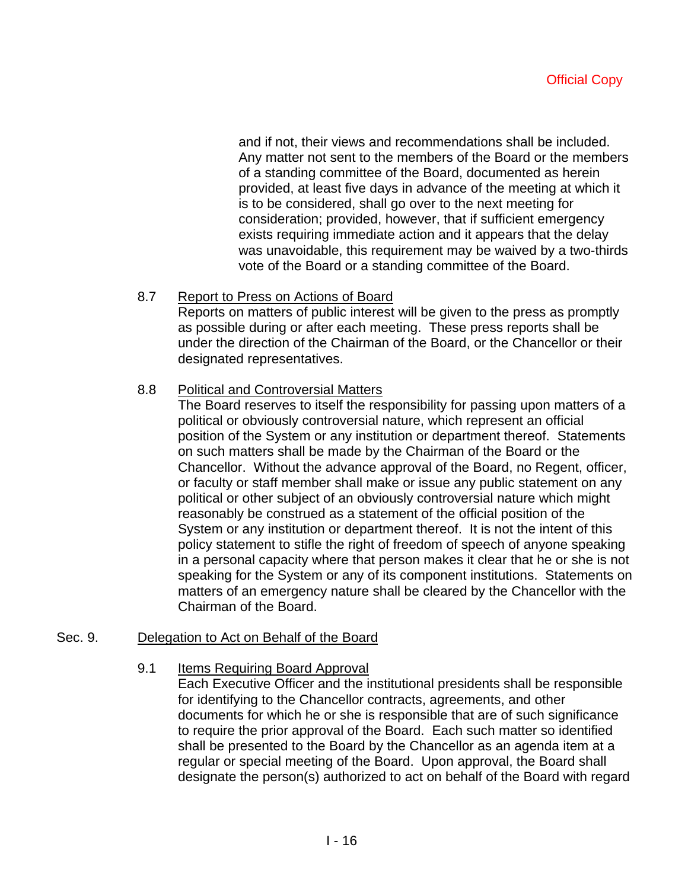and if not, their views and recommendations shall be included. Any matter not sent to the members of the Board or the members of a standing committee of the Board, documented as herein provided, at least five days in advance of the meeting at which it is to be considered, shall go over to the next meeting for consideration; provided, however, that if sufficient emergency exists requiring immediate action and it appears that the delay was unavoidable, this requirement may be waived by a two-thirds vote of the Board or a standing committee of the Board.

8.7 Report to Press on Actions of Board

Reports on matters of public interest will be given to the press as promptly as possible during or after each meeting. These press reports shall be under the direction of the Chairman of the Board, or the Chancellor or their designated representatives.

8.8 Political and Controversial Matters

The Board reserves to itself the responsibility for passing upon matters of a political or obviously controversial nature, which represent an official position of the System or any institution or department thereof. Statements on such matters shall be made by the Chairman of the Board or the Chancellor. Without the advance approval of the Board, no Regent, officer, or faculty or staff member shall make or issue any public statement on any political or other subject of an obviously controversial nature which might reasonably be construed as a statement of the official position of the System or any institution or department thereof. It is not the intent of this policy statement to stifle the right of freedom of speech of anyone speaking in a personal capacity where that person makes it clear that he or she is not speaking for the System or any of its component institutions. Statements on matters of an emergency nature shall be cleared by the Chancellor with the Chairman of the Board.

## Sec. 9. Delegation to Act on Behalf of the Board

9.1 Items Requiring Board Approval

Each Executive Officer and the institutional presidents shall be responsible for identifying to the Chancellor contracts, agreements, and other documents for which he or she is responsible that are of such significance to require the prior approval of the Board. Each such matter so identified shall be presented to the Board by the Chancellor as an agenda item at a regular or special meeting of the Board. Upon approval, the Board shall designate the person(s) authorized to act on behalf of the Board with regard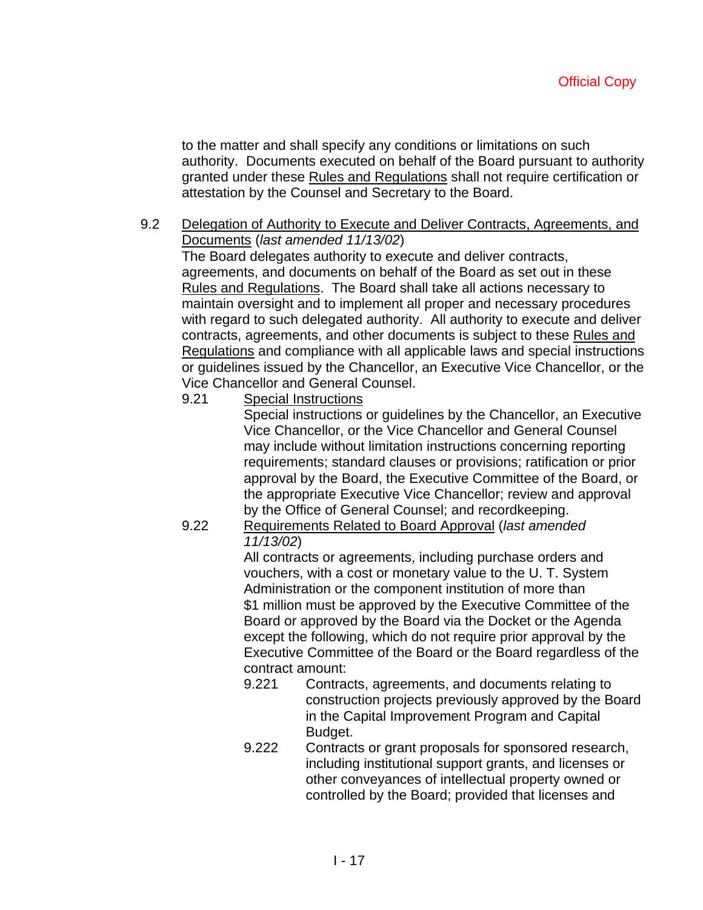to the matter and shall specify any conditions or limitations on such authority. Documents executed on behalf of the Board pursuant to authority granted under these Rules and Regulations shall not require certification or attestation by the Counsel and Secretary to the Board.

9.2 Delegation of Authority to Execute and Deliver Contracts, Agreements, and Documents (*last amended 11/13/02*)

The Board delegates authority to execute and deliver contracts, agreements, and documents on behalf of the Board as set out in these Rules and Regulations. The Board shall take all actions necessary to maintain oversight and to implement all proper and necessary procedures with regard to such delegated authority. All authority to execute and deliver contracts, agreements, and other documents is subject to these Rules and Regulations and compliance with all applicable laws and special instructions or guidelines issued by the Chancellor, an Executive Vice Chancellor, or the Vice Chancellor and General Counsel.

9.21 Special Instructions

Special instructions or guidelines by the Chancellor, an Executive Vice Chancellor, or the Vice Chancellor and General Counsel may include without limitation instructions concerning reporting requirements; standard clauses or provisions; ratification or prior approval by the Board, the Executive Committee of the Board, or the appropriate Executive Vice Chancellor; review and approval by the Office of General Counsel; and recordkeeping.

9.22 Requirements Related to Board Approval (*last amended 11/13/02*)

All contracts or agreements, including purchase orders and vouchers, with a cost or monetary value to the U. T. System Administration or the component institution of more than $1 million must be approved by the Executive Committee of the Board or approved by the Board via the Docket or the Agenda except the following, which do not require prior approval by the Executive Committee of the Board or the Board regardless of the contract amount:

9.221 Contracts, agreements, and documents relating to construction projects previously approved by the Board in the Capital Improvement Program and Capital Budget.

9.222 Contracts or grant proposals for sponsored research, including institutional support grants, and licenses or other conveyances of intellectual property owned or controlled by the Board; provided that licenses and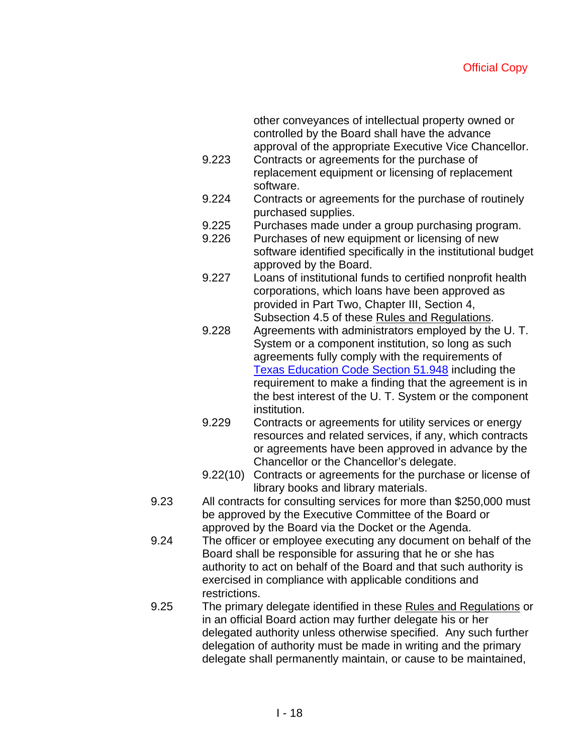other conveyances of intellectual property owned or controlled by the Board shall have the advance approval of the appropriate Executive Vice Chancellor.

9.223 Contracts or agreements for the purchase of replacement equipment or licensing of replacement software.

9.224 Contracts or agreements for the purchase of routinely purchased supplies.

9.225 Purchases made under a group purchasing program.

9.226 Purchases of new equipment or licensing of new software identified specifically in the institutional budget approved by the Board.

9.227 Loans of institutional funds to certified nonprofit health corporations, which loans have been approved as provided in Part Two, Chapter III, Section 4, Subsection 4.5 of these Rules and Regulations.

9.228 Agreements with administrators employed by the U. T. System or a component institution, so long as such agreements fully comply with the requirements of Texas Education Code Section 51.948 including the requirement to make a finding that the agreement is in the best interest of the U. T. System or the component institution.

9.229 Contracts or agreements for utility services or energy resources and related services, if any, which contracts or agreements have been approved in advance by the Chancellor or the Chancellor's delegate.

9.22(10) Contracts or agreements for the purchase or license of library books and library materials.

9.23 All contracts for consulting services for more than $250,000 must be approved by the Executive Committee of the Board or approved by the Board via the Docket or the Agenda.

9.24 The officer or employee executing any document on behalf of the Board shall be responsible for assuring that he or she has authority to act on behalf of the Board and that such authority is exercised in compliance with applicable conditions and restrictions.

9.25 The primary delegate identified in these Rules and Regulations or in an official Board action may further delegate his or her delegated authority unless otherwise specified. Any such further delegation of authority must be made in writing and the primary delegate shall permanently maintain, or cause to be maintained,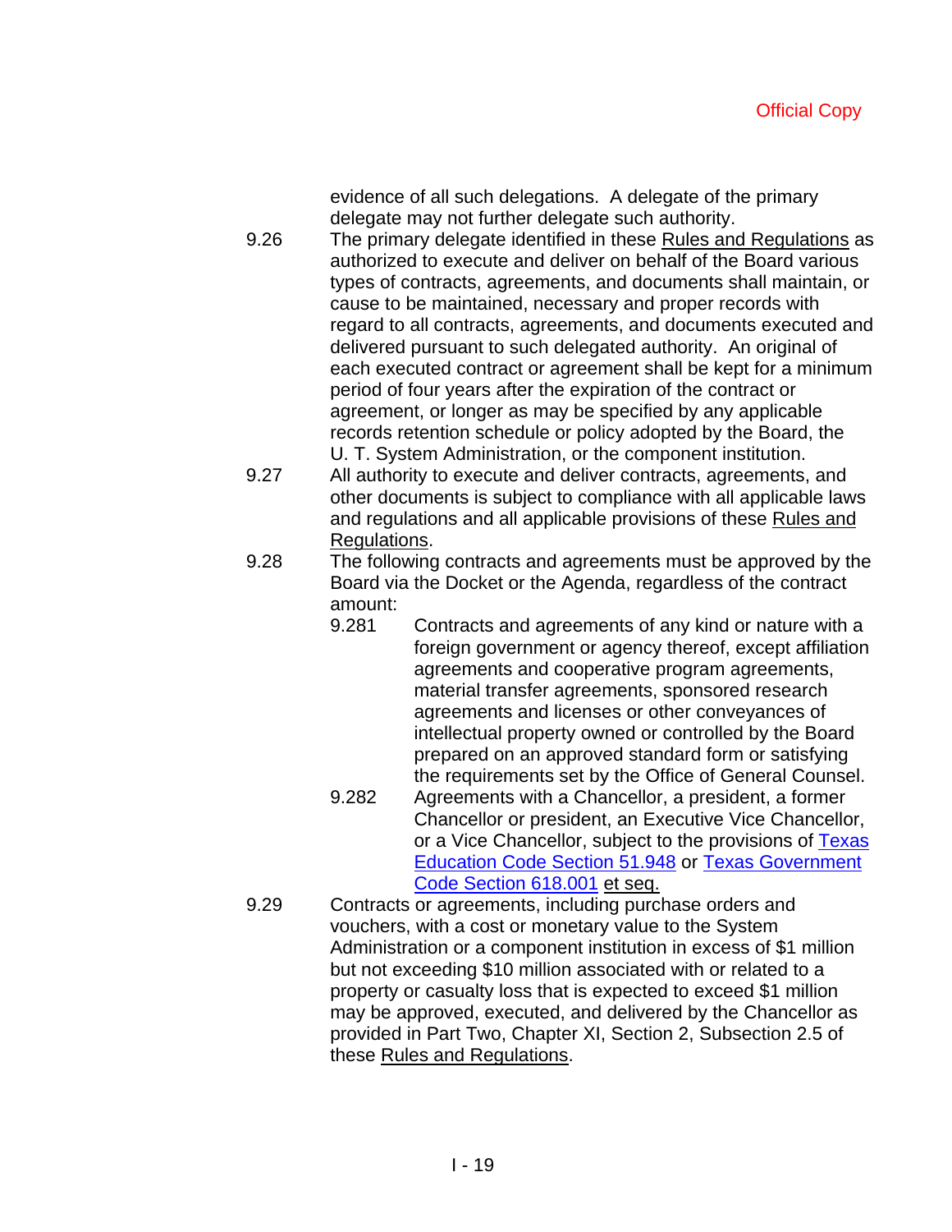evidence of all such delegations. A delegate of the primary delegate may not further delegate such authority.

9.26 The primary delegate identified in these Rules and Regulations as authorized to execute and deliver on behalf of the Board various types of contracts, agreements, and documents shall maintain, or cause to be maintained, necessary and proper records with regard to all contracts, agreements, and documents executed and delivered pursuant to such delegated authority. An original of each executed contract or agreement shall be kept for a minimum period of four years after the expiration of the contract or agreement, or longer as may be specified by any applicable records retention schedule or policy adopted by the Board, the U. T. System Administration, or the component institution.

9.27 All authority to execute and deliver contracts, agreements, and other documents is subject to compliance with all applicable laws and regulations and all applicable provisions of these Rules and Regulations.

9.28 The following contracts and agreements must be approved by the Board via the Docket or the Agenda, regardless of the contract amount:

- 9.281 Contracts and agreements of any kind or nature with a foreign government or agency thereof, except affiliation agreements and cooperative program agreements, material transfer agreements, sponsored research agreements and licenses or other conveyances of intellectual property owned or controlled by the Board prepared on an approved standard form or satisfying the requirements set by the Office of General Counsel.
- 9.282 Agreements with a Chancellor, a president, a former Chancellor or president, an Executive Vice Chancellor, or a Vice Chancellor, subject to the provisions of Texas Education Code Section 51.948 or Texas Government Code Section 618.001 et seq.

9.29 Contracts or agreements, including purchase orders and vouchers, with a cost or monetary value to the System Administration or a component institution in excess of $1 million but not exceeding $10 million associated with or related to a property or casualty loss that is expected to exceed $1 million may be approved, executed, and delivered by the Chancellor as provided in Part Two, Chapter XI, Section 2, Subsection 2.5 of these Rules and Regulations.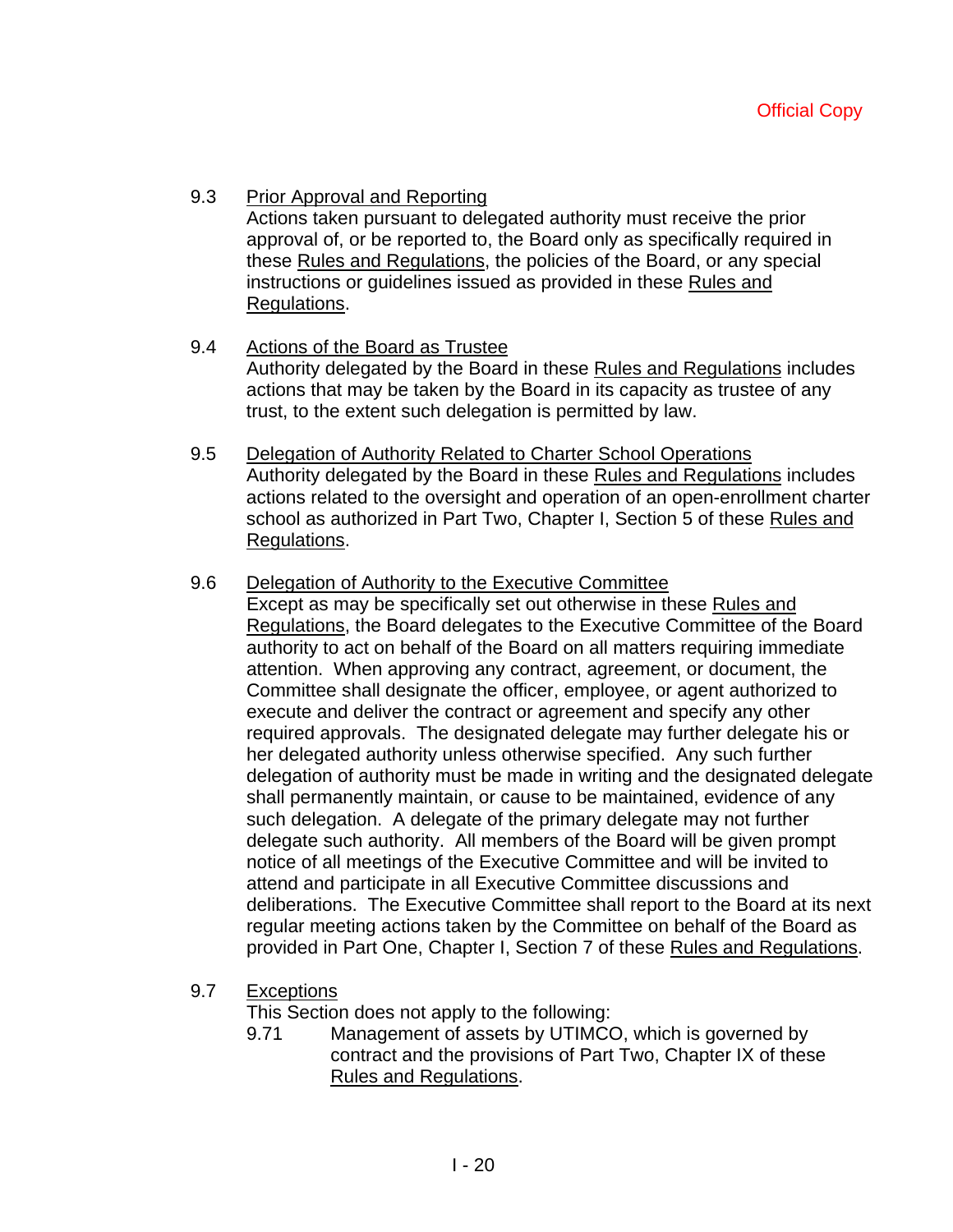9.3 Prior Approval and Reporting

Actions taken pursuant to delegated authority must receive the prior approval of, or be reported to, the Board only as specifically required in these Rules and Regulations, the policies of the Board, or any special instructions or guidelines issued as provided in these Rules and Regulations.

9.4 Actions of the Board as Trustee

Authority delegated by the Board in these Rules and Regulations includes actions that may be taken by the Board in its capacity as trustee of any trust, to the extent such delegation is permitted by law.

9.5 Delegation of Authority Related to Charter School Operations

Authority delegated by the Board in these Rules and Regulations includes actions related to the oversight and operation of an open-enrollment charter school as authorized in Part Two, Chapter I, Section 5 of these Rules and Regulations.

9.6 Delegation of Authority to the Executive Committee

Except as may be specifically set out otherwise in these Rules and Regulations, the Board delegates to the Executive Committee of the Board authority to act on behalf of the Board on all matters requiring immediate attention. When approving any contract, agreement, or document, the Committee shall designate the officer, employee, or agent authorized to execute and deliver the contract or agreement and specify any other required approvals. The designated delegate may further delegate his or her delegated authority unless otherwise specified. Any such further delegation of authority must be made in writing and the designated delegate shall permanently maintain, or cause to be maintained, evidence of any such delegation. A delegate of the primary delegate may not further delegate such authority. All members of the Board will be given prompt notice of all meetings of the Executive Committee and will be invited to attend and participate in all Executive Committee discussions and deliberations. The Executive Committee shall report to the Board at its next regular meeting actions taken by the Committee on behalf of the Board as provided in Part One, Chapter I, Section 7 of these Rules and Regulations.

9.7 Exceptions

This Section does not apply to the following:

9.71 Management of assets by UTIMCO, which is governed by contract and the provisions of Part Two, Chapter IX of these Rules and Regulations.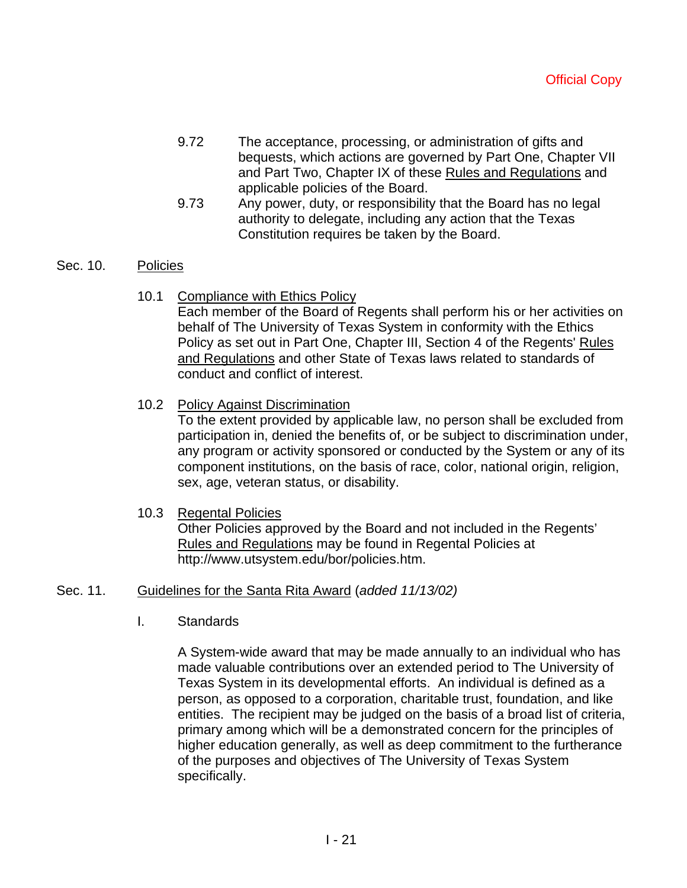9.72 The acceptance, processing, or administration of gifts and bequests, which actions are governed by Part One, Chapter VII and Part Two, Chapter IX of these Rules and Regulations and applicable policies of the Board.

9.73 Any power, duty, or responsibility that the Board has no legal authority to delegate, including any action that the Texas Constitution requires be taken by the Board.

## Sec. 10. Policies

**10.1 Compliance with Ethics Policy**

Each member of the Board of Regents shall perform his or her activities on behalf of The University of Texas System in conformity with the Ethics Policy as set out in Part One, Chapter III, Section 4 of the Regents' Rules and Regulations and other State of Texas laws related to standards of conduct and conflict of interest.

**10.2 Policy Against Discrimination**

To the extent provided by applicable law, no person shall be excluded from participation in, denied the benefits of, or be subject to discrimination under, any program or activity sponsored or conducted by the System or any of its component institutions, on the basis of race, color, national origin, religion, sex, age, veteran status, or disability.

**10.3 Regental Policies**

Other Policies approved by the Board and not included in the Regents' Rules and Regulations may be found in Regental Policies at http://www.utsystem.edu/bor/policies.htm.

## Sec. 11. Guidelines for the Santa Rita Award (*added 11/13/02)*

I. Standards

A System-wide award that may be made annually to an individual who has made valuable contributions over an extended period to The University of Texas System in its developmental efforts. An individual is defined as a person, as opposed to a corporation, charitable trust, foundation, and like entities. The recipient may be judged on the basis of a broad list of criteria, primary among which will be a demonstrated concern for the principles of higher education generally, as well as deep commitment to the furtherance of the purposes and objectives of The University of Texas System specifically.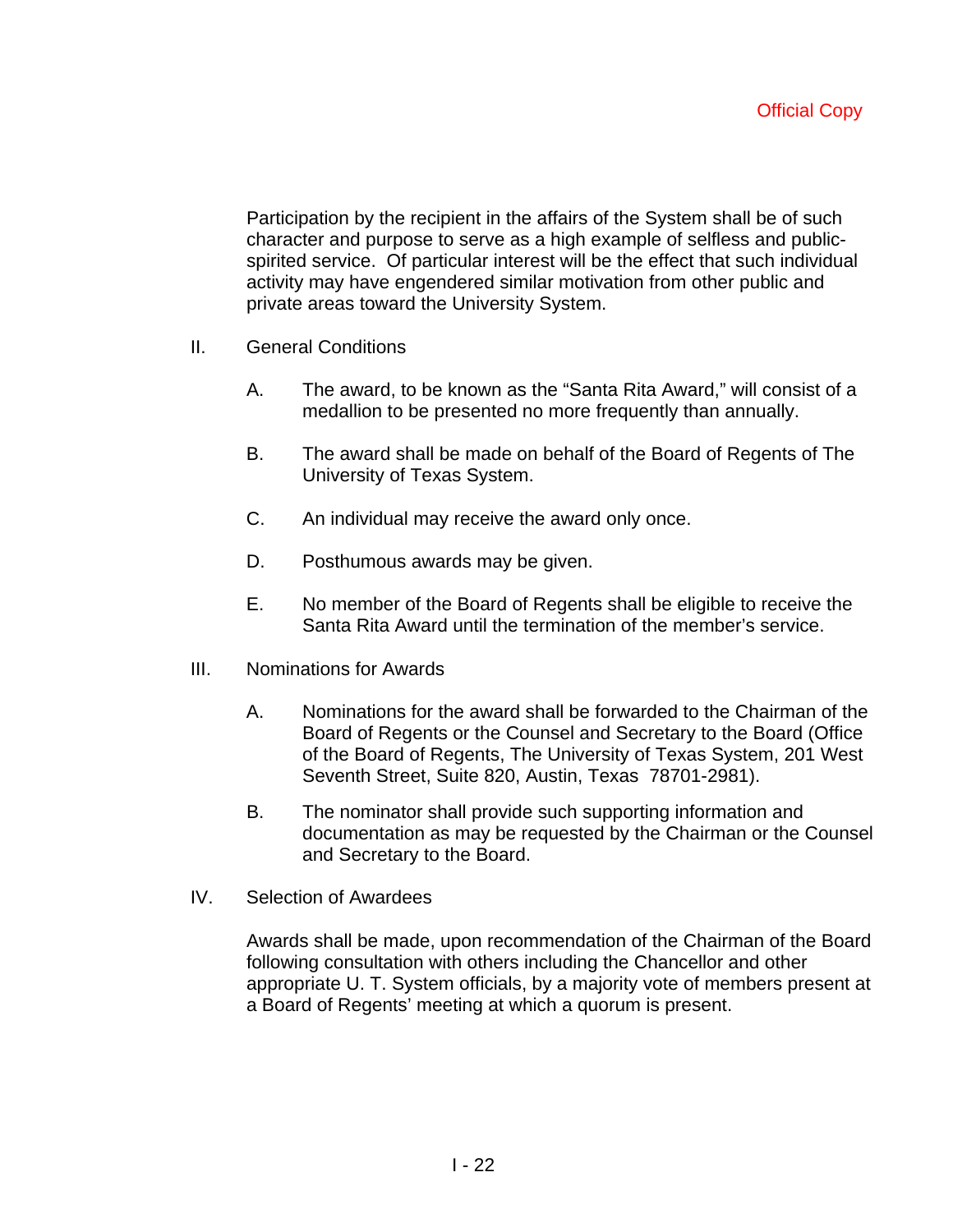Participation by the recipient in the affairs of the System shall be of such character and purpose to serve as a high example of selfless and public-spirited service. Of particular interest will be the effect that such individual activity may have engendered similar motivation from other public and private areas toward the University System.

II. General Conditions

A. The award, to be known as the "Santa Rita Award," will consist of a medallion to be presented no more frequently than annually.

B. The award shall be made on behalf of the Board of Regents of The University of Texas System.

C. An individual may receive the award only once.

D. Posthumous awards may be given.

E. No member of the Board of Regents shall be eligible to receive the Santa Rita Award until the termination of the member's service.

III. Nominations for Awards

A. Nominations for the award shall be forwarded to the Chairman of the Board of Regents or the Counsel and Secretary to the Board (Office of the Board of Regents, The University of Texas System, 201 West Seventh Street, Suite 820, Austin, Texas 78701-2981).

B. The nominator shall provide such supporting information and documentation as may be requested by the Chairman or the Counsel and Secretary to the Board.

IV. Selection of Awardees

Awards shall be made, upon recommendation of the Chairman of the Board following consultation with others including the Chancellor and other appropriate U. T. System officials, by a majority vote of members present at a Board of Regents' meeting at which a quorum is present.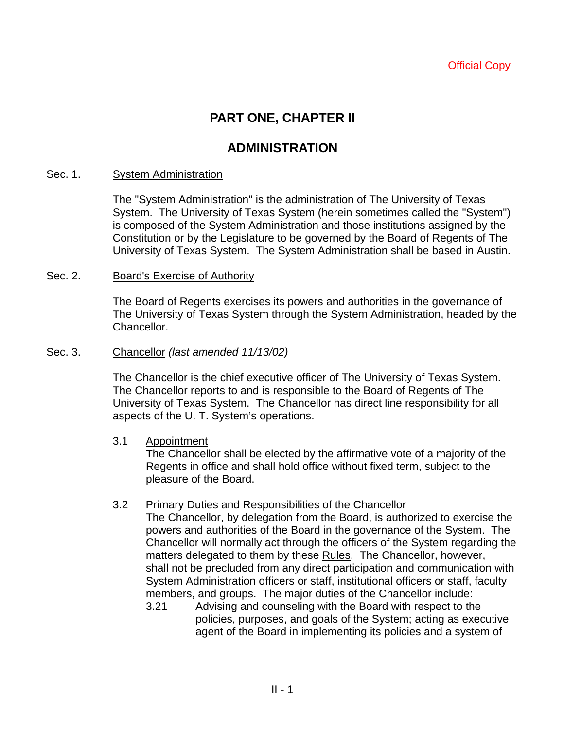Official Copy

# PART ONE, CHAPTER II

## ADMINISTRATION

Sec. 1. System Administration

The "System Administration" is the administration of The University of Texas System. The University of Texas System (herein sometimes called the "System") is composed of the System Administration and those institutions assigned by the Constitution or by the Legislature to be governed by the Board of Regents of The University of Texas System. The System Administration shall be based in Austin.

Sec. 2. Board's Exercise of Authority

The Board of Regents exercises its powers and authorities in the governance of The University of Texas System through the System Administration, headed by the Chancellor.

Sec. 3. Chancellor *(last amended 11/13/02)*

The Chancellor is the chief executive officer of The University of Texas System. The Chancellor reports to and is responsible to the Board of Regents of The University of Texas System. The Chancellor has direct line responsibility for all aspects of the U. T. System's operations.

3.1 Appointment
The Chancellor shall be elected by the affirmative vote of a majority of the Regents in office and shall hold office without fixed term, subject to the pleasure of the Board.

3.2 Primary Duties and Responsibilities of the Chancellor
The Chancellor, by delegation from the Board, is authorized to exercise the powers and authorities of the Board in the governance of the System. The Chancellor will normally act through the officers of the System regarding the matters delegated to them by these Rules. The Chancellor, however, shall not be precluded from any direct participation and communication with System Administration officers or staff, institutional officers or staff, faculty members, and groups. The major duties of the Chancellor include:

3.21 Advising and counseling with the Board with respect to the policies, purposes, and goals of the System; acting as executive agent of the Board in implementing its policies and a system of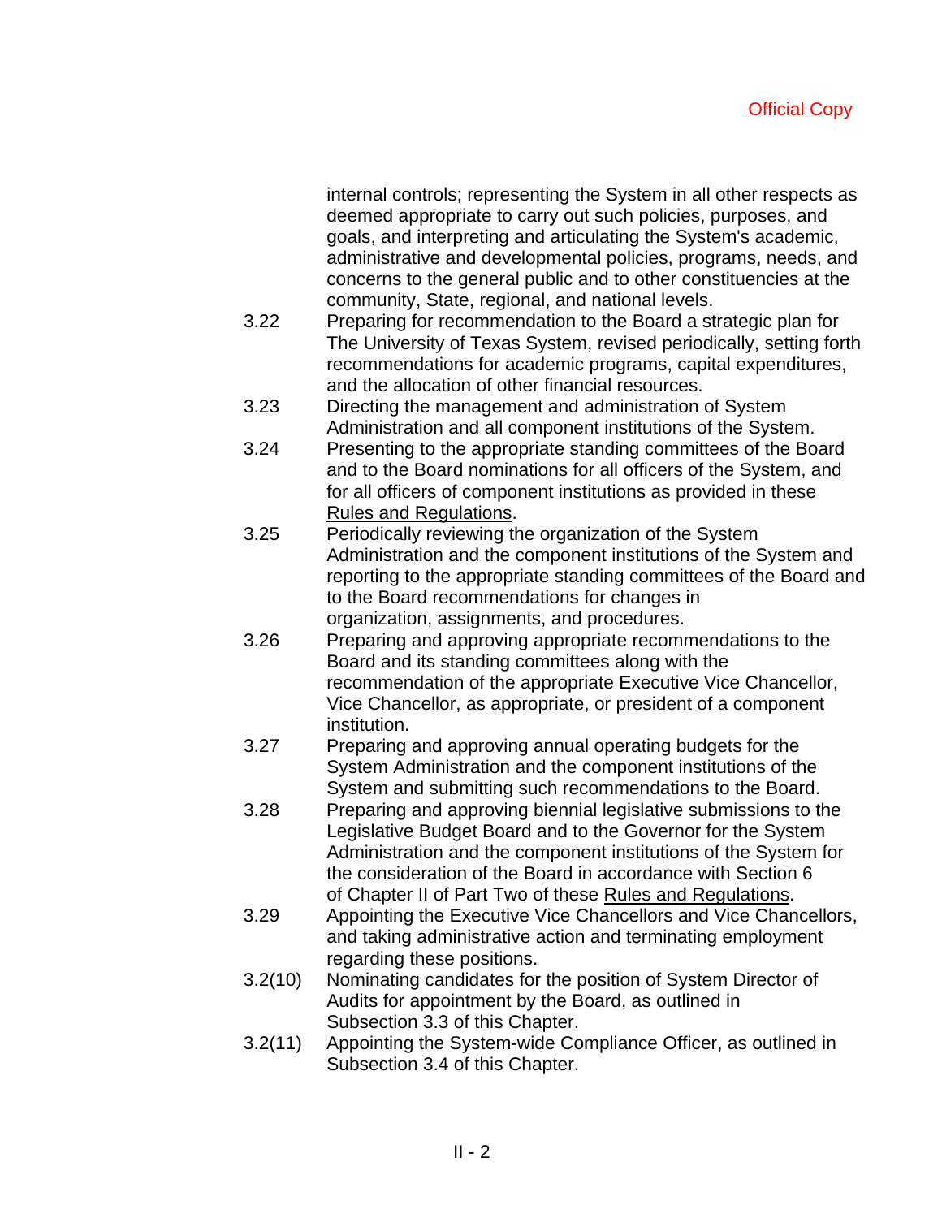internal controls; representing the System in all other respects as deemed appropriate to carry out such policies, purposes, and goals, and interpreting and articulating the System's academic, administrative and developmental policies, programs, needs, and concerns to the general public and to other constituencies at the community, State, regional, and national levels.

3.22 Preparing for recommendation to the Board a strategic plan for The University of Texas System, revised periodically, setting forth recommendations for academic programs, capital expenditures, and the allocation of other financial resources.

3.23 Directing the management and administration of System Administration and all component institutions of the System.

3.24 Presenting to the appropriate standing committees of the Board and to the Board nominations for all officers of the System, and for all officers of component institutions as provided in these Rules and Regulations.

3.25 Periodically reviewing the organization of the System Administration and the component institutions of the System and reporting to the appropriate standing committees of the Board and to the Board recommendations for changes in organization, assignments, and procedures.

3.26 Preparing and approving appropriate recommendations to the Board and its standing committees along with the recommendation of the appropriate Executive Vice Chancellor, Vice Chancellor, as appropriate, or president of a component institution.

3.27 Preparing and approving annual operating budgets for the System Administration and the component institutions of the System and submitting such recommendations to the Board.

3.28 Preparing and approving biennial legislative submissions to the Legislative Budget Board and to the Governor for the System Administration and the component institutions of the System for the consideration of the Board in accordance with Section 6 of Chapter II of Part Two of these Rules and Regulations.

3.29 Appointing the Executive Vice Chancellors and Vice Chancellors, and taking administrative action and terminating employment regarding these positions.

3.2(10) Nominating candidates for the position of System Director of Audits for appointment by the Board, as outlined in Subsection 3.3 of this Chapter.

3.2(11) Appointing the System-wide Compliance Officer, as outlined in Subsection 3.4 of this Chapter.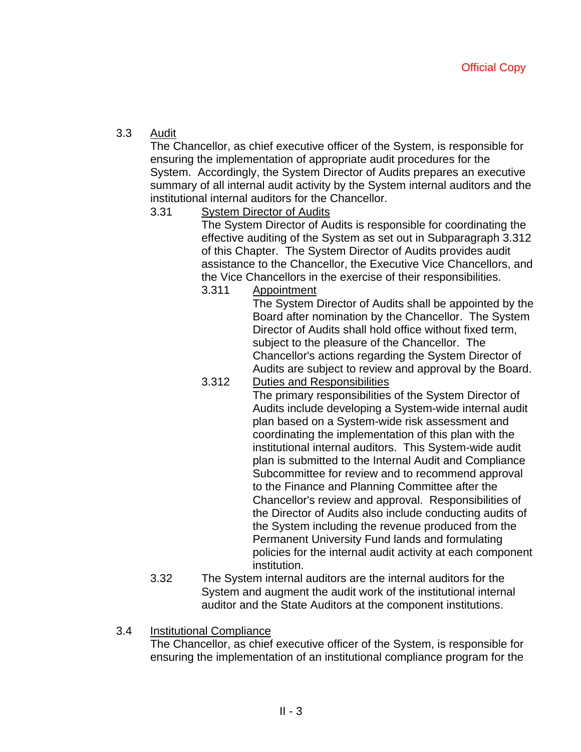3.3 Audit

The Chancellor, as chief executive officer of the System, is responsible for ensuring the implementation of appropriate audit procedures for the System. Accordingly, the System Director of Audits prepares an executive summary of all internal audit activity by the System internal auditors and the institutional internal auditors for the Chancellor.

3.31 System Director of Audits

The System Director of Audits is responsible for coordinating the effective auditing of the System as set out in Subparagraph 3.312 of this Chapter. The System Director of Audits provides audit assistance to the Chancellor, the Executive Vice Chancellors, and the Vice Chancellors in the exercise of their responsibilities.

3.311 Appointment

The System Director of Audits shall be appointed by the Board after nomination by the Chancellor. The System Director of Audits shall hold office without fixed term, subject to the pleasure of the Chancellor. The Chancellor's actions regarding the System Director of Audits are subject to review and approval by the Board.

3.312 Duties and Responsibilities

The primary responsibilities of the System Director of Audits include developing a System-wide internal audit plan based on a System-wide risk assessment and coordinating the implementation of this plan with the institutional internal auditors. This System-wide audit plan is submitted to the Internal Audit and Compliance Subcommittee for review and to recommend approval to the Finance and Planning Committee after the Chancellor's review and approval. Responsibilities of the Director of Audits also include conducting audits of the System including the revenue produced from the Permanent University Fund lands and formulating policies for the internal audit activity at each component institution.

3.32 The System internal auditors are the internal auditors for the System and augment the audit work of the institutional internal auditor and the State Auditors at the component institutions.

3.4 Institutional Compliance

The Chancellor, as chief executive officer of the System, is responsible for ensuring the implementation of an institutional compliance program for the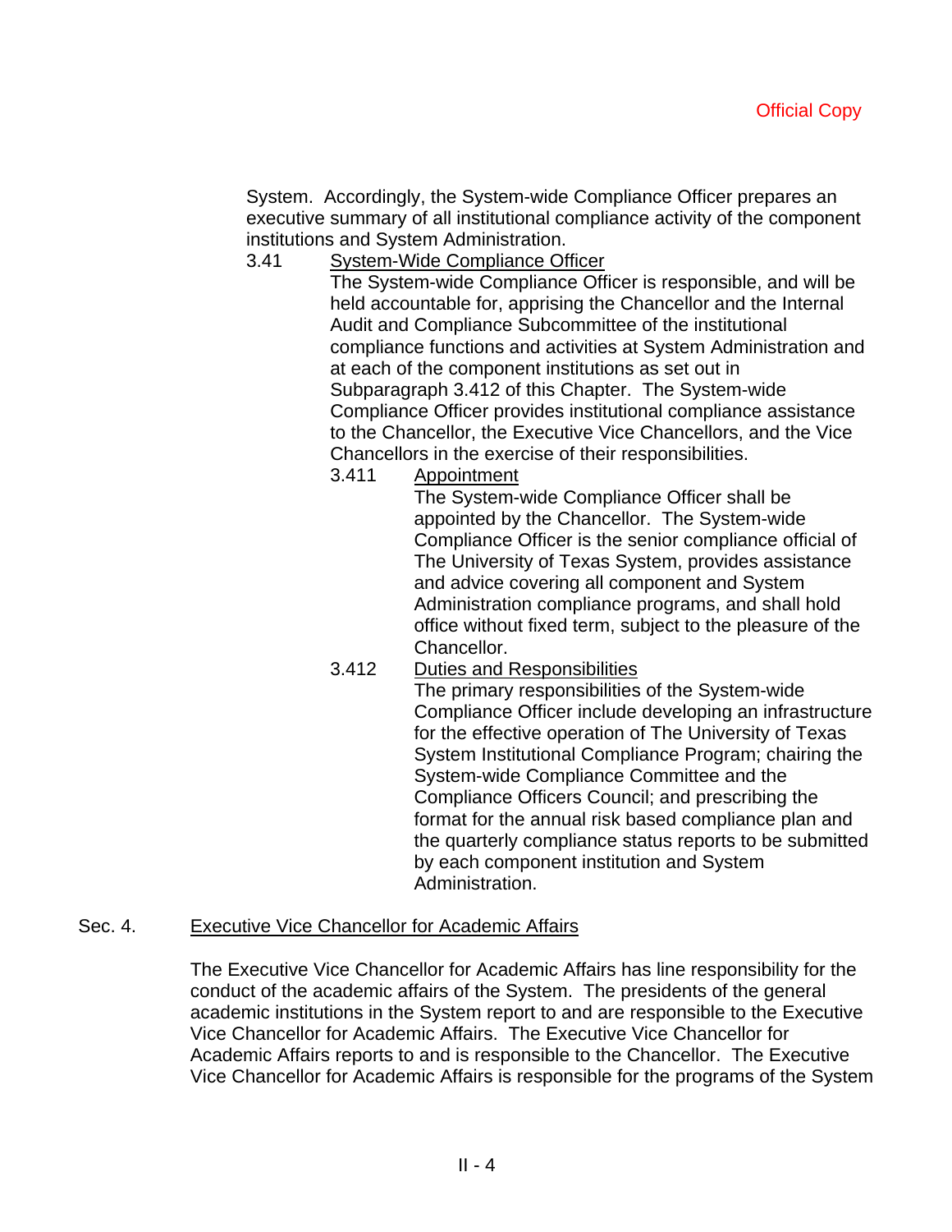System. Accordingly, the System-wide Compliance Officer prepares an executive summary of all institutional compliance activity of the component institutions and System Administration.

3.41 System-Wide Compliance Officer

The System-wide Compliance Officer is responsible, and will be held accountable for, apprising the Chancellor and the Internal Audit and Compliance Subcommittee of the institutional compliance functions and activities at System Administration and at each of the component institutions as set out in Subparagraph 3.412 of this Chapter. The System-wide Compliance Officer provides institutional compliance assistance to the Chancellor, the Executive Vice Chancellors, and the Vice Chancellors in the exercise of their responsibilities.

3.411 Appointment

The System-wide Compliance Officer shall be appointed by the Chancellor. The System-wide Compliance Officer is the senior compliance official of The University of Texas System, provides assistance and advice covering all component and System Administration compliance programs, and shall hold office without fixed term, subject to the pleasure of the Chancellor.

3.412 Duties and Responsibilities

The primary responsibilities of the System-wide Compliance Officer include developing an infrastructure for the effective operation of The University of Texas System Institutional Compliance Program; chairing the System-wide Compliance Committee and the Compliance Officers Council; and prescribing the format for the annual risk based compliance plan and the quarterly compliance status reports to be submitted by each component institution and System Administration.

## Sec. 4. Executive Vice Chancellor for Academic Affairs

The Executive Vice Chancellor for Academic Affairs has line responsibility for the conduct of the academic affairs of the System. The presidents of the general academic institutions in the System report to and are responsible to the Executive Vice Chancellor for Academic Affairs. The Executive Vice Chancellor for Academic Affairs reports to and is responsible to the Chancellor. The Executive Vice Chancellor for Academic Affairs is responsible for the programs of the System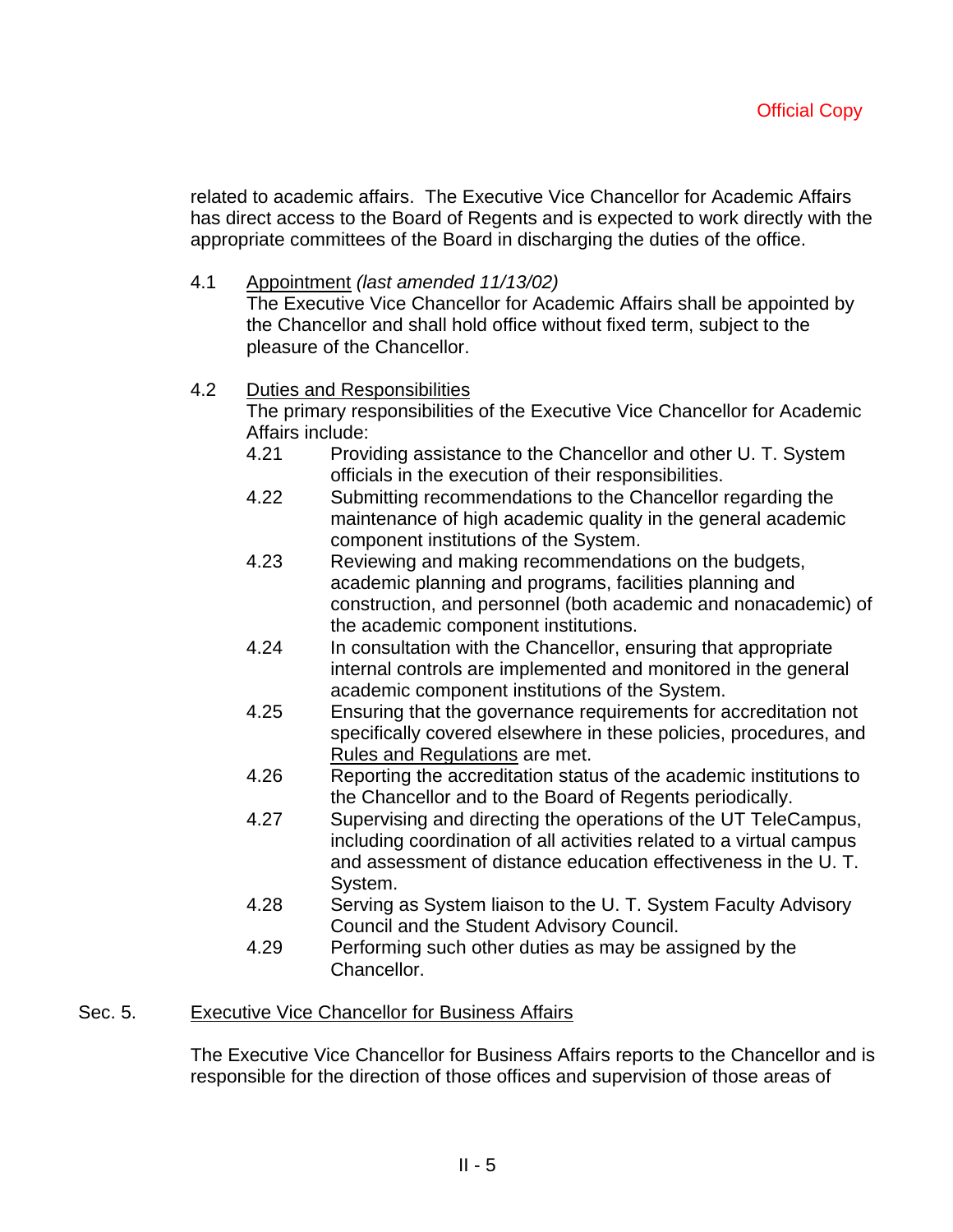related to academic affairs. The Executive Vice Chancellor for Academic Affairs has direct access to the Board of Regents and is expected to work directly with the appropriate committees of the Board in discharging the duties of the office.

4.1 Appointment *(last amended 11/13/02)*
The Executive Vice Chancellor for Academic Affairs shall be appointed by the Chancellor and shall hold office without fixed term, subject to the pleasure of the Chancellor.

4.2 Duties and Responsibilities
The primary responsibilities of the Executive Vice Chancellor for Academic Affairs include:

4.21 Providing assistance to the Chancellor and other U. T. System officials in the execution of their responsibilities.

4.22 Submitting recommendations to the Chancellor regarding the maintenance of high academic quality in the general academic component institutions of the System.

4.23 Reviewing and making recommendations on the budgets, academic planning and programs, facilities planning and construction, and personnel (both academic and nonacademic) of the academic component institutions.

4.24 In consultation with the Chancellor, ensuring that appropriate internal controls are implemented and monitored in the general academic component institutions of the System.

4.25 Ensuring that the governance requirements for accreditation not specifically covered elsewhere in these policies, procedures, and Rules and Regulations are met.

4.26 Reporting the accreditation status of the academic institutions to the Chancellor and to the Board of Regents periodically.

4.27 Supervising and directing the operations of the UT TeleCampus, including coordination of all activities related to a virtual campus and assessment of distance education effectiveness in the U. T. System.

4.28 Serving as System liaison to the U. T. System Faculty Advisory Council and the Student Advisory Council.

4.29 Performing such other duties as may be assigned by the Chancellor.

## Sec. 5. Executive Vice Chancellor for Business Affairs

The Executive Vice Chancellor for Business Affairs reports to the Chancellor and is responsible for the direction of those offices and supervision of those areas of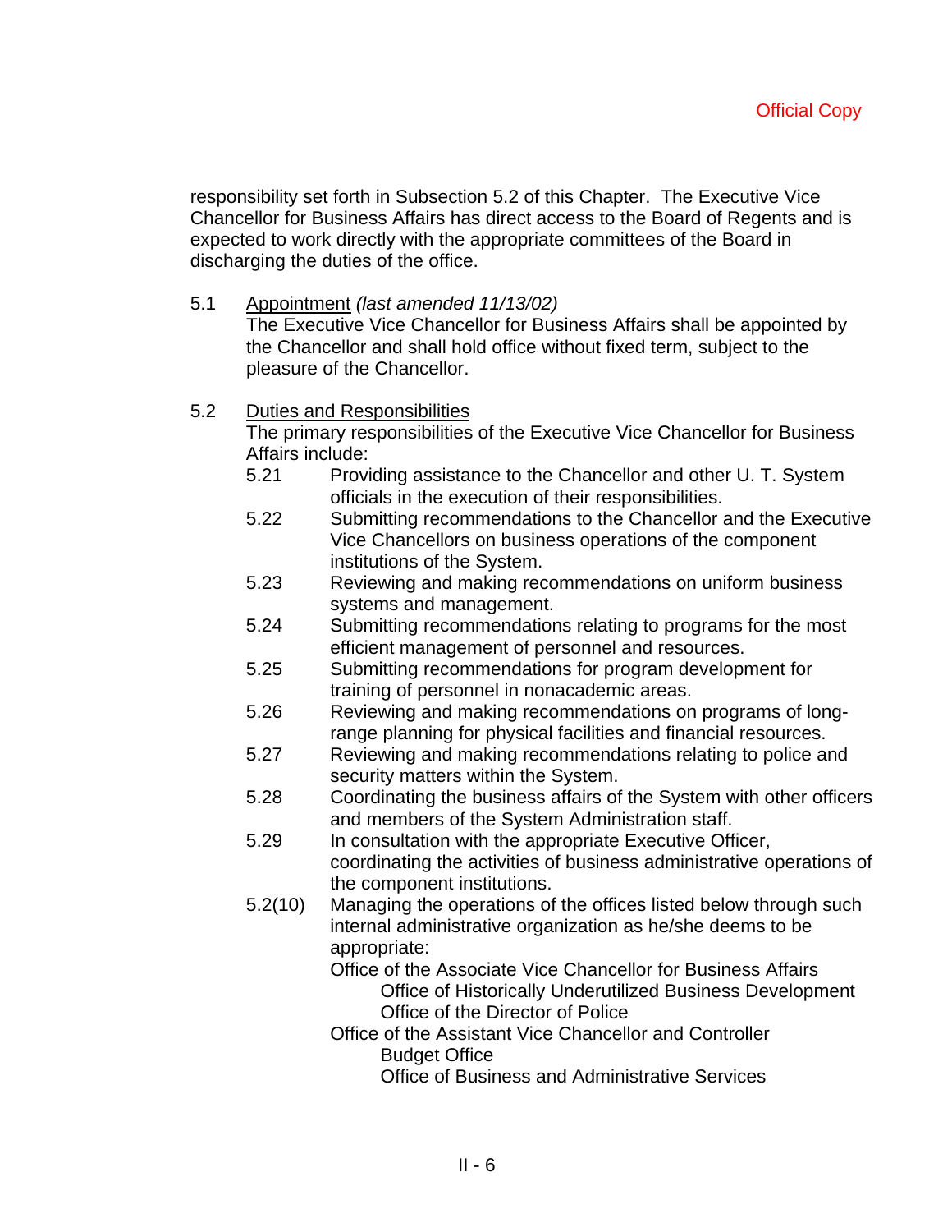responsibility set forth in Subsection 5.2 of this Chapter. The Executive Vice Chancellor for Business Affairs has direct access to the Board of Regents and is expected to work directly with the appropriate committees of the Board in discharging the duties of the office.

5.1 Appointment *(last amended 11/13/02)*
The Executive Vice Chancellor for Business Affairs shall be appointed by the Chancellor and shall hold office without fixed term, subject to the pleasure of the Chancellor.

5.2 Duties and Responsibilities
The primary responsibilities of the Executive Vice Chancellor for Business Affairs include:

5.21 Providing assistance to the Chancellor and other U. T. System officials in the execution of their responsibilities.

5.22 Submitting recommendations to the Chancellor and the Executive Vice Chancellors on business operations of the component institutions of the System.

5.23 Reviewing and making recommendations on uniform business systems and management.

5.24 Submitting recommendations relating to programs for the most efficient management of personnel and resources.

5.25 Submitting recommendations for program development for training of personnel in nonacademic areas.

5.26 Reviewing and making recommendations on programs of long-range planning for physical facilities and financial resources.

5.27 Reviewing and making recommendations relating to police and security matters within the System.

5.28 Coordinating the business affairs of the System with other officers and members of the System Administration staff.

5.29 In consultation with the appropriate Executive Officer, coordinating the activities of business administrative operations of the component institutions.

5.2(10) Managing the operations of the offices listed below through such internal administrative organization as he/she deems to be appropriate:

- Office of the Associate Vice Chancellor for Business Affairs
  - Office of Historically Underutilized Business Development
  - Office of the Director of Police
- Office of the Assistant Vice Chancellor and Controller
  - Budget Office
  - Office of Business and Administrative Services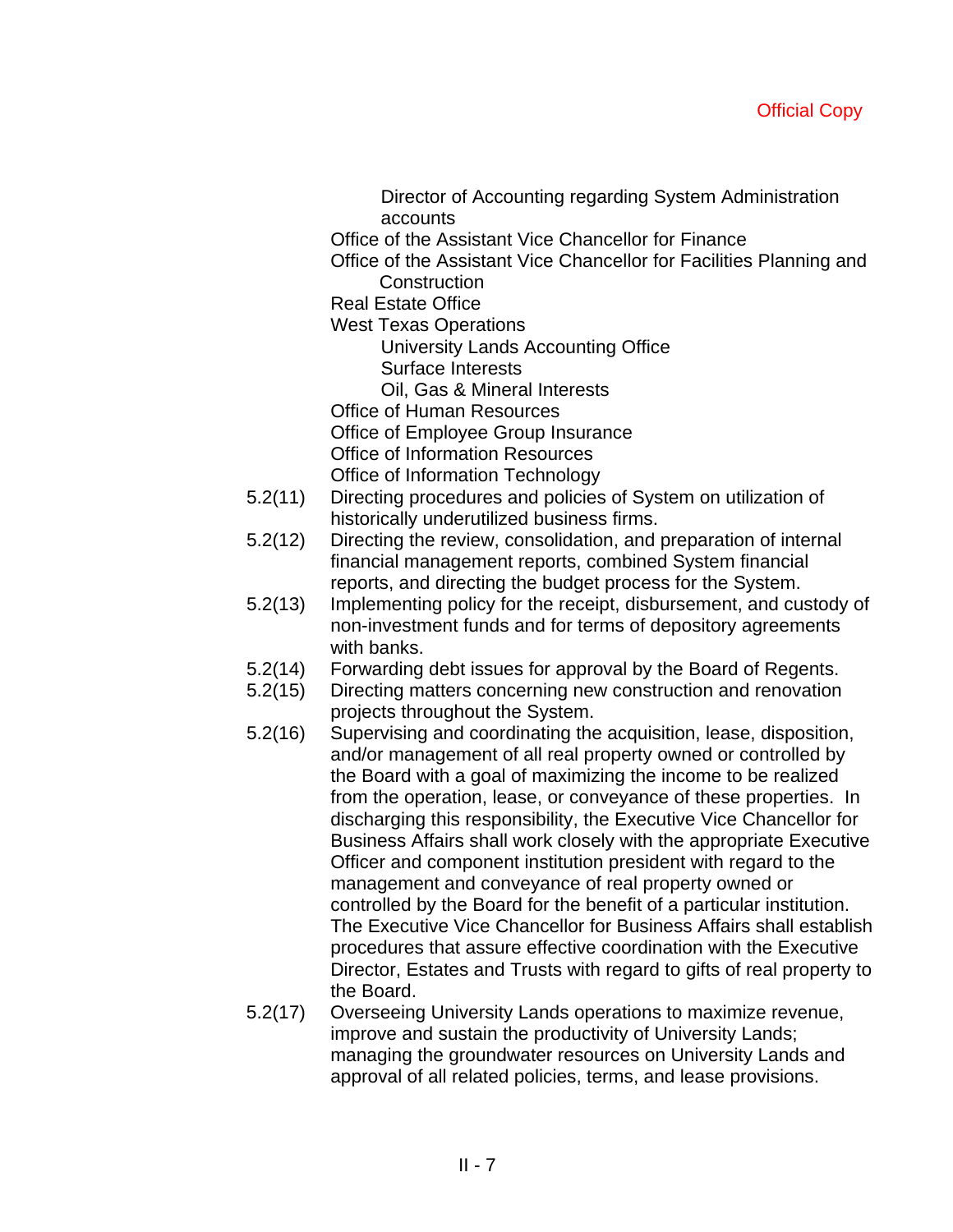Director of Accounting regarding System Administration accounts

Office of the Assistant Vice Chancellor for Finance

Office of the Assistant Vice Chancellor for Facilities Planning and Construction

Real Estate Office

West Texas Operations

University Lands Accounting Office

Surface Interests

Oil, Gas & Mineral Interests

Office of Human Resources

Office of Employee Group Insurance

Office of Information Resources

Office of Information Technology

5.2(11) Directing procedures and policies of System on utilization of historically underutilized business firms.

5.2(12) Directing the review, consolidation, and preparation of internal financial management reports, combined System financial reports, and directing the budget process for the System.

5.2(13) Implementing policy for the receipt, disbursement, and custody of non-investment funds and for terms of depository agreements with banks.

5.2(14) Forwarding debt issues for approval by the Board of Regents.

5.2(15) Directing matters concerning new construction and renovation projects throughout the System.

5.2(16) Supervising and coordinating the acquisition, lease, disposition, and/or management of all real property owned or controlled by the Board with a goal of maximizing the income to be realized from the operation, lease, or conveyance of these properties. In discharging this responsibility, the Executive Vice Chancellor for Business Affairs shall work closely with the appropriate Executive Officer and component institution president with regard to the management and conveyance of real property owned or controlled by the Board for the benefit of a particular institution. The Executive Vice Chancellor for Business Affairs shall establish procedures that assure effective coordination with the Executive Director, Estates and Trusts with regard to gifts of real property to the Board.

5.2(17) Overseeing University Lands operations to maximize revenue, improve and sustain the productivity of University Lands; managing the groundwater resources on University Lands and approval of all related policies, terms, and lease provisions.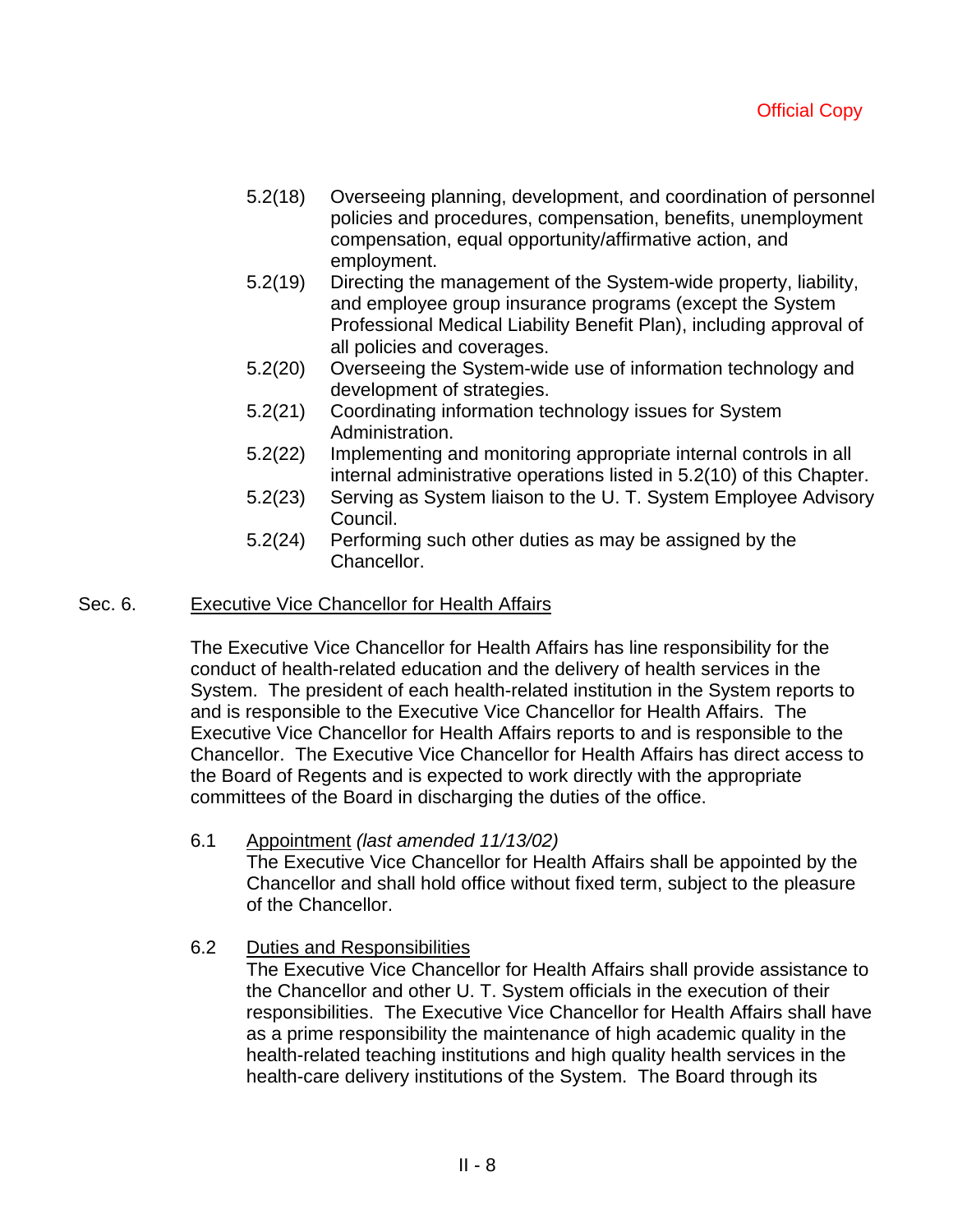5.2(18) Overseeing planning, development, and coordination of personnel policies and procedures, compensation, benefits, unemployment compensation, equal opportunity/affirmative action, and employment.

5.2(19) Directing the management of the System-wide property, liability, and employee group insurance programs (except the System Professional Medical Liability Benefit Plan), including approval of all policies and coverages.

5.2(20) Overseeing the System-wide use of information technology and development of strategies.

5.2(21) Coordinating information technology issues for System Administration.

5.2(22) Implementing and monitoring appropriate internal controls in all internal administrative operations listed in 5.2(10) of this Chapter.

5.2(23) Serving as System liaison to the U. T. System Employee Advisory Council.

5.2(24) Performing such other duties as may be assigned by the Chancellor.

## Sec. 6. Executive Vice Chancellor for Health Affairs

The Executive Vice Chancellor for Health Affairs has line responsibility for the conduct of health-related education and the delivery of health services in the System. The president of each health-related institution in the System reports to and is responsible to the Executive Vice Chancellor for Health Affairs. The Executive Vice Chancellor for Health Affairs reports to and is responsible to the Chancellor. The Executive Vice Chancellor for Health Affairs has direct access to the Board of Regents and is expected to work directly with the appropriate committees of the Board in discharging the duties of the office.

6.1 Appointment *(last amended 11/13/02)*
The Executive Vice Chancellor for Health Affairs shall be appointed by the Chancellor and shall hold office without fixed term, subject to the pleasure of the Chancellor.

6.2 Duties and Responsibilities
The Executive Vice Chancellor for Health Affairs shall provide assistance to the Chancellor and other U. T. System officials in the execution of their responsibilities. The Executive Vice Chancellor for Health Affairs shall have as a prime responsibility the maintenance of high academic quality in the health-related teaching institutions and high quality health services in the health-care delivery institutions of the System. The Board through its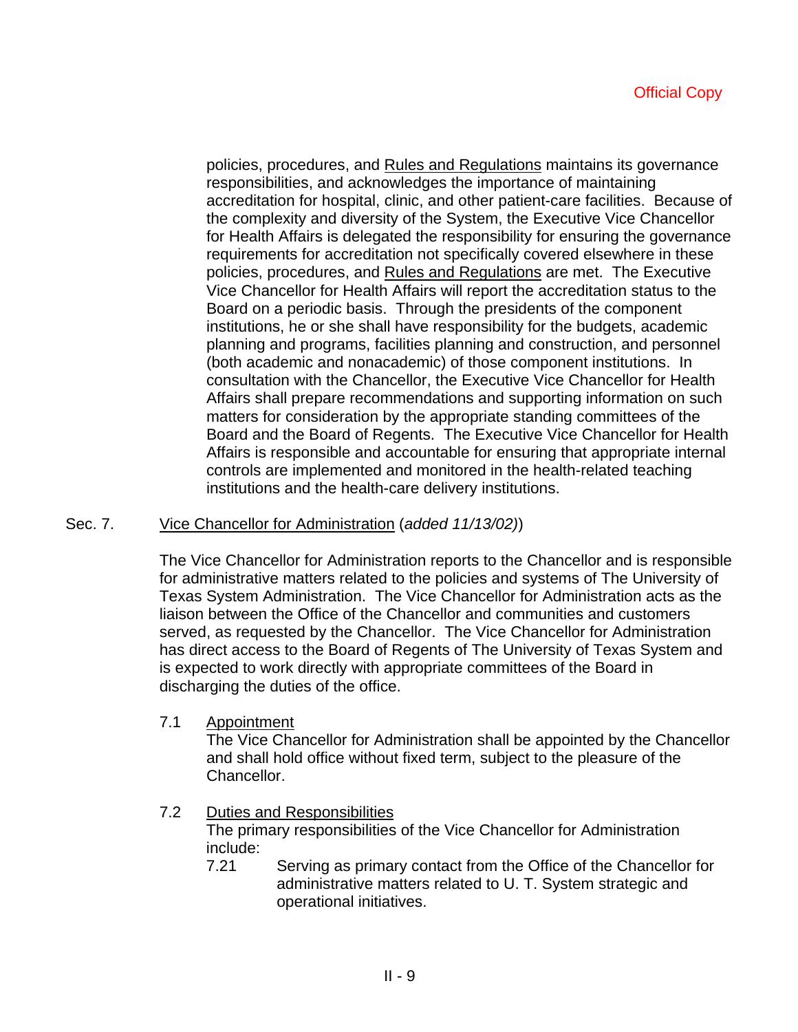policies, procedures, and Rules and Regulations maintains its governance responsibilities, and acknowledges the importance of maintaining accreditation for hospital, clinic, and other patient-care facilities. Because of the complexity and diversity of the System, the Executive Vice Chancellor for Health Affairs is delegated the responsibility for ensuring the governance requirements for accreditation not specifically covered elsewhere in these policies, procedures, and Rules and Regulations are met. The Executive Vice Chancellor for Health Affairs will report the accreditation status to the Board on a periodic basis. Through the presidents of the component institutions, he or she shall have responsibility for the budgets, academic planning and programs, facilities planning and construction, and personnel (both academic and nonacademic) of those component institutions. In consultation with the Chancellor, the Executive Vice Chancellor for Health Affairs shall prepare recommendations and supporting information on such matters for consideration by the appropriate standing committees of the Board and the Board of Regents. The Executive Vice Chancellor for Health Affairs is responsible and accountable for ensuring that appropriate internal controls are implemented and monitored in the health-related teaching institutions and the health-care delivery institutions.

Sec. 7. Vice Chancellor for Administration (*added 11/13/02)*)

The Vice Chancellor for Administration reports to the Chancellor and is responsible for administrative matters related to the policies and systems of The University of Texas System Administration. The Vice Chancellor for Administration acts as the liaison between the Office of the Chancellor and communities and customers served, as requested by the Chancellor. The Vice Chancellor for Administration has direct access to the Board of Regents of The University of Texas System and is expected to work directly with appropriate committees of the Board in discharging the duties of the office.

7.1 Appointment

The Vice Chancellor for Administration shall be appointed by the Chancellor and shall hold office without fixed term, subject to the pleasure of the Chancellor.

7.2 Duties and Responsibilities

The primary responsibilities of the Vice Chancellor for Administration include:

7.21 Serving as primary contact from the Office of the Chancellor for administrative matters related to U. T. System strategic and operational initiatives.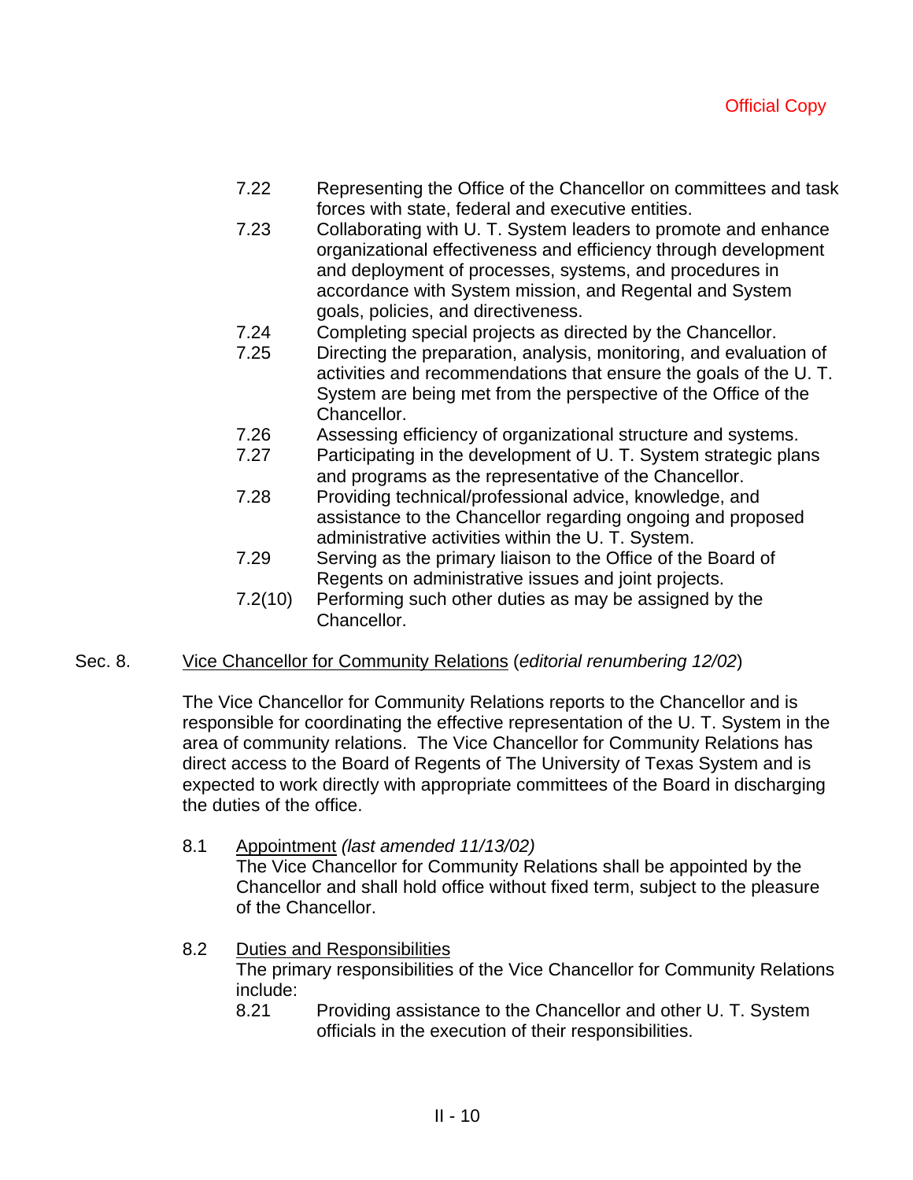7.22 Representing the Office of the Chancellor on committees and task forces with state, federal and executive entities.

7.23 Collaborating with U. T. System leaders to promote and enhance organizational effectiveness and efficiency through development and deployment of processes, systems, and procedures in accordance with System mission, and Regental and System goals, policies, and directiveness.

7.24 Completing special projects as directed by the Chancellor.

7.25 Directing the preparation, analysis, monitoring, and evaluation of activities and recommendations that ensure the goals of the U. T. System are being met from the perspective of the Office of the Chancellor.

7.26 Assessing efficiency of organizational structure and systems.

7.27 Participating in the development of U. T. System strategic plans and programs as the representative of the Chancellor.

7.28 Providing technical/professional advice, knowledge, and assistance to the Chancellor regarding ongoing and proposed administrative activities within the U. T. System.

7.29 Serving as the primary liaison to the Office of the Board of Regents on administrative issues and joint projects.

7.2(10) Performing such other duties as may be assigned by the Chancellor.

## Sec. 8. Vice Chancellor for Community Relations (*editorial renumbering 12/02*)

The Vice Chancellor for Community Relations reports to the Chancellor and is responsible for coordinating the effective representation of the U. T. System in the area of community relations. The Vice Chancellor for Community Relations has direct access to the Board of Regents of The University of Texas System and is expected to work directly with appropriate committees of the Board in discharging the duties of the office.

8.1 Appointment *(last amended 11/13/02)*
The Vice Chancellor for Community Relations shall be appointed by the Chancellor and shall hold office without fixed term, subject to the pleasure of the Chancellor.

8.2 Duties and Responsibilities
The primary responsibilities of the Vice Chancellor for Community Relations include:

8.21 Providing assistance to the Chancellor and other U. T. System officials in the execution of their responsibilities.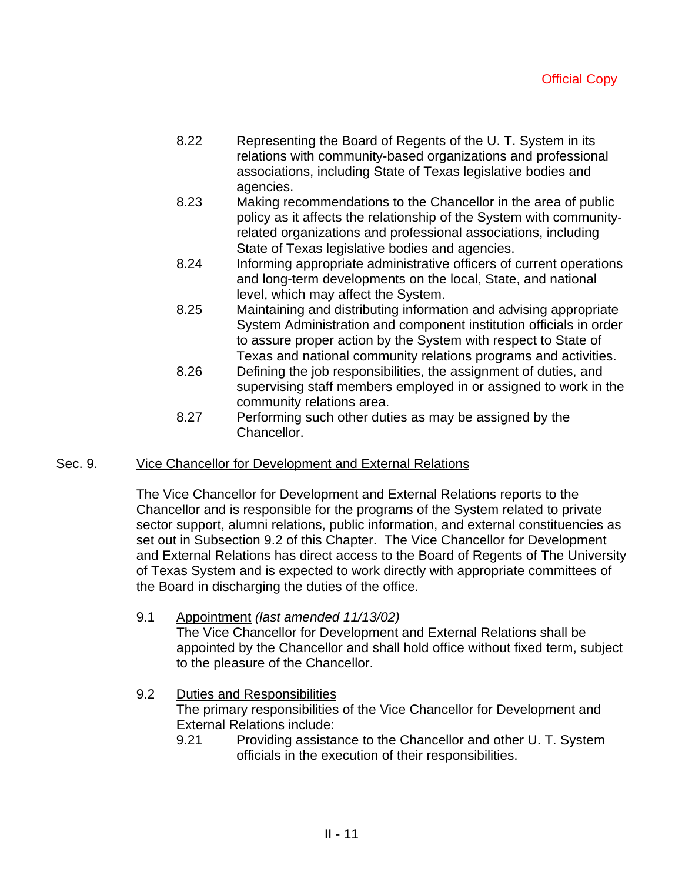8.22 Representing the Board of Regents of the U. T. System in its relations with community-based organizations and professional associations, including State of Texas legislative bodies and agencies.

8.23 Making recommendations to the Chancellor in the area of public policy as it affects the relationship of the System with community-related organizations and professional associations, including State of Texas legislative bodies and agencies.

8.24 Informing appropriate administrative officers of current operations and long-term developments on the local, State, and national level, which may affect the System.

8.25 Maintaining and distributing information and advising appropriate System Administration and component institution officials in order to assure proper action by the System with respect to State of Texas and national community relations programs and activities.

8.26 Defining the job responsibilities, the assignment of duties, and supervising staff members employed in or assigned to work in the community relations area.

8.27 Performing such other duties as may be assigned by the Chancellor.

## Sec. 9. Vice Chancellor for Development and External Relations

The Vice Chancellor for Development and External Relations reports to the Chancellor and is responsible for the programs of the System related to private sector support, alumni relations, public information, and external constituencies as set out in Subsection 9.2 of this Chapter. The Vice Chancellor for Development and External Relations has direct access to the Board of Regents of The University of Texas System and is expected to work directly with appropriate committees of the Board in discharging the duties of the office.

9.1 Appointment *(last amended 11/13/02)*
The Vice Chancellor for Development and External Relations shall be appointed by the Chancellor and shall hold office without fixed term, subject to the pleasure of the Chancellor.

9.2 Duties and Responsibilities
The primary responsibilities of the Vice Chancellor for Development and External Relations include:

9.21 Providing assistance to the Chancellor and other U. T. System officials in the execution of their responsibilities.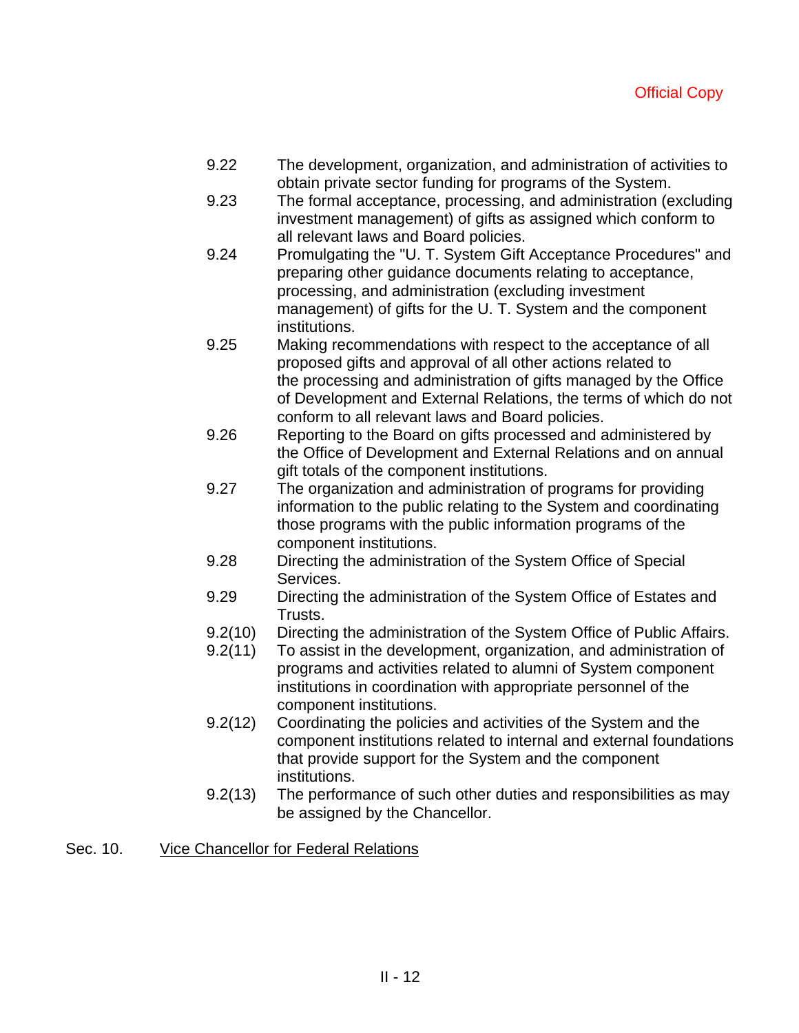9.22 The development, organization, and administration of activities to obtain private sector funding for programs of the System.

9.23 The formal acceptance, processing, and administration (excluding investment management) of gifts as assigned which conform to all relevant laws and Board policies.

9.24 Promulgating the "U. T. System Gift Acceptance Procedures" and preparing other guidance documents relating to acceptance, processing, and administration (excluding investment management) of gifts for the U. T. System and the component institutions.

9.25 Making recommendations with respect to the acceptance of all proposed gifts and approval of all other actions related to the processing and administration of gifts managed by the Office of Development and External Relations, the terms of which do not conform to all relevant laws and Board policies.

9.26 Reporting to the Board on gifts processed and administered by the Office of Development and External Relations and on annual gift totals of the component institutions.

9.27 The organization and administration of programs for providing information to the public relating to the System and coordinating those programs with the public information programs of the component institutions.

9.28 Directing the administration of the System Office of Special Services.

9.29 Directing the administration of the System Office of Estates and Trusts.

9.2(10) Directing the administration of the System Office of Public Affairs.

9.2(11) To assist in the development, organization, and administration of programs and activities related to alumni of System component institutions in coordination with appropriate personnel of the component institutions.

9.2(12) Coordinating the policies and activities of the System and the component institutions related to internal and external foundations that provide support for the System and the component institutions.

9.2(13) The performance of such other duties and responsibilities as may be assigned by the Chancellor.

Sec. 10. Vice Chancellor for Federal Relations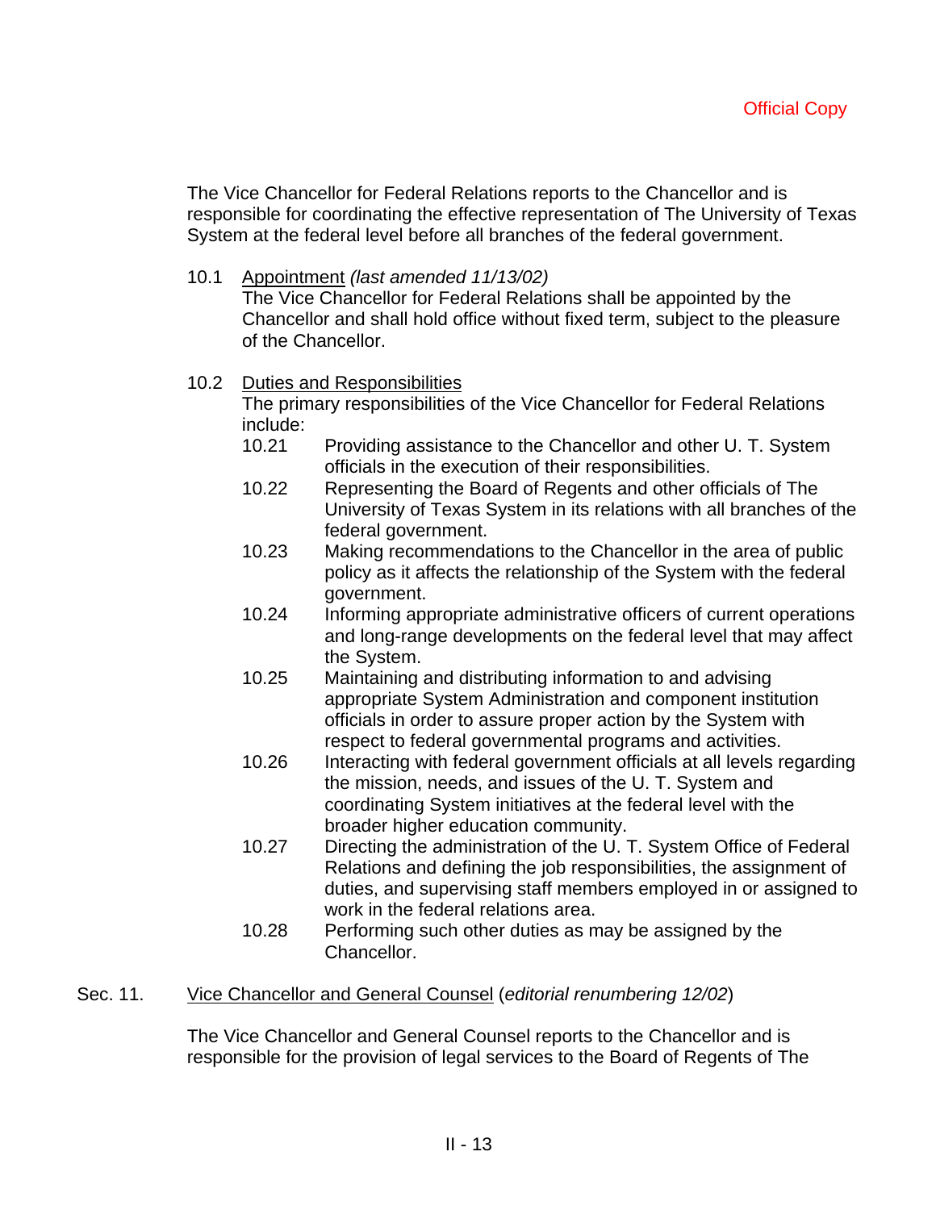The Vice Chancellor for Federal Relations reports to the Chancellor and is responsible for coordinating the effective representation of The University of Texas System at the federal level before all branches of the federal government.

10.1 Appointment *(last amended 11/13/02)*
The Vice Chancellor for Federal Relations shall be appointed by the Chancellor and shall hold office without fixed term, subject to the pleasure of the Chancellor.

10.2 Duties and Responsibilities
The primary responsibilities of the Vice Chancellor for Federal Relations include:

10.21 Providing assistance to the Chancellor and other U. T. System officials in the execution of their responsibilities.

10.22 Representing the Board of Regents and other officials of The University of Texas System in its relations with all branches of the federal government.

10.23 Making recommendations to the Chancellor in the area of public policy as it affects the relationship of the System with the federal government.

10.24 Informing appropriate administrative officers of current operations and long-range developments on the federal level that may affect the System.

10.25 Maintaining and distributing information to and advising appropriate System Administration and component institution officials in order to assure proper action by the System with respect to federal governmental programs and activities.

10.26 Interacting with federal government officials at all levels regarding the mission, needs, and issues of the U. T. System and coordinating System initiatives at the federal level with the broader higher education community.

10.27 Directing the administration of the U. T. System Office of Federal Relations and defining the job responsibilities, the assignment of duties, and supervising staff members employed in or assigned to work in the federal relations area.

10.28 Performing such other duties as may be assigned by the Chancellor.

Sec. 11. Vice Chancellor and General Counsel (*editorial renumbering 12/02*)

The Vice Chancellor and General Counsel reports to the Chancellor and is responsible for the provision of legal services to the Board of Regents of The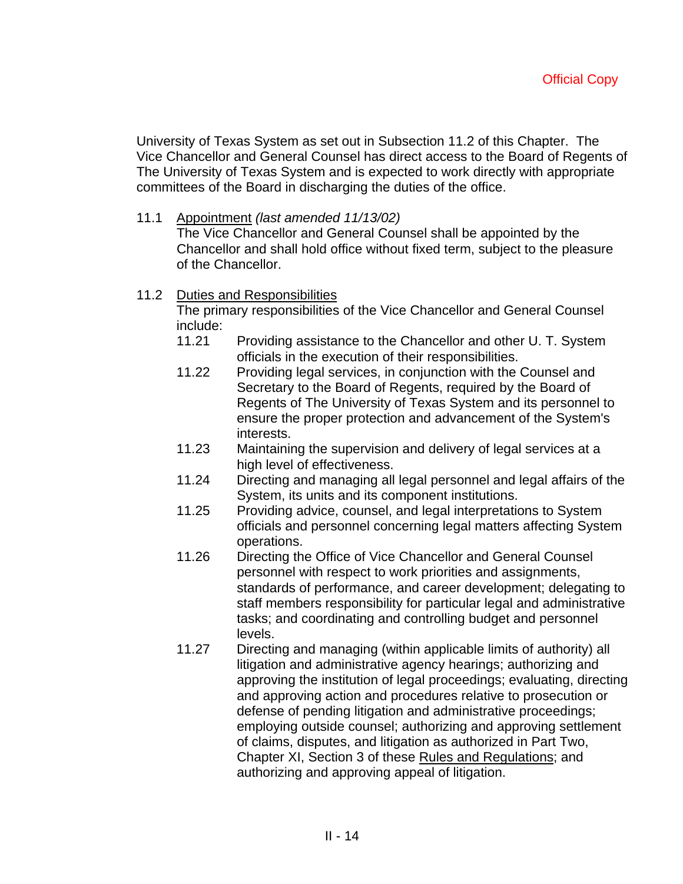University of Texas System as set out in Subsection 11.2 of this Chapter. The Vice Chancellor and General Counsel has direct access to the Board of Regents of The University of Texas System and is expected to work directly with appropriate committees of the Board in discharging the duties of the office.

11.1 Appointment *(last amended 11/13/02)*
The Vice Chancellor and General Counsel shall be appointed by the Chancellor and shall hold office without fixed term, subject to the pleasure of the Chancellor.

11.2 Duties and Responsibilities
The primary responsibilities of the Vice Chancellor and General Counsel include:

11.21 Providing assistance to the Chancellor and other U. T. System officials in the execution of their responsibilities.

11.22 Providing legal services, in conjunction with the Counsel and Secretary to the Board of Regents, required by the Board of Regents of The University of Texas System and its personnel to ensure the proper protection and advancement of the System's interests.

11.23 Maintaining the supervision and delivery of legal services at a high level of effectiveness.

11.24 Directing and managing all legal personnel and legal affairs of the System, its units and its component institutions.

11.25 Providing advice, counsel, and legal interpretations to System officials and personnel concerning legal matters affecting System operations.

11.26 Directing the Office of Vice Chancellor and General Counsel personnel with respect to work priorities and assignments, standards of performance, and career development; delegating to staff members responsibility for particular legal and administrative tasks; and coordinating and controlling budget and personnel levels.

11.27 Directing and managing (within applicable limits of authority) all litigation and administrative agency hearings; authorizing and approving the institution of legal proceedings; evaluating, directing and approving action and procedures relative to prosecution or defense of pending litigation and administrative proceedings; employing outside counsel; authorizing and approving settlement of claims, disputes, and litigation as authorized in Part Two, Chapter XI, Section 3 of these Rules and Regulations; and authorizing and approving appeal of litigation.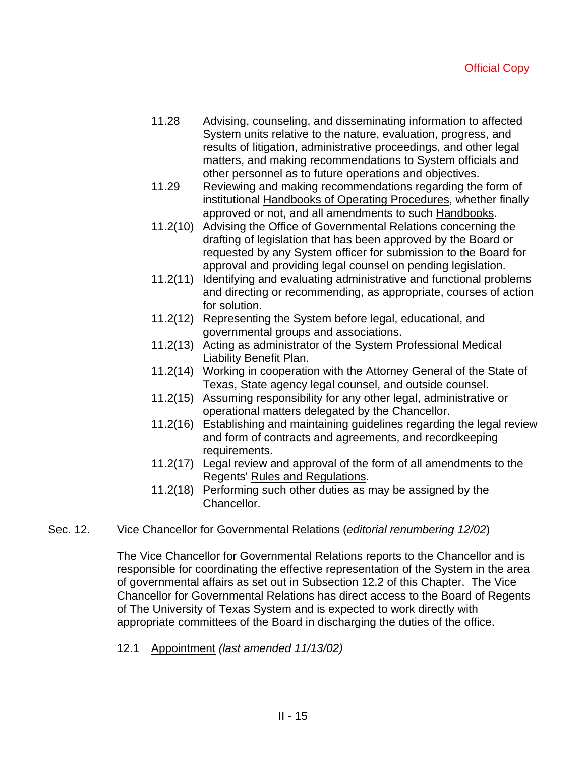11.28 Advising, counseling, and disseminating information to affected System units relative to the nature, evaluation, progress, and results of litigation, administrative proceedings, and other legal matters, and making recommendations to System officials and other personnel as to future operations and objectives.

11.29 Reviewing and making recommendations regarding the form of institutional Handbooks of Operating Procedures, whether finally approved or not, and all amendments to such Handbooks.

11.2(10) Advising the Office of Governmental Relations concerning the drafting of legislation that has been approved by the Board or requested by any System officer for submission to the Board for approval and providing legal counsel on pending legislation.

11.2(11) Identifying and evaluating administrative and functional problems and directing or recommending, as appropriate, courses of action for solution.

11.2(12) Representing the System before legal, educational, and governmental groups and associations.

11.2(13) Acting as administrator of the System Professional Medical Liability Benefit Plan.

11.2(14) Working in cooperation with the Attorney General of the State of Texas, State agency legal counsel, and outside counsel.

11.2(15) Assuming responsibility for any other legal, administrative or operational matters delegated by the Chancellor.

11.2(16) Establishing and maintaining guidelines regarding the legal review and form of contracts and agreements, and recordkeeping requirements.

11.2(17) Legal review and approval of the form of all amendments to the Regents' Rules and Regulations.

11.2(18) Performing such other duties as may be assigned by the Chancellor.

## Sec. 12. Vice Chancellor for Governmental Relations (*editorial renumbering 12/02*)

The Vice Chancellor for Governmental Relations reports to the Chancellor and is responsible for coordinating the effective representation of the System in the area of governmental affairs as set out in Subsection 12.2 of this Chapter. The Vice Chancellor for Governmental Relations has direct access to the Board of Regents of The University of Texas System and is expected to work directly with appropriate committees of the Board in discharging the duties of the office.

12.1 Appointment *(last amended 11/13/02)*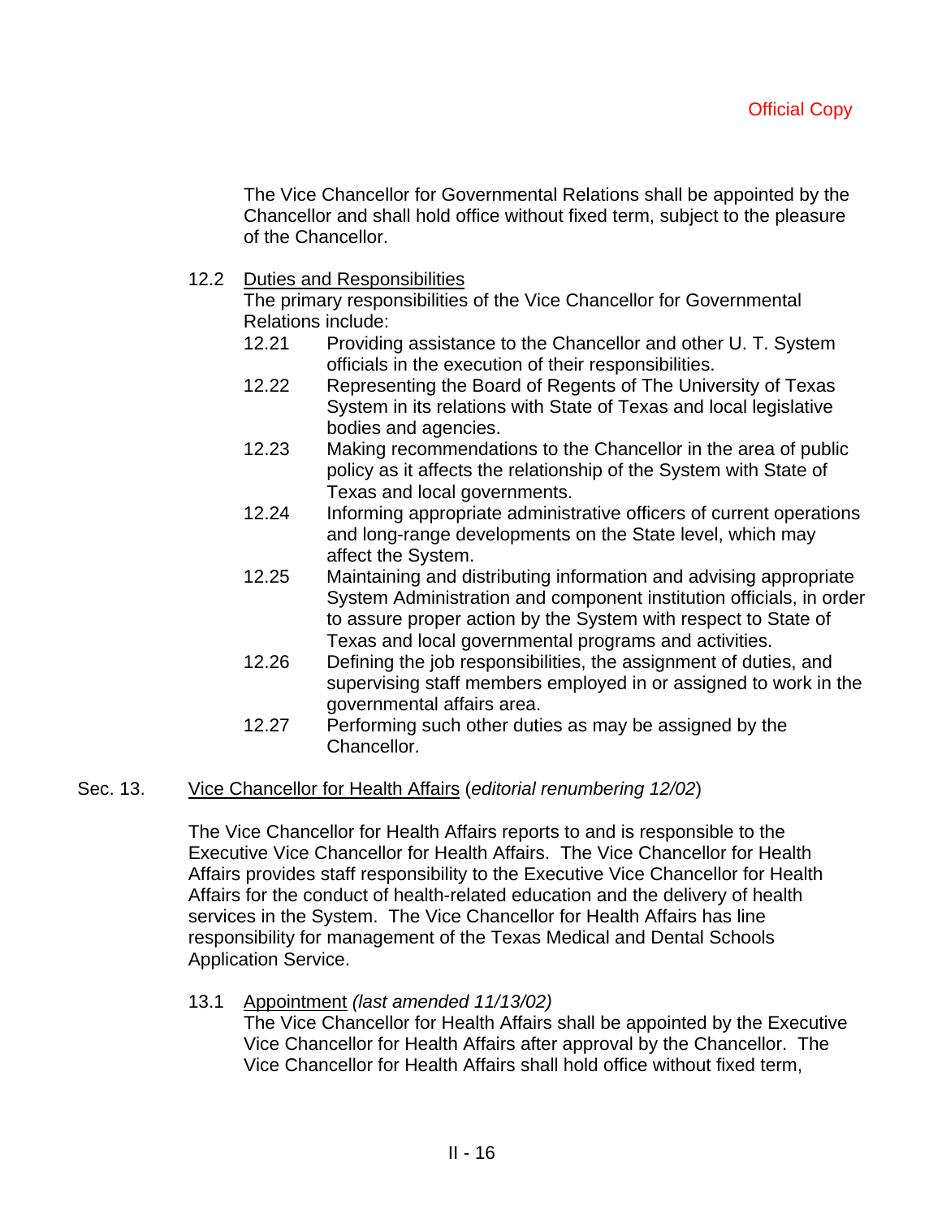Official Copy

The Vice Chancellor for Governmental Relations shall be appointed by the Chancellor and shall hold office without fixed term, subject to the pleasure of the Chancellor.

12.2 Duties and Responsibilities

The primary responsibilities of the Vice Chancellor for Governmental Relations include:

12.21 Providing assistance to the Chancellor and other U. T. System officials in the execution of their responsibilities.

12.22 Representing the Board of Regents of The University of Texas System in its relations with State of Texas and local legislative bodies and agencies.

12.23 Making recommendations to the Chancellor in the area of public policy as it affects the relationship of the System with State of Texas and local governments.

12.24 Informing appropriate administrative officers of current operations and long-range developments on the State level, which may affect the System.

12.25 Maintaining and distributing information and advising appropriate System Administration and component institution officials, in order to assure proper action by the System with respect to State of Texas and local governmental programs and activities.

12.26 Defining the job responsibilities, the assignment of duties, and supervising staff members employed in or assigned to work in the governmental affairs area.

12.27 Performing such other duties as may be assigned by the Chancellor.

## Sec. 13. Vice Chancellor for Health Affairs (*editorial renumbering 12/02*)

The Vice Chancellor for Health Affairs reports to and is responsible to the Executive Vice Chancellor for Health Affairs. The Vice Chancellor for Health Affairs provides staff responsibility to the Executive Vice Chancellor for Health Affairs for the conduct of health-related education and the delivery of health services in the System. The Vice Chancellor for Health Affairs has line responsibility for management of the Texas Medical and Dental Schools Application Service.

13.1 Appointment *(last amended 11/13/02)*

The Vice Chancellor for Health Affairs shall be appointed by the Executive Vice Chancellor for Health Affairs after approval by the Chancellor. The Vice Chancellor for Health Affairs shall hold office without fixed term,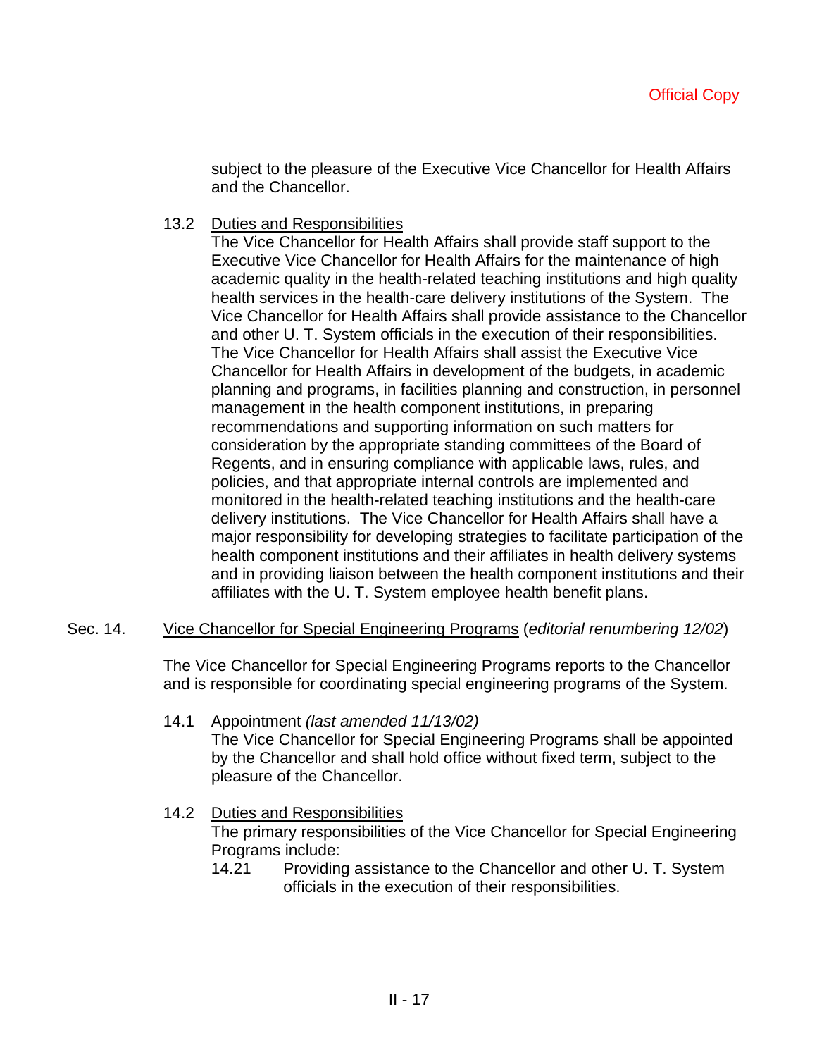subject to the pleasure of the Executive Vice Chancellor for Health Affairs and the Chancellor.

13.2 Duties and Responsibilities

The Vice Chancellor for Health Affairs shall provide staff support to the Executive Vice Chancellor for Health Affairs for the maintenance of high academic quality in the health-related teaching institutions and high quality health services in the health-care delivery institutions of the System. The Vice Chancellor for Health Affairs shall provide assistance to the Chancellor and other U. T. System officials in the execution of their responsibilities. The Vice Chancellor for Health Affairs shall assist the Executive Vice Chancellor for Health Affairs in development of the budgets, in academic planning and programs, in facilities planning and construction, in personnel management in the health component institutions, in preparing recommendations and supporting information on such matters for consideration by the appropriate standing committees of the Board of Regents, and in ensuring compliance with applicable laws, rules, and policies, and that appropriate internal controls are implemented and monitored in the health-related teaching institutions and the health-care delivery institutions. The Vice Chancellor for Health Affairs shall have a major responsibility for developing strategies to facilitate participation of the health component institutions and their affiliates in health delivery systems and in providing liaison between the health component institutions and their affiliates with the U. T. System employee health benefit plans.

## Sec. 14. Vice Chancellor for Special Engineering Programs (*editorial renumbering 12/02*)

The Vice Chancellor for Special Engineering Programs reports to the Chancellor and is responsible for coordinating special engineering programs of the System.

14.1 Appointment *(last amended 11/13/02)*

The Vice Chancellor for Special Engineering Programs shall be appointed by the Chancellor and shall hold office without fixed term, subject to the pleasure of the Chancellor.

14.2 Duties and Responsibilities

The primary responsibilities of the Vice Chancellor for Special Engineering Programs include:

14.21 Providing assistance to the Chancellor and other U. T. System officials in the execution of their responsibilities.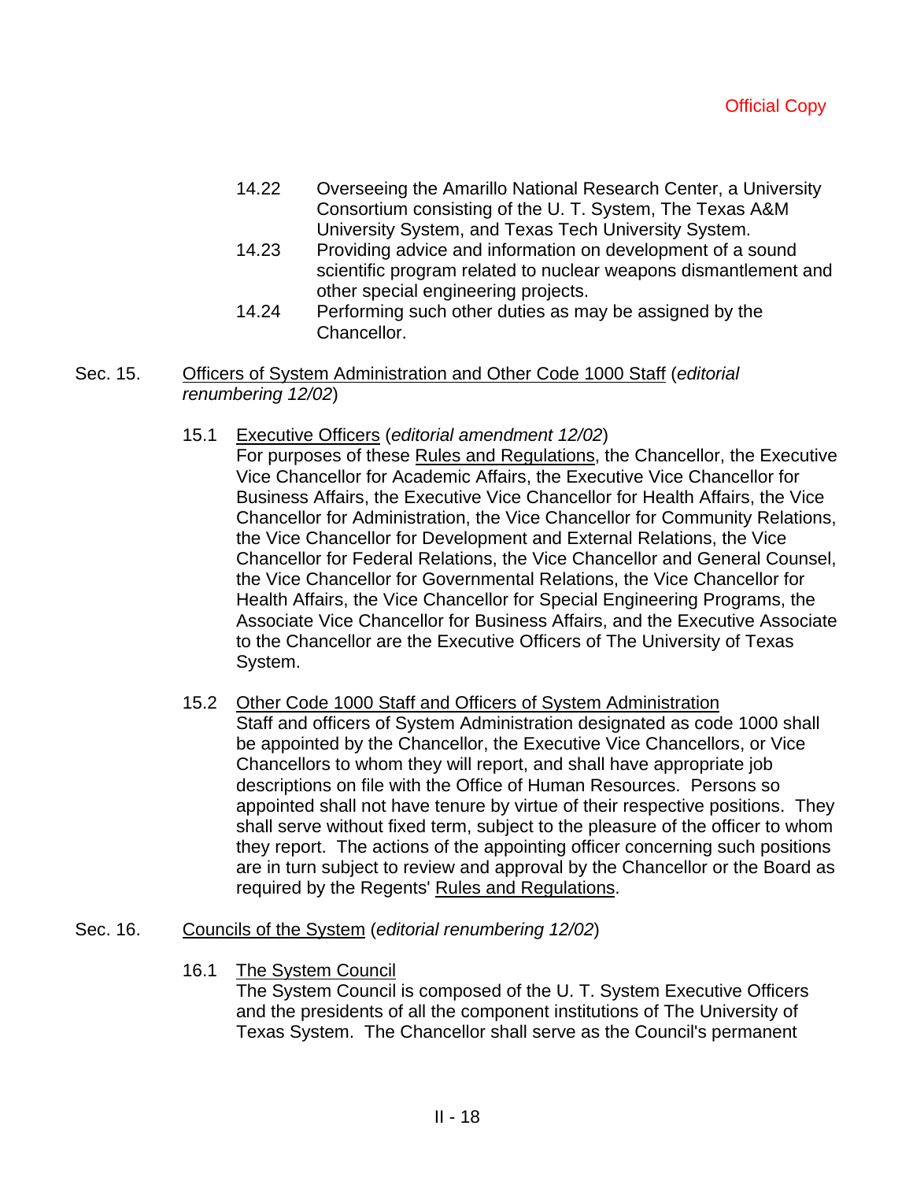14.22 Overseeing the Amarillo National Research Center, a University Consortium consisting of the U. T. System, The Texas A&M University System, and Texas Tech University System.

14.23 Providing advice and information on development of a sound scientific program related to nuclear weapons dismantlement and other special engineering projects.

14.24 Performing such other duties as may be assigned by the Chancellor.

## Sec. 15. Officers of System Administration and Other Code 1000 Staff (*editorial renumbering 12/02*)

15.1 Executive Officers (*editorial amendment 12/02*)

For purposes of these Rules and Regulations, the Chancellor, the Executive Vice Chancellor for Academic Affairs, the Executive Vice Chancellor for Business Affairs, the Executive Vice Chancellor for Health Affairs, the Vice Chancellor for Administration, the Vice Chancellor for Community Relations, the Vice Chancellor for Development and External Relations, the Vice Chancellor for Federal Relations, the Vice Chancellor and General Counsel, the Vice Chancellor for Governmental Relations, the Vice Chancellor for Health Affairs, the Vice Chancellor for Special Engineering Programs, the Associate Vice Chancellor for Business Affairs, and the Executive Associate to the Chancellor are the Executive Officers of The University of Texas System.

15.2 Other Code 1000 Staff and Officers of System Administration

Staff and officers of System Administration designated as code 1000 shall be appointed by the Chancellor, the Executive Vice Chancellors, or Vice Chancellors to whom they will report, and shall have appropriate job descriptions on file with the Office of Human Resources. Persons so appointed shall not have tenure by virtue of their respective positions. They shall serve without fixed term, subject to the pleasure of the officer to whom they report. The actions of the appointing officer concerning such positions are in turn subject to review and approval by the Chancellor or the Board as required by the Regents' Rules and Regulations.

## Sec. 16. Councils of the System (*editorial renumbering 12/02*)

16.1 The System Council

The System Council is composed of the U. T. System Executive Officers and the presidents of all the component institutions of The University of Texas System. The Chancellor shall serve as the Council's permanent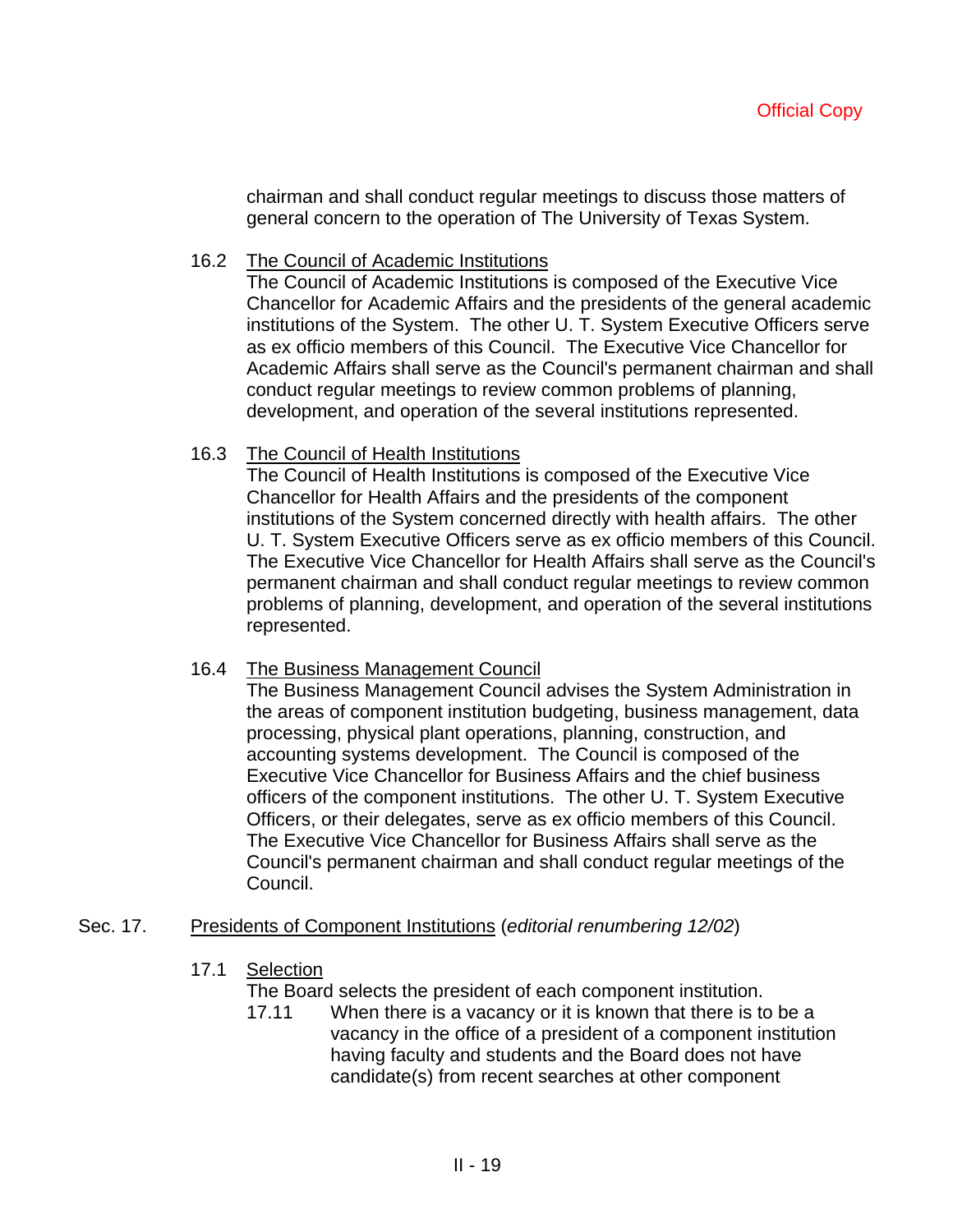chairman and shall conduct regular meetings to discuss those matters of general concern to the operation of The University of Texas System.

16.2 The Council of Academic Institutions

The Council of Academic Institutions is composed of the Executive Vice Chancellor for Academic Affairs and the presidents of the general academic institutions of the System. The other U. T. System Executive Officers serve as ex officio members of this Council. The Executive Vice Chancellor for Academic Affairs shall serve as the Council's permanent chairman and shall conduct regular meetings to review common problems of planning, development, and operation of the several institutions represented.

16.3 The Council of Health Institutions

The Council of Health Institutions is composed of the Executive Vice Chancellor for Health Affairs and the presidents of the component institutions of the System concerned directly with health affairs. The other U. T. System Executive Officers serve as ex officio members of this Council. The Executive Vice Chancellor for Health Affairs shall serve as the Council's permanent chairman and shall conduct regular meetings to review common problems of planning, development, and operation of the several institutions represented.

16.4 The Business Management Council

The Business Management Council advises the System Administration in the areas of component institution budgeting, business management, data processing, physical plant operations, planning, construction, and accounting systems development. The Council is composed of the Executive Vice Chancellor for Business Affairs and the chief business officers of the component institutions. The other U. T. System Executive Officers, or their delegates, serve as ex officio members of this Council. The Executive Vice Chancellor for Business Affairs shall serve as the Council's permanent chairman and shall conduct regular meetings of the Council.

## Sec. 17. Presidents of Component Institutions (*editorial renumbering 12/02*)

17.1 Selection

The Board selects the president of each component institution.

17.11 When there is a vacancy or it is known that there is to be a vacancy in the office of a president of a component institution having faculty and students and the Board does not have candidate(s) from recent searches at other component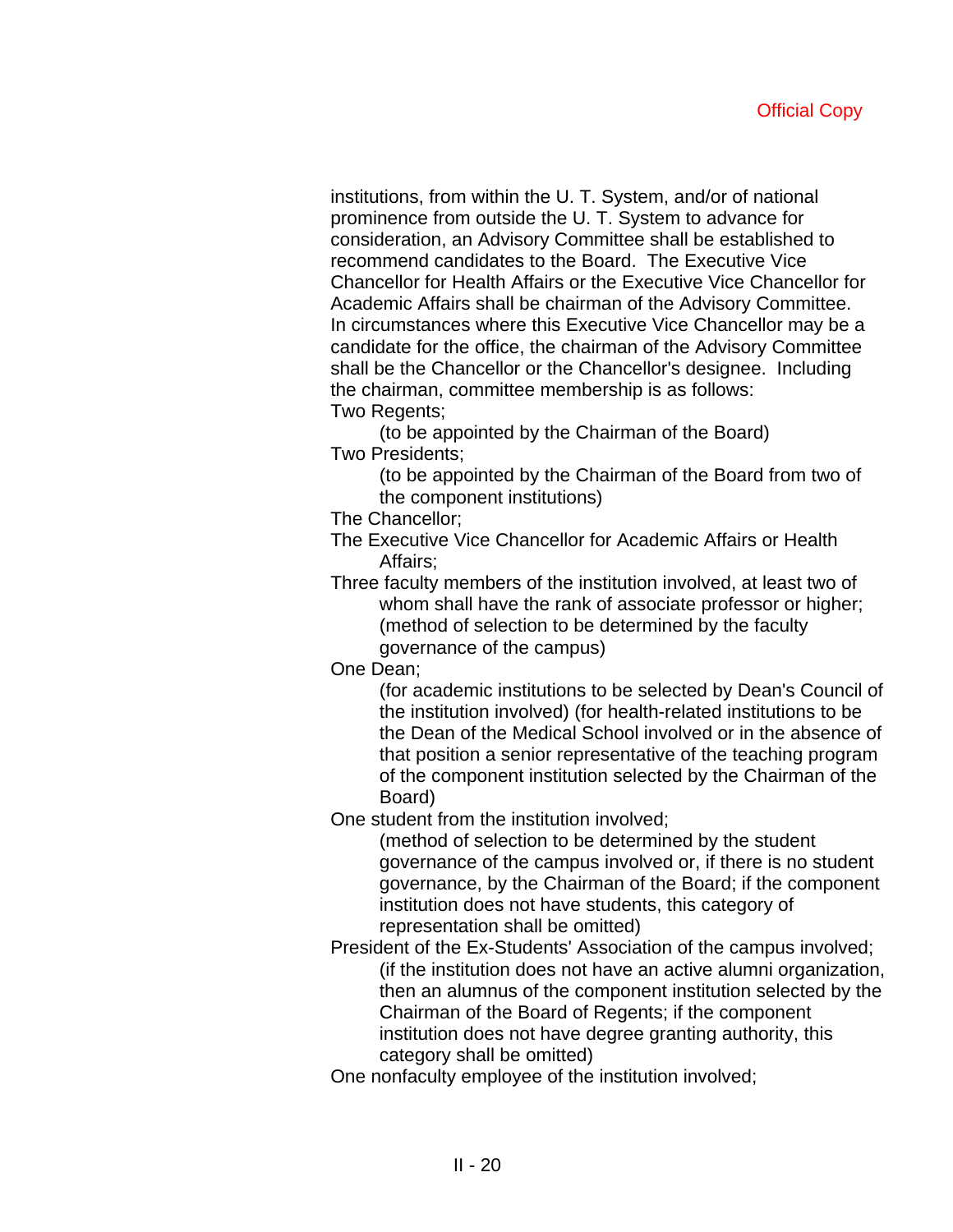institutions, from within the U. T. System, and/or of national prominence from outside the U. T. System to advance for consideration, an Advisory Committee shall be established to recommend candidates to the Board. The Executive Vice Chancellor for Health Affairs or the Executive Vice Chancellor for Academic Affairs shall be chairman of the Advisory Committee. In circumstances where this Executive Vice Chancellor may be a candidate for the office, the chairman of the Advisory Committee shall be the Chancellor or the Chancellor's designee. Including the chairman, committee membership is as follows:

Two Regents;

(to be appointed by the Chairman of the Board)

Two Presidents;

(to be appointed by the Chairman of the Board from two of the component institutions)

The Chancellor;

The Executive Vice Chancellor for Academic Affairs or Health Affairs;

Three faculty members of the institution involved, at least two of whom shall have the rank of associate professor or higher; (method of selection to be determined by the faculty governance of the campus)

One Dean;

(for academic institutions to be selected by Dean's Council of the institution involved) (for health-related institutions to be the Dean of the Medical School involved or in the absence of that position a senior representative of the teaching program of the component institution selected by the Chairman of the Board)

One student from the institution involved;

(method of selection to be determined by the student governance of the campus involved or, if there is no student governance, by the Chairman of the Board; if the component institution does not have students, this category of representation shall be omitted)

President of the Ex-Students' Association of the campus involved;

(if the institution does not have an active alumni organization, then an alumnus of the component institution selected by the Chairman of the Board of Regents; if the component institution does not have degree granting authority, this category shall be omitted)

One nonfaculty employee of the institution involved;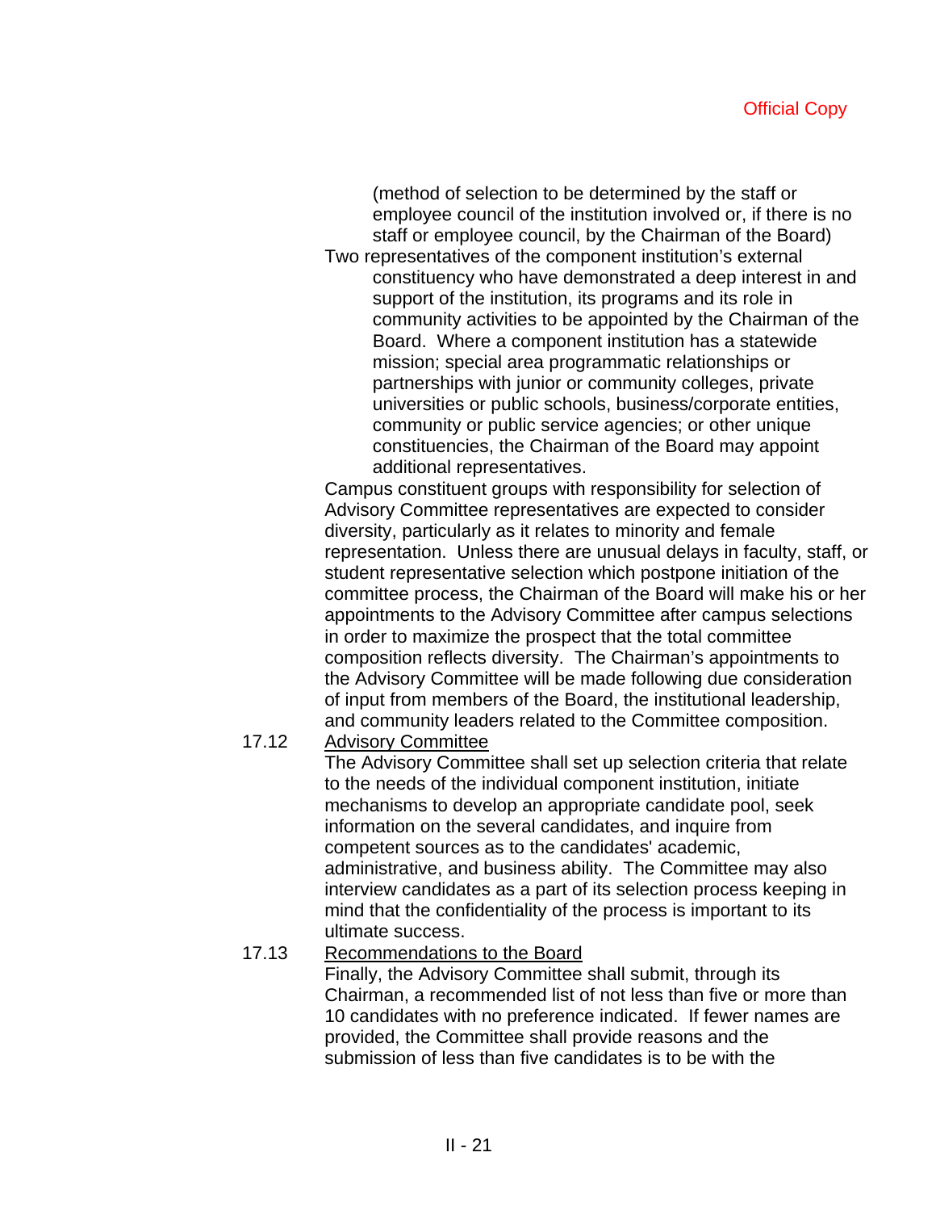(method of selection to be determined by the staff or employee council of the institution involved or, if there is no staff or employee council, by the Chairman of the Board)

Two representatives of the component institution's external constituency who have demonstrated a deep interest in and support of the institution, its programs and its role in community activities to be appointed by the Chairman of the Board. Where a component institution has a statewide mission; special area programmatic relationships or partnerships with junior or community colleges, private universities or public schools, business/corporate entities, community or public service agencies; or other unique constituencies, the Chairman of the Board may appoint additional representatives.

Campus constituent groups with responsibility for selection of Advisory Committee representatives are expected to consider diversity, particularly as it relates to minority and female representation. Unless there are unusual delays in faculty, staff, or student representative selection which postpone initiation of the committee process, the Chairman of the Board will make his or her appointments to the Advisory Committee after campus selections in order to maximize the prospect that the total committee composition reflects diversity. The Chairman's appointments to the Advisory Committee will be made following due consideration of input from members of the Board, the institutional leadership, and community leaders related to the Committee composition.

17.12 Advisory Committee

The Advisory Committee shall set up selection criteria that relate to the needs of the individual component institution, initiate mechanisms to develop an appropriate candidate pool, seek information on the several candidates, and inquire from competent sources as to the candidates' academic, administrative, and business ability. The Committee may also interview candidates as a part of its selection process keeping in mind that the confidentiality of the process is important to its ultimate success.

17.13 Recommendations to the Board

Finally, the Advisory Committee shall submit, through its Chairman, a recommended list of not less than five or more than 10 candidates with no preference indicated. If fewer names are provided, the Committee shall provide reasons and the submission of less than five candidates is to be with the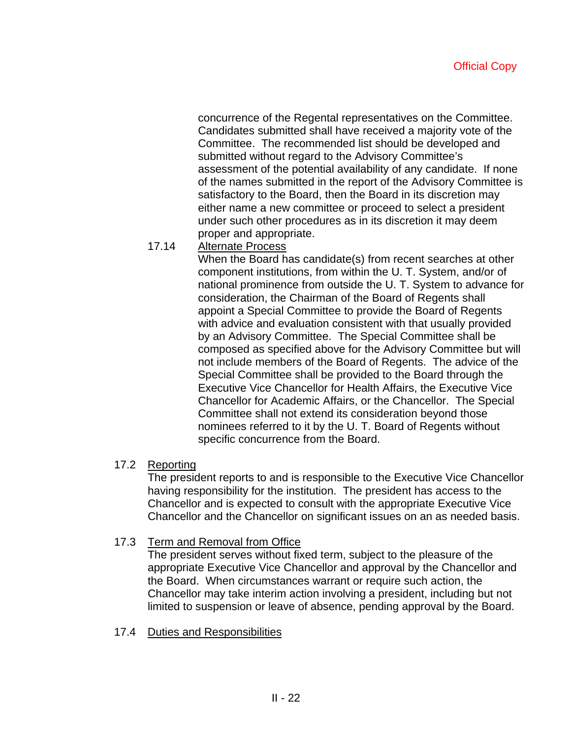concurrence of the Regental representatives on the Committee. Candidates submitted shall have received a majority vote of the Committee. The recommended list should be developed and submitted without regard to the Advisory Committee's assessment of the potential availability of any candidate. If none of the names submitted in the report of the Advisory Committee is satisfactory to the Board, then the Board in its discretion may either name a new committee or proceed to select a president under such other procedures as in its discretion it may deem proper and appropriate.

17.14 Alternate Process

When the Board has candidate(s) from recent searches at other component institutions, from within the U. T. System, and/or of national prominence from outside the U. T. System to advance for consideration, the Chairman of the Board of Regents shall appoint a Special Committee to provide the Board of Regents with advice and evaluation consistent with that usually provided by an Advisory Committee. The Special Committee shall be composed as specified above for the Advisory Committee but will not include members of the Board of Regents. The advice of the Special Committee shall be provided to the Board through the Executive Vice Chancellor for Health Affairs, the Executive Vice Chancellor for Academic Affairs, or the Chancellor. The Special Committee shall not extend its consideration beyond those nominees referred to it by the U. T. Board of Regents without specific concurrence from the Board.

17.2 Reporting

The president reports to and is responsible to the Executive Vice Chancellor having responsibility for the institution. The president has access to the Chancellor and is expected to consult with the appropriate Executive Vice Chancellor and the Chancellor on significant issues on an as needed basis.

17.3 Term and Removal from Office

The president serves without fixed term, subject to the pleasure of the appropriate Executive Vice Chancellor and approval by the Chancellor and the Board. When circumstances warrant or require such action, the Chancellor may take interim action involving a president, including but not limited to suspension or leave of absence, pending approval by the Board.

17.4 Duties and Responsibilities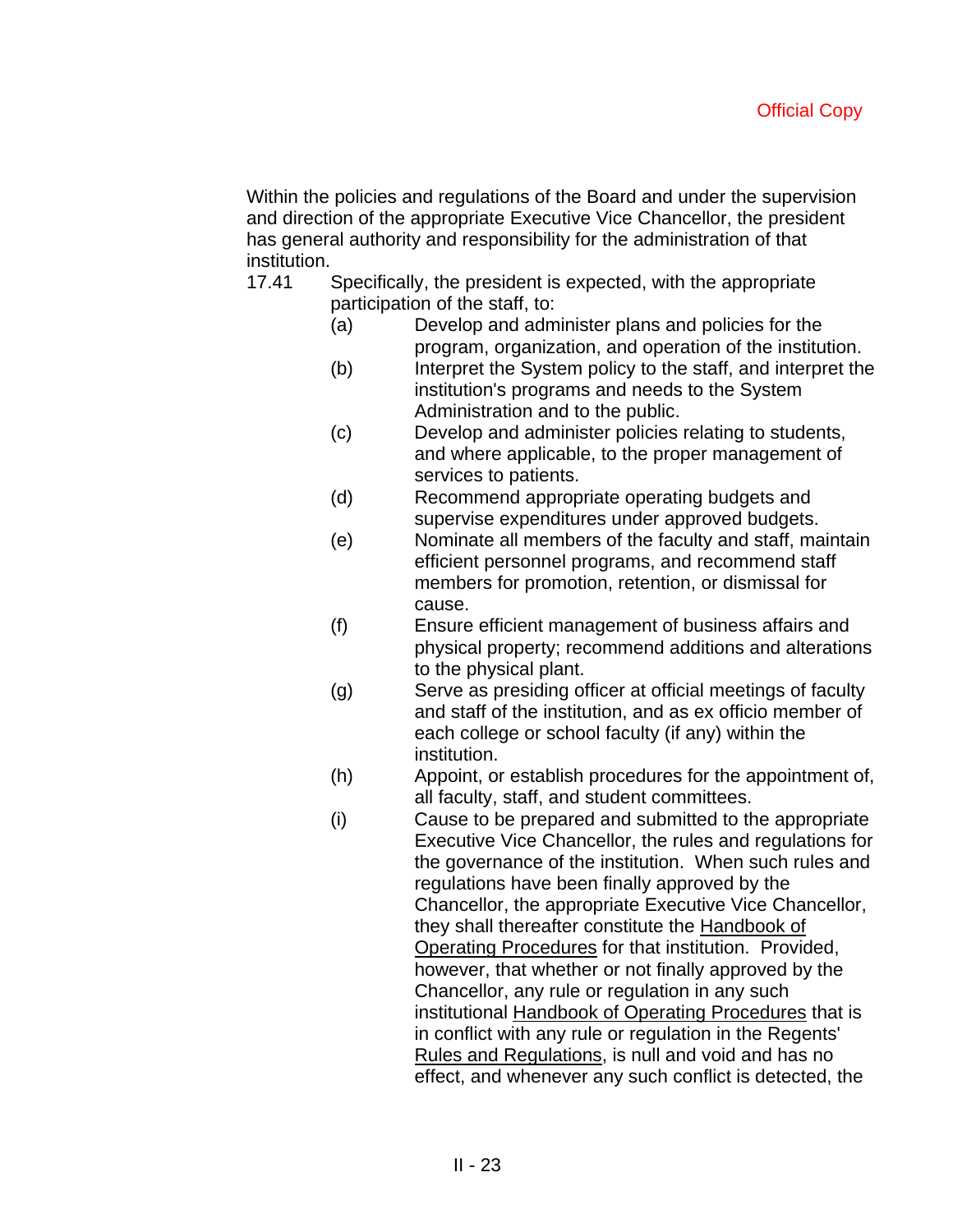Within the policies and regulations of the Board and under the supervision and direction of the appropriate Executive Vice Chancellor, the president has general authority and responsibility for the administration of that institution.

17.41 Specifically, the president is expected, with the appropriate participation of the staff, to:

(a) Develop and administer plans and policies for the program, organization, and operation of the institution.

(b) Interpret the System policy to the staff, and interpret the institution's programs and needs to the System Administration and to the public.

(c) Develop and administer policies relating to students, and where applicable, to the proper management of services to patients.

(d) Recommend appropriate operating budgets and supervise expenditures under approved budgets.

(e) Nominate all members of the faculty and staff, maintain efficient personnel programs, and recommend staff members for promotion, retention, or dismissal for cause.

(f) Ensure efficient management of business affairs and physical property; recommend additions and alterations to the physical plant.

(g) Serve as presiding officer at official meetings of faculty and staff of the institution, and as ex officio member of each college or school faculty (if any) within the institution.

(h) Appoint, or establish procedures for the appointment of, all faculty, staff, and student committees.

(i) Cause to be prepared and submitted to the appropriate Executive Vice Chancellor, the rules and regulations for the governance of the institution. When such rules and regulations have been finally approved by the Chancellor, the appropriate Executive Vice Chancellor, they shall thereafter constitute the Handbook of Operating Procedures for that institution. Provided, however, that whether or not finally approved by the Chancellor, any rule or regulation in any such institutional Handbook of Operating Procedures that is in conflict with any rule or regulation in the Regents' Rules and Regulations, is null and void and has no effect, and whenever any such conflict is detected, the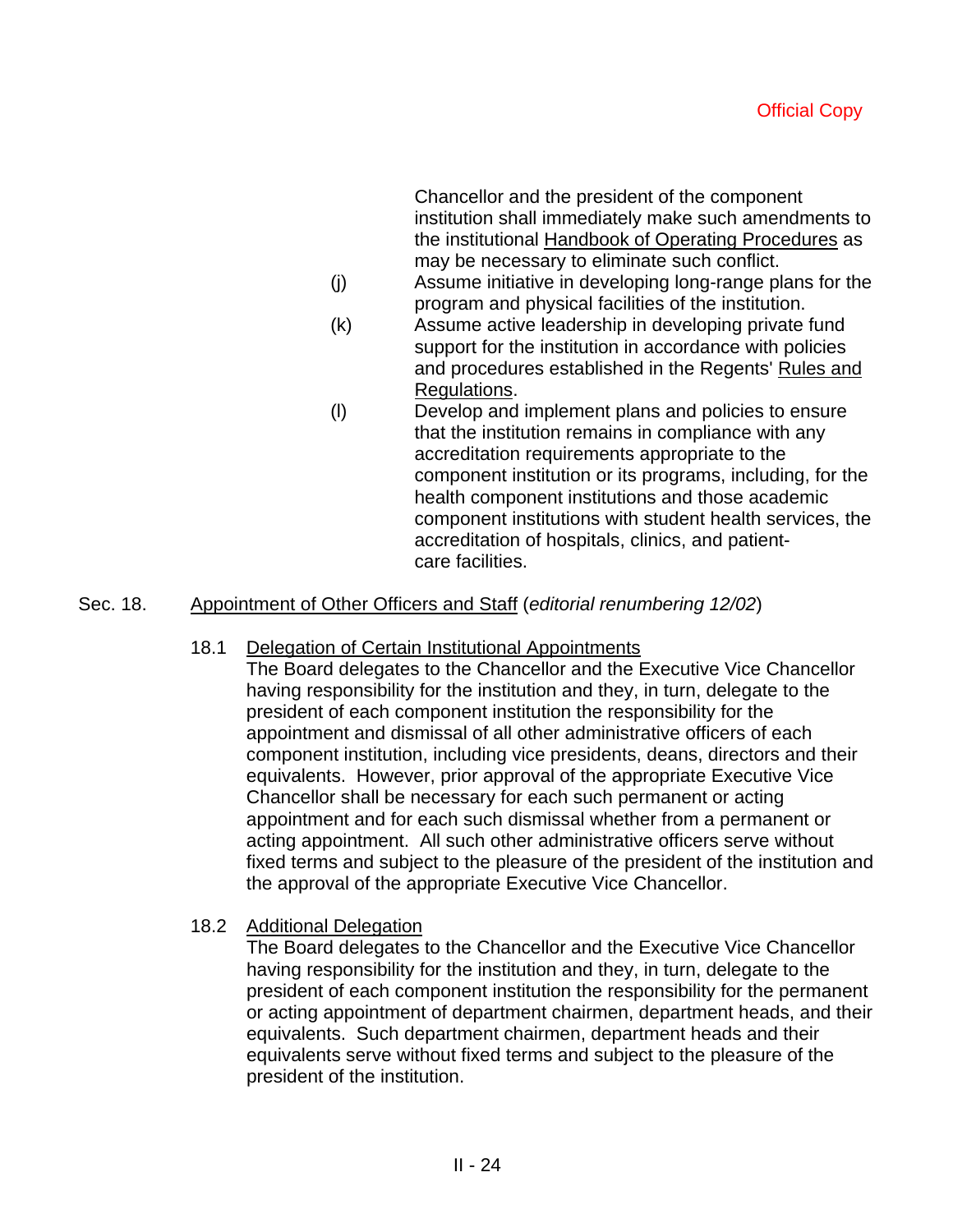Chancellor and the president of the component institution shall immediately make such amendments to the institutional Handbook of Operating Procedures as may be necessary to eliminate such conflict.

(j) Assume initiative in developing long-range plans for the program and physical facilities of the institution.

(k) Assume active leadership in developing private fund support for the institution in accordance with policies and procedures established in the Regents' Rules and Regulations.

(l) Develop and implement plans and policies to ensure that the institution remains in compliance with any accreditation requirements appropriate to the component institution or its programs, including, for the health component institutions and those academic component institutions with student health services, the accreditation of hospitals, clinics, and patient-care facilities.

## Sec. 18. Appointment of Other Officers and Staff (*editorial renumbering 12/02*)

### 18.1 Delegation of Certain Institutional Appointments

The Board delegates to the Chancellor and the Executive Vice Chancellor having responsibility for the institution and they, in turn, delegate to the president of each component institution the responsibility for the appointment and dismissal of all other administrative officers of each component institution, including vice presidents, deans, directors and their equivalents. However, prior approval of the appropriate Executive Vice Chancellor shall be necessary for each such permanent or acting appointment and for each such dismissal whether from a permanent or acting appointment. All such other administrative officers serve without fixed terms and subject to the pleasure of the president of the institution and the approval of the appropriate Executive Vice Chancellor.

### 18.2 Additional Delegation

The Board delegates to the Chancellor and the Executive Vice Chancellor having responsibility for the institution and they, in turn, delegate to the president of each component institution the responsibility for the permanent or acting appointment of department chairmen, department heads, and their equivalents. Such department chairmen, department heads and their equivalents serve without fixed terms and subject to the pleasure of the president of the institution.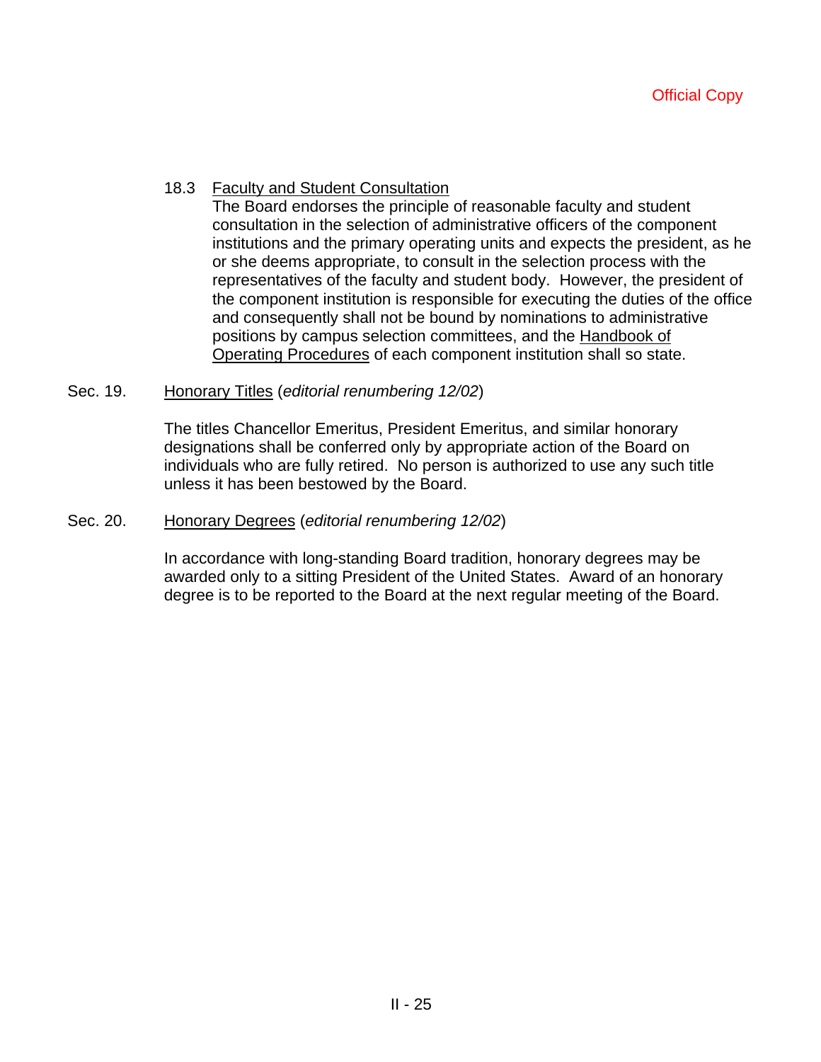18.3 Faculty and Student Consultation

The Board endorses the principle of reasonable faculty and student consultation in the selection of administrative officers of the component institutions and the primary operating units and expects the president, as he or she deems appropriate, to consult in the selection process with the representatives of the faculty and student body. However, the president of the component institution is responsible for executing the duties of the office and consequently shall not be bound by nominations to administrative positions by campus selection committees, and the Handbook of Operating Procedures of each component institution shall so state.

## Sec. 19. Honorary Titles (*editorial renumbering 12/02*)

The titles Chancellor Emeritus, President Emeritus, and similar honorary designations shall be conferred only by appropriate action of the Board on individuals who are fully retired. No person is authorized to use any such title unless it has been bestowed by the Board.

## Sec. 20. Honorary Degrees (*editorial renumbering 12/02*)

In accordance with long-standing Board tradition, honorary degrees may be awarded only to a sitting President of the United States. Award of an honorary degree is to be reported to the Board at the next regular meeting of the Board.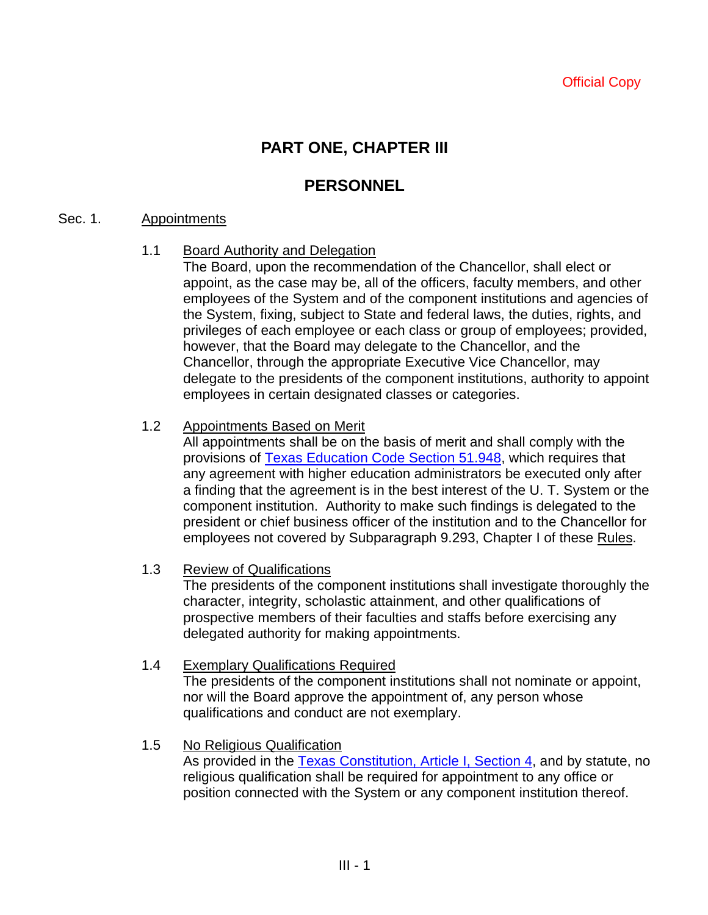Official Copy

# PART ONE, CHAPTER III

# PERSONNEL

## Sec. 1. Appointments

### 1.1 Board Authority and Delegation

The Board, upon the recommendation of the Chancellor, shall elect or appoint, as the case may be, all of the officers, faculty members, and other employees of the System and of the component institutions and agencies of the System, fixing, subject to State and federal laws, the duties, rights, and privileges of each employee or each class or group of employees; provided, however, that the Board may delegate to the Chancellor, and the Chancellor, through the appropriate Executive Vice Chancellor, may delegate to the presidents of the component institutions, authority to appoint employees in certain designated classes or categories.

### 1.2 Appointments Based on Merit

All appointments shall be on the basis of merit and shall comply with the provisions of Texas Education Code Section 51.948, which requires that any agreement with higher education administrators be executed only after a finding that the agreement is in the best interest of the U. T. System or the component institution. Authority to make such findings is delegated to the president or chief business officer of the institution and to the Chancellor for employees not covered by Subparagraph 9.293, Chapter I of these Rules.

### 1.3 Review of Qualifications

The presidents of the component institutions shall investigate thoroughly the character, integrity, scholastic attainment, and other qualifications of prospective members of their faculties and staffs before exercising any delegated authority for making appointments.

### 1.4 Exemplary Qualifications Required

The presidents of the component institutions shall not nominate or appoint, nor will the Board approve the appointment of, any person whose qualifications and conduct are not exemplary.

### 1.5 No Religious Qualification

As provided in the Texas Constitution, Article I, Section 4, and by statute, no religious qualification shall be required for appointment to any office or position connected with the System or any component institution thereof.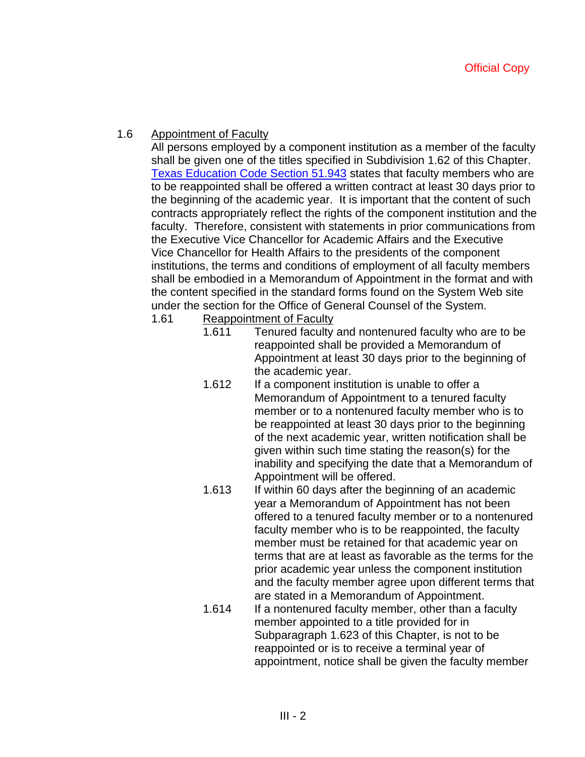Official Copy

1.6 <u>Appointment of Faculty</u>

All persons employed by a component institution as a member of the faculty shall be given one of the titles specified in Subdivision 1.62 of this Chapter. [Texas Education Code Section 51.943]() states that faculty members who are to be reappointed shall be offered a written contract at least 30 days prior to the beginning of the academic year. It is important that the content of such contracts appropriately reflect the rights of the component institution and the faculty. Therefore, consistent with statements in prior communications from the Executive Vice Chancellor for Academic Affairs and the Executive Vice Chancellor for Health Affairs to the presidents of the component institutions, the terms and conditions of employment of all faculty members shall be embodied in a Memorandum of Appointment in the format and with the content specified in the standard forms found on the System Web site under the section for the Office of General Counsel of the System.

1.61 <u>Reappointment of Faculty</u>

1.611 Tenured faculty and nontenured faculty who are to be reappointed shall be provided a Memorandum of Appointment at least 30 days prior to the beginning of the academic year.

1.612 If a component institution is unable to offer a Memorandum of Appointment to a tenured faculty member or to a nontenured faculty member who is to be reappointed at least 30 days prior to the beginning of the next academic year, written notification shall be given within such time stating the reason(s) for the inability and specifying the date that a Memorandum of Appointment will be offered.

1.613 If within 60 days after the beginning of an academic year a Memorandum of Appointment has not been offered to a tenured faculty member or to a nontenured faculty member who is to be reappointed, the faculty member must be retained for that academic year on terms that are at least as favorable as the terms for the prior academic year unless the component institution and the faculty member agree upon different terms that are stated in a Memorandum of Appointment.

1.614 If a nontenured faculty member, other than a faculty member appointed to a title provided for in Subparagraph 1.623 of this Chapter, is not to be reappointed or is to receive a terminal year of appointment, notice shall be given the faculty member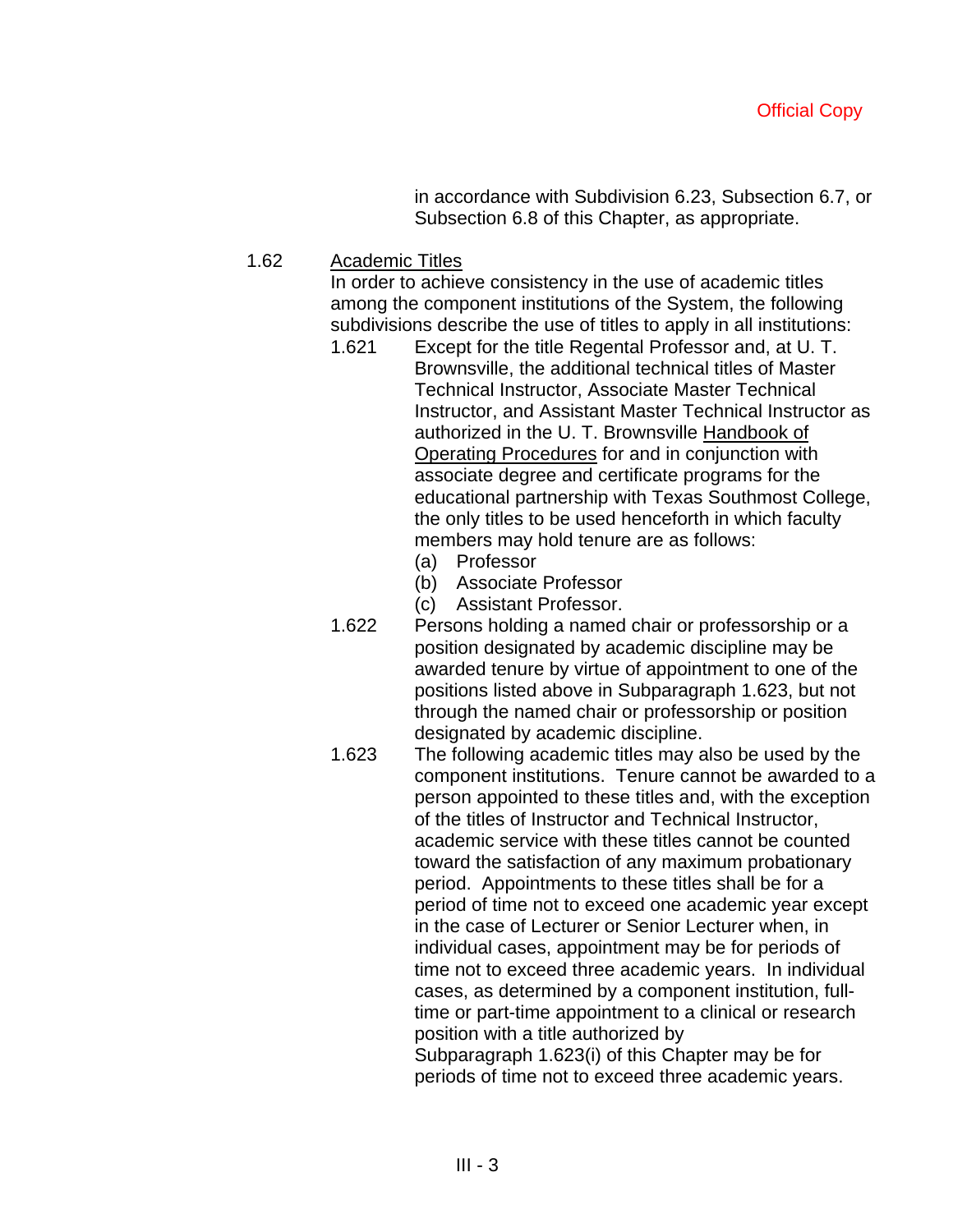in accordance with Subdivision 6.23, Subsection 6.7, or Subsection 6.8 of this Chapter, as appropriate.

1.62 Academic Titles

In order to achieve consistency in the use of academic titles among the component institutions of the System, the following subdivisions describe the use of titles to apply in all institutions:

1.621 Except for the title Regental Professor and, at U. T. Brownsville, the additional technical titles of Master Technical Instructor, Associate Master Technical Instructor, and Assistant Master Technical Instructor as authorized in the U. T. Brownsville Handbook of Operating Procedures for and in conjunction with associate degree and certificate programs for the educational partnership with Texas Southmost College, the only titles to be used henceforth in which faculty members may hold tenure are as follows:

(a) Professor
(b) Associate Professor
(c) Assistant Professor.

1.622 Persons holding a named chair or professorship or a position designated by academic discipline may be awarded tenure by virtue of appointment to one of the positions listed above in Subparagraph 1.623, but not through the named chair or professorship or position designated by academic discipline.

1.623 The following academic titles may also be used by the component institutions. Tenure cannot be awarded to a person appointed to these titles and, with the exception of the titles of Instructor and Technical Instructor, academic service with these titles cannot be counted toward the satisfaction of any maximum probationary period. Appointments to these titles shall be for a period of time not to exceed one academic year except in the case of Lecturer or Senior Lecturer when, in individual cases, appointment may be for periods of time not to exceed three academic years. In individual cases, as determined by a component institution, full-time or part-time appointment to a clinical or research position with a title authorized by Subparagraph 1.623(i) of this Chapter may be for periods of time not to exceed three academic years.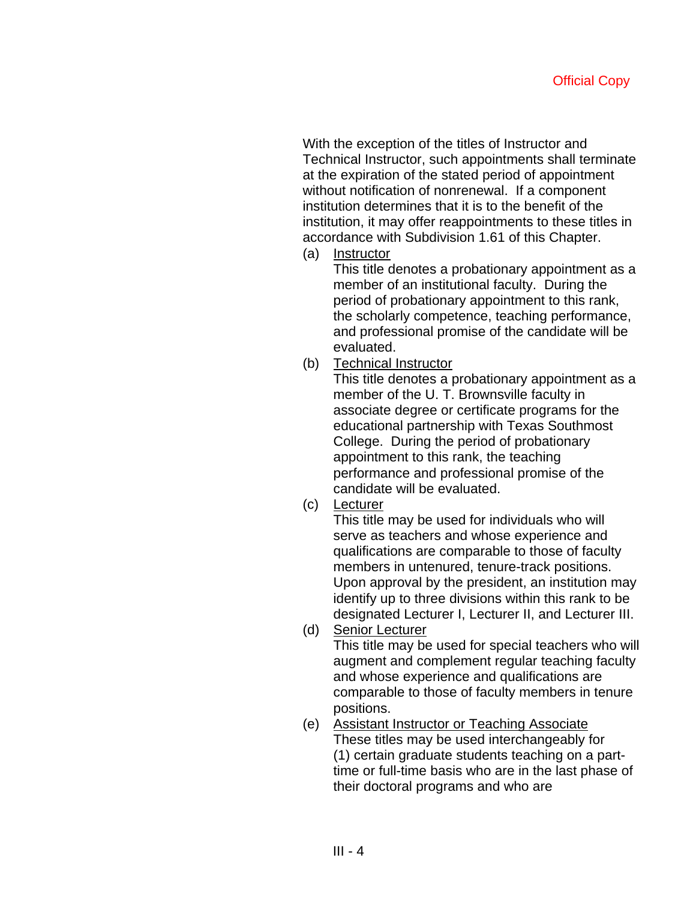With the exception of the titles of Instructor and Technical Instructor, such appointments shall terminate at the expiration of the stated period of appointment without notification of nonrenewal. If a component institution determines that it is to the benefit of the institution, it may offer reappointments to these titles in accordance with Subdivision 1.61 of this Chapter.

(a) Instructor

This title denotes a probationary appointment as a member of an institutional faculty. During the period of probationary appointment to this rank, the scholarly competence, teaching performance, and professional promise of the candidate will be evaluated.

(b) Technical Instructor

This title denotes a probationary appointment as a member of the U. T. Brownsville faculty in associate degree or certificate programs for the educational partnership with Texas Southmost College. During the period of probationary appointment to this rank, the teaching performance and professional promise of the candidate will be evaluated.

(c) Lecturer

This title may be used for individuals who will serve as teachers and whose experience and qualifications are comparable to those of faculty members in untenured, tenure-track positions. Upon approval by the president, an institution may identify up to three divisions within this rank to be designated Lecturer I, Lecturer II, and Lecturer III.

(d) Senior Lecturer

This title may be used for special teachers who will augment and complement regular teaching faculty and whose experience and qualifications are comparable to those of faculty members in tenure positions.

(e) Assistant Instructor or Teaching Associate

These titles may be used interchangeably for (1) certain graduate students teaching on a part-time or full-time basis who are in the last phase of their doctoral programs and who are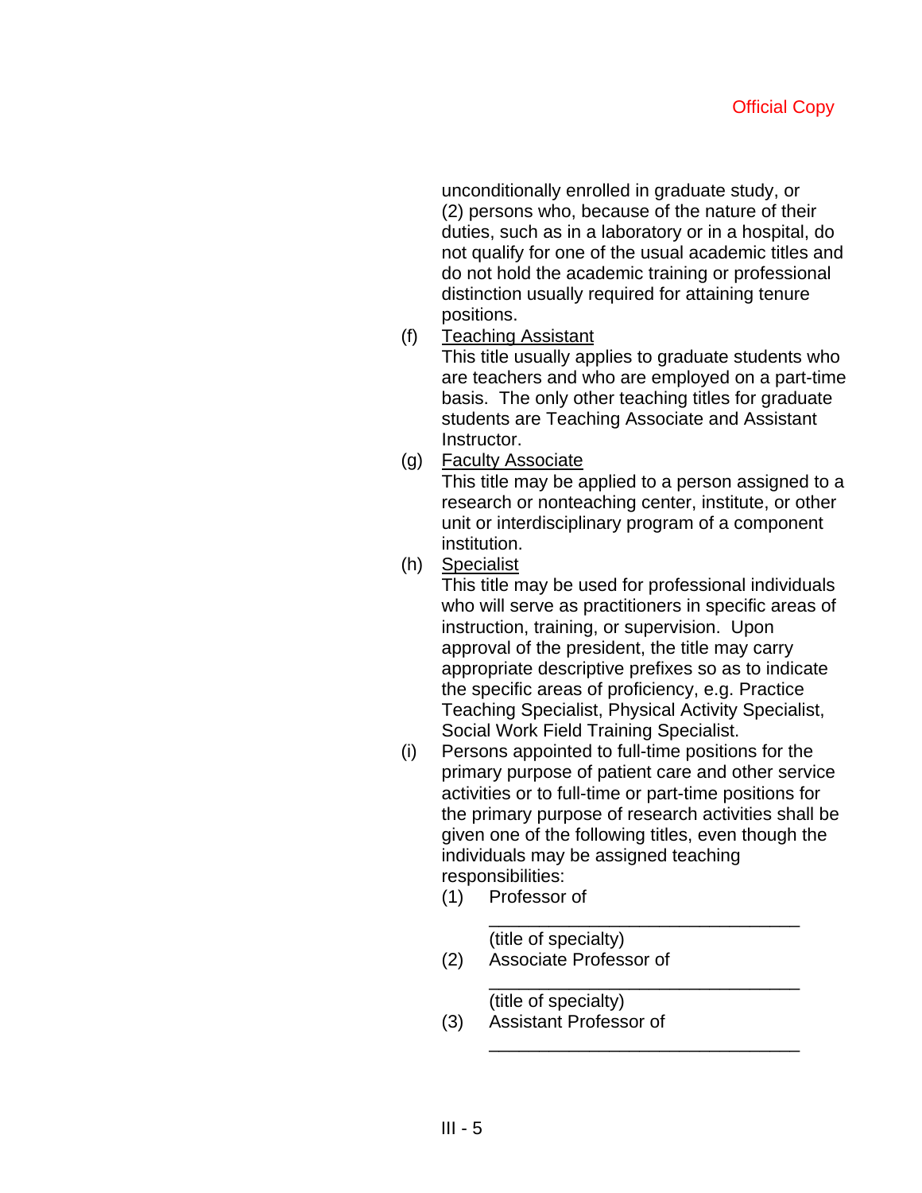unconditionally enrolled in graduate study, or (2) persons who, because of the nature of their duties, such as in a laboratory or in a hospital, do not qualify for one of the usual academic titles and do not hold the academic training or professional distinction usually required for attaining tenure positions.

(f) Teaching Assistant

This title usually applies to graduate students who are teachers and who are employed on a part-time basis. The only other teaching titles for graduate students are Teaching Associate and Assistant Instructor.

(g) Faculty Associate

This title may be applied to a person assigned to a research or nonteaching center, institute, or other unit or interdisciplinary program of a component institution.

(h) Specialist

This title may be used for professional individuals who will serve as practitioners in specific areas of instruction, training, or supervision. Upon approval of the president, the title may carry appropriate descriptive prefixes so as to indicate the specific areas of proficiency, e.g. Practice Teaching Specialist, Physical Activity Specialist, Social Work Field Training Specialist.

(i) Persons appointed to full-time positions for the primary purpose of patient care and other service activities or to full-time or part-time positions for the primary purpose of research activities shall be given one of the following titles, even though the individuals may be assigned teaching responsibilities:

(1) Professor of

________________________________
(title of specialty)

(2) Associate Professor of

________________________________
(title of specialty)

(3) Assistant Professor of

________________________________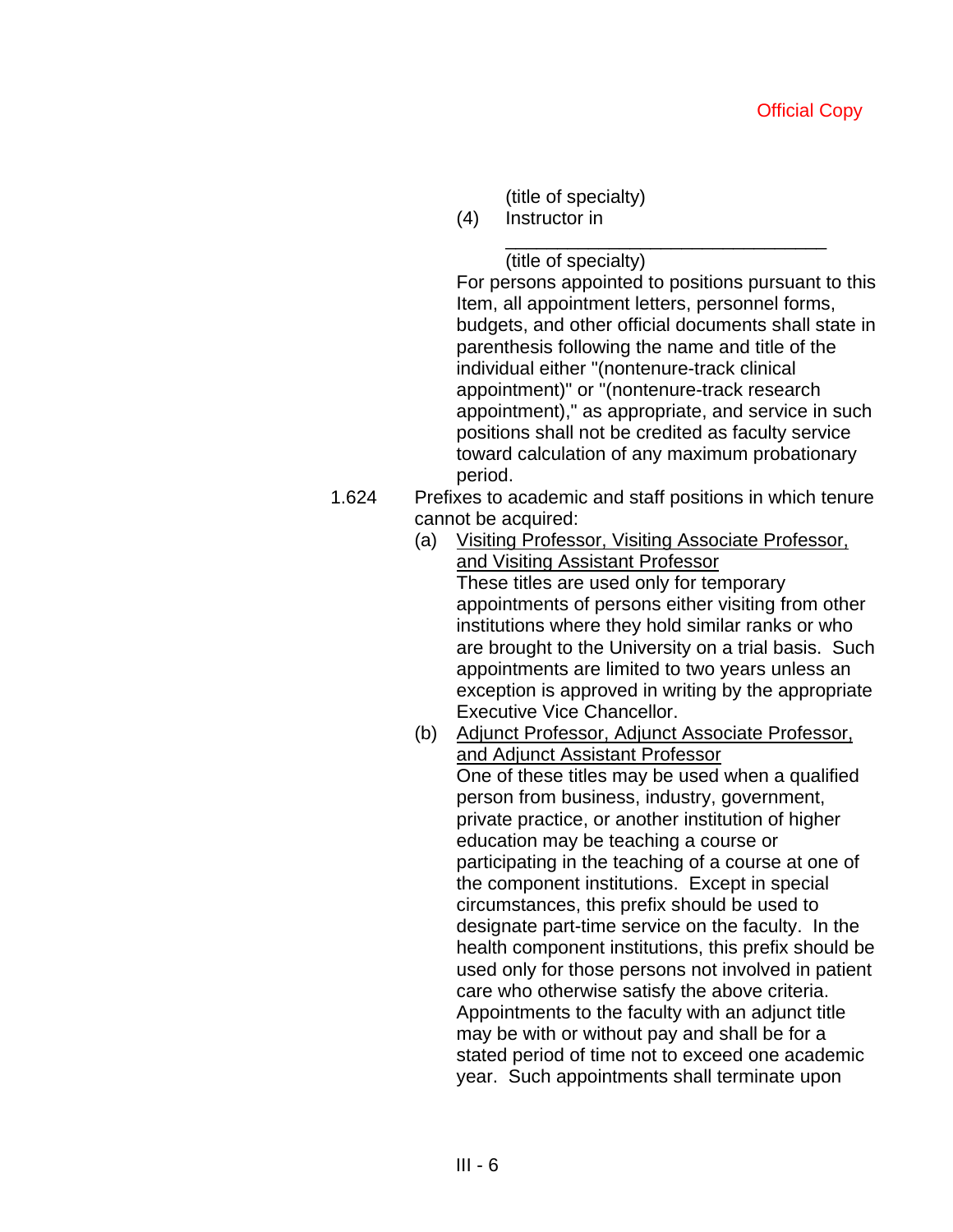(title of specialty)

(4) Instructor in

\_\_\_\_\_\_\_\_\_\_\_\_\_\_\_\_\_\_\_\_\_\_\_\_\_\_\_\_\_\_\_\_

(title of specialty)

For persons appointed to positions pursuant to this Item, all appointment letters, personnel forms, budgets, and other official documents shall state in parenthesis following the name and title of the individual either "(nontenure-track clinical appointment)" or "(nontenure-track research appointment)," as appropriate, and service in such positions shall not be credited as faculty service toward calculation of any maximum probationary period.

1.624 Prefixes to academic and staff positions in which tenure cannot be acquired:

(a) <u>Visiting Professor, Visiting Associate Professor, and Visiting Assistant Professor</u>

These titles are used only for temporary appointments of persons either visiting from other institutions where they hold similar ranks or who are brought to the University on a trial basis. Such appointments are limited to two years unless an exception is approved in writing by the appropriate Executive Vice Chancellor.

(b) <u>Adjunct Professor, Adjunct Associate Professor, and Adjunct Assistant Professor</u>

One of these titles may be used when a qualified person from business, industry, government, private practice, or another institution of higher education may be teaching a course or participating in the teaching of a course at one of the component institutions. Except in special circumstances, this prefix should be used to designate part-time service on the faculty. In the health component institutions, this prefix should be used only for those persons not involved in patient care who otherwise satisfy the above criteria. Appointments to the faculty with an adjunct title may be with or without pay and shall be for a stated period of time not to exceed one academic year. Such appointments shall terminate upon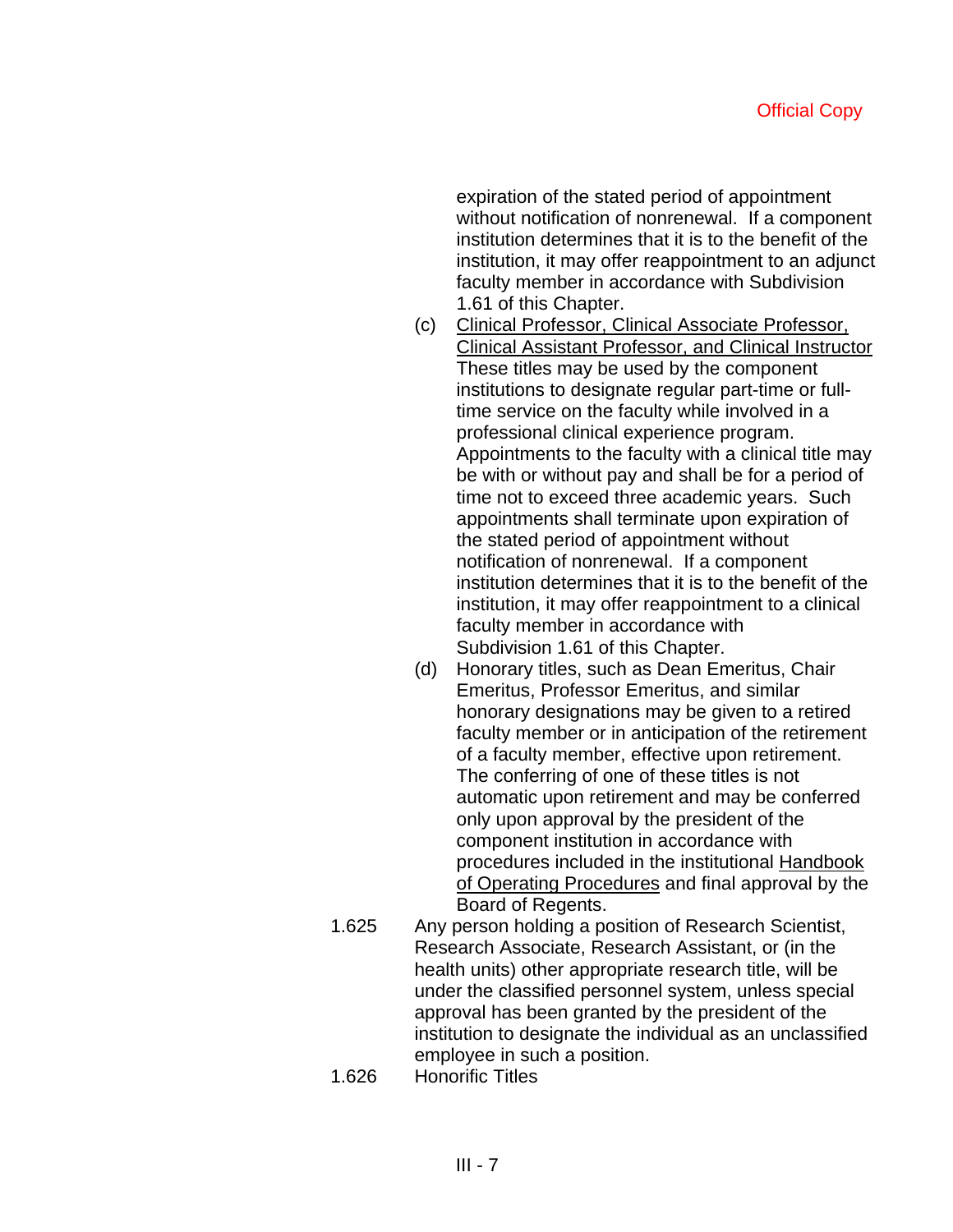expiration of the stated period of appointment without notification of nonrenewal. If a component institution determines that it is to the benefit of the institution, it may offer reappointment to an adjunct faculty member in accordance with Subdivision 1.61 of this Chapter.

(c) <u>Clinical Professor, Clinical Associate Professor, Clinical Assistant Professor, and Clinical Instructor</u> These titles may be used by the component institutions to designate regular part-time or full-time service on the faculty while involved in a professional clinical experience program. Appointments to the faculty with a clinical title may be with or without pay and shall be for a period of time not to exceed three academic years. Such appointments shall terminate upon expiration of the stated period of appointment without notification of nonrenewal. If a component institution determines that it is to the benefit of the institution, it may offer reappointment to a clinical faculty member in accordance with Subdivision 1.61 of this Chapter.

(d) Honorary titles, such as Dean Emeritus, Chair Emeritus, Professor Emeritus, and similar honorary designations may be given to a retired faculty member or in anticipation of the retirement of a faculty member, effective upon retirement. The conferring of one of these titles is not automatic upon retirement and may be conferred only upon approval by the president of the component institution in accordance with procedures included in the institutional <u>Handbook of Operating Procedures</u> and final approval by the Board of Regents.

1.625 Any person holding a position of Research Scientist, Research Associate, Research Assistant, or (in the health units) other appropriate research title, will be under the classified personnel system, unless special approval has been granted by the president of the institution to designate the individual as an unclassified employee in such a position.

1.626 Honorific Titles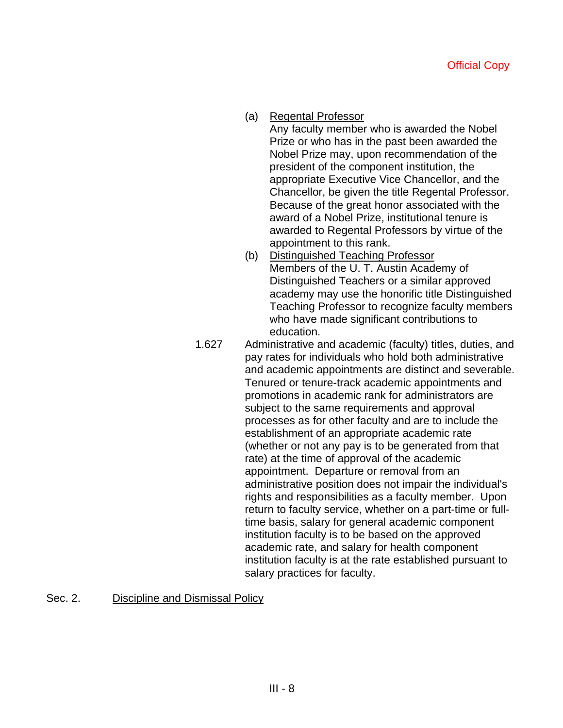(a) Regental Professor
Any faculty member who is awarded the Nobel Prize or who has in the past been awarded the Nobel Prize may, upon recommendation of the president of the component institution, the appropriate Executive Vice Chancellor, and the Chancellor, be given the title Regental Professor. Because of the great honor associated with the award of a Nobel Prize, institutional tenure is awarded to Regental Professors by virtue of the appointment to this rank.

(b) Distinguished Teaching Professor
Members of the U. T. Austin Academy of Distinguished Teachers or a similar approved academy may use the honorific title Distinguished Teaching Professor to recognize faculty members who have made significant contributions to education.

1.627 Administrative and academic (faculty) titles, duties, and pay rates for individuals who hold both administrative and academic appointments are distinct and severable. Tenured or tenure-track academic appointments and promotions in academic rank for administrators are subject to the same requirements and approval processes as for other faculty and are to include the establishment of an appropriate academic rate (whether or not any pay is to be generated from that rate) at the time of approval of the academic appointment. Departure or removal from an administrative position does not impair the individual's rights and responsibilities as a faculty member. Upon return to faculty service, whether on a part-time or full-time basis, salary for general academic component institution faculty is to be based on the approved academic rate, and salary for health component institution faculty is at the rate established pursuant to salary practices for faculty.

## Sec. 2. Discipline and Dismissal Policy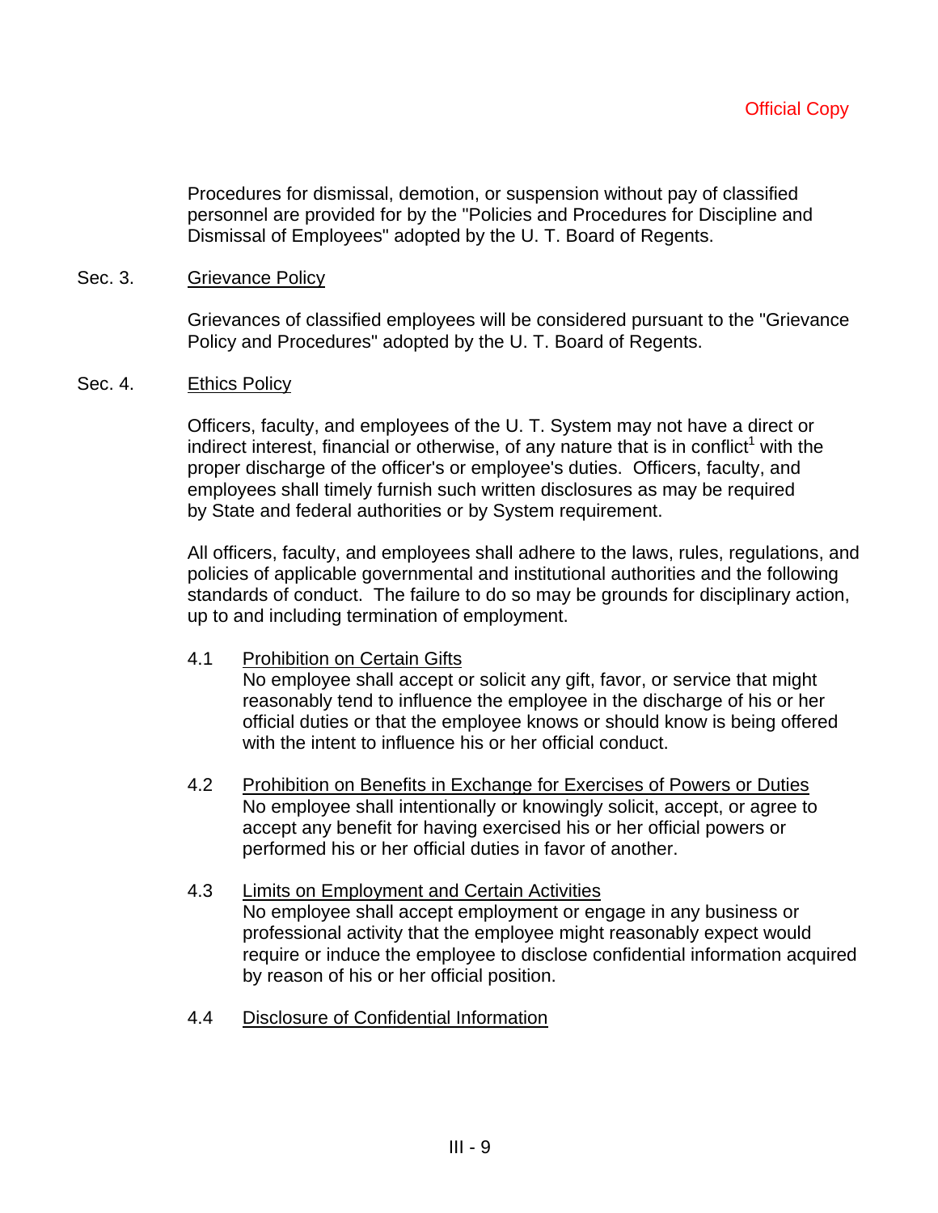Procedures for dismissal, demotion, or suspension without pay of classified personnel are provided for by the "Policies and Procedures for Discipline and Dismissal of Employees" adopted by the U. T. Board of Regents.

## Sec. 3. Grievance Policy

Grievances of classified employees will be considered pursuant to the "Grievance Policy and Procedures" adopted by the U. T. Board of Regents.

## Sec. 4. Ethics Policy

Officers, faculty, and employees of the U. T. System may not have a direct or indirect interest, financial or otherwise, of any nature that is in conflict[1] with the proper discharge of the officer's or employee's duties. Officers, faculty, and employees shall timely furnish such written disclosures as may be required by State and federal authorities or by System requirement.

All officers, faculty, and employees shall adhere to the laws, rules, regulations, and policies of applicable governmental and institutional authorities and the following standards of conduct. The failure to do so may be grounds for disciplinary action, up to and including termination of employment.

### 4.1 Prohibition on Certain Gifts

No employee shall accept or solicit any gift, favor, or service that might reasonably tend to influence the employee in the discharge of his or her official duties or that the employee knows or should know is being offered with the intent to influence his or her official conduct.

### 4.2 Prohibition on Benefits in Exchange for Exercises of Powers or Duties

No employee shall intentionally or knowingly solicit, accept, or agree to accept any benefit for having exercised his or her official powers or performed his or her official duties in favor of another.

### 4.3 Limits on Employment and Certain Activities

No employee shall accept employment or engage in any business or professional activity that the employee might reasonably expect would require or induce the employee to disclose confidential information acquired by reason of his or her official position.

### 4.4 Disclosure of Confidential Information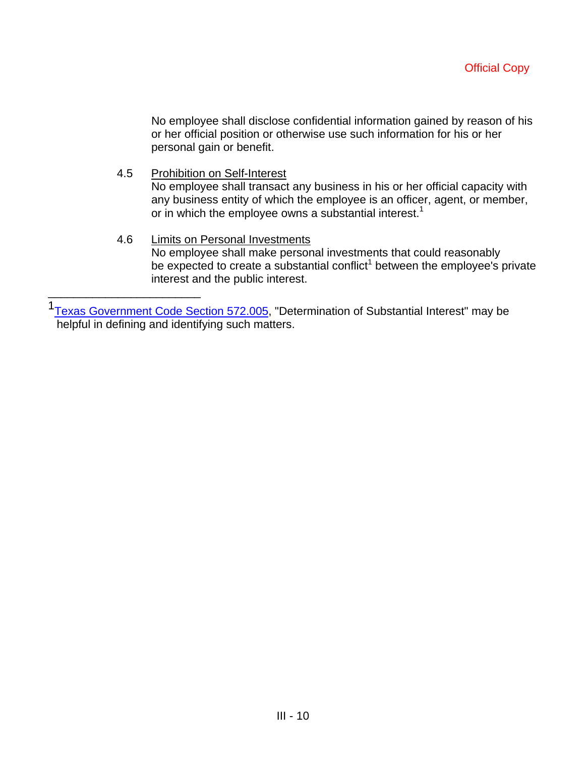No employee shall disclose confidential information gained by reason of his or her official position or otherwise use such information for his or her personal gain or benefit.

4.5 Prohibition on Self-Interest

No employee shall transact any business in his or her official capacity with any business entity of which the employee is an officer, agent, or member, or in which the employee owns a substantial interest.[1]

4.6 Limits on Personal Investments

No employee shall make personal investments that could reasonably be expected to create a substantial conflict[1] between the employee's private interest and the public interest.

---

[1] Texas Government Code Section 572.005, "Determination of Substantial Interest" may be helpful in defining and identifying such matters.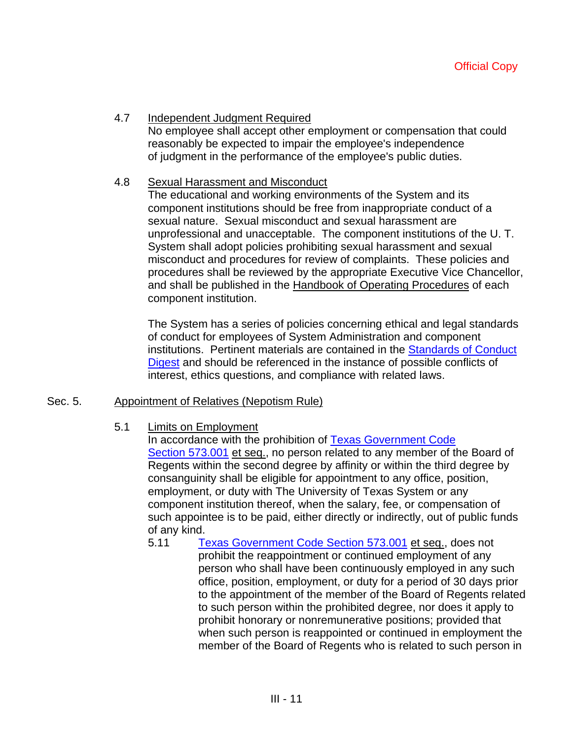4.7 Independent Judgment Required

No employee shall accept other employment or compensation that could reasonably be expected to impair the employee's independence of judgment in the performance of the employee's public duties.

4.8 Sexual Harassment and Misconduct

The educational and working environments of the System and its component institutions should be free from inappropriate conduct of a sexual nature. Sexual misconduct and sexual harassment are unprofessional and unacceptable. The component institutions of the U. T. System shall adopt policies prohibiting sexual harassment and sexual misconduct and procedures for review of complaints. These policies and procedures shall be reviewed by the appropriate Executive Vice Chancellor, and shall be published in the Handbook of Operating Procedures of each component institution.

The System has a series of policies concerning ethical and legal standards of conduct for employees of System Administration and component institutions. Pertinent materials are contained in the Standards of Conduct Digest and should be referenced in the instance of possible conflicts of interest, ethics questions, and compliance with related laws.

## Sec. 5. Appointment of Relatives (Nepotism Rule)

5.1 Limits on Employment

In accordance with the prohibition of Texas Government Code Section 573.001 et seq., no person related to any member of the Board of Regents within the second degree by affinity or within the third degree by consanguinity shall be eligible for appointment to any office, position, employment, or duty with The University of Texas System or any component institution thereof, when the salary, fee, or compensation of such appointee is to be paid, either directly or indirectly, out of public funds of any kind.

5.11 Texas Government Code Section 573.001 et seq., does not prohibit the reappointment or continued employment of any person who shall have been continuously employed in any such office, position, employment, or duty for a period of 30 days prior to the appointment of the member of the Board of Regents related to such person within the prohibited degree, nor does it apply to prohibit honorary or nonremunerative positions; provided that when such person is reappointed or continued in employment the member of the Board of Regents who is related to such person in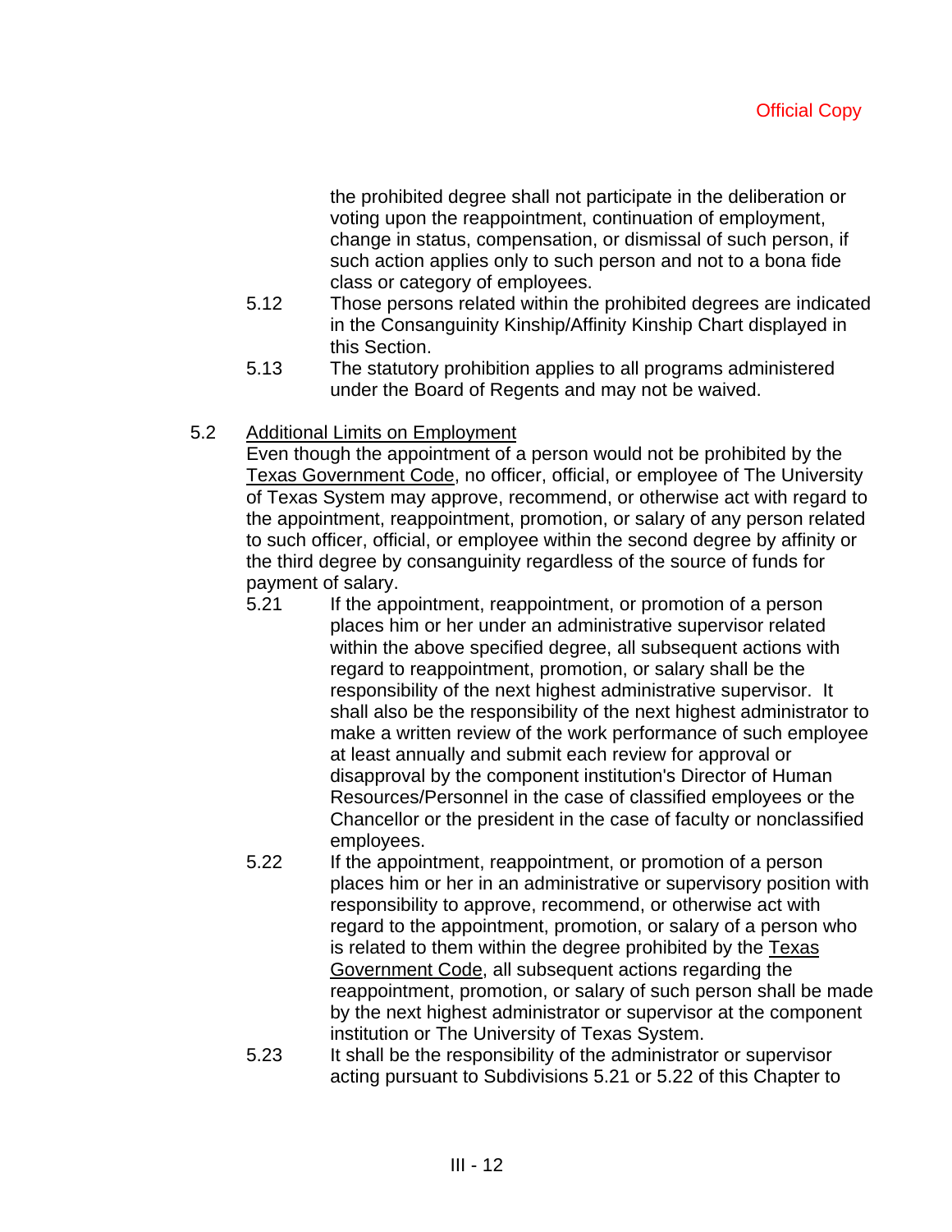the prohibited degree shall not participate in the deliberation or voting upon the reappointment, continuation of employment, change in status, compensation, or dismissal of such person, if such action applies only to such person and not to a bona fide class or category of employees.

5.12 Those persons related within the prohibited degrees are indicated in the Consanguinity Kinship/Affinity Kinship Chart displayed in this Section.

5.13 The statutory prohibition applies to all programs administered under the Board of Regents and may not be waived.

5.2 Additional Limits on Employment

Even though the appointment of a person would not be prohibited by the Texas Government Code, no officer, official, or employee of The University of Texas System may approve, recommend, or otherwise act with regard to the appointment, reappointment, promotion, or salary of any person related to such officer, official, or employee within the second degree by affinity or the third degree by consanguinity regardless of the source of funds for payment of salary.

5.21 If the appointment, reappointment, or promotion of a person places him or her under an administrative supervisor related within the above specified degree, all subsequent actions with regard to reappointment, promotion, or salary shall be the responsibility of the next highest administrative supervisor. It shall also be the responsibility of the next highest administrator to make a written review of the work performance of such employee at least annually and submit each review for approval or disapproval by the component institution's Director of Human Resources/Personnel in the case of classified employees or the Chancellor or the president in the case of faculty or nonclassified employees.

5.22 If the appointment, reappointment, or promotion of a person places him or her in an administrative or supervisory position with responsibility to approve, recommend, or otherwise act with regard to the appointment, promotion, or salary of a person who is related to them within the degree prohibited by the Texas Government Code, all subsequent actions regarding the reappointment, promotion, or salary of such person shall be made by the next highest administrator or supervisor at the component institution or The University of Texas System.

5.23 It shall be the responsibility of the administrator or supervisor acting pursuant to Subdivisions 5.21 or 5.22 of this Chapter to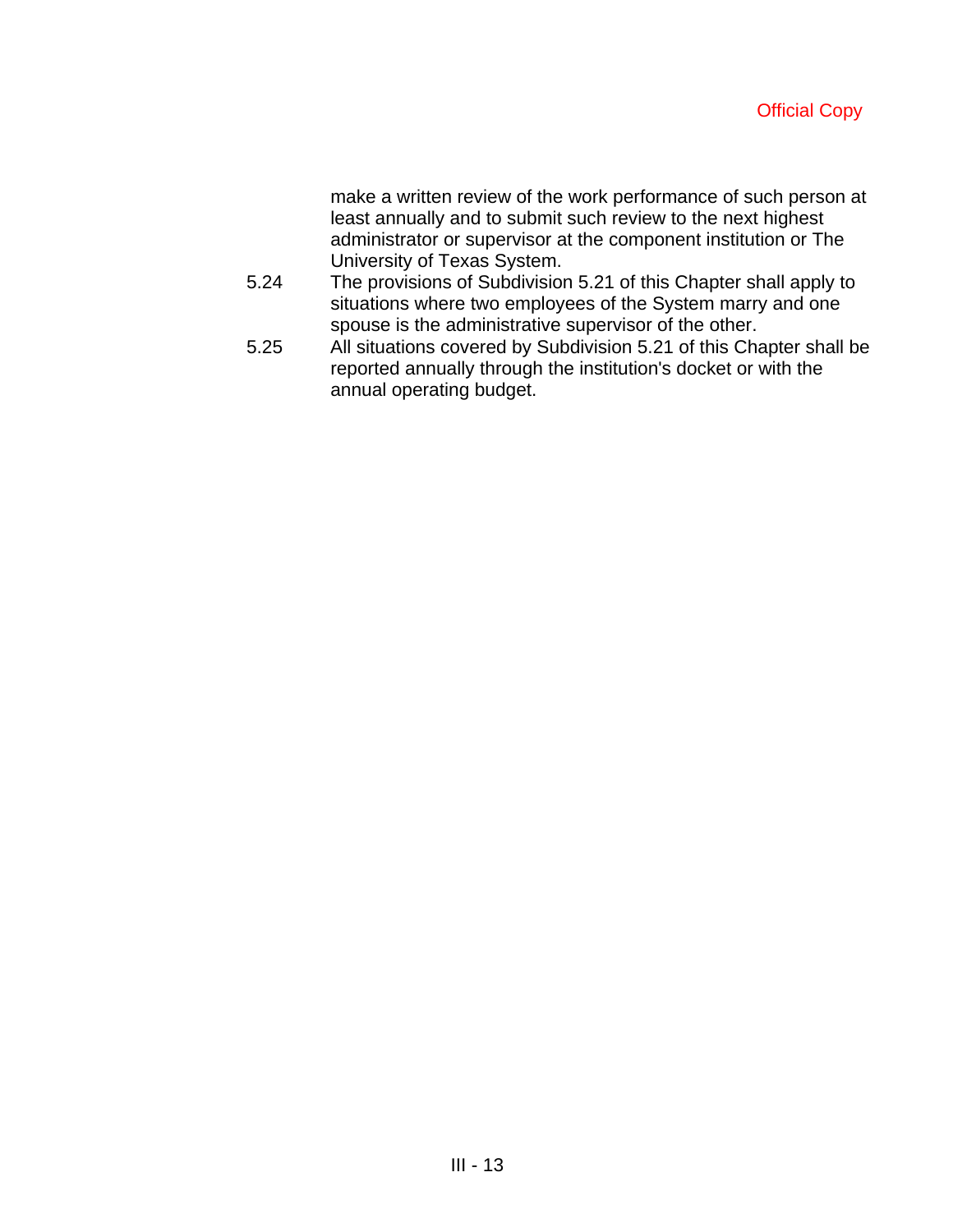make a written review of the work performance of such person at least annually and to submit such review to the next highest administrator or supervisor at the component institution or The University of Texas System.

5.24 The provisions of Subdivision 5.21 of this Chapter shall apply to situations where two employees of the System marry and one spouse is the administrative supervisor of the other.

5.25 All situations covered by Subdivision 5.21 of this Chapter shall be reported annually through the institution's docket or with the annual operating budget.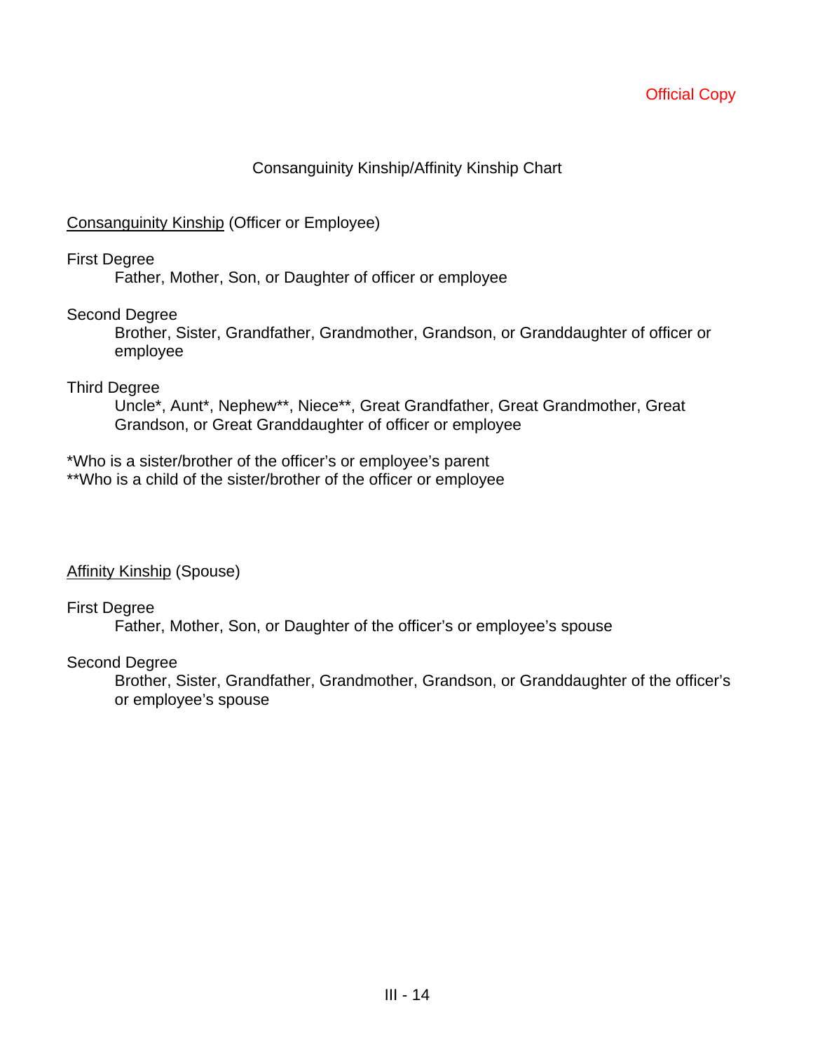Official Copy

# Consanguinity Kinship/Affinity Kinship Chart

<u>Consanguinity Kinship</u> (Officer or Employee)

First Degree

Father, Mother, Son, or Daughter of officer or employee

Second Degree

Brother, Sister, Grandfather, Grandmother, Grandson, or Granddaughter of officer or employee

Third Degree

Uncle*, Aunt*, Nephew**, Niece**, Great Grandfather, Great Grandmother, Great Grandson, or Great Granddaughter of officer or employee

*Who is a sister/brother of the officer's or employee's parent
**Who is a child of the sister/brother of the officer or employee

<u>Affinity Kinship</u> (Spouse)

First Degree

Father, Mother, Son, or Daughter of the officer's or employee's spouse

Second Degree

Brother, Sister, Grandfather, Grandmother, Grandson, or Granddaughter of the officer's or employee's spouse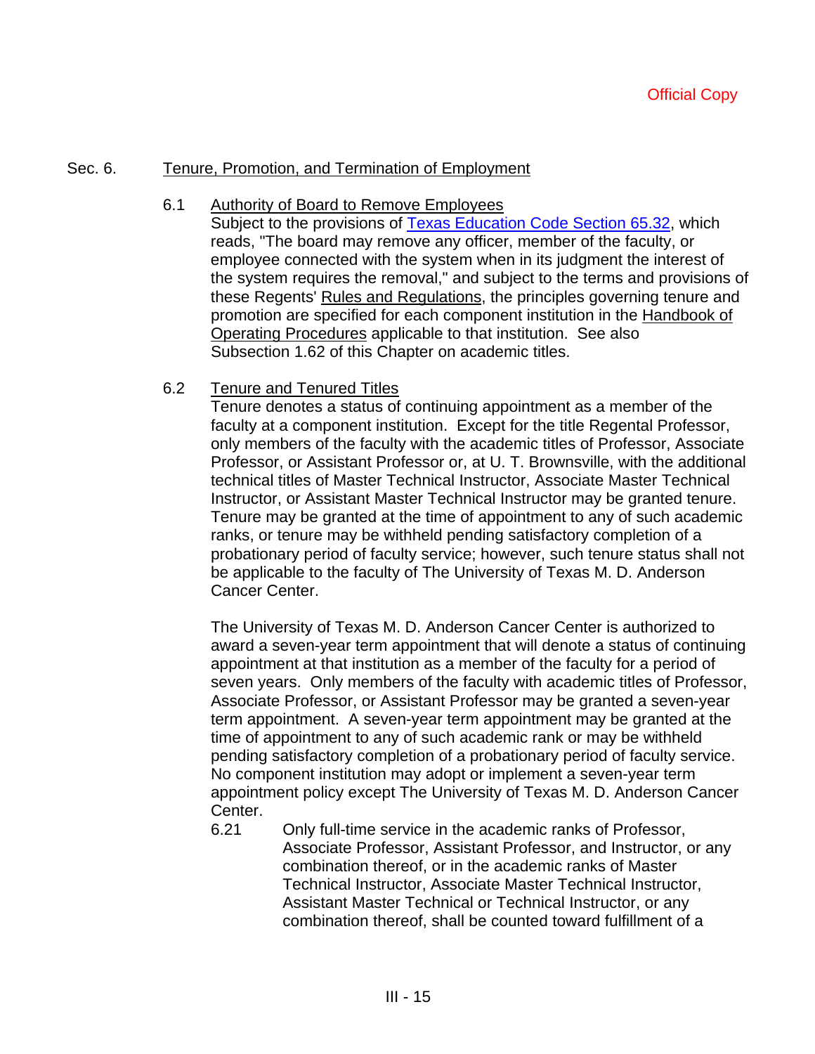Official Copy

## Sec. 6. Tenure, Promotion, and Termination of Employment

### 6.1 Authority of Board to Remove Employees

Subject to the provisions of [Texas Education Code Section 65.32](), which reads, "The board may remove any officer, member of the faculty, or employee connected with the system when in its judgment the interest of the system requires the removal," and subject to the terms and provisions of these Regents' Rules and Regulations, the principles governing tenure and promotion are specified for each component institution in the Handbook of Operating Procedures applicable to that institution. See also Subsection 1.62 of this Chapter on academic titles.

### 6.2 Tenure and Tenured Titles

Tenure denotes a status of continuing appointment as a member of the faculty at a component institution. Except for the title Regental Professor, only members of the faculty with the academic titles of Professor, Associate Professor, or Assistant Professor or, at U. T. Brownsville, with the additional technical titles of Master Technical Instructor, Associate Master Technical Instructor, or Assistant Master Technical Instructor may be granted tenure. Tenure may be granted at the time of appointment to any of such academic ranks, or tenure may be withheld pending satisfactory completion of a probationary period of faculty service; however, such tenure status shall not be applicable to the faculty of The University of Texas M. D. Anderson Cancer Center.

The University of Texas M. D. Anderson Cancer Center is authorized to award a seven-year term appointment that will denote a status of continuing appointment at that institution as a member of the faculty for a period of seven years. Only members of the faculty with academic titles of Professor, Associate Professor, or Assistant Professor may be granted a seven-year term appointment. A seven-year term appointment may be granted at the time of appointment to any of such academic rank or may be withheld pending satisfactory completion of a probationary period of faculty service. No component institution may adopt or implement a seven-year term appointment policy except The University of Texas M. D. Anderson Cancer Center.

6.21 Only full-time service in the academic ranks of Professor, Associate Professor, Assistant Professor, and Instructor, or any combination thereof, or in the academic ranks of Master Technical Instructor, Associate Master Technical Instructor, Assistant Master Technical or Technical Instructor, or any combination thereof, shall be counted toward fulfillment of a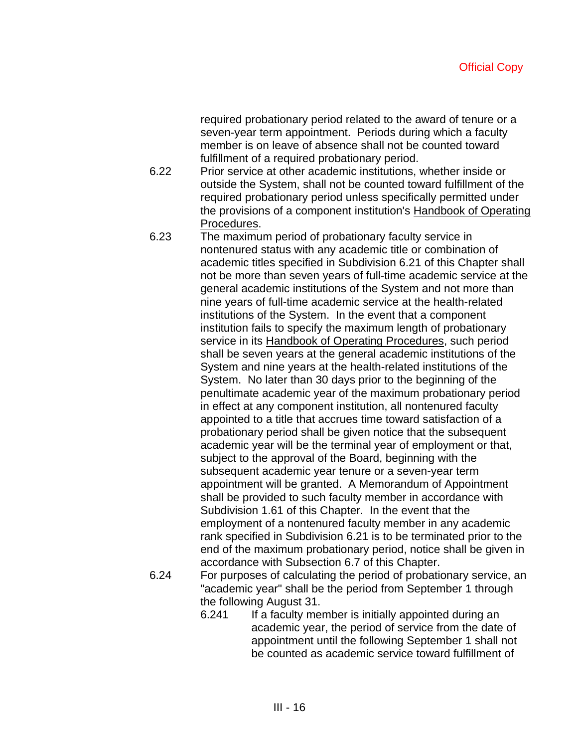required probationary period related to the award of tenure or a seven-year term appointment. Periods during which a faculty member is on leave of absence shall not be counted toward fulfillment of a required probationary period.

6.22 Prior service at other academic institutions, whether inside or outside the System, shall not be counted toward fulfillment of the required probationary period unless specifically permitted under the provisions of a component institution's Handbook of Operating Procedures.

6.23 The maximum period of probationary faculty service in nontenured status with any academic title or combination of academic titles specified in Subdivision 6.21 of this Chapter shall not be more than seven years of full-time academic service at the general academic institutions of the System and not more than nine years of full-time academic service at the health-related institutions of the System. In the event that a component institution fails to specify the maximum length of probationary service in its Handbook of Operating Procedures, such period shall be seven years at the general academic institutions of the System and nine years at the health-related institutions of the System. No later than 30 days prior to the beginning of the penultimate academic year of the maximum probationary period in effect at any component institution, all nontenured faculty appointed to a title that accrues time toward satisfaction of a probationary period shall be given notice that the subsequent academic year will be the terminal year of employment or that, subject to the approval of the Board, beginning with the subsequent academic year tenure or a seven-year term appointment will be granted. A Memorandum of Appointment shall be provided to such faculty member in accordance with Subdivision 1.61 of this Chapter. In the event that the employment of a nontenured faculty member in any academic rank specified in Subdivision 6.21 is to be terminated prior to the end of the maximum probationary period, notice shall be given in accordance with Subsection 6.7 of this Chapter.

6.24 For purposes of calculating the period of probationary service, an "academic year" shall be the period from September 1 through the following August 31.

6.241 If a faculty member is initially appointed during an academic year, the period of service from the date of appointment until the following September 1 shall not be counted as academic service toward fulfillment of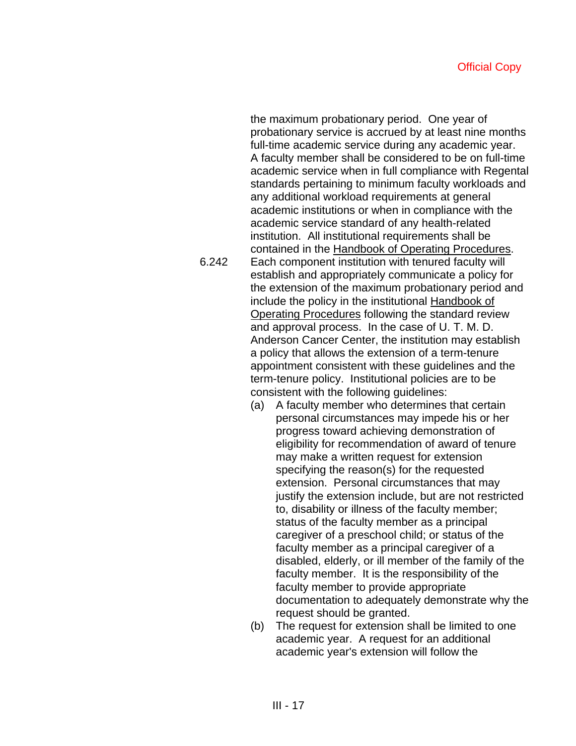the maximum probationary period. One year of probationary service is accrued by at least nine months full-time academic service during any academic year. A faculty member shall be considered to be on full-time academic service when in full compliance with Regental standards pertaining to minimum faculty workloads and any additional workload requirements at general academic institutions or when in compliance with the academic service standard of any health-related institution. All institutional requirements shall be contained in the Handbook of Operating Procedures.

6.242 Each component institution with tenured faculty will establish and appropriately communicate a policy for the extension of the maximum probationary period and include the policy in the institutional Handbook of Operating Procedures following the standard review and approval process. In the case of U. T. M. D. Anderson Cancer Center, the institution may establish a policy that allows the extension of a term-tenure appointment consistent with these guidelines and the term-tenure policy. Institutional policies are to be consistent with the following guidelines:

(a) A faculty member who determines that certain personal circumstances may impede his or her progress toward achieving demonstration of eligibility for recommendation of award of tenure may make a written request for extension specifying the reason(s) for the requested extension. Personal circumstances that may justify the extension include, but are not restricted to, disability or illness of the faculty member; status of the faculty member as a principal caregiver of a preschool child; or status of the faculty member as a principal caregiver of a disabled, elderly, or ill member of the family of the faculty member. It is the responsibility of the faculty member to provide appropriate documentation to adequately demonstrate why the request should be granted.

(b) The request for extension shall be limited to one academic year. A request for an additional academic year's extension will follow the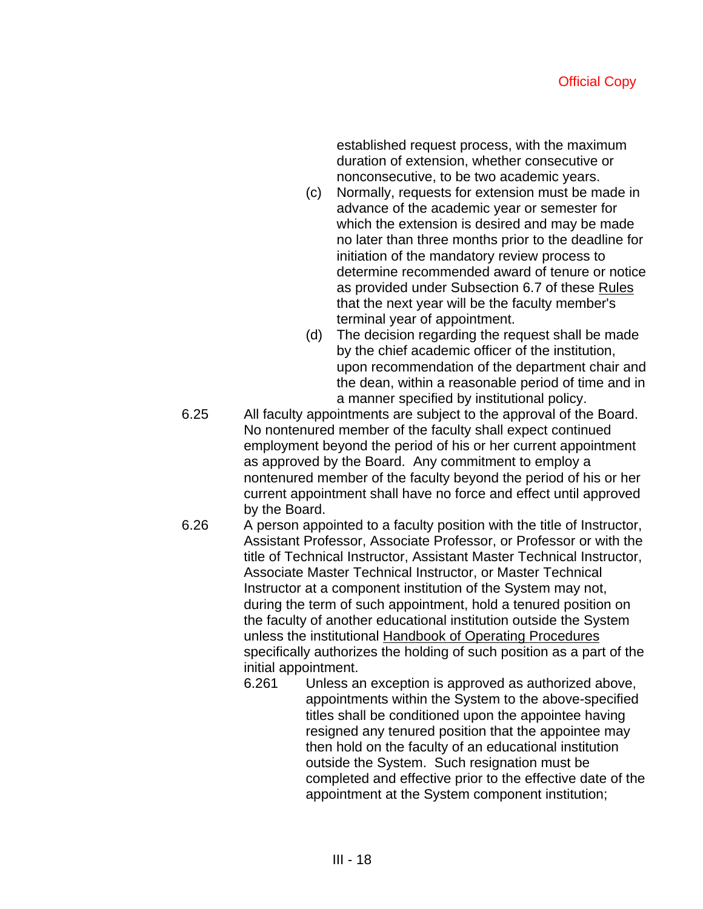established request process, with the maximum duration of extension, whether consecutive or nonconsecutive, to be two academic years.

(c) Normally, requests for extension must be made in advance of the academic year or semester for which the extension is desired and may be made no later than three months prior to the deadline for initiation of the mandatory review process to determine recommended award of tenure or notice as provided under Subsection 6.7 of these Rules that the next year will be the faculty member's terminal year of appointment.

(d) The decision regarding the request shall be made by the chief academic officer of the institution, upon recommendation of the department chair and the dean, within a reasonable period of time and in a manner specified by institutional policy.

6.25 All faculty appointments are subject to the approval of the Board. No nontenured member of the faculty shall expect continued employment beyond the period of his or her current appointment as approved by the Board. Any commitment to employ a nontenured member of the faculty beyond the period of his or her current appointment shall have no force and effect until approved by the Board.

6.26 A person appointed to a faculty position with the title of Instructor, Assistant Professor, Associate Professor, or Professor or with the title of Technical Instructor, Assistant Master Technical Instructor, Associate Master Technical Instructor, or Master Technical Instructor at a component institution of the System may not, during the term of such appointment, hold a tenured position on the faculty of another educational institution outside the System unless the institutional Handbook of Operating Procedures specifically authorizes the holding of such position as a part of the initial appointment.

6.261 Unless an exception is approved as authorized above, appointments within the System to the above-specified titles shall be conditioned upon the appointee having resigned any tenured position that the appointee may then hold on the faculty of an educational institution outside the System. Such resignation must be completed and effective prior to the effective date of the appointment at the System component institution;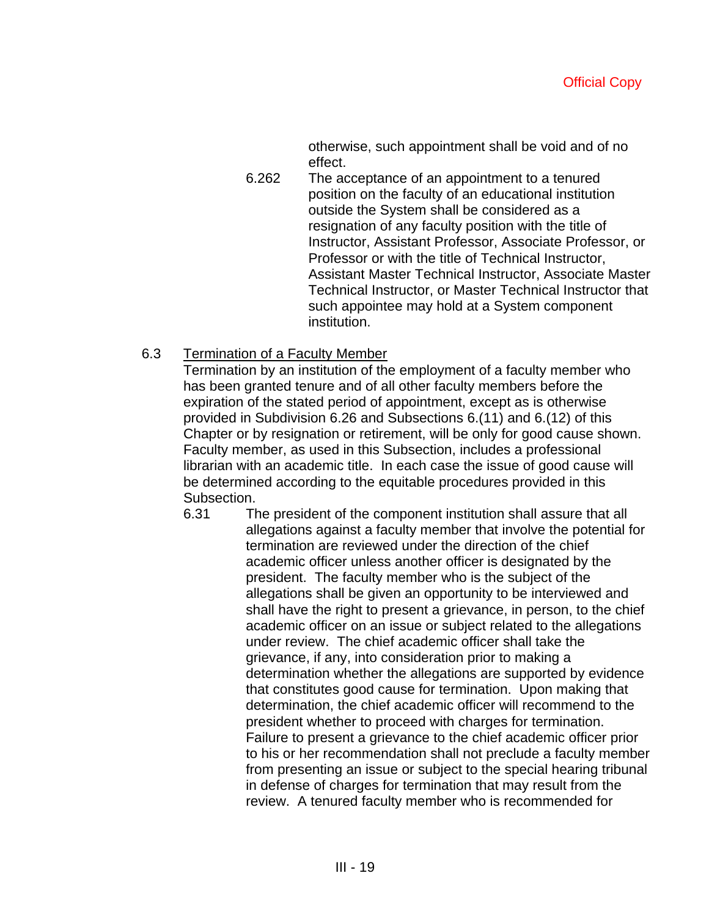otherwise, such appointment shall be void and of no effect.

6.262 The acceptance of an appointment to a tenured position on the faculty of an educational institution outside the System shall be considered as a resignation of any faculty position with the title of Instructor, Assistant Professor, Associate Professor, or Professor or with the title of Technical Instructor, Assistant Master Technical Instructor, Associate Master Technical Instructor, or Master Technical Instructor that such appointee may hold at a System component institution.

6.3 Termination of a Faculty Member

Termination by an institution of the employment of a faculty member who has been granted tenure and of all other faculty members before the expiration of the stated period of appointment, except as is otherwise provided in Subdivision 6.26 and Subsections 6.(11) and 6.(12) of this Chapter or by resignation or retirement, will be only for good cause shown. Faculty member, as used in this Subsection, includes a professional librarian with an academic title. In each case the issue of good cause will be determined according to the equitable procedures provided in this Subsection.

6.31 The president of the component institution shall assure that all allegations against a faculty member that involve the potential for termination are reviewed under the direction of the chief academic officer unless another officer is designated by the president. The faculty member who is the subject of the allegations shall be given an opportunity to be interviewed and shall have the right to present a grievance, in person, to the chief academic officer on an issue or subject related to the allegations under review. The chief academic officer shall take the grievance, if any, into consideration prior to making a determination whether the allegations are supported by evidence that constitutes good cause for termination. Upon making that determination, the chief academic officer will recommend to the president whether to proceed with charges for termination. Failure to present a grievance to the chief academic officer prior to his or her recommendation shall not preclude a faculty member from presenting an issue or subject to the special hearing tribunal in defense of charges for termination that may result from the review. A tenured faculty member who is recommended for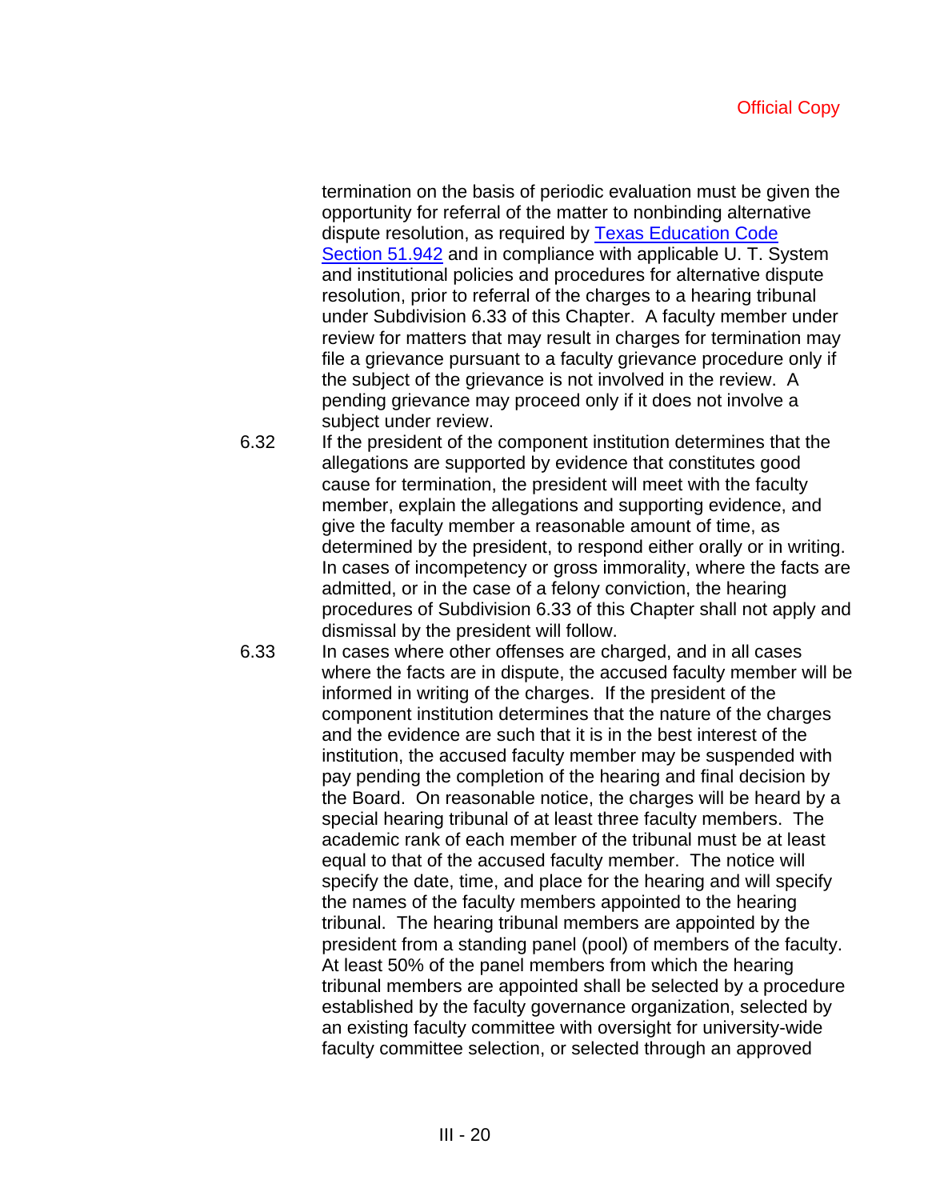termination on the basis of periodic evaluation must be given the opportunity for referral of the matter to nonbinding alternative dispute resolution, as required by [Texas Education Code Section 51.942] and in compliance with applicable U. T. System and institutional policies and procedures for alternative dispute resolution, prior to referral of the charges to a hearing tribunal under Subdivision 6.33 of this Chapter. A faculty member under review for matters that may result in charges for termination may file a grievance pursuant to a faculty grievance procedure only if the subject of the grievance is not involved in the review. A pending grievance may proceed only if it does not involve a subject under review.

6.32 If the president of the component institution determines that the allegations are supported by evidence that constitutes good cause for termination, the president will meet with the faculty member, explain the allegations and supporting evidence, and give the faculty member a reasonable amount of time, as determined by the president, to respond either orally or in writing. In cases of incompetency or gross immorality, where the facts are admitted, or in the case of a felony conviction, the hearing procedures of Subdivision 6.33 of this Chapter shall not apply and dismissal by the president will follow.

6.33 In cases where other offenses are charged, and in all cases where the facts are in dispute, the accused faculty member will be informed in writing of the charges. If the president of the component institution determines that the nature of the charges and the evidence are such that it is in the best interest of the institution, the accused faculty member may be suspended with pay pending the completion of the hearing and final decision by the Board. On reasonable notice, the charges will be heard by a special hearing tribunal of at least three faculty members. The academic rank of each member of the tribunal must be at least equal to that of the accused faculty member. The notice will specify the date, time, and place for the hearing and will specify the names of the faculty members appointed to the hearing tribunal. The hearing tribunal members are appointed by the president from a standing panel (pool) of members of the faculty. At least 50% of the panel members from which the hearing tribunal members are appointed shall be selected by a procedure established by the faculty governance organization, selected by an existing faculty committee with oversight for university-wide faculty committee selection, or selected through an approved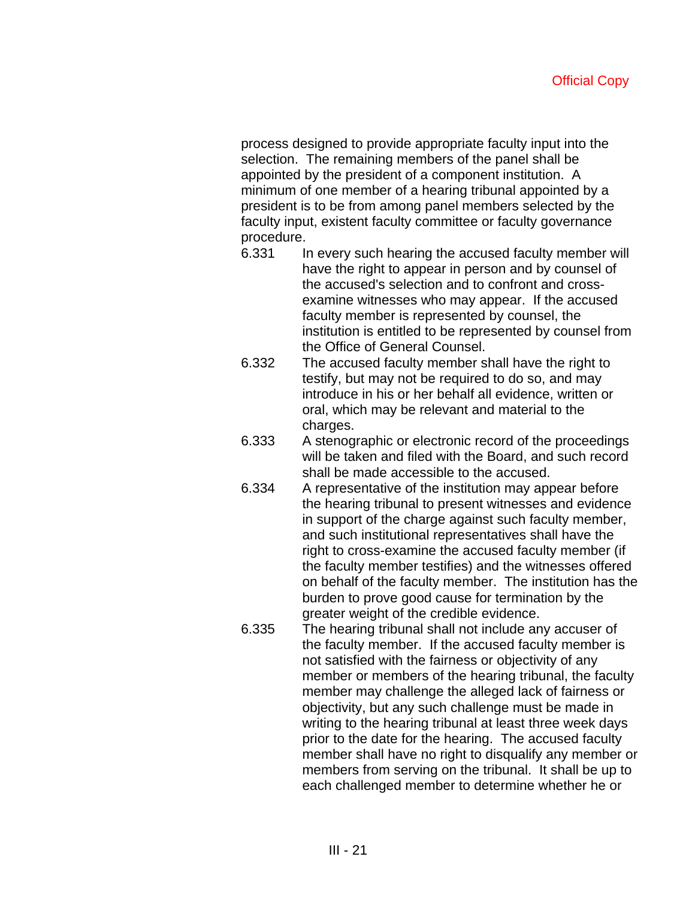process designed to provide appropriate faculty input into the selection. The remaining members of the panel shall be appointed by the president of a component institution. A minimum of one member of a hearing tribunal appointed by a president is to be from among panel members selected by the faculty input, existent faculty committee or faculty governance procedure.

6.331 In every such hearing the accused faculty member will have the right to appear in person and by counsel of the accused's selection and to confront and cross-examine witnesses who may appear. If the accused faculty member is represented by counsel, the institution is entitled to be represented by counsel from the Office of General Counsel.

6.332 The accused faculty member shall have the right to testify, but may not be required to do so, and may introduce in his or her behalf all evidence, written or oral, which may be relevant and material to the charges.

6.333 A stenographic or electronic record of the proceedings will be taken and filed with the Board, and such record shall be made accessible to the accused.

6.334 A representative of the institution may appear before the hearing tribunal to present witnesses and evidence in support of the charge against such faculty member, and such institutional representatives shall have the right to cross-examine the accused faculty member (if the faculty member testifies) and the witnesses offered on behalf of the faculty member. The institution has the burden to prove good cause for termination by the greater weight of the credible evidence.

6.335 The hearing tribunal shall not include any accuser of the faculty member. If the accused faculty member is not satisfied with the fairness or objectivity of any member or members of the hearing tribunal, the faculty member may challenge the alleged lack of fairness or objectivity, but any such challenge must be made in writing to the hearing tribunal at least three week days prior to the date for the hearing. The accused faculty member shall have no right to disqualify any member or members from serving on the tribunal. It shall be up to each challenged member to determine whether he or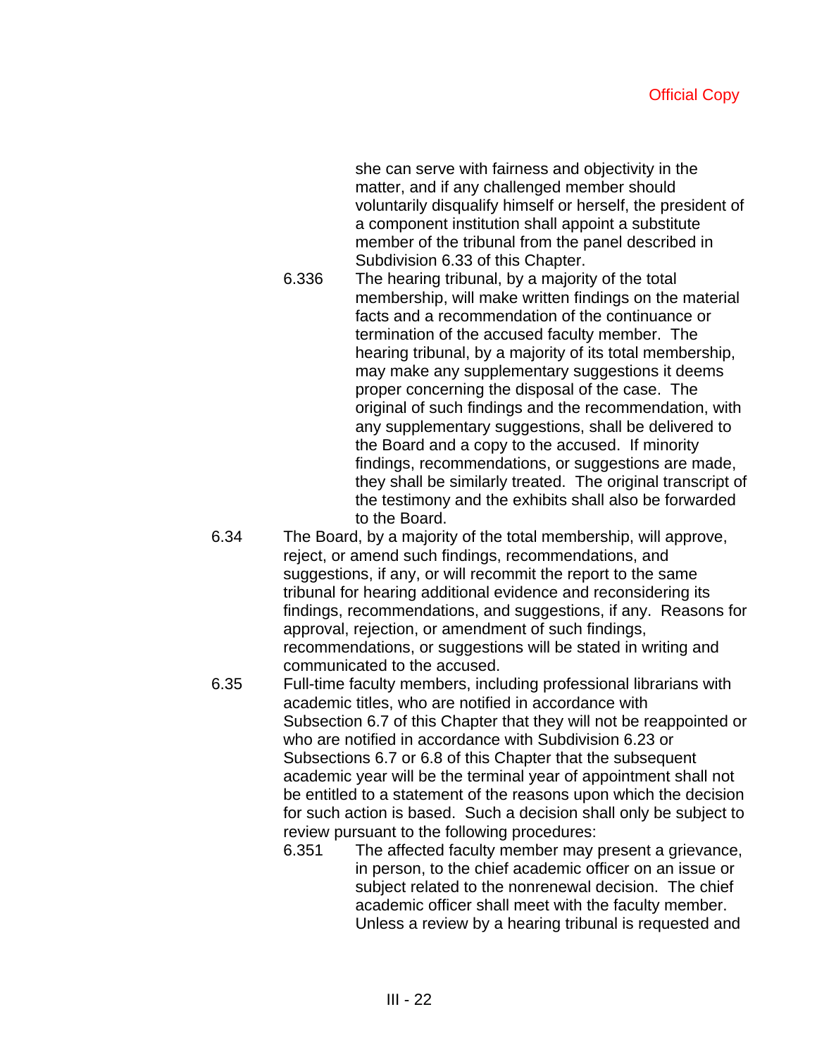she can serve with fairness and objectivity in the matter, and if any challenged member should voluntarily disqualify himself or herself, the president of a component institution shall appoint a substitute member of the tribunal from the panel described in Subdivision 6.33 of this Chapter.

6.336 The hearing tribunal, by a majority of the total membership, will make written findings on the material facts and a recommendation of the continuance or termination of the accused faculty member. The hearing tribunal, by a majority of its total membership, may make any supplementary suggestions it deems proper concerning the disposal of the case. The original of such findings and the recommendation, with any supplementary suggestions, shall be delivered to the Board and a copy to the accused. If minority findings, recommendations, or suggestions are made, they shall be similarly treated. The original transcript of the testimony and the exhibits shall also be forwarded to the Board.

6.34 The Board, by a majority of the total membership, will approve, reject, or amend such findings, recommendations, and suggestions, if any, or will recommit the report to the same tribunal for hearing additional evidence and reconsidering its findings, recommendations, and suggestions, if any. Reasons for approval, rejection, or amendment of such findings, recommendations, or suggestions will be stated in writing and communicated to the accused.

6.35 Full-time faculty members, including professional librarians with academic titles, who are notified in accordance with Subsection 6.7 of this Chapter that they will not be reappointed or who are notified in accordance with Subdivision 6.23 or Subsections 6.7 or 6.8 of this Chapter that the subsequent academic year will be the terminal year of appointment shall not be entitled to a statement of the reasons upon which the decision for such action is based. Such a decision shall only be subject to review pursuant to the following procedures:

6.351 The affected faculty member may present a grievance, in person, to the chief academic officer on an issue or subject related to the nonrenewal decision. The chief academic officer shall meet with the faculty member. Unless a review by a hearing tribunal is requested and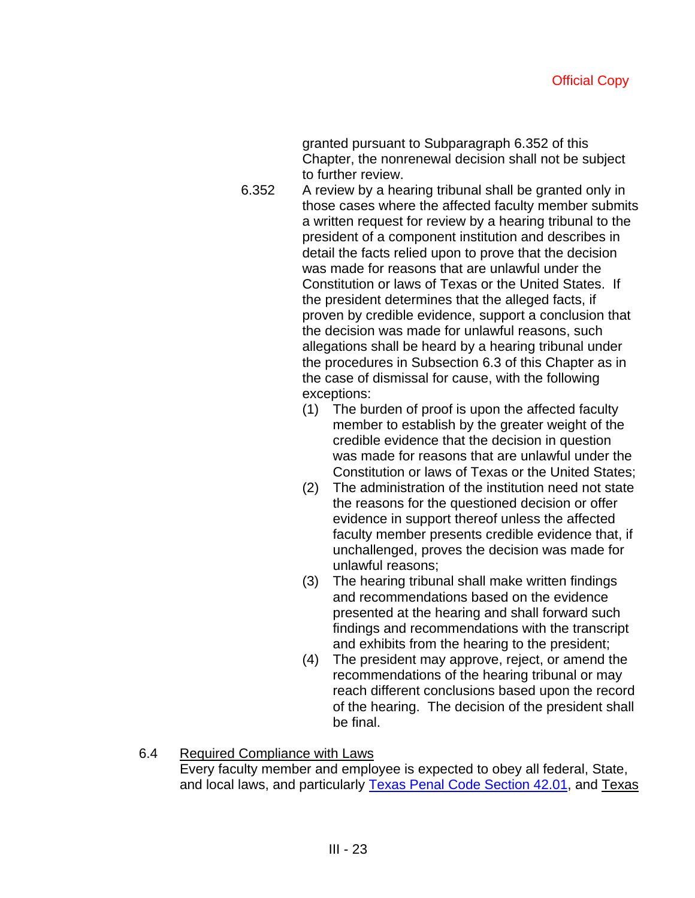granted pursuant to Subparagraph 6.352 of this Chapter, the nonrenewal decision shall not be subject to further review.

6.352 A review by a hearing tribunal shall be granted only in those cases where the affected faculty member submits a written request for review by a hearing tribunal to the president of a component institution and describes in detail the facts relied upon to prove that the decision was made for reasons that are unlawful under the Constitution or laws of Texas or the United States. If the president determines that the alleged facts, if proven by credible evidence, support a conclusion that the decision was made for unlawful reasons, such allegations shall be heard by a hearing tribunal under the procedures in Subsection 6.3 of this Chapter as in the case of dismissal for cause, with the following exceptions:

(1) The burden of proof is upon the affected faculty member to establish by the greater weight of the credible evidence that the decision in question was made for reasons that are unlawful under the Constitution or laws of Texas or the United States;

(2) The administration of the institution need not state the reasons for the questioned decision or offer evidence in support thereof unless the affected faculty member presents credible evidence that, if unchallenged, proves the decision was made for unlawful reasons;

(3) The hearing tribunal shall make written findings and recommendations based on the evidence presented at the hearing and shall forward such findings and recommendations with the transcript and exhibits from the hearing to the president;

(4) The president may approve, reject, or amend the recommendations of the hearing tribunal or may reach different conclusions based upon the record of the hearing. The decision of the president shall be final.

6.4 Required Compliance with Laws

Every faculty member and employee is expected to obey all federal, State, and local laws, and particularly Texas Penal Code Section 42.01, and Texas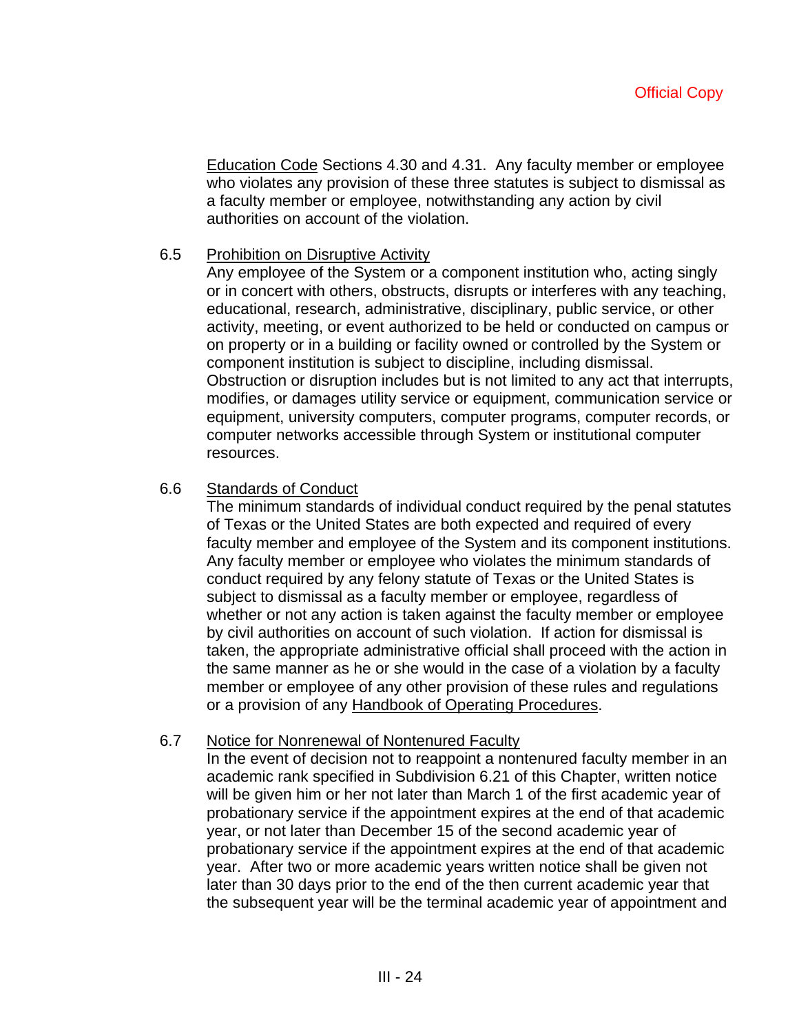Education Code Sections 4.30 and 4.31. Any faculty member or employee who violates any provision of these three statutes is subject to dismissal as a faculty member or employee, notwithstanding any action by civil authorities on account of the violation.

6.5 Prohibition on Disruptive Activity

Any employee of the System or a component institution who, acting singly or in concert with others, obstructs, disrupts or interferes with any teaching, educational, research, administrative, disciplinary, public service, or other activity, meeting, or event authorized to be held or conducted on campus or on property or in a building or facility owned or controlled by the System or component institution is subject to discipline, including dismissal. Obstruction or disruption includes but is not limited to any act that interrupts, modifies, or damages utility service or equipment, communication service or equipment, university computers, computer programs, computer records, or computer networks accessible through System or institutional computer resources.

6.6 Standards of Conduct

The minimum standards of individual conduct required by the penal statutes of Texas or the United States are both expected and required of every faculty member and employee of the System and its component institutions. Any faculty member or employee who violates the minimum standards of conduct required by any felony statute of Texas or the United States is subject to dismissal as a faculty member or employee, regardless of whether or not any action is taken against the faculty member or employee by civil authorities on account of such violation. If action for dismissal is taken, the appropriate administrative official shall proceed with the action in the same manner as he or she would in the case of a violation by a faculty member or employee of any other provision of these rules and regulations or a provision of any Handbook of Operating Procedures.

6.7 Notice for Nonrenewal of Nontenured Faculty

In the event of decision not to reappoint a nontenured faculty member in an academic rank specified in Subdivision 6.21 of this Chapter, written notice will be given him or her not later than March 1 of the first academic year of probationary service if the appointment expires at the end of that academic year, or not later than December 15 of the second academic year of probationary service if the appointment expires at the end of that academic year. After two or more academic years written notice shall be given not later than 30 days prior to the end of the then current academic year that the subsequent year will be the terminal academic year of appointment and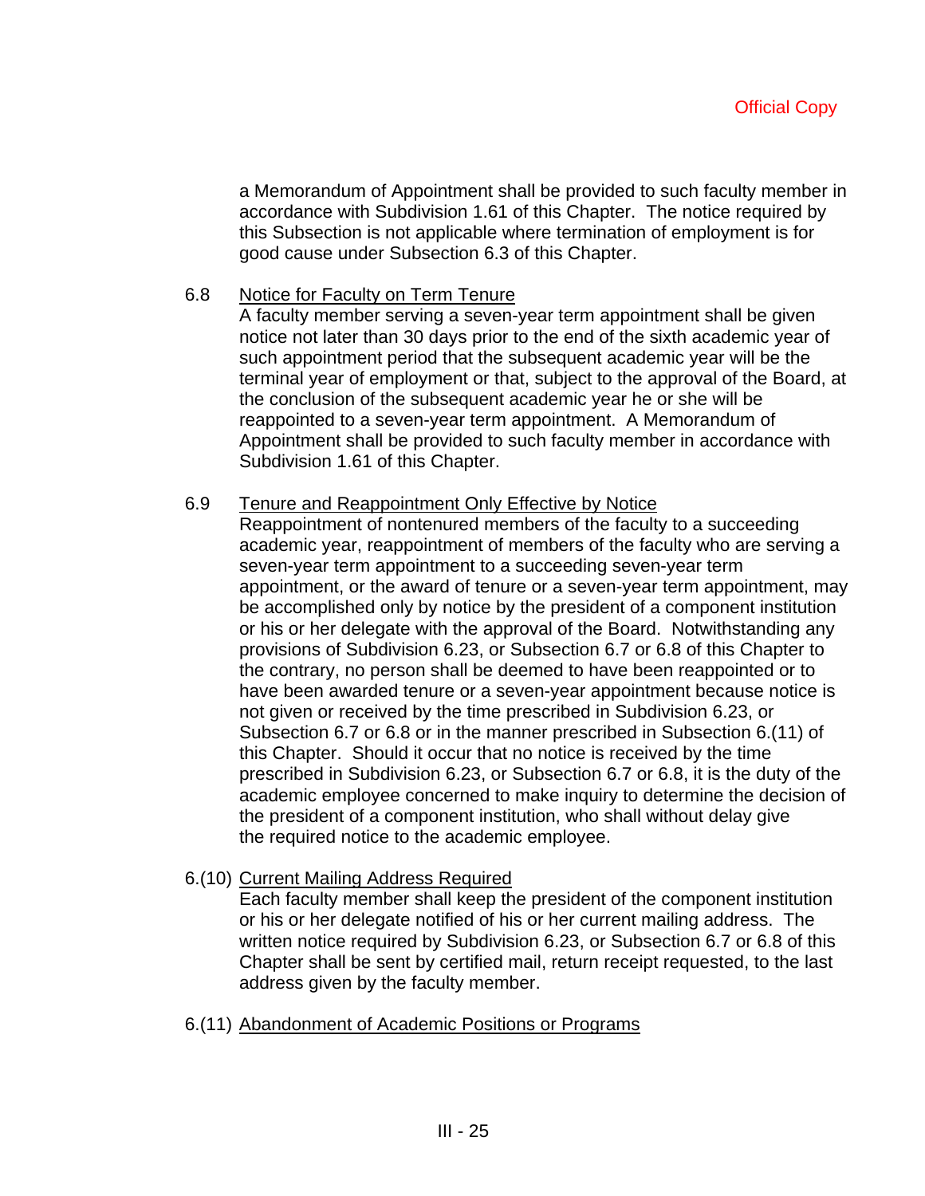a Memorandum of Appointment shall be provided to such faculty member in accordance with Subdivision 1.61 of this Chapter. The notice required by this Subsection is not applicable where termination of employment is for good cause under Subsection 6.3 of this Chapter.

6.8 Notice for Faculty on Term Tenure

A faculty member serving a seven-year term appointment shall be given notice not later than 30 days prior to the end of the sixth academic year of such appointment period that the subsequent academic year will be the terminal year of employment or that, subject to the approval of the Board, at the conclusion of the subsequent academic year he or she will be reappointed to a seven-year term appointment. A Memorandum of Appointment shall be provided to such faculty member in accordance with Subdivision 1.61 of this Chapter.

6.9 Tenure and Reappointment Only Effective by Notice

Reappointment of nontenured members of the faculty to a succeeding academic year, reappointment of members of the faculty who are serving a seven-year term appointment to a succeeding seven-year term appointment, or the award of tenure or a seven-year term appointment, may be accomplished only by notice by the president of a component institution or his or her delegate with the approval of the Board. Notwithstanding any provisions of Subdivision 6.23, or Subsection 6.7 or 6.8 of this Chapter to the contrary, no person shall be deemed to have been reappointed or to have been awarded tenure or a seven-year appointment because notice is not given or received by the time prescribed in Subdivision 6.23, or Subsection 6.7 or 6.8 or in the manner prescribed in Subsection 6.(11) of this Chapter. Should it occur that no notice is received by the time prescribed in Subdivision 6.23, or Subsection 6.7 or 6.8, it is the duty of the academic employee concerned to make inquiry to determine the decision of the president of a component institution, who shall without delay give the required notice to the academic employee.

6.(10) Current Mailing Address Required

Each faculty member shall keep the president of the component institution or his or her delegate notified of his or her current mailing address. The written notice required by Subdivision 6.23, or Subsection 6.7 or 6.8 of this Chapter shall be sent by certified mail, return receipt requested, to the last address given by the faculty member.

6.(11) Abandonment of Academic Positions or Programs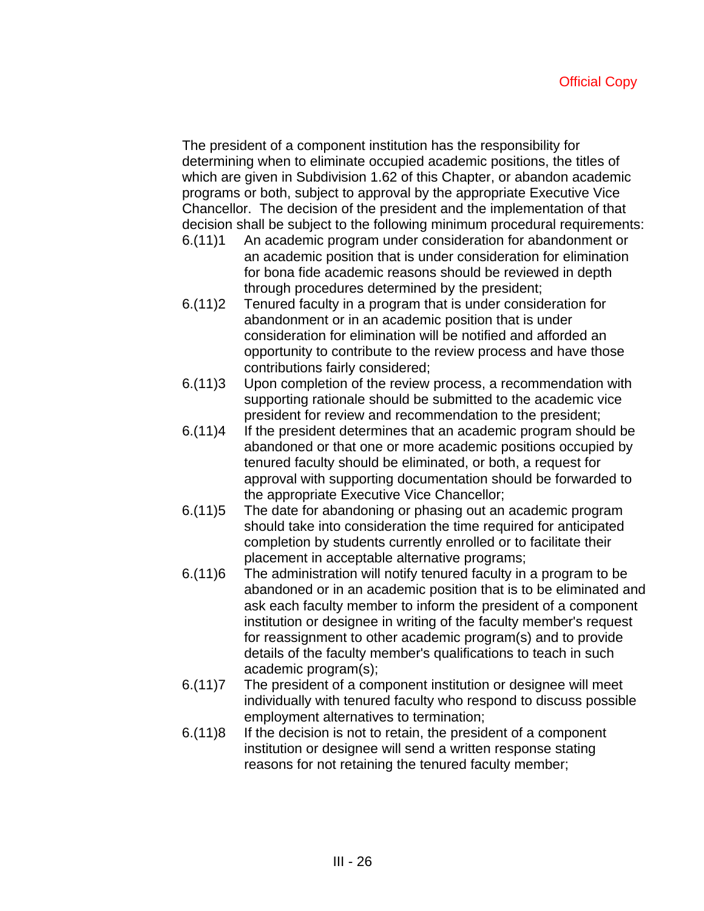The president of a component institution has the responsibility for determining when to eliminate occupied academic positions, the titles of which are given in Subdivision 1.62 of this Chapter, or abandon academic programs or both, subject to approval by the appropriate Executive Vice Chancellor. The decision of the president and the implementation of that decision shall be subject to the following minimum procedural requirements:

6.(11)1 An academic program under consideration for abandonment or an academic position that is under consideration for elimination for bona fide academic reasons should be reviewed in depth through procedures determined by the president;

6.(11)2 Tenured faculty in a program that is under consideration for abandonment or in an academic position that is under consideration for elimination will be notified and afforded an opportunity to contribute to the review process and have those contributions fairly considered;

6.(11)3 Upon completion of the review process, a recommendation with supporting rationale should be submitted to the academic vice president for review and recommendation to the president;

6.(11)4 If the president determines that an academic program should be abandoned or that one or more academic positions occupied by tenured faculty should be eliminated, or both, a request for approval with supporting documentation should be forwarded to the appropriate Executive Vice Chancellor;

6.(11)5 The date for abandoning or phasing out an academic program should take into consideration the time required for anticipated completion by students currently enrolled or to facilitate their placement in acceptable alternative programs;

6.(11)6 The administration will notify tenured faculty in a program to be abandoned or in an academic position that is to be eliminated and ask each faculty member to inform the president of a component institution or designee in writing of the faculty member's request for reassignment to other academic program(s) and to provide details of the faculty member's qualifications to teach in such academic program(s);

6.(11)7 The president of a component institution or designee will meet individually with tenured faculty who respond to discuss possible employment alternatives to termination;

6.(11)8 If the decision is not to retain, the president of a component institution or designee will send a written response stating reasons for not retaining the tenured faculty member;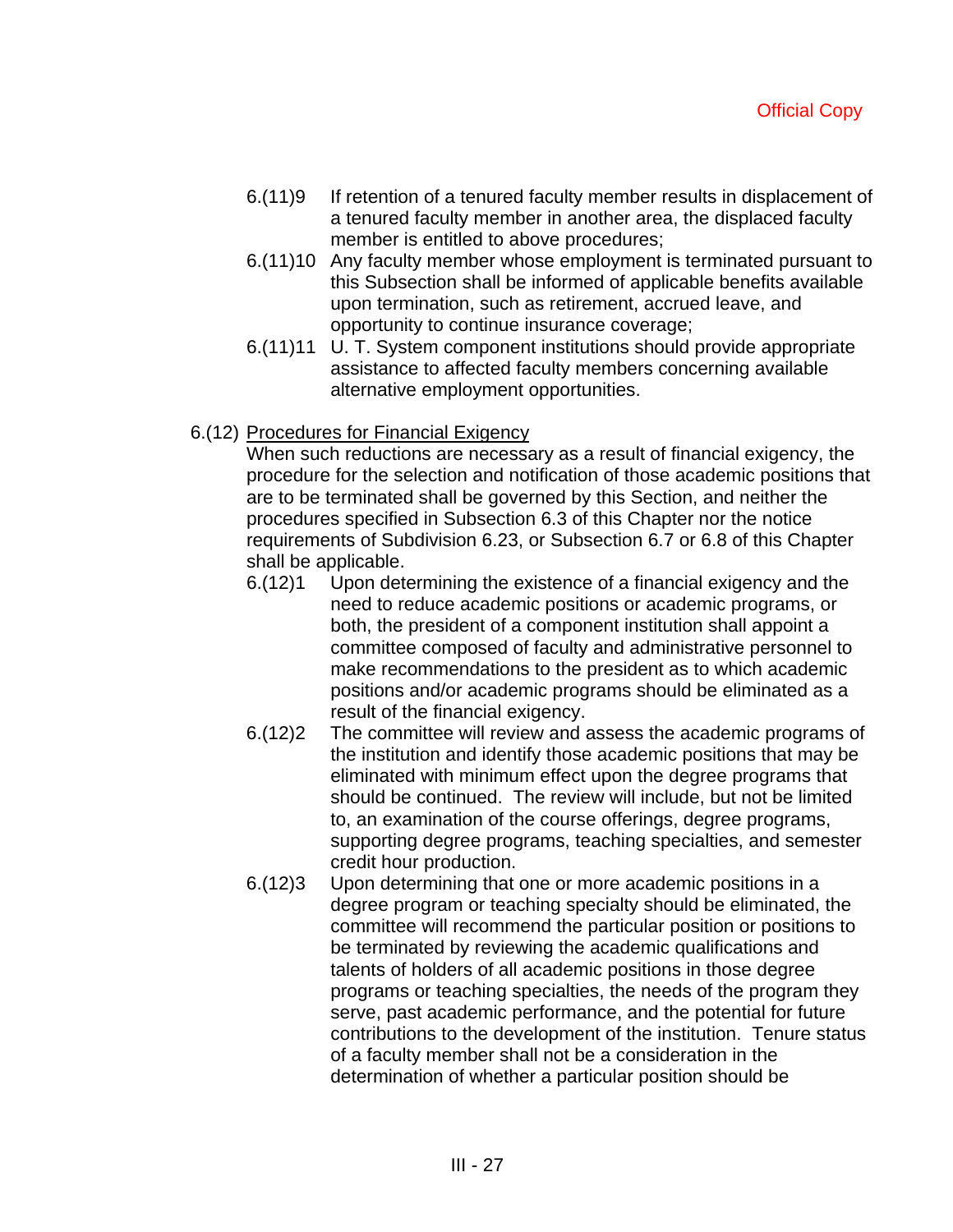6.(11)9 If retention of a tenured faculty member results in displacement of a tenured faculty member in another area, the displaced faculty member is entitled to above procedures;

6.(11)10 Any faculty member whose employment is terminated pursuant to this Subsection shall be informed of applicable benefits available upon termination, such as retirement, accrued leave, and opportunity to continue insurance coverage;

6.(11)11 U. T. System component institutions should provide appropriate assistance to affected faculty members concerning available alternative employment opportunities.

6.(12) Procedures for Financial Exigency

When such reductions are necessary as a result of financial exigency, the procedure for the selection and notification of those academic positions that are to be terminated shall be governed by this Section, and neither the procedures specified in Subsection 6.3 of this Chapter nor the notice requirements of Subdivision 6.23, or Subsection 6.7 or 6.8 of this Chapter shall be applicable.

6.(12)1 Upon determining the existence of a financial exigency and the need to reduce academic positions or academic programs, or both, the president of a component institution shall appoint a committee composed of faculty and administrative personnel to make recommendations to the president as to which academic positions and/or academic programs should be eliminated as a result of the financial exigency.

6.(12)2 The committee will review and assess the academic programs of the institution and identify those academic positions that may be eliminated with minimum effect upon the degree programs that should be continued. The review will include, but not be limited to, an examination of the course offerings, degree programs, supporting degree programs, teaching specialties, and semester credit hour production.

6.(12)3 Upon determining that one or more academic positions in a degree program or teaching specialty should be eliminated, the committee will recommend the particular position or positions to be terminated by reviewing the academic qualifications and talents of holders of all academic positions in those degree programs or teaching specialties, the needs of the program they serve, past academic performance, and the potential for future contributions to the development of the institution. Tenure status of a faculty member shall not be a consideration in the determination of whether a particular position should be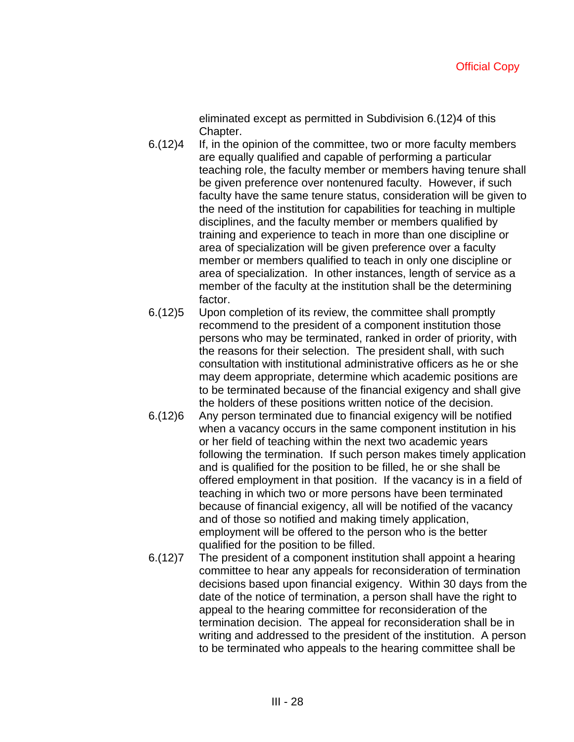eliminated except as permitted in Subdivision 6.(12)4 of this Chapter.

6.(12)4 If, in the opinion of the committee, two or more faculty members are equally qualified and capable of performing a particular teaching role, the faculty member or members having tenure shall be given preference over nontenured faculty. However, if such faculty have the same tenure status, consideration will be given to the need of the institution for capabilities for teaching in multiple disciplines, and the faculty member or members qualified by training and experience to teach in more than one discipline or area of specialization will be given preference over a faculty member or members qualified to teach in only one discipline or area of specialization. In other instances, length of service as a member of the faculty at the institution shall be the determining factor.

6.(12)5 Upon completion of its review, the committee shall promptly recommend to the president of a component institution those persons who may be terminated, ranked in order of priority, with the reasons for their selection. The president shall, with such consultation with institutional administrative officers as he or she may deem appropriate, determine which academic positions are to be terminated because of the financial exigency and shall give the holders of these positions written notice of the decision.

6.(12)6 Any person terminated due to financial exigency will be notified when a vacancy occurs in the same component institution in his or her field of teaching within the next two academic years following the termination. If such person makes timely application and is qualified for the position to be filled, he or she shall be offered employment in that position. If the vacancy is in a field of teaching in which two or more persons have been terminated because of financial exigency, all will be notified of the vacancy and of those so notified and making timely application, employment will be offered to the person who is the better qualified for the position to be filled.

6.(12)7 The president of a component institution shall appoint a hearing committee to hear any appeals for reconsideration of termination decisions based upon financial exigency. Within 30 days from the date of the notice of termination, a person shall have the right to appeal to the hearing committee for reconsideration of the termination decision. The appeal for reconsideration shall be in writing and addressed to the president of the institution. A person to be terminated who appeals to the hearing committee shall be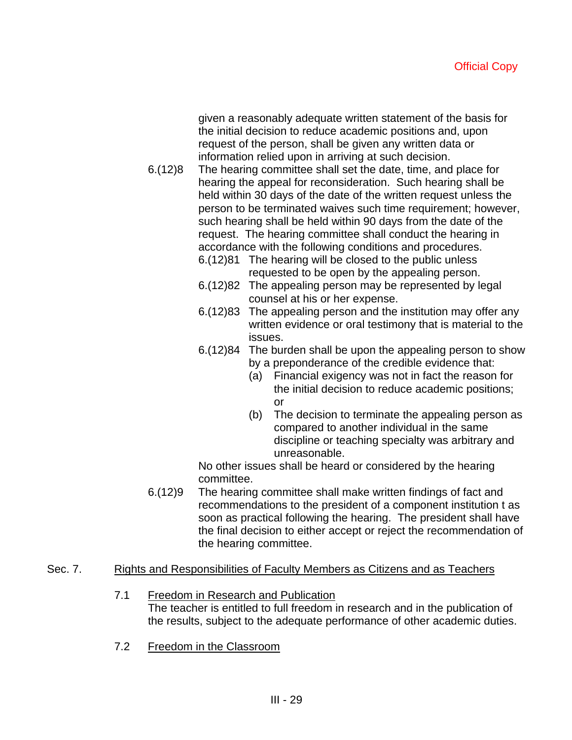given a reasonably adequate written statement of the basis for the initial decision to reduce academic positions and, upon request of the person, shall be given any written data or information relied upon in arriving at such decision.

6.(12)8 The hearing committee shall set the date, time, and place for hearing the appeal for reconsideration. Such hearing shall be held within 30 days of the date of the written request unless the person to be terminated waives such time requirement; however, such hearing shall be held within 90 days from the date of the request. The hearing committee shall conduct the hearing in accordance with the following conditions and procedures.

6.(12)81 The hearing will be closed to the public unless requested to be open by the appealing person.

6.(12)82 The appealing person may be represented by legal counsel at his or her expense.

6.(12)83 The appealing person and the institution may offer any written evidence or oral testimony that is material to the issues.

6.(12)84 The burden shall be upon the appealing person to show by a preponderance of the credible evidence that:

(a) Financial exigency was not in fact the reason for the initial decision to reduce academic positions; or

(b) The decision to terminate the appealing person as compared to another individual in the same discipline or teaching specialty was arbitrary and unreasonable.

No other issues shall be heard or considered by the hearing committee.

6.(12)9 The hearing committee shall make written findings of fact and recommendations to the president of a component institution t as soon as practical following the hearing. The president shall have the final decision to either accept or reject the recommendation of the hearing committee.

## Sec. 7. Rights and Responsibilities of Faculty Members as Citizens and as Teachers

### 7.1 Freedom in Research and Publication

The teacher is entitled to full freedom in research and in the publication of the results, subject to the adequate performance of other academic duties.

### 7.2 Freedom in the Classroom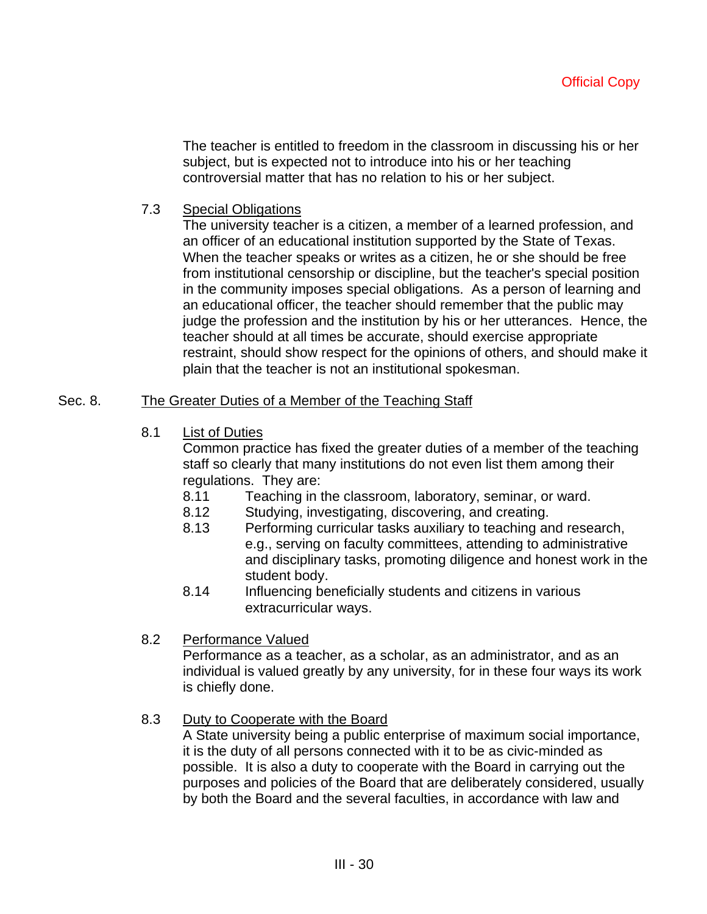The teacher is entitled to freedom in the classroom in discussing his or her subject, but is expected not to introduce into his or her teaching controversial matter that has no relation to his or her subject.

7.3 Special Obligations

The university teacher is a citizen, a member of a learned profession, and an officer of an educational institution supported by the State of Texas. When the teacher speaks or writes as a citizen, he or she should be free from institutional censorship or discipline, but the teacher's special position in the community imposes special obligations. As a person of learning and an educational officer, the teacher should remember that the public may judge the profession and the institution by his or her utterances. Hence, the teacher should at all times be accurate, should exercise appropriate restraint, should show respect for the opinions of others, and should make it plain that the teacher is not an institutional spokesman.

## Sec. 8. The Greater Duties of a Member of the Teaching Staff

8.1 List of Duties

Common practice has fixed the greater duties of a member of the teaching staff so clearly that many institutions do not even list them among their regulations. They are:

8.11 Teaching in the classroom, laboratory, seminar, or ward.

8.12 Studying, investigating, discovering, and creating.

8.13 Performing curricular tasks auxiliary to teaching and research, e.g., serving on faculty committees, attending to administrative and disciplinary tasks, promoting diligence and honest work in the student body.

8.14 Influencing beneficially students and citizens in various extracurricular ways.

8.2 Performance Valued

Performance as a teacher, as a scholar, as an administrator, and as an individual is valued greatly by any university, for in these four ways its work is chiefly done.

8.3 Duty to Cooperate with the Board

A State university being a public enterprise of maximum social importance, it is the duty of all persons connected with it to be as civic-minded as possible. It is also a duty to cooperate with the Board in carrying out the purposes and policies of the Board that are deliberately considered, usually by both the Board and the several faculties, in accordance with law and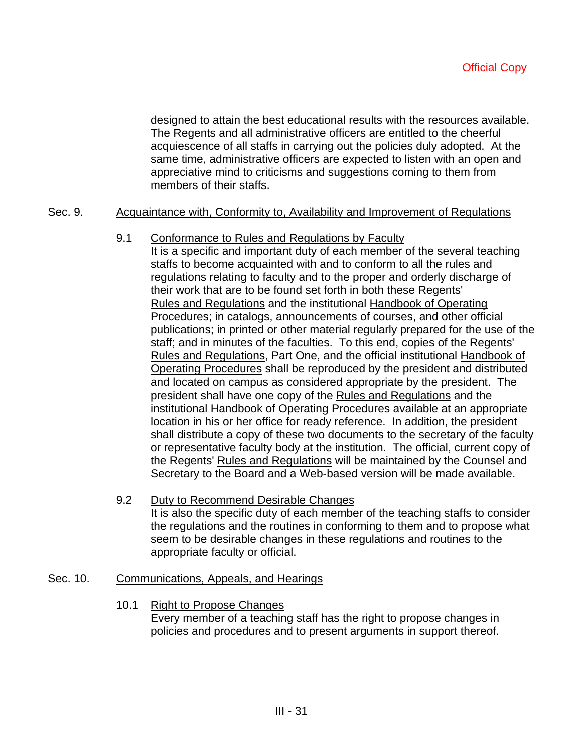designed to attain the best educational results with the resources available. The Regents and all administrative officers are entitled to the cheerful acquiescence of all staffs in carrying out the policies duly adopted. At the same time, administrative officers are expected to listen with an open and appreciative mind to criticisms and suggestions coming to them from members of their staffs.

## Sec. 9. Acquaintance with, Conformity to, Availability and Improvement of Regulations

### 9.1 Conformance to Rules and Regulations by Faculty

It is a specific and important duty of each member of the several teaching staffs to become acquainted with and to conform to all the rules and regulations relating to faculty and to the proper and orderly discharge of their work that are to be found set forth in both these Regents' Rules and Regulations and the institutional Handbook of Operating Procedures; in catalogs, announcements of courses, and other official publications; in printed or other material regularly prepared for the use of the staff; and in minutes of the faculties. To this end, copies of the Regents' Rules and Regulations, Part One, and the official institutional Handbook of Operating Procedures shall be reproduced by the president and distributed and located on campus as considered appropriate by the president. The president shall have one copy of the Rules and Regulations and the institutional Handbook of Operating Procedures available at an appropriate location in his or her office for ready reference. In addition, the president shall distribute a copy of these two documents to the secretary of the faculty or representative faculty body at the institution. The official, current copy of the Regents' Rules and Regulations will be maintained by the Counsel and Secretary to the Board and a Web-based version will be made available.

### 9.2 Duty to Recommend Desirable Changes

It is also the specific duty of each member of the teaching staffs to consider the regulations and the routines in conforming to them and to propose what seem to be desirable changes in these regulations and routines to the appropriate faculty or official.

## Sec. 10. Communications, Appeals, and Hearings

### 10.1 Right to Propose Changes

Every member of a teaching staff has the right to propose changes in policies and procedures and to present arguments in support thereof.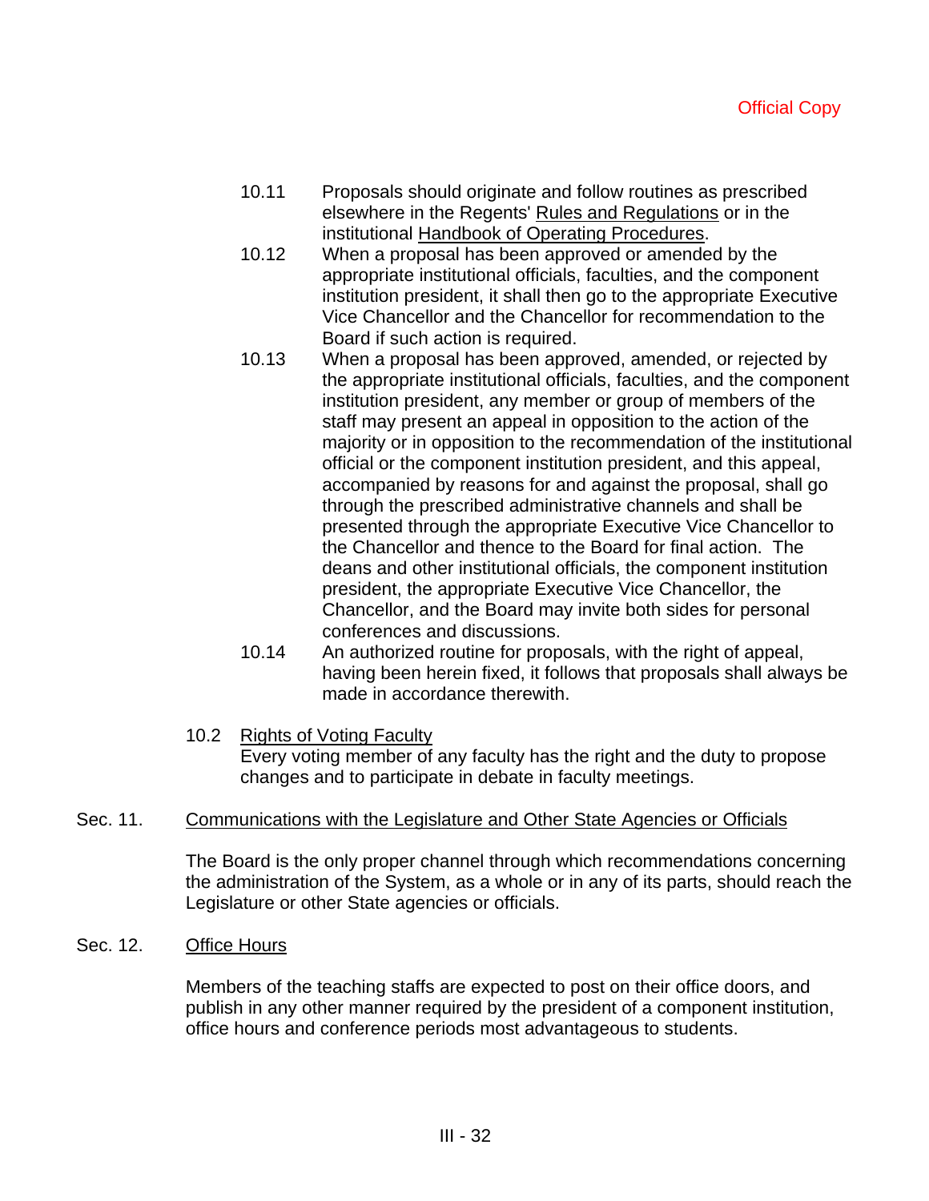10.11 Proposals should originate and follow routines as prescribed elsewhere in the Regents' Rules and Regulations or in the institutional Handbook of Operating Procedures.

10.12 When a proposal has been approved or amended by the appropriate institutional officials, faculties, and the component institution president, it shall then go to the appropriate Executive Vice Chancellor and the Chancellor for recommendation to the Board if such action is required.

10.13 When a proposal has been approved, amended, or rejected by the appropriate institutional officials, faculties, and the component institution president, any member or group of members of the staff may present an appeal in opposition to the action of the majority or in opposition to the recommendation of the institutional official or the component institution president, and this appeal, accompanied by reasons for and against the proposal, shall go through the prescribed administrative channels and shall be presented through the appropriate Executive Vice Chancellor to the Chancellor and thence to the Board for final action. The deans and other institutional officials, the component institution president, the appropriate Executive Vice Chancellor, the Chancellor, and the Board may invite both sides for personal conferences and discussions.

10.14 An authorized routine for proposals, with the right of appeal, having been herein fixed, it follows that proposals shall always be made in accordance therewith.

10.2 Rights of Voting Faculty

Every voting member of any faculty has the right and the duty to propose changes and to participate in debate in faculty meetings.

## Sec. 11. Communications with the Legislature and Other State Agencies or Officials

The Board is the only proper channel through which recommendations concerning the administration of the System, as a whole or in any of its parts, should reach the Legislature or other State agencies or officials.

## Sec. 12. Office Hours

Members of the teaching staffs are expected to post on their office doors, and publish in any other manner required by the president of a component institution, office hours and conference periods most advantageous to students.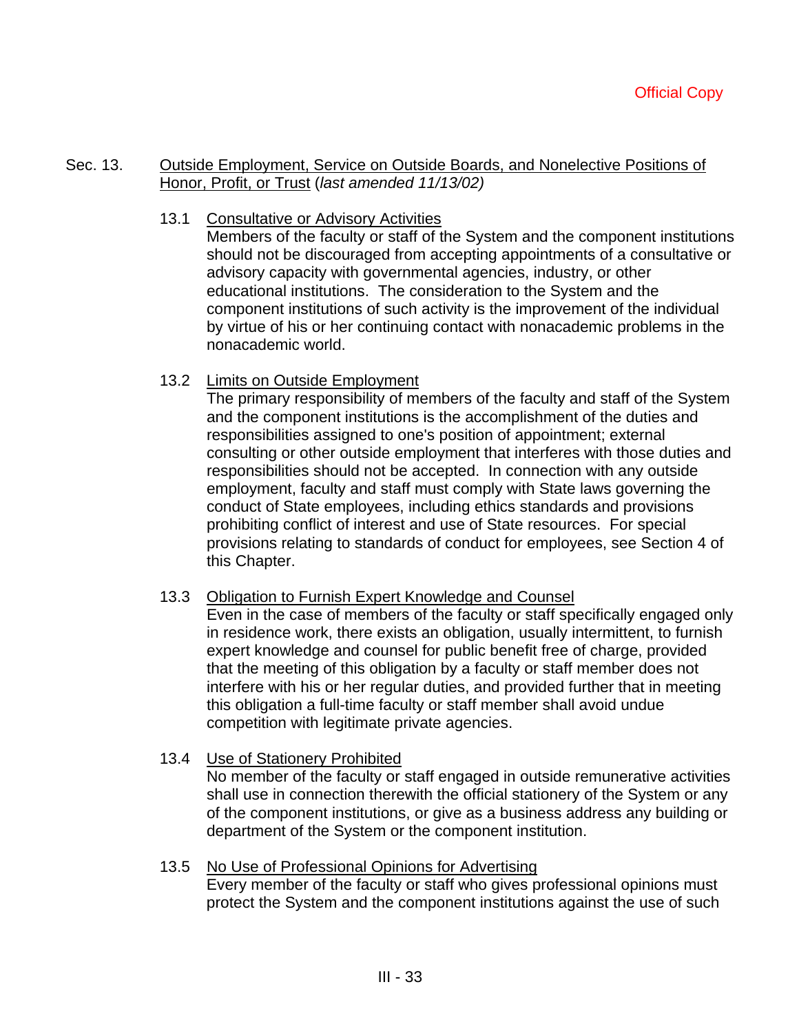Official Copy

## Sec. 13. Outside Employment, Service on Outside Boards, and Nonelective Positions of Honor, Profit, or Trust (*last amended 11/13/02)*

### 13.1 Consultative or Advisory Activities

Members of the faculty or staff of the System and the component institutions should not be discouraged from accepting appointments of a consultative or advisory capacity with governmental agencies, industry, or other educational institutions. The consideration to the System and the component institutions of such activity is the improvement of the individual by virtue of his or her continuing contact with nonacademic problems in the nonacademic world.

### 13.2 Limits on Outside Employment

The primary responsibility of members of the faculty and staff of the System and the component institutions is the accomplishment of the duties and responsibilities assigned to one's position of appointment; external consulting or other outside employment that interferes with those duties and responsibilities should not be accepted. In connection with any outside employment, faculty and staff must comply with State laws governing the conduct of State employees, including ethics standards and provisions prohibiting conflict of interest and use of State resources. For special provisions relating to standards of conduct for employees, see Section 4 of this Chapter.

### 13.3 Obligation to Furnish Expert Knowledge and Counsel

Even in the case of members of the faculty or staff specifically engaged only in residence work, there exists an obligation, usually intermittent, to furnish expert knowledge and counsel for public benefit free of charge, provided that the meeting of this obligation by a faculty or staff member does not interfere with his or her regular duties, and provided further that in meeting this obligation a full-time faculty or staff member shall avoid undue competition with legitimate private agencies.

### 13.4 Use of Stationery Prohibited

No member of the faculty or staff engaged in outside remunerative activities shall use in connection therewith the official stationery of the System or any of the component institutions, or give as a business address any building or department of the System or the component institution.

### 13.5 No Use of Professional Opinions for Advertising

Every member of the faculty or staff who gives professional opinions must protect the System and the component institutions against the use of such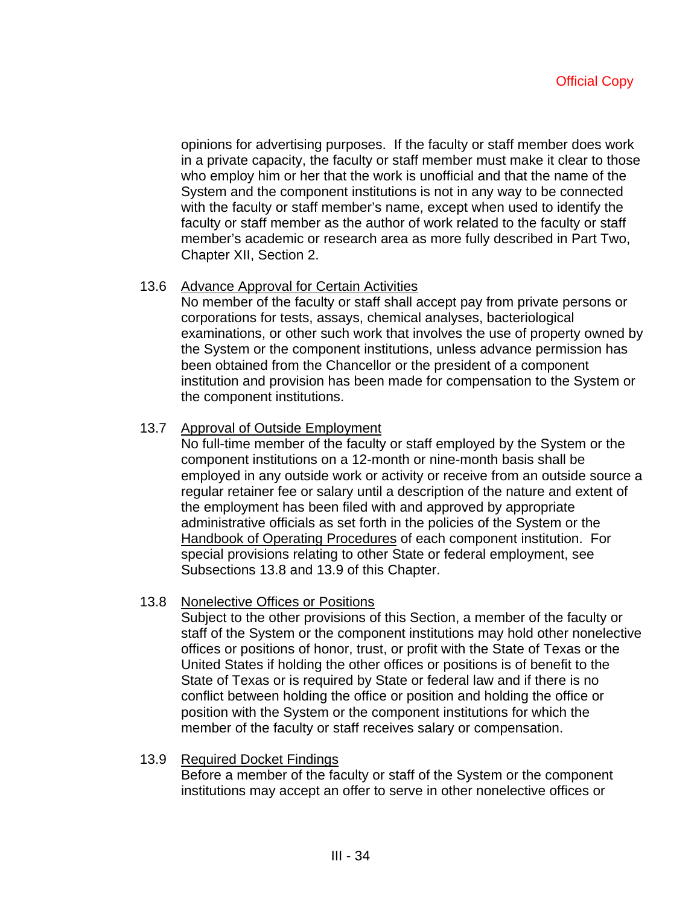opinions for advertising purposes. If the faculty or staff member does work in a private capacity, the faculty or staff member must make it clear to those who employ him or her that the work is unofficial and that the name of the System and the component institutions is not in any way to be connected with the faculty or staff member's name, except when used to identify the faculty or staff member as the author of work related to the faculty or staff member's academic or research area as more fully described in Part Two, Chapter XII, Section 2.

13.6 Advance Approval for Certain Activities

No member of the faculty or staff shall accept pay from private persons or corporations for tests, assays, chemical analyses, bacteriological examinations, or other such work that involves the use of property owned by the System or the component institutions, unless advance permission has been obtained from the Chancellor or the president of a component institution and provision has been made for compensation to the System or the component institutions.

13.7 Approval of Outside Employment

No full-time member of the faculty or staff employed by the System or the component institutions on a 12-month or nine-month basis shall be employed in any outside work or activity or receive from an outside source a regular retainer fee or salary until a description of the nature and extent of the employment has been filed with and approved by appropriate administrative officials as set forth in the policies of the System or the Handbook of Operating Procedures of each component institution. For special provisions relating to other State or federal employment, see Subsections 13.8 and 13.9 of this Chapter.

13.8 Nonelective Offices or Positions

Subject to the other provisions of this Section, a member of the faculty or staff of the System or the component institutions may hold other nonelective offices or positions of honor, trust, or profit with the State of Texas or the United States if holding the other offices or positions is of benefit to the State of Texas or is required by State or federal law and if there is no conflict between holding the office or position and holding the office or position with the System or the component institutions for which the member of the faculty or staff receives salary or compensation.

13.9 Required Docket Findings

Before a member of the faculty or staff of the System or the component institutions may accept an offer to serve in other nonelective offices or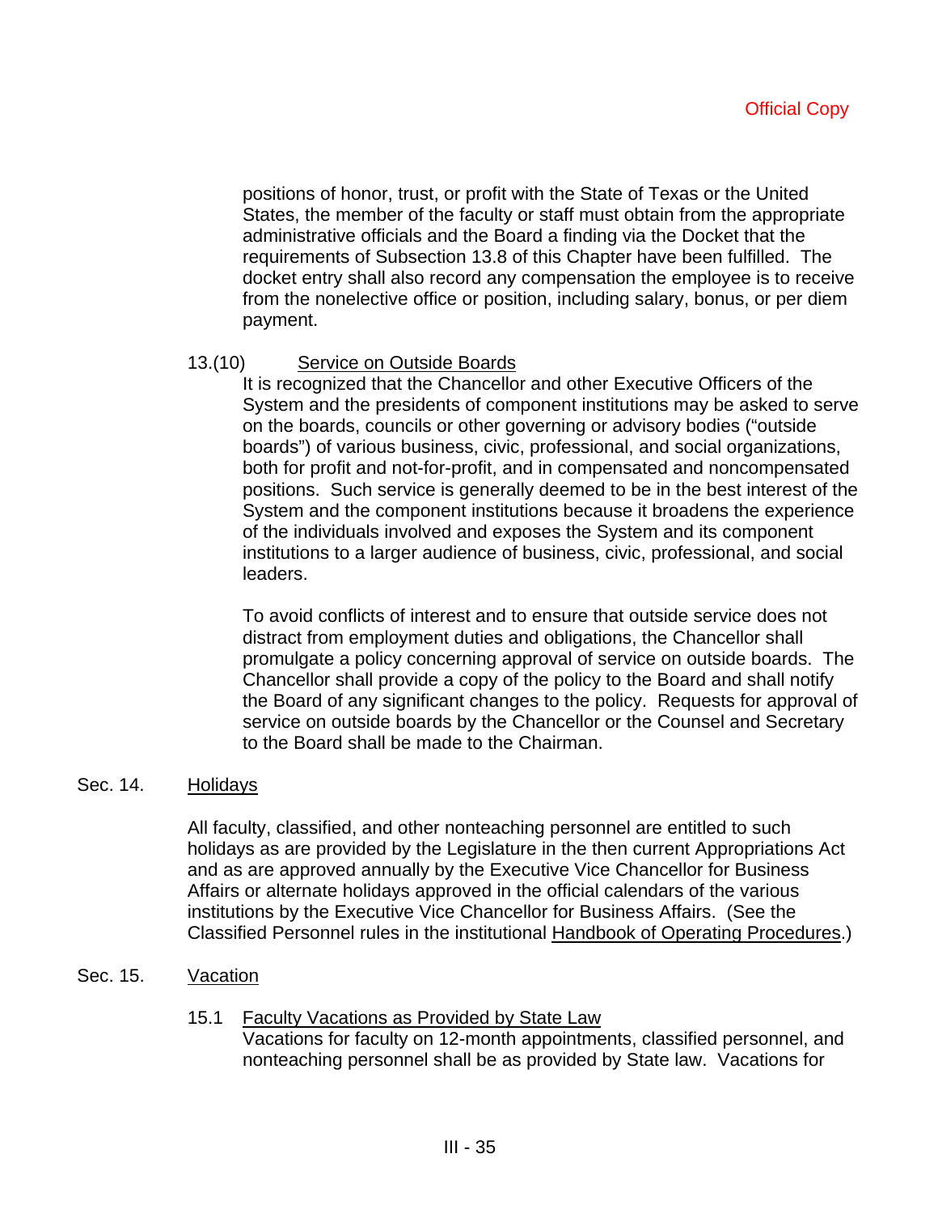positions of honor, trust, or profit with the State of Texas or the United States, the member of the faculty or staff must obtain from the appropriate administrative officials and the Board a finding via the Docket that the requirements of Subsection 13.8 of this Chapter have been fulfilled. The docket entry shall also record any compensation the employee is to receive from the nonelective office or position, including salary, bonus, or per diem payment.

13.(10) Service on Outside Boards

It is recognized that the Chancellor and other Executive Officers of the System and the presidents of component institutions may be asked to serve on the boards, councils or other governing or advisory bodies ("outside boards") of various business, civic, professional, and social organizations, both for profit and not-for-profit, and in compensated and noncompensated positions. Such service is generally deemed to be in the best interest of the System and the component institutions because it broadens the experience of the individuals involved and exposes the System and its component institutions to a larger audience of business, civic, professional, and social leaders.

To avoid conflicts of interest and to ensure that outside service does not distract from employment duties and obligations, the Chancellor shall promulgate a policy concerning approval of service on outside boards. The Chancellor shall provide a copy of the policy to the Board and shall notify the Board of any significant changes to the policy. Requests for approval of service on outside boards by the Chancellor or the Counsel and Secretary to the Board shall be made to the Chairman.

## Sec. 14. Holidays

All faculty, classified, and other nonteaching personnel are entitled to such holidays as are provided by the Legislature in the then current Appropriations Act and as are approved annually by the Executive Vice Chancellor for Business Affairs or alternate holidays approved in the official calendars of the various institutions by the Executive Vice Chancellor for Business Affairs. (See the Classified Personnel rules in the institutional Handbook of Operating Procedures.)

## Sec. 15. Vacation

15.1 Faculty Vacations as Provided by State Law

Vacations for faculty on 12-month appointments, classified personnel, and nonteaching personnel shall be as provided by State law. Vacations for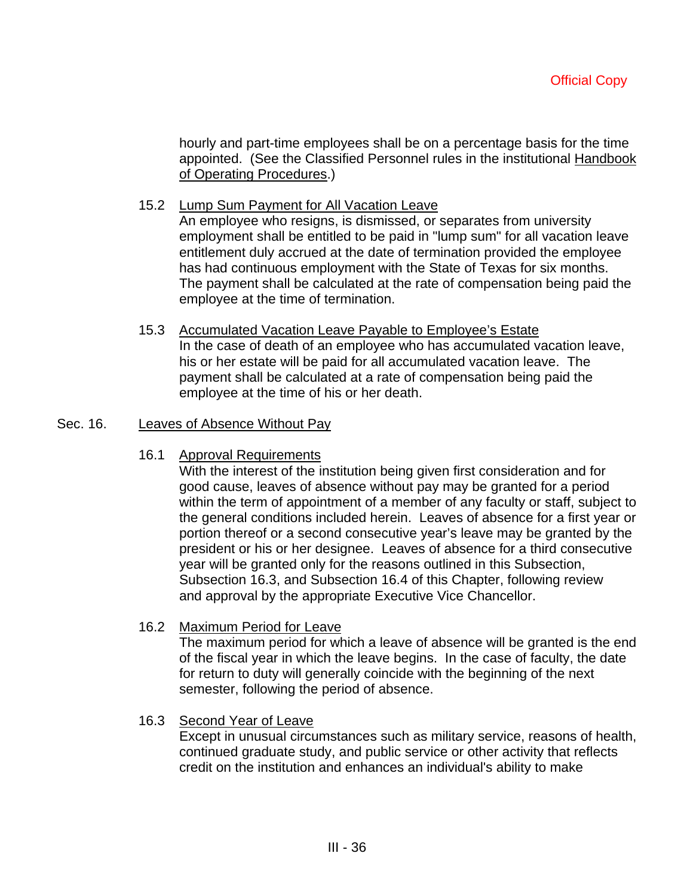hourly and part-time employees shall be on a percentage basis for the time appointed. (See the Classified Personnel rules in the institutional Handbook of Operating Procedures.)

15.2 Lump Sum Payment for All Vacation Leave
An employee who resigns, is dismissed, or separates from university employment shall be entitled to be paid in "lump sum" for all vacation leave entitlement duly accrued at the date of termination provided the employee has had continuous employment with the State of Texas for six months. The payment shall be calculated at the rate of compensation being paid the employee at the time of termination.

15.3 Accumulated Vacation Leave Payable to Employee's Estate
In the case of death of an employee who has accumulated vacation leave, his or her estate will be paid for all accumulated vacation leave. The payment shall be calculated at a rate of compensation being paid the employee at the time of his or her death.

## Sec. 16. Leaves of Absence Without Pay

16.1 Approval Requirements
With the interest of the institution being given first consideration and for good cause, leaves of absence without pay may be granted for a period within the term of appointment of a member of any faculty or staff, subject to the general conditions included herein. Leaves of absence for a first year or portion thereof or a second consecutive year's leave may be granted by the president or his or her designee. Leaves of absence for a third consecutive year will be granted only for the reasons outlined in this Subsection, Subsection 16.3, and Subsection 16.4 of this Chapter, following review and approval by the appropriate Executive Vice Chancellor.

16.2 Maximum Period for Leave
The maximum period for which a leave of absence will be granted is the end of the fiscal year in which the leave begins. In the case of faculty, the date for return to duty will generally coincide with the beginning of the next semester, following the period of absence.

16.3 Second Year of Leave
Except in unusual circumstances such as military service, reasons of health, continued graduate study, and public service or other activity that reflects credit on the institution and enhances an individual's ability to make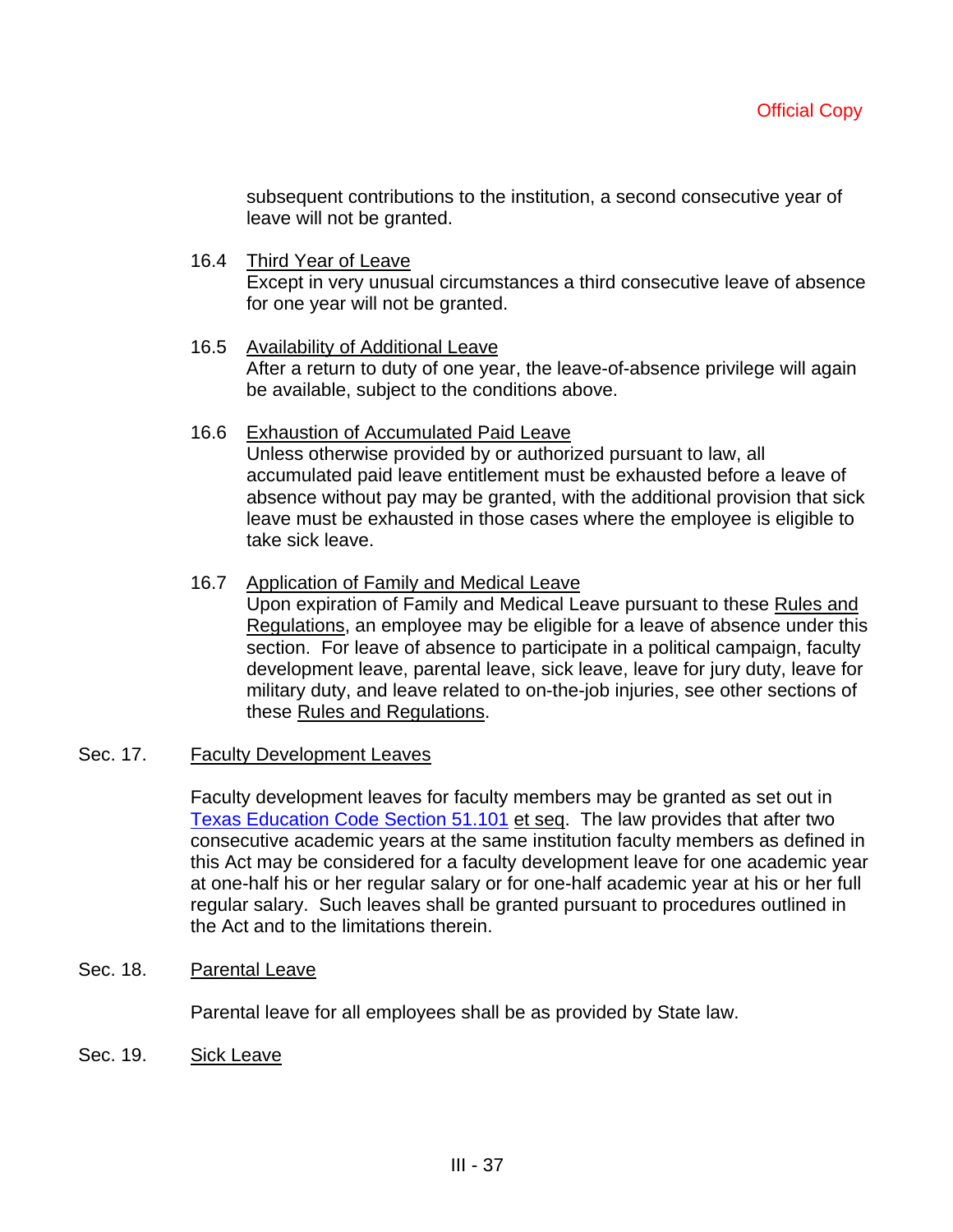subsequent contributions to the institution, a second consecutive year of leave will not be granted.

16.4 Third Year of Leave
Except in very unusual circumstances a third consecutive leave of absence for one year will not be granted.

16.5 Availability of Additional Leave
After a return to duty of one year, the leave-of-absence privilege will again be available, subject to the conditions above.

16.6 Exhaustion of Accumulated Paid Leave
Unless otherwise provided by or authorized pursuant to law, all accumulated paid leave entitlement must be exhausted before a leave of absence without pay may be granted, with the additional provision that sick leave must be exhausted in those cases where the employee is eligible to take sick leave.

16.7 Application of Family and Medical Leave
Upon expiration of Family and Medical Leave pursuant to these Rules and Regulations, an employee may be eligible for a leave of absence under this section. For leave of absence to participate in a political campaign, faculty development leave, parental leave, sick leave, leave for jury duty, leave for military duty, and leave related to on-the-job injuries, see other sections of these Rules and Regulations.

## Sec. 17. Faculty Development Leaves

Faculty development leaves for faculty members may be granted as set out in Texas Education Code Section 51.101 et seq. The law provides that after two consecutive academic years at the same institution faculty members as defined in this Act may be considered for a faculty development leave for one academic year at one-half his or her regular salary or for one-half academic year at his or her full regular salary. Such leaves shall be granted pursuant to procedures outlined in the Act and to the limitations therein.

## Sec. 18. Parental Leave

Parental leave for all employees shall be as provided by State law.

## Sec. 19. Sick Leave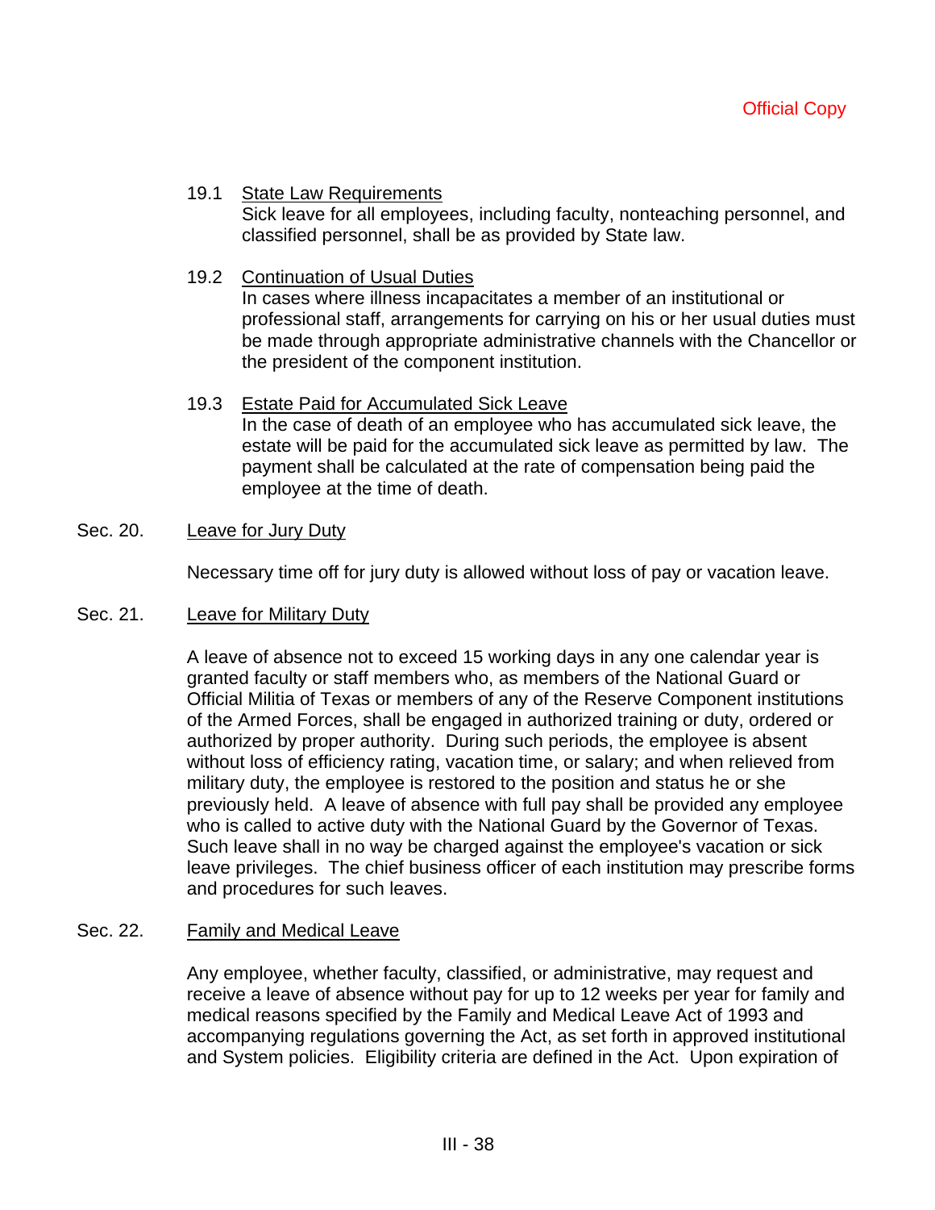Official Copy

19.1 <u>State Law Requirements</u>
Sick leave for all employees, including faculty, nonteaching personnel, and classified personnel, shall be as provided by State law.

19.2 <u>Continuation of Usual Duties</u>
In cases where illness incapacitates a member of an institutional or professional staff, arrangements for carrying on his or her usual duties must be made through appropriate administrative channels with the Chancellor or the president of the component institution.

19.3 <u>Estate Paid for Accumulated Sick Leave</u>
In the case of death of an employee who has accumulated sick leave, the estate will be paid for the accumulated sick leave as permitted by law. The payment shall be calculated at the rate of compensation being paid the employee at the time of death.

Sec. 20. <u>Leave for Jury Duty</u>

Necessary time off for jury duty is allowed without loss of pay or vacation leave.

Sec. 21. <u>Leave for Military Duty</u>

A leave of absence not to exceed 15 working days in any one calendar year is granted faculty or staff members who, as members of the National Guard or Official Militia of Texas or members of any of the Reserve Component institutions of the Armed Forces, shall be engaged in authorized training or duty, ordered or authorized by proper authority. During such periods, the employee is absent without loss of efficiency rating, vacation time, or salary; and when relieved from military duty, the employee is restored to the position and status he or she previously held. A leave of absence with full pay shall be provided any employee who is called to active duty with the National Guard by the Governor of Texas. Such leave shall in no way be charged against the employee's vacation or sick leave privileges. The chief business officer of each institution may prescribe forms and procedures for such leaves.

Sec. 22. <u>Family and Medical Leave</u>

Any employee, whether faculty, classified, or administrative, may request and receive a leave of absence without pay for up to 12 weeks per year for family and medical reasons specified by the Family and Medical Leave Act of 1993 and accompanying regulations governing the Act, as set forth in approved institutional and System policies. Eligibility criteria are defined in the Act. Upon expiration of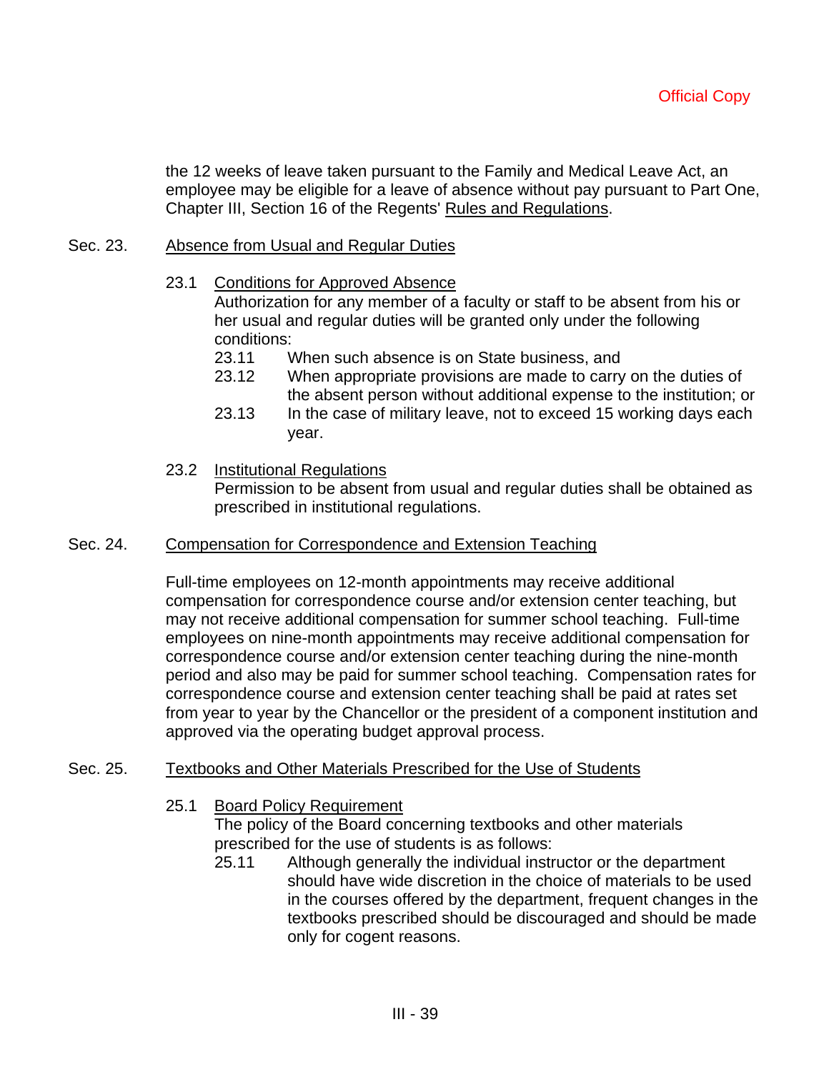the 12 weeks of leave taken pursuant to the Family and Medical Leave Act, an employee may be eligible for a leave of absence without pay pursuant to Part One, Chapter III, Section 16 of the Regents' Rules and Regulations.

## Sec. 23. Absence from Usual and Regular Duties

### 23.1 Conditions for Approved Absence

Authorization for any member of a faculty or staff to be absent from his or her usual and regular duties will be granted only under the following conditions:

23.11 When such absence is on State business, and

23.12 When appropriate provisions are made to carry on the duties of the absent person without additional expense to the institution; or

23.13 In the case of military leave, not to exceed 15 working days each year.

### 23.2 Institutional Regulations

Permission to be absent from usual and regular duties shall be obtained as prescribed in institutional regulations.

## Sec. 24. Compensation for Correspondence and Extension Teaching

Full-time employees on 12-month appointments may receive additional compensation for correspondence course and/or extension center teaching, but may not receive additional compensation for summer school teaching. Full-time employees on nine-month appointments may receive additional compensation for correspondence course and/or extension center teaching during the nine-month period and also may be paid for summer school teaching. Compensation rates for correspondence course and extension center teaching shall be paid at rates set from year to year by the Chancellor or the president of a component institution and approved via the operating budget approval process.

## Sec. 25. Textbooks and Other Materials Prescribed for the Use of Students

### 25.1 Board Policy Requirement

The policy of the Board concerning textbooks and other materials prescribed for the use of students is as follows:

25.11 Although generally the individual instructor or the department should have wide discretion in the choice of materials to be used in the courses offered by the department, frequent changes in the textbooks prescribed should be discouraged and should be made only for cogent reasons.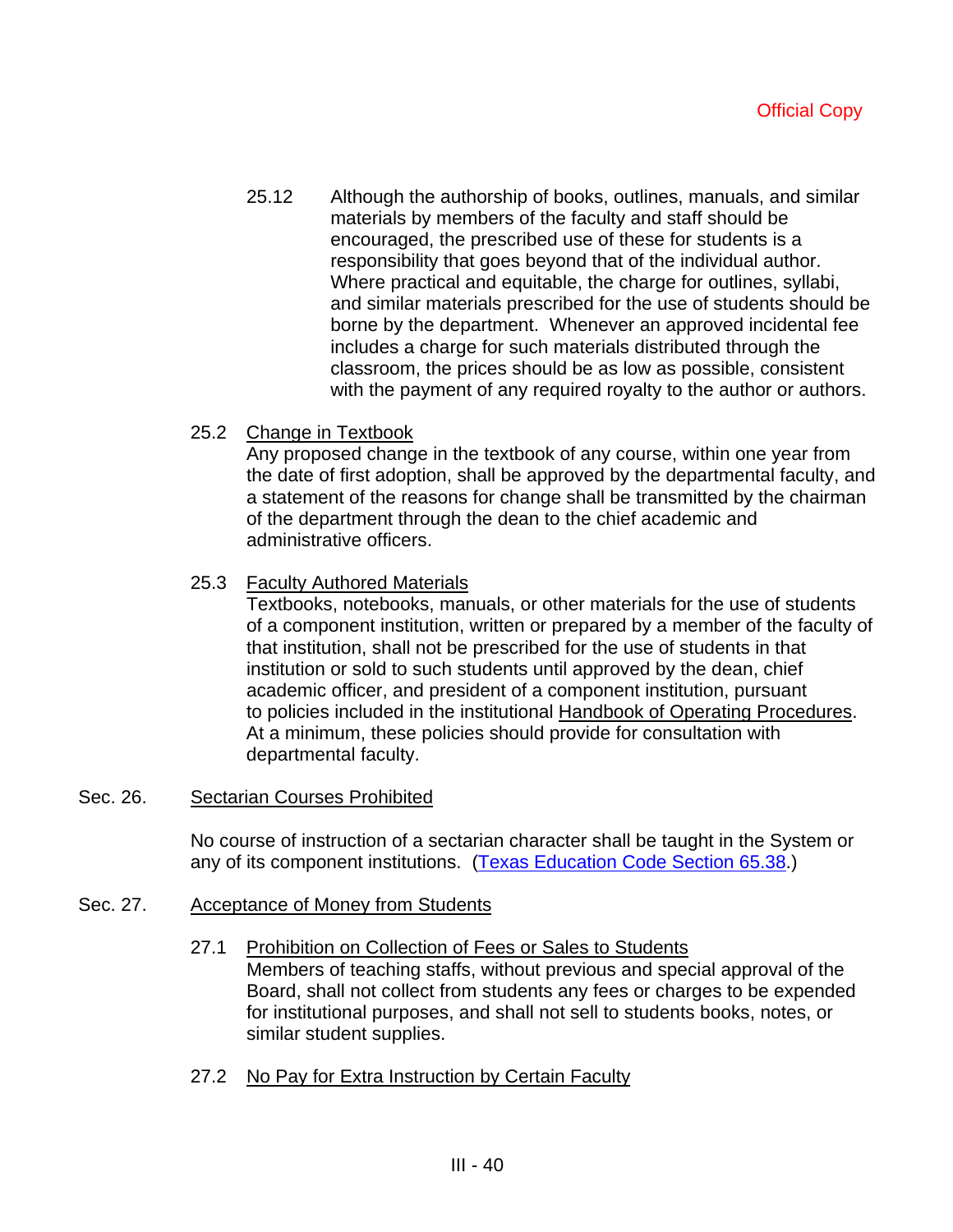25.12 Although the authorship of books, outlines, manuals, and similar materials by members of the faculty and staff should be encouraged, the prescribed use of these for students is a responsibility that goes beyond that of the individual author. Where practical and equitable, the charge for outlines, syllabi, and similar materials prescribed for the use of students should be borne by the department. Whenever an approved incidental fee includes a charge for such materials distributed through the classroom, the prices should be as low as possible, consistent with the payment of any required royalty to the author or authors.

25.2 Change in Textbook
Any proposed change in the textbook of any course, within one year from the date of first adoption, shall be approved by the departmental faculty, and a statement of the reasons for change shall be transmitted by the chairman of the department through the dean to the chief academic and administrative officers.

25.3 Faculty Authored Materials
Textbooks, notebooks, manuals, or other materials for the use of students of a component institution, written or prepared by a member of the faculty of that institution, shall not be prescribed for the use of students in that institution or sold to such students until approved by the dean, chief academic officer, and president of a component institution, pursuant to policies included in the institutional Handbook of Operating Procedures. At a minimum, these policies should provide for consultation with departmental faculty.

## Sec. 26. Sectarian Courses Prohibited

No course of instruction of a sectarian character shall be taught in the System or any of its component institutions. (Texas Education Code Section 65.38.)

## Sec. 27. Acceptance of Money from Students

27.1 Prohibition on Collection of Fees or Sales to Students
Members of teaching staffs, without previous and special approval of the Board, shall not collect from students any fees or charges to be expended for institutional purposes, and shall not sell to students books, notes, or similar student supplies.

27.2 No Pay for Extra Instruction by Certain Faculty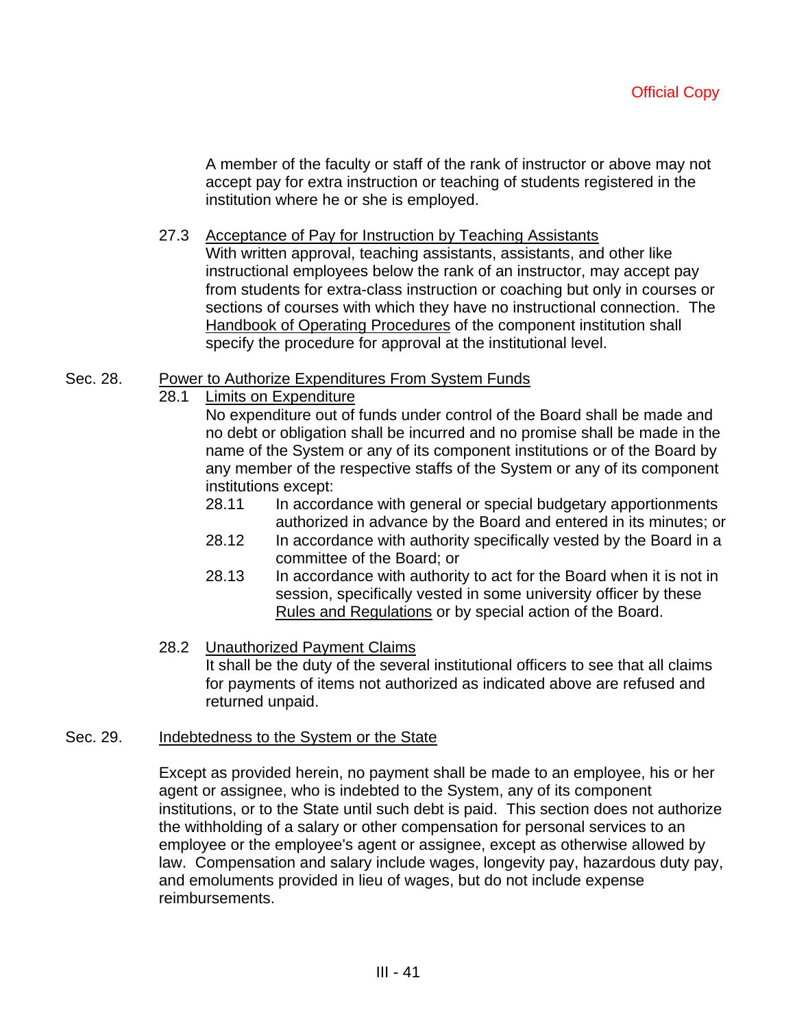A member of the faculty or staff of the rank of instructor or above may not accept pay for extra instruction or teaching of students registered in the institution where he or she is employed.

27.3 Acceptance of Pay for Instruction by Teaching Assistants
With written approval, teaching assistants, assistants, and other like instructional employees below the rank of an instructor, may accept pay from students for extra-class instruction or coaching but only in courses or sections of courses with which they have no instructional connection. The Handbook of Operating Procedures of the component institution shall specify the procedure for approval at the institutional level.

## Sec. 28. Power to Authorize Expenditures From System Funds

28.1 Limits on Expenditure
No expenditure out of funds under control of the Board shall be made and no debt or obligation shall be incurred and no promise shall be made in the name of the System or any of its component institutions or of the Board by any member of the respective staffs of the System or any of its component institutions except:

- 28.11 In accordance with general or special budgetary apportionments authorized in advance by the Board and entered in its minutes; or
- 28.12 In accordance with authority specifically vested by the Board in a committee of the Board; or
- 28.13 In accordance with authority to act for the Board when it is not in session, specifically vested in some university officer by these Rules and Regulations or by special action of the Board.

28.2 Unauthorized Payment Claims
It shall be the duty of the several institutional officers to see that all claims for payments of items not authorized as indicated above are refused and returned unpaid.

## Sec. 29. Indebtedness to the System or the State

Except as provided herein, no payment shall be made to an employee, his or her agent or assignee, who is indebted to the System, any of its component institutions, or to the State until such debt is paid. This section does not authorize the withholding of a salary or other compensation for personal services to an employee or the employee's agent or assignee, except as otherwise allowed by law. Compensation and salary include wages, longevity pay, hazardous duty pay, and emoluments provided in lieu of wages, but do not include expense reimbursements.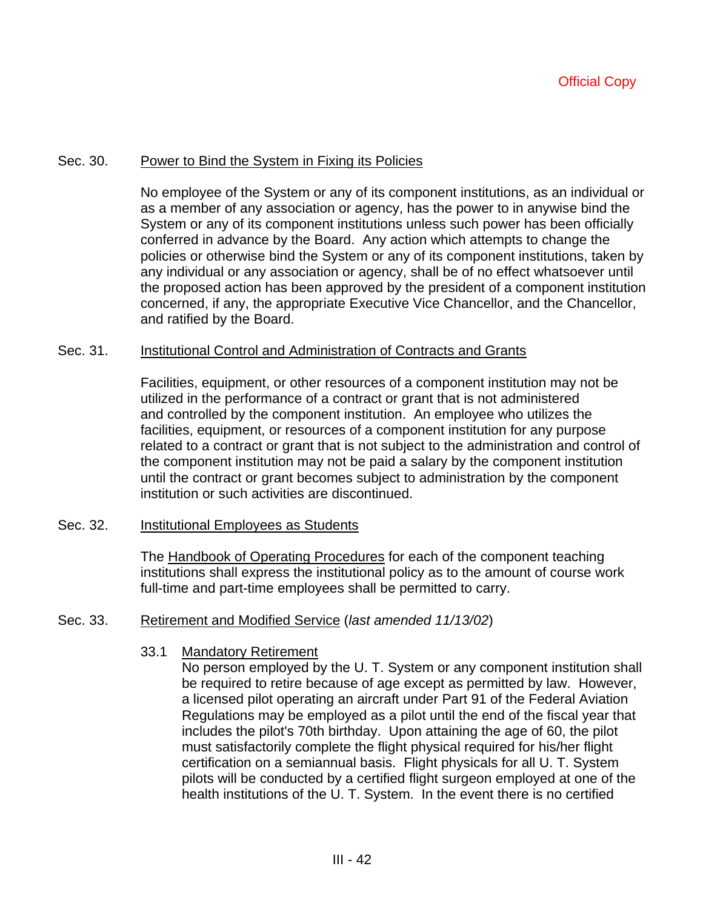Official Copy

## Sec. 30. Power to Bind the System in Fixing its Policies

No employee of the System or any of its component institutions, as an individual or as a member of any association or agency, has the power to in anywise bind the System or any of its component institutions unless such power has been officially conferred in advance by the Board. Any action which attempts to change the policies or otherwise bind the System or any of its component institutions, taken by any individual or any association or agency, shall be of no effect whatsoever until the proposed action has been approved by the president of a component institution concerned, if any, the appropriate Executive Vice Chancellor, and the Chancellor, and ratified by the Board.

## Sec. 31. Institutional Control and Administration of Contracts and Grants

Facilities, equipment, or other resources of a component institution may not be utilized in the performance of a contract or grant that is not administered and controlled by the component institution. An employee who utilizes the facilities, equipment, or resources of a component institution for any purpose related to a contract or grant that is not subject to the administration and control of the component institution may not be paid a salary by the component institution until the contract or grant becomes subject to administration by the component institution or such activities are discontinued.

## Sec. 32. Institutional Employees as Students

The Handbook of Operating Procedures for each of the component teaching institutions shall express the institutional policy as to the amount of course work full-time and part-time employees shall be permitted to carry.

## Sec. 33. Retirement and Modified Service (*last amended 11/13/02*)

### 33.1 Mandatory Retirement

No person employed by the U. T. System or any component institution shall be required to retire because of age except as permitted by law. However, a licensed pilot operating an aircraft under Part 91 of the Federal Aviation Regulations may be employed as a pilot until the end of the fiscal year that includes the pilot's 70th birthday. Upon attaining the age of 60, the pilot must satisfactorily complete the flight physical required for his/her flight certification on a semiannual basis. Flight physicals for all U. T. System pilots will be conducted by a certified flight surgeon employed at one of the health institutions of the U. T. System. In the event there is no certified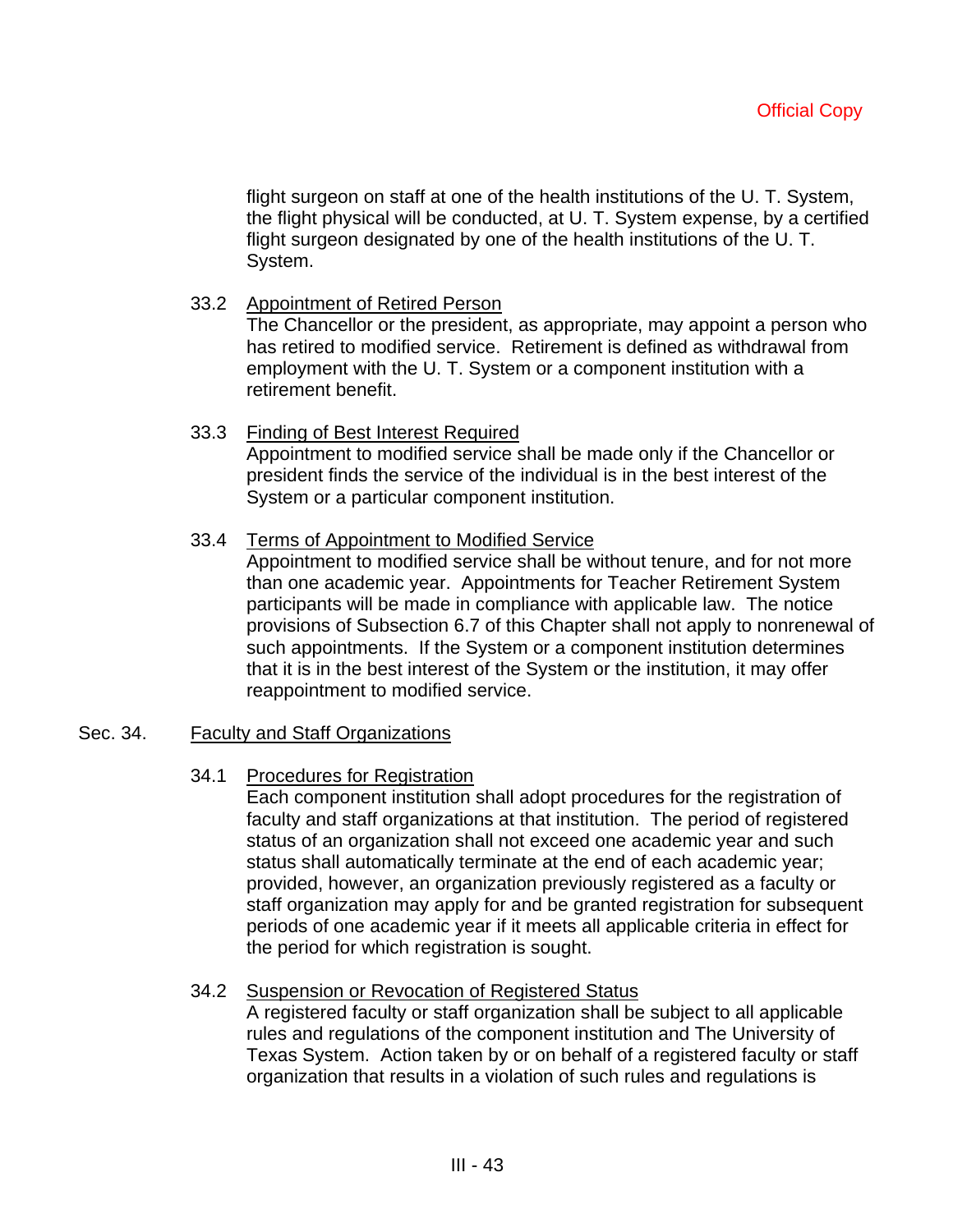flight surgeon on staff at one of the health institutions of the U. T. System, the flight physical will be conducted, at U. T. System expense, by a certified flight surgeon designated by one of the health institutions of the U. T. System.

33.2 Appointment of Retired Person
The Chancellor or the president, as appropriate, may appoint a person who has retired to modified service. Retirement is defined as withdrawal from employment with the U. T. System or a component institution with a retirement benefit.

33.3 Finding of Best Interest Required
Appointment to modified service shall be made only if the Chancellor or president finds the service of the individual is in the best interest of the System or a particular component institution.

33.4 Terms of Appointment to Modified Service
Appointment to modified service shall be without tenure, and for not more than one academic year. Appointments for Teacher Retirement System participants will be made in compliance with applicable law. The notice provisions of Subsection 6.7 of this Chapter shall not apply to nonrenewal of such appointments. If the System or a component institution determines that it is in the best interest of the System or the institution, it may offer reappointment to modified service.

## Sec. 34. Faculty and Staff Organizations

34.1 Procedures for Registration
Each component institution shall adopt procedures for the registration of faculty and staff organizations at that institution. The period of registered status of an organization shall not exceed one academic year and such status shall automatically terminate at the end of each academic year; provided, however, an organization previously registered as a faculty or staff organization may apply for and be granted registration for subsequent periods of one academic year if it meets all applicable criteria in effect for the period for which registration is sought.

34.2 Suspension or Revocation of Registered Status
A registered faculty or staff organization shall be subject to all applicable rules and regulations of the component institution and The University of Texas System. Action taken by or on behalf of a registered faculty or staff organization that results in a violation of such rules and regulations is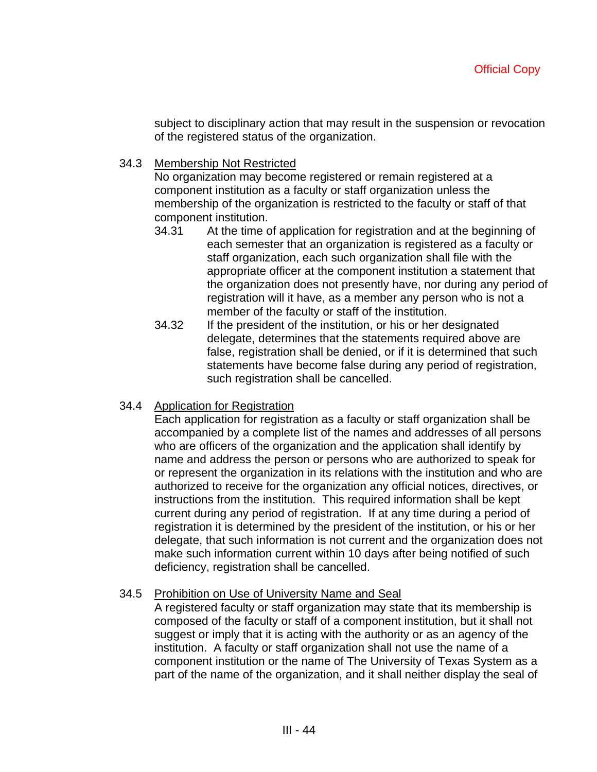subject to disciplinary action that may result in the suspension or revocation of the registered status of the organization.

34.3 Membership Not Restricted

No organization may become registered or remain registered at a component institution as a faculty or staff organization unless the membership of the organization is restricted to the faculty or staff of that component institution.

34.31 At the time of application for registration and at the beginning of each semester that an organization is registered as a faculty or staff organization, each such organization shall file with the appropriate officer at the component institution a statement that the organization does not presently have, nor during any period of registration will it have, as a member any person who is not a member of the faculty or staff of the institution.

34.32 If the president of the institution, or his or her designated delegate, determines that the statements required above are false, registration shall be denied, or if it is determined that such statements have become false during any period of registration, such registration shall be cancelled.

34.4 Application for Registration

Each application for registration as a faculty or staff organization shall be accompanied by a complete list of the names and addresses of all persons who are officers of the organization and the application shall identify by name and address the person or persons who are authorized to speak for or represent the organization in its relations with the institution and who are authorized to receive for the organization any official notices, directives, or instructions from the institution. This required information shall be kept current during any period of registration. If at any time during a period of registration it is determined by the president of the institution, or his or her delegate, that such information is not current and the organization does not make such information current within 10 days after being notified of such deficiency, registration shall be cancelled.

34.5 Prohibition on Use of University Name and Seal

A registered faculty or staff organization may state that its membership is composed of the faculty or staff of a component institution, but it shall not suggest or imply that it is acting with the authority or as an agency of the institution. A faculty or staff organization shall not use the name of a component institution or the name of The University of Texas System as a part of the name of the organization, and it shall neither display the seal of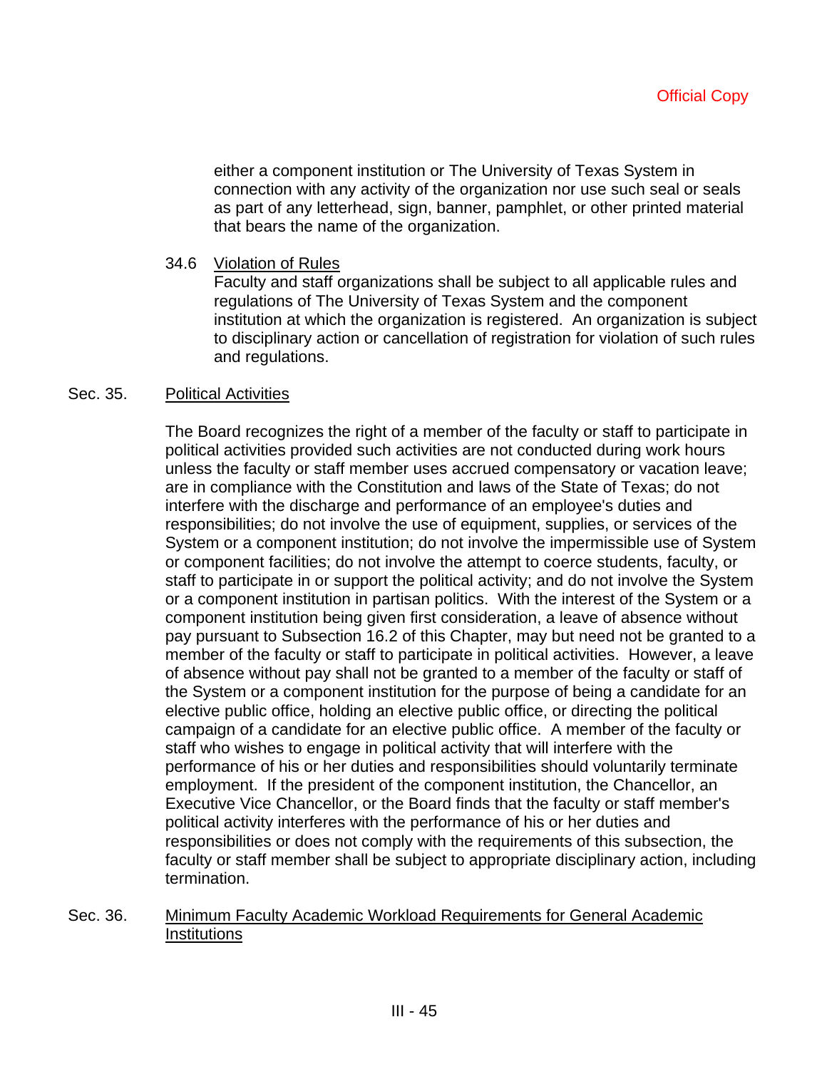either a component institution or The University of Texas System in connection with any activity of the organization nor use such seal or seals as part of any letterhead, sign, banner, pamphlet, or other printed material that bears the name of the organization.

34.6 Violation of Rules

Faculty and staff organizations shall be subject to all applicable rules and regulations of The University of Texas System and the component institution at which the organization is registered. An organization is subject to disciplinary action or cancellation of registration for violation of such rules and regulations.

## Sec. 35. Political Activities

The Board recognizes the right of a member of the faculty or staff to participate in political activities provided such activities are not conducted during work hours unless the faculty or staff member uses accrued compensatory or vacation leave; are in compliance with the Constitution and laws of the State of Texas; do not interfere with the discharge and performance of an employee's duties and responsibilities; do not involve the use of equipment, supplies, or services of the System or a component institution; do not involve the impermissible use of System or component facilities; do not involve the attempt to coerce students, faculty, or staff to participate in or support the political activity; and do not involve the System or a component institution in partisan politics. With the interest of the System or a component institution being given first consideration, a leave of absence without pay pursuant to Subsection 16.2 of this Chapter, may but need not be granted to a member of the faculty or staff to participate in political activities. However, a leave of absence without pay shall not be granted to a member of the faculty or staff of the System or a component institution for the purpose of being a candidate for an elective public office, holding an elective public office, or directing the political campaign of a candidate for an elective public office. A member of the faculty or staff who wishes to engage in political activity that will interfere with the performance of his or her duties and responsibilities should voluntarily terminate employment. If the president of the component institution, the Chancellor, an Executive Vice Chancellor, or the Board finds that the faculty or staff member's political activity interferes with the performance of his or her duties and responsibilities or does not comply with the requirements of this subsection, the faculty or staff member shall be subject to appropriate disciplinary action, including termination.

## Sec. 36. Minimum Faculty Academic Workload Requirements for General Academic Institutions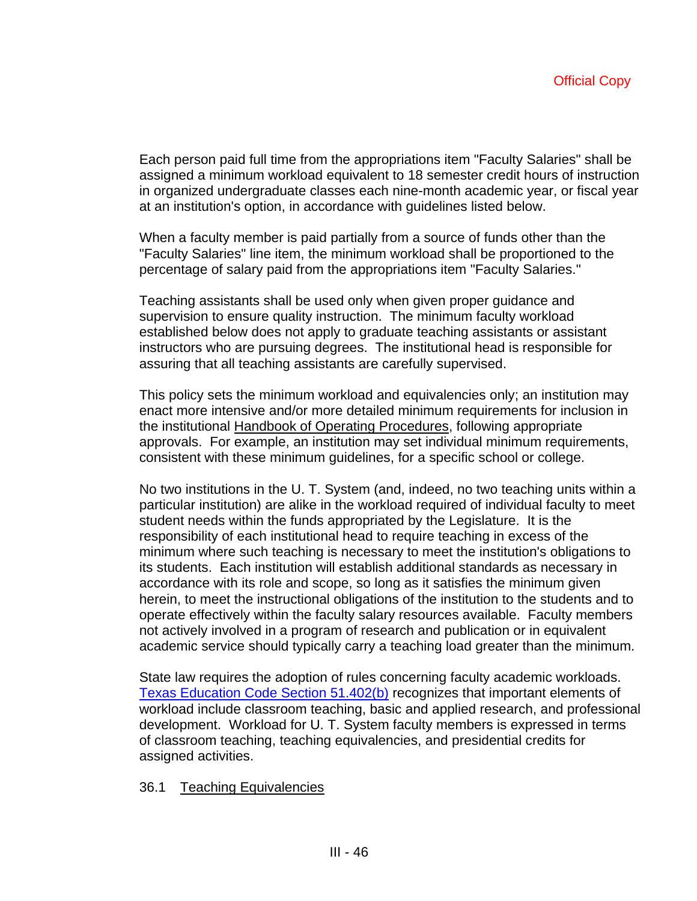Each person paid full time from the appropriations item "Faculty Salaries" shall be assigned a minimum workload equivalent to 18 semester credit hours of instruction in organized undergraduate classes each nine-month academic year, or fiscal year at an institution's option, in accordance with guidelines listed below.

When a faculty member is paid partially from a source of funds other than the "Faculty Salaries" line item, the minimum workload shall be proportioned to the percentage of salary paid from the appropriations item "Faculty Salaries."

Teaching assistants shall be used only when given proper guidance and supervision to ensure quality instruction. The minimum faculty workload established below does not apply to graduate teaching assistants or assistant instructors who are pursuing degrees. The institutional head is responsible for assuring that all teaching assistants are carefully supervised.

This policy sets the minimum workload and equivalencies only; an institution may enact more intensive and/or more detailed minimum requirements for inclusion in the institutional Handbook of Operating Procedures, following appropriate approvals. For example, an institution may set individual minimum requirements, consistent with these minimum guidelines, for a specific school or college.

No two institutions in the U. T. System (and, indeed, no two teaching units within a particular institution) are alike in the workload required of individual faculty to meet student needs within the funds appropriated by the Legislature. It is the responsibility of each institutional head to require teaching in excess of the minimum where such teaching is necessary to meet the institution's obligations to its students. Each institution will establish additional standards as necessary in accordance with its role and scope, so long as it satisfies the minimum given herein, to meet the instructional obligations of the institution to the students and to operate effectively within the faculty salary resources available. Faculty members not actively involved in a program of research and publication or in equivalent academic service should typically carry a teaching load greater than the minimum.

State law requires the adoption of rules concerning faculty academic workloads. Texas Education Code Section 51.402(b) recognizes that important elements of workload include classroom teaching, basic and applied research, and professional development. Workload for U. T. System faculty members is expressed in terms of classroom teaching, teaching equivalencies, and presidential credits for assigned activities.

36.1 Teaching Equivalencies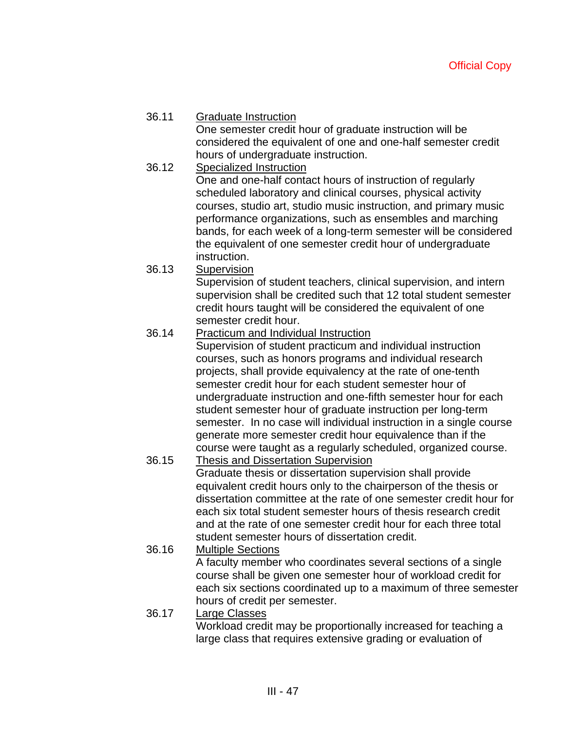36.11 <u>Graduate Instruction</u>

One semester credit hour of graduate instruction will be considered the equivalent of one and one-half semester credit hours of undergraduate instruction.

36.12 <u>Specialized Instruction</u>

One and one-half contact hours of instruction of regularly scheduled laboratory and clinical courses, physical activity courses, studio art, studio music instruction, and primary music performance organizations, such as ensembles and marching bands, for each week of a long-term semester will be considered the equivalent of one semester credit hour of undergraduate instruction.

36.13 <u>Supervision</u>

Supervision of student teachers, clinical supervision, and intern supervision shall be credited such that 12 total student semester credit hours taught will be considered the equivalent of one semester credit hour.

36.14 <u>Practicum and Individual Instruction</u>

Supervision of student practicum and individual instruction courses, such as honors programs and individual research projects, shall provide equivalency at the rate of one-tenth semester credit hour for each student semester hour of undergraduate instruction and one-fifth semester hour for each student semester hour of graduate instruction per long-term semester. In no case will individual instruction in a single course generate more semester credit hour equivalence than if the course were taught as a regularly scheduled, organized course.

36.15 <u>Thesis and Dissertation Supervision</u>

Graduate thesis or dissertation supervision shall provide equivalent credit hours only to the chairperson of the thesis or dissertation committee at the rate of one semester credit hour for each six total student semester hours of thesis research credit and at the rate of one semester credit hour for each three total student semester hours of dissertation credit.

36.16 <u>Multiple Sections</u>

A faculty member who coordinates several sections of a single course shall be given one semester hour of workload credit for each six sections coordinated up to a maximum of three semester hours of credit per semester.

36.17 <u>Large Classes</u>

Workload credit may be proportionally increased for teaching a large class that requires extensive grading or evaluation of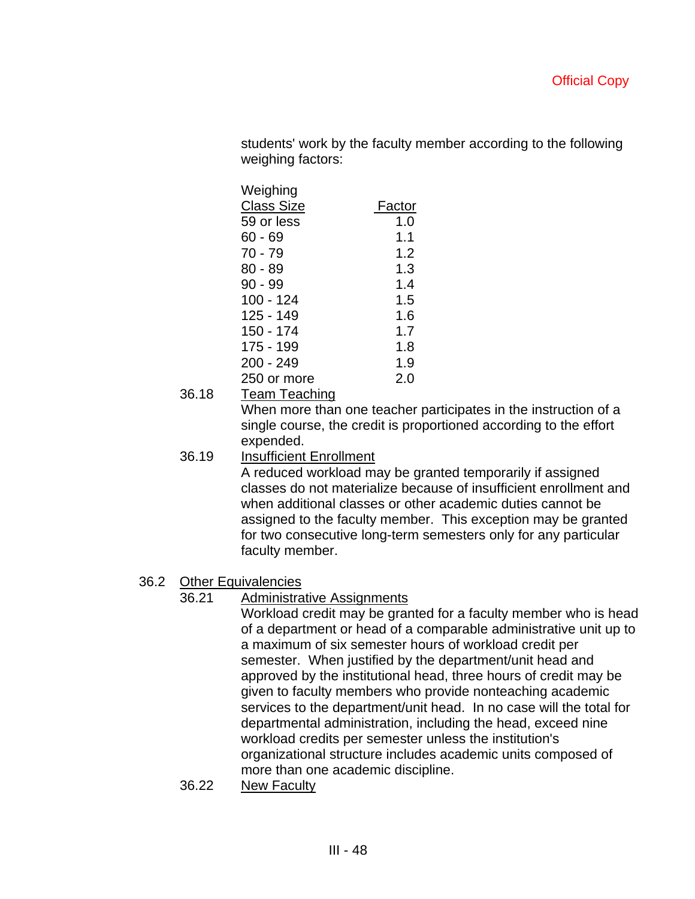students' work by the faculty member according to the following weighing factors:

| Class Size | Weighing Factor |
|---|---|
| 59 or less | 1.0 |
| 60 - 69 | 1.1 |
| 70 - 79 | 1.2 |
| 80 - 89 | 1.3 |
| 90 - 99 | 1.4 |
| 100 - 124 | 1.5 |
| 125 - 149 | 1.6 |
| 150 - 174 | 1.7 |
| 175 - 199 | 1.8 |
| 200 - 249 | 1.9 |
| 250 or more | 2.0 |

36.18 Team Teaching

When more than one teacher participates in the instruction of a single course, the credit is proportioned according to the effort expended.

36.19 Insufficient Enrollment

A reduced workload may be granted temporarily if assigned classes do not materialize because of insufficient enrollment and when additional classes or other academic duties cannot be assigned to the faculty member. This exception may be granted for two consecutive long-term semesters only for any particular faculty member.

36.2 Other Equivalencies

36.21 Administrative Assignments

Workload credit may be granted for a faculty member who is head of a department or head of a comparable administrative unit up to a maximum of six semester hours of workload credit per semester. When justified by the department/unit head and approved by the institutional head, three hours of credit may be given to faculty members who provide nonteaching academic services to the department/unit head. In no case will the total for departmental administration, including the head, exceed nine workload credits per semester unless the institution's organizational structure includes academic units composed of more than one academic discipline.

36.22 New Faculty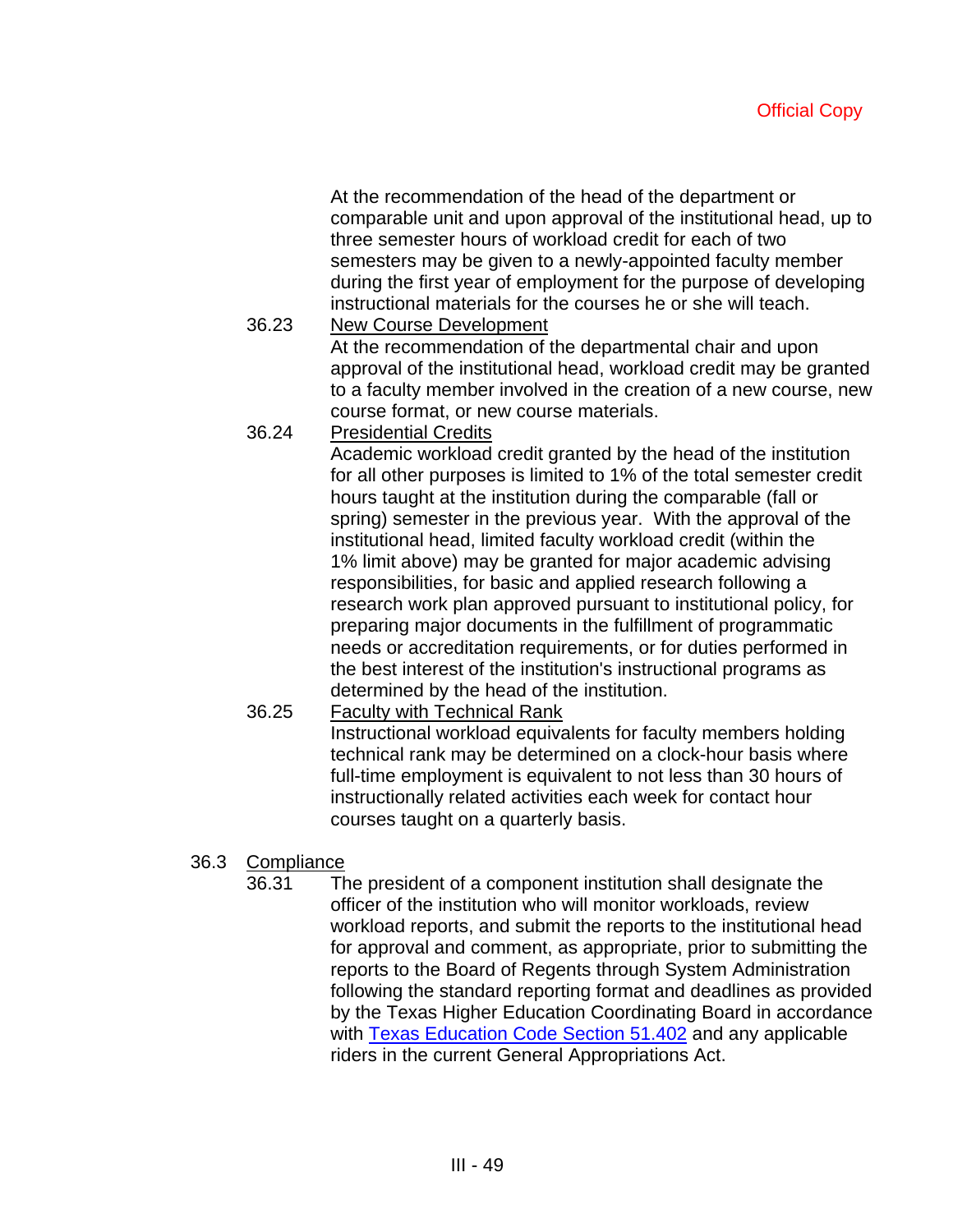At the recommendation of the head of the department or comparable unit and upon approval of the institutional head, up to three semester hours of workload credit for each of two semesters may be given to a newly-appointed faculty member during the first year of employment for the purpose of developing instructional materials for the courses he or she will teach.

36.23 New Course Development

At the recommendation of the departmental chair and upon approval of the institutional head, workload credit may be granted to a faculty member involved in the creation of a new course, new course format, or new course materials.

36.24 Presidential Credits

Academic workload credit granted by the head of the institution for all other purposes is limited to 1% of the total semester credit hours taught at the institution during the comparable (fall or spring) semester in the previous year. With the approval of the institutional head, limited faculty workload credit (within the 1% limit above) may be granted for major academic advising responsibilities, for basic and applied research following a research work plan approved pursuant to institutional policy, for preparing major documents in the fulfillment of programmatic needs or accreditation requirements, or for duties performed in the best interest of the institution's instructional programs as determined by the head of the institution.

36.25 Faculty with Technical Rank

Instructional workload equivalents for faculty members holding technical rank may be determined on a clock-hour basis where full-time employment is equivalent to not less than 30 hours of instructionally related activities each week for contact hour courses taught on a quarterly basis.

36.3 Compliance

36.31 The president of a component institution shall designate the officer of the institution who will monitor workloads, review workload reports, and submit the reports to the institutional head for approval and comment, as appropriate, prior to submitting the reports to the Board of Regents through System Administration following the standard reporting format and deadlines as provided by the Texas Higher Education Coordinating Board in accordance with Texas Education Code Section 51.402 and any applicable riders in the current General Appropriations Act.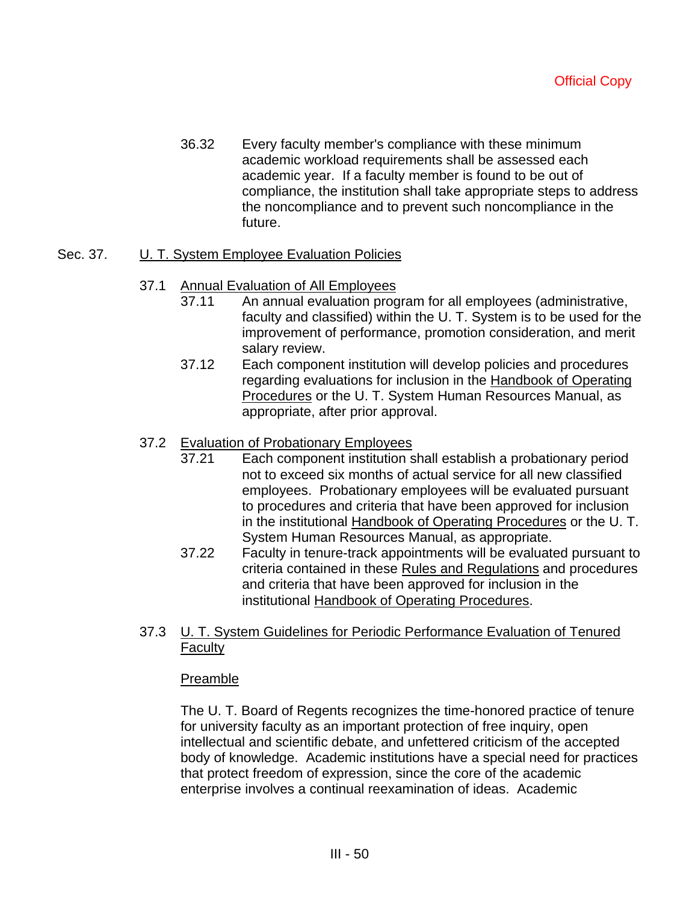36.32 Every faculty member's compliance with these minimum academic workload requirements shall be assessed each academic year. If a faculty member is found to be out of compliance, the institution shall take appropriate steps to address the noncompliance and to prevent such noncompliance in the future.

Sec. 37. U. T. System Employee Evaluation Policies

37.1 Annual Evaluation of All Employees

37.11 An annual evaluation program for all employees (administrative, faculty and classified) within the U. T. System is to be used for the improvement of performance, promotion consideration, and merit salary review.

37.12 Each component institution will develop policies and procedures regarding evaluations for inclusion in the Handbook of Operating Procedures or the U. T. System Human Resources Manual, as appropriate, after prior approval.

37.2 Evaluation of Probationary Employees

37.21 Each component institution shall establish a probationary period not to exceed six months of actual service for all new classified employees. Probationary employees will be evaluated pursuant to procedures and criteria that have been approved for inclusion in the institutional Handbook of Operating Procedures or the U. T. System Human Resources Manual, as appropriate.

37.22 Faculty in tenure-track appointments will be evaluated pursuant to criteria contained in these Rules and Regulations and procedures and criteria that have been approved for inclusion in the institutional Handbook of Operating Procedures.

37.3 U. T. System Guidelines for Periodic Performance Evaluation of Tenured Faculty

Preamble

The U. T. Board of Regents recognizes the time-honored practice of tenure for university faculty as an important protection of free inquiry, open intellectual and scientific debate, and unfettered criticism of the accepted body of knowledge. Academic institutions have a special need for practices that protect freedom of expression, since the core of the academic enterprise involves a continual reexamination of ideas. Academic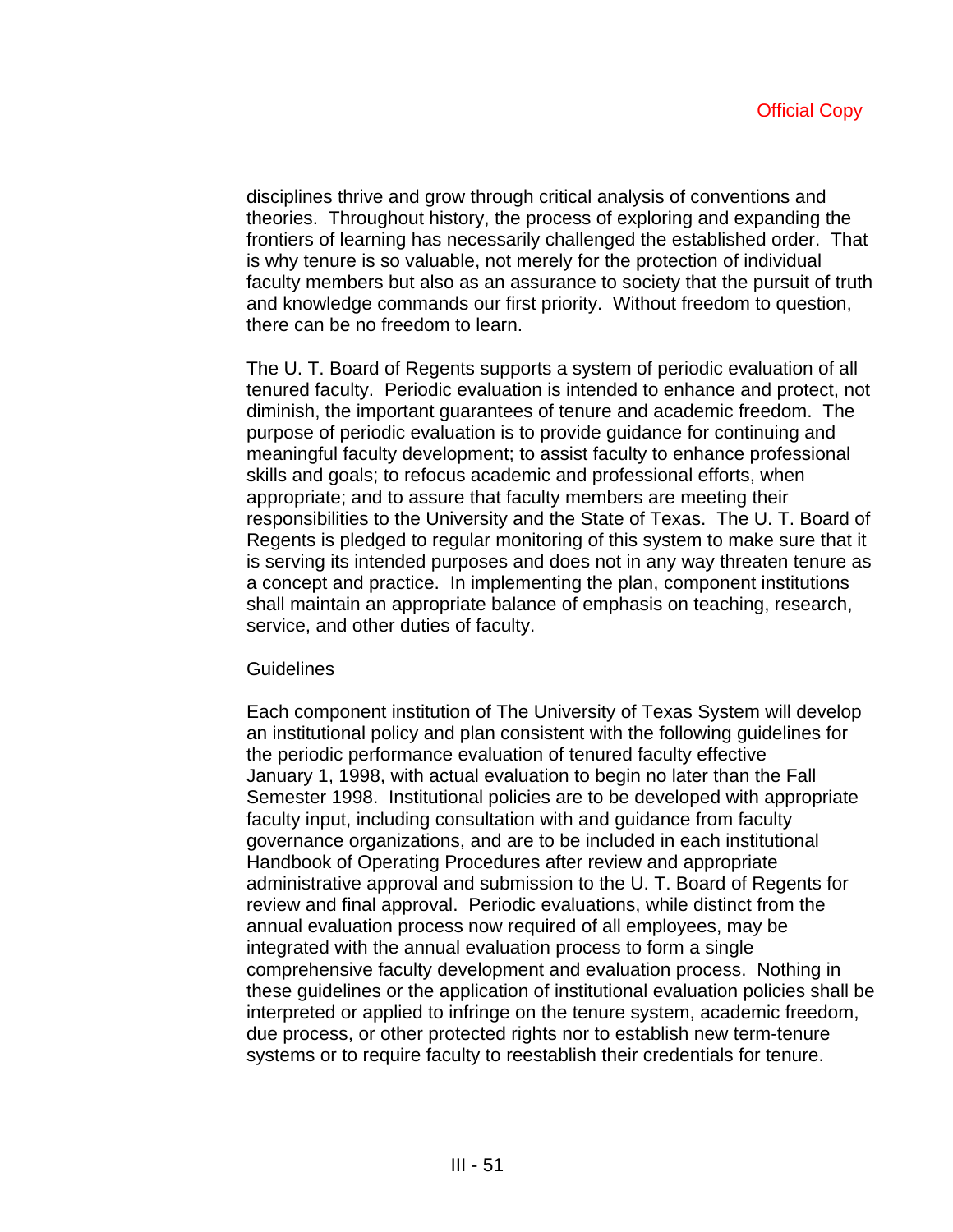disciplines thrive and grow through critical analysis of conventions and theories. Throughout history, the process of exploring and expanding the frontiers of learning has necessarily challenged the established order. That is why tenure is so valuable, not merely for the protection of individual faculty members but also as an assurance to society that the pursuit of truth and knowledge commands our first priority. Without freedom to question, there can be no freedom to learn.

The U. T. Board of Regents supports a system of periodic evaluation of all tenured faculty. Periodic evaluation is intended to enhance and protect, not diminish, the important guarantees of tenure and academic freedom. The purpose of periodic evaluation is to provide guidance for continuing and meaningful faculty development; to assist faculty to enhance professional skills and goals; to refocus academic and professional efforts, when appropriate; and to assure that faculty members are meeting their responsibilities to the University and the State of Texas. The U. T. Board of Regents is pledged to regular monitoring of this system to make sure that it is serving its intended purposes and does not in any way threaten tenure as a concept and practice. In implementing the plan, component institutions shall maintain an appropriate balance of emphasis on teaching, research, service, and other duties of faculty.

Guidelines

Each component institution of The University of Texas System will develop an institutional policy and plan consistent with the following guidelines for the periodic performance evaluation of tenured faculty effective January 1, 1998, with actual evaluation to begin no later than the Fall Semester 1998. Institutional policies are to be developed with appropriate faculty input, including consultation with and guidance from faculty governance organizations, and are to be included in each institutional Handbook of Operating Procedures after review and appropriate administrative approval and submission to the U. T. Board of Regents for review and final approval. Periodic evaluations, while distinct from the annual evaluation process now required of all employees, may be integrated with the annual evaluation process to form a single comprehensive faculty development and evaluation process. Nothing in these guidelines or the application of institutional evaluation policies shall be interpreted or applied to infringe on the tenure system, academic freedom, due process, or other protected rights nor to establish new term-tenure systems or to require faculty to reestablish their credentials for tenure.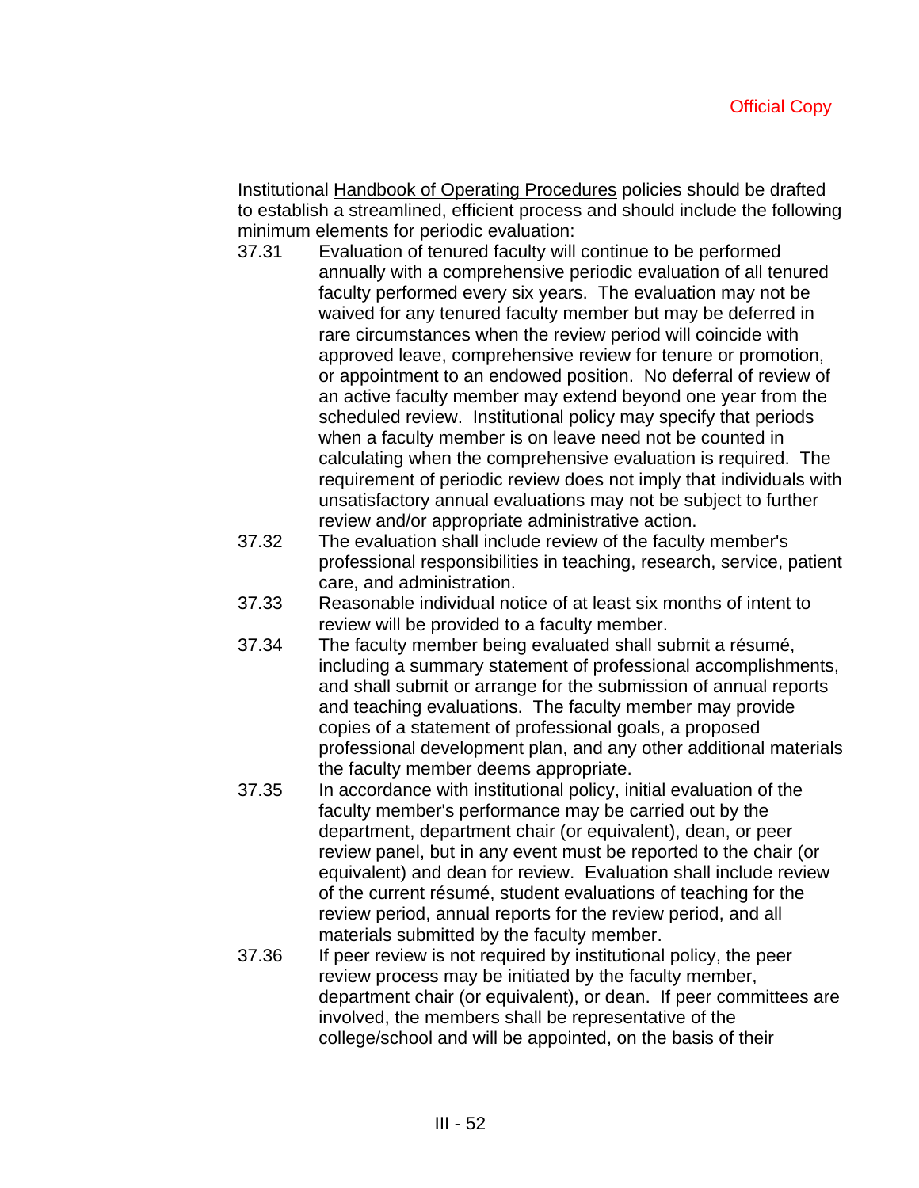Institutional Handbook of Operating Procedures policies should be drafted to establish a streamlined, efficient process and should include the following minimum elements for periodic evaluation:

37.31 Evaluation of tenured faculty will continue to be performed annually with a comprehensive periodic evaluation of all tenured faculty performed every six years. The evaluation may not be waived for any tenured faculty member but may be deferred in rare circumstances when the review period will coincide with approved leave, comprehensive review for tenure or promotion, or appointment to an endowed position. No deferral of review of an active faculty member may extend beyond one year from the scheduled review. Institutional policy may specify that periods when a faculty member is on leave need not be counted in calculating when the comprehensive evaluation is required. The requirement of periodic review does not imply that individuals with unsatisfactory annual evaluations may not be subject to further review and/or appropriate administrative action.

37.32 The evaluation shall include review of the faculty member's professional responsibilities in teaching, research, service, patient care, and administration.

37.33 Reasonable individual notice of at least six months of intent to review will be provided to a faculty member.

37.34 The faculty member being evaluated shall submit a résumé, including a summary statement of professional accomplishments, and shall submit or arrange for the submission of annual reports and teaching evaluations. The faculty member may provide copies of a statement of professional goals, a proposed professional development plan, and any other additional materials the faculty member deems appropriate.

37.35 In accordance with institutional policy, initial evaluation of the faculty member's performance may be carried out by the department, department chair (or equivalent), dean, or peer review panel, but in any event must be reported to the chair (or equivalent) and dean for review. Evaluation shall include review of the current résumé, student evaluations of teaching for the review period, annual reports for the review period, and all materials submitted by the faculty member.

37.36 If peer review is not required by institutional policy, the peer review process may be initiated by the faculty member, department chair (or equivalent), or dean. If peer committees are involved, the members shall be representative of the college/school and will be appointed, on the basis of their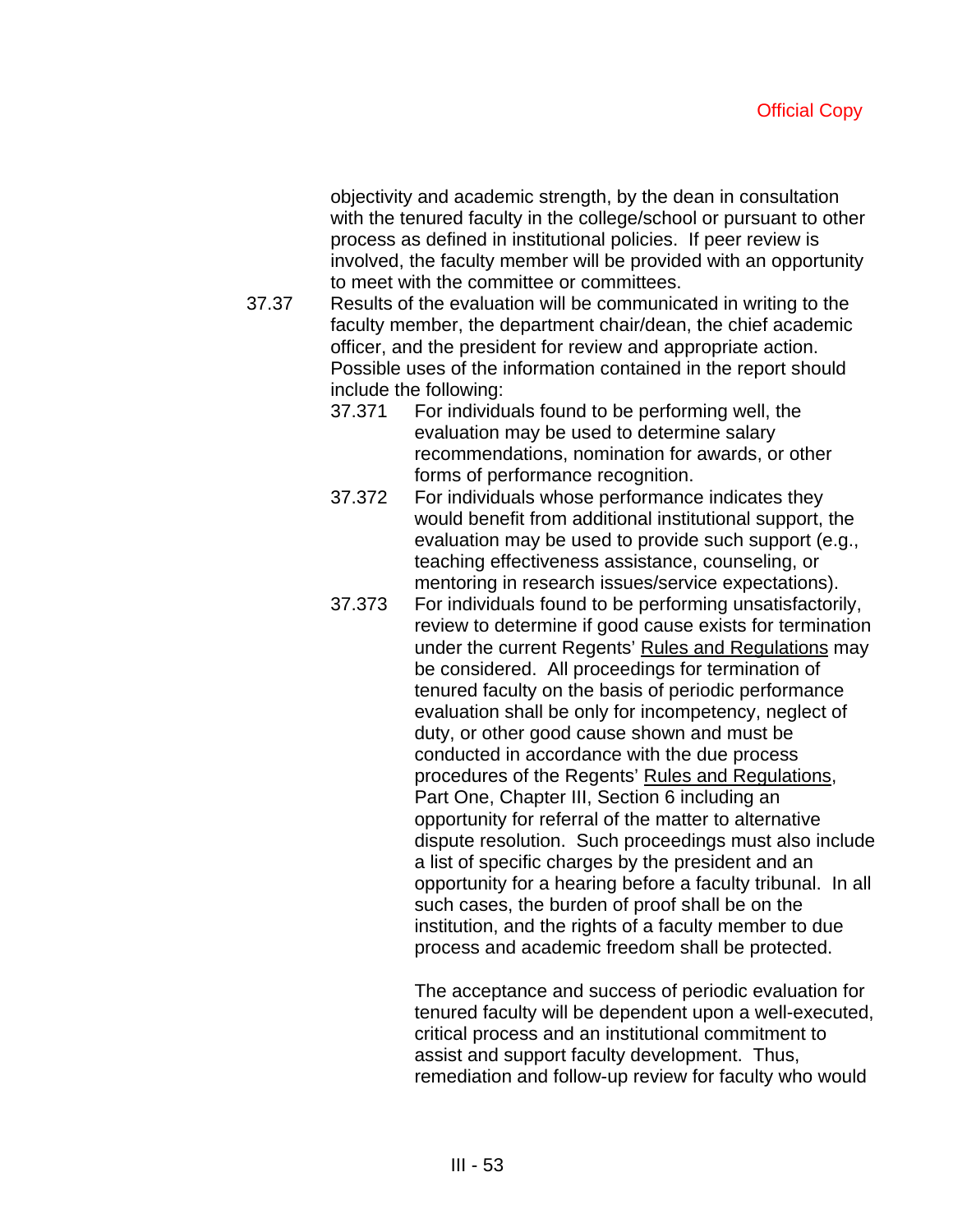objectivity and academic strength, by the dean in consultation with the tenured faculty in the college/school or pursuant to other process as defined in institutional policies. If peer review is involved, the faculty member will be provided with an opportunity to meet with the committee or committees.

37.37 Results of the evaluation will be communicated in writing to the faculty member, the department chair/dean, the chief academic officer, and the president for review and appropriate action. Possible uses of the information contained in the report should include the following:

37.371 For individuals found to be performing well, the evaluation may be used to determine salary recommendations, nomination for awards, or other forms of performance recognition.

37.372 For individuals whose performance indicates they would benefit from additional institutional support, the evaluation may be used to provide such support (e.g., teaching effectiveness assistance, counseling, or mentoring in research issues/service expectations).

37.373 For individuals found to be performing unsatisfactorily, review to determine if good cause exists for termination under the current Regents' Rules and Regulations may be considered. All proceedings for termination of tenured faculty on the basis of periodic performance evaluation shall be only for incompetency, neglect of duty, or other good cause shown and must be conducted in accordance with the due process procedures of the Regents' Rules and Regulations, Part One, Chapter III, Section 6 including an opportunity for referral of the matter to alternative dispute resolution. Such proceedings must also include a list of specific charges by the president and an opportunity for a hearing before a faculty tribunal. In all such cases, the burden of proof shall be on the institution, and the rights of a faculty member to due process and academic freedom shall be protected.

The acceptance and success of periodic evaluation for tenured faculty will be dependent upon a well-executed, critical process and an institutional commitment to assist and support faculty development. Thus, remediation and follow-up review for faculty who would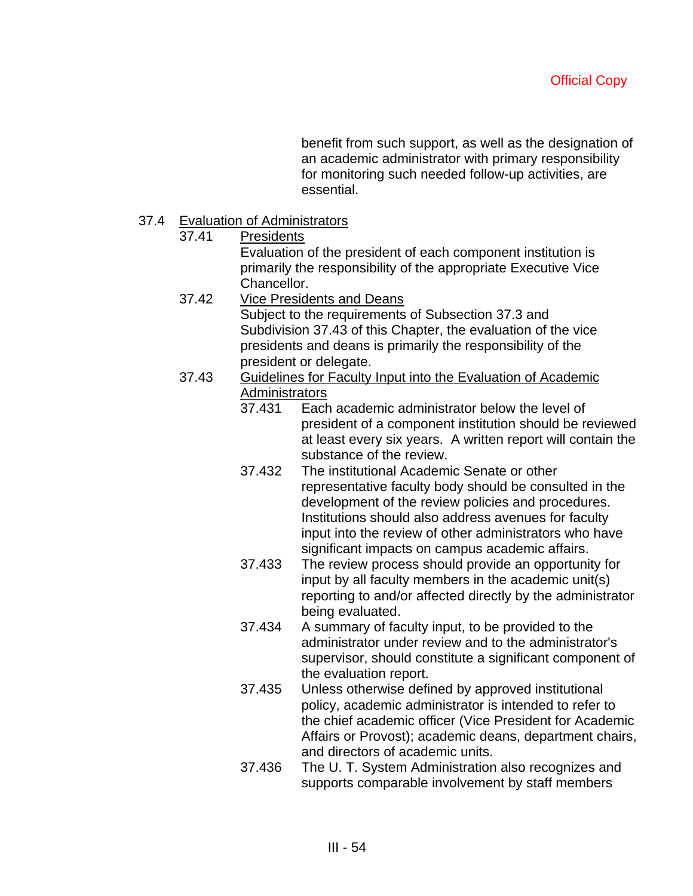benefit from such support, as well as the designation of an academic administrator with primary responsibility for monitoring such needed follow-up activities, are essential.

37.4 Evaluation of Administrators

37.41 Presidents

Evaluation of the president of each component institution is primarily the responsibility of the appropriate Executive Vice Chancellor.

37.42 Vice Presidents and Deans

Subject to the requirements of Subsection 37.3 and Subdivision 37.43 of this Chapter, the evaluation of the vice presidents and deans is primarily the responsibility of the president or delegate.

37.43 Guidelines for Faculty Input into the Evaluation of Academic Administrators

37.431 Each academic administrator below the level of president of a component institution should be reviewed at least every six years. A written report will contain the substance of the review.

37.432 The institutional Academic Senate or other representative faculty body should be consulted in the development of the review policies and procedures. Institutions should also address avenues for faculty input into the review of other administrators who have significant impacts on campus academic affairs.

37.433 The review process should provide an opportunity for input by all faculty members in the academic unit(s) reporting to and/or affected directly by the administrator being evaluated.

37.434 A summary of faculty input, to be provided to the administrator under review and to the administrator's supervisor, should constitute a significant component of the evaluation report.

37.435 Unless otherwise defined by approved institutional policy, academic administrator is intended to refer to the chief academic officer (Vice President for Academic Affairs or Provost); academic deans, department chairs, and directors of academic units.

37.436 The U. T. System Administration also recognizes and supports comparable involvement by staff members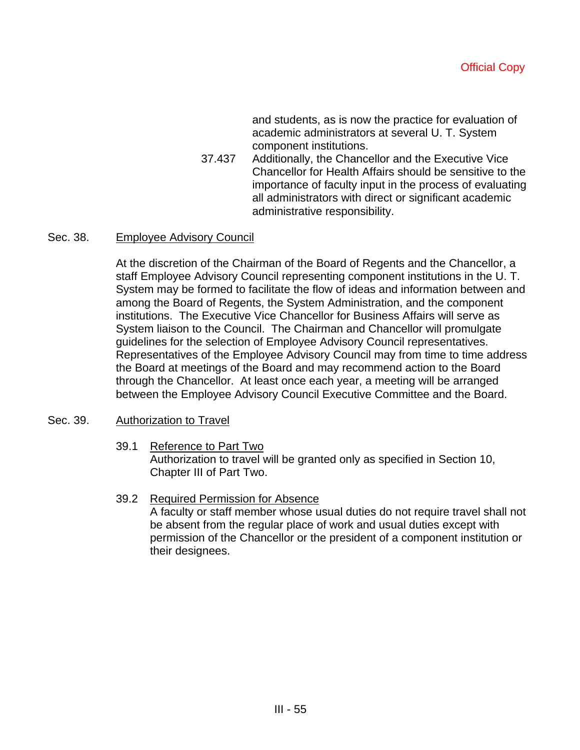and students, as is now the practice for evaluation of academic administrators at several U. T. System component institutions.

37.437 Additionally, the Chancellor and the Executive Vice Chancellor for Health Affairs should be sensitive to the importance of faculty input in the process of evaluating all administrators with direct or significant academic administrative responsibility.

## Sec. 38. Employee Advisory Council

At the discretion of the Chairman of the Board of Regents and the Chancellor, a staff Employee Advisory Council representing component institutions in the U. T. System may be formed to facilitate the flow of ideas and information between and among the Board of Regents, the System Administration, and the component institutions. The Executive Vice Chancellor for Business Affairs will serve as System liaison to the Council. The Chairman and Chancellor will promulgate guidelines for the selection of Employee Advisory Council representatives. Representatives of the Employee Advisory Council may from time to time address the Board at meetings of the Board and may recommend action to the Board through the Chancellor. At least once each year, a meeting will be arranged between the Employee Advisory Council Executive Committee and the Board.

## Sec. 39. Authorization to Travel

### 39.1 Reference to Part Two

Authorization to travel will be granted only as specified in Section 10, Chapter III of Part Two.

### 39.2 Required Permission for Absence

A faculty or staff member whose usual duties do not require travel shall not be absent from the regular place of work and usual duties except with permission of the Chancellor or the president of a component institution or their designees.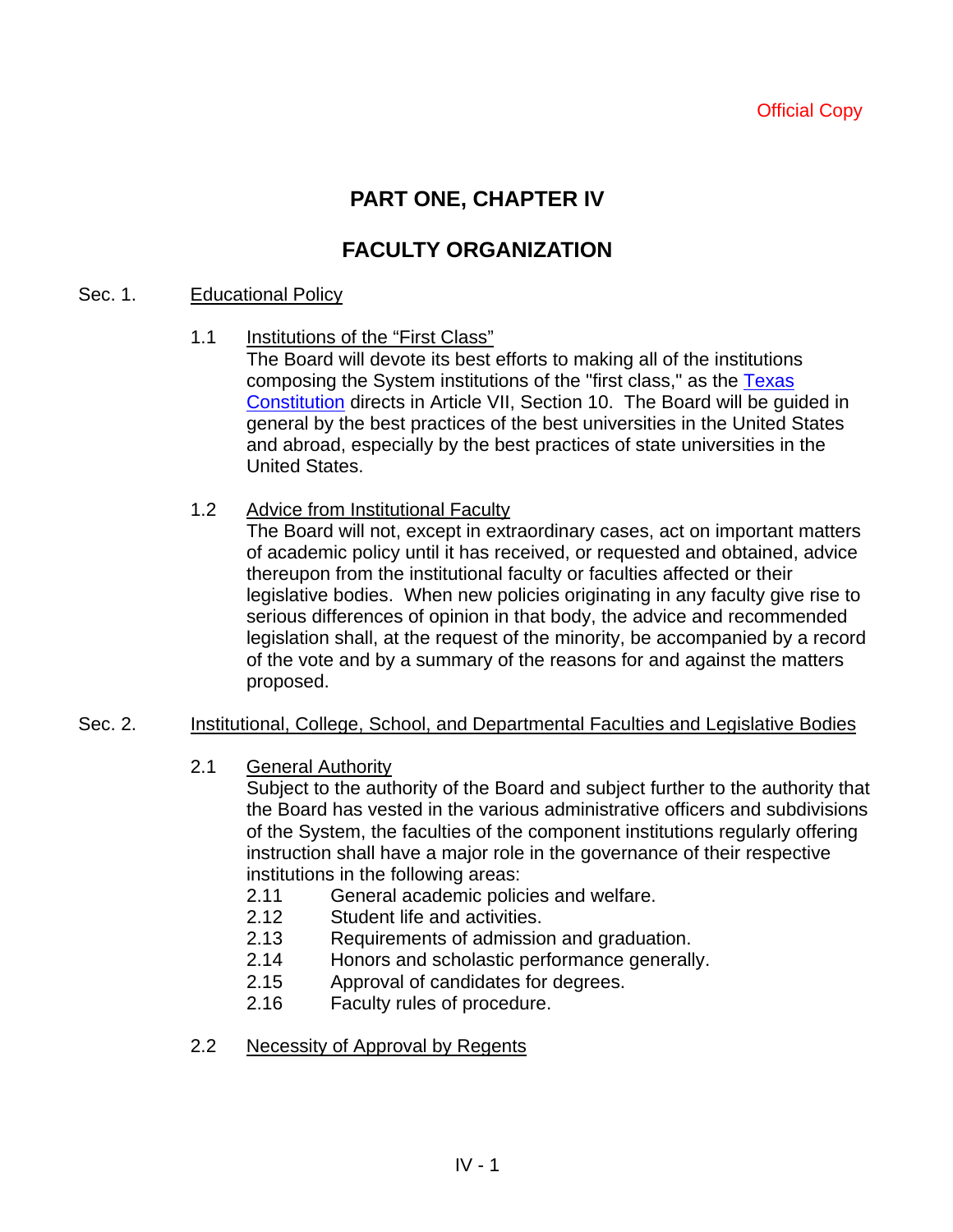Official Copy

# PART ONE, CHAPTER IV

# FACULTY ORGANIZATION

Sec. 1. Educational Policy

1.1 Institutions of the "First Class"

The Board will devote its best efforts to making all of the institutions composing the System institutions of the "first class," as the Texas Constitution directs in Article VII, Section 10. The Board will be guided in general by the best practices of the best universities in the United States and abroad, especially by the best practices of state universities in the United States.

1.2 Advice from Institutional Faculty

The Board will not, except in extraordinary cases, act on important matters of academic policy until it has received, or requested and obtained, advice thereupon from the institutional faculty or faculties affected or their legislative bodies. When new policies originating in any faculty give rise to serious differences of opinion in that body, the advice and recommended legislation shall, at the request of the minority, be accompanied by a record of the vote and by a summary of the reasons for and against the matters proposed.

Sec. 2. Institutional, College, School, and Departmental Faculties and Legislative Bodies

2.1 General Authority

Subject to the authority of the Board and subject further to the authority that the Board has vested in the various administrative officers and subdivisions of the System, the faculties of the component institutions regularly offering instruction shall have a major role in the governance of their respective institutions in the following areas:

2.11 General academic policies and welfare.

2.12 Student life and activities.

2.13 Requirements of admission and graduation.

2.14 Honors and scholastic performance generally.

2.15 Approval of candidates for degrees.

2.16 Faculty rules of procedure.

2.2 Necessity of Approval by Regents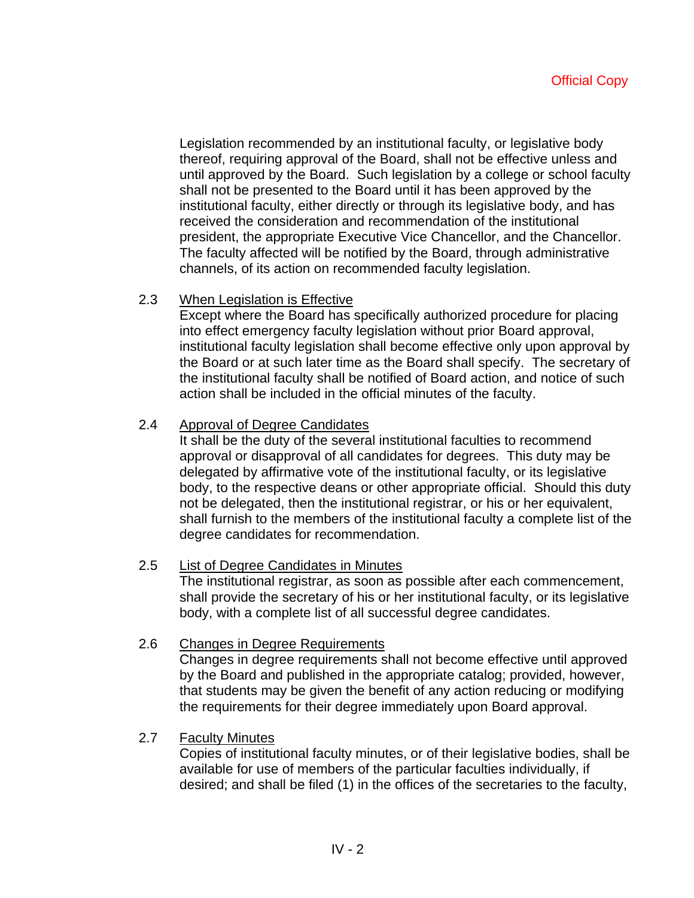Legislation recommended by an institutional faculty, or legislative body thereof, requiring approval of the Board, shall not be effective unless and until approved by the Board. Such legislation by a college or school faculty shall not be presented to the Board until it has been approved by the institutional faculty, either directly or through its legislative body, and has received the consideration and recommendation of the institutional president, the appropriate Executive Vice Chancellor, and the Chancellor. The faculty affected will be notified by the Board, through administrative channels, of its action on recommended faculty legislation.

2.3 <u>When Legislation is Effective</u>

Except where the Board has specifically authorized procedure for placing into effect emergency faculty legislation without prior Board approval, institutional faculty legislation shall become effective only upon approval by the Board or at such later time as the Board shall specify. The secretary of the institutional faculty shall be notified of Board action, and notice of such action shall be included in the official minutes of the faculty.

2.4 <u>Approval of Degree Candidates</u>

It shall be the duty of the several institutional faculties to recommend approval or disapproval of all candidates for degrees. This duty may be delegated by affirmative vote of the institutional faculty, or its legislative body, to the respective deans or other appropriate official. Should this duty not be delegated, then the institutional registrar, or his or her equivalent, shall furnish to the members of the institutional faculty a complete list of the degree candidates for recommendation.

2.5 <u>List of Degree Candidates in Minutes</u>

The institutional registrar, as soon as possible after each commencement, shall provide the secretary of his or her institutional faculty, or its legislative body, with a complete list of all successful degree candidates.

2.6 <u>Changes in Degree Requirements</u>

Changes in degree requirements shall not become effective until approved by the Board and published in the appropriate catalog; provided, however, that students may be given the benefit of any action reducing or modifying the requirements for their degree immediately upon Board approval.

2.7 <u>Faculty Minutes</u>

Copies of institutional faculty minutes, or of their legislative bodies, shall be available for use of members of the particular faculties individually, if desired; and shall be filed (1) in the offices of the secretaries to the faculty,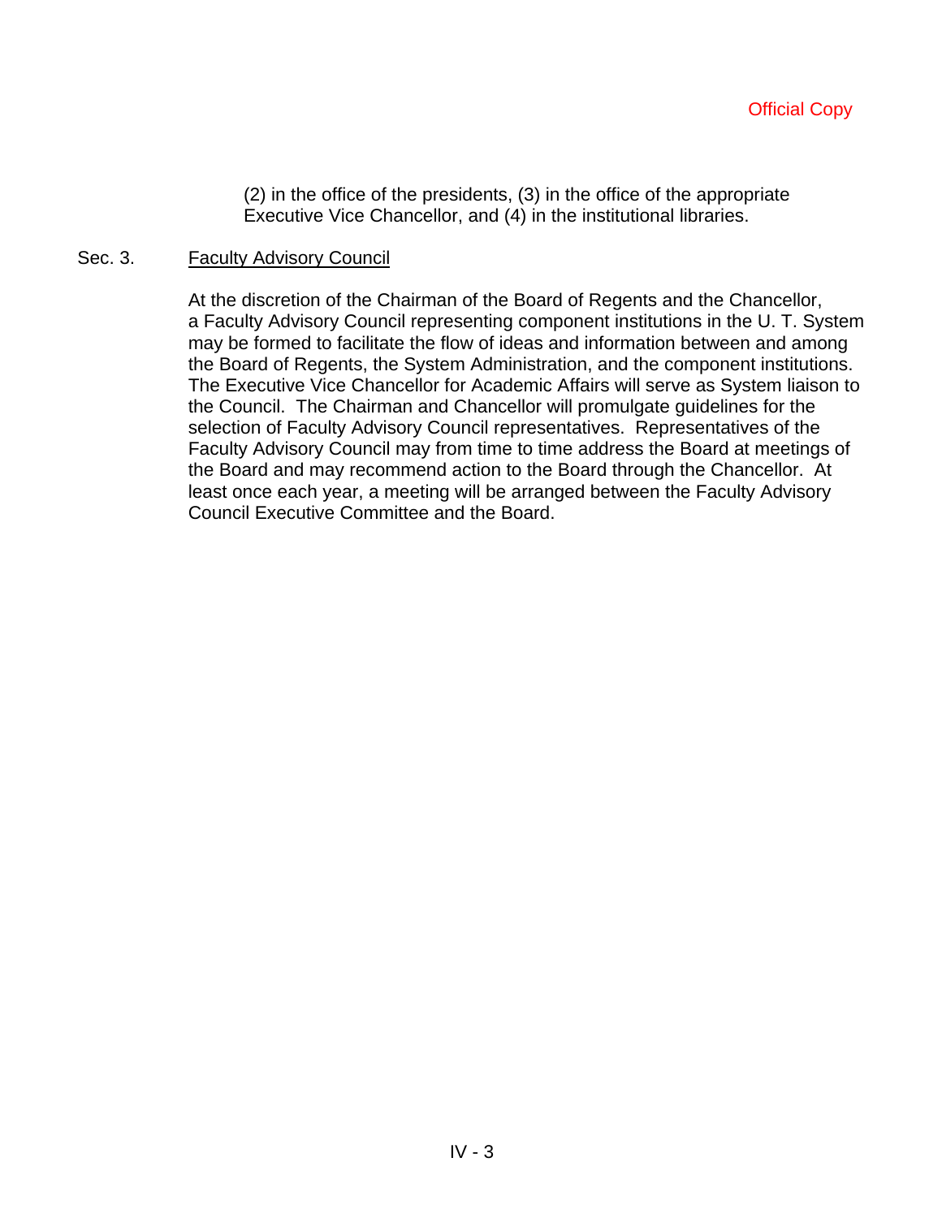(2) in the office of the presidents, (3) in the office of the appropriate Executive Vice Chancellor, and (4) in the institutional libraries.

Sec. 3. Faculty Advisory Council

At the discretion of the Chairman of the Board of Regents and the Chancellor, a Faculty Advisory Council representing component institutions in the U. T. System may be formed to facilitate the flow of ideas and information between and among the Board of Regents, the System Administration, and the component institutions. The Executive Vice Chancellor for Academic Affairs will serve as System liaison to the Council. The Chairman and Chancellor will promulgate guidelines for the selection of Faculty Advisory Council representatives. Representatives of the Faculty Advisory Council may from time to time address the Board at meetings of the Board and may recommend action to the Board through the Chancellor. At least once each year, a meeting will be arranged between the Faculty Advisory Council Executive Committee and the Board.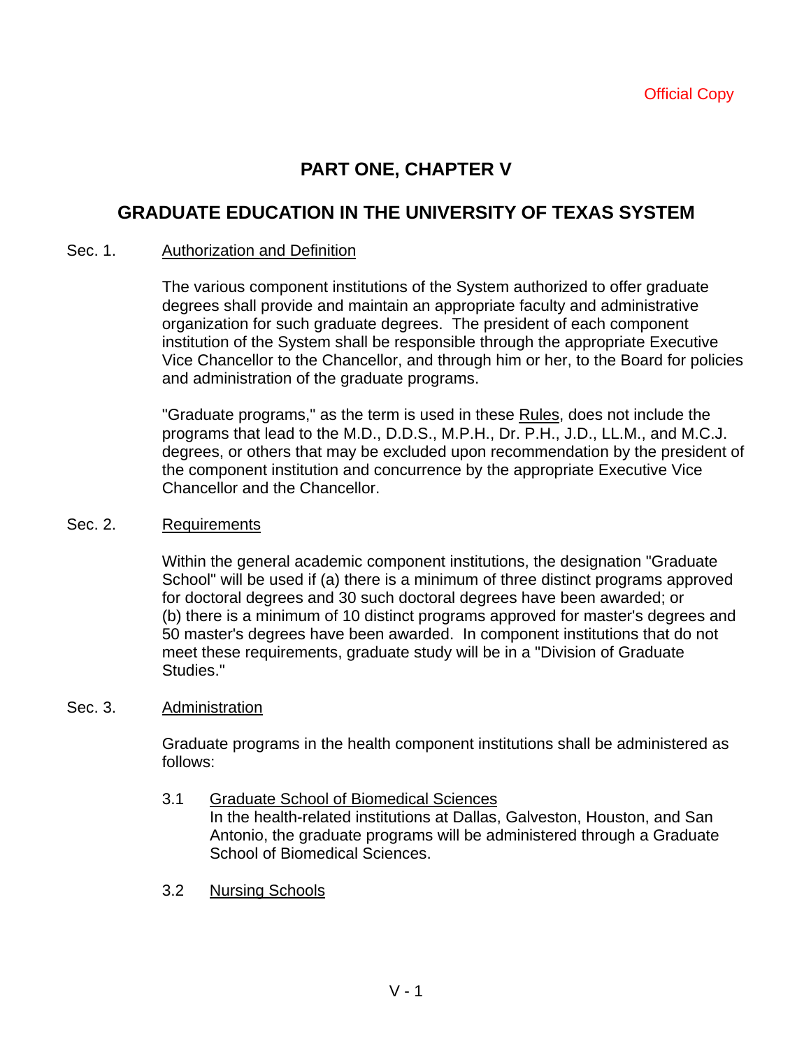Official Copy

# PART ONE, CHAPTER V

## GRADUATE EDUCATION IN THE UNIVERSITY OF TEXAS SYSTEM

Sec. 1. Authorization and Definition

The various component institutions of the System authorized to offer graduate degrees shall provide and maintain an appropriate faculty and administrative organization for such graduate degrees. The president of each component institution of the System shall be responsible through the appropriate Executive Vice Chancellor to the Chancellor, and through him or her, to the Board for policies and administration of the graduate programs.

"Graduate programs," as the term is used in these Rules, does not include the programs that lead to the M.D., D.D.S., M.P.H., Dr. P.H., J.D., LL.M., and M.C.J. degrees, or others that may be excluded upon recommendation by the president of the component institution and concurrence by the appropriate Executive Vice Chancellor and the Chancellor.

Sec. 2. Requirements

Within the general academic component institutions, the designation "Graduate School" will be used if (a) there is a minimum of three distinct programs approved for doctoral degrees and 30 such doctoral degrees have been awarded; or (b) there is a minimum of 10 distinct programs approved for master's degrees and 50 master's degrees have been awarded. In component institutions that do not meet these requirements, graduate study will be in a "Division of Graduate Studies."

Sec. 3. Administration

Graduate programs in the health component institutions shall be administered as follows:

3.1 Graduate School of Biomedical Sciences
In the health-related institutions at Dallas, Galveston, Houston, and San Antonio, the graduate programs will be administered through a Graduate School of Biomedical Sciences.

3.2 Nursing Schools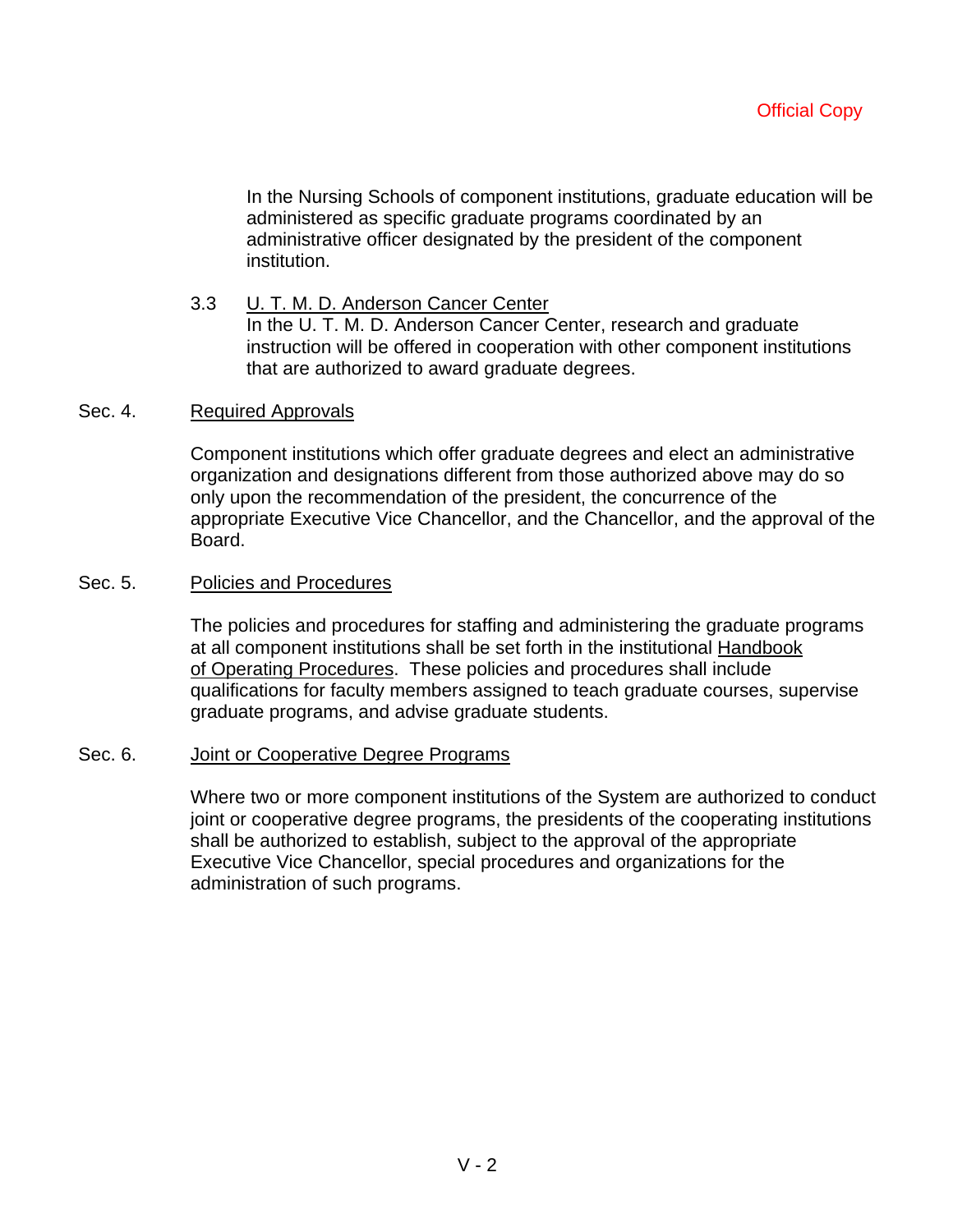In the Nursing Schools of component institutions, graduate education will be administered as specific graduate programs coordinated by an administrative officer designated by the president of the component institution.

3.3 U. T. M. D. Anderson Cancer Center

In the U. T. M. D. Anderson Cancer Center, research and graduate instruction will be offered in cooperation with other component institutions that are authorized to award graduate degrees.

## Sec. 4. Required Approvals

Component institutions which offer graduate degrees and elect an administrative organization and designations different from those authorized above may do so only upon the recommendation of the president, the concurrence of the appropriate Executive Vice Chancellor, and the Chancellor, and the approval of the Board.

## Sec. 5. Policies and Procedures

The policies and procedures for staffing and administering the graduate programs at all component institutions shall be set forth in the institutional Handbook of Operating Procedures. These policies and procedures shall include qualifications for faculty members assigned to teach graduate courses, supervise graduate programs, and advise graduate students.

## Sec. 6. Joint or Cooperative Degree Programs

Where two or more component institutions of the System are authorized to conduct joint or cooperative degree programs, the presidents of the cooperating institutions shall be authorized to establish, subject to the approval of the appropriate Executive Vice Chancellor, special procedures and organizations for the administration of such programs.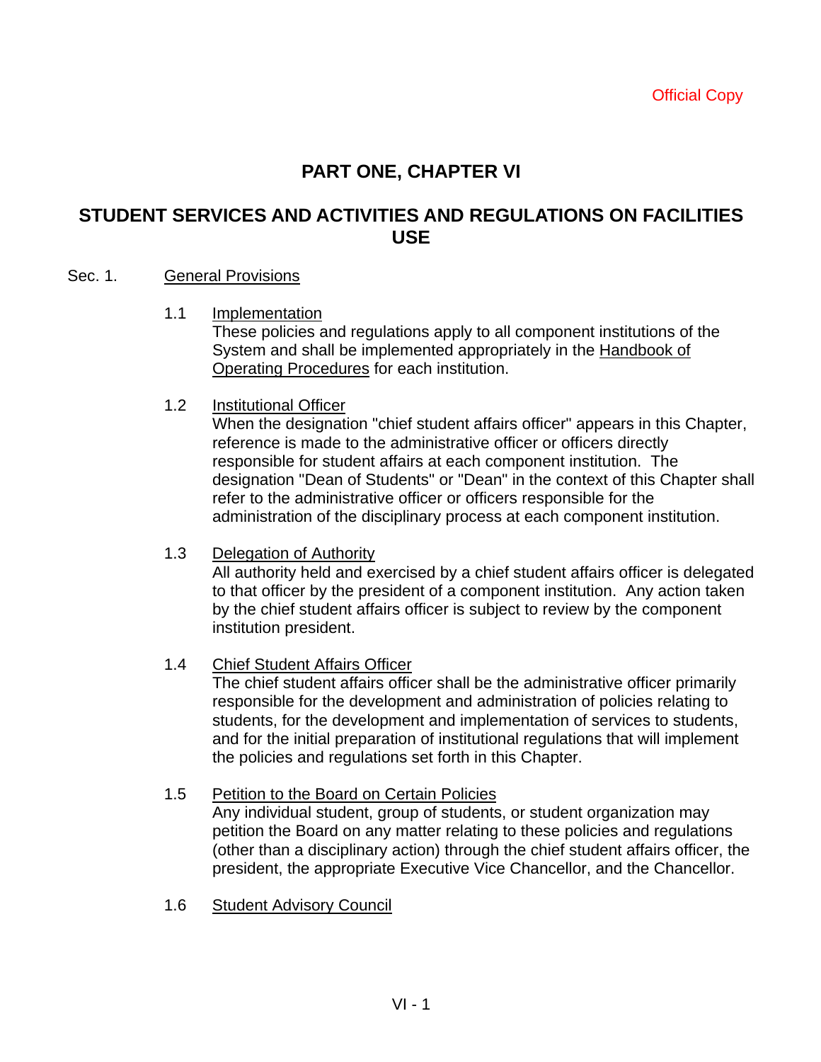Official Copy

# PART ONE, CHAPTER VI

## STUDENT SERVICES AND ACTIVITIES AND REGULATIONS ON FACILITIES USE

Sec. 1. General Provisions

1.1 Implementation
These policies and regulations apply to all component institutions of the System and shall be implemented appropriately in the Handbook of Operating Procedures for each institution.

1.2 Institutional Officer
When the designation "chief student affairs officer" appears in this Chapter, reference is made to the administrative officer or officers directly responsible for student affairs at each component institution. The designation "Dean of Students" or "Dean" in the context of this Chapter shall refer to the administrative officer or officers responsible for the administration of the disciplinary process at each component institution.

1.3 Delegation of Authority
All authority held and exercised by a chief student affairs officer is delegated to that officer by the president of a component institution. Any action taken by the chief student affairs officer is subject to review by the component institution president.

1.4 Chief Student Affairs Officer
The chief student affairs officer shall be the administrative officer primarily responsible for the development and administration of policies relating to students, for the development and implementation of services to students, and for the initial preparation of institutional regulations that will implement the policies and regulations set forth in this Chapter.

1.5 Petition to the Board on Certain Policies
Any individual student, group of students, or student organization may petition the Board on any matter relating to these policies and regulations (other than a disciplinary action) through the chief student affairs officer, the president, the appropriate Executive Vice Chancellor, and the Chancellor.

1.6 Student Advisory Council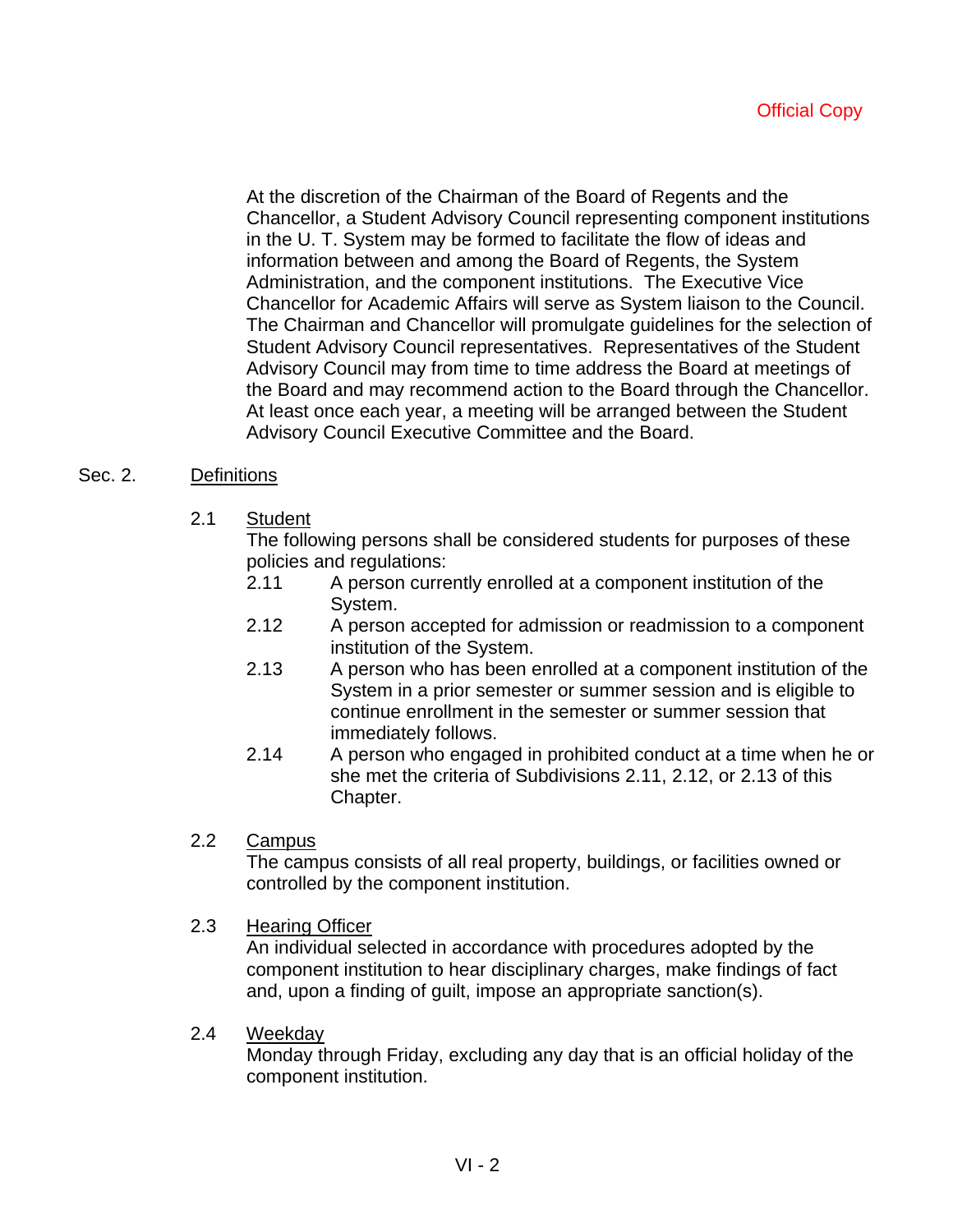At the discretion of the Chairman of the Board of Regents and the Chancellor, a Student Advisory Council representing component institutions in the U. T. System may be formed to facilitate the flow of ideas and information between and among the Board of Regents, the System Administration, and the component institutions. The Executive Vice Chancellor for Academic Affairs will serve as System liaison to the Council. The Chairman and Chancellor will promulgate guidelines for the selection of Student Advisory Council representatives. Representatives of the Student Advisory Council may from time to time address the Board at meetings of the Board and may recommend action to the Board through the Chancellor. At least once each year, a meeting will be arranged between the Student Advisory Council Executive Committee and the Board.

## Sec. 2. Definitions

### 2.1 Student

The following persons shall be considered students for purposes of these policies and regulations:

- 2.11 A person currently enrolled at a component institution of the System.
- 2.12 A person accepted for admission or readmission to a component institution of the System.
- 2.13 A person who has been enrolled at a component institution of the System in a prior semester or summer session and is eligible to continue enrollment in the semester or summer session that immediately follows.
- 2.14 A person who engaged in prohibited conduct at a time when he or she met the criteria of Subdivisions 2.11, 2.12, or 2.13 of this Chapter.

### 2.2 Campus

The campus consists of all real property, buildings, or facilities owned or controlled by the component institution.

### 2.3 Hearing Officer

An individual selected in accordance with procedures adopted by the component institution to hear disciplinary charges, make findings of fact and, upon a finding of guilt, impose an appropriate sanction(s).

### 2.4 Weekday

Monday through Friday, excluding any day that is an official holiday of the component institution.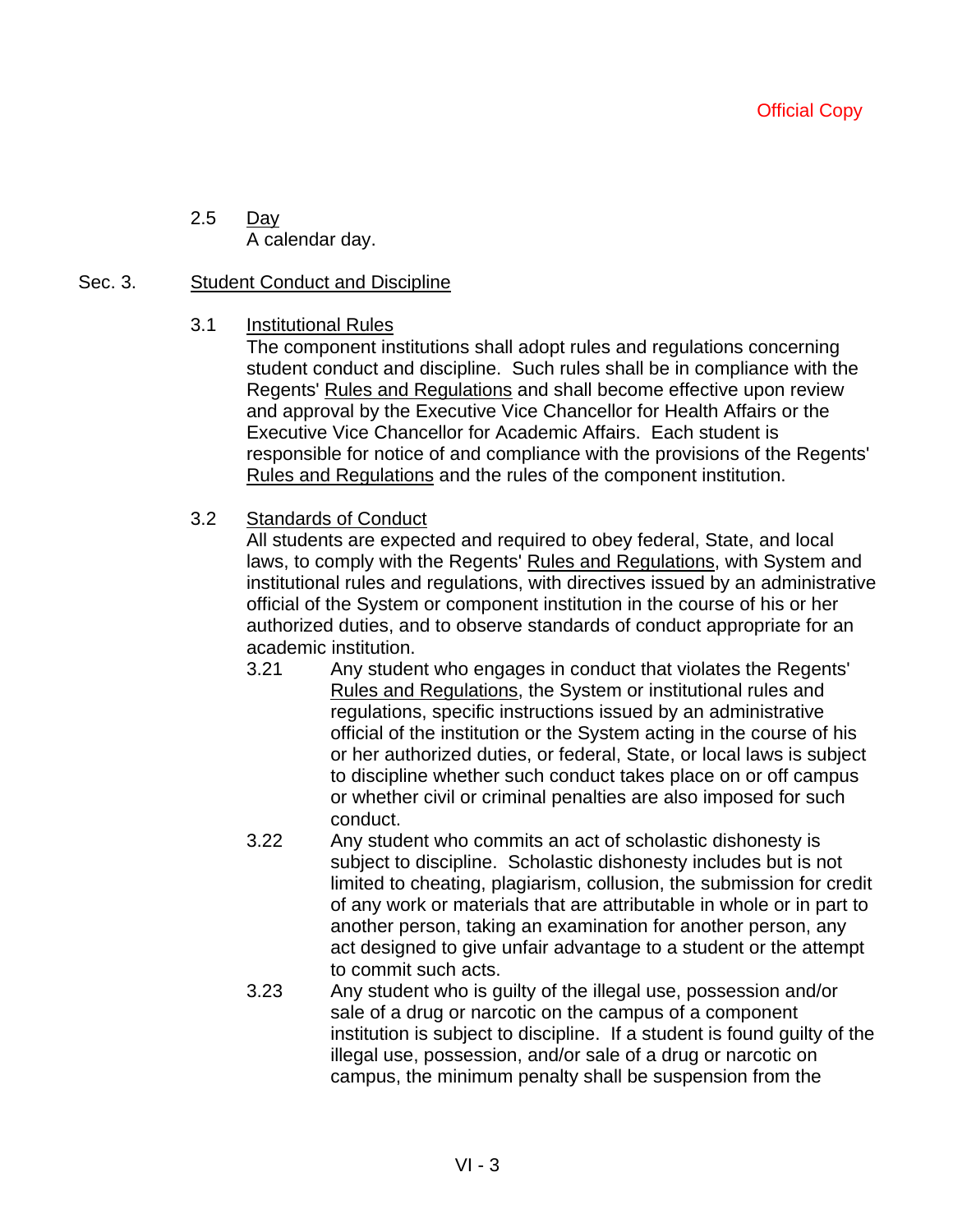2.5 Day
A calendar day.

## Sec. 3. Student Conduct and Discipline

3.1 Institutional Rules
The component institutions shall adopt rules and regulations concerning student conduct and discipline. Such rules shall be in compliance with the Regents' Rules and Regulations and shall become effective upon review and approval by the Executive Vice Chancellor for Health Affairs or the Executive Vice Chancellor for Academic Affairs. Each student is responsible for notice of and compliance with the provisions of the Regents' Rules and Regulations and the rules of the component institution.

3.2 Standards of Conduct
All students are expected and required to obey federal, State, and local laws, to comply with the Regents' Rules and Regulations, with System and institutional rules and regulations, with directives issued by an administrative official of the System or component institution in the course of his or her authorized duties, and to observe standards of conduct appropriate for an academic institution.

3.21 Any student who engages in conduct that violates the Regents' Rules and Regulations, the System or institutional rules and regulations, specific instructions issued by an administrative official of the institution or the System acting in the course of his or her authorized duties, or federal, State, or local laws is subject to discipline whether such conduct takes place on or off campus or whether civil or criminal penalties are also imposed for such conduct.

3.22 Any student who commits an act of scholastic dishonesty is subject to discipline. Scholastic dishonesty includes but is not limited to cheating, plagiarism, collusion, the submission for credit of any work or materials that are attributable in whole or in part to another person, taking an examination for another person, any act designed to give unfair advantage to a student or the attempt to commit such acts.

3.23 Any student who is guilty of the illegal use, possession and/or sale of a drug or narcotic on the campus of a component institution is subject to discipline. If a student is found guilty of the illegal use, possession, and/or sale of a drug or narcotic on campus, the minimum penalty shall be suspension from the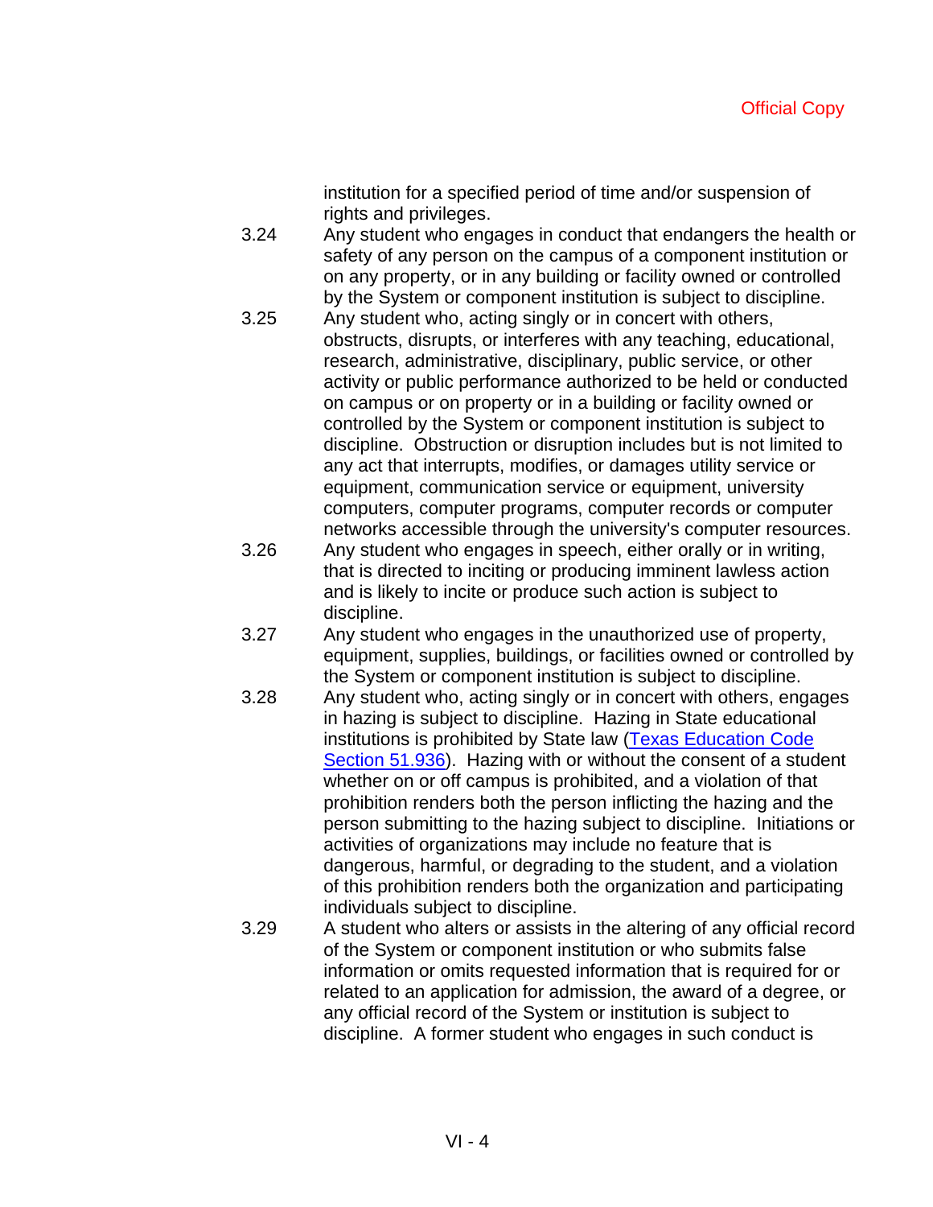institution for a specified period of time and/or suspension of rights and privileges.

3.24 Any student who engages in conduct that endangers the health or safety of any person on the campus of a component institution or on any property, or in any building or facility owned or controlled by the System or component institution is subject to discipline.

3.25 Any student who, acting singly or in concert with others, obstructs, disrupts, or interferes with any teaching, educational, research, administrative, disciplinary, public service, or other activity or public performance authorized to be held or conducted on campus or on property or in a building or facility owned or controlled by the System or component institution is subject to discipline. Obstruction or disruption includes but is not limited to any act that interrupts, modifies, or damages utility service or equipment, communication service or equipment, university computers, computer programs, computer records or computer networks accessible through the university's computer resources.

3.26 Any student who engages in speech, either orally or in writing, that is directed to inciting or producing imminent lawless action and is likely to incite or produce such action is subject to discipline.

3.27 Any student who engages in the unauthorized use of property, equipment, supplies, buildings, or facilities owned or controlled by the System or component institution is subject to discipline.

3.28 Any student who, acting singly or in concert with others, engages in hazing is subject to discipline. Hazing in State educational institutions is prohibited by State law (Texas Education Code Section 51.936). Hazing with or without the consent of a student whether on or off campus is prohibited, and a violation of that prohibition renders both the person inflicting the hazing and the person submitting to the hazing subject to discipline. Initiations or activities of organizations may include no feature that is dangerous, harmful, or degrading to the student, and a violation of this prohibition renders both the organization and participating individuals subject to discipline.

3.29 A student who alters or assists in the altering of any official record of the System or component institution or who submits false information or omits requested information that is required for or related to an application for admission, the award of a degree, or any official record of the System or institution is subject to discipline. A former student who engages in such conduct is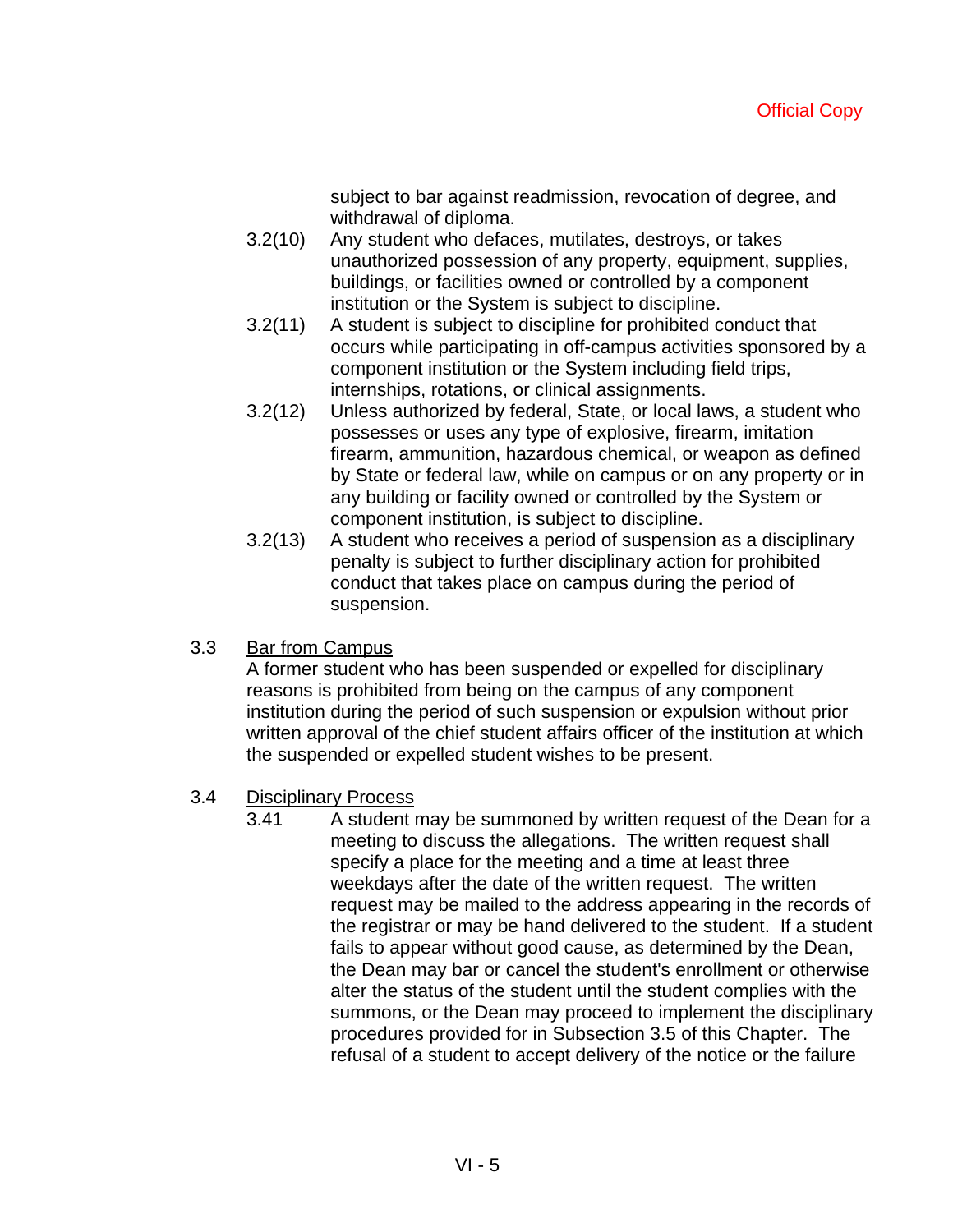subject to bar against readmission, revocation of degree, and withdrawal of diploma.

3.2(10) Any student who defaces, mutilates, destroys, or takes unauthorized possession of any property, equipment, supplies, buildings, or facilities owned or controlled by a component institution or the System is subject to discipline.

3.2(11) A student is subject to discipline for prohibited conduct that occurs while participating in off-campus activities sponsored by a component institution or the System including field trips, internships, rotations, or clinical assignments.

3.2(12) Unless authorized by federal, State, or local laws, a student who possesses or uses any type of explosive, firearm, imitation firearm, ammunition, hazardous chemical, or weapon as defined by State or federal law, while on campus or on any property or in any building or facility owned or controlled by the System or component institution, is subject to discipline.

3.2(13) A student who receives a period of suspension as a disciplinary penalty is subject to further disciplinary action for prohibited conduct that takes place on campus during the period of suspension.

3.3 Bar from Campus

A former student who has been suspended or expelled for disciplinary reasons is prohibited from being on the campus of any component institution during the period of such suspension or expulsion without prior written approval of the chief student affairs officer of the institution at which the suspended or expelled student wishes to be present.

3.4 Disciplinary Process

3.41 A student may be summoned by written request of the Dean for a meeting to discuss the allegations. The written request shall specify a place for the meeting and a time at least three weekdays after the date of the written request. The written request may be mailed to the address appearing in the records of the registrar or may be hand delivered to the student. If a student fails to appear without good cause, as determined by the Dean, the Dean may bar or cancel the student's enrollment or otherwise alter the status of the student until the student complies with the summons, or the Dean may proceed to implement the disciplinary procedures provided for in Subsection 3.5 of this Chapter. The refusal of a student to accept delivery of the notice or the failure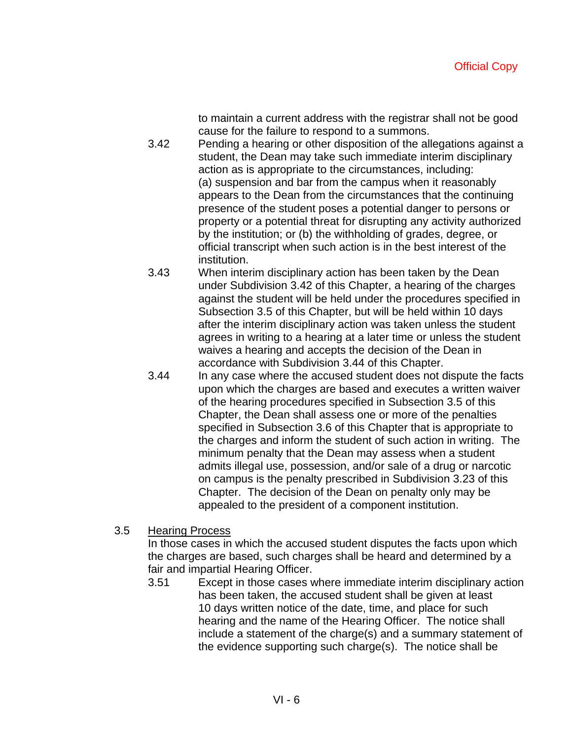to maintain a current address with the registrar shall not be good cause for the failure to respond to a summons.

3.42 Pending a hearing or other disposition of the allegations against a student, the Dean may take such immediate interim disciplinary action as is appropriate to the circumstances, including: (a) suspension and bar from the campus when it reasonably appears to the Dean from the circumstances that the continuing presence of the student poses a potential danger to persons or property or a potential threat for disrupting any activity authorized by the institution; or (b) the withholding of grades, degree, or official transcript when such action is in the best interest of the institution.

3.43 When interim disciplinary action has been taken by the Dean under Subdivision 3.42 of this Chapter, a hearing of the charges against the student will be held under the procedures specified in Subsection 3.5 of this Chapter, but will be held within 10 days after the interim disciplinary action was taken unless the student agrees in writing to a hearing at a later time or unless the student waives a hearing and accepts the decision of the Dean in accordance with Subdivision 3.44 of this Chapter.

3.44 In any case where the accused student does not dispute the facts upon which the charges are based and executes a written waiver of the hearing procedures specified in Subsection 3.5 of this Chapter, the Dean shall assess one or more of the penalties specified in Subsection 3.6 of this Chapter that is appropriate to the charges and inform the student of such action in writing. The minimum penalty that the Dean may assess when a student admits illegal use, possession, and/or sale of a drug or narcotic on campus is the penalty prescribed in Subdivision 3.23 of this Chapter. The decision of the Dean on penalty only may be appealed to the president of a component institution.

3.5 Hearing Process

In those cases in which the accused student disputes the facts upon which the charges are based, such charges shall be heard and determined by a fair and impartial Hearing Officer.

3.51 Except in those cases where immediate interim disciplinary action has been taken, the accused student shall be given at least 10 days written notice of the date, time, and place for such hearing and the name of the Hearing Officer. The notice shall include a statement of the charge(s) and a summary statement of the evidence supporting such charge(s). The notice shall be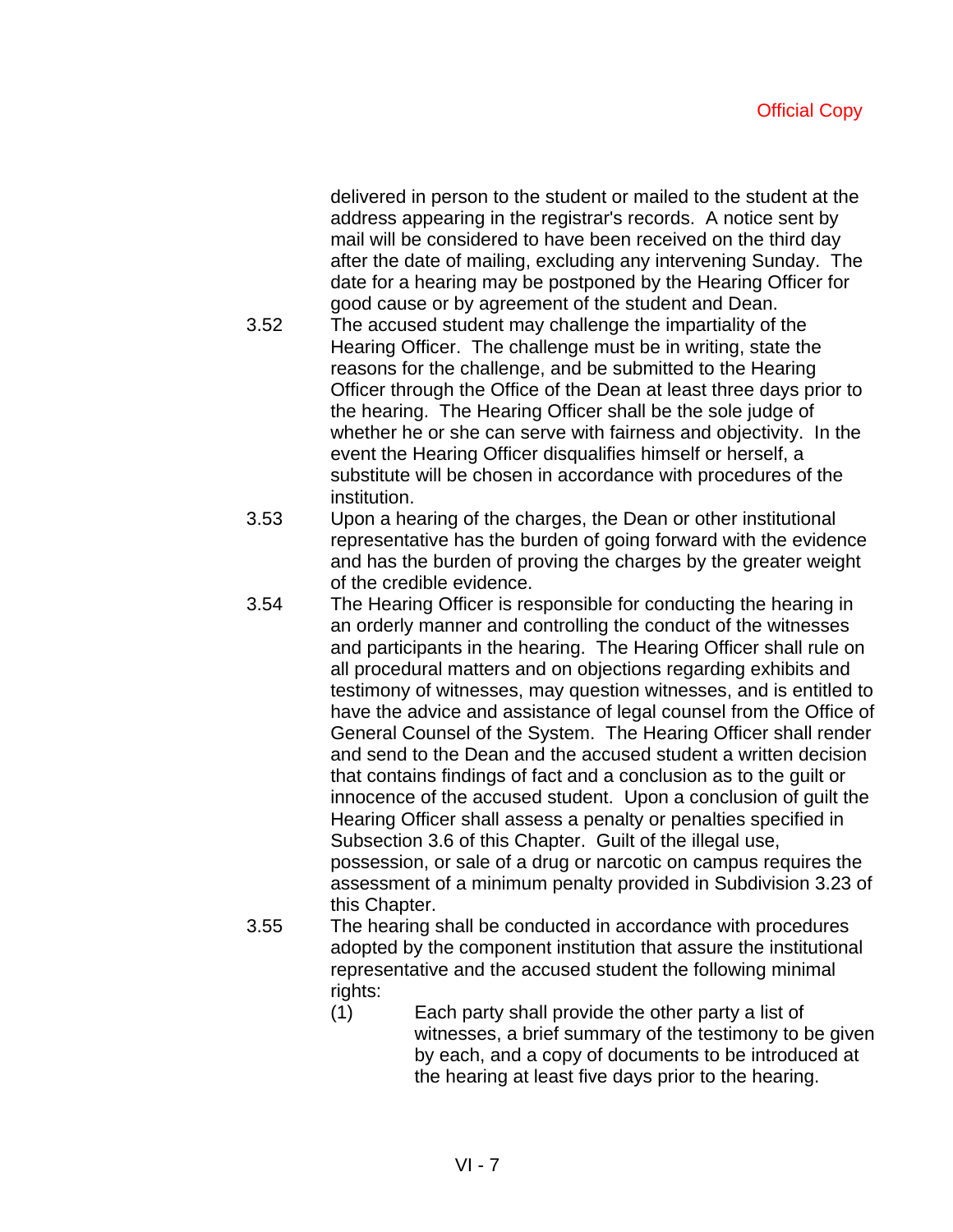delivered in person to the student or mailed to the student at the address appearing in the registrar's records. A notice sent by mail will be considered to have been received on the third day after the date of mailing, excluding any intervening Sunday. The date for a hearing may be postponed by the Hearing Officer for good cause or by agreement of the student and Dean.

3.52 The accused student may challenge the impartiality of the Hearing Officer. The challenge must be in writing, state the reasons for the challenge, and be submitted to the Hearing Officer through the Office of the Dean at least three days prior to the hearing. The Hearing Officer shall be the sole judge of whether he or she can serve with fairness and objectivity. In the event the Hearing Officer disqualifies himself or herself, a substitute will be chosen in accordance with procedures of the institution.

3.53 Upon a hearing of the charges, the Dean or other institutional representative has the burden of going forward with the evidence and has the burden of proving the charges by the greater weight of the credible evidence.

3.54 The Hearing Officer is responsible for conducting the hearing in an orderly manner and controlling the conduct of the witnesses and participants in the hearing. The Hearing Officer shall rule on all procedural matters and on objections regarding exhibits and testimony of witnesses, may question witnesses, and is entitled to have the advice and assistance of legal counsel from the Office of General Counsel of the System. The Hearing Officer shall render and send to the Dean and the accused student a written decision that contains findings of fact and a conclusion as to the guilt or innocence of the accused student. Upon a conclusion of guilt the Hearing Officer shall assess a penalty or penalties specified in Subsection 3.6 of this Chapter. Guilt of the illegal use, possession, or sale of a drug or narcotic on campus requires the assessment of a minimum penalty provided in Subdivision 3.23 of this Chapter.

3.55 The hearing shall be conducted in accordance with procedures adopted by the component institution that assure the institutional representative and the accused student the following minimal rights:

(1) Each party shall provide the other party a list of witnesses, a brief summary of the testimony to be given by each, and a copy of documents to be introduced at the hearing at least five days prior to the hearing.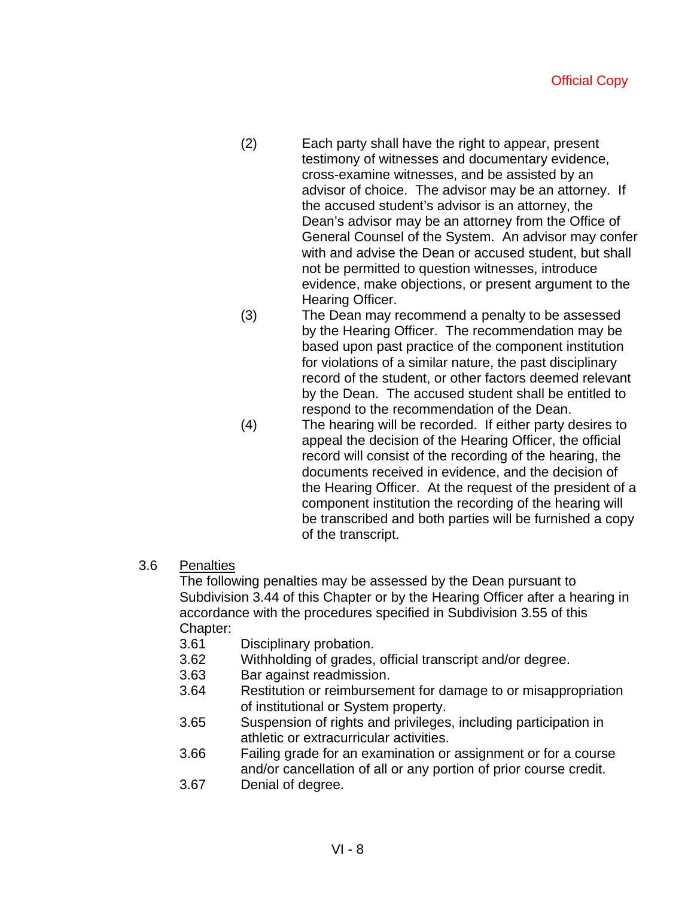(2) Each party shall have the right to appear, present testimony of witnesses and documentary evidence, cross-examine witnesses, and be assisted by an advisor of choice. The advisor may be an attorney. If the accused student's advisor is an attorney, the Dean's advisor may be an attorney from the Office of General Counsel of the System. An advisor may confer with and advise the Dean or accused student, but shall not be permitted to question witnesses, introduce evidence, make objections, or present argument to the Hearing Officer.

(3) The Dean may recommend a penalty to be assessed by the Hearing Officer. The recommendation may be based upon past practice of the component institution for violations of a similar nature, the past disciplinary record of the student, or other factors deemed relevant by the Dean. The accused student shall be entitled to respond to the recommendation of the Dean.

(4) The hearing will be recorded. If either party desires to appeal the decision of the Hearing Officer, the official record will consist of the recording of the hearing, the documents received in evidence, and the decision of the Hearing Officer. At the request of the president of a component institution the recording of the hearing will be transcribed and both parties will be furnished a copy of the transcript.

3.6 <u>Penalties</u>

The following penalties may be assessed by the Dean pursuant to Subdivision 3.44 of this Chapter or by the Hearing Officer after a hearing in accordance with the procedures specified in Subdivision 3.55 of this Chapter:

3.61 Disciplinary probation.

3.62 Withholding of grades, official transcript and/or degree.

3.63 Bar against readmission.

3.64 Restitution or reimbursement for damage to or misappropriation of institutional or System property.

3.65 Suspension of rights and privileges, including participation in athletic or extracurricular activities.

3.66 Failing grade for an examination or assignment or for a course and/or cancellation of all or any portion of prior course credit.

3.67 Denial of degree.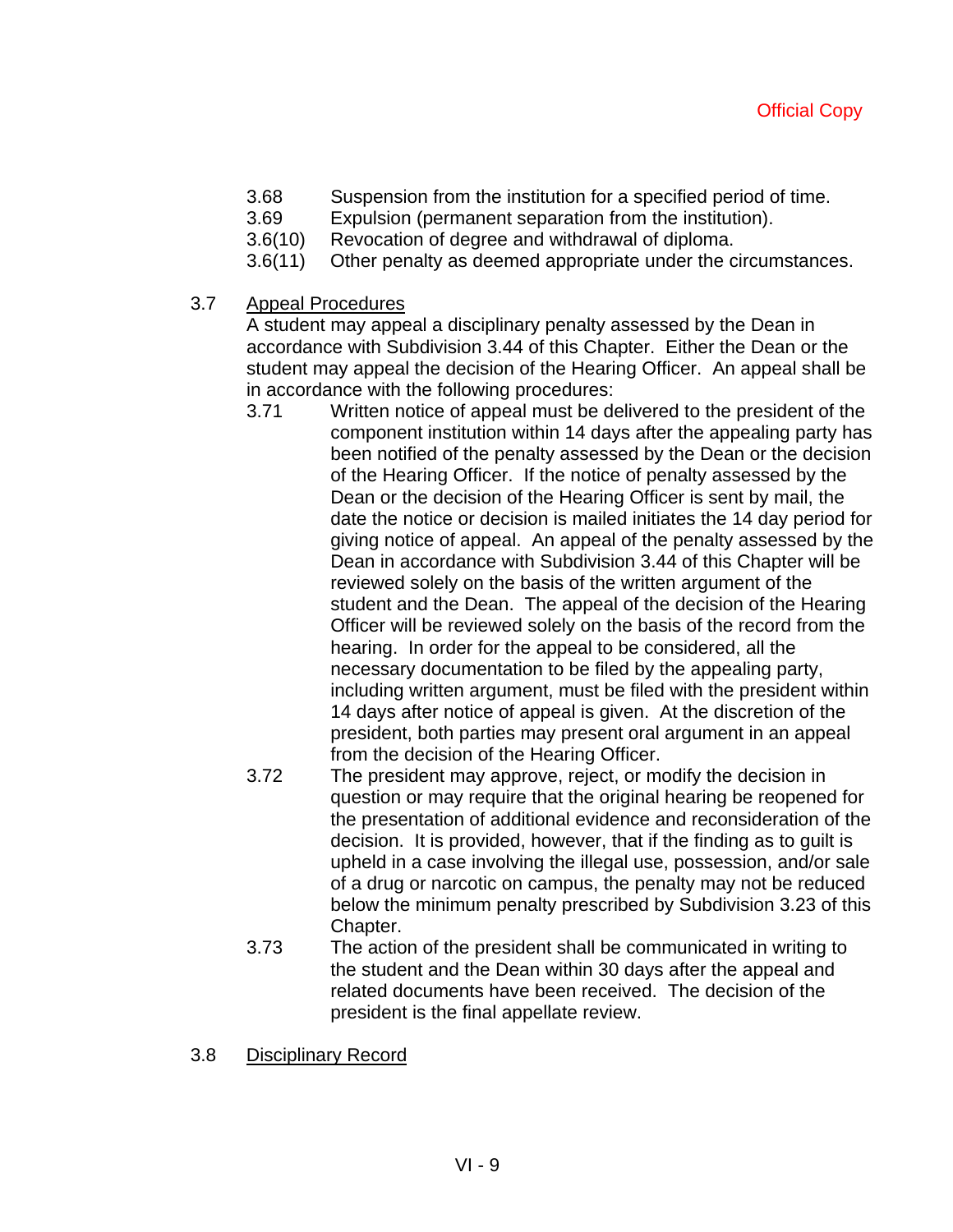3.68 Suspension from the institution for a specified period of time.

3.69 Expulsion (permanent separation from the institution).

3.6(10) Revocation of degree and withdrawal of diploma.

3.6(11) Other penalty as deemed appropriate under the circumstances.

3.7 <u>Appeal Procedures</u>

A student may appeal a disciplinary penalty assessed by the Dean in accordance with Subdivision 3.44 of this Chapter. Either the Dean or the student may appeal the decision of the Hearing Officer. An appeal shall be in accordance with the following procedures:

3.71 Written notice of appeal must be delivered to the president of the component institution within 14 days after the appealing party has been notified of the penalty assessed by the Dean or the decision of the Hearing Officer. If the notice of penalty assessed by the Dean or the decision of the Hearing Officer is sent by mail, the date the notice or decision is mailed initiates the 14 day period for giving notice of appeal. An appeal of the penalty assessed by the Dean in accordance with Subdivision 3.44 of this Chapter will be reviewed solely on the basis of the written argument of the student and the Dean. The appeal of the decision of the Hearing Officer will be reviewed solely on the basis of the record from the hearing. In order for the appeal to be considered, all the necessary documentation to be filed by the appealing party, including written argument, must be filed with the president within 14 days after notice of appeal is given. At the discretion of the president, both parties may present oral argument in an appeal from the decision of the Hearing Officer.

3.72 The president may approve, reject, or modify the decision in question or may require that the original hearing be reopened for the presentation of additional evidence and reconsideration of the decision. It is provided, however, that if the finding as to guilt is upheld in a case involving the illegal use, possession, and/or sale of a drug or narcotic on campus, the penalty may not be reduced below the minimum penalty prescribed by Subdivision 3.23 of this Chapter.

3.73 The action of the president shall be communicated in writing to the student and the Dean within 30 days after the appeal and related documents have been received. The decision of the president is the final appellate review.

3.8 <u>Disciplinary Record</u>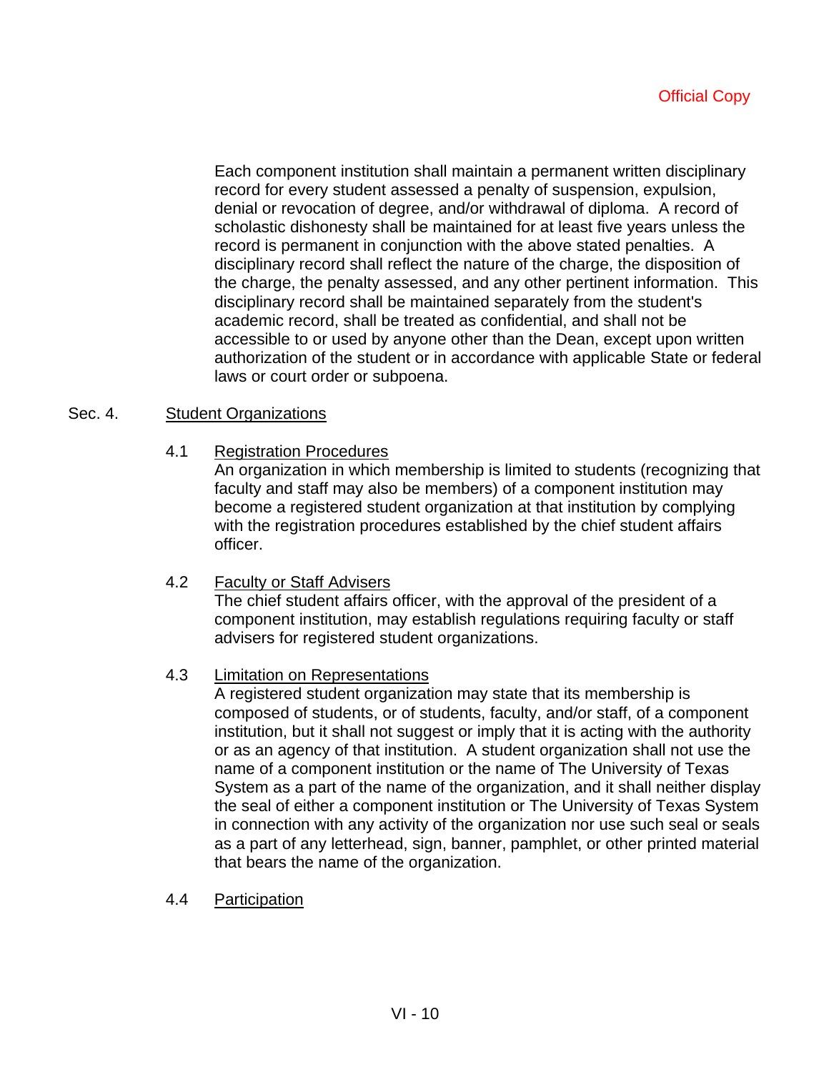Official Copy

Each component institution shall maintain a permanent written disciplinary record for every student assessed a penalty of suspension, expulsion, denial or revocation of degree, and/or withdrawal of diploma. A record of scholastic dishonesty shall be maintained for at least five years unless the record is permanent in conjunction with the above stated penalties. A disciplinary record shall reflect the nature of the charge, the disposition of the charge, the penalty assessed, and any other pertinent information. This disciplinary record shall be maintained separately from the student's academic record, shall be treated as confidential, and shall not be accessible to or used by anyone other than the Dean, except upon written authorization of the student or in accordance with applicable State or federal laws or court order or subpoena.

## Sec. 4. Student Organizations

### 4.1 Registration Procedures

An organization in which membership is limited to students (recognizing that faculty and staff may also be members) of a component institution may become a registered student organization at that institution by complying with the registration procedures established by the chief student affairs officer.

### 4.2 Faculty or Staff Advisers

The chief student affairs officer, with the approval of the president of a component institution, may establish regulations requiring faculty or staff advisers for registered student organizations.

### 4.3 Limitation on Representations

A registered student organization may state that its membership is composed of students, or of students, faculty, and/or staff, of a component institution, but it shall not suggest or imply that it is acting with the authority or as an agency of that institution. A student organization shall not use the name of a component institution or the name of The University of Texas System as a part of the name of the organization, and it shall neither display the seal of either a component institution or The University of Texas System in connection with any activity of the organization nor use such seal or seals as a part of any letterhead, sign, banner, pamphlet, or other printed material that bears the name of the organization.

### 4.4 Participation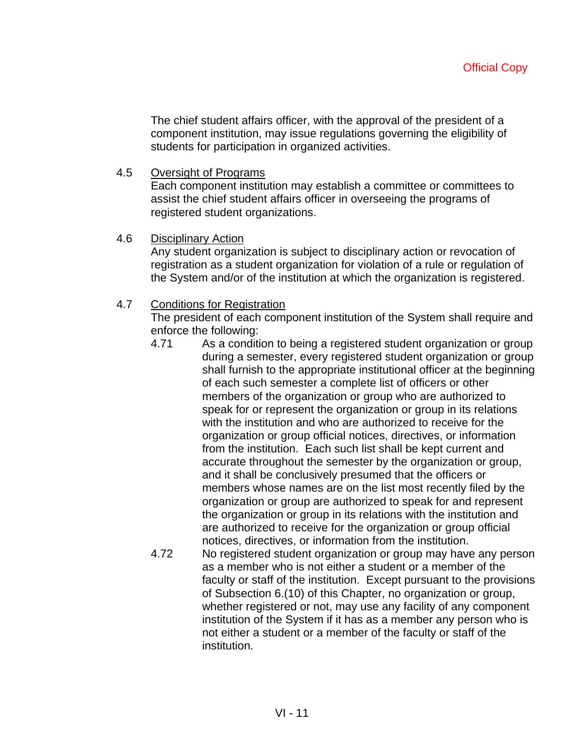The chief student affairs officer, with the approval of the president of a component institution, may issue regulations governing the eligibility of students for participation in organized activities.

4.5 Oversight of Programs

Each component institution may establish a committee or committees to assist the chief student affairs officer in overseeing the programs of registered student organizations.

4.6 Disciplinary Action

Any student organization is subject to disciplinary action or revocation of registration as a student organization for violation of a rule or regulation of the System and/or of the institution at which the organization is registered.

4.7 Conditions for Registration

The president of each component institution of the System shall require and enforce the following:

4.71 As a condition to being a registered student organization or group during a semester, every registered student organization or group shall furnish to the appropriate institutional officer at the beginning of each such semester a complete list of officers or other members of the organization or group who are authorized to speak for or represent the organization or group in its relations with the institution and who are authorized to receive for the organization or group official notices, directives, or information from the institution. Each such list shall be kept current and accurate throughout the semester by the organization or group, and it shall be conclusively presumed that the officers or members whose names are on the list most recently filed by the organization or group are authorized to speak for and represent the organization or group in its relations with the institution and are authorized to receive for the organization or group official notices, directives, or information from the institution.

4.72 No registered student organization or group may have any person as a member who is not either a student or a member of the faculty or staff of the institution. Except pursuant to the provisions of Subsection 6.(10) of this Chapter, no organization or group, whether registered or not, may use any facility of any component institution of the System if it has as a member any person who is not either a student or a member of the faculty or staff of the institution.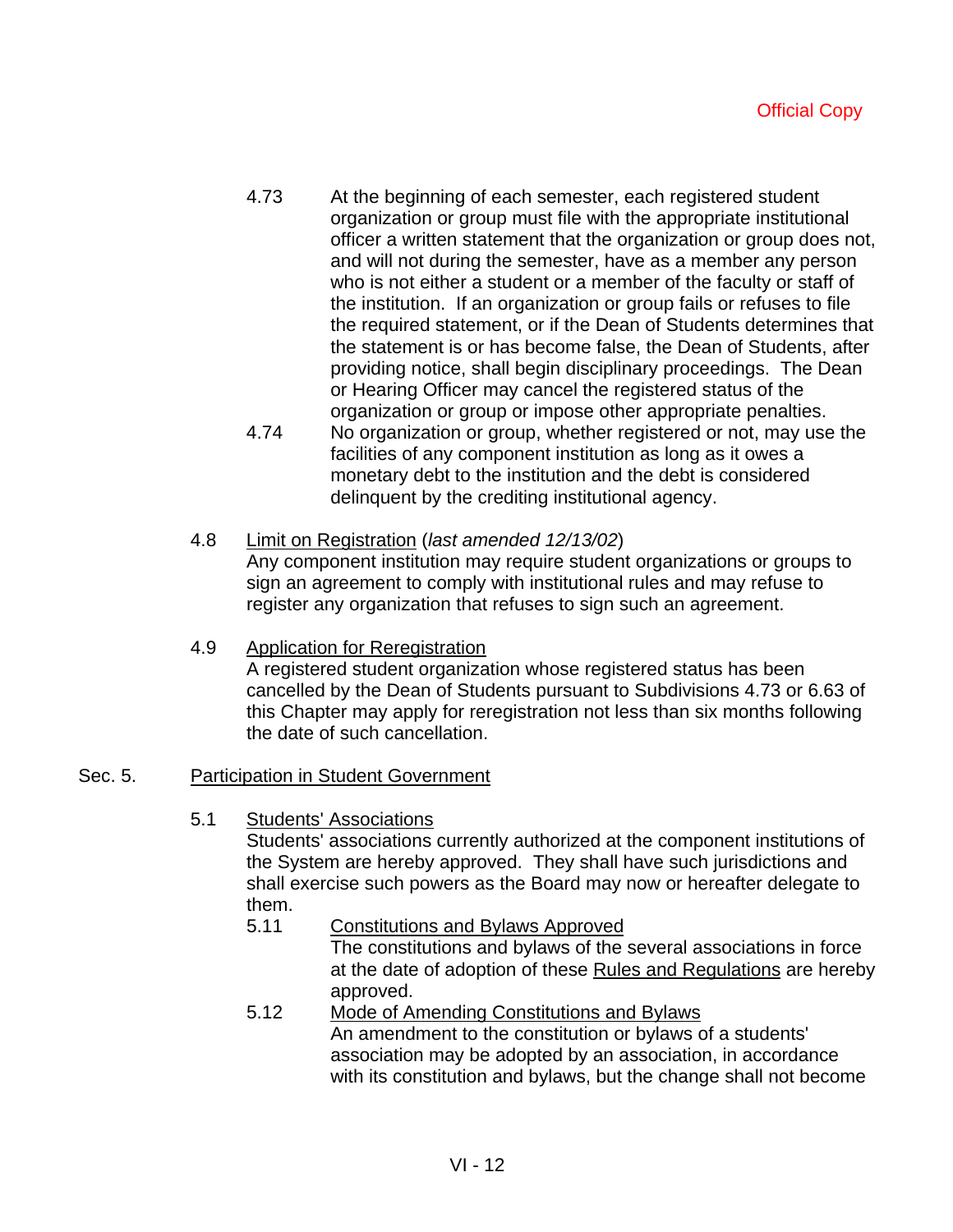4.73 At the beginning of each semester, each registered student organization or group must file with the appropriate institutional officer a written statement that the organization or group does not, and will not during the semester, have as a member any person who is not either a student or a member of the faculty or staff of the institution. If an organization or group fails or refuses to file the required statement, or if the Dean of Students determines that the statement is or has become false, the Dean of Students, after providing notice, shall begin disciplinary proceedings. The Dean or Hearing Officer may cancel the registered status of the organization or group or impose other appropriate penalties.

4.74 No organization or group, whether registered or not, may use the facilities of any component institution as long as it owes a monetary debt to the institution and the debt is considered delinquent by the crediting institutional agency.

4.8 Limit on Registration (*last amended 12/13/02*)
Any component institution may require student organizations or groups to sign an agreement to comply with institutional rules and may refuse to register any organization that refuses to sign such an agreement.

4.9 Application for Reregistration
A registered student organization whose registered status has been cancelled by the Dean of Students pursuant to Subdivisions 4.73 or 6.63 of this Chapter may apply for reregistration not less than six months following the date of such cancellation.

## Sec. 5. Participation in Student Government

5.1 Students' Associations
Students' associations currently authorized at the component institutions of the System are hereby approved. They shall have such jurisdictions and shall exercise such powers as the Board may now or hereafter delegate to them.

5.11 Constitutions and Bylaws Approved
The constitutions and bylaws of the several associations in force at the date of adoption of these Rules and Regulations are hereby approved.

5.12 Mode of Amending Constitutions and Bylaws
An amendment to the constitution or bylaws of a students' association may be adopted by an association, in accordance with its constitution and bylaws, but the change shall not become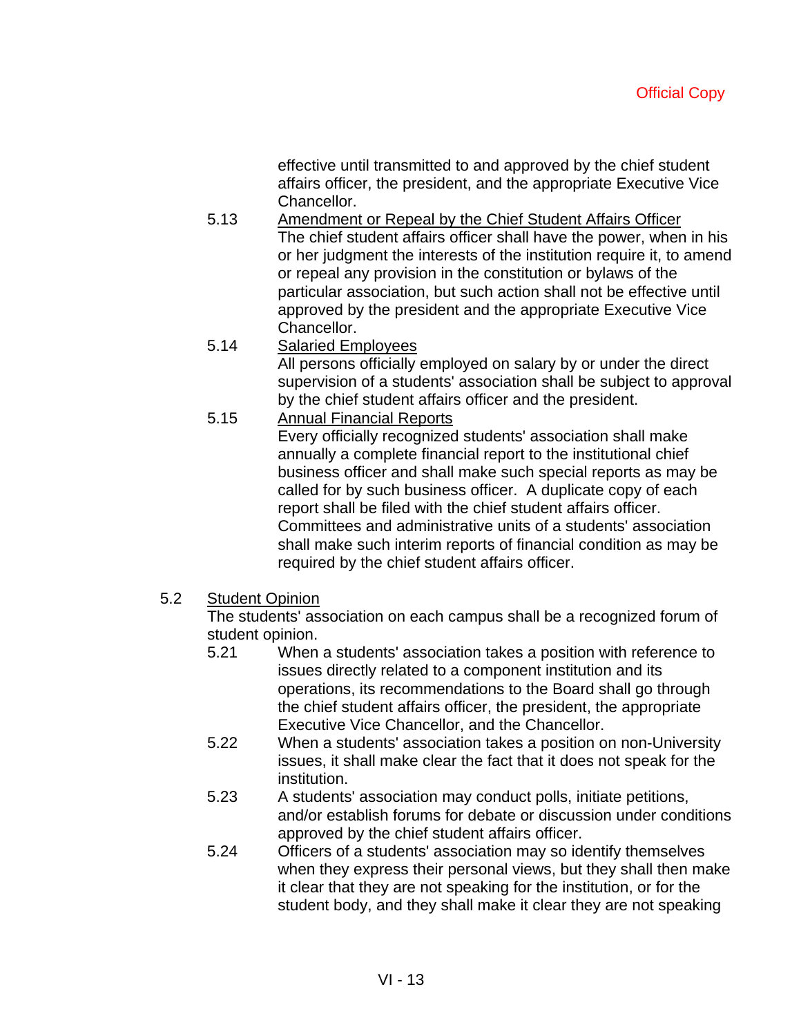effective until transmitted to and approved by the chief student affairs officer, the president, and the appropriate Executive Vice Chancellor.

5.13 Amendment or Repeal by the Chief Student Affairs Officer
The chief student affairs officer shall have the power, when in his or her judgment the interests of the institution require it, to amend or repeal any provision in the constitution or bylaws of the particular association, but such action shall not be effective until approved by the president and the appropriate Executive Vice Chancellor.

5.14 Salaried Employees
All persons officially employed on salary by or under the direct supervision of a students' association shall be subject to approval by the chief student affairs officer and the president.

5.15 Annual Financial Reports
Every officially recognized students' association shall make annually a complete financial report to the institutional chief business officer and shall make such special reports as may be called for by such business officer. A duplicate copy of each report shall be filed with the chief student affairs officer. Committees and administrative units of a students' association shall make such interim reports of financial condition as may be required by the chief student affairs officer.

5.2 Student Opinion
The students' association on each campus shall be a recognized forum of student opinion.

5.21 When a students' association takes a position with reference to issues directly related to a component institution and its operations, its recommendations to the Board shall go through the chief student affairs officer, the president, the appropriate Executive Vice Chancellor, and the Chancellor.

5.22 When a students' association takes a position on non-University issues, it shall make clear the fact that it does not speak for the institution.

5.23 A students' association may conduct polls, initiate petitions, and/or establish forums for debate or discussion under conditions approved by the chief student affairs officer.

5.24 Officers of a students' association may so identify themselves when they express their personal views, but they shall then make it clear that they are not speaking for the institution, or for the student body, and they shall make it clear they are not speaking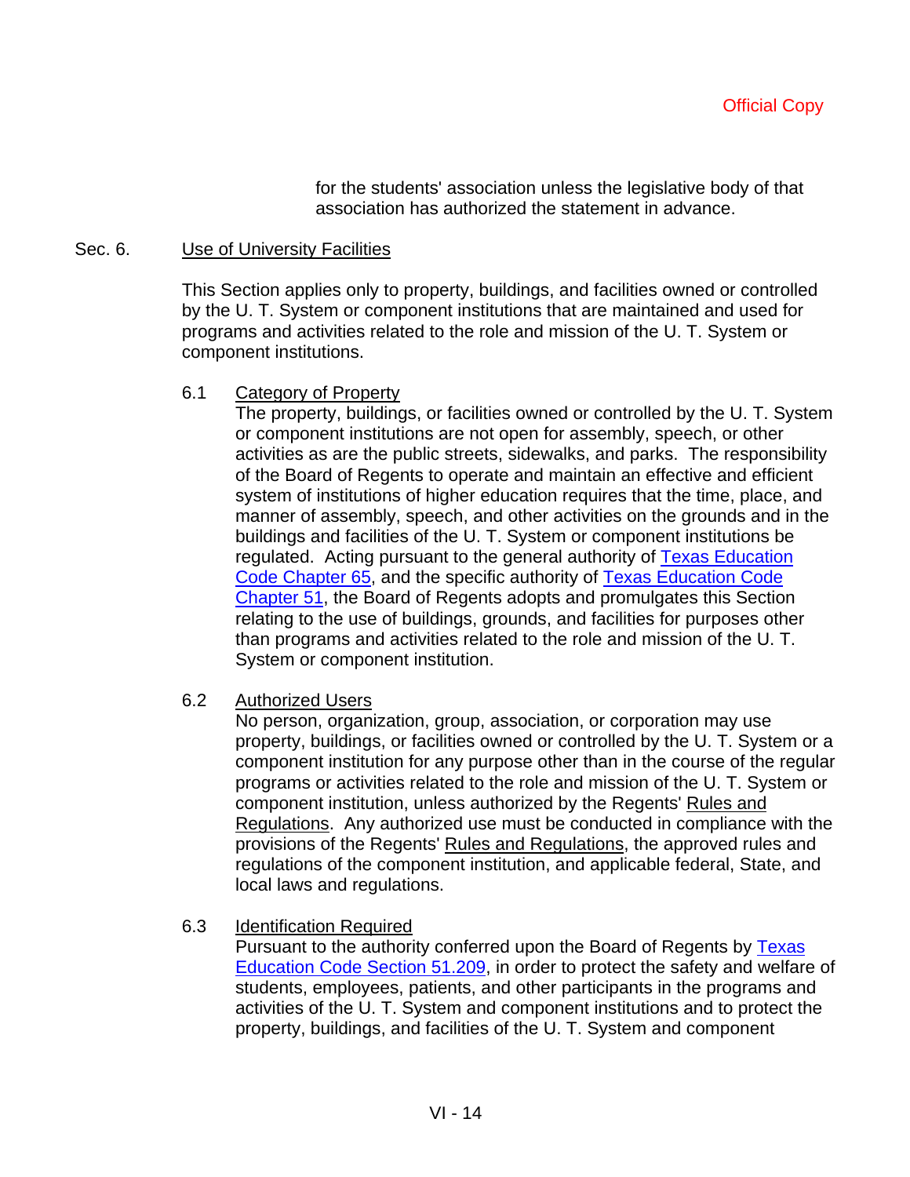for the students' association unless the legislative body of that association has authorized the statement in advance.

## Sec. 6. Use of University Facilities

This Section applies only to property, buildings, and facilities owned or controlled by the U. T. System or component institutions that are maintained and used for programs and activities related to the role and mission of the U. T. System or component institutions.

### 6.1 Category of Property

The property, buildings, or facilities owned or controlled by the U. T. System or component institutions are not open for assembly, speech, or other activities as are the public streets, sidewalks, and parks. The responsibility of the Board of Regents to operate and maintain an effective and efficient system of institutions of higher education requires that the time, place, and manner of assembly, speech, and other activities on the grounds and in the buildings and facilities of the U. T. System or component institutions be regulated. Acting pursuant to the general authority of Texas Education Code Chapter 65, and the specific authority of Texas Education Code Chapter 51, the Board of Regents adopts and promulgates this Section relating to the use of buildings, grounds, and facilities for purposes other than programs and activities related to the role and mission of the U. T. System or component institution.

### 6.2 Authorized Users

No person, organization, group, association, or corporation may use property, buildings, or facilities owned or controlled by the U. T. System or a component institution for any purpose other than in the course of the regular programs or activities related to the role and mission of the U. T. System or component institution, unless authorized by the Regents' Rules and Regulations. Any authorized use must be conducted in compliance with the provisions of the Regents' Rules and Regulations, the approved rules and regulations of the component institution, and applicable federal, State, and local laws and regulations.

### 6.3 Identification Required

Pursuant to the authority conferred upon the Board of Regents by Texas Education Code Section 51.209, in order to protect the safety and welfare of students, employees, patients, and other participants in the programs and activities of the U. T. System and component institutions and to protect the property, buildings, and facilities of the U. T. System and component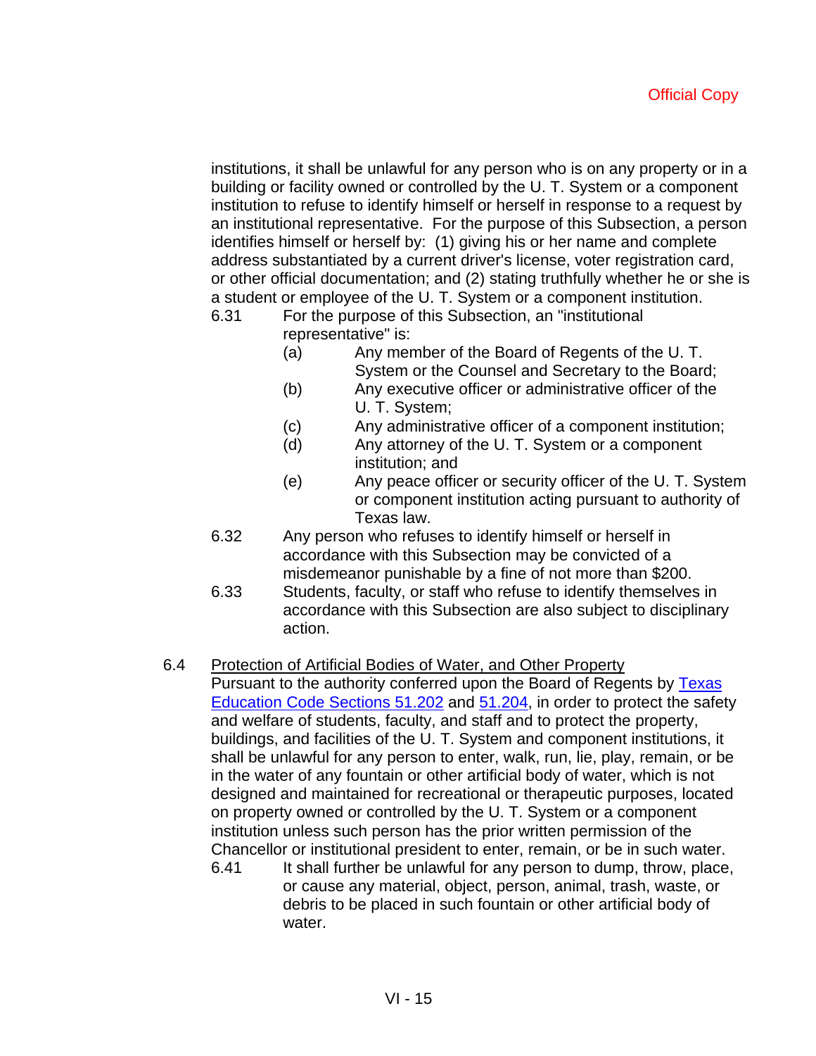institutions, it shall be unlawful for any person who is on any property or in a building or facility owned or controlled by the U. T. System or a component institution to refuse to identify himself or herself in response to a request by an institutional representative. For the purpose of this Subsection, a person identifies himself or herself by: (1) giving his or her name and complete address substantiated by a current driver's license, voter registration card, or other official documentation; and (2) stating truthfully whether he or she is a student or employee of the U. T. System or a component institution.

6.31 For the purpose of this Subsection, an "institutional representative" is:

- (a) Any member of the Board of Regents of the U. T. System or the Counsel and Secretary to the Board;
- (b) Any executive officer or administrative officer of the U. T. System;
- (c) Any administrative officer of a component institution;
- (d) Any attorney of the U. T. System or a component institution; and
- (e) Any peace officer or security officer of the U. T. System or component institution acting pursuant to authority of Texas law.

6.32 Any person who refuses to identify himself or herself in accordance with this Subsection may be convicted of a misdemeanor punishable by a fine of not more than $200.

6.33 Students, faculty, or staff who refuse to identify themselves in accordance with this Subsection are also subject to disciplinary action.

6.4 Protection of Artificial Bodies of Water, and Other Property

Pursuant to the authority conferred upon the Board of Regents by Texas Education Code Sections 51.202 and 51.204, in order to protect the safety and welfare of students, faculty, and staff and to protect the property, buildings, and facilities of the U. T. System and component institutions, it shall be unlawful for any person to enter, walk, run, lie, play, remain, or be in the water of any fountain or other artificial body of water, which is not designed and maintained for recreational or therapeutic purposes, located on property owned or controlled by the U. T. System or a component institution unless such person has the prior written permission of the Chancellor or institutional president to enter, remain, or be in such water.

6.41 It shall further be unlawful for any person to dump, throw, place, or cause any material, object, person, animal, trash, waste, or debris to be placed in such fountain or other artificial body of water.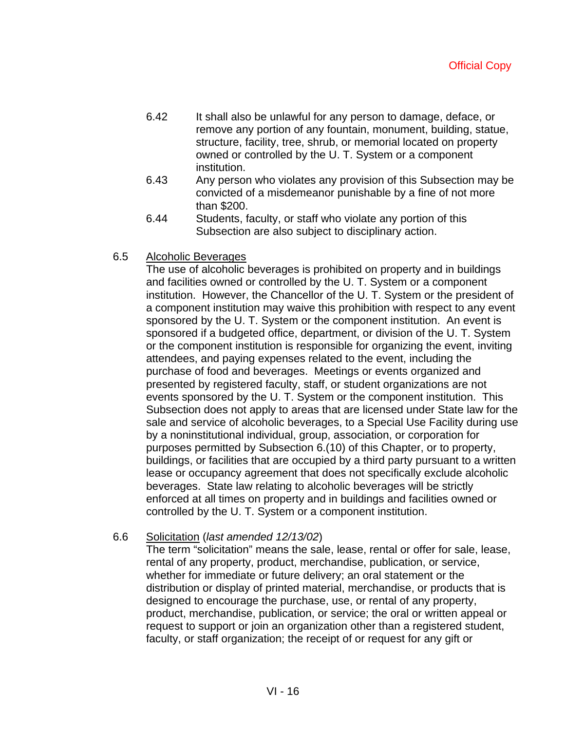6.42 It shall also be unlawful for any person to damage, deface, or remove any portion of any fountain, monument, building, statue, structure, facility, tree, shrub, or memorial located on property owned or controlled by the U. T. System or a component institution.

6.43 Any person who violates any provision of this Subsection may be convicted of a misdemeanor punishable by a fine of not more than $200.

6.44 Students, faculty, or staff who violate any portion of this Subsection are also subject to disciplinary action.

6.5 Alcoholic Beverages

The use of alcoholic beverages is prohibited on property and in buildings and facilities owned or controlled by the U. T. System or a component institution. However, the Chancellor of the U. T. System or the president of a component institution may waive this prohibition with respect to any event sponsored by the U. T. System or the component institution. An event is sponsored if a budgeted office, department, or division of the U. T. System or the component institution is responsible for organizing the event, inviting attendees, and paying expenses related to the event, including the purchase of food and beverages. Meetings or events organized and presented by registered faculty, staff, or student organizations are not events sponsored by the U. T. System or the component institution. This Subsection does not apply to areas that are licensed under State law for the sale and service of alcoholic beverages, to a Special Use Facility during use by a noninstitutional individual, group, association, or corporation for purposes permitted by Subsection 6.(10) of this Chapter, or to property, buildings, or facilities that are occupied by a third party pursuant to a written lease or occupancy agreement that does not specifically exclude alcoholic beverages. State law relating to alcoholic beverages will be strictly enforced at all times on property and in buildings and facilities owned or controlled by the U. T. System or a component institution.

6.6 Solicitation (*last amended 12/13/02*)

The term "solicitation" means the sale, lease, rental or offer for sale, lease, rental of any property, product, merchandise, publication, or service, whether for immediate or future delivery; an oral statement or the distribution or display of printed material, merchandise, or products that is designed to encourage the purchase, use, or rental of any property, product, merchandise, publication, or service; the oral or written appeal or request to support or join an organization other than a registered student, faculty, or staff organization; the receipt of or request for any gift or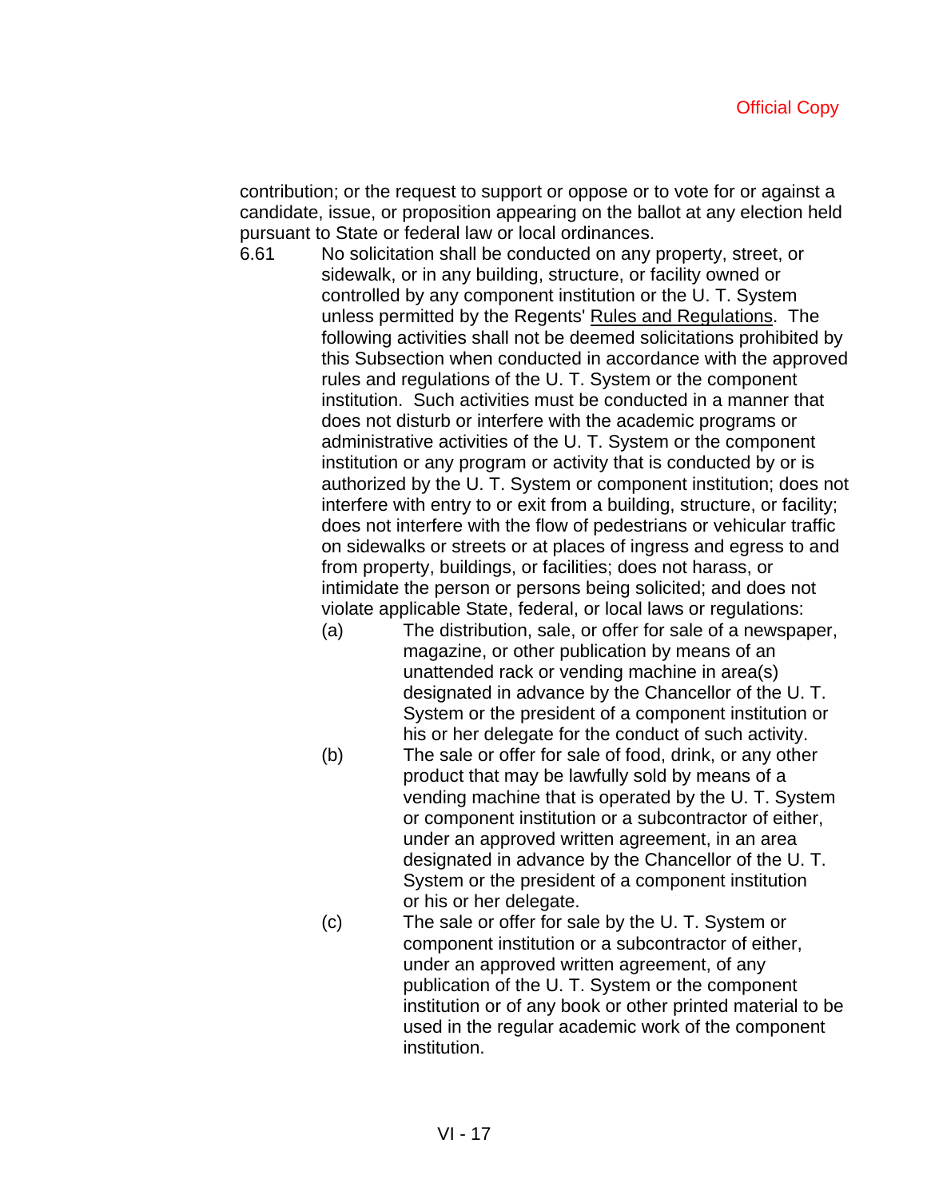contribution; or the request to support or oppose or to vote for or against a candidate, issue, or proposition appearing on the ballot at any election held pursuant to State or federal law or local ordinances.

6.61 No solicitation shall be conducted on any property, street, or sidewalk, or in any building, structure, or facility owned or controlled by any component institution or the U. T. System unless permitted by the Regents' Rules and Regulations. The following activities shall not be deemed solicitations prohibited by this Subsection when conducted in accordance with the approved rules and regulations of the U. T. System or the component institution. Such activities must be conducted in a manner that does not disturb or interfere with the academic programs or administrative activities of the U. T. System or the component institution or any program or activity that is conducted by or is authorized by the U. T. System or component institution; does not interfere with entry to or exit from a building, structure, or facility; does not interfere with the flow of pedestrians or vehicular traffic on sidewalks or streets or at places of ingress and egress to and from property, buildings, or facilities; does not harass, or intimidate the person or persons being solicited; and does not violate applicable State, federal, or local laws or regulations:

(a) The distribution, sale, or offer for sale of a newspaper, magazine, or other publication by means of an unattended rack or vending machine in area(s) designated in advance by the Chancellor of the U. T. System or the president of a component institution or his or her delegate for the conduct of such activity.

(b) The sale or offer for sale of food, drink, or any other product that may be lawfully sold by means of a vending machine that is operated by the U. T. System or component institution or a subcontractor of either, under an approved written agreement, in an area designated in advance by the Chancellor of the U. T. System or the president of a component institution or his or her delegate.

(c) The sale or offer for sale by the U. T. System or component institution or a subcontractor of either, under an approved written agreement, of any publication of the U. T. System or the component institution or of any book or other printed material to be used in the regular academic work of the component institution.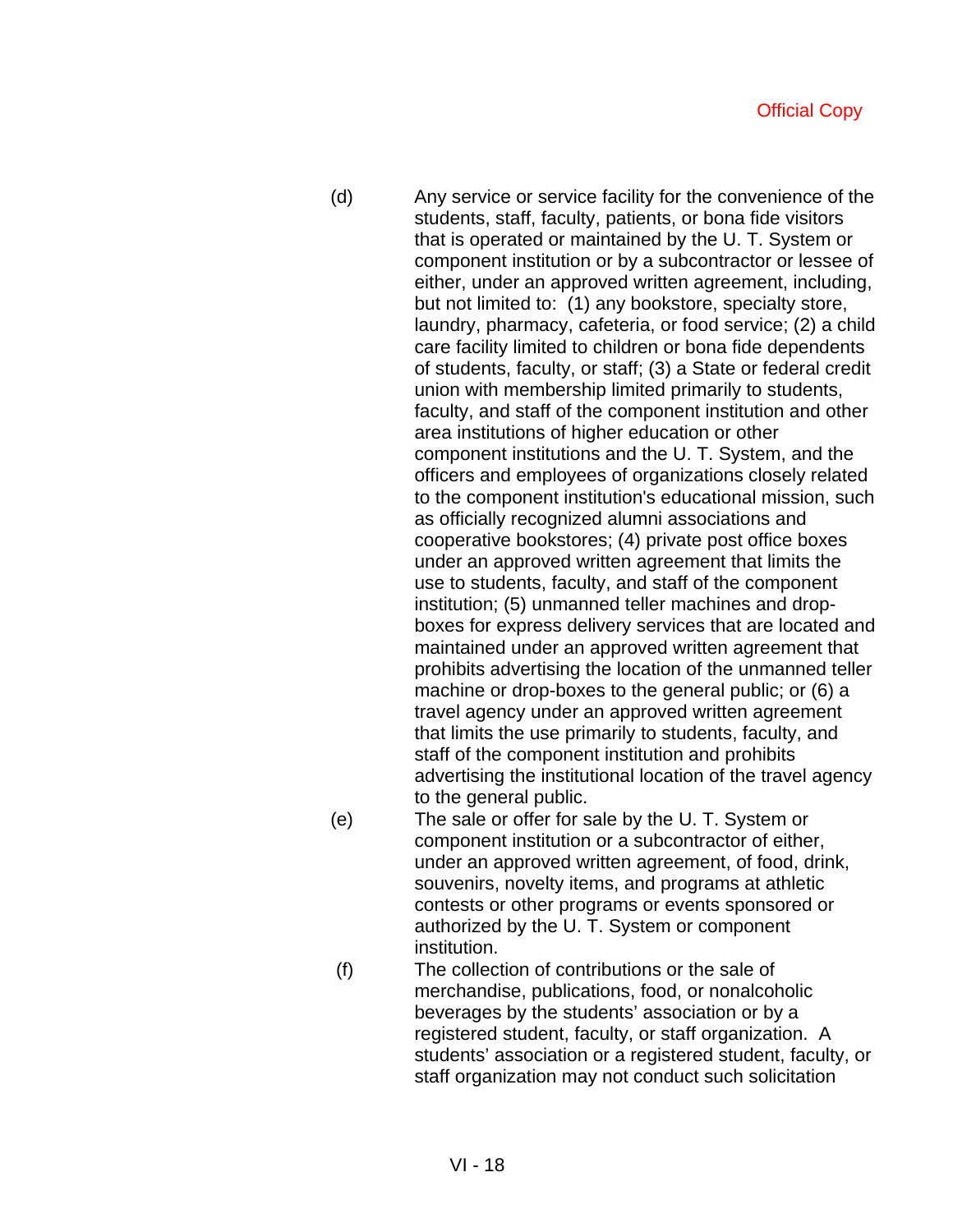(d) Any service or service facility for the convenience of the students, staff, faculty, patients, or bona fide visitors that is operated or maintained by the U. T. System or component institution or by a subcontractor or lessee of either, under an approved written agreement, including, but not limited to: (1) any bookstore, specialty store, laundry, pharmacy, cafeteria, or food service; (2) a child care facility limited to children or bona fide dependents of students, faculty, or staff; (3) a State or federal credit union with membership limited primarily to students, faculty, and staff of the component institution and other area institutions of higher education or other component institutions and the U. T. System, and the officers and employees of organizations closely related to the component institution's educational mission, such as officially recognized alumni associations and cooperative bookstores; (4) private post office boxes under an approved written agreement that limits the use to students, faculty, and staff of the component institution; (5) unmanned teller machines and drop-boxes for express delivery services that are located and maintained under an approved written agreement that prohibits advertising the location of the unmanned teller machine or drop-boxes to the general public; or (6) a travel agency under an approved written agreement that limits the use primarily to students, faculty, and staff of the component institution and prohibits advertising the institutional location of the travel agency to the general public.

(e) The sale or offer for sale by the U. T. System or component institution or a subcontractor of either, under an approved written agreement, of food, drink, souvenirs, novelty items, and programs at athletic contests or other programs or events sponsored or authorized by the U. T. System or component institution.

(f) The collection of contributions or the sale of merchandise, publications, food, or nonalcoholic beverages by the students' association or by a registered student, faculty, or staff organization. A students' association or a registered student, faculty, or staff organization may not conduct such solicitation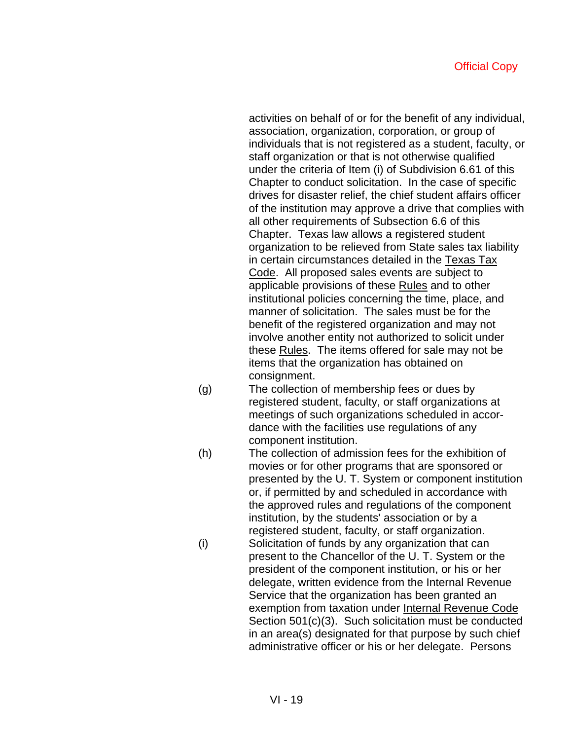activities on behalf of or for the benefit of any individual, association, organization, corporation, or group of individuals that is not registered as a student, faculty, or staff organization or that is not otherwise qualified under the criteria of Item (i) of Subdivision 6.61 of this Chapter to conduct solicitation. In the case of specific drives for disaster relief, the chief student affairs officer of the institution may approve a drive that complies with all other requirements of Subsection 6.6 of this Chapter. Texas law allows a registered student organization to be relieved from State sales tax liability in certain circumstances detailed in the Texas Tax Code. All proposed sales events are subject to applicable provisions of these Rules and to other institutional policies concerning the time, place, and manner of solicitation. The sales must be for the benefit of the registered organization and may not involve another entity not authorized to solicit under these Rules. The items offered for sale may not be items that the organization has obtained on consignment.

(g) The collection of membership fees or dues by registered student, faculty, or staff organizations at meetings of such organizations scheduled in accordance with the facilities use regulations of any component institution.

(h) The collection of admission fees for the exhibition of movies or for other programs that are sponsored or presented by the U. T. System or component institution or, if permitted by and scheduled in accordance with the approved rules and regulations of the component institution, by the students' association or by a registered student, faculty, or staff organization.

(i) Solicitation of funds by any organization that can present to the Chancellor of the U. T. System or the president of the component institution, or his or her delegate, written evidence from the Internal Revenue Service that the organization has been granted an exemption from taxation under Internal Revenue Code Section 501(c)(3). Such solicitation must be conducted in an area(s) designated for that purpose by such chief administrative officer or his or her delegate. Persons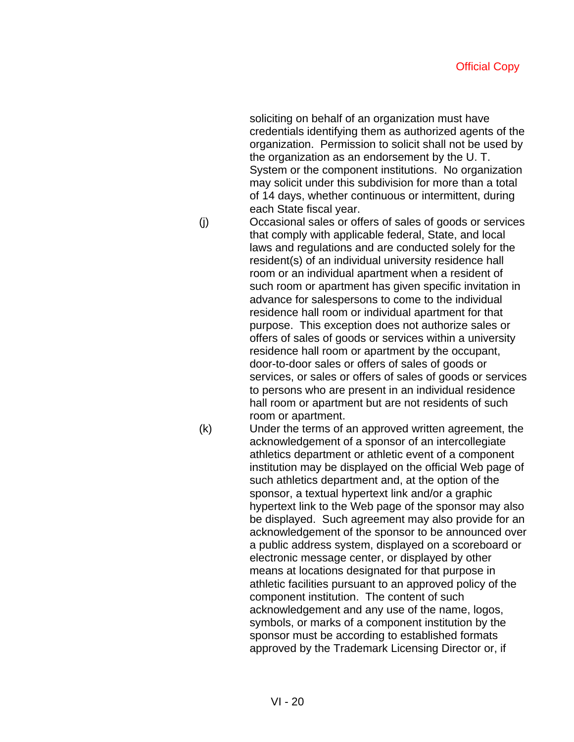soliciting on behalf of an organization must have credentials identifying them as authorized agents of the organization. Permission to solicit shall not be used by the organization as an endorsement by the U. T. System or the component institutions. No organization may solicit under this subdivision for more than a total of 14 days, whether continuous or intermittent, during each State fiscal year.

(j) Occasional sales or offers of sales of goods or services that comply with applicable federal, State, and local laws and regulations and are conducted solely for the resident(s) of an individual university residence hall room or an individual apartment when a resident of such room or apartment has given specific invitation in advance for salespersons to come to the individual residence hall room or individual apartment for that purpose. This exception does not authorize sales or offers of sales of goods or services within a university residence hall room or apartment by the occupant, door-to-door sales or offers of sales of goods or services, or sales or offers of sales of goods or services to persons who are present in an individual residence hall room or apartment but are not residents of such room or apartment.

(k) Under the terms of an approved written agreement, the acknowledgement of a sponsor of an intercollegiate athletics department or athletic event of a component institution may be displayed on the official Web page of such athletics department and, at the option of the sponsor, a textual hypertext link and/or a graphic hypertext link to the Web page of the sponsor may also be displayed. Such agreement may also provide for an acknowledgement of the sponsor to be announced over a public address system, displayed on a scoreboard or electronic message center, or displayed by other means at locations designated for that purpose in athletic facilities pursuant to an approved policy of the component institution. The content of such acknowledgement and any use of the name, logos, symbols, or marks of a component institution by the sponsor must be according to established formats approved by the Trademark Licensing Director or, if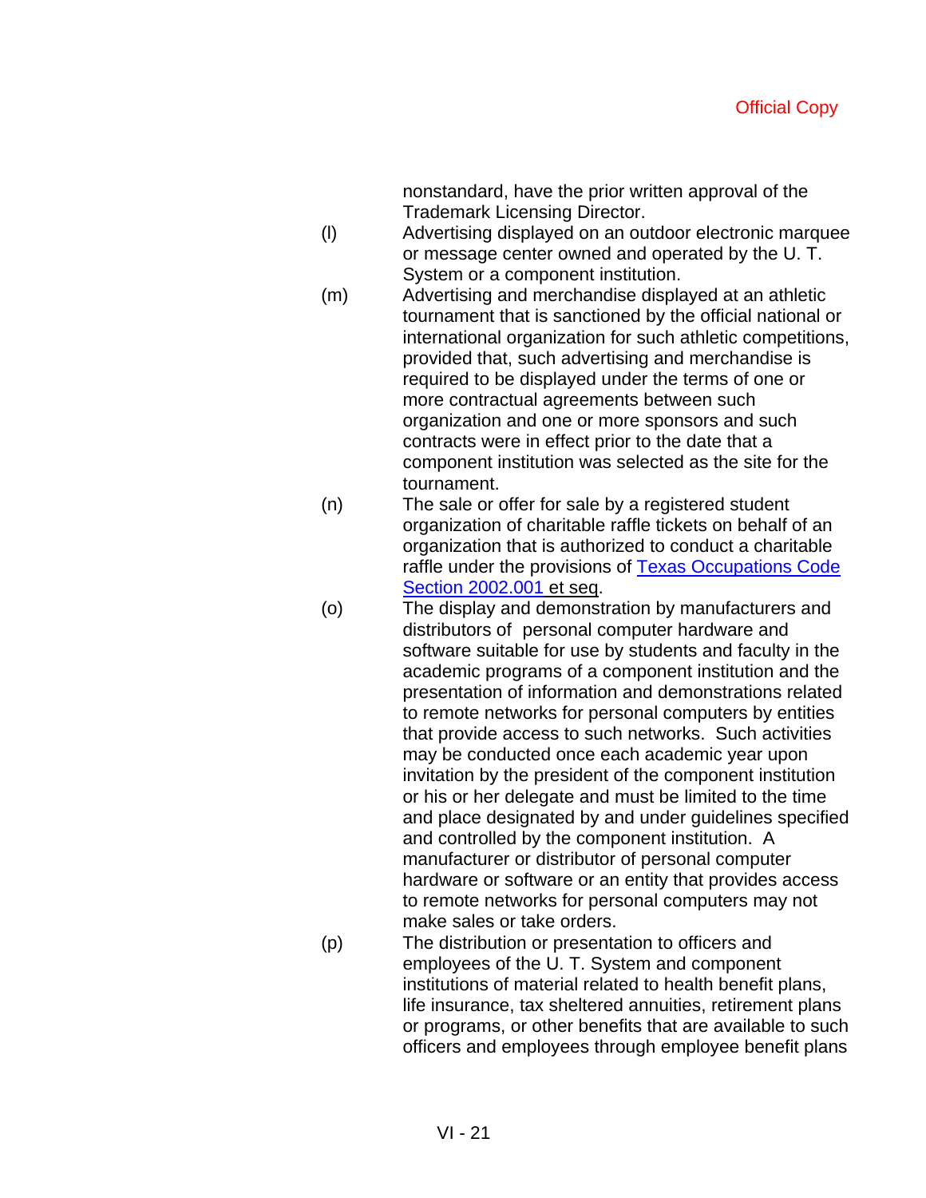nonstandard, have the prior written approval of the Trademark Licensing Director.

(l) Advertising displayed on an outdoor electronic marquee or message center owned and operated by the U. T. System or a component institution.

(m) Advertising and merchandise displayed at an athletic tournament that is sanctioned by the official national or international organization for such athletic competitions, provided that, such advertising and merchandise is required to be displayed under the terms of one or more contractual agreements between such organization and one or more sponsors and such contracts were in effect prior to the date that a component institution was selected as the site for the tournament.

(n) The sale or offer for sale by a registered student organization of charitable raffle tickets on behalf of an organization that is authorized to conduct a charitable raffle under the provisions of [Texas Occupations Code Section 2002.001](#) et seq.

(o) The display and demonstration by manufacturers and distributors of personal computer hardware and software suitable for use by students and faculty in the academic programs of a component institution and the presentation of information and demonstrations related to remote networks for personal computers by entities that provide access to such networks. Such activities may be conducted once each academic year upon invitation by the president of the component institution or his or her delegate and must be limited to the time and place designated by and under guidelines specified and controlled by the component institution. A manufacturer or distributor of personal computer hardware or software or an entity that provides access to remote networks for personal computers may not make sales or take orders.

(p) The distribution or presentation to officers and employees of the U. T. System and component institutions of material related to health benefit plans, life insurance, tax sheltered annuities, retirement plans or programs, or other benefits that are available to such officers and employees through employee benefit plans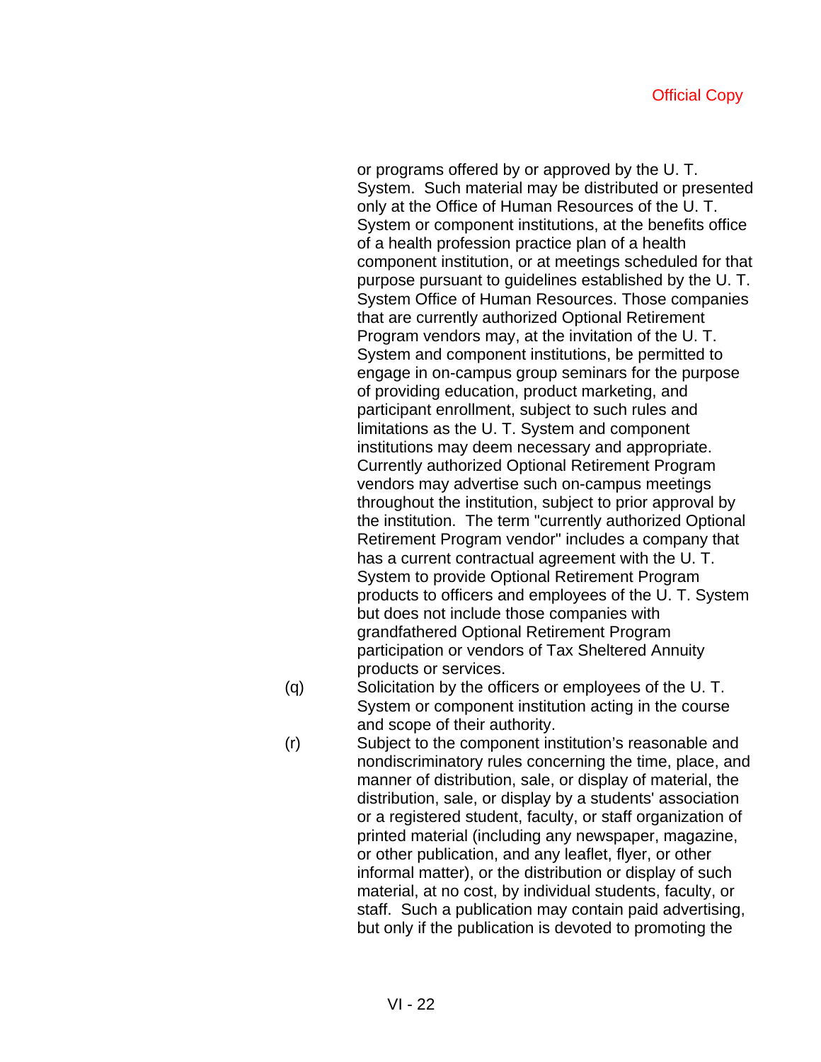or programs offered by or approved by the U. T. System. Such material may be distributed or presented only at the Office of Human Resources of the U. T. System or component institutions, at the benefits office of a health profession practice plan of a health component institution, or at meetings scheduled for that purpose pursuant to guidelines established by the U. T. System Office of Human Resources. Those companies that are currently authorized Optional Retirement Program vendors may, at the invitation of the U. T. System and component institutions, be permitted to engage in on-campus group seminars for the purpose of providing education, product marketing, and participant enrollment, subject to such rules and limitations as the U. T. System and component institutions may deem necessary and appropriate. Currently authorized Optional Retirement Program vendors may advertise such on-campus meetings throughout the institution, subject to prior approval by the institution. The term "currently authorized Optional Retirement Program vendor" includes a company that has a current contractual agreement with the U. T. System to provide Optional Retirement Program products to officers and employees of the U. T. System but does not include those companies with grandfathered Optional Retirement Program participation or vendors of Tax Sheltered Annuity products or services.

(q) Solicitation by the officers or employees of the U. T. System or component institution acting in the course and scope of their authority.

(r) Subject to the component institution's reasonable and nondiscriminatory rules concerning the time, place, and manner of distribution, sale, or display of material, the distribution, sale, or display by a students' association or a registered student, faculty, or staff organization of printed material (including any newspaper, magazine, or other publication, and any leaflet, flyer, or other informal matter), or the distribution or display of such material, at no cost, by individual students, faculty, or staff. Such a publication may contain paid advertising, but only if the publication is devoted to promoting the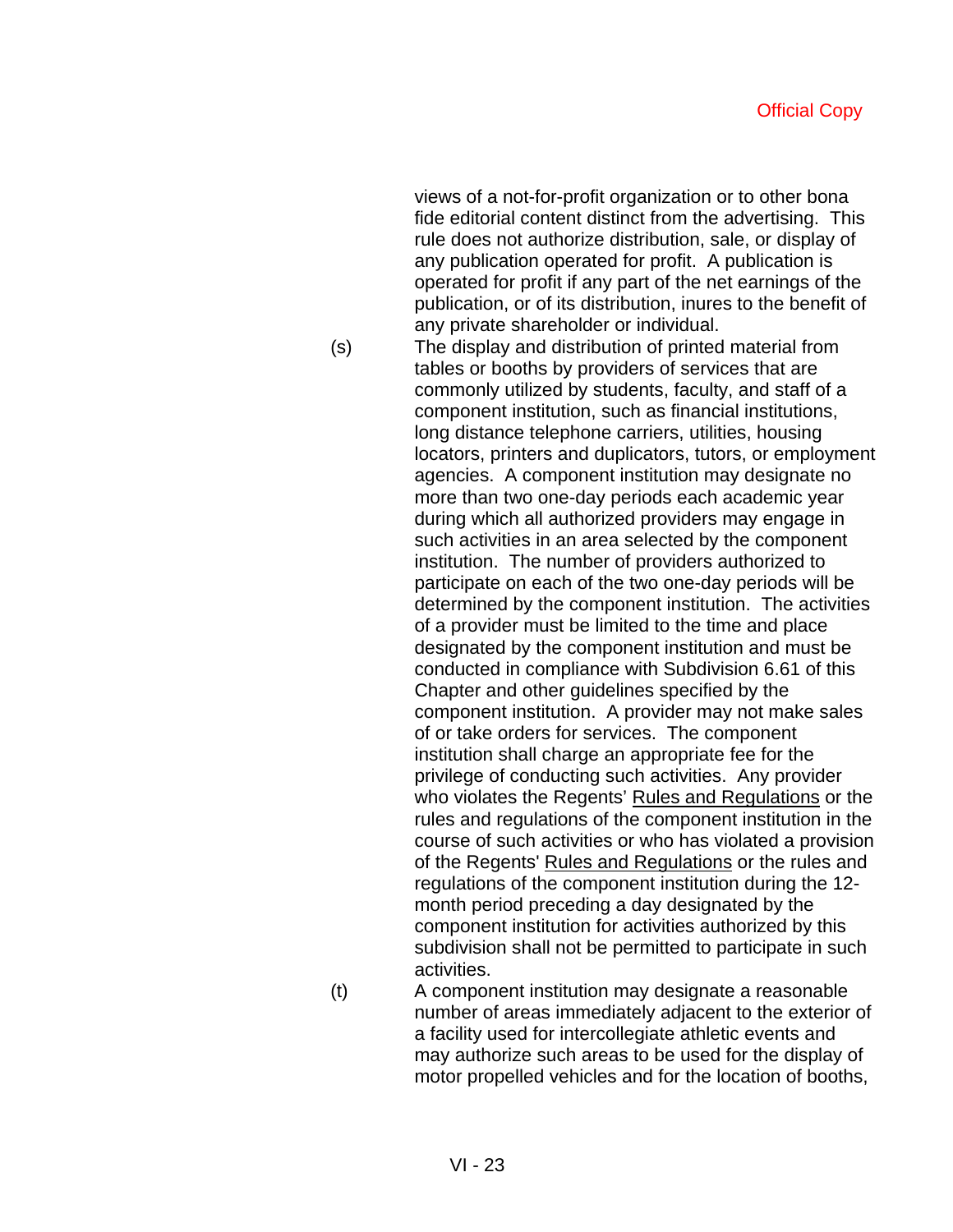views of a not-for-profit organization or to other bona fide editorial content distinct from the advertising. This rule does not authorize distribution, sale, or display of any publication operated for profit. A publication is operated for profit if any part of the net earnings of the publication, or of its distribution, inures to the benefit of any private shareholder or individual.

(s) The display and distribution of printed material from tables or booths by providers of services that are commonly utilized by students, faculty, and staff of a component institution, such as financial institutions, long distance telephone carriers, utilities, housing locators, printers and duplicators, tutors, or employment agencies. A component institution may designate no more than two one-day periods each academic year during which all authorized providers may engage in such activities in an area selected by the component institution. The number of providers authorized to participate on each of the two one-day periods will be determined by the component institution. The activities of a provider must be limited to the time and place designated by the component institution and must be conducted in compliance with Subdivision 6.61 of this Chapter and other guidelines specified by the component institution. A provider may not make sales of or take orders for services. The component institution shall charge an appropriate fee for the privilege of conducting such activities. Any provider who violates the Regents' <u>Rules and Regulations</u> or the rules and regulations of the component institution in the course of such activities or who has violated a provision of the Regents' <u>Rules and Regulations</u> or the rules and regulations of the component institution during the 12-month period preceding a day designated by the component institution for activities authorized by this subdivision shall not be permitted to participate in such activities.

(t) A component institution may designate a reasonable number of areas immediately adjacent to the exterior of a facility used for intercollegiate athletic events and may authorize such areas to be used for the display of motor propelled vehicles and for the location of booths,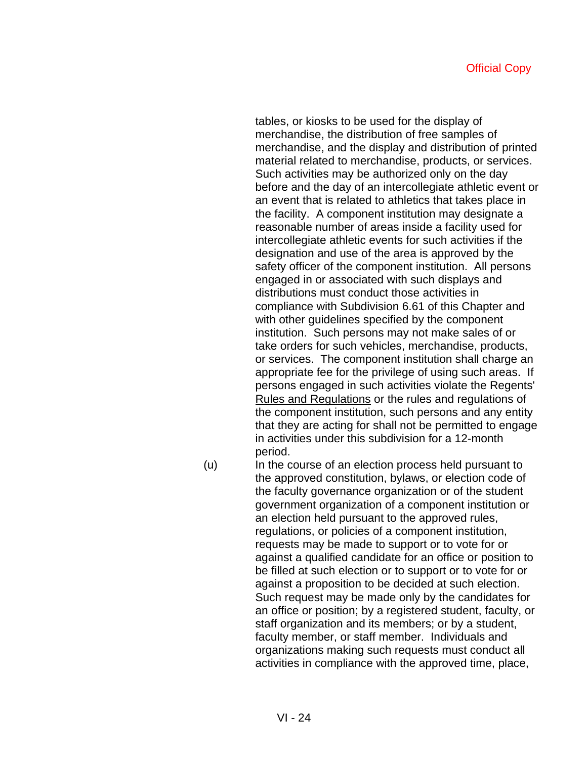tables, or kiosks to be used for the display of merchandise, the distribution of free samples of merchandise, and the display and distribution of printed material related to merchandise, products, or services. Such activities may be authorized only on the day before and the day of an intercollegiate athletic event or an event that is related to athletics that takes place in the facility. A component institution may designate a reasonable number of areas inside a facility used for intercollegiate athletic events for such activities if the designation and use of the area is approved by the safety officer of the component institution. All persons engaged in or associated with such displays and distributions must conduct those activities in compliance with Subdivision 6.61 of this Chapter and with other guidelines specified by the component institution. Such persons may not make sales of or take orders for such vehicles, merchandise, products, or services. The component institution shall charge an appropriate fee for the privilege of using such areas. If persons engaged in such activities violate the Regents' Rules and Regulations or the rules and regulations of the component institution, such persons and any entity that they are acting for shall not be permitted to engage in activities under this subdivision for a 12-month period.

(u) In the course of an election process held pursuant to the approved constitution, bylaws, or election code of the faculty governance organization or of the student government organization of a component institution or an election held pursuant to the approved rules, regulations, or policies of a component institution, requests may be made to support or to vote for or against a qualified candidate for an office or position to be filled at such election or to support or to vote for or against a proposition to be decided at such election. Such request may be made only by the candidates for an office or position; by a registered student, faculty, or staff organization and its members; or by a student, faculty member, or staff member. Individuals and organizations making such requests must conduct all activities in compliance with the approved time, place,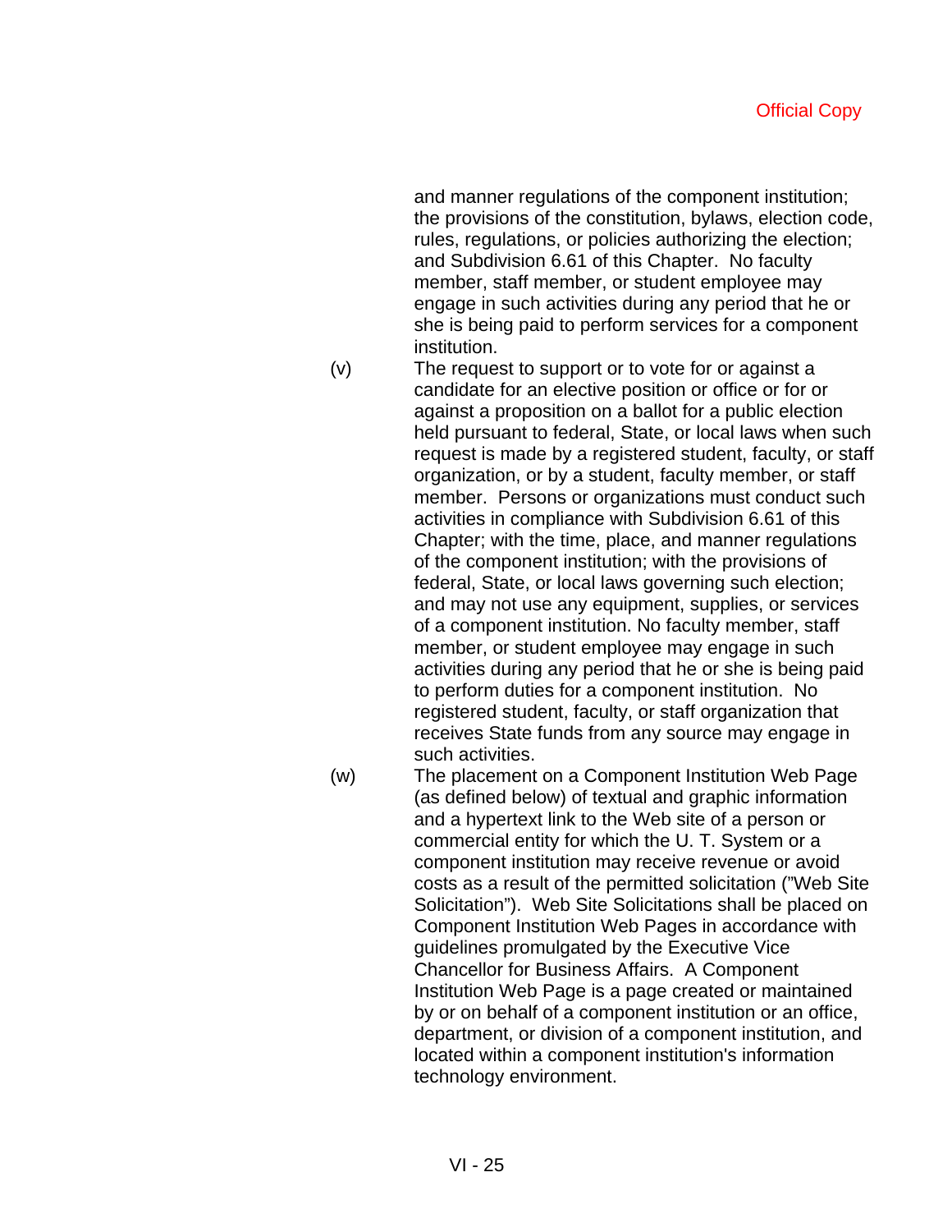and manner regulations of the component institution; the provisions of the constitution, bylaws, election code, rules, regulations, or policies authorizing the election; and Subdivision 6.61 of this Chapter. No faculty member, staff member, or student employee may engage in such activities during any period that he or she is being paid to perform services for a component institution.

(v) The request to support or to vote for or against a candidate for an elective position or office or for or against a proposition on a ballot for a public election held pursuant to federal, State, or local laws when such request is made by a registered student, faculty, or staff organization, or by a student, faculty member, or staff member. Persons or organizations must conduct such activities in compliance with Subdivision 6.61 of this Chapter; with the time, place, and manner regulations of the component institution; with the provisions of federal, State, or local laws governing such election; and may not use any equipment, supplies, or services of a component institution. No faculty member, staff member, or student employee may engage in such activities during any period that he or she is being paid to perform duties for a component institution. No registered student, faculty, or staff organization that receives State funds from any source may engage in such activities.

(w) The placement on a Component Institution Web Page (as defined below) of textual and graphic information and a hypertext link to the Web site of a person or commercial entity for which the U. T. System or a component institution may receive revenue or avoid costs as a result of the permitted solicitation ("Web Site Solicitation"). Web Site Solicitations shall be placed on Component Institution Web Pages in accordance with guidelines promulgated by the Executive Vice Chancellor for Business Affairs. A Component Institution Web Page is a page created or maintained by or on behalf of a component institution or an office, department, or division of a component institution, and located within a component institution's information technology environment.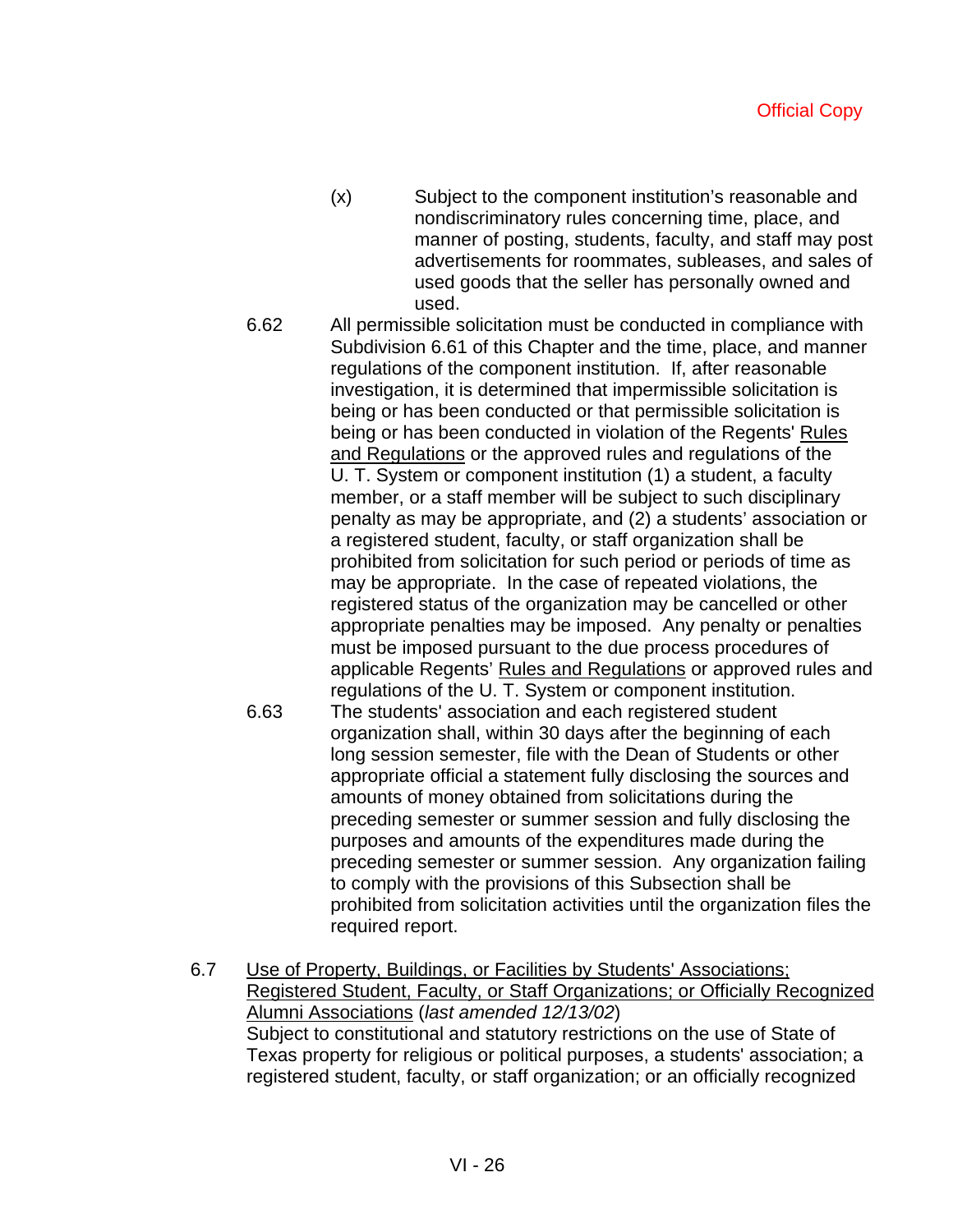(x) Subject to the component institution's reasonable and nondiscriminatory rules concerning time, place, and manner of posting, students, faculty, and staff may post advertisements for roommates, subleases, and sales of used goods that the seller has personally owned and used.

6.62 All permissible solicitation must be conducted in compliance with Subdivision 6.61 of this Chapter and the time, place, and manner regulations of the component institution. If, after reasonable investigation, it is determined that impermissible solicitation is being or has been conducted or that permissible solicitation is being or has been conducted in violation of the Regents' Rules and Regulations or the approved rules and regulations of the U. T. System or component institution (1) a student, a faculty member, or a staff member will be subject to such disciplinary penalty as may be appropriate, and (2) a students' association or a registered student, faculty, or staff organization shall be prohibited from solicitation for such period or periods of time as may be appropriate. In the case of repeated violations, the registered status of the organization may be cancelled or other appropriate penalties may be imposed. Any penalty or penalties must be imposed pursuant to the due process procedures of applicable Regents' Rules and Regulations or approved rules and regulations of the U. T. System or component institution.

6.63 The students' association and each registered student organization shall, within 30 days after the beginning of each long session semester, file with the Dean of Students or other appropriate official a statement fully disclosing the sources and amounts of money obtained from solicitations during the preceding semester or summer session and fully disclosing the purposes and amounts of the expenditures made during the preceding semester or summer session. Any organization failing to comply with the provisions of this Subsection shall be prohibited from solicitation activities until the organization files the required report.

6.7 Use of Property, Buildings, or Facilities by Students' Associations; Registered Student, Faculty, or Staff Organizations; or Officially Recognized Alumni Associations (*last amended 12/13/02*)
Subject to constitutional and statutory restrictions on the use of State of Texas property for religious or political purposes, a students' association; a registered student, faculty, or staff organization; or an officially recognized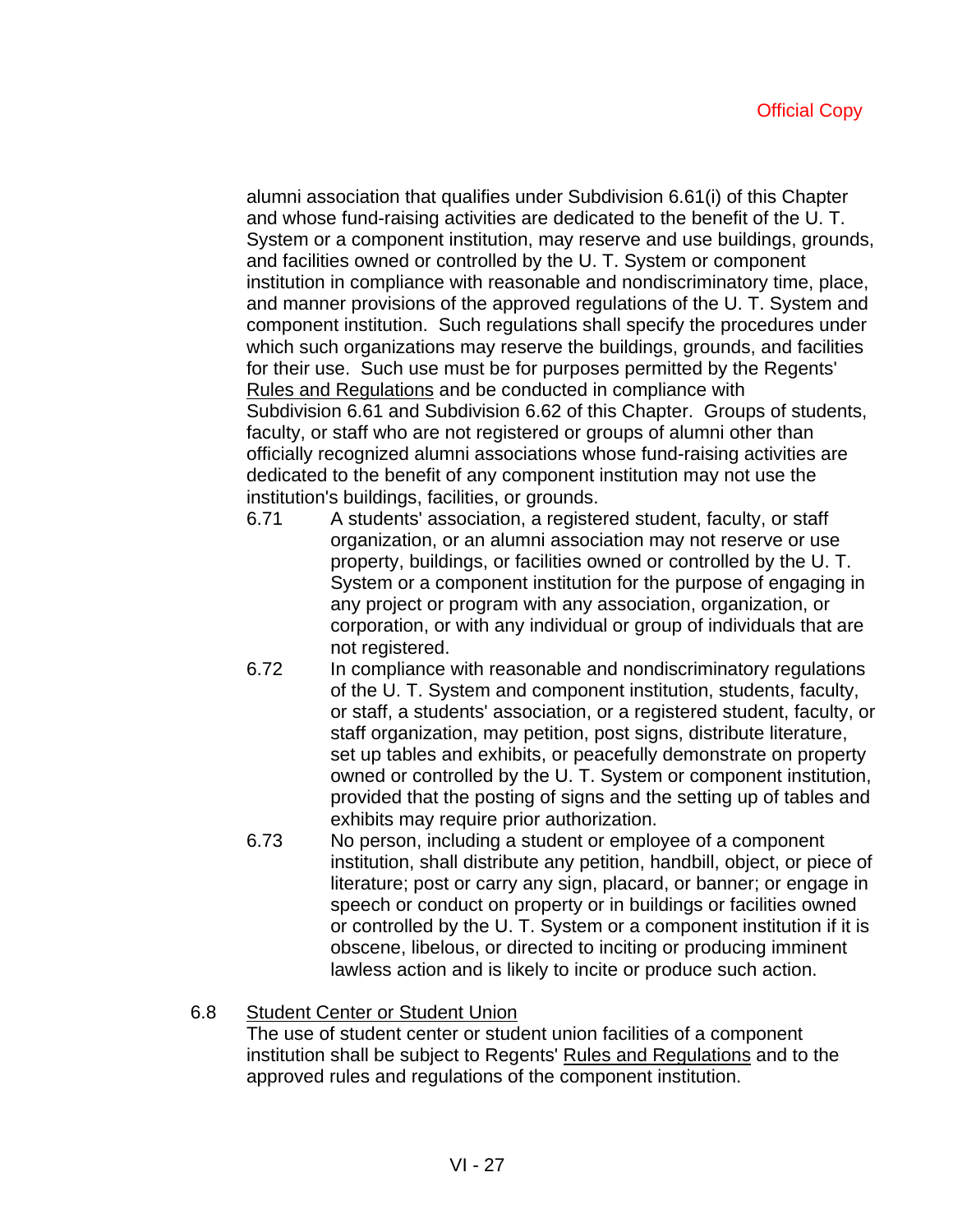alumni association that qualifies under Subdivision 6.61(i) of this Chapter and whose fund-raising activities are dedicated to the benefit of the U. T. System or a component institution, may reserve and use buildings, grounds, and facilities owned or controlled by the U. T. System or component institution in compliance with reasonable and nondiscriminatory time, place, and manner provisions of the approved regulations of the U. T. System and component institution. Such regulations shall specify the procedures under which such organizations may reserve the buildings, grounds, and facilities for their use. Such use must be for purposes permitted by the Regents' Rules and Regulations and be conducted in compliance with Subdivision 6.61 and Subdivision 6.62 of this Chapter. Groups of students, faculty, or staff who are not registered or groups of alumni other than officially recognized alumni associations whose fund-raising activities are dedicated to the benefit of any component institution may not use the institution's buildings, facilities, or grounds.

6.71 A students' association, a registered student, faculty, or staff organization, or an alumni association may not reserve or use property, buildings, or facilities owned or controlled by the U. T. System or a component institution for the purpose of engaging in any project or program with any association, organization, or corporation, or with any individual or group of individuals that are not registered.

6.72 In compliance with reasonable and nondiscriminatory regulations of the U. T. System and component institution, students, faculty, or staff, a students' association, or a registered student, faculty, or staff organization, may petition, post signs, distribute literature, set up tables and exhibits, or peacefully demonstrate on property owned or controlled by the U. T. System or component institution, provided that the posting of signs and the setting up of tables and exhibits may require prior authorization.

6.73 No person, including a student or employee of a component institution, shall distribute any petition, handbill, object, or piece of literature; post or carry any sign, placard, or banner; or engage in speech or conduct on property or in buildings or facilities owned or controlled by the U. T. System or a component institution if it is obscene, libelous, or directed to inciting or producing imminent lawless action and is likely to incite or produce such action.

6.8 Student Center or Student Union

The use of student center or student union facilities of a component institution shall be subject to Regents' Rules and Regulations and to the approved rules and regulations of the component institution.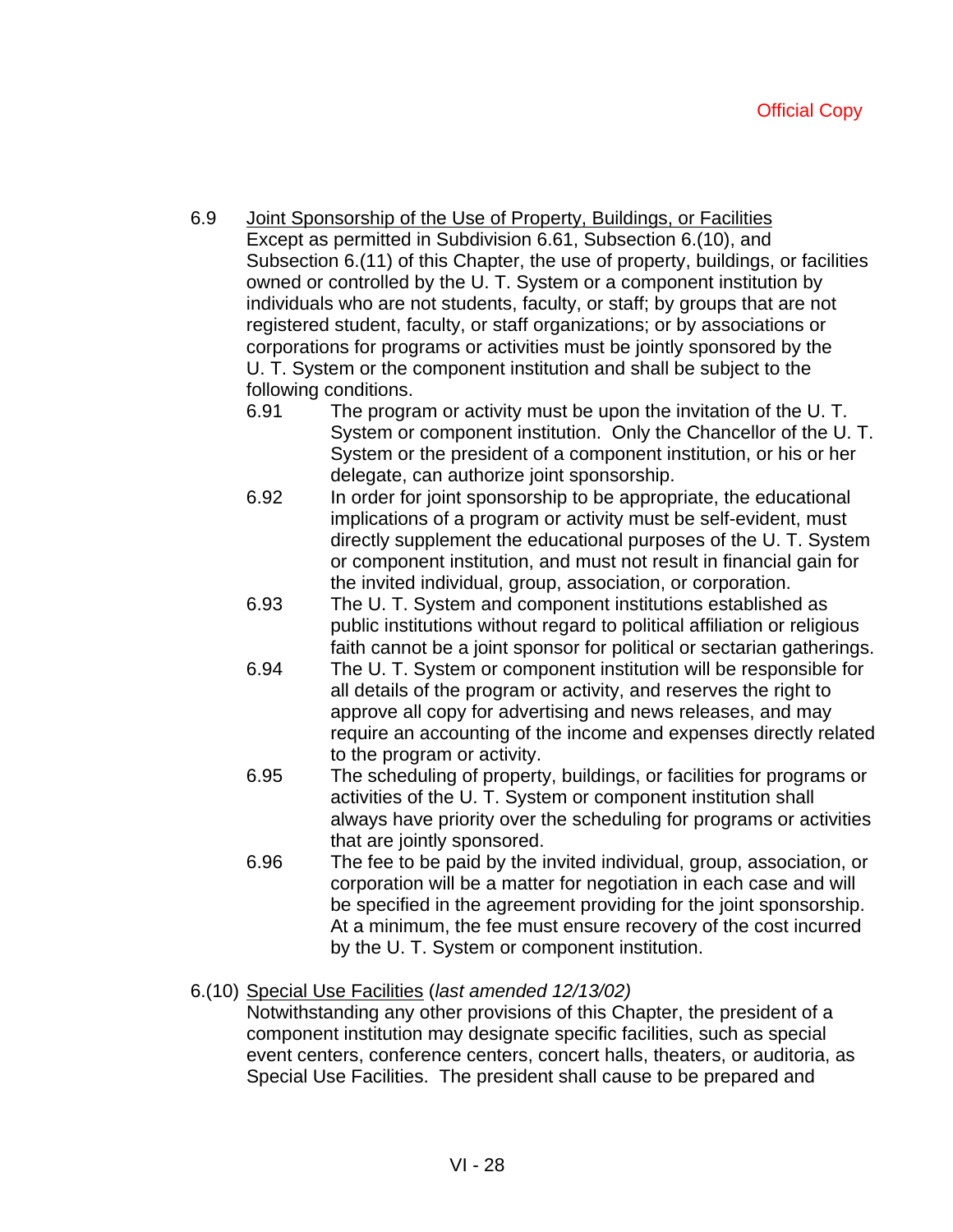6.9 Joint Sponsorship of the Use of Property, Buildings, or Facilities

Except as permitted in Subdivision 6.61, Subsection 6.(10), and Subsection 6.(11) of this Chapter, the use of property, buildings, or facilities owned or controlled by the U. T. System or a component institution by individuals who are not students, faculty, or staff; by groups that are not registered student, faculty, or staff organizations; or by associations or corporations for programs or activities must be jointly sponsored by the U. T. System or the component institution and shall be subject to the following conditions.

6.91 The program or activity must be upon the invitation of the U. T. System or component institution. Only the Chancellor of the U. T. System or the president of a component institution, or his or her delegate, can authorize joint sponsorship.

6.92 In order for joint sponsorship to be appropriate, the educational implications of a program or activity must be self-evident, must directly supplement the educational purposes of the U. T. System or component institution, and must not result in financial gain for the invited individual, group, association, or corporation.

6.93 The U. T. System and component institutions established as public institutions without regard to political affiliation or religious faith cannot be a joint sponsor for political or sectarian gatherings.

6.94 The U. T. System or component institution will be responsible for all details of the program or activity, and reserves the right to approve all copy for advertising and news releases, and may require an accounting of the income and expenses directly related to the program or activity.

6.95 The scheduling of property, buildings, or facilities for programs or activities of the U. T. System or component institution shall always have priority over the scheduling for programs or activities that are jointly sponsored.

6.96 The fee to be paid by the invited individual, group, association, or corporation will be a matter for negotiation in each case and will be specified in the agreement providing for the joint sponsorship. At a minimum, the fee must ensure recovery of the cost incurred by the U. T. System or component institution.

6.(10) Special Use Facilities (*last amended 12/13/02*)

Notwithstanding any other provisions of this Chapter, the president of a component institution may designate specific facilities, such as special event centers, conference centers, concert halls, theaters, or auditoria, as Special Use Facilities. The president shall cause to be prepared and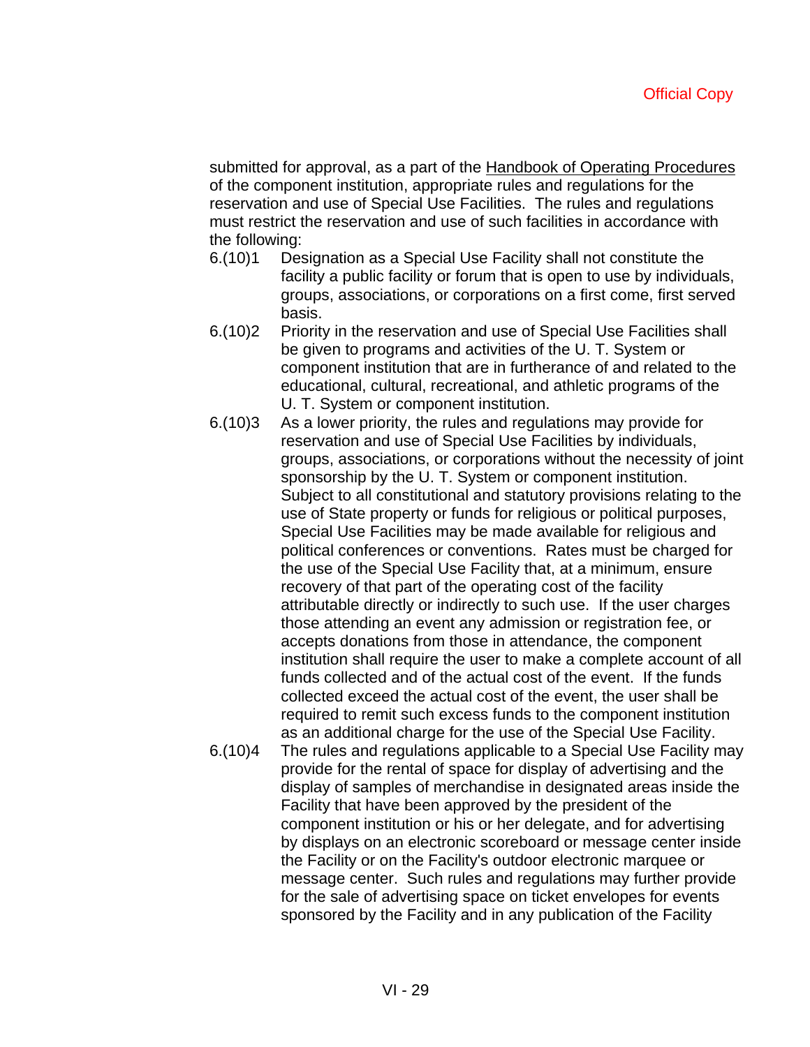submitted for approval, as a part of the Handbook of Operating Procedures of the component institution, appropriate rules and regulations for the reservation and use of Special Use Facilities. The rules and regulations must restrict the reservation and use of such facilities in accordance with the following:

6.(10)1 Designation as a Special Use Facility shall not constitute the facility a public facility or forum that is open to use by individuals, groups, associations, or corporations on a first come, first served basis.

6.(10)2 Priority in the reservation and use of Special Use Facilities shall be given to programs and activities of the U. T. System or component institution that are in furtherance of and related to the educational, cultural, recreational, and athletic programs of the U. T. System or component institution.

6.(10)3 As a lower priority, the rules and regulations may provide for reservation and use of Special Use Facilities by individuals, groups, associations, or corporations without the necessity of joint sponsorship by the U. T. System or component institution. Subject to all constitutional and statutory provisions relating to the use of State property or funds for religious or political purposes, Special Use Facilities may be made available for religious and political conferences or conventions. Rates must be charged for the use of the Special Use Facility that, at a minimum, ensure recovery of that part of the operating cost of the facility attributable directly or indirectly to such use. If the user charges those attending an event any admission or registration fee, or accepts donations from those in attendance, the component institution shall require the user to make a complete account of all funds collected and of the actual cost of the event. If the funds collected exceed the actual cost of the event, the user shall be required to remit such excess funds to the component institution as an additional charge for the use of the Special Use Facility.

6.(10)4 The rules and regulations applicable to a Special Use Facility may provide for the rental of space for display of advertising and the display of samples of merchandise in designated areas inside the Facility that have been approved by the president of the component institution or his or her delegate, and for advertising by displays on an electronic scoreboard or message center inside the Facility or on the Facility's outdoor electronic marquee or message center. Such rules and regulations may further provide for the sale of advertising space on ticket envelopes for events sponsored by the Facility and in any publication of the Facility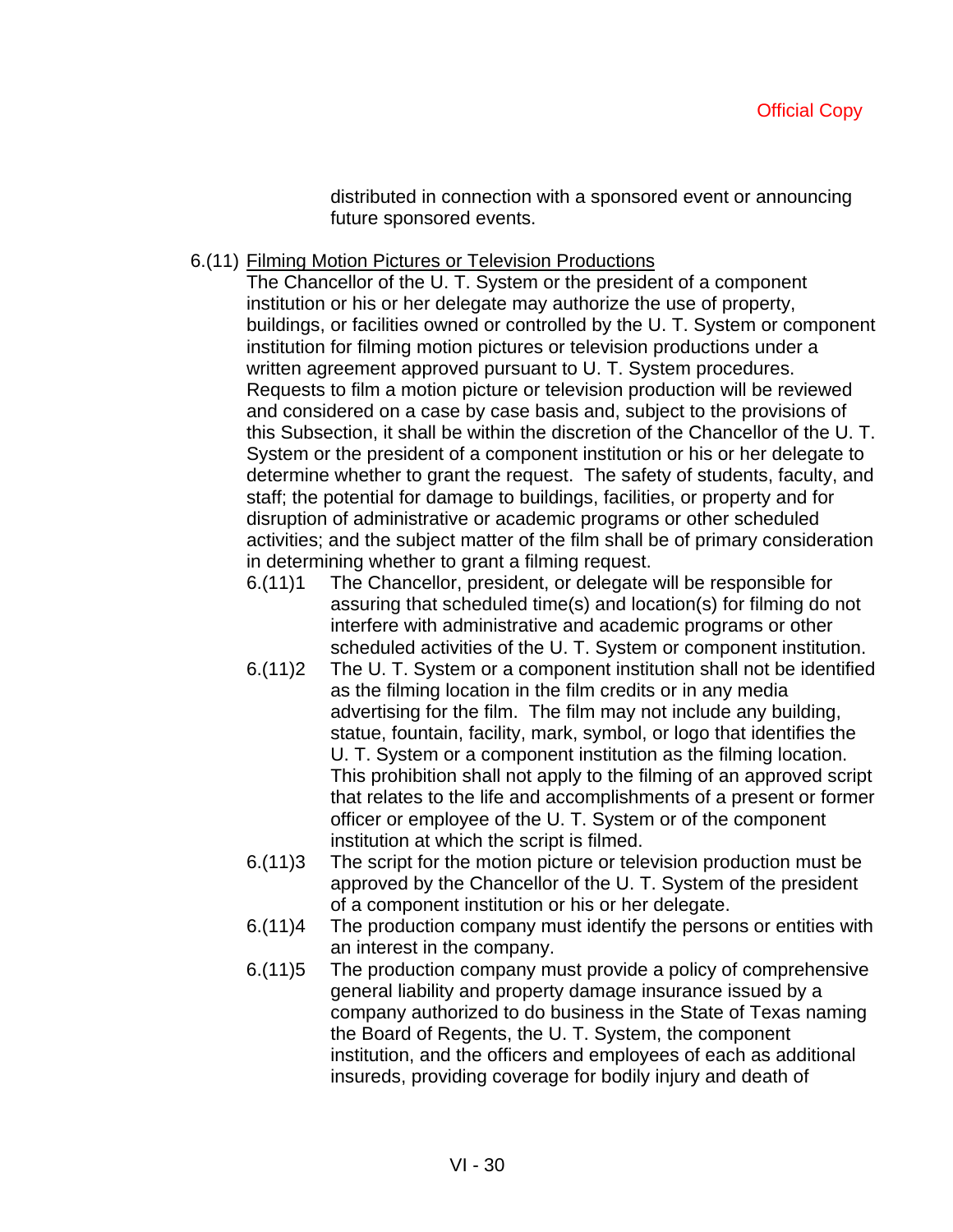distributed in connection with a sponsored event or announcing future sponsored events.

6.(11) <u>Filming Motion Pictures or Television Productions</u>

The Chancellor of the U. T. System or the president of a component institution or his or her delegate may authorize the use of property, buildings, or facilities owned or controlled by the U. T. System or component institution for filming motion pictures or television productions under a written agreement approved pursuant to U. T. System procedures. Requests to film a motion picture or television production will be reviewed and considered on a case by case basis and, subject to the provisions of this Subsection, it shall be within the discretion of the Chancellor of the U. T. System or the president of a component institution or his or her delegate to determine whether to grant the request. The safety of students, faculty, and staff; the potential for damage to buildings, facilities, or property and for disruption of administrative or academic programs or other scheduled activities; and the subject matter of the film shall be of primary consideration in determining whether to grant a filming request.

6.(11)1 The Chancellor, president, or delegate will be responsible for assuring that scheduled time(s) and location(s) for filming do not interfere with administrative and academic programs or other scheduled activities of the U. T. System or component institution.

6.(11)2 The U. T. System or a component institution shall not be identified as the filming location in the film credits or in any media advertising for the film. The film may not include any building, statue, fountain, facility, mark, symbol, or logo that identifies the U. T. System or a component institution as the filming location. This prohibition shall not apply to the filming of an approved script that relates to the life and accomplishments of a present or former officer or employee of the U. T. System or of the component institution at which the script is filmed.

6.(11)3 The script for the motion picture or television production must be approved by the Chancellor of the U. T. System of the president of a component institution or his or her delegate.

6.(11)4 The production company must identify the persons or entities with an interest in the company.

6.(11)5 The production company must provide a policy of comprehensive general liability and property damage insurance issued by a company authorized to do business in the State of Texas naming the Board of Regents, the U. T. System, the component institution, and the officers and employees of each as additional insureds, providing coverage for bodily injury and death of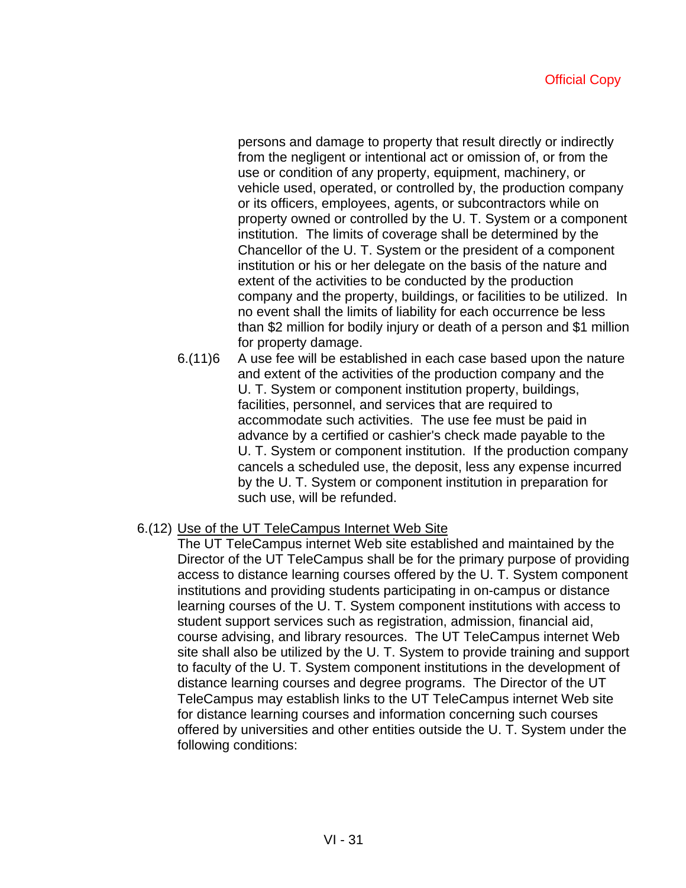persons and damage to property that result directly or indirectly from the negligent or intentional act or omission of, or from the use or condition of any property, equipment, machinery, or vehicle used, operated, or controlled by, the production company or its officers, employees, agents, or subcontractors while on property owned or controlled by the U. T. System or a component institution. The limits of coverage shall be determined by the Chancellor of the U. T. System or the president of a component institution or his or her delegate on the basis of the nature and extent of the activities to be conducted by the production company and the property, buildings, or facilities to be utilized. In no event shall the limits of liability for each occurrence be less than $2 million for bodily injury or death of a person and $1 million for property damage.

6.(11)6 A use fee will be established in each case based upon the nature and extent of the activities of the production company and the U. T. System or component institution property, buildings, facilities, personnel, and services that are required to accommodate such activities. The use fee must be paid in advance by a certified or cashier's check made payable to the U. T. System or component institution. If the production company cancels a scheduled use, the deposit, less any expense incurred by the U. T. System or component institution in preparation for such use, will be refunded.

6.(12) Use of the UT TeleCampus Internet Web Site

The UT TeleCampus internet Web site established and maintained by the Director of the UT TeleCampus shall be for the primary purpose of providing access to distance learning courses offered by the U. T. System component institutions and providing students participating in on-campus or distance learning courses of the U. T. System component institutions with access to student support services such as registration, admission, financial aid, course advising, and library resources. The UT TeleCampus internet Web site shall also be utilized by the U. T. System to provide training and support to faculty of the U. T. System component institutions in the development of distance learning courses and degree programs. The Director of the UT TeleCampus may establish links to the UT TeleCampus internet Web site for distance learning courses and information concerning such courses offered by universities and other entities outside the U. T. System under the following conditions: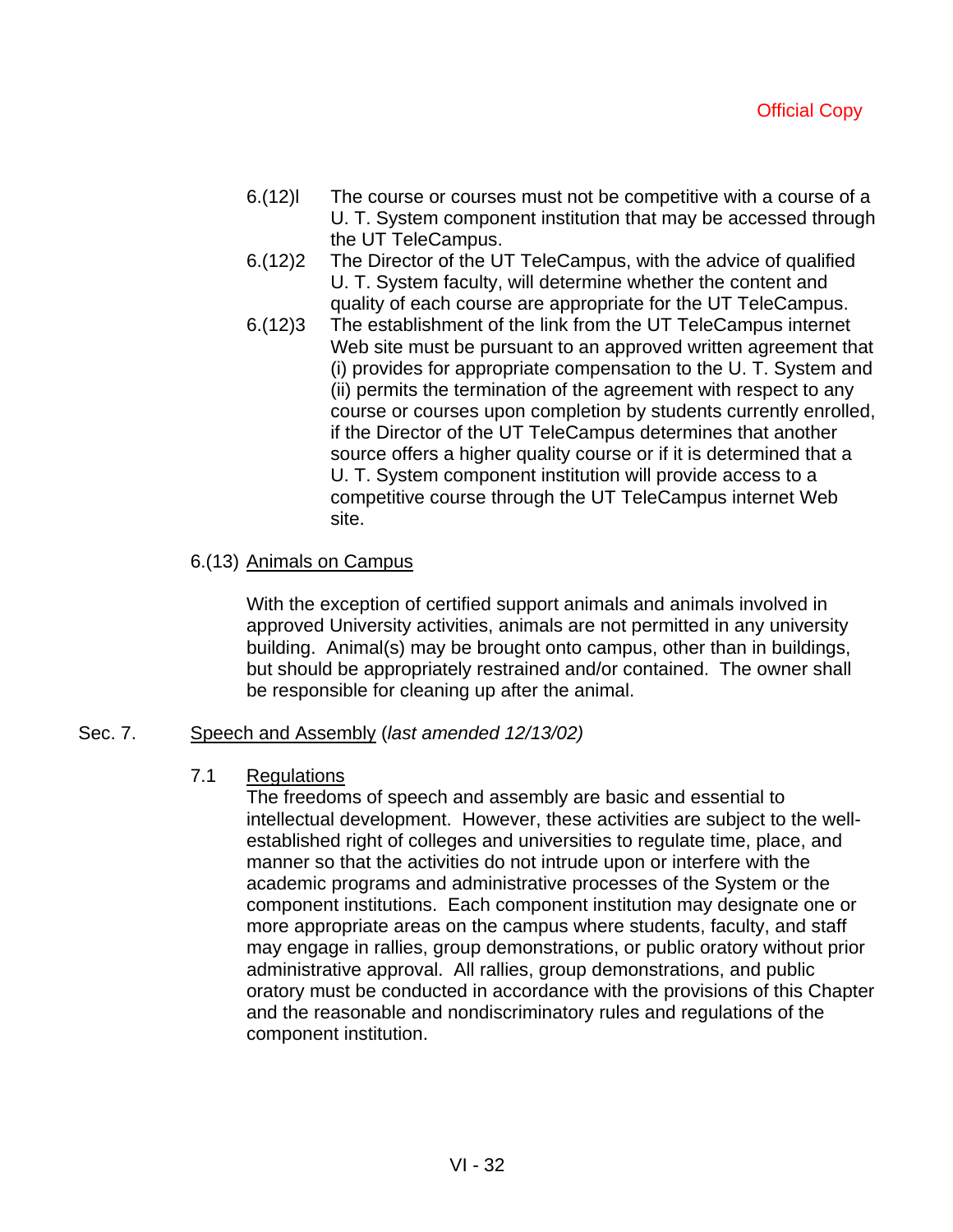Official Copy

6.(12)l The course or courses must not be competitive with a course of a U. T. System component institution that may be accessed through the UT TeleCampus.

6.(12)2 The Director of the UT TeleCampus, with the advice of qualified U. T. System faculty, will determine whether the content and quality of each course are appropriate for the UT TeleCampus.

6.(12)3 The establishment of the link from the UT TeleCampus internet Web site must be pursuant to an approved written agreement that (i) provides for appropriate compensation to the U. T. System and (ii) permits the termination of the agreement with respect to any course or courses upon completion by students currently enrolled, if the Director of the UT TeleCampus determines that another source offers a higher quality course or if it is determined that a U. T. System component institution will provide access to a competitive course through the UT TeleCampus internet Web site.

6.(13) Animals on Campus

With the exception of certified support animals and animals involved in approved University activities, animals are not permitted in any university building. Animal(s) may be brought onto campus, other than in buildings, but should be appropriately restrained and/or contained. The owner shall be responsible for cleaning up after the animal.

Sec. 7. Speech and Assembly (*last amended 12/13/02)*

7.1 Regulations

The freedoms of speech and assembly are basic and essential to intellectual development. However, these activities are subject to the well-established right of colleges and universities to regulate time, place, and manner so that the activities do not intrude upon or interfere with the academic programs and administrative processes of the System or the component institutions. Each component institution may designate one or more appropriate areas on the campus where students, faculty, and staff may engage in rallies, group demonstrations, or public oratory without prior administrative approval. All rallies, group demonstrations, and public oratory must be conducted in accordance with the provisions of this Chapter and the reasonable and nondiscriminatory rules and regulations of the component institution.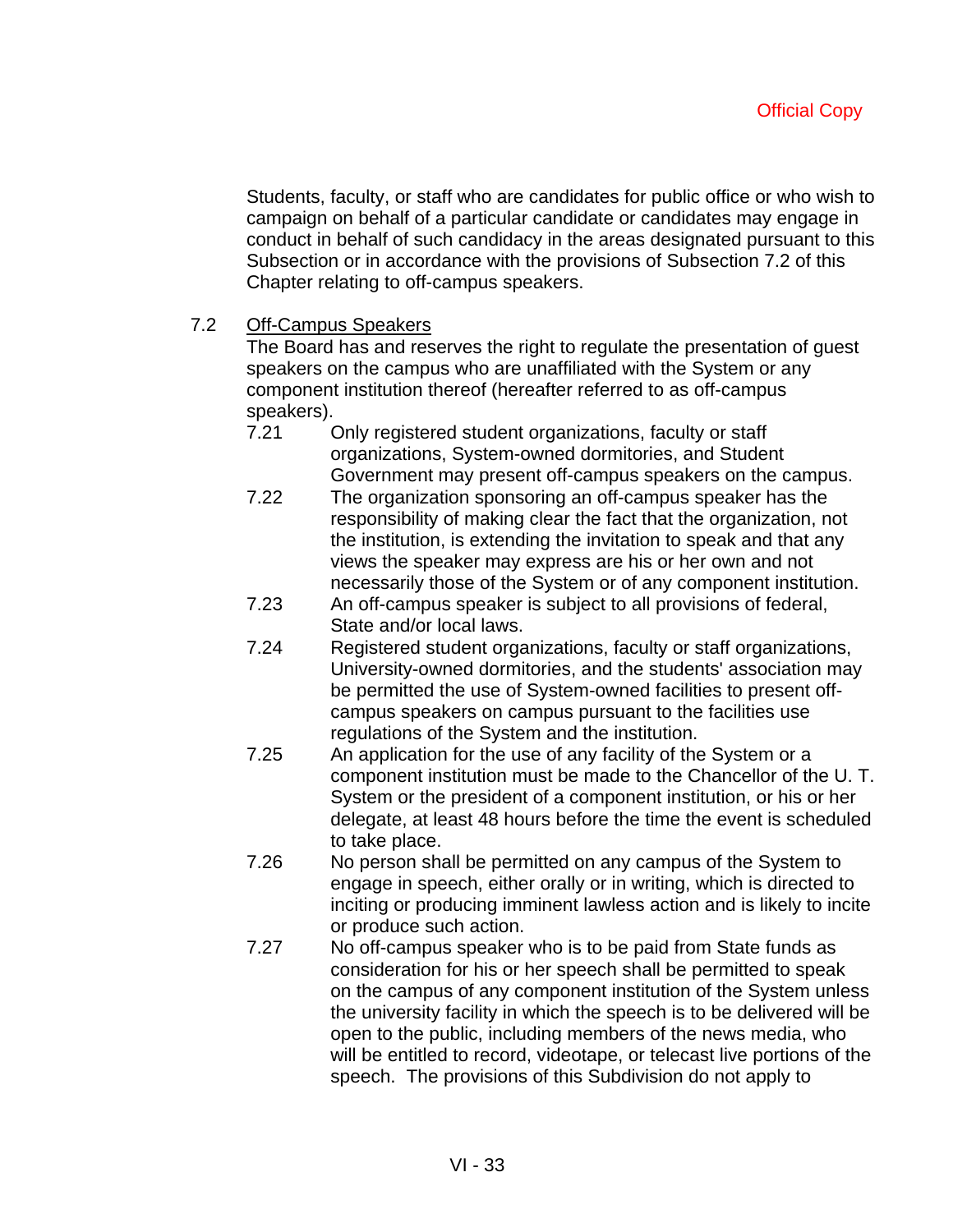Students, faculty, or staff who are candidates for public office or who wish to campaign on behalf of a particular candidate or candidates may engage in conduct in behalf of such candidacy in the areas designated pursuant to this Subsection or in accordance with the provisions of Subsection 7.2 of this Chapter relating to off-campus speakers.

7.2 Off-Campus Speakers

The Board has and reserves the right to regulate the presentation of guest speakers on the campus who are unaffiliated with the System or any component institution thereof (hereafter referred to as off-campus speakers).

7.21 Only registered student organizations, faculty or staff organizations, System-owned dormitories, and Student Government may present off-campus speakers on the campus.

7.22 The organization sponsoring an off-campus speaker has the responsibility of making clear the fact that the organization, not the institution, is extending the invitation to speak and that any views the speaker may express are his or her own and not necessarily those of the System or of any component institution.

7.23 An off-campus speaker is subject to all provisions of federal, State and/or local laws.

7.24 Registered student organizations, faculty or staff organizations, University-owned dormitories, and the students' association may be permitted the use of System-owned facilities to present off-campus speakers on campus pursuant to the facilities use regulations of the System and the institution.

7.25 An application for the use of any facility of the System or a component institution must be made to the Chancellor of the U. T. System or the president of a component institution, or his or her delegate, at least 48 hours before the time the event is scheduled to take place.

7.26 No person shall be permitted on any campus of the System to engage in speech, either orally or in writing, which is directed to inciting or producing imminent lawless action and is likely to incite or produce such action.

7.27 No off-campus speaker who is to be paid from State funds as consideration for his or her speech shall be permitted to speak on the campus of any component institution of the System unless the university facility in which the speech is to be delivered will be open to the public, including members of the news media, who will be entitled to record, videotape, or telecast live portions of the speech. The provisions of this Subdivision do not apply to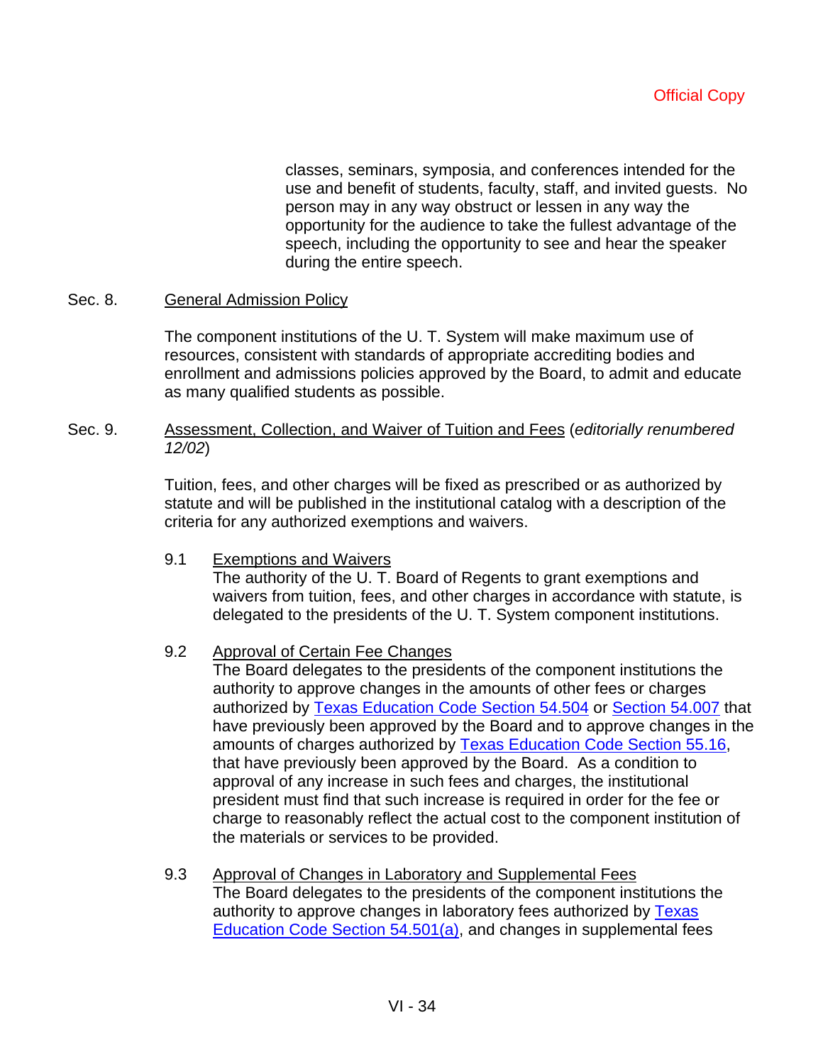classes, seminars, symposia, and conferences intended for the use and benefit of students, faculty, staff, and invited guests. No person may in any way obstruct or lessen in any way the opportunity for the audience to take the fullest advantage of the speech, including the opportunity to see and hear the speaker during the entire speech.

Sec. 8. General Admission Policy

The component institutions of the U. T. System will make maximum use of resources, consistent with standards of appropriate accrediting bodies and enrollment and admissions policies approved by the Board, to admit and educate as many qualified students as possible.

Sec. 9. Assessment, Collection, and Waiver of Tuition and Fees (*editorially renumbered 12/02*)

Tuition, fees, and other charges will be fixed as prescribed or as authorized by statute and will be published in the institutional catalog with a description of the criteria for any authorized exemptions and waivers.

9.1 Exemptions and Waivers
The authority of the U. T. Board of Regents to grant exemptions and waivers from tuition, fees, and other charges in accordance with statute, is delegated to the presidents of the U. T. System component institutions.

9.2 Approval of Certain Fee Changes
The Board delegates to the presidents of the component institutions the authority to approve changes in the amounts of other fees or charges authorized by Texas Education Code Section 54.504 or Section 54.007 that have previously been approved by the Board and to approve changes in the amounts of charges authorized by Texas Education Code Section 55.16, that have previously been approved by the Board. As a condition to approval of any increase in such fees and charges, the institutional president must find that such increase is required in order for the fee or charge to reasonably reflect the actual cost to the component institution of the materials or services to be provided.

9.3 Approval of Changes in Laboratory and Supplemental Fees
The Board delegates to the presidents of the component institutions the authority to approve changes in laboratory fees authorized by Texas Education Code Section 54.501(a), and changes in supplemental fees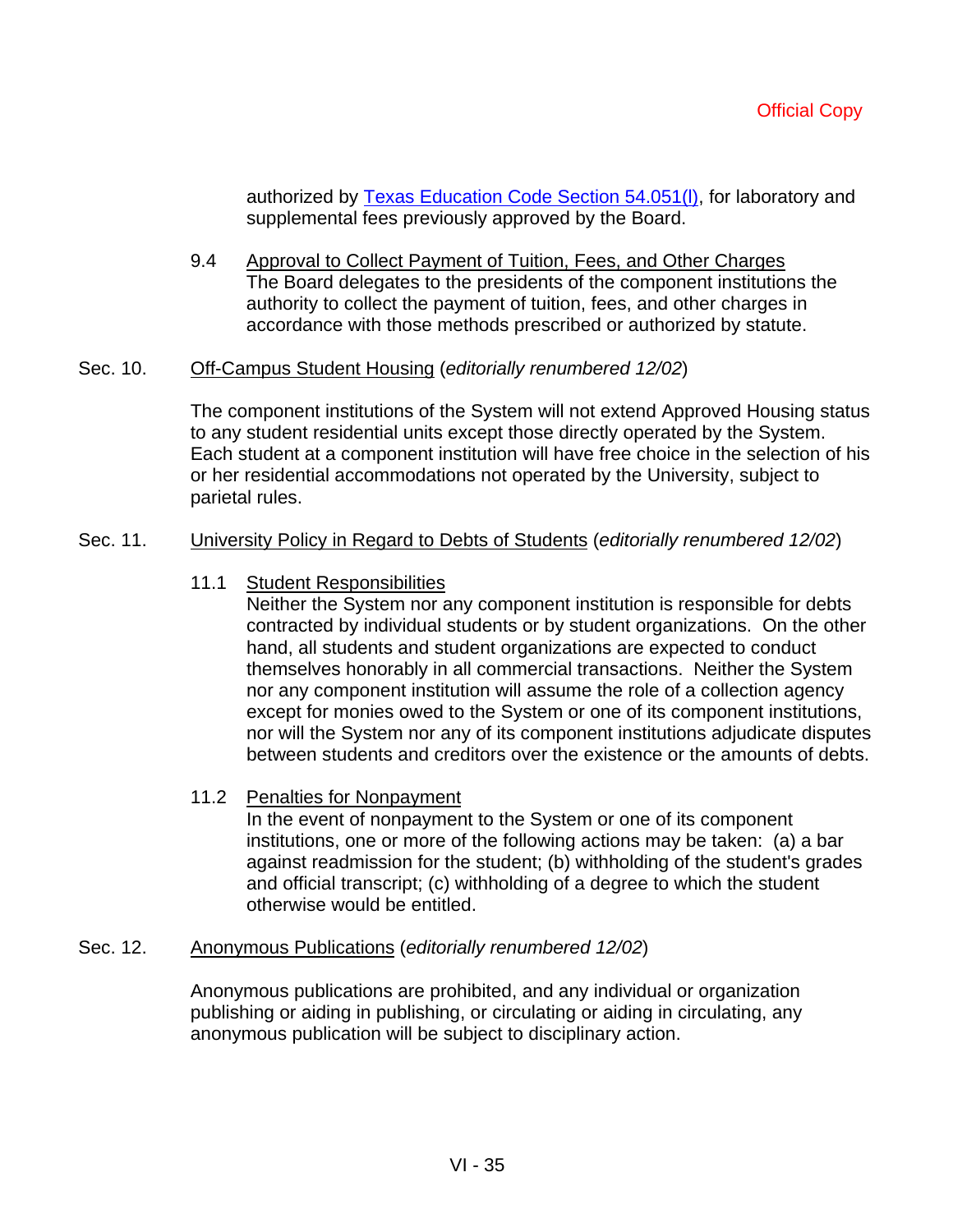authorized by [Texas Education Code Section 54.051(l)](), for laboratory and supplemental fees previously approved by the Board.

9.4 Approval to Collect Payment of Tuition, Fees, and Other Charges
The Board delegates to the presidents of the component institutions the authority to collect the payment of tuition, fees, and other charges in accordance with those methods prescribed or authorized by statute.

Sec. 10. Off-Campus Student Housing (*editorially renumbered 12/02*)

The component institutions of the System will not extend Approved Housing status to any student residential units except those directly operated by the System. Each student at a component institution will have free choice in the selection of his or her residential accommodations not operated by the University, subject to parietal rules.

Sec. 11. University Policy in Regard to Debts of Students (*editorially renumbered 12/02*)

11.1 Student Responsibilities
Neither the System nor any component institution is responsible for debts contracted by individual students or by student organizations. On the other hand, all students and student organizations are expected to conduct themselves honorably in all commercial transactions. Neither the System nor any component institution will assume the role of a collection agency except for monies owed to the System or one of its component institutions, nor will the System nor any of its component institutions adjudicate disputes between students and creditors over the existence or the amounts of debts.

11.2 Penalties for Nonpayment
In the event of nonpayment to the System or one of its component institutions, one or more of the following actions may be taken: (a) a bar against readmission for the student; (b) withholding of the student's grades and official transcript; (c) withholding of a degree to which the student otherwise would be entitled.

Sec. 12. Anonymous Publications (*editorially renumbered 12/02*)

Anonymous publications are prohibited, and any individual or organization publishing or aiding in publishing, or circulating or aiding in circulating, any anonymous publication will be subject to disciplinary action.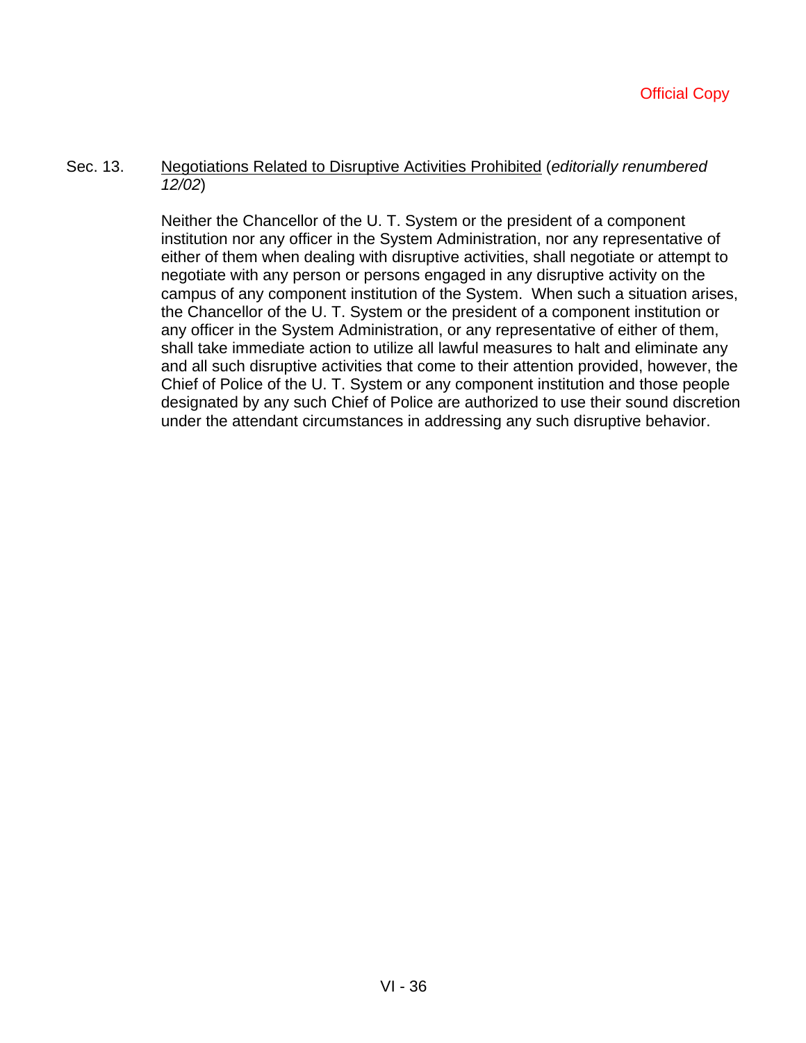Official Copy

Sec. 13. Negotiations Related to Disruptive Activities Prohibited (*editorially renumbered 12/02*)

Neither the Chancellor of the U. T. System or the president of a component institution nor any officer in the System Administration, nor any representative of either of them when dealing with disruptive activities, shall negotiate or attempt to negotiate with any person or persons engaged in any disruptive activity on the campus of any component institution of the System. When such a situation arises, the Chancellor of the U. T. System or the president of a component institution or any officer in the System Administration, or any representative of either of them, shall take immediate action to utilize all lawful measures to halt and eliminate any and all such disruptive activities that come to their attention provided, however, the Chief of Police of the U. T. System or any component institution and those people designated by any such Chief of Police are authorized to use their sound discretion under the attendant circumstances in addressing any such disruptive behavior.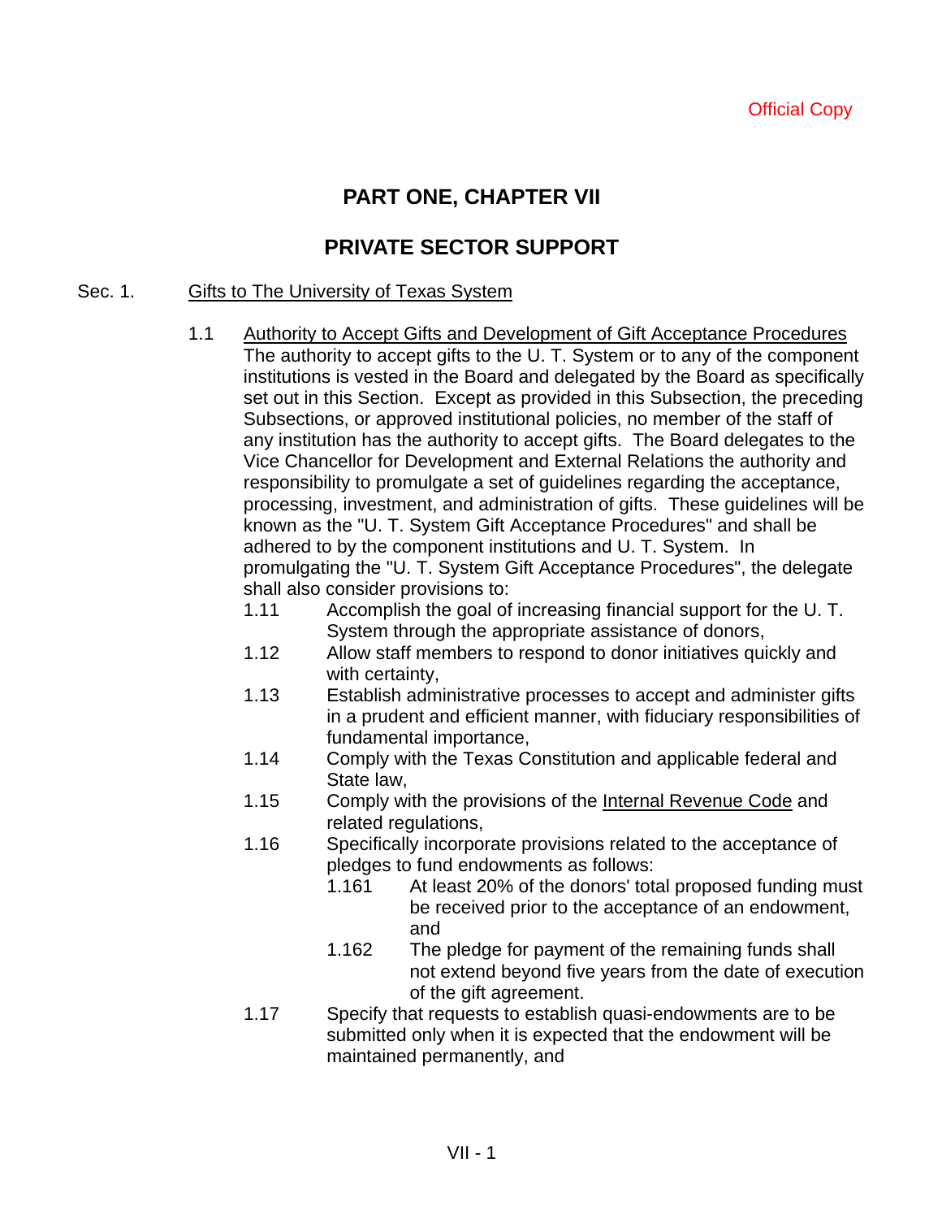Official Copy

# PART ONE, CHAPTER VII

# PRIVATE SECTOR SUPPORT

Sec. 1. Gifts to The University of Texas System

1.1 Authority to Accept Gifts and Development of Gift Acceptance Procedures
The authority to accept gifts to the U. T. System or to any of the component institutions is vested in the Board and delegated by the Board as specifically set out in this Section. Except as provided in this Subsection, the preceding Subsections, or approved institutional policies, no member of the staff of any institution has the authority to accept gifts. The Board delegates to the Vice Chancellor for Development and External Relations the authority and responsibility to promulgate a set of guidelines regarding the acceptance, processing, investment, and administration of gifts. These guidelines will be known as the "U. T. System Gift Acceptance Procedures" and shall be adhered to by the component institutions and U. T. System. In promulgating the "U. T. System Gift Acceptance Procedures", the delegate shall also consider provisions to:

- 1.11 Accomplish the goal of increasing financial support for the U. T. System through the appropriate assistance of donors,
- 1.12 Allow staff members to respond to donor initiatives quickly and with certainty,
- 1.13 Establish administrative processes to accept and administer gifts in a prudent and efficient manner, with fiduciary responsibilities of fundamental importance,
- 1.14 Comply with the Texas Constitution and applicable federal and State law,
- 1.15 Comply with the provisions of the Internal Revenue Code and related regulations,
- 1.16 Specifically incorporate provisions related to the acceptance of pledges to fund endowments as follows:
  - 1.161 At least 20% of the donors' total proposed funding must be received prior to the acceptance of an endowment, and
  - 1.162 The pledge for payment of the remaining funds shall not extend beyond five years from the date of execution of the gift agreement.
- 1.17 Specify that requests to establish quasi-endowments are to be submitted only when it is expected that the endowment will be maintained permanently, and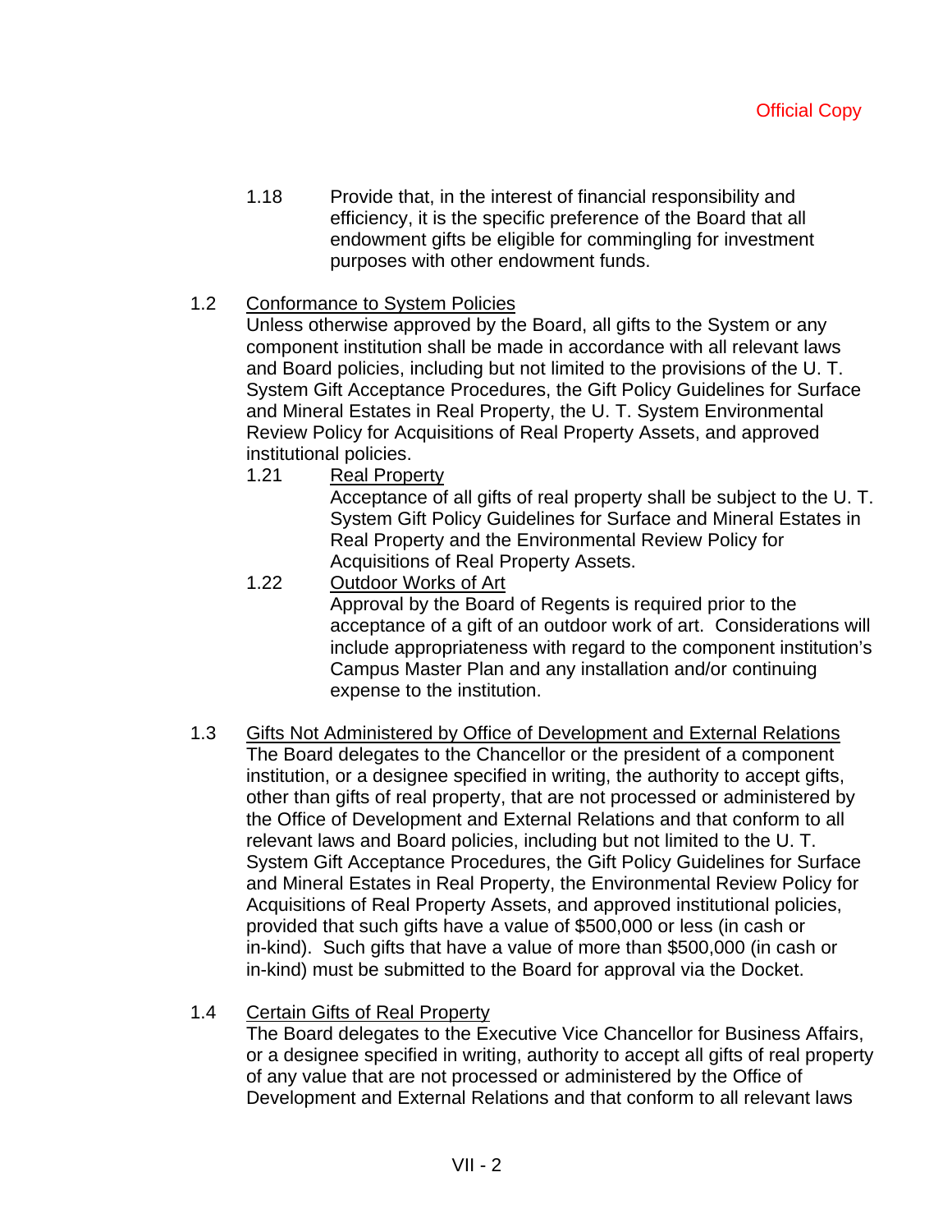1.18 Provide that, in the interest of financial responsibility and efficiency, it is the specific preference of the Board that all endowment gifts be eligible for commingling for investment purposes with other endowment funds.

1.2 <u>Conformance to System Policies</u>
Unless otherwise approved by the Board, all gifts to the System or any component institution shall be made in accordance with all relevant laws and Board policies, including but not limited to the provisions of the U. T. System Gift Acceptance Procedures, the Gift Policy Guidelines for Surface and Mineral Estates in Real Property, the U. T. System Environmental Review Policy for Acquisitions of Real Property Assets, and approved institutional policies.

1.21 <u>Real Property</u>
Acceptance of all gifts of real property shall be subject to the U. T. System Gift Policy Guidelines for Surface and Mineral Estates in Real Property and the Environmental Review Policy for Acquisitions of Real Property Assets.

1.22 <u>Outdoor Works of Art</u>
Approval by the Board of Regents is required prior to the acceptance of a gift of an outdoor work of art. Considerations will include appropriateness with regard to the component institution's Campus Master Plan and any installation and/or continuing expense to the institution.

1.3 <u>Gifts Not Administered by Office of Development and External Relations</u>
The Board delegates to the Chancellor or the president of a component institution, or a designee specified in writing, the authority to accept gifts, other than gifts of real property, that are not processed or administered by the Office of Development and External Relations and that conform to all relevant laws and Board policies, including but not limited to the U. T. System Gift Acceptance Procedures, the Gift Policy Guidelines for Surface and Mineral Estates in Real Property, the Environmental Review Policy for Acquisitions of Real Property Assets, and approved institutional policies, provided that such gifts have a value of $500,000 or less (in cash or in-kind). Such gifts that have a value of more than $500,000 (in cash or in-kind) must be submitted to the Board for approval via the Docket.

1.4 <u>Certain Gifts of Real Property</u>
The Board delegates to the Executive Vice Chancellor for Business Affairs, or a designee specified in writing, authority to accept all gifts of real property of any value that are not processed or administered by the Office of Development and External Relations and that conform to all relevant laws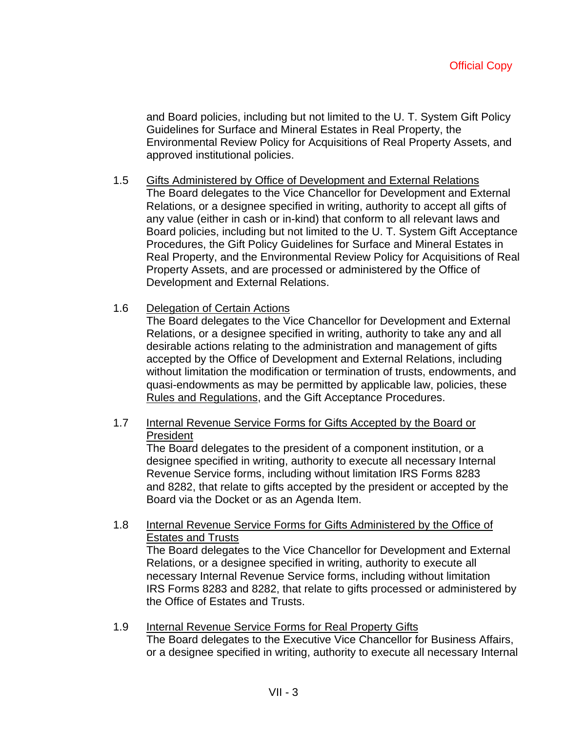and Board policies, including but not limited to the U. T. System Gift Policy Guidelines for Surface and Mineral Estates in Real Property, the Environmental Review Policy for Acquisitions of Real Property Assets, and approved institutional policies.

1.5 Gifts Administered by Office of Development and External Relations
The Board delegates to the Vice Chancellor for Development and External Relations, or a designee specified in writing, authority to accept all gifts of any value (either in cash or in-kind) that conform to all relevant laws and Board policies, including but not limited to the U. T. System Gift Acceptance Procedures, the Gift Policy Guidelines for Surface and Mineral Estates in Real Property, and the Environmental Review Policy for Acquisitions of Real Property Assets, and are processed or administered by the Office of Development and External Relations.

1.6 Delegation of Certain Actions
The Board delegates to the Vice Chancellor for Development and External Relations, or a designee specified in writing, authority to take any and all desirable actions relating to the administration and management of gifts accepted by the Office of Development and External Relations, including without limitation the modification or termination of trusts, endowments, and quasi-endowments as may be permitted by applicable law, policies, these Rules and Regulations, and the Gift Acceptance Procedures.

1.7 Internal Revenue Service Forms for Gifts Accepted by the Board or President
The Board delegates to the president of a component institution, or a designee specified in writing, authority to execute all necessary Internal Revenue Service forms, including without limitation IRS Forms 8283 and 8282, that relate to gifts accepted by the president or accepted by the Board via the Docket or as an Agenda Item.

1.8 Internal Revenue Service Forms for Gifts Administered by the Office of Estates and Trusts
The Board delegates to the Vice Chancellor for Development and External Relations, or a designee specified in writing, authority to execute all necessary Internal Revenue Service forms, including without limitation IRS Forms 8283 and 8282, that relate to gifts processed or administered by the Office of Estates and Trusts.

1.9 Internal Revenue Service Forms for Real Property Gifts
The Board delegates to the Executive Vice Chancellor for Business Affairs, or a designee specified in writing, authority to execute all necessary Internal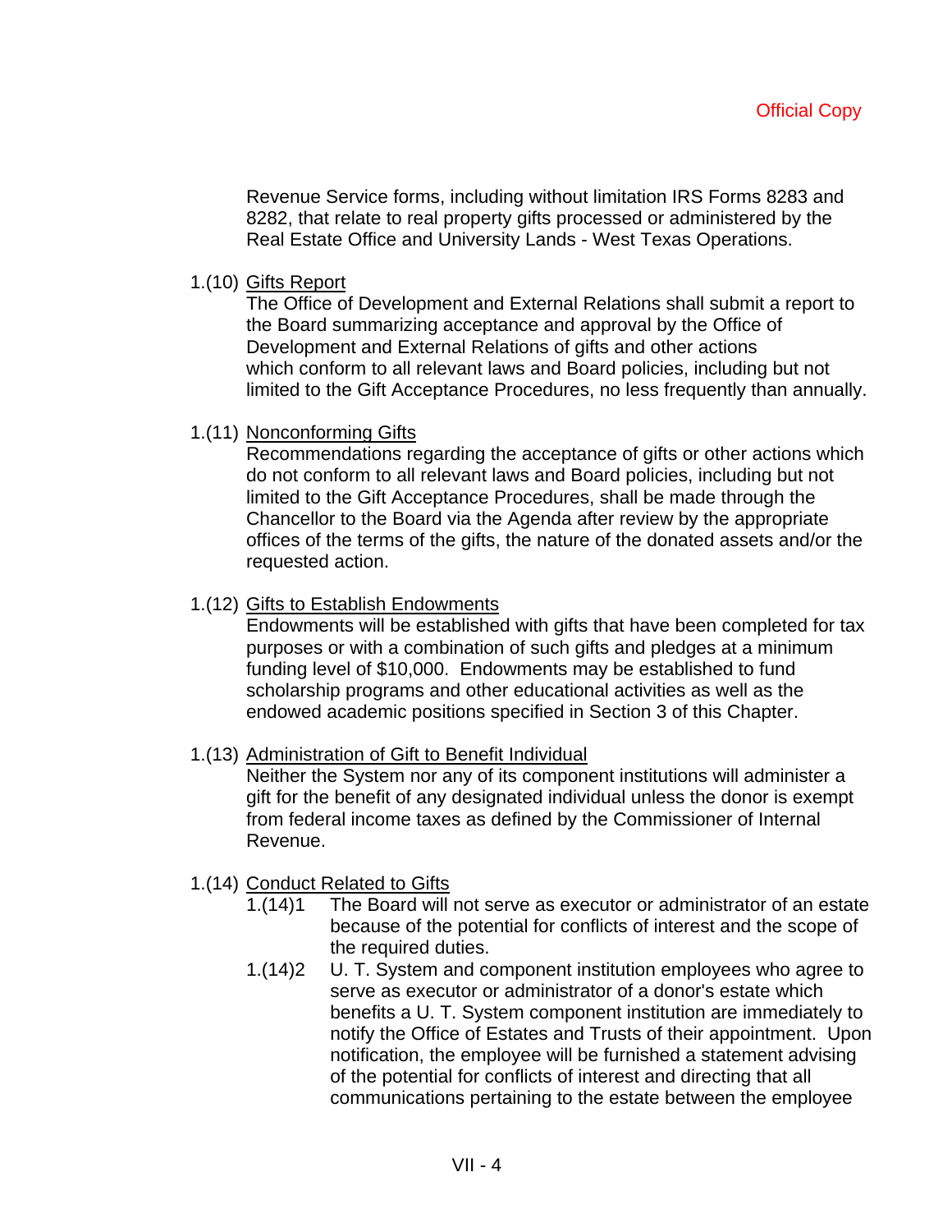Revenue Service forms, including without limitation IRS Forms 8283 and 8282, that relate to real property gifts processed or administered by the Real Estate Office and University Lands - West Texas Operations.

1.(10) Gifts Report

The Office of Development and External Relations shall submit a report to the Board summarizing acceptance and approval by the Office of Development and External Relations of gifts and other actions which conform to all relevant laws and Board policies, including but not limited to the Gift Acceptance Procedures, no less frequently than annually.

1.(11) Nonconforming Gifts

Recommendations regarding the acceptance of gifts or other actions which do not conform to all relevant laws and Board policies, including but not limited to the Gift Acceptance Procedures, shall be made through the Chancellor to the Board via the Agenda after review by the appropriate offices of the terms of the gifts, the nature of the donated assets and/or the requested action.

1.(12) Gifts to Establish Endowments

Endowments will be established with gifts that have been completed for tax purposes or with a combination of such gifts and pledges at a minimum funding level of $10,000. Endowments may be established to fund scholarship programs and other educational activities as well as the endowed academic positions specified in Section 3 of this Chapter.

1.(13) Administration of Gift to Benefit Individual

Neither the System nor any of its component institutions will administer a gift for the benefit of any designated individual unless the donor is exempt from federal income taxes as defined by the Commissioner of Internal Revenue.

1.(14) Conduct Related to Gifts

1.(14)1 The Board will not serve as executor or administrator of an estate because of the potential for conflicts of interest and the scope of the required duties.

1.(14)2 U. T. System and component institution employees who agree to serve as executor or administrator of a donor's estate which benefits a U. T. System component institution are immediately to notify the Office of Estates and Trusts of their appointment. Upon notification, the employee will be furnished a statement advising of the potential for conflicts of interest and directing that all communications pertaining to the estate between the employee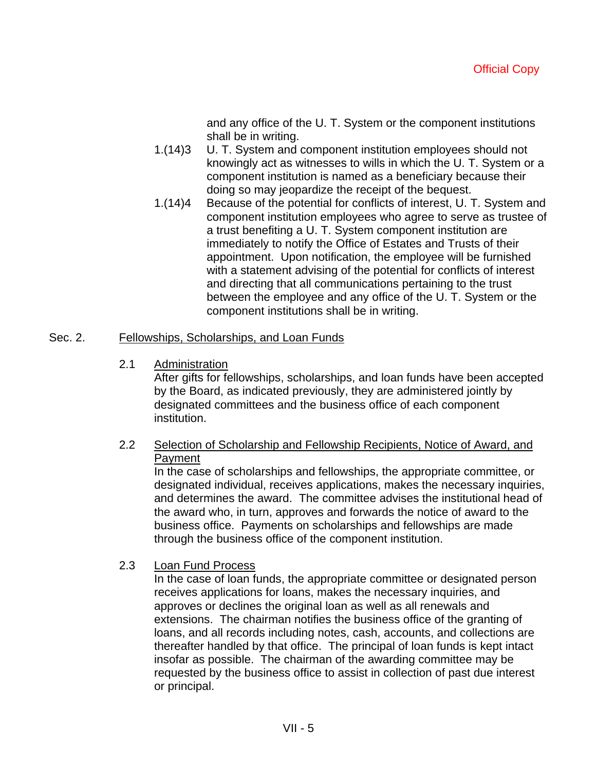and any office of the U. T. System or the component institutions shall be in writing.

1.(14)3 U. T. System and component institution employees should not knowingly act as witnesses to wills in which the U. T. System or a component institution is named as a beneficiary because their doing so may jeopardize the receipt of the bequest.

1.(14)4 Because of the potential for conflicts of interest, U. T. System and component institution employees who agree to serve as trustee of a trust benefiting a U. T. System component institution are immediately to notify the Office of Estates and Trusts of their appointment. Upon notification, the employee will be furnished with a statement advising of the potential for conflicts of interest and directing that all communications pertaining to the trust between the employee and any office of the U. T. System or the component institutions shall be in writing.

## Sec. 2. Fellowships, Scholarships, and Loan Funds

### 2.1 Administration

After gifts for fellowships, scholarships, and loan funds have been accepted by the Board, as indicated previously, they are administered jointly by designated committees and the business office of each component institution.

### 2.2 Selection of Scholarship and Fellowship Recipients, Notice of Award, and Payment

In the case of scholarships and fellowships, the appropriate committee, or designated individual, receives applications, makes the necessary inquiries, and determines the award. The committee advises the institutional head of the award who, in turn, approves and forwards the notice of award to the business office. Payments on scholarships and fellowships are made through the business office of the component institution.

### 2.3 Loan Fund Process

In the case of loan funds, the appropriate committee or designated person receives applications for loans, makes the necessary inquiries, and approves or declines the original loan as well as all renewals and extensions. The chairman notifies the business office of the granting of loans, and all records including notes, cash, accounts, and collections are thereafter handled by that office. The principal of loan funds is kept intact insofar as possible. The chairman of the awarding committee may be requested by the business office to assist in collection of past due interest or principal.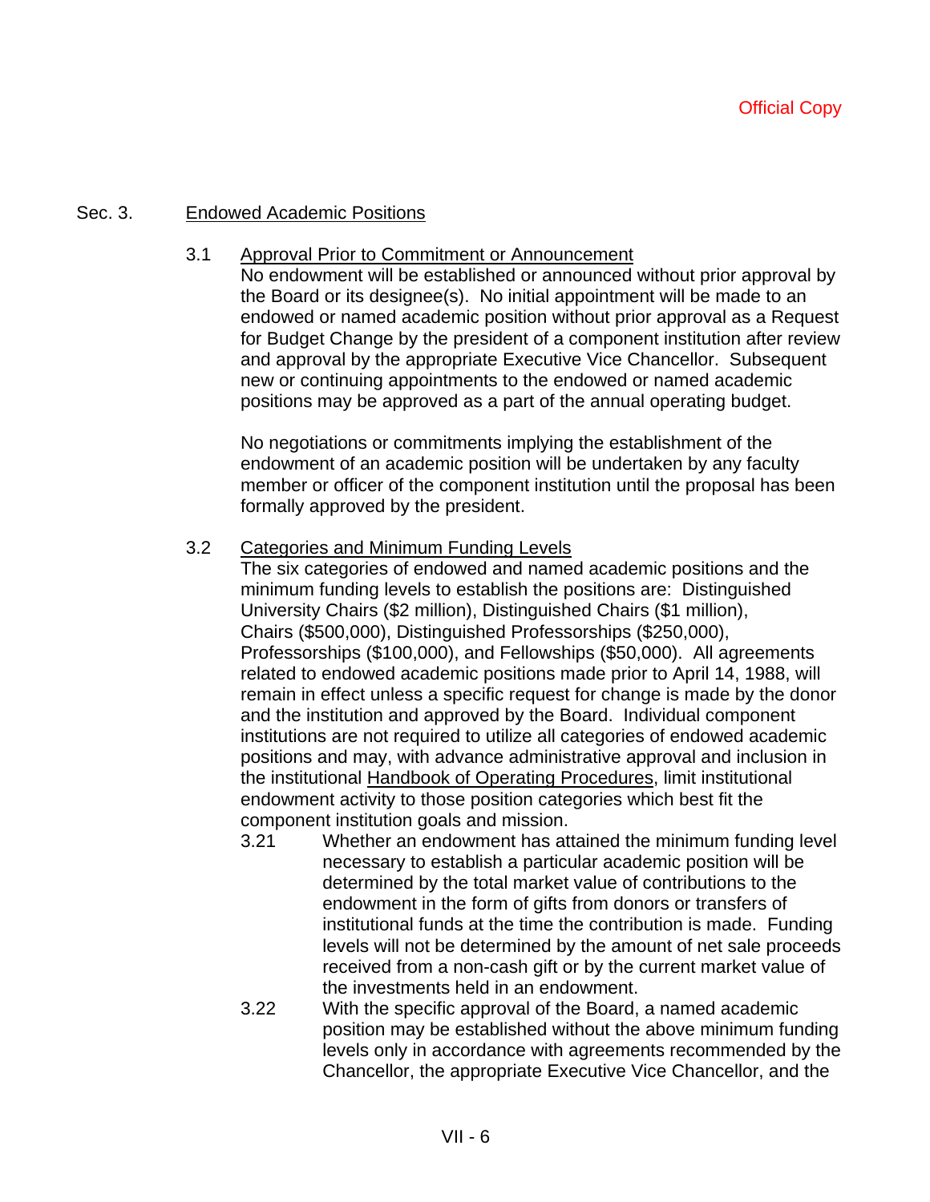Official Copy

## Sec. 3. Endowed Academic Positions

### 3.1 Approval Prior to Commitment or Announcement

No endowment will be established or announced without prior approval by the Board or its designee(s). No initial appointment will be made to an endowed or named academic position without prior approval as a Request for Budget Change by the president of a component institution after review and approval by the appropriate Executive Vice Chancellor. Subsequent new or continuing appointments to the endowed or named academic positions may be approved as a part of the annual operating budget.

No negotiations or commitments implying the establishment of the endowment of an academic position will be undertaken by any faculty member or officer of the component institution until the proposal has been formally approved by the president.

### 3.2 Categories and Minimum Funding Levels

The six categories of endowed and named academic positions and the minimum funding levels to establish the positions are: Distinguished University Chairs ($2 million), Distinguished Chairs ($1 million), Chairs ($500,000), Distinguished Professorships ($250,000), Professorships ($100,000), and Fellowships ($50,000). All agreements related to endowed academic positions made prior to April 14, 1988, will remain in effect unless a specific request for change is made by the donor and the institution and approved by the Board. Individual component institutions are not required to utilize all categories of endowed academic positions and may, with advance administrative approval and inclusion in the institutional Handbook of Operating Procedures, limit institutional endowment activity to those position categories which best fit the component institution goals and mission.

3.21 Whether an endowment has attained the minimum funding level necessary to establish a particular academic position will be determined by the total market value of contributions to the endowment in the form of gifts from donors or transfers of institutional funds at the time the contribution is made. Funding levels will not be determined by the amount of net sale proceeds received from a non-cash gift or by the current market value of the investments held in an endowment.

3.22 With the specific approval of the Board, a named academic position may be established without the above minimum funding levels only in accordance with agreements recommended by the Chancellor, the appropriate Executive Vice Chancellor, and the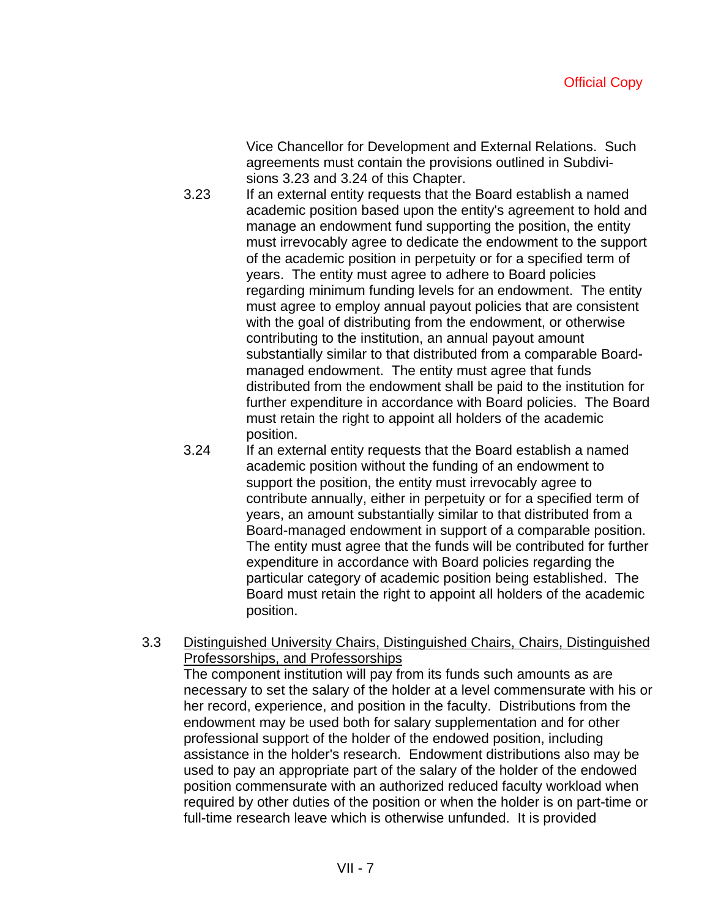Vice Chancellor for Development and External Relations. Such agreements must contain the provisions outlined in Subdivisions 3.23 and 3.24 of this Chapter.

3.23 If an external entity requests that the Board establish a named academic position based upon the entity's agreement to hold and manage an endowment fund supporting the position, the entity must irrevocably agree to dedicate the endowment to the support of the academic position in perpetuity or for a specified term of years. The entity must agree to adhere to Board policies regarding minimum funding levels for an endowment. The entity must agree to employ annual payout policies that are consistent with the goal of distributing from the endowment, or otherwise contributing to the institution, an annual payout amount substantially similar to that distributed from a comparable Board-managed endowment. The entity must agree that funds distributed from the endowment shall be paid to the institution for further expenditure in accordance with Board policies. The Board must retain the right to appoint all holders of the academic position.

3.24 If an external entity requests that the Board establish a named academic position without the funding of an endowment to support the position, the entity must irrevocably agree to contribute annually, either in perpetuity or for a specified term of years, an amount substantially similar to that distributed from a Board-managed endowment in support of a comparable position. The entity must agree that the funds will be contributed for further expenditure in accordance with Board policies regarding the particular category of academic position being established. The Board must retain the right to appoint all holders of the academic position.

3.3 Distinguished University Chairs, Distinguished Chairs, Chairs, Distinguished Professorships, and Professorships

The component institution will pay from its funds such amounts as are necessary to set the salary of the holder at a level commensurate with his or her record, experience, and position in the faculty. Distributions from the endowment may be used both for salary supplementation and for other professional support of the holder of the endowed position, including assistance in the holder's research. Endowment distributions also may be used to pay an appropriate part of the salary of the holder of the endowed position commensurate with an authorized reduced faculty workload when required by other duties of the position or when the holder is on part-time or full-time research leave which is otherwise unfunded. It is provided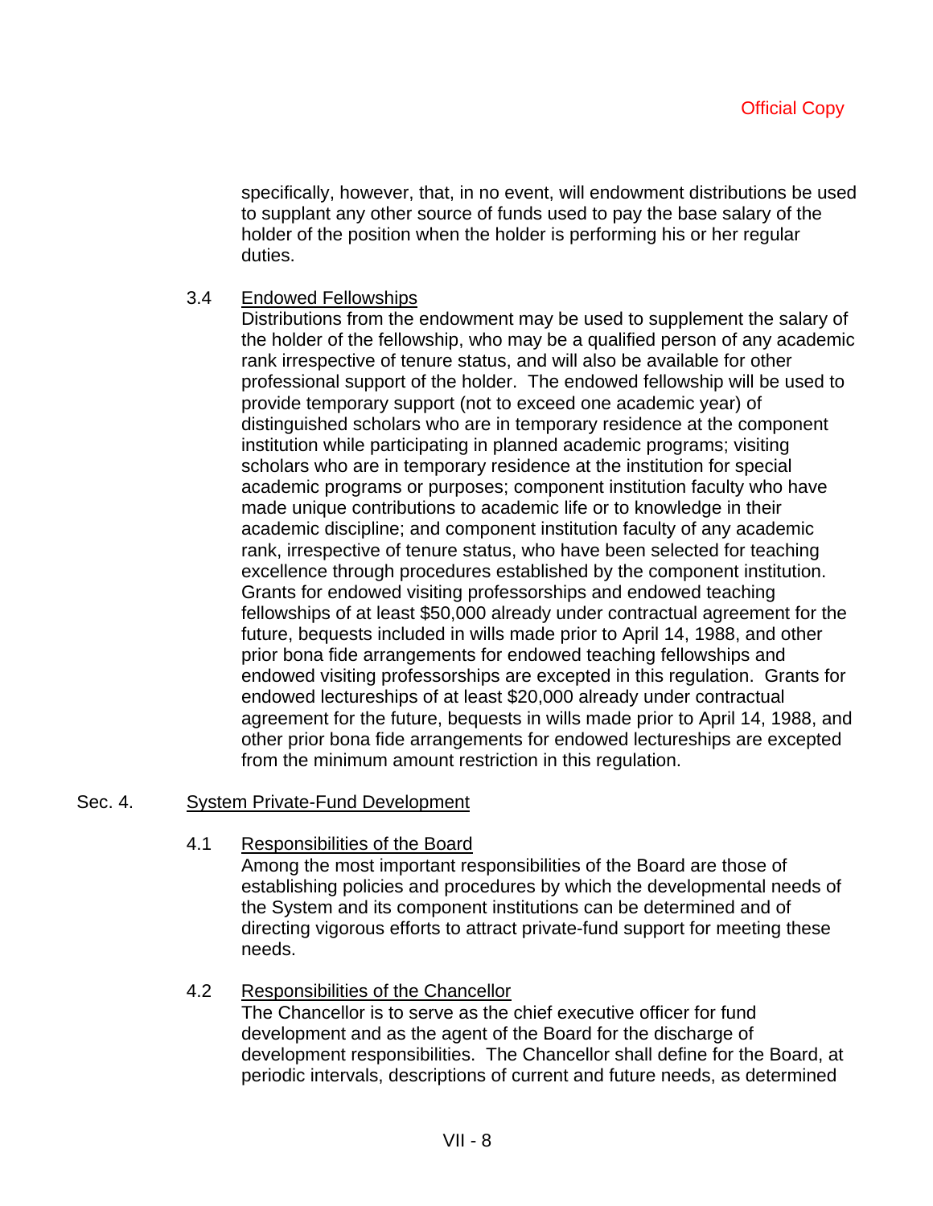specifically, however, that, in no event, will endowment distributions be used to supplant any other source of funds used to pay the base salary of the holder of the position when the holder is performing his or her regular duties.

3.4 Endowed Fellowships

Distributions from the endowment may be used to supplement the salary of the holder of the fellowship, who may be a qualified person of any academic rank irrespective of tenure status, and will also be available for other professional support of the holder. The endowed fellowship will be used to provide temporary support (not to exceed one academic year) of distinguished scholars who are in temporary residence at the component institution while participating in planned academic programs; visiting scholars who are in temporary residence at the institution for special academic programs or purposes; component institution faculty who have made unique contributions to academic life or to knowledge in their academic discipline; and component institution faculty of any academic rank, irrespective of tenure status, who have been selected for teaching excellence through procedures established by the component institution. Grants for endowed visiting professorships and endowed teaching fellowships of at least $50,000 already under contractual agreement for the future, bequests included in wills made prior to April 14, 1988, and other prior bona fide arrangements for endowed teaching fellowships and endowed visiting professorships are excepted in this regulation. Grants for endowed lectureships of at least $20,000 already under contractual agreement for the future, bequests in wills made prior to April 14, 1988, and other prior bona fide arrangements for endowed lectureships are excepted from the minimum amount restriction in this regulation.

## Sec. 4. System Private-Fund Development

4.1 Responsibilities of the Board

Among the most important responsibilities of the Board are those of establishing policies and procedures by which the developmental needs of the System and its component institutions can be determined and of directing vigorous efforts to attract private-fund support for meeting these needs.

4.2 Responsibilities of the Chancellor

The Chancellor is to serve as the chief executive officer for fund development and as the agent of the Board for the discharge of development responsibilities. The Chancellor shall define for the Board, at periodic intervals, descriptions of current and future needs, as determined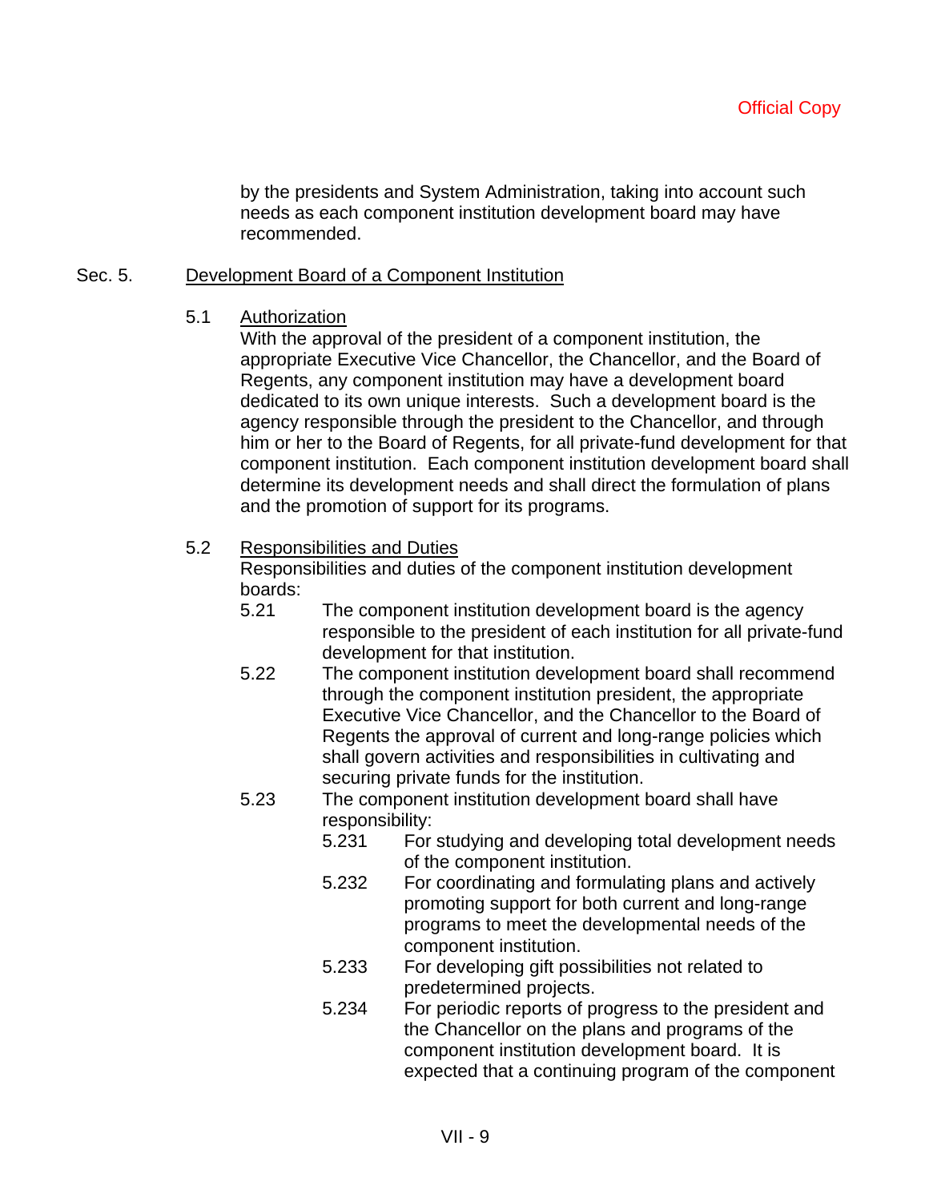by the presidents and System Administration, taking into account such needs as each component institution development board may have recommended.

## Sec. 5. Development Board of a Component Institution

### 5.1 Authorization

With the approval of the president of a component institution, the appropriate Executive Vice Chancellor, the Chancellor, and the Board of Regents, any component institution may have a development board dedicated to its own unique interests. Such a development board is the agency responsible through the president to the Chancellor, and through him or her to the Board of Regents, for all private-fund development for that component institution. Each component institution development board shall determine its development needs and shall direct the formulation of plans and the promotion of support for its programs.

### 5.2 Responsibilities and Duties

Responsibilities and duties of the component institution development boards:

- 5.21 The component institution development board is the agency responsible to the president of each institution for all private-fund development for that institution.
- 5.22 The component institution development board shall recommend through the component institution president, the appropriate Executive Vice Chancellor, and the Chancellor to the Board of Regents the approval of current and long-range policies which shall govern activities and responsibilities in cultivating and securing private funds for the institution.
- 5.23 The component institution development board shall have responsibility:
  - 5.231 For studying and developing total development needs of the component institution.
  - 5.232 For coordinating and formulating plans and actively promoting support for both current and long-range programs to meet the developmental needs of the component institution.
  - 5.233 For developing gift possibilities not related to predetermined projects.
  - 5.234 For periodic reports of progress to the president and the Chancellor on the plans and programs of the component institution development board. It is expected that a continuing program of the component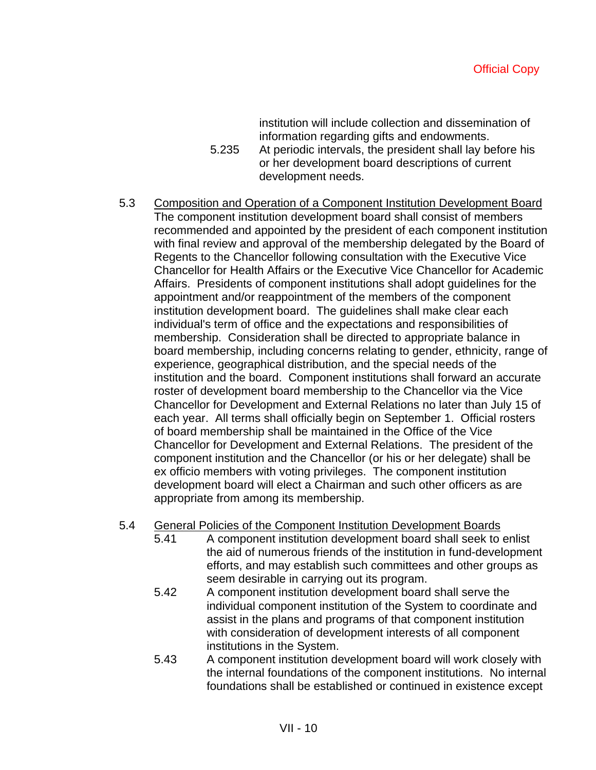institution will include collection and dissemination of information regarding gifts and endowments.

5.235 At periodic intervals, the president shall lay before his or her development board descriptions of current development needs.

5.3 Composition and Operation of a Component Institution Development Board

The component institution development board shall consist of members recommended and appointed by the president of each component institution with final review and approval of the membership delegated by the Board of Regents to the Chancellor following consultation with the Executive Vice Chancellor for Health Affairs or the Executive Vice Chancellor for Academic Affairs. Presidents of component institutions shall adopt guidelines for the appointment and/or reappointment of the members of the component institution development board. The guidelines shall make clear each individual's term of office and the expectations and responsibilities of membership. Consideration shall be directed to appropriate balance in board membership, including concerns relating to gender, ethnicity, range of experience, geographical distribution, and the special needs of the institution and the board. Component institutions shall forward an accurate roster of development board membership to the Chancellor via the Vice Chancellor for Development and External Relations no later than July 15 of each year. All terms shall officially begin on September 1. Official rosters of board membership shall be maintained in the Office of the Vice Chancellor for Development and External Relations. The president of the component institution and the Chancellor (or his or her delegate) shall be ex officio members with voting privileges. The component institution development board will elect a Chairman and such other officers as are appropriate from among its membership.

5.4 General Policies of the Component Institution Development Boards

5.41 A component institution development board shall seek to enlist the aid of numerous friends of the institution in fund-development efforts, and may establish such committees and other groups as seem desirable in carrying out its program.

5.42 A component institution development board shall serve the individual component institution of the System to coordinate and assist in the plans and programs of that component institution with consideration of development interests of all component institutions in the System.

5.43 A component institution development board will work closely with the internal foundations of the component institutions. No internal foundations shall be established or continued in existence except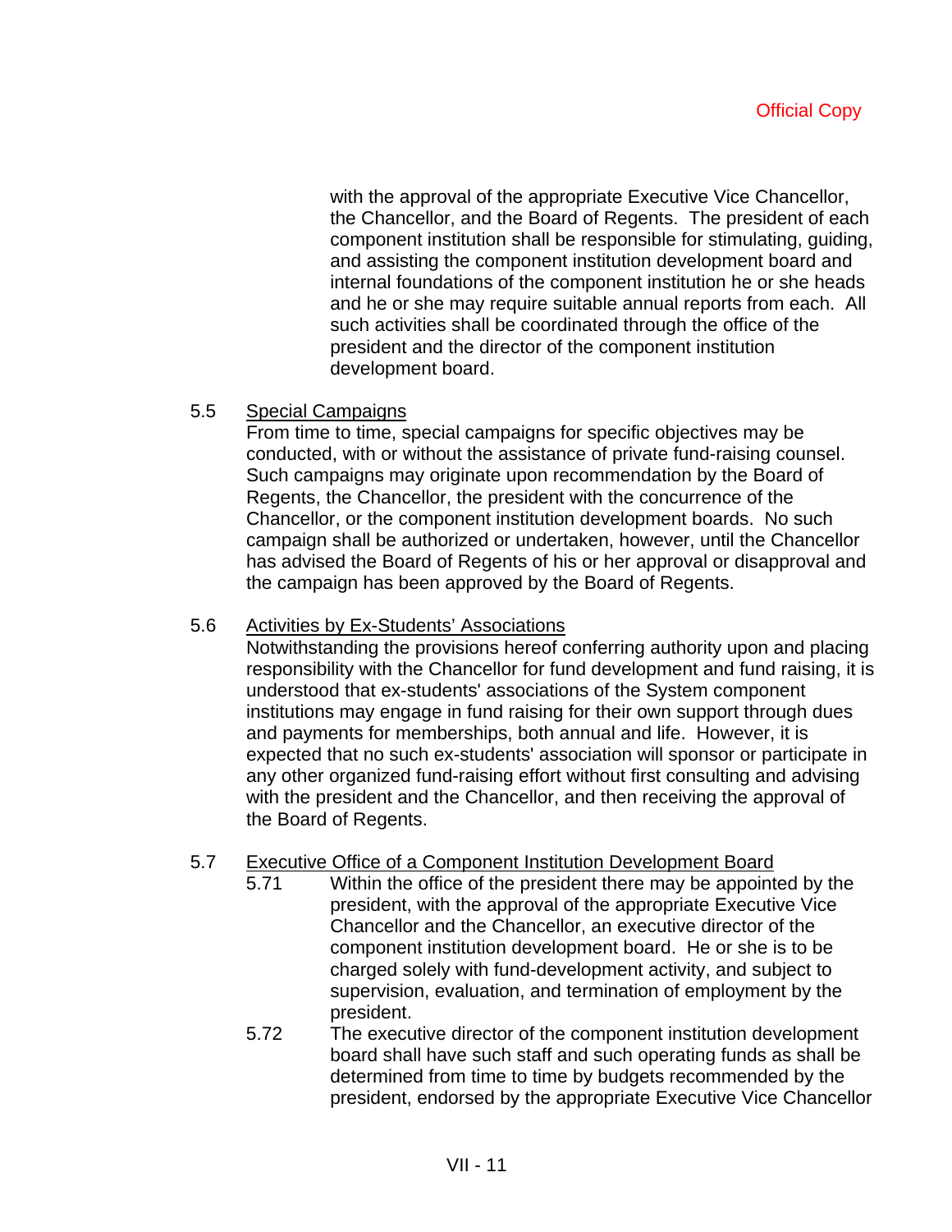with the approval of the appropriate Executive Vice Chancellor, the Chancellor, and the Board of Regents. The president of each component institution shall be responsible for stimulating, guiding, and assisting the component institution development board and internal foundations of the component institution he or she heads and he or she may require suitable annual reports from each. All such activities shall be coordinated through the office of the president and the director of the component institution development board.

5.5 Special Campaigns

From time to time, special campaigns for specific objectives may be conducted, with or without the assistance of private fund-raising counsel. Such campaigns may originate upon recommendation by the Board of Regents, the Chancellor, the president with the concurrence of the Chancellor, or the component institution development boards. No such campaign shall be authorized or undertaken, however, until the Chancellor has advised the Board of Regents of his or her approval or disapproval and the campaign has been approved by the Board of Regents.

5.6 Activities by Ex-Students' Associations

Notwithstanding the provisions hereof conferring authority upon and placing responsibility with the Chancellor for fund development and fund raising, it is understood that ex-students' associations of the System component institutions may engage in fund raising for their own support through dues and payments for memberships, both annual and life. However, it is expected that no such ex-students' association will sponsor or participate in any other organized fund-raising effort without first consulting and advising with the president and the Chancellor, and then receiving the approval of the Board of Regents.

5.7 Executive Office of a Component Institution Development Board

5.71 Within the office of the president there may be appointed by the president, with the approval of the appropriate Executive Vice Chancellor and the Chancellor, an executive director of the component institution development board. He or she is to be charged solely with fund-development activity, and subject to supervision, evaluation, and termination of employment by the president.

5.72 The executive director of the component institution development board shall have such staff and such operating funds as shall be determined from time to time by budgets recommended by the president, endorsed by the appropriate Executive Vice Chancellor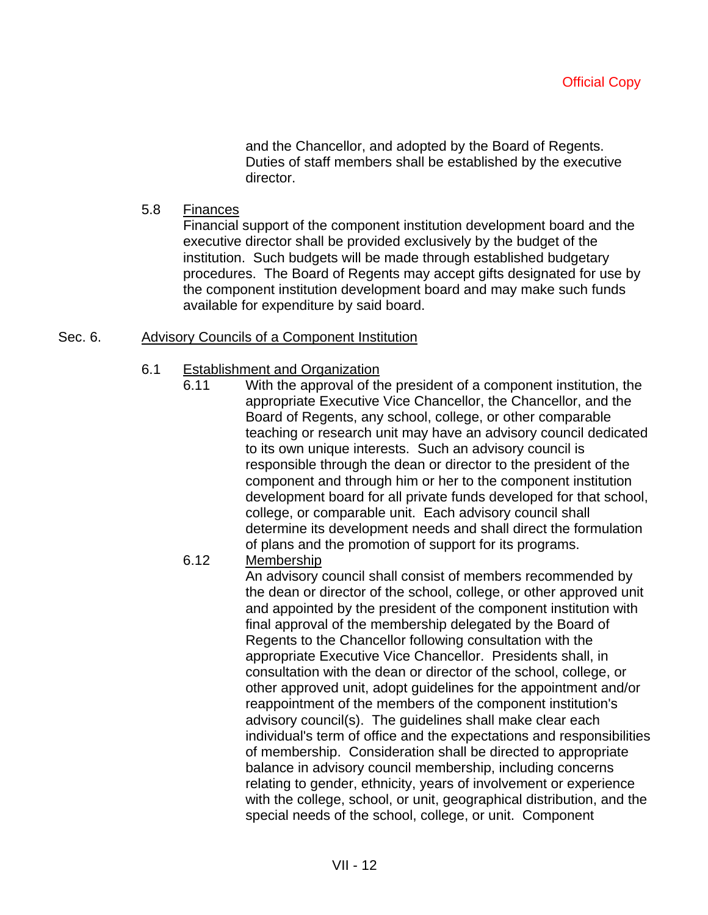and the Chancellor, and adopted by the Board of Regents. Duties of staff members shall be established by the executive director.

5.8 Finances

Financial support of the component institution development board and the executive director shall be provided exclusively by the budget of the institution. Such budgets will be made through established budgetary procedures. The Board of Regents may accept gifts designated for use by the component institution development board and may make such funds available for expenditure by said board.

## Sec. 6. Advisory Councils of a Component Institution

### 6.1 Establishment and Organization

6.11 With the approval of the president of a component institution, the appropriate Executive Vice Chancellor, the Chancellor, and the Board of Regents, any school, college, or other comparable teaching or research unit may have an advisory council dedicated to its own unique interests. Such an advisory council is responsible through the dean or director to the president of the component and through him or her to the component institution development board for all private funds developed for that school, college, or comparable unit. Each advisory council shall determine its development needs and shall direct the formulation of plans and the promotion of support for its programs.

6.12 Membership

An advisory council shall consist of members recommended by the dean or director of the school, college, or other approved unit and appointed by the president of the component institution with final approval of the membership delegated by the Board of Regents to the Chancellor following consultation with the appropriate Executive Vice Chancellor. Presidents shall, in consultation with the dean or director of the school, college, or other approved unit, adopt guidelines for the appointment and/or reappointment of the members of the component institution's advisory council(s). The guidelines shall make clear each individual's term of office and the expectations and responsibilities of membership. Consideration shall be directed to appropriate balance in advisory council membership, including concerns relating to gender, ethnicity, years of involvement or experience with the college, school, or unit, geographical distribution, and the special needs of the school, college, or unit. Component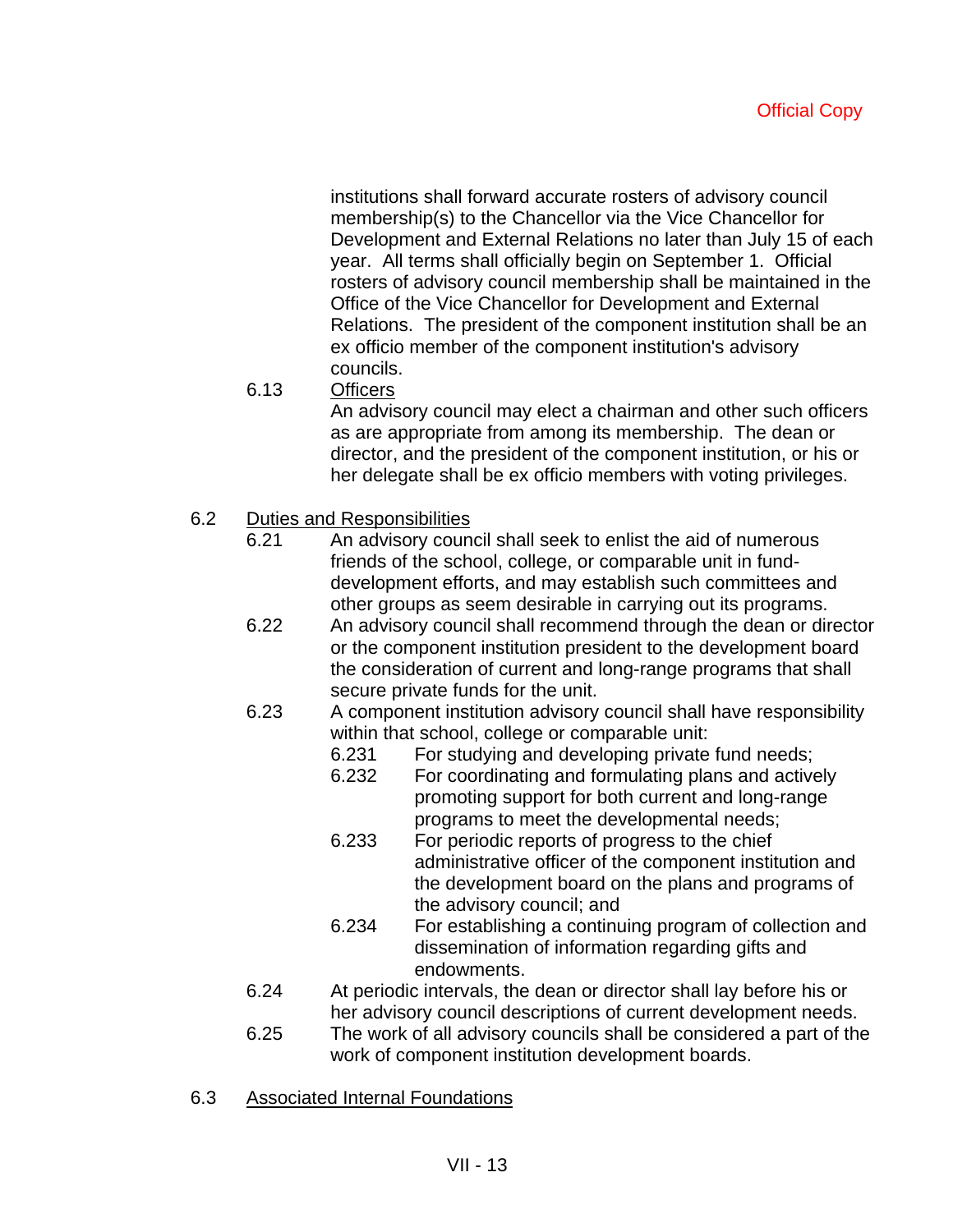institutions shall forward accurate rosters of advisory council membership(s) to the Chancellor via the Vice Chancellor for Development and External Relations no later than July 15 of each year. All terms shall officially begin on September 1. Official rosters of advisory council membership shall be maintained in the Office of the Vice Chancellor for Development and External Relations. The president of the component institution shall be an ex officio member of the component institution's advisory councils.

6.13 Officers

An advisory council may elect a chairman and other such officers as are appropriate from among its membership. The dean or director, and the president of the component institution, or his or her delegate shall be ex officio members with voting privileges.

6.2 Duties and Responsibilities

6.21 An advisory council shall seek to enlist the aid of numerous friends of the school, college, or comparable unit in fund-development efforts, and may establish such committees and other groups as seem desirable in carrying out its programs.

6.22 An advisory council shall recommend through the dean or director or the component institution president to the development board the consideration of current and long-range programs that shall secure private funds for the unit.

6.23 A component institution advisory council shall have responsibility within that school, college or comparable unit:

6.231 For studying and developing private fund needs;

6.232 For coordinating and formulating plans and actively promoting support for both current and long-range programs to meet the developmental needs;

6.233 For periodic reports of progress to the chief administrative officer of the component institution and the development board on the plans and programs of the advisory council; and

6.234 For establishing a continuing program of collection and dissemination of information regarding gifts and endowments.

6.24 At periodic intervals, the dean or director shall lay before his or her advisory council descriptions of current development needs.

6.25 The work of all advisory councils shall be considered a part of the work of component institution development boards.

6.3 Associated Internal Foundations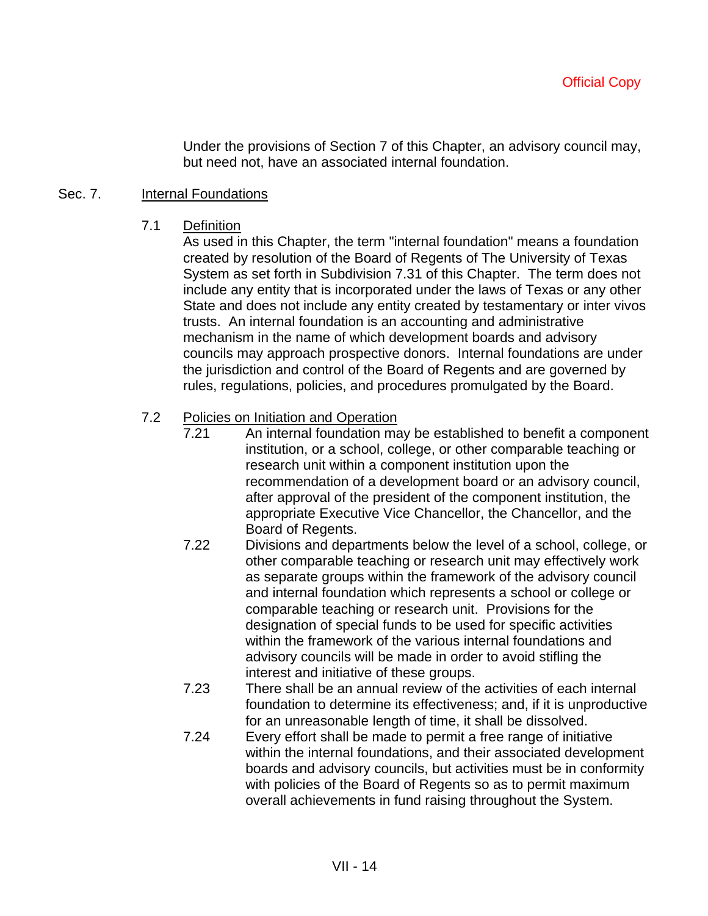Under the provisions of Section 7 of this Chapter, an advisory council may, but need not, have an associated internal foundation.

## Sec. 7. Internal Foundations

### 7.1 Definition

As used in this Chapter, the term "internal foundation" means a foundation created by resolution of the Board of Regents of The University of Texas System as set forth in Subdivision 7.31 of this Chapter. The term does not include any entity that is incorporated under the laws of Texas or any other State and does not include any entity created by testamentary or inter vivos trusts. An internal foundation is an accounting and administrative mechanism in the name of which development boards and advisory councils may approach prospective donors. Internal foundations are under the jurisdiction and control of the Board of Regents and are governed by rules, regulations, policies, and procedures promulgated by the Board.

### 7.2 Policies on Initiation and Operation

7.21 An internal foundation may be established to benefit a component institution, or a school, college, or other comparable teaching or research unit within a component institution upon the recommendation of a development board or an advisory council, after approval of the president of the component institution, the appropriate Executive Vice Chancellor, the Chancellor, and the Board of Regents.

7.22 Divisions and departments below the level of a school, college, or other comparable teaching or research unit may effectively work as separate groups within the framework of the advisory council and internal foundation which represents a school or college or comparable teaching or research unit. Provisions for the designation of special funds to be used for specific activities within the framework of the various internal foundations and advisory councils will be made in order to avoid stifling the interest and initiative of these groups.

7.23 There shall be an annual review of the activities of each internal foundation to determine its effectiveness; and, if it is unproductive for an unreasonable length of time, it shall be dissolved.

7.24 Every effort shall be made to permit a free range of initiative within the internal foundations, and their associated development boards and advisory councils, but activities must be in conformity with policies of the Board of Regents so as to permit maximum overall achievements in fund raising throughout the System.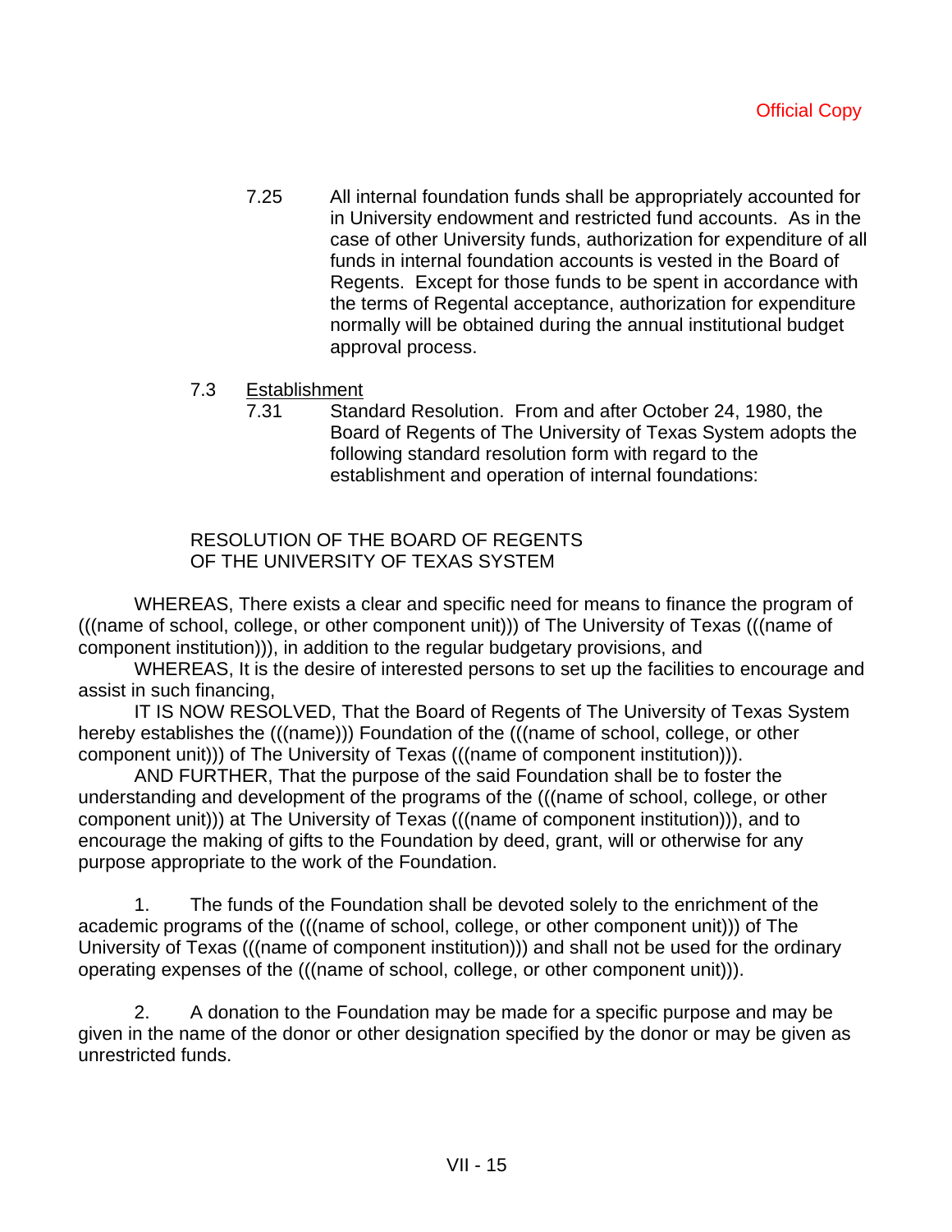7.25 All internal foundation funds shall be appropriately accounted for in University endowment and restricted fund accounts. As in the case of other University funds, authorization for expenditure of all funds in internal foundation accounts is vested in the Board of Regents. Except for those funds to be spent in accordance with the terms of Regental acceptance, authorization for expenditure normally will be obtained during the annual institutional budget approval process.

7.3 Establishment

7.31 Standard Resolution. From and after October 24, 1980, the Board of Regents of The University of Texas System adopts the following standard resolution form with regard to the establishment and operation of internal foundations:

RESOLUTION OF THE BOARD OF REGENTS
OF THE UNIVERSITY OF TEXAS SYSTEM

WHEREAS, There exists a clear and specific need for means to finance the program of (((name of school, college, or other component unit))) of The University of Texas (((name of component institution))), in addition to the regular budgetary provisions, and

WHEREAS, It is the desire of interested persons to set up the facilities to encourage and assist in such financing,

IT IS NOW RESOLVED, That the Board of Regents of The University of Texas System hereby establishes the (((name))) Foundation of the (((name of school, college, or other component unit))) of The University of Texas (((name of component institution))).

AND FURTHER, That the purpose of the said Foundation shall be to foster the understanding and development of the programs of the (((name of school, college, or other component unit))) at The University of Texas (((name of component institution))), and to encourage the making of gifts to the Foundation by deed, grant, will or otherwise for any purpose appropriate to the work of the Foundation.

1. The funds of the Foundation shall be devoted solely to the enrichment of the academic programs of the (((name of school, college, or other component unit))) of The University of Texas (((name of component institution))) and shall not be used for the ordinary operating expenses of the (((name of school, college, or other component unit))).

2. A donation to the Foundation may be made for a specific purpose and may be given in the name of the donor or other designation specified by the donor or may be given as unrestricted funds.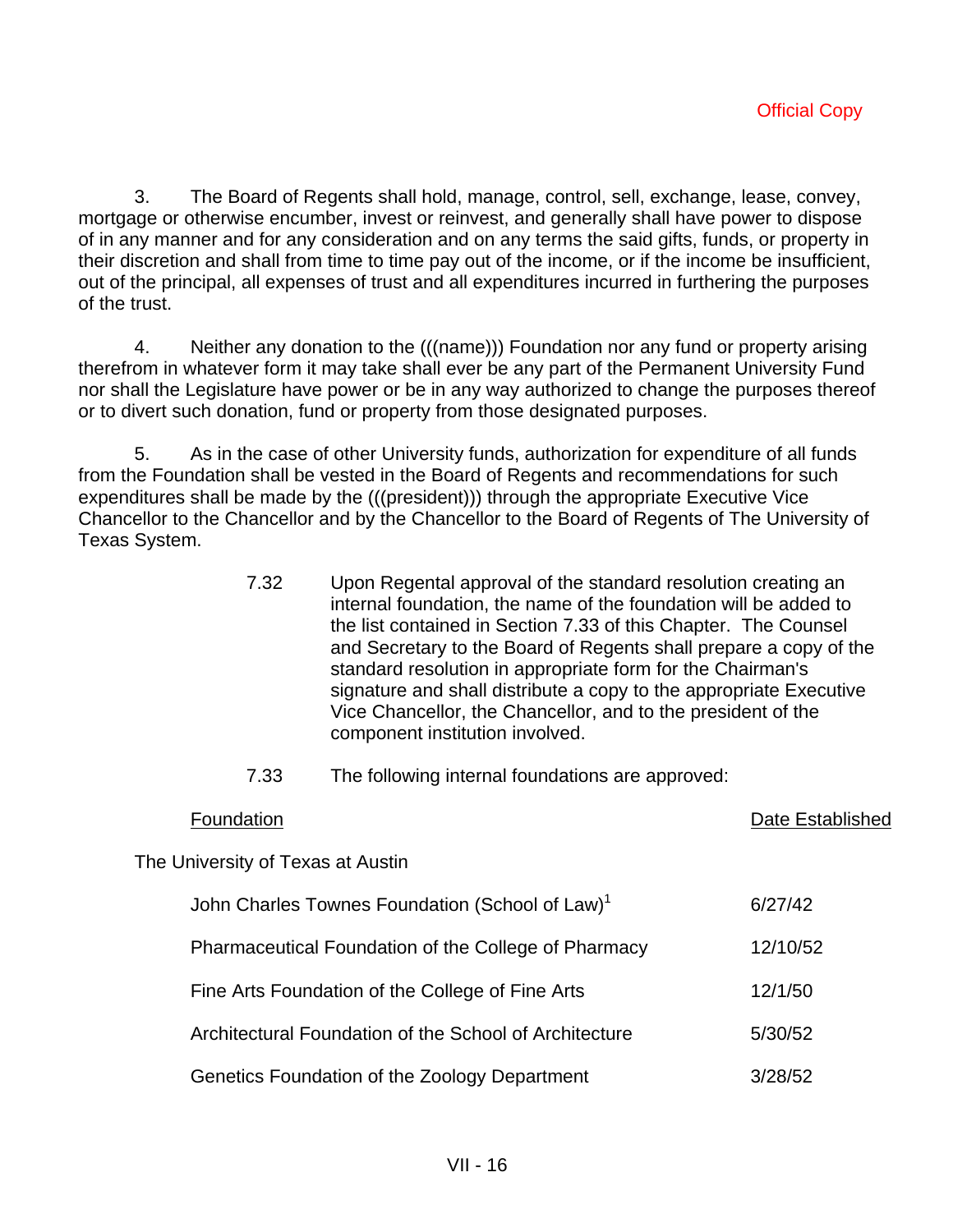Official Copy

3. The Board of Regents shall hold, manage, control, sell, exchange, lease, convey, mortgage or otherwise encumber, invest or reinvest, and generally shall have power to dispose of in any manner and for any consideration and on any terms the said gifts, funds, or property in their discretion and shall from time to time pay out of the income, or if the income be insufficient, out of the principal, all expenses of trust and all expenditures incurred in furthering the purposes of the trust.

4. Neither any donation to the (((name))) Foundation nor any fund or property arising therefrom in whatever form it may take shall ever be any part of the Permanent University Fund nor shall the Legislature have power or be in any way authorized to change the purposes thereof or to divert such donation, fund or property from those designated purposes.

5. As in the case of other University funds, authorization for expenditure of all funds from the Foundation shall be vested in the Board of Regents and recommendations for such expenditures shall be made by the (((president))) through the appropriate Executive Vice Chancellor to the Chancellor and by the Chancellor to the Board of Regents of The University of Texas System.

7.32 Upon Regental approval of the standard resolution creating an internal foundation, the name of the foundation will be added to the list contained in Section 7.33 of this Chapter. The Counsel and Secretary to the Board of Regents shall prepare a copy of the standard resolution in appropriate form for the Chairman's signature and shall distribute a copy to the appropriate Executive Vice Chancellor, the Chancellor, and to the president of the component institution involved.

7.33 The following internal foundations are approved:

| Foundation | Date Established |
|---|---|
| **The University of Texas at Austin** | |
| John Charles Townes Foundation (School of Law)[1] | 6/27/42 |
| Pharmaceutical Foundation of the College of Pharmacy | 12/10/52 |
| Fine Arts Foundation of the College of Fine Arts | 12/1/50 |
| Architectural Foundation of the School of Architecture | 5/30/52 |
| Genetics Foundation of the Zoology Department | 3/28/52 |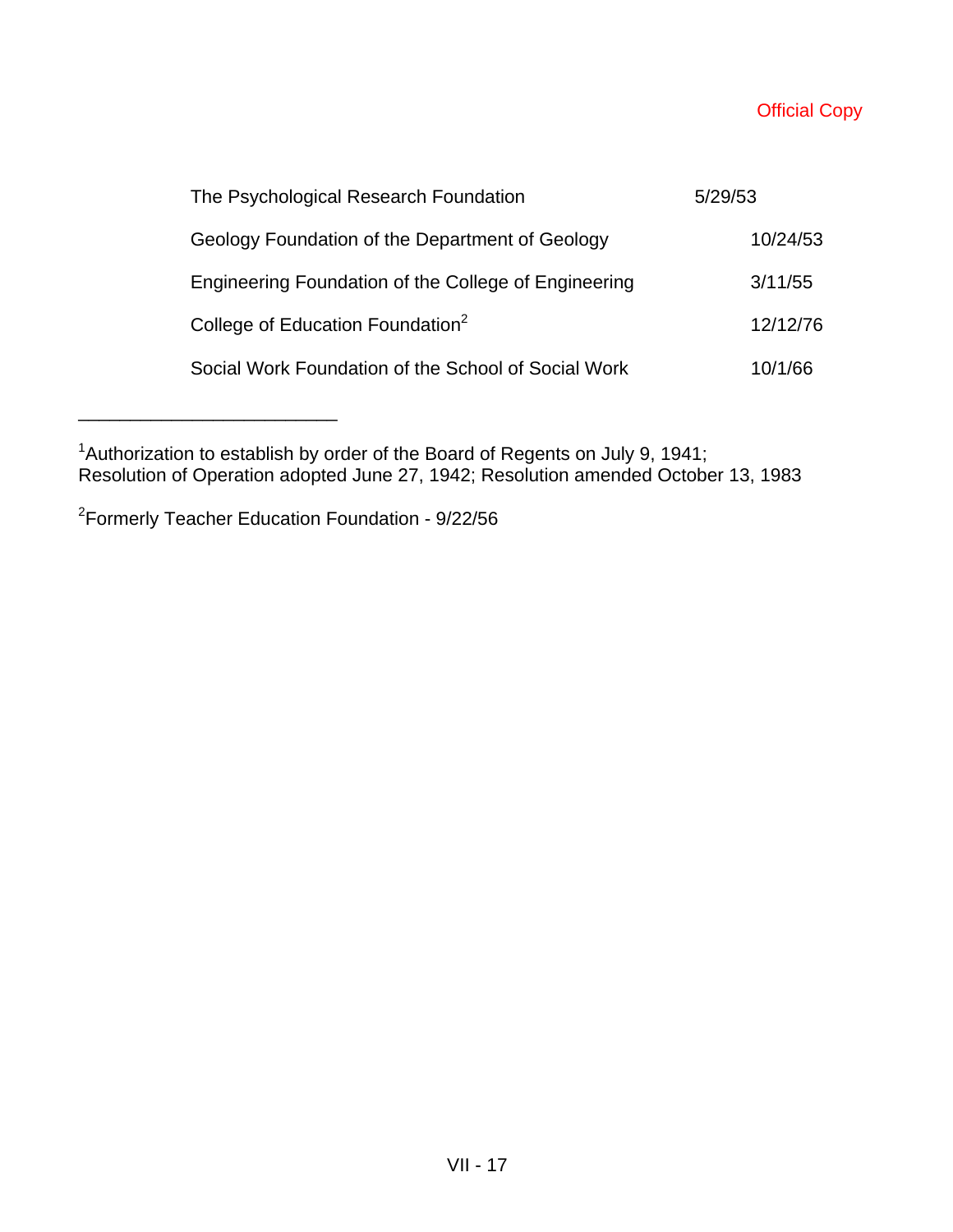Official Copy

| | |
|---|---|
| The Psychological Research Foundation | 5/29/53 |
| Geology Foundation of the Department of Geology | 10/24/53 |
| Engineering Foundation of the College of Engineering | 3/11/55 |
| College of Education Foundation[2] | 12/12/76 |
| Social Work Foundation of the School of Social Work | 10/1/66 |

---

[1]Authorization to establish by order of the Board of Regents on July 9, 1941; Resolution of Operation adopted June 27, 1942; Resolution amended October 13, 1983

[2]Formerly Teacher Education Foundation - 9/22/56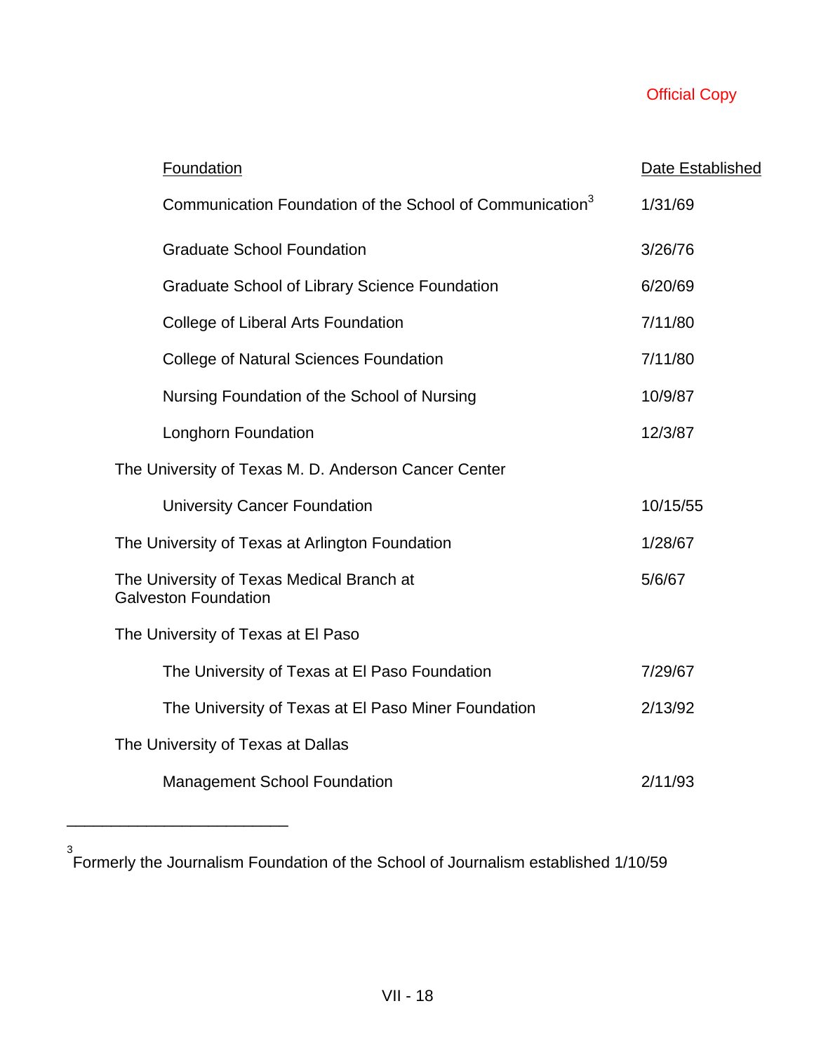Official Copy

| Foundation | Date Established |
|---|---|
| Communication Foundation of the School of Communication[3] | 1/31/69 |
| Graduate School Foundation | 3/26/76 |
| Graduate School of Library Science Foundation | 6/20/69 |
| College of Liberal Arts Foundation | 7/11/80 |
| College of Natural Sciences Foundation | 7/11/80 |
| Nursing Foundation of the School of Nursing | 10/9/87 |
| Longhorn Foundation | 12/3/87 |
| The University of Texas M. D. Anderson Cancer Center | |
| University Cancer Foundation | 10/15/55 |
| The University of Texas at Arlington Foundation | 1/28/67 |
| The University of Texas Medical Branch at Galveston Foundation | 5/6/67 |
| The University of Texas at El Paso | |
| The University of Texas at El Paso Foundation | 7/29/67 |
| The University of Texas at El Paso Miner Foundation | 2/13/92 |
| The University of Texas at Dallas | |
| Management School Foundation | 2/11/93 |

[3] Formerly the Journalism Foundation of the School of Journalism established 1/10/59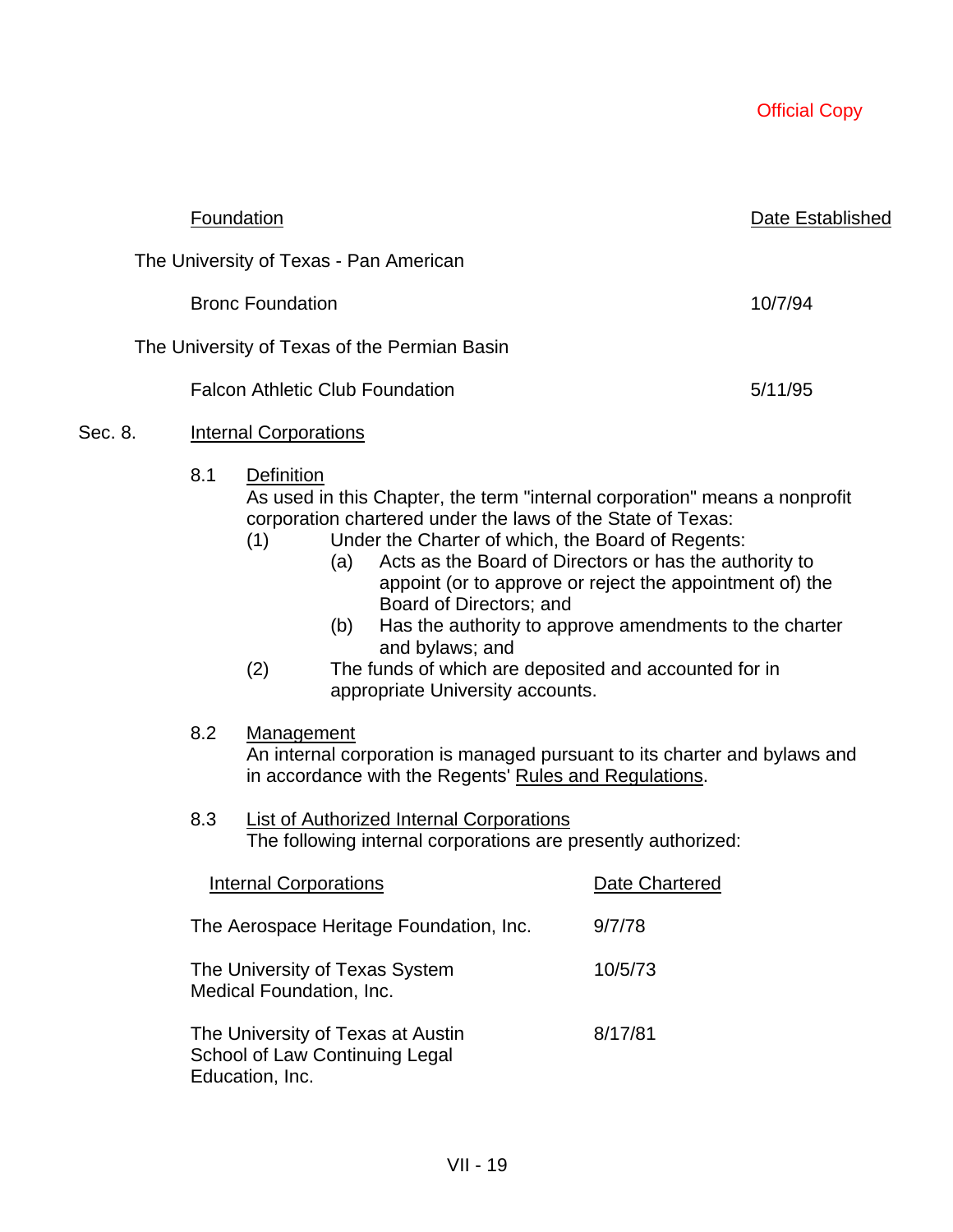| Foundation | Date Established |
|---|---|
| The University of Texas - Pan American | |
| Bronc Foundation | 10/7/94 |
| The University of Texas of the Permian Basin | |
| Falcon Athletic Club Foundation | 5/11/95 |

Sec. 8. Internal Corporations

8.1 Definition

As used in this Chapter, the term "internal corporation" means a nonprofit corporation chartered under the laws of the State of Texas:

(1) Under the Charter of which, the Board of Regents:

(a) Acts as the Board of Directors or has the authority to appoint (or to approve or reject the appointment of) the Board of Directors; and

(b) Has the authority to approve amendments to the charter and bylaws; and

(2) The funds of which are deposited and accounted for in appropriate University accounts.

8.2 Management

An internal corporation is managed pursuant to its charter and bylaws and in accordance with the Regents' Rules and Regulations.

8.3 List of Authorized Internal Corporations

The following internal corporations are presently authorized:

| Internal Corporations | Date Chartered |
|---|---|
| The Aerospace Heritage Foundation, Inc. | 9/7/78 |
| The University of Texas System Medical Foundation, Inc. | 10/5/73 |
| The University of Texas at Austin School of Law Continuing Legal Education, Inc. | 8/17/81 |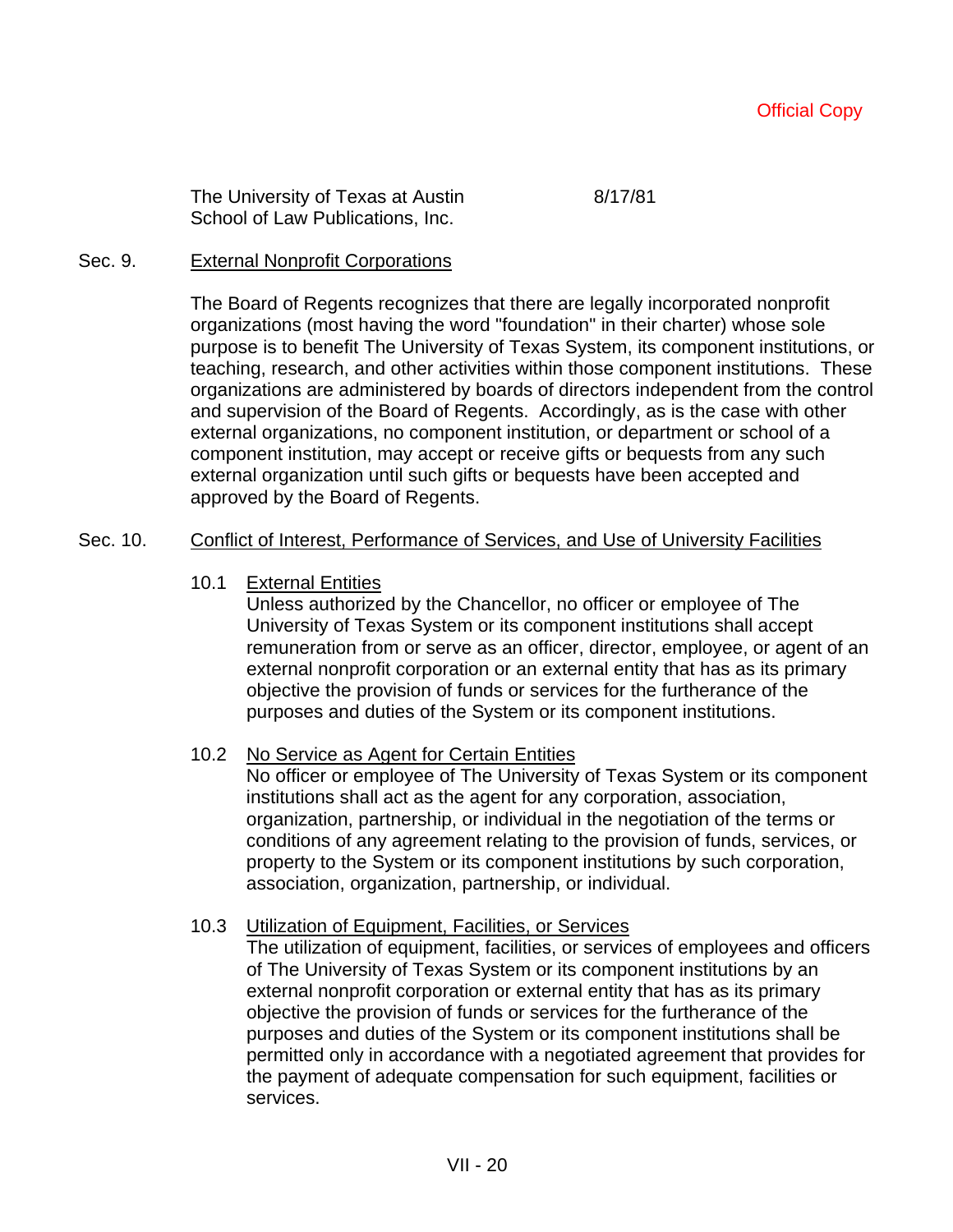Official Copy

The University of Texas at Austin School of Law Publications, Inc. 8/17/81

## Sec. 9. External Nonprofit Corporations

The Board of Regents recognizes that there are legally incorporated nonprofit organizations (most having the word "foundation" in their charter) whose sole purpose is to benefit The University of Texas System, its component institutions, or teaching, research, and other activities within those component institutions. These organizations are administered by boards of directors independent from the control and supervision of the Board of Regents. Accordingly, as is the case with other external organizations, no component institution, or department or school of a component institution, may accept or receive gifts or bequests from any such external organization until such gifts or bequests have been accepted and approved by the Board of Regents.

## Sec. 10. Conflict of Interest, Performance of Services, and Use of University Facilities

### 10.1 External Entities

Unless authorized by the Chancellor, no officer or employee of The University of Texas System or its component institutions shall accept remuneration from or serve as an officer, director, employee, or agent of an external nonprofit corporation or an external entity that has as its primary objective the provision of funds or services for the furtherance of the purposes and duties of the System or its component institutions.

### 10.2 No Service as Agent for Certain Entities

No officer or employee of The University of Texas System or its component institutions shall act as the agent for any corporation, association, organization, partnership, or individual in the negotiation of the terms or conditions of any agreement relating to the provision of funds, services, or property to the System or its component institutions by such corporation, association, organization, partnership, or individual.

### 10.3 Utilization of Equipment, Facilities, or Services

The utilization of equipment, facilities, or services of employees and officers of The University of Texas System or its component institutions by an external nonprofit corporation or external entity that has as its primary objective the provision of funds or services for the furtherance of the purposes and duties of the System or its component institutions shall be permitted only in accordance with a negotiated agreement that provides for the payment of adequate compensation for such equipment, facilities or services.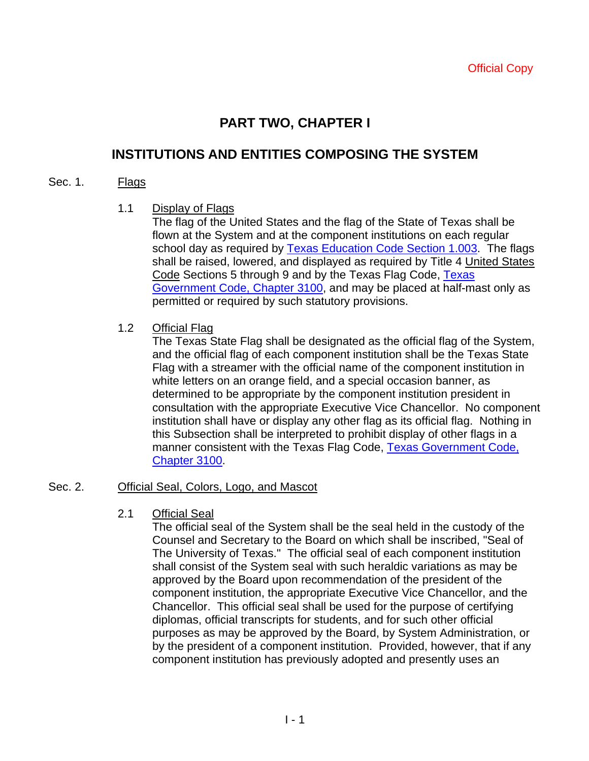Official Copy

# PART TWO, CHAPTER I

## INSTITUTIONS AND ENTITIES COMPOSING THE SYSTEM

Sec. 1. Flags

1.1 Display of Flags

The flag of the United States and the flag of the State of Texas shall be flown at the System and at the component institutions on each regular school day as required by Texas Education Code Section 1.003. The flags shall be raised, lowered, and displayed as required by Title 4 United States Code Sections 5 through 9 and by the Texas Flag Code, Texas Government Code, Chapter 3100, and may be placed at half-mast only as permitted or required by such statutory provisions.

1.2 Official Flag

The Texas State Flag shall be designated as the official flag of the System, and the official flag of each component institution shall be the Texas State Flag with a streamer with the official name of the component institution in white letters on an orange field, and a special occasion banner, as determined to be appropriate by the component institution president in consultation with the appropriate Executive Vice Chancellor. No component institution shall have or display any other flag as its official flag. Nothing in this Subsection shall be interpreted to prohibit display of other flags in a manner consistent with the Texas Flag Code, Texas Government Code, Chapter 3100.

Sec. 2. Official Seal, Colors, Logo, and Mascot

2.1 Official Seal

The official seal of the System shall be the seal held in the custody of the Counsel and Secretary to the Board on which shall be inscribed, "Seal of The University of Texas." The official seal of each component institution shall consist of the System seal with such heraldic variations as may be approved by the Board upon recommendation of the president of the component institution, the appropriate Executive Vice Chancellor, and the Chancellor. This official seal shall be used for the purpose of certifying diplomas, official transcripts for students, and for such other official purposes as may be approved by the Board, by System Administration, or by the president of a component institution. Provided, however, that if any component institution has previously adopted and presently uses an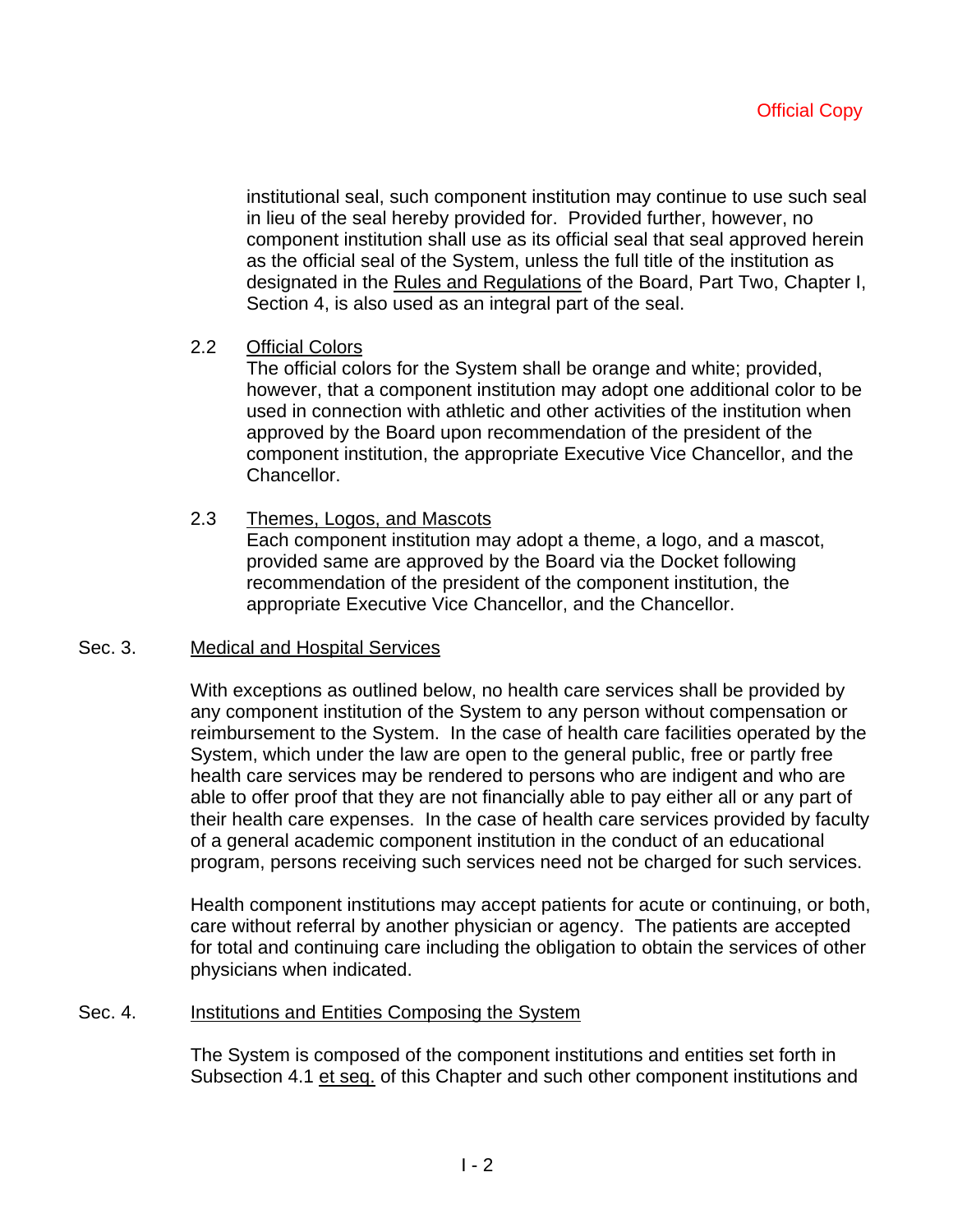institutional seal, such component institution may continue to use such seal in lieu of the seal hereby provided for. Provided further, however, no component institution shall use as its official seal that seal approved herein as the official seal of the System, unless the full title of the institution as designated in the Rules and Regulations of the Board, Part Two, Chapter I, Section 4, is also used as an integral part of the seal.

2.2 Official Colors

The official colors for the System shall be orange and white; provided, however, that a component institution may adopt one additional color to be used in connection with athletic and other activities of the institution when approved by the Board upon recommendation of the president of the component institution, the appropriate Executive Vice Chancellor, and the Chancellor.

2.3 Themes, Logos, and Mascots

Each component institution may adopt a theme, a logo, and a mascot, provided same are approved by the Board via the Docket following recommendation of the president of the component institution, the appropriate Executive Vice Chancellor, and the Chancellor.

## Sec. 3. Medical and Hospital Services

With exceptions as outlined below, no health care services shall be provided by any component institution of the System to any person without compensation or reimbursement to the System. In the case of health care facilities operated by the System, which under the law are open to the general public, free or partly free health care services may be rendered to persons who are indigent and who are able to offer proof that they are not financially able to pay either all or any part of their health care expenses. In the case of health care services provided by faculty of a general academic component institution in the conduct of an educational program, persons receiving such services need not be charged for such services.

Health component institutions may accept patients for acute or continuing, or both, care without referral by another physician or agency. The patients are accepted for total and continuing care including the obligation to obtain the services of other physicians when indicated.

## Sec. 4. Institutions and Entities Composing the System

The System is composed of the component institutions and entities set forth in Subsection 4.1 et seq. of this Chapter and such other component institutions and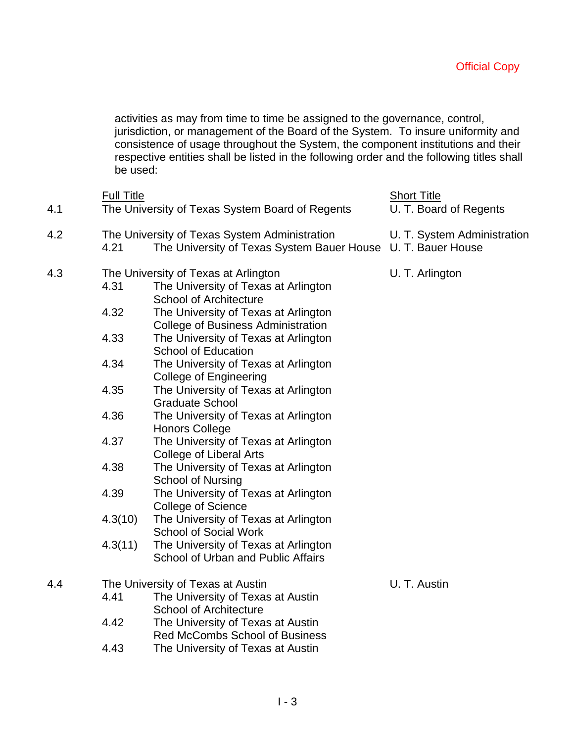activities as may from time to time be assigned to the governance, control, jurisdiction, or management of the Board of the System. To insure uniformity and consistence of usage throughout the System, the component institutions and their respective entities shall be listed in the following order and the following titles shall be used:

| | Full Title | Short Title |
|---|---|---|
| 4.1 | The University of Texas System Board of Regents | U. T. Board of Regents |
| 4.2 | The University of Texas System Administration | U. T. System Administration |
| 4.21 | The University of Texas System Bauer House | U. T. Bauer House |
| 4.3 | The University of Texas at Arlington | U. T. Arlington |
| 4.31 | The University of Texas at Arlington School of Architecture | |
| 4.32 | The University of Texas at Arlington College of Business Administration | |
| 4.33 | The University of Texas at Arlington School of Education | |
| 4.34 | The University of Texas at Arlington College of Engineering | |
| 4.35 | The University of Texas at Arlington Graduate School | |
| 4.36 | The University of Texas at Arlington Honors College | |
| 4.37 | The University of Texas at Arlington College of Liberal Arts | |
| 4.38 | The University of Texas at Arlington School of Nursing | |
| 4.39 | The University of Texas at Arlington College of Science | |
| 4.3(10) | The University of Texas at Arlington School of Social Work | |
| 4.3(11) | The University of Texas at Arlington School of Urban and Public Affairs | |
| 4.4 | The University of Texas at Austin | U. T. Austin |
| 4.41 | The University of Texas at Austin School of Architecture | |
| 4.42 | The University of Texas at Austin Red McCombs School of Business | |
| 4.43 | The University of Texas at Austin | |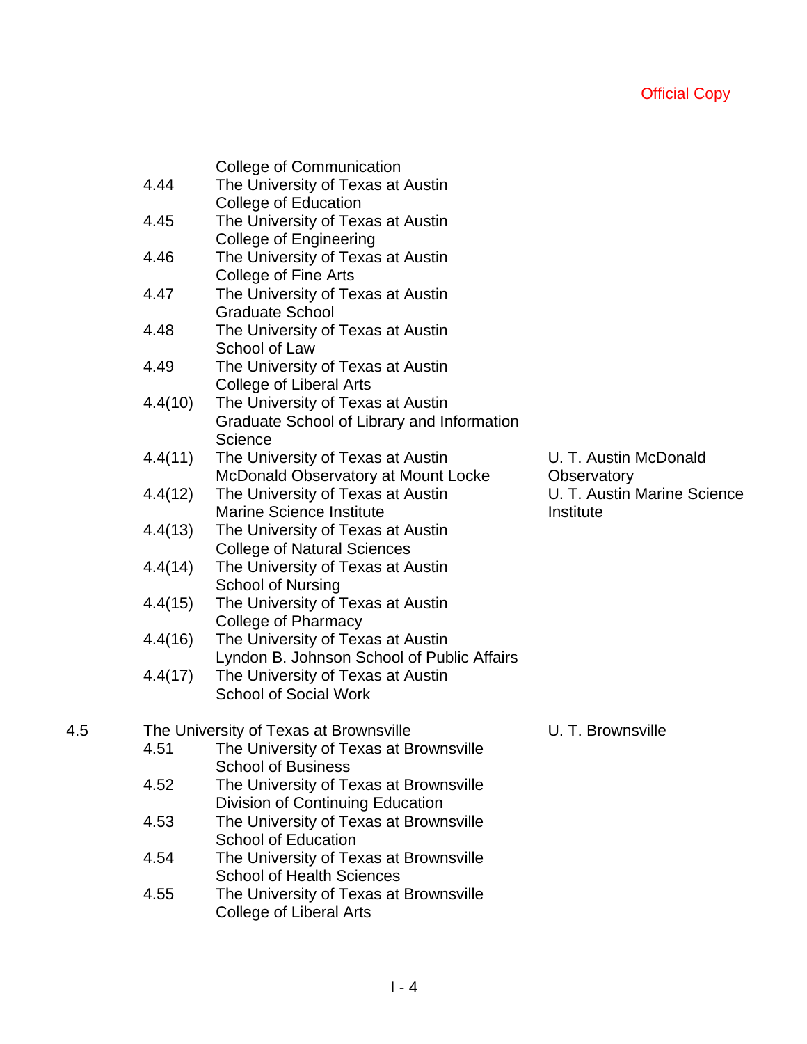Official Copy

| | | | |
|---|---|---|---|
| | | College of Communication | |
| | 4.44 | The University of Texas at Austin<br>College of Education | |
| | 4.45 | The University of Texas at Austin<br>College of Engineering | |
| | 4.46 | The University of Texas at Austin<br>College of Fine Arts | |
| | 4.47 | The University of Texas at Austin<br>Graduate School | |
| | 4.48 | The University of Texas at Austin<br>School of Law | |
| | 4.49 | The University of Texas at Austin<br>College of Liberal Arts | |
| | 4.4(10) | The University of Texas at Austin<br>Graduate School of Library and Information Science | |
| | 4.4(11) | The University of Texas at Austin<br>McDonald Observatory at Mount Locke | U. T. Austin McDonald Observatory |
| | 4.4(12) | The University of Texas at Austin<br>Marine Science Institute | U. T. Austin Marine Science Institute |
| | 4.4(13) | The University of Texas at Austin<br>College of Natural Sciences | |
| | 4.4(14) | The University of Texas at Austin<br>School of Nursing | |
| | 4.4(15) | The University of Texas at Austin<br>College of Pharmacy | |
| | 4.4(16) | The University of Texas at Austin<br>Lyndon B. Johnson School of Public Affairs | |
| | 4.4(17) | The University of Texas at Austin<br>School of Social Work | |
| 4.5 | | The University of Texas at Brownsville | U. T. Brownsville |
| | 4.51 | The University of Texas at Brownsville<br>School of Business | |
| | 4.52 | The University of Texas at Brownsville<br>Division of Continuing Education | |
| | 4.53 | The University of Texas at Brownsville<br>School of Education | |
| | 4.54 | The University of Texas at Brownsville<br>School of Health Sciences | |
| | 4.55 | The University of Texas at Brownsville<br>College of Liberal Arts | |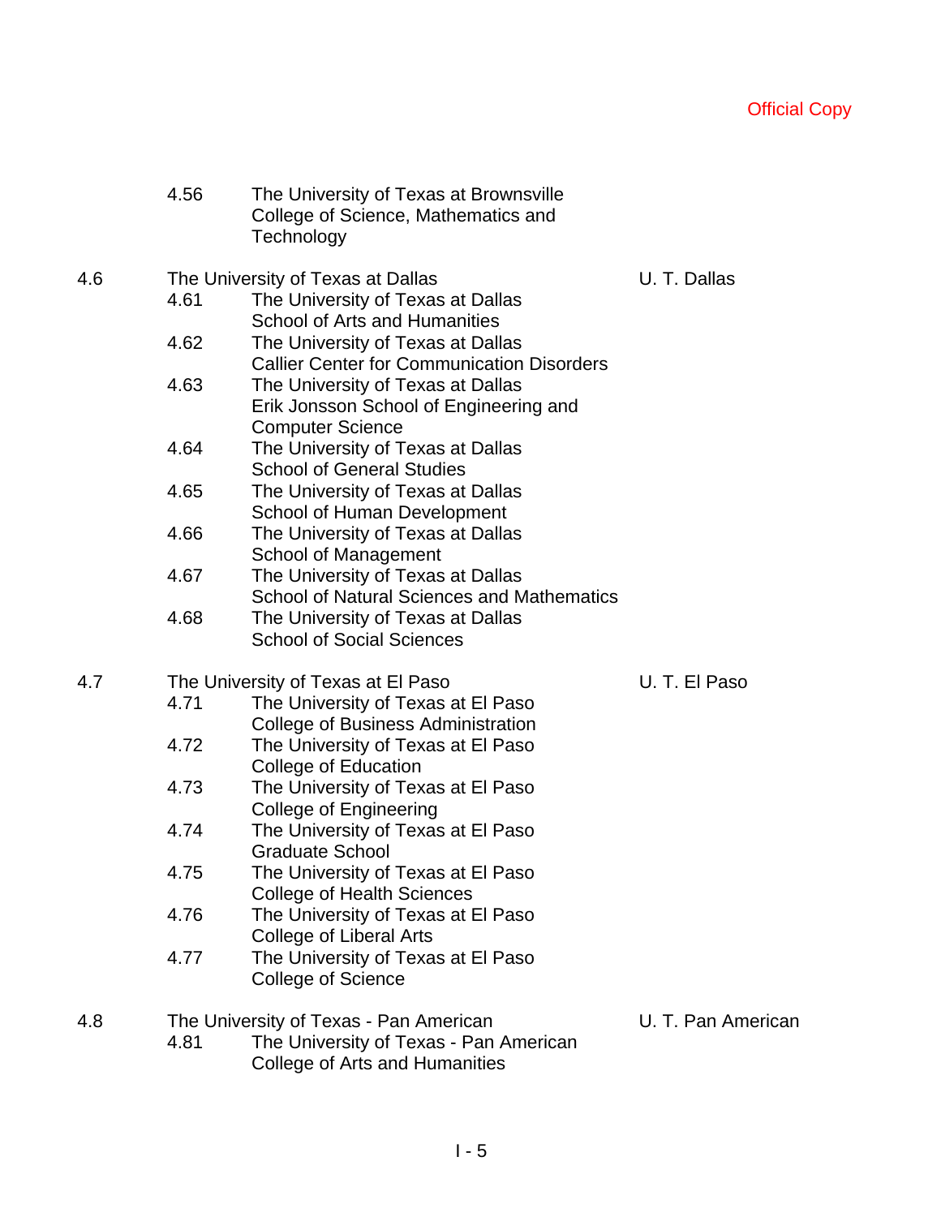Official Copy

| | | | |
|---|---|---|---|
| | 4.56 | The University of Texas at Brownsville College of Science, Mathematics and Technology | |
| 4.6 | | The University of Texas at Dallas | U. T. Dallas |
| | 4.61 | The University of Texas at Dallas School of Arts and Humanities | |
| | 4.62 | The University of Texas at Dallas Callier Center for Communication Disorders | |
| | 4.63 | The University of Texas at Dallas Erik Jonsson School of Engineering and Computer Science | |
| | 4.64 | The University of Texas at Dallas School of General Studies | |
| | 4.65 | The University of Texas at Dallas School of Human Development | |
| | 4.66 | The University of Texas at Dallas School of Management | |
| | 4.67 | The University of Texas at Dallas School of Natural Sciences and Mathematics | |
| | 4.68 | The University of Texas at Dallas School of Social Sciences | |
| 4.7 | | The University of Texas at El Paso | U. T. El Paso |
| | 4.71 | The University of Texas at El Paso College of Business Administration | |
| | 4.72 | The University of Texas at El Paso College of Education | |
| | 4.73 | The University of Texas at El Paso College of Engineering | |
| | 4.74 | The University of Texas at El Paso Graduate School | |
| | 4.75 | The University of Texas at El Paso College of Health Sciences | |
| | 4.76 | The University of Texas at El Paso College of Liberal Arts | |
| | 4.77 | The University of Texas at El Paso College of Science | |
| 4.8 | | The University of Texas - Pan American | U. T. Pan American |
| | 4.81 | The University of Texas - Pan American College of Arts and Humanities | |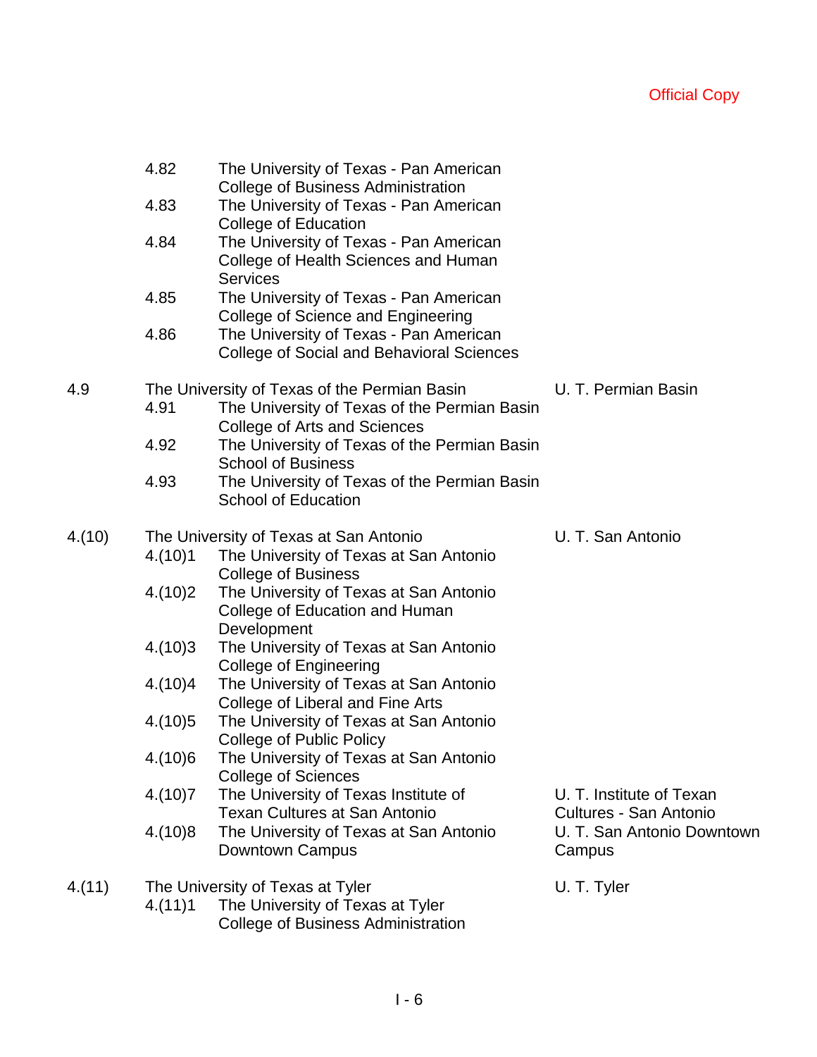Official Copy

| | | | |
|---|---|---|---|
| | 4.82 | The University of Texas - Pan American College of Business Administration | |
| | 4.83 | The University of Texas - Pan American College of Education | |
| | 4.84 | The University of Texas - Pan American College of Health Sciences and Human Services | |
| | 4.85 | The University of Texas - Pan American College of Science and Engineering | |
| | 4.86 | The University of Texas - Pan American College of Social and Behavioral Sciences | |
| 4.9 | The University of Texas of the Permian Basin | | U. T. Permian Basin |
| | 4.91 | The University of Texas of the Permian Basin College of Arts and Sciences | |
| | 4.92 | The University of Texas of the Permian Basin School of Business | |
| | 4.93 | The University of Texas of the Permian Basin School of Education | |
| 4.(10) | The University of Texas at San Antonio | | U. T. San Antonio |
| | 4.(10)1 | The University of Texas at San Antonio College of Business | |
| | 4.(10)2 | The University of Texas at San Antonio College of Education and Human Development | |
| | 4.(10)3 | The University of Texas at San Antonio College of Engineering | |
| | 4.(10)4 | The University of Texas at San Antonio College of Liberal and Fine Arts | |
| | 4.(10)5 | The University of Texas at San Antonio College of Public Policy | |
| | 4.(10)6 | The University of Texas at San Antonio College of Sciences | |
| | 4.(10)7 | The University of Texas Institute of Texan Cultures at San Antonio | U. T. Institute of Texan Cultures - San Antonio |
| | 4.(10)8 | The University of Texas at San Antonio Downtown Campus | U. T. San Antonio Downtown Campus |
| 4.(11) | The University of Texas at Tyler | | U. T. Tyler |
| | 4.(11)1 | The University of Texas at Tyler College of Business Administration | |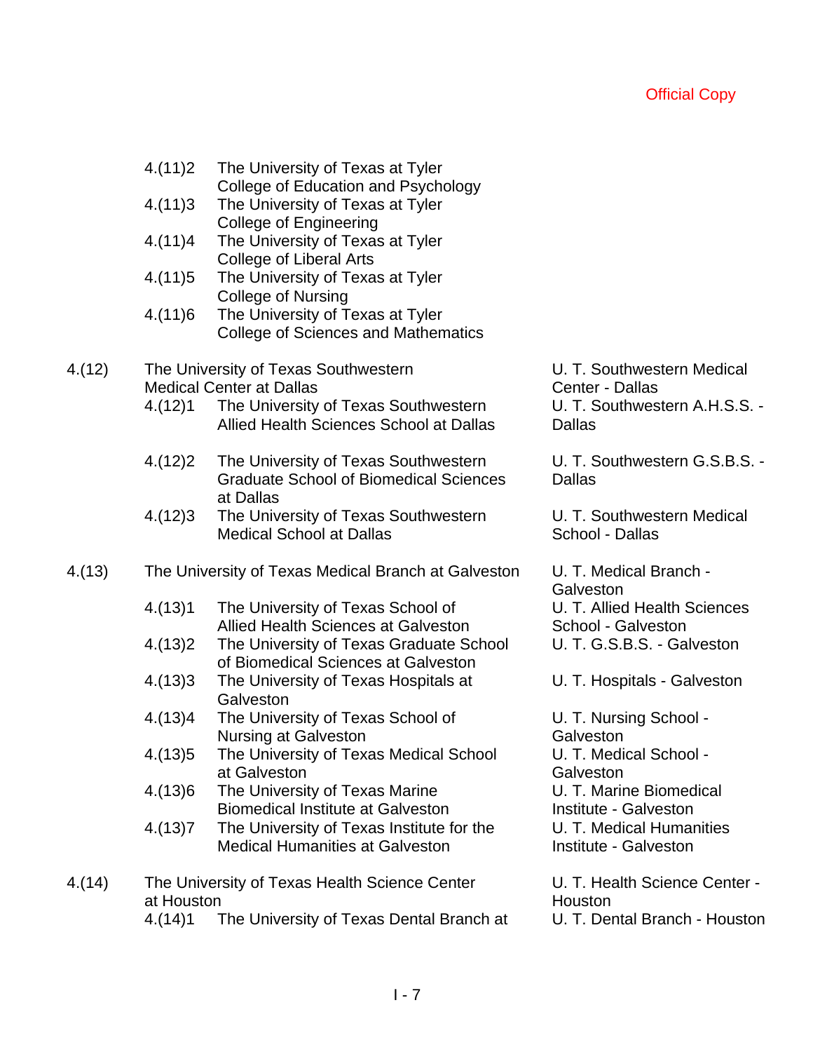| | | |
|---|---|---|
| 4.(11)2 | The University of Texas at Tyler College of Education and Psychology | |
| 4.(11)3 | The University of Texas at Tyler College of Engineering | |
| 4.(11)4 | The University of Texas at Tyler College of Liberal Arts | |
| 4.(11)5 | The University of Texas at Tyler College of Nursing | |
| 4.(11)6 | The University of Texas at Tyler College of Sciences and Mathematics | |
| 4.(12) | The University of Texas Southwestern Medical Center at Dallas | U. T. Southwestern Medical Center - Dallas |
| 4.(12)1 | The University of Texas Southwestern Allied Health Sciences School at Dallas | U. T. Southwestern A.H.S.S. - Dallas |
| 4.(12)2 | The University of Texas Southwestern Graduate School of Biomedical Sciences at Dallas | U. T. Southwestern G.S.B.S. - Dallas |
| 4.(12)3 | The University of Texas Southwestern Medical School at Dallas | U. T. Southwestern Medical School - Dallas |
| 4.(13) | The University of Texas Medical Branch at Galveston | U. T. Medical Branch - Galveston |
| 4.(13)1 | The University of Texas School of Allied Health Sciences at Galveston | U. T. Allied Health Sciences School - Galveston |
| 4.(13)2 | The University of Texas Graduate School of Biomedical Sciences at Galveston | U. T. G.S.B.S. - Galveston |
| 4.(13)3 | The University of Texas Hospitals at Galveston | U. T. Hospitals - Galveston |
| 4.(13)4 | The University of Texas School of Nursing at Galveston | U. T. Nursing School - Galveston |
| 4.(13)5 | The University of Texas Medical School at Galveston | U. T. Medical School - Galveston |
| 4.(13)6 | The University of Texas Marine Biomedical Institute at Galveston | U. T. Marine Biomedical Institute - Galveston |
| 4.(13)7 | The University of Texas Institute for the Medical Humanities at Galveston | U. T. Medical Humanities Institute - Galveston |
| 4.(14) | The University of Texas Health Science Center at Houston | U. T. Health Science Center - Houston |
| 4.(14)1 | The University of Texas Dental Branch at | U. T. Dental Branch - Houston |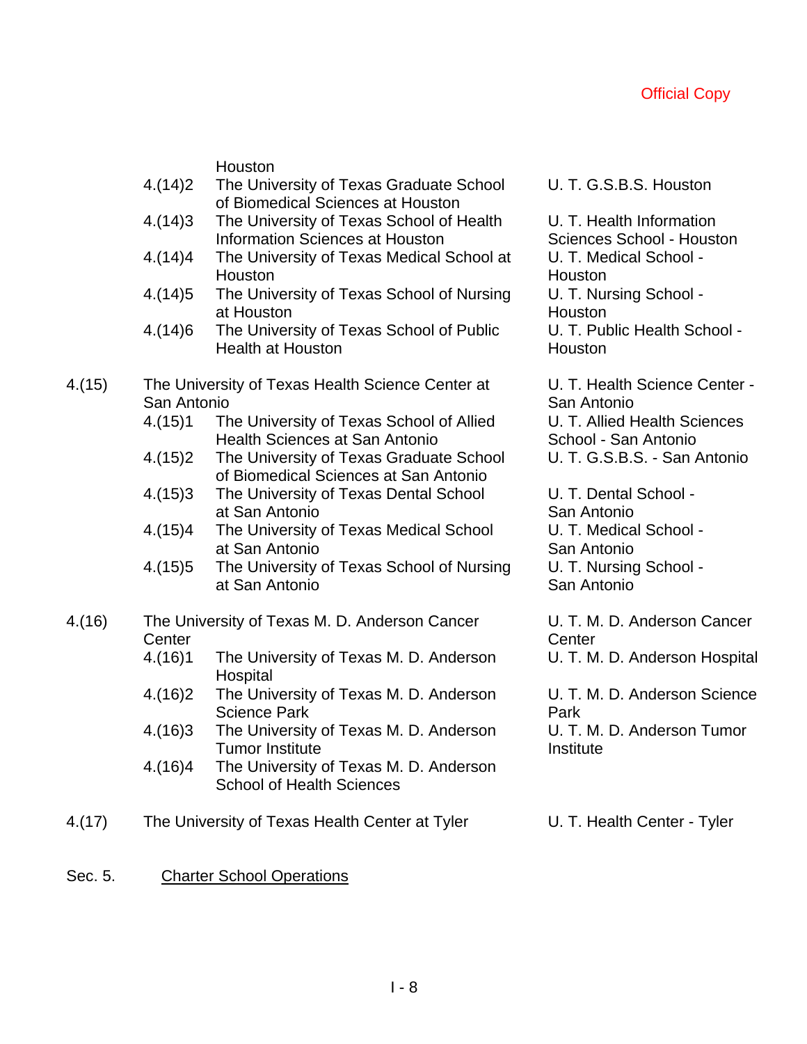| | | |
|---|---|---|
| | Houston | |
| 4.(14)2 | The University of Texas Graduate School of Biomedical Sciences at Houston | U. T. G.S.B.S. Houston |
| 4.(14)3 | The University of Texas School of Health Information Sciences at Houston | U. T. Health Information Sciences School - Houston |
| 4.(14)4 | The University of Texas Medical School at Houston | U. T. Medical School - Houston |
| 4.(14)5 | The University of Texas School of Nursing at Houston | U. T. Nursing School - Houston |
| 4.(14)6 | The University of Texas School of Public Health at Houston | U. T. Public Health School - Houston |
| 4.(15) | The University of Texas Health Science Center at San Antonio | U. T. Health Science Center - San Antonio |
| 4.(15)1 | The University of Texas School of Allied Health Sciences at San Antonio | U. T. Allied Health Sciences School - San Antonio |
| 4.(15)2 | The University of Texas Graduate School of Biomedical Sciences at San Antonio | U. T. G.S.B.S. - San Antonio |
| 4.(15)3 | The University of Texas Dental School at San Antonio | U. T. Dental School - San Antonio |
| 4.(15)4 | The University of Texas Medical School at San Antonio | U. T. Medical School - San Antonio |
| 4.(15)5 | The University of Texas School of Nursing at San Antonio | U. T. Nursing School - San Antonio |
| 4.(16) | The University of Texas M. D. Anderson Cancer Center | U. T. M. D. Anderson Cancer Center |
| 4.(16)1 | The University of Texas M. D. Anderson Hospital | U. T. M. D. Anderson Hospital |
| 4.(16)2 | The University of Texas M. D. Anderson Science Park | U. T. M. D. Anderson Science Park |
| 4.(16)3 | The University of Texas M. D. Anderson Tumor Institute | U. T. M. D. Anderson Tumor Institute |
| 4.(16)4 | The University of Texas M. D. Anderson School of Health Sciences | |
| 4.(17) | The University of Texas Health Center at Tyler | U. T. Health Center - Tyler |

Sec. 5. Charter School Operations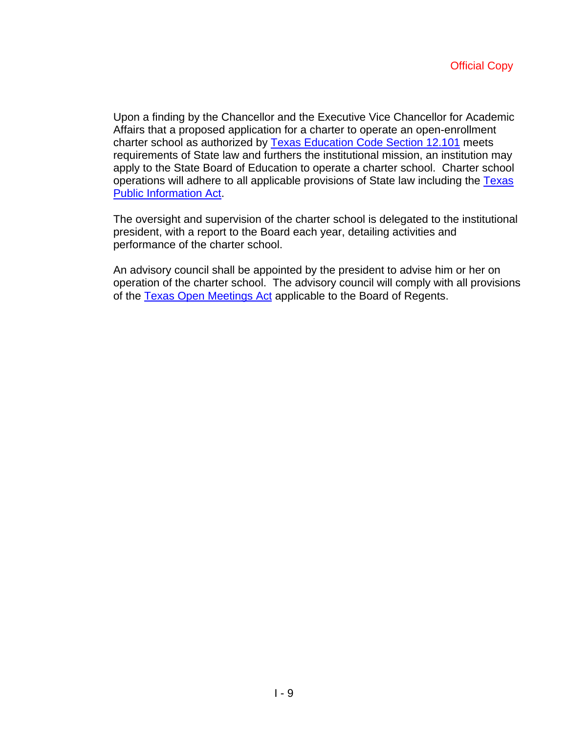Upon a finding by the Chancellor and the Executive Vice Chancellor for Academic Affairs that a proposed application for a charter to operate an open-enrollment charter school as authorized by Texas Education Code Section 12.101 meets requirements of State law and furthers the institutional mission, an institution may apply to the State Board of Education to operate a charter school. Charter school operations will adhere to all applicable provisions of State law including the Texas Public Information Act.

The oversight and supervision of the charter school is delegated to the institutional president, with a report to the Board each year, detailing activities and performance of the charter school.

An advisory council shall be appointed by the president to advise him or her on operation of the charter school. The advisory council will comply with all provisions of the Texas Open Meetings Act applicable to the Board of Regents.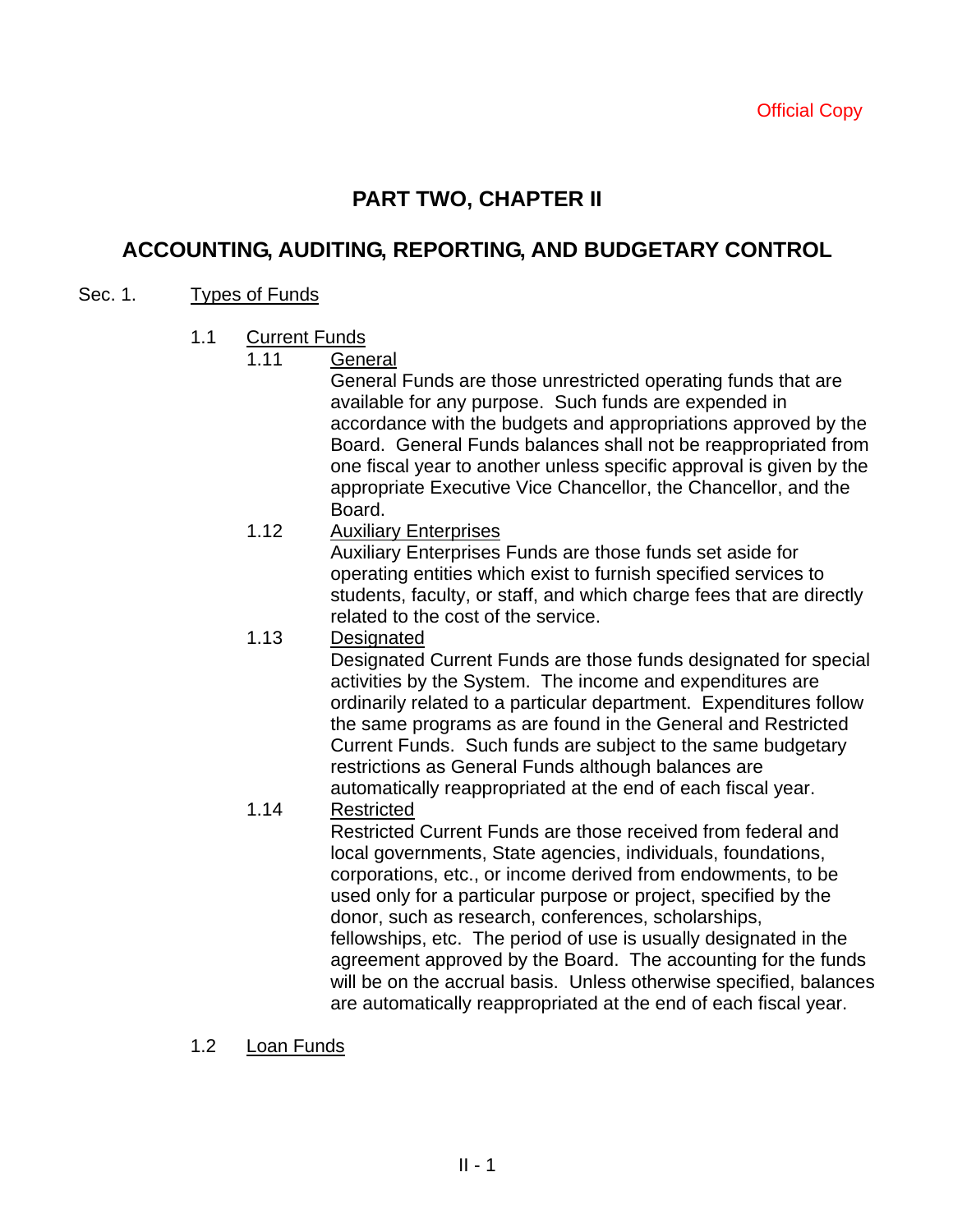Official Copy

# PART TWO, CHAPTER II

## ACCOUNTING, AUDITING, REPORTING, AND BUDGETARY CONTROL

Sec. 1. Types of Funds

1.1 Current Funds

1.11 General

General Funds are those unrestricted operating funds that are available for any purpose. Such funds are expended in accordance with the budgets and appropriations approved by the Board. General Funds balances shall not be reappropriated from one fiscal year to another unless specific approval is given by the appropriate Executive Vice Chancellor, the Chancellor, and the Board.

1.12 Auxiliary Enterprises

Auxiliary Enterprises Funds are those funds set aside for operating entities which exist to furnish specified services to students, faculty, or staff, and which charge fees that are directly related to the cost of the service.

1.13 Designated

Designated Current Funds are those funds designated for special activities by the System. The income and expenditures are ordinarily related to a particular department. Expenditures follow the same programs as are found in the General and Restricted Current Funds. Such funds are subject to the same budgetary restrictions as General Funds although balances are automatically reappropriated at the end of each fiscal year.

1.14 Restricted

Restricted Current Funds are those received from federal and local governments, State agencies, individuals, foundations, corporations, etc., or income derived from endowments, to be used only for a particular purpose or project, specified by the donor, such as research, conferences, scholarships, fellowships, etc. The period of use is usually designated in the agreement approved by the Board. The accounting for the funds will be on the accrual basis. Unless otherwise specified, balances are automatically reappropriated at the end of each fiscal year.

1.2 Loan Funds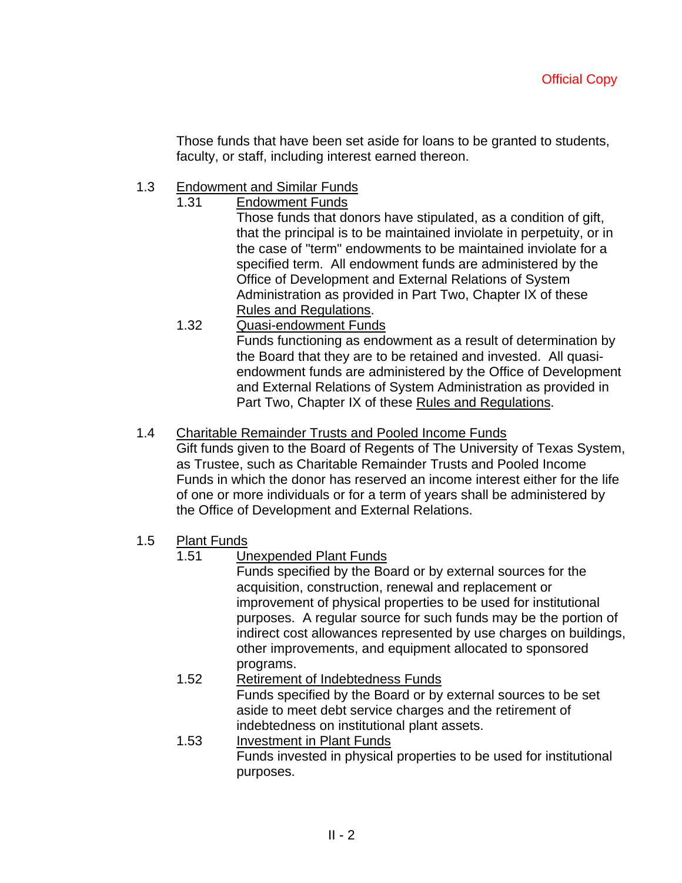Those funds that have been set aside for loans to be granted to students, faculty, or staff, including interest earned thereon.

1.3 Endowment and Similar Funds

1.31 Endowment Funds

Those funds that donors have stipulated, as a condition of gift, that the principal is to be maintained inviolate in perpetuity, or in the case of "term" endowments to be maintained inviolate for a specified term. All endowment funds are administered by the Office of Development and External Relations of System Administration as provided in Part Two, Chapter IX of these Rules and Regulations.

1.32 Quasi-endowment Funds

Funds functioning as endowment as a result of determination by the Board that they are to be retained and invested. All quasi-endowment funds are administered by the Office of Development and External Relations of System Administration as provided in Part Two, Chapter IX of these Rules and Regulations.

1.4 Charitable Remainder Trusts and Pooled Income Funds

Gift funds given to the Board of Regents of The University of Texas System, as Trustee, such as Charitable Remainder Trusts and Pooled Income Funds in which the donor has reserved an income interest either for the life of one or more individuals or for a term of years shall be administered by the Office of Development and External Relations.

1.5 Plant Funds

1.51 Unexpended Plant Funds

Funds specified by the Board or by external sources for the acquisition, construction, renewal and replacement or improvement of physical properties to be used for institutional purposes. A regular source for such funds may be the portion of indirect cost allowances represented by use charges on buildings, other improvements, and equipment allocated to sponsored programs.

1.52 Retirement of Indebtedness Funds

Funds specified by the Board or by external sources to be set aside to meet debt service charges and the retirement of indebtedness on institutional plant assets.

1.53 Investment in Plant Funds

Funds invested in physical properties to be used for institutional purposes.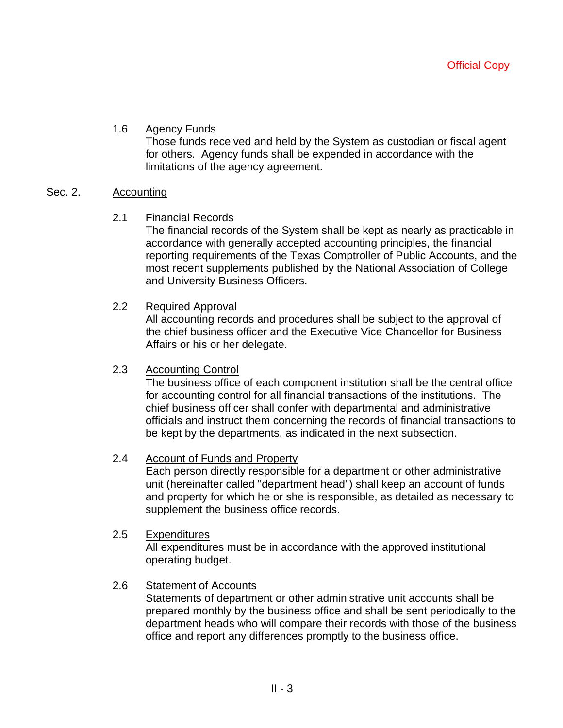1.6 Agency Funds
Those funds received and held by the System as custodian or fiscal agent for others. Agency funds shall be expended in accordance with the limitations of the agency agreement.

## Sec. 2. Accounting

2.1 Financial Records
The financial records of the System shall be kept as nearly as practicable in accordance with generally accepted accounting principles, the financial reporting requirements of the Texas Comptroller of Public Accounts, and the most recent supplements published by the National Association of College and University Business Officers.

2.2 Required Approval
All accounting records and procedures shall be subject to the approval of the chief business officer and the Executive Vice Chancellor for Business Affairs or his or her delegate.

2.3 Accounting Control
The business office of each component institution shall be the central office for accounting control for all financial transactions of the institutions. The chief business officer shall confer with departmental and administrative officials and instruct them concerning the records of financial transactions to be kept by the departments, as indicated in the next subsection.

2.4 Account of Funds and Property
Each person directly responsible for a department or other administrative unit (hereinafter called "department head") shall keep an account of funds and property for which he or she is responsible, as detailed as necessary to supplement the business office records.

2.5 Expenditures
All expenditures must be in accordance with the approved institutional operating budget.

2.6 Statement of Accounts
Statements of department or other administrative unit accounts shall be prepared monthly by the business office and shall be sent periodically to the department heads who will compare their records with those of the business office and report any differences promptly to the business office.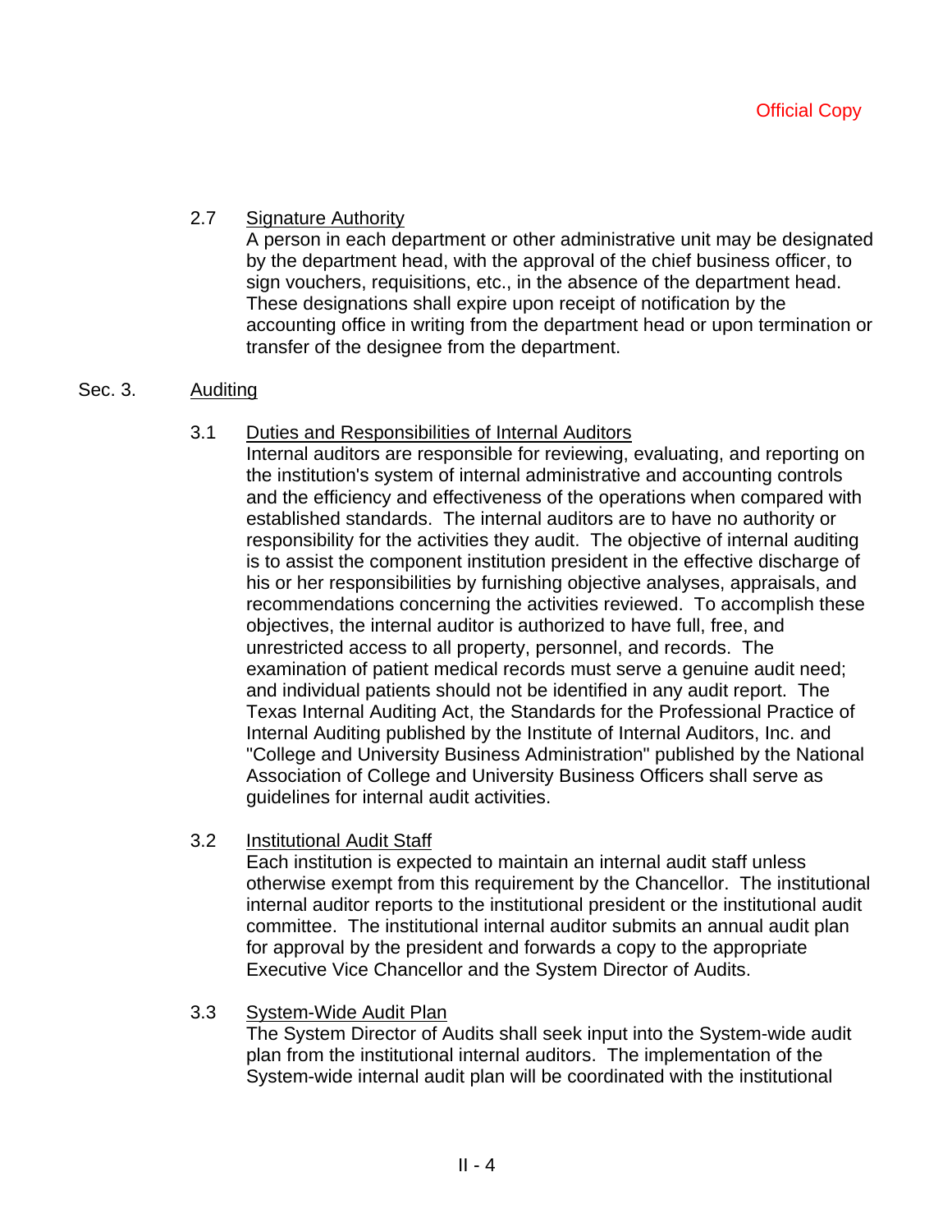Official Copy

2.7 Signature Authority

A person in each department or other administrative unit may be designated by the department head, with the approval of the chief business officer, to sign vouchers, requisitions, etc., in the absence of the department head. These designations shall expire upon receipt of notification by the accounting office in writing from the department head or upon termination or transfer of the designee from the department.

## Sec. 3. Auditing

3.1 Duties and Responsibilities of Internal Auditors

Internal auditors are responsible for reviewing, evaluating, and reporting on the institution's system of internal administrative and accounting controls and the efficiency and effectiveness of the operations when compared with established standards. The internal auditors are to have no authority or responsibility for the activities they audit. The objective of internal auditing is to assist the component institution president in the effective discharge of his or her responsibilities by furnishing objective analyses, appraisals, and recommendations concerning the activities reviewed. To accomplish these objectives, the internal auditor is authorized to have full, free, and unrestricted access to all property, personnel, and records. The examination of patient medical records must serve a genuine audit need; and individual patients should not be identified in any audit report. The Texas Internal Auditing Act, the Standards for the Professional Practice of Internal Auditing published by the Institute of Internal Auditors, Inc. and "College and University Business Administration" published by the National Association of College and University Business Officers shall serve as guidelines for internal audit activities.

3.2 Institutional Audit Staff

Each institution is expected to maintain an internal audit staff unless otherwise exempt from this requirement by the Chancellor. The institutional internal auditor reports to the institutional president or the institutional audit committee. The institutional internal auditor submits an annual audit plan for approval by the president and forwards a copy to the appropriate Executive Vice Chancellor and the System Director of Audits.

3.3 System-Wide Audit Plan

The System Director of Audits shall seek input into the System-wide audit plan from the institutional internal auditors. The implementation of the System-wide internal audit plan will be coordinated with the institutional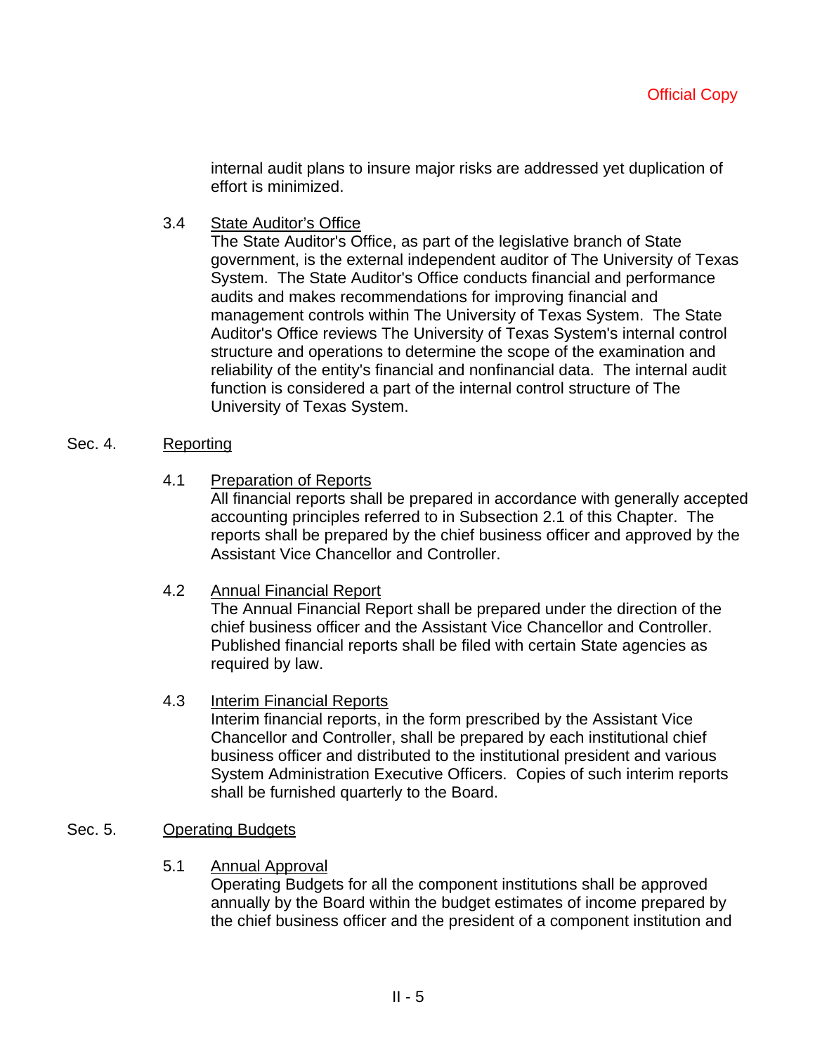internal audit plans to insure major risks are addressed yet duplication of effort is minimized.

3.4 State Auditor's Office

The State Auditor's Office, as part of the legislative branch of State government, is the external independent auditor of The University of Texas System. The State Auditor's Office conducts financial and performance audits and makes recommendations for improving financial and management controls within The University of Texas System. The State Auditor's Office reviews The University of Texas System's internal control structure and operations to determine the scope of the examination and reliability of the entity's financial and nonfinancial data. The internal audit function is considered a part of the internal control structure of The University of Texas System.

## Sec. 4. Reporting

4.1 Preparation of Reports

All financial reports shall be prepared in accordance with generally accepted accounting principles referred to in Subsection 2.1 of this Chapter. The reports shall be prepared by the chief business officer and approved by the Assistant Vice Chancellor and Controller.

4.2 Annual Financial Report

The Annual Financial Report shall be prepared under the direction of the chief business officer and the Assistant Vice Chancellor and Controller. Published financial reports shall be filed with certain State agencies as required by law.

4.3 Interim Financial Reports

Interim financial reports, in the form prescribed by the Assistant Vice Chancellor and Controller, shall be prepared by each institutional chief business officer and distributed to the institutional president and various System Administration Executive Officers. Copies of such interim reports shall be furnished quarterly to the Board.

## Sec. 5. Operating Budgets

5.1 Annual Approval

Operating Budgets for all the component institutions shall be approved annually by the Board within the budget estimates of income prepared by the chief business officer and the president of a component institution and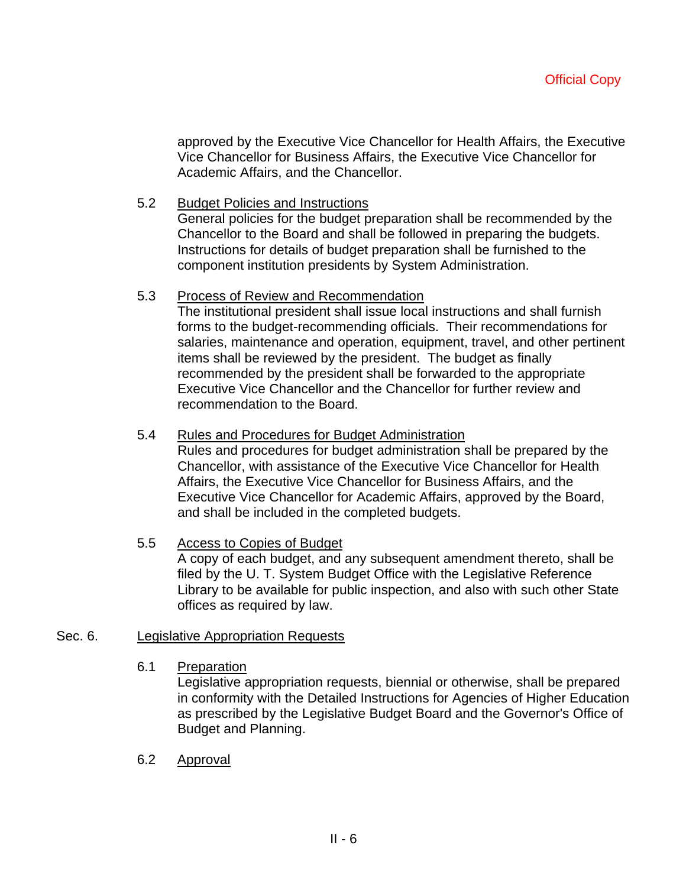approved by the Executive Vice Chancellor for Health Affairs, the Executive Vice Chancellor for Business Affairs, the Executive Vice Chancellor for Academic Affairs, and the Chancellor.

5.2 Budget Policies and Instructions
General policies for the budget preparation shall be recommended by the Chancellor to the Board and shall be followed in preparing the budgets. Instructions for details of budget preparation shall be furnished to the component institution presidents by System Administration.

5.3 Process of Review and Recommendation
The institutional president shall issue local instructions and shall furnish forms to the budget-recommending officials. Their recommendations for salaries, maintenance and operation, equipment, travel, and other pertinent items shall be reviewed by the president. The budget as finally recommended by the president shall be forwarded to the appropriate Executive Vice Chancellor and the Chancellor for further review and recommendation to the Board.

5.4 Rules and Procedures for Budget Administration
Rules and procedures for budget administration shall be prepared by the Chancellor, with assistance of the Executive Vice Chancellor for Health Affairs, the Executive Vice Chancellor for Business Affairs, and the Executive Vice Chancellor for Academic Affairs, approved by the Board, and shall be included in the completed budgets.

5.5 Access to Copies of Budget
A copy of each budget, and any subsequent amendment thereto, shall be filed by the U. T. System Budget Office with the Legislative Reference Library to be available for public inspection, and also with such other State offices as required by law.

## Sec. 6. Legislative Appropriation Requests

6.1 Preparation
Legislative appropriation requests, biennial or otherwise, shall be prepared in conformity with the Detailed Instructions for Agencies of Higher Education as prescribed by the Legislative Budget Board and the Governor's Office of Budget and Planning.

6.2 Approval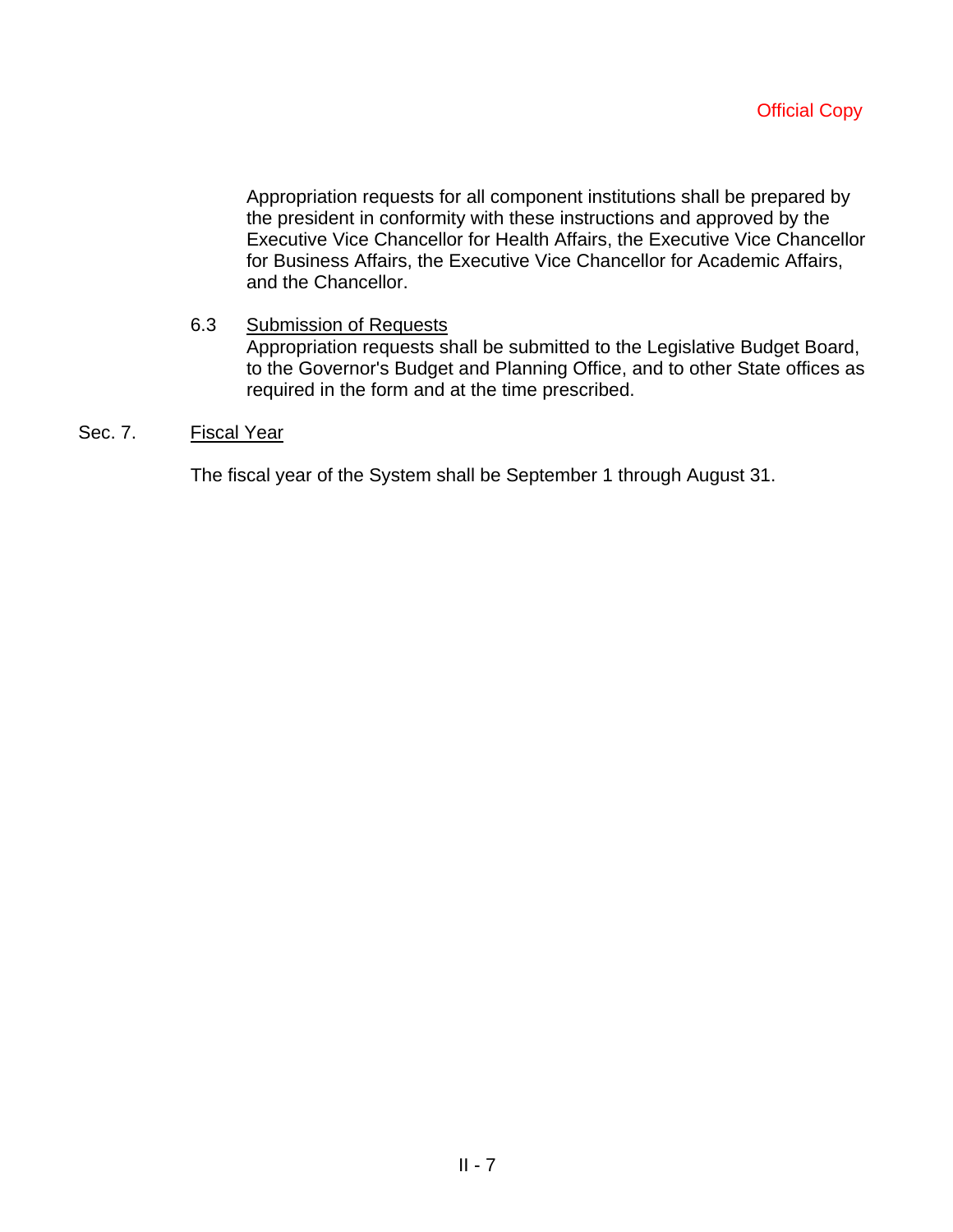Official Copy

Appropriation requests for all component institutions shall be prepared by the president in conformity with these instructions and approved by the Executive Vice Chancellor for Health Affairs, the Executive Vice Chancellor for Business Affairs, the Executive Vice Chancellor for Academic Affairs, and the Chancellor.

6.3 Submission of Requests
Appropriation requests shall be submitted to the Legislative Budget Board, to the Governor's Budget and Planning Office, and to other State offices as required in the form and at the time prescribed.

Sec. 7. Fiscal Year

The fiscal year of the System shall be September 1 through August 31.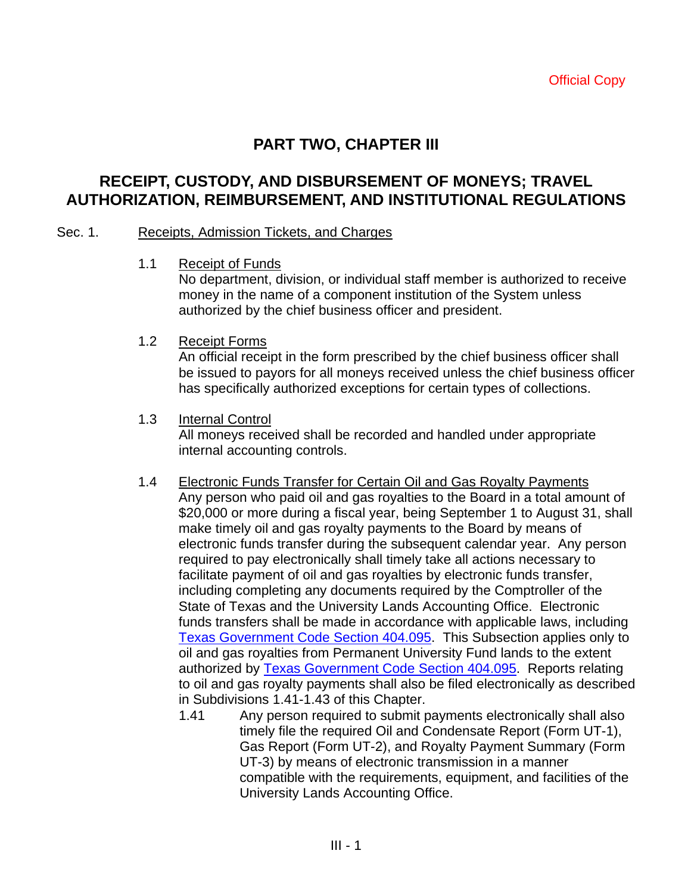Official Copy

# PART TWO, CHAPTER III

## RECEIPT, CUSTODY, AND DISBURSEMENT OF MONEYS; TRAVEL AUTHORIZATION, REIMBURSEMENT, AND INSTITUTIONAL REGULATIONS

Sec. 1. Receipts, Admission Tickets, and Charges

1.1 Receipt of Funds
No department, division, or individual staff member is authorized to receive money in the name of a component institution of the System unless authorized by the chief business officer and president.

1.2 Receipt Forms
An official receipt in the form prescribed by the chief business officer shall be issued to payors for all moneys received unless the chief business officer has specifically authorized exceptions for certain types of collections.

1.3 Internal Control
All moneys received shall be recorded and handled under appropriate internal accounting controls.

1.4 Electronic Funds Transfer for Certain Oil and Gas Royalty Payments
Any person who paid oil and gas royalties to the Board in a total amount of $20,000 or more during a fiscal year, being September 1 to August 31, shall make timely oil and gas royalty payments to the Board by means of electronic funds transfer during the subsequent calendar year. Any person required to pay electronically shall timely take all actions necessary to facilitate payment of oil and gas royalties by electronic funds transfer, including completing any documents required by the Comptroller of the State of Texas and the University Lands Accounting Office. Electronic funds transfers shall be made in accordance with applicable laws, including Texas Government Code Section 404.095. This Subsection applies only to oil and gas royalties from Permanent University Fund lands to the extent authorized by Texas Government Code Section 404.095. Reports relating to oil and gas royalty payments shall also be filed electronically as described in Subdivisions 1.41-1.43 of this Chapter.

1.41 Any person required to submit payments electronically shall also timely file the required Oil and Condensate Report (Form UT-1), Gas Report (Form UT-2), and Royalty Payment Summary (Form UT-3) by means of electronic transmission in a manner compatible with the requirements, equipment, and facilities of the University Lands Accounting Office.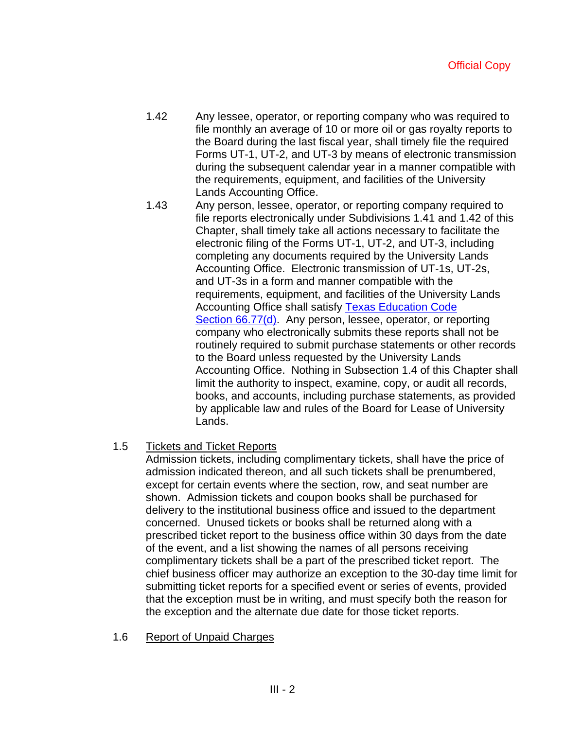1.42 Any lessee, operator, or reporting company who was required to file monthly an average of 10 or more oil or gas royalty reports to the Board during the last fiscal year, shall timely file the required Forms UT-1, UT-2, and UT-3 by means of electronic transmission during the subsequent calendar year in a manner compatible with the requirements, equipment, and facilities of the University Lands Accounting Office.

1.43 Any person, lessee, operator, or reporting company required to file reports electronically under Subdivisions 1.41 and 1.42 of this Chapter, shall timely take all actions necessary to facilitate the electronic filing of the Forms UT-1, UT-2, and UT-3, including completing any documents required by the University Lands Accounting Office. Electronic transmission of UT-1s, UT-2s, and UT-3s in a form and manner compatible with the requirements, equipment, and facilities of the University Lands Accounting Office shall satisfy Texas Education Code Section 66.77(d). Any person, lessee, operator, or reporting company who electronically submits these reports shall not be routinely required to submit purchase statements or other records to the Board unless requested by the University Lands Accounting Office. Nothing in Subsection 1.4 of this Chapter shall limit the authority to inspect, examine, copy, or audit all records, books, and accounts, including purchase statements, as provided by applicable law and rules of the Board for Lease of University Lands.

1.5 Tickets and Ticket Reports

Admission tickets, including complimentary tickets, shall have the price of admission indicated thereon, and all such tickets shall be prenumbered, except for certain events where the section, row, and seat number are shown. Admission tickets and coupon books shall be purchased for delivery to the institutional business office and issued to the department concerned. Unused tickets or books shall be returned along with a prescribed ticket report to the business office within 30 days from the date of the event, and a list showing the names of all persons receiving complimentary tickets shall be a part of the prescribed ticket report. The chief business officer may authorize an exception to the 30-day time limit for submitting ticket reports for a specified event or series of events, provided that the exception must be in writing, and must specify both the reason for the exception and the alternate due date for those ticket reports.

1.6 Report of Unpaid Charges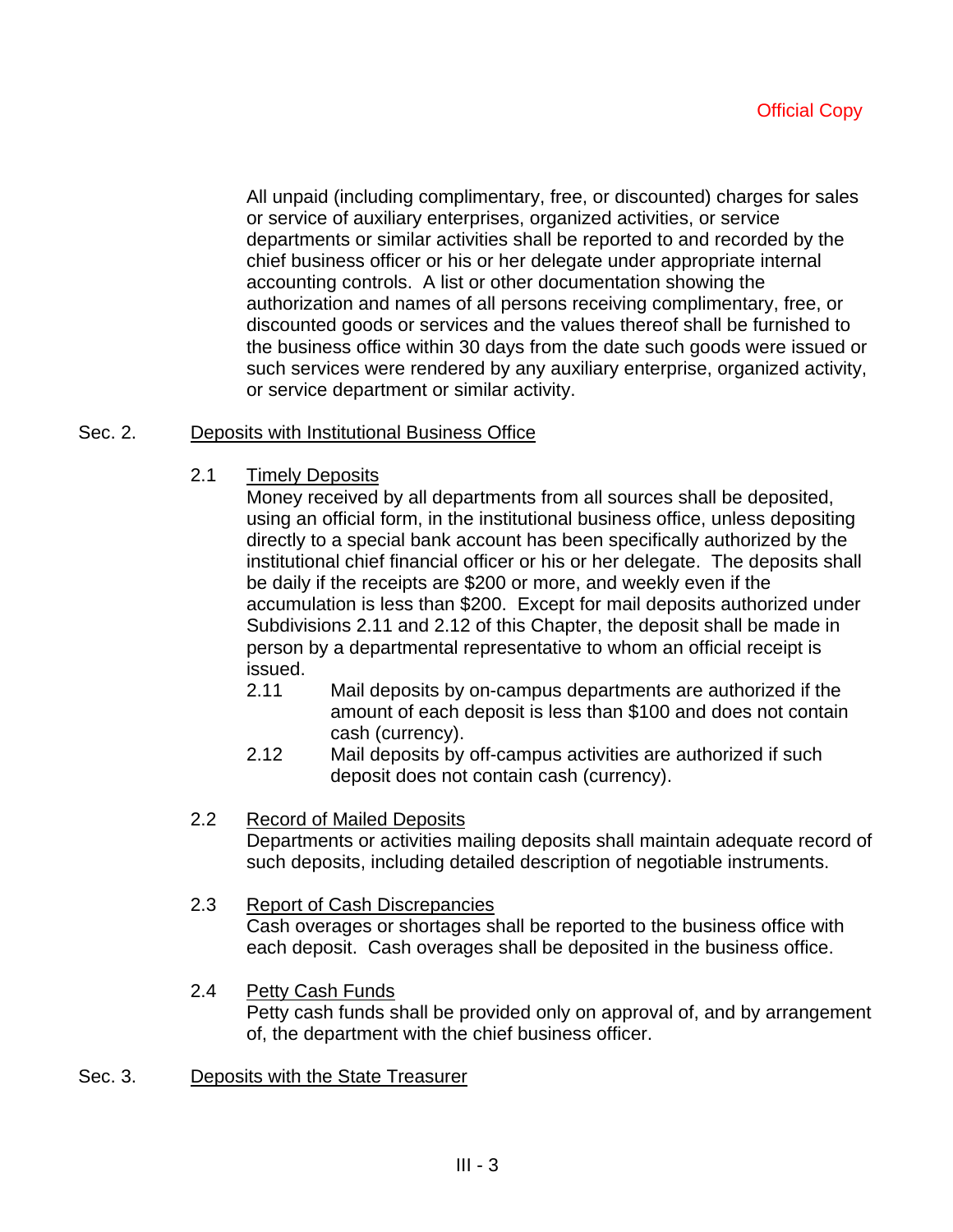All unpaid (including complimentary, free, or discounted) charges for sales or service of auxiliary enterprises, organized activities, or service departments or similar activities shall be reported to and recorded by the chief business officer or his or her delegate under appropriate internal accounting controls. A list or other documentation showing the authorization and names of all persons receiving complimentary, free, or discounted goods or services and the values thereof shall be furnished to the business office within 30 days from the date such goods were issued or such services were rendered by any auxiliary enterprise, organized activity, or service department or similar activity.

## Sec. 2. Deposits with Institutional Business Office

### 2.1 Timely Deposits

Money received by all departments from all sources shall be deposited, using an official form, in the institutional business office, unless depositing directly to a special bank account has been specifically authorized by the institutional chief financial officer or his or her delegate. The deposits shall be daily if the receipts are $200 or more, and weekly even if the accumulation is less than $200. Except for mail deposits authorized under Subdivisions 2.11 and 2.12 of this Chapter, the deposit shall be made in person by a departmental representative to whom an official receipt is issued.

2.11 Mail deposits by on-campus departments are authorized if the amount of each deposit is less than $100 and does not contain cash (currency).

2.12 Mail deposits by off-campus activities are authorized if such deposit does not contain cash (currency).

### 2.2 Record of Mailed Deposits

Departments or activities mailing deposits shall maintain adequate record of such deposits, including detailed description of negotiable instruments.

### 2.3 Report of Cash Discrepancies

Cash overages or shortages shall be reported to the business office with each deposit. Cash overages shall be deposited in the business office.

### 2.4 Petty Cash Funds

Petty cash funds shall be provided only on approval of, and by arrangement of, the department with the chief business officer.

## Sec. 3. Deposits with the State Treasurer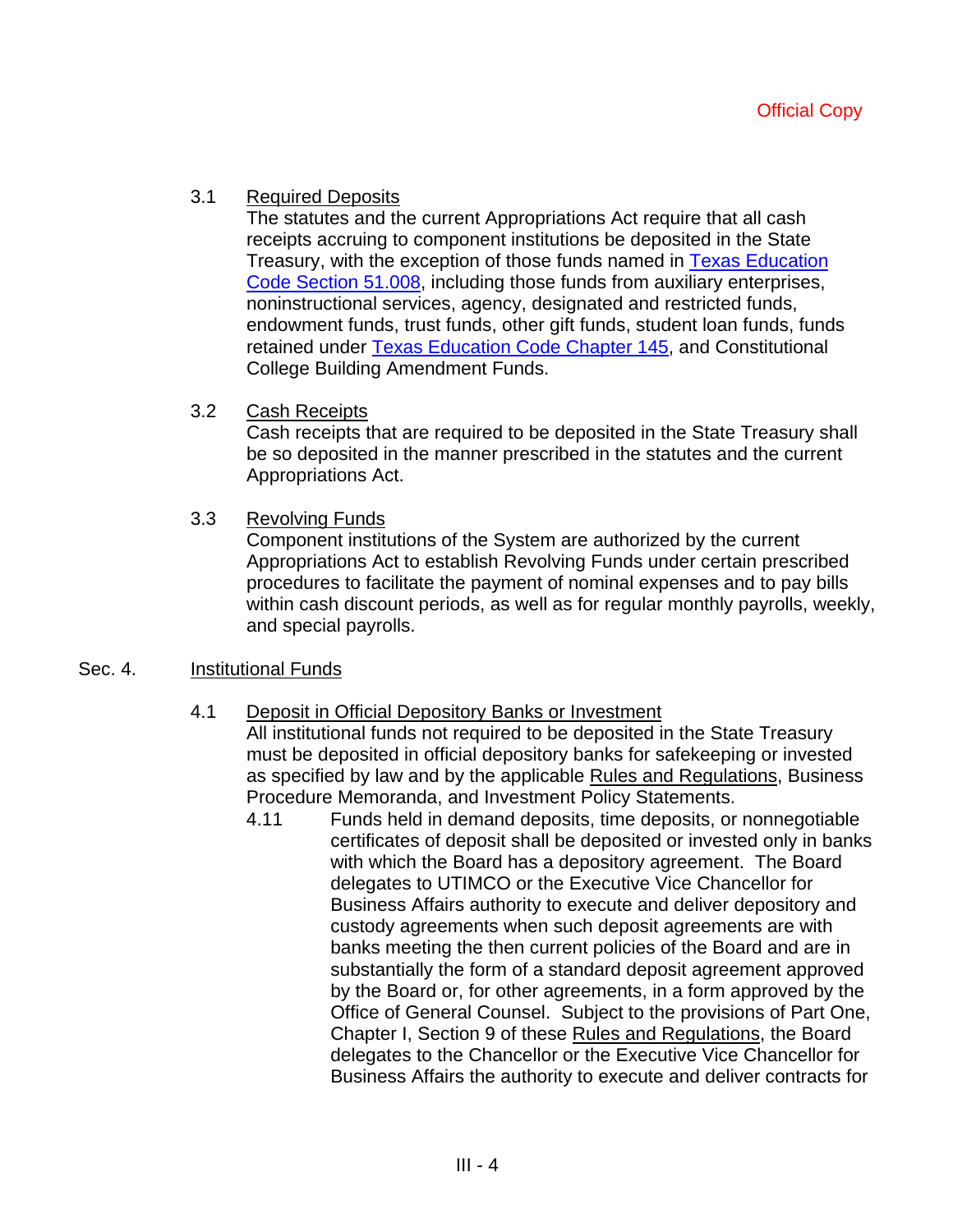3.1 Required Deposits
The statutes and the current Appropriations Act require that all cash receipts accruing to component institutions be deposited in the State Treasury, with the exception of those funds named in Texas Education Code Section 51.008, including those funds from auxiliary enterprises, noninstructional services, agency, designated and restricted funds, endowment funds, trust funds, other gift funds, student loan funds, funds retained under Texas Education Code Chapter 145, and Constitutional College Building Amendment Funds.

3.2 Cash Receipts
Cash receipts that are required to be deposited in the State Treasury shall be so deposited in the manner prescribed in the statutes and the current Appropriations Act.

3.3 Revolving Funds
Component institutions of the System are authorized by the current Appropriations Act to establish Revolving Funds under certain prescribed procedures to facilitate the payment of nominal expenses and to pay bills within cash discount periods, as well as for regular monthly payrolls, weekly, and special payrolls.

Sec. 4. Institutional Funds

4.1 Deposit in Official Depository Banks or Investment
All institutional funds not required to be deposited in the State Treasury must be deposited in official depository banks for safekeeping or invested as specified by law and by the applicable Rules and Regulations, Business Procedure Memoranda, and Investment Policy Statements.

4.11 Funds held in demand deposits, time deposits, or nonnegotiable certificates of deposit shall be deposited or invested only in banks with which the Board has a depository agreement. The Board delegates to UTIMCO or the Executive Vice Chancellor for Business Affairs authority to execute and deliver depository and custody agreements when such deposit agreements are with banks meeting the then current policies of the Board and are in substantially the form of a standard deposit agreement approved by the Board or, for other agreements, in a form approved by the Office of General Counsel. Subject to the provisions of Part One, Chapter I, Section 9 of these Rules and Regulations, the Board delegates to the Chancellor or the Executive Vice Chancellor for Business Affairs the authority to execute and deliver contracts for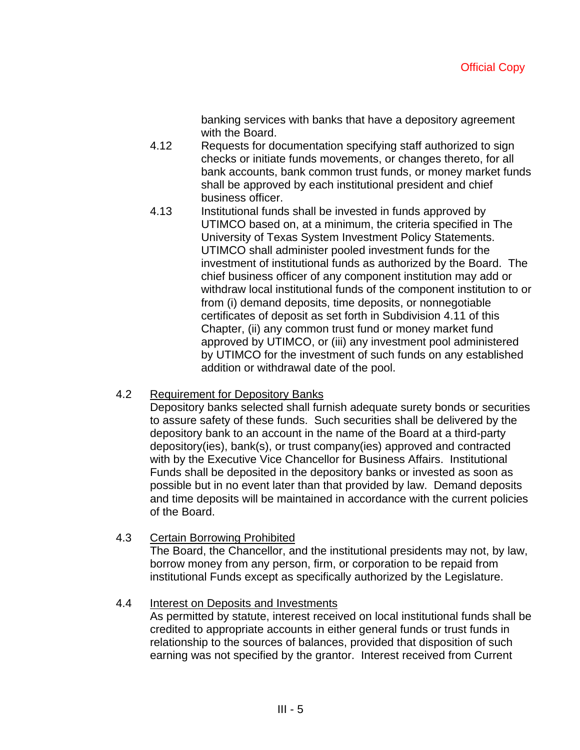banking services with banks that have a depository agreement with the Board.

4.12 Requests for documentation specifying staff authorized to sign checks or initiate funds movements, or changes thereto, for all bank accounts, bank common trust funds, or money market funds shall be approved by each institutional president and chief business officer.

4.13 Institutional funds shall be invested in funds approved by UTIMCO based on, at a minimum, the criteria specified in The University of Texas System Investment Policy Statements. UTIMCO shall administer pooled investment funds for the investment of institutional funds as authorized by the Board. The chief business officer of any component institution may add or withdraw local institutional funds of the component institution to or from (i) demand deposits, time deposits, or nonnegotiable certificates of deposit as set forth in Subdivision 4.11 of this Chapter, (ii) any common trust fund or money market fund approved by UTIMCO, or (iii) any investment pool administered by UTIMCO for the investment of such funds on any established addition or withdrawal date of the pool.

4.2 <u>Requirement for Depository Banks</u>

Depository banks selected shall furnish adequate surety bonds or securities to assure safety of these funds. Such securities shall be delivered by the depository bank to an account in the name of the Board at a third-party depository(ies), bank(s), or trust company(ies) approved and contracted with by the Executive Vice Chancellor for Business Affairs. Institutional Funds shall be deposited in the depository banks or invested as soon as possible but in no event later than that provided by law. Demand deposits and time deposits will be maintained in accordance with the current policies of the Board.

4.3 <u>Certain Borrowing Prohibited</u>

The Board, the Chancellor, and the institutional presidents may not, by law, borrow money from any person, firm, or corporation to be repaid from institutional Funds except as specifically authorized by the Legislature.

4.4 <u>Interest on Deposits and Investments</u>

As permitted by statute, interest received on local institutional funds shall be credited to appropriate accounts in either general funds or trust funds in relationship to the sources of balances, provided that disposition of such earning was not specified by the grantor. Interest received from Current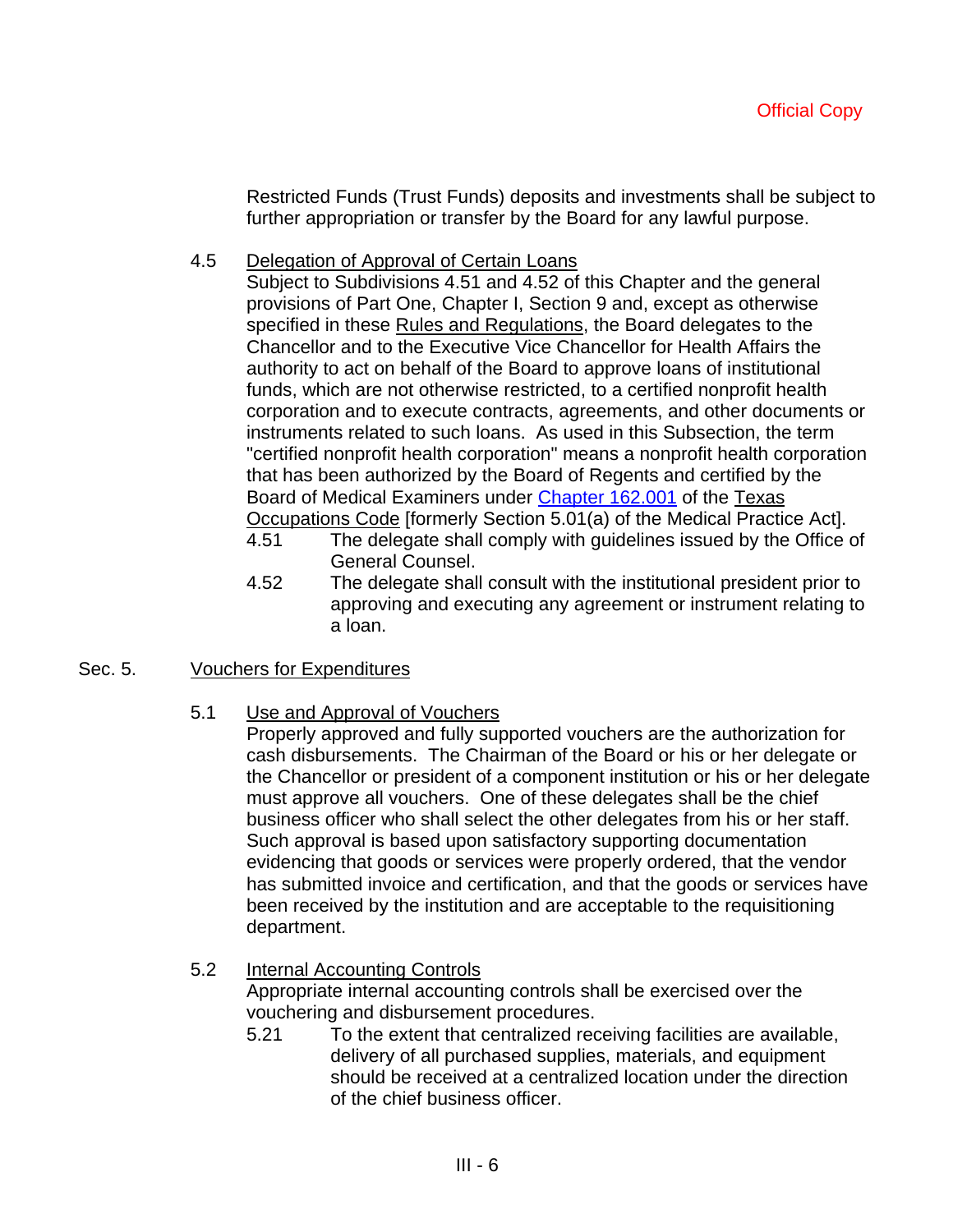Restricted Funds (Trust Funds) deposits and investments shall be subject to further appropriation or transfer by the Board for any lawful purpose.

4.5 Delegation of Approval of Certain Loans

Subject to Subdivisions 4.51 and 4.52 of this Chapter and the general provisions of Part One, Chapter I, Section 9 and, except as otherwise specified in these Rules and Regulations, the Board delegates to the Chancellor and to the Executive Vice Chancellor for Health Affairs the authority to act on behalf of the Board to approve loans of institutional funds, which are not otherwise restricted, to a certified nonprofit health corporation and to execute contracts, agreements, and other documents or instruments related to such loans. As used in this Subsection, the term "certified nonprofit health corporation" means a nonprofit health corporation that has been authorized by the Board of Regents and certified by the Board of Medical Examiners under Chapter 162.001 of the Texas Occupations Code [formerly Section 5.01(a) of the Medical Practice Act].

4.51 The delegate shall comply with guidelines issued by the Office of General Counsel.

4.52 The delegate shall consult with the institutional president prior to approving and executing any agreement or instrument relating to a loan.

## Sec. 5. Vouchers for Expenditures

5.1 Use and Approval of Vouchers

Properly approved and fully supported vouchers are the authorization for cash disbursements. The Chairman of the Board or his or her delegate or the Chancellor or president of a component institution or his or her delegate must approve all vouchers. One of these delegates shall be the chief business officer who shall select the other delegates from his or her staff. Such approval is based upon satisfactory supporting documentation evidencing that goods or services were properly ordered, that the vendor has submitted invoice and certification, and that the goods or services have been received by the institution and are acceptable to the requisitioning department.

5.2 Internal Accounting Controls

Appropriate internal accounting controls shall be exercised over the vouchering and disbursement procedures.

5.21 To the extent that centralized receiving facilities are available, delivery of all purchased supplies, materials, and equipment should be received at a centralized location under the direction of the chief business officer.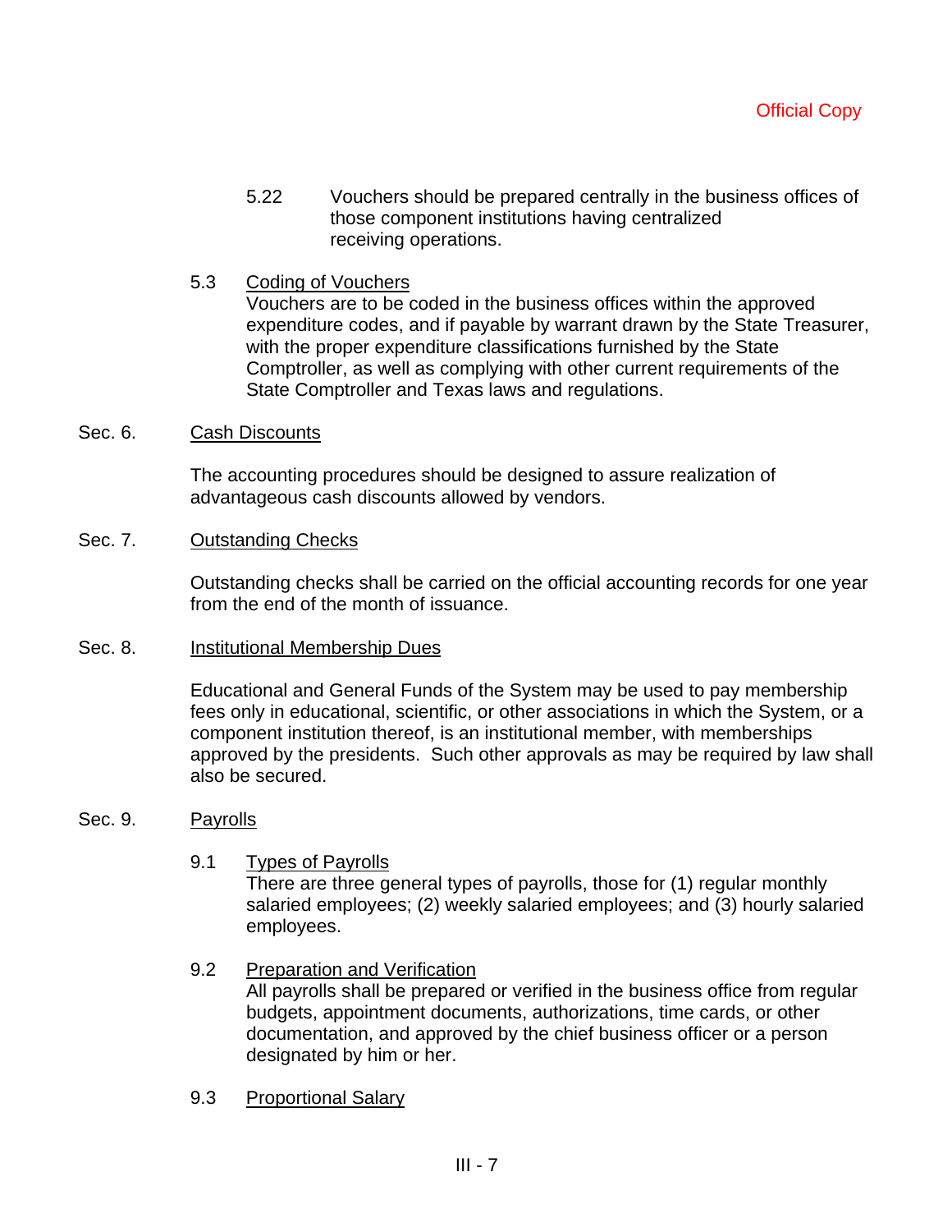5.22 Vouchers should be prepared centrally in the business offices of those component institutions having centralized receiving operations.

5.3 Coding of Vouchers

Vouchers are to be coded in the business offices within the approved expenditure codes, and if payable by warrant drawn by the State Treasurer, with the proper expenditure classifications furnished by the State Comptroller, as well as complying with other current requirements of the State Comptroller and Texas laws and regulations.

## Sec. 6. Cash Discounts

The accounting procedures should be designed to assure realization of advantageous cash discounts allowed by vendors.

## Sec. 7. Outstanding Checks

Outstanding checks shall be carried on the official accounting records for one year from the end of the month of issuance.

## Sec. 8. Institutional Membership Dues

Educational and General Funds of the System may be used to pay membership fees only in educational, scientific, or other associations in which the System, or a component institution thereof, is an institutional member, with memberships approved by the presidents. Such other approvals as may be required by law shall also be secured.

## Sec. 9. Payrolls

9.1 Types of Payrolls

There are three general types of payrolls, those for (1) regular monthly salaried employees; (2) weekly salaried employees; and (3) hourly salaried employees.

9.2 Preparation and Verification

All payrolls shall be prepared or verified in the business office from regular budgets, appointment documents, authorizations, time cards, or other documentation, and approved by the chief business officer or a person designated by him or her.

9.3 Proportional Salary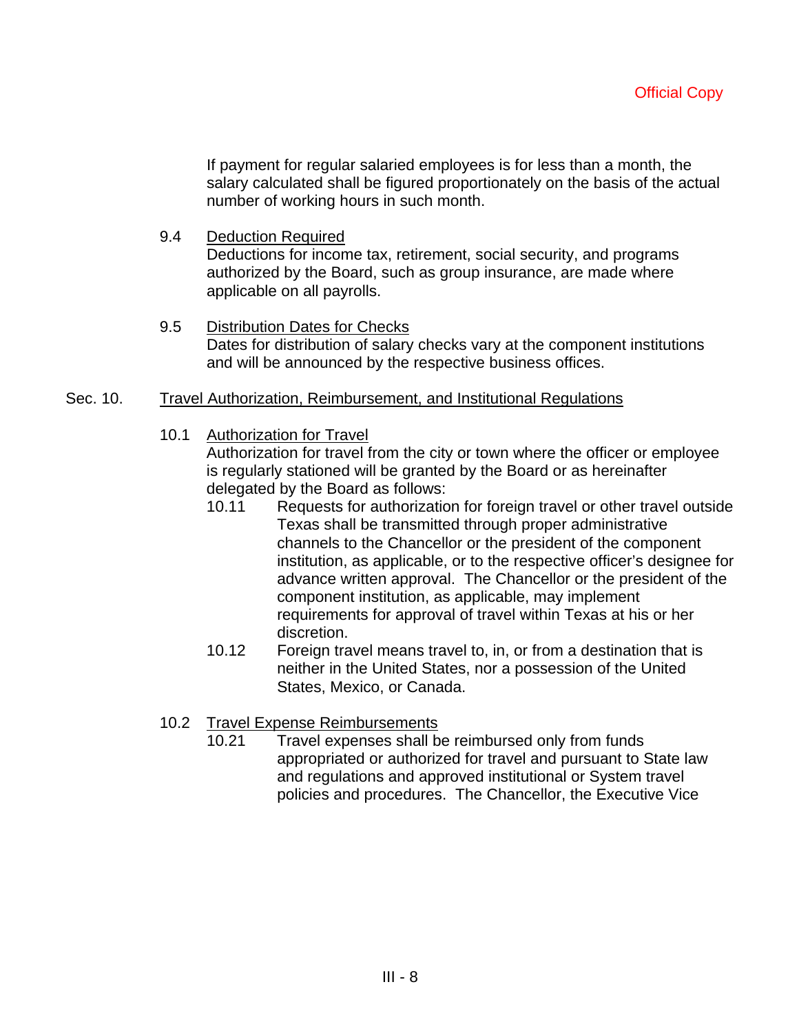If payment for regular salaried employees is for less than a month, the salary calculated shall be figured proportionately on the basis of the actual number of working hours in such month.

9.4 Deduction Required
Deductions for income tax, retirement, social security, and programs authorized by the Board, such as group insurance, are made where applicable on all payrolls.

9.5 Distribution Dates for Checks
Dates for distribution of salary checks vary at the component institutions and will be announced by the respective business offices.

## Sec. 10. Travel Authorization, Reimbursement, and Institutional Regulations

10.1 Authorization for Travel
Authorization for travel from the city or town where the officer or employee is regularly stationed will be granted by the Board or as hereinafter delegated by the Board as follows:

10.11 Requests for authorization for foreign travel or other travel outside Texas shall be transmitted through proper administrative channels to the Chancellor or the president of the component institution, as applicable, or to the respective officer's designee for advance written approval. The Chancellor or the president of the component institution, as applicable, may implement requirements for approval of travel within Texas at his or her discretion.

10.12 Foreign travel means travel to, in, or from a destination that is neither in the United States, nor a possession of the United States, Mexico, or Canada.

10.2 Travel Expense Reimbursements

10.21 Travel expenses shall be reimbursed only from funds appropriated or authorized for travel and pursuant to State law and regulations and approved institutional or System travel policies and procedures. The Chancellor, the Executive Vice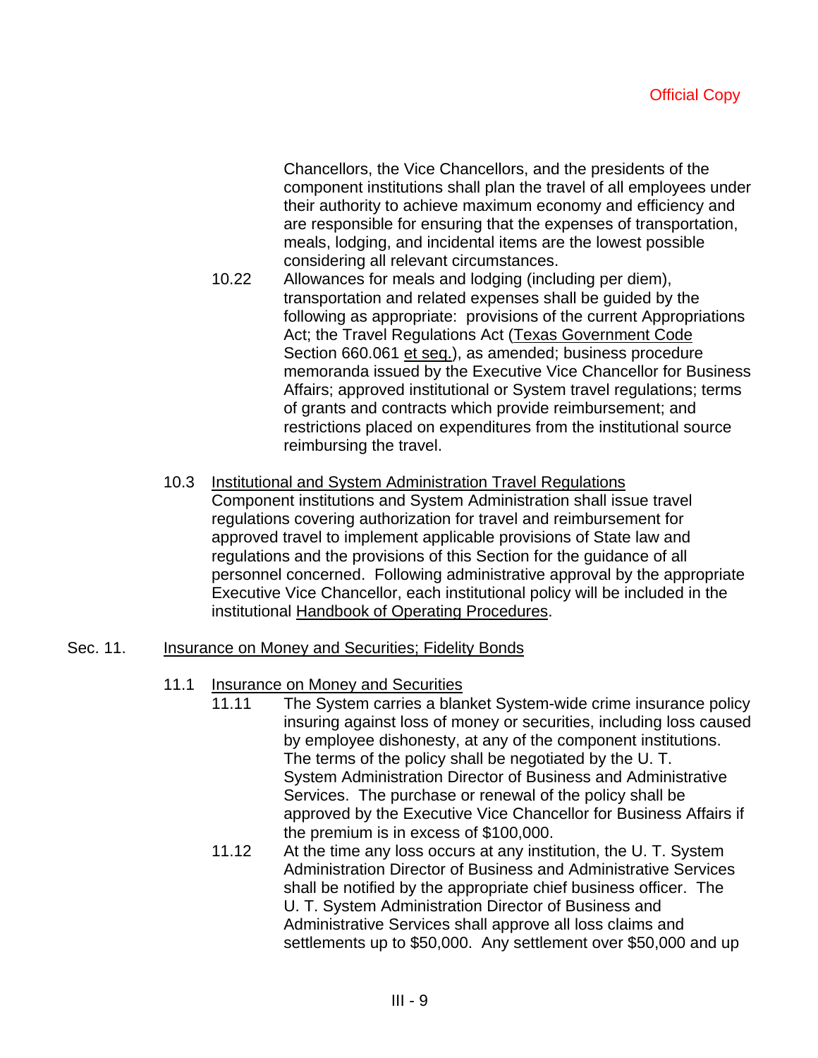Chancellors, the Vice Chancellors, and the presidents of the component institutions shall plan the travel of all employees under their authority to achieve maximum economy and efficiency and are responsible for ensuring that the expenses of transportation, meals, lodging, and incidental items are the lowest possible considering all relevant circumstances.

10.22 Allowances for meals and lodging (including per diem), transportation and related expenses shall be guided by the following as appropriate: provisions of the current Appropriations Act; the Travel Regulations Act (Texas Government Code Section 660.061 et seq.), as amended; business procedure memoranda issued by the Executive Vice Chancellor for Business Affairs; approved institutional or System travel regulations; terms of grants and contracts which provide reimbursement; and restrictions placed on expenditures from the institutional source reimbursing the travel.

10.3 Institutional and System Administration Travel Regulations
Component institutions and System Administration shall issue travel regulations covering authorization for travel and reimbursement for approved travel to implement applicable provisions of State law and regulations and the provisions of this Section for the guidance of all personnel concerned. Following administrative approval by the appropriate Executive Vice Chancellor, each institutional policy will be included in the institutional Handbook of Operating Procedures.

## Sec. 11. Insurance on Money and Securities; Fidelity Bonds

### 11.1 Insurance on Money and Securities

11.11 The System carries a blanket System-wide crime insurance policy insuring against loss of money or securities, including loss caused by employee dishonesty, at any of the component institutions. The terms of the policy shall be negotiated by the U. T. System Administration Director of Business and Administrative Services. The purchase or renewal of the policy shall be approved by the Executive Vice Chancellor for Business Affairs if the premium is in excess of $100,000.

11.12 At the time any loss occurs at any institution, the U. T. System Administration Director of Business and Administrative Services shall be notified by the appropriate chief business officer. The U. T. System Administration Director of Business and Administrative Services shall approve all loss claims and settlements up to $50,000. Any settlement over $50,000 and up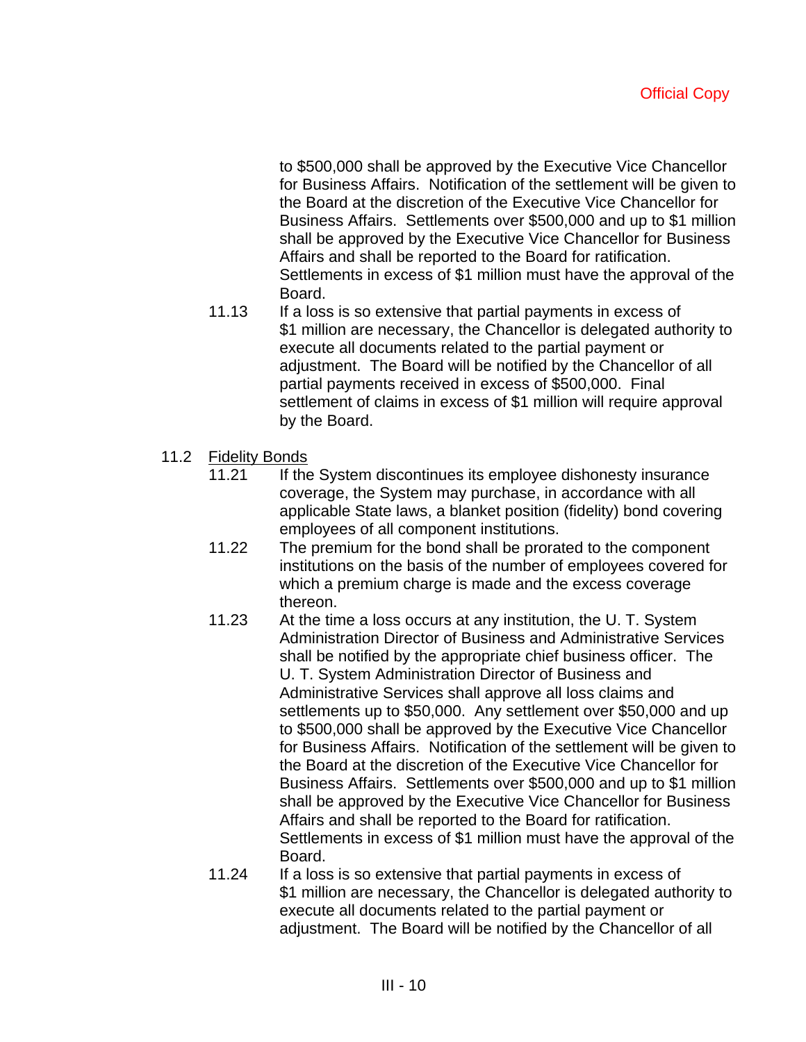to $500,000 shall be approved by the Executive Vice Chancellor for Business Affairs. Notification of the settlement will be given to the Board at the discretion of the Executive Vice Chancellor for Business Affairs. Settlements over $500,000 and up to $1 million shall be approved by the Executive Vice Chancellor for Business Affairs and shall be reported to the Board for ratification. Settlements in excess of $1 million must have the approval of the Board.

11.13 If a loss is so extensive that partial payments in excess of $1 million are necessary, the Chancellor is delegated authority to execute all documents related to the partial payment or adjustment. The Board will be notified by the Chancellor of all partial payments received in excess of $500,000. Final settlement of claims in excess of $1 million will require approval by the Board.

11.2 Fidelity Bonds

11.21 If the System discontinues its employee dishonesty insurance coverage, the System may purchase, in accordance with all applicable State laws, a blanket position (fidelity) bond covering employees of all component institutions.

11.22 The premium for the bond shall be prorated to the component institutions on the basis of the number of employees covered for which a premium charge is made and the excess coverage thereon.

11.23 At the time a loss occurs at any institution, the U. T. System Administration Director of Business and Administrative Services shall be notified by the appropriate chief business officer. The U. T. System Administration Director of Business and Administrative Services shall approve all loss claims and settlements up to $50,000. Any settlement over $50,000 and up to $500,000 shall be approved by the Executive Vice Chancellor for Business Affairs. Notification of the settlement will be given to the Board at the discretion of the Executive Vice Chancellor for Business Affairs. Settlements over $500,000 and up to $1 million shall be approved by the Executive Vice Chancellor for Business Affairs and shall be reported to the Board for ratification. Settlements in excess of $1 million must have the approval of the Board.

11.24 If a loss is so extensive that partial payments in excess of $1 million are necessary, the Chancellor is delegated authority to execute all documents related to the partial payment or adjustment. The Board will be notified by the Chancellor of all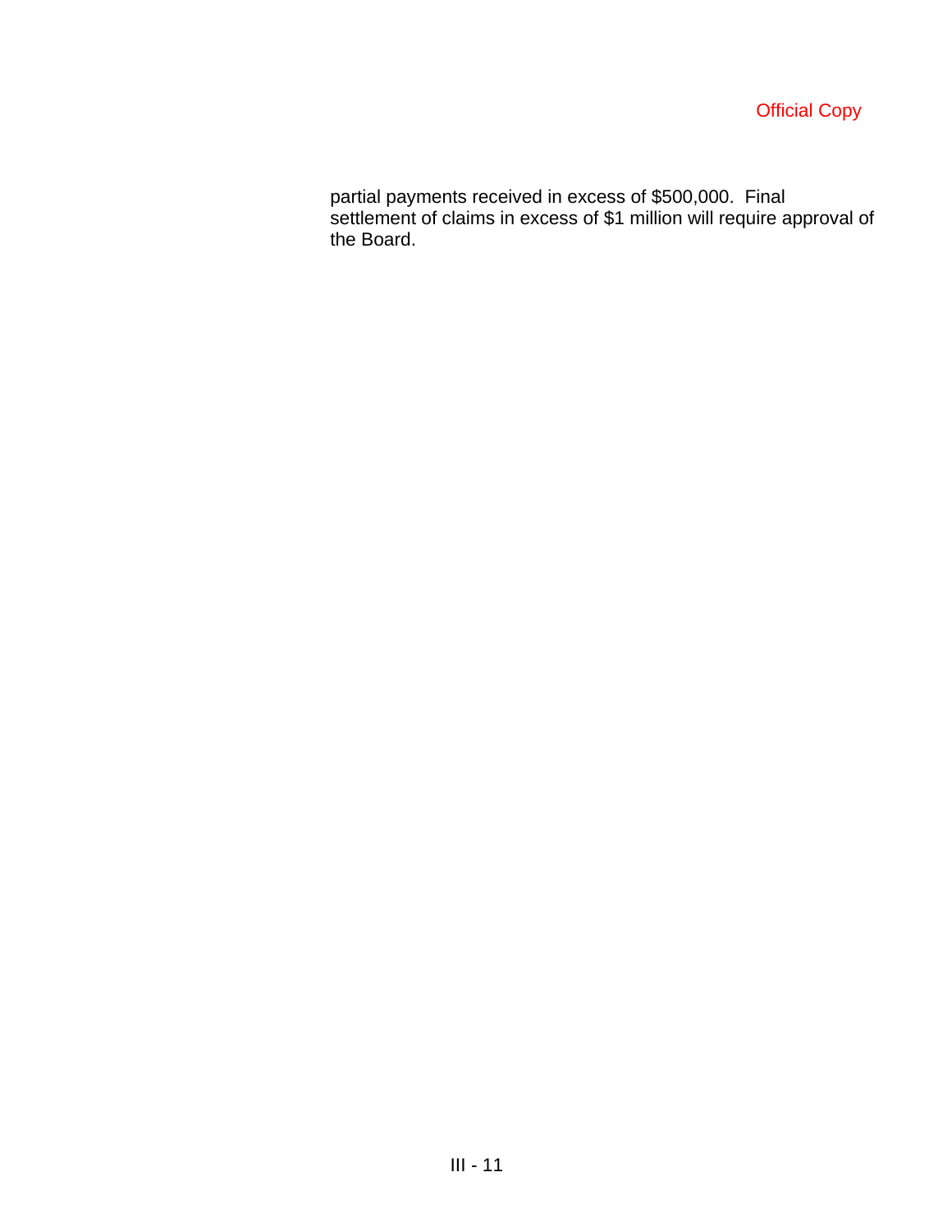partial payments received in excess of $500,000. Final settlement of claims in excess of $1 million will require approval of the Board.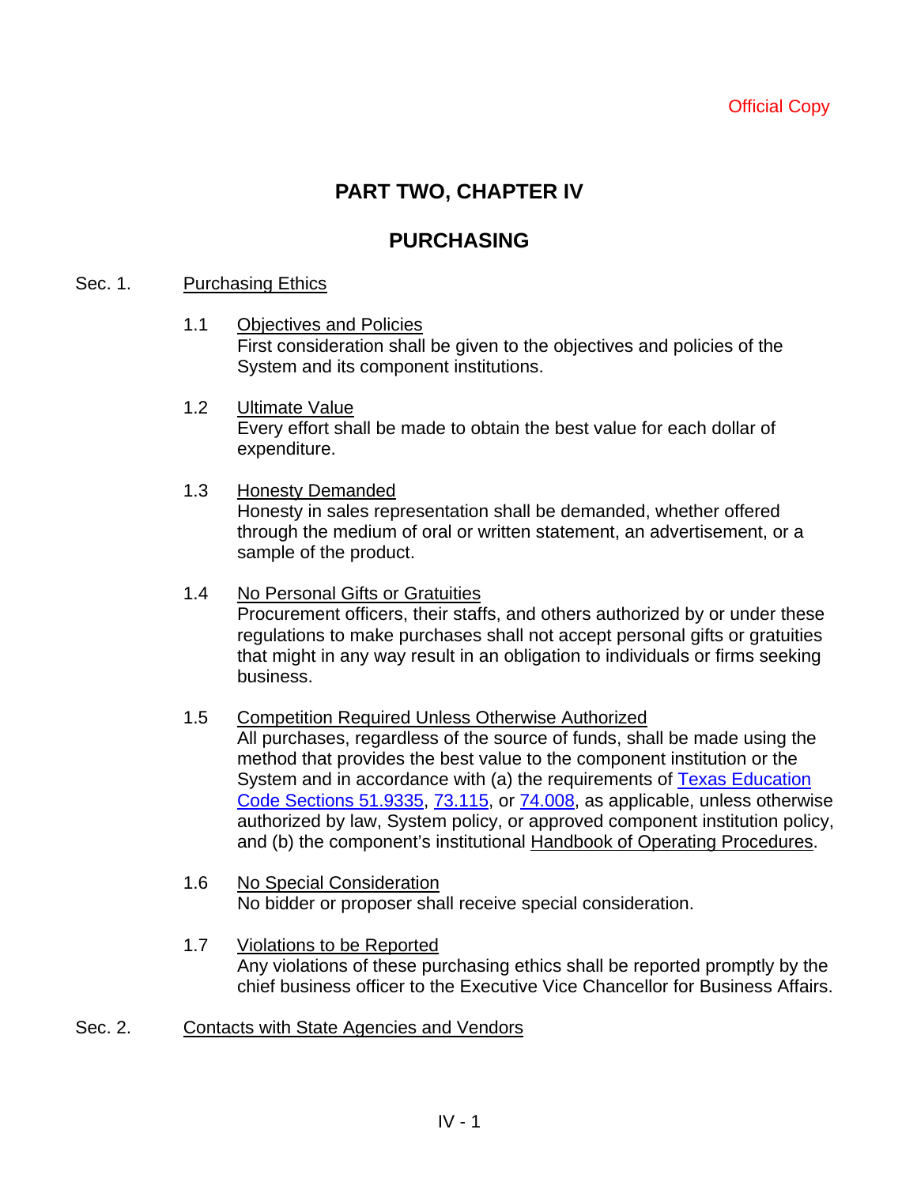Official Copy

# PART TWO, CHAPTER IV

# PURCHASING

Sec. 1. Purchasing Ethics

1.1 Objectives and Policies
First consideration shall be given to the objectives and policies of the System and its component institutions.

1.2 Ultimate Value
Every effort shall be made to obtain the best value for each dollar of expenditure.

1.3 Honesty Demanded
Honesty in sales representation shall be demanded, whether offered through the medium of oral or written statement, an advertisement, or a sample of the product.

1.4 No Personal Gifts or Gratuities
Procurement officers, their staffs, and others authorized by or under these regulations to make purchases shall not accept personal gifts or gratuities that might in any way result in an obligation to individuals or firms seeking business.

1.5 Competition Required Unless Otherwise Authorized
All purchases, regardless of the source of funds, shall be made using the method that provides the best value to the component institution or the System and in accordance with (a) the requirements of Texas Education Code Sections 51.9335, 73.115, or 74.008, as applicable, unless otherwise authorized by law, System policy, or approved component institution policy, and (b) the component's institutional Handbook of Operating Procedures.

1.6 No Special Consideration
No bidder or proposer shall receive special consideration.

1.7 Violations to be Reported
Any violations of these purchasing ethics shall be reported promptly by the chief business officer to the Executive Vice Chancellor for Business Affairs.

Sec. 2. Contacts with State Agencies and Vendors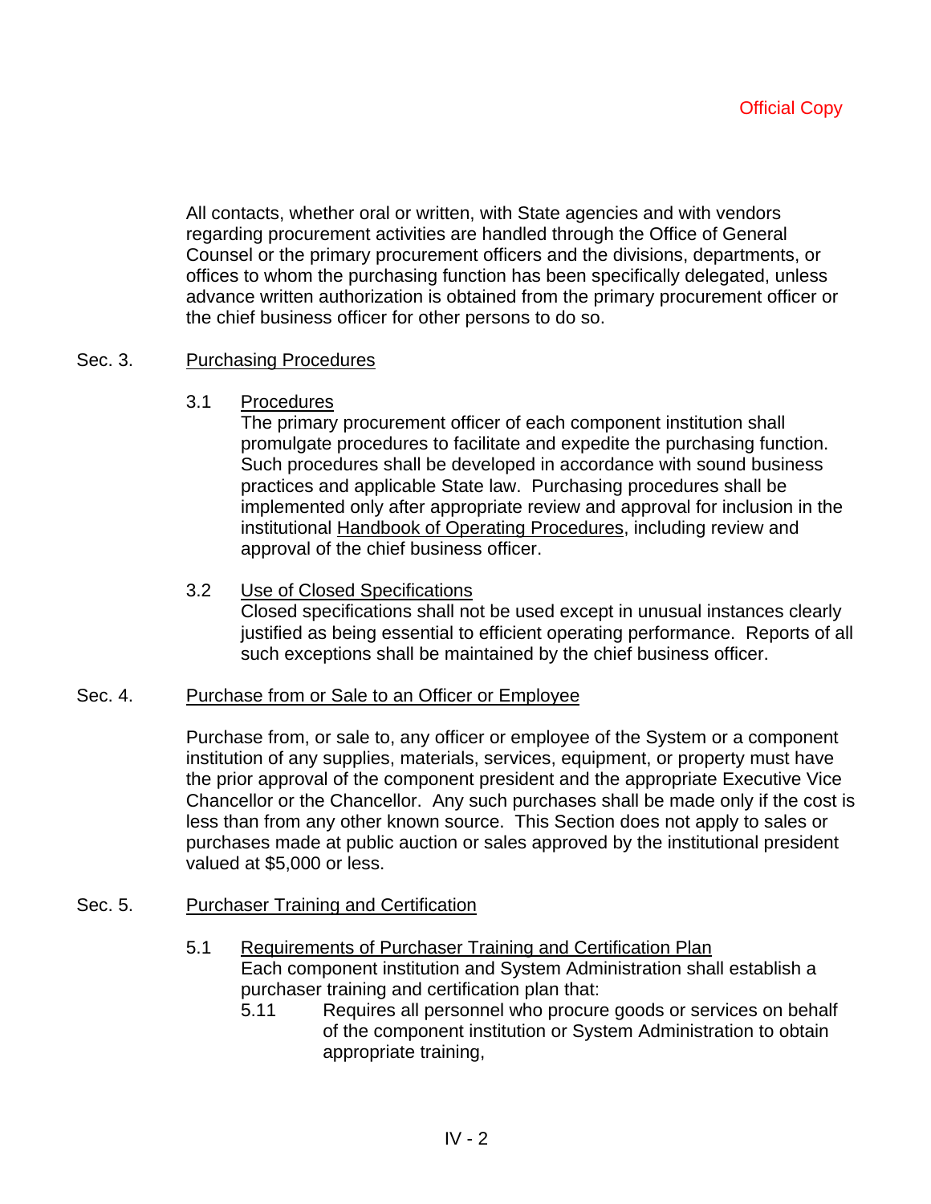All contacts, whether oral or written, with State agencies and with vendors regarding procurement activities are handled through the Office of General Counsel or the primary procurement officers and the divisions, departments, or offices to whom the purchasing function has been specifically delegated, unless advance written authorization is obtained from the primary procurement officer or the chief business officer for other persons to do so.

## Sec. 3. Purchasing Procedures

### 3.1 Procedures

The primary procurement officer of each component institution shall promulgate procedures to facilitate and expedite the purchasing function. Such procedures shall be developed in accordance with sound business practices and applicable State law. Purchasing procedures shall be implemented only after appropriate review and approval for inclusion in the institutional Handbook of Operating Procedures, including review and approval of the chief business officer.

### 3.2 Use of Closed Specifications

Closed specifications shall not be used except in unusual instances clearly justified as being essential to efficient operating performance. Reports of all such exceptions shall be maintained by the chief business officer.

## Sec. 4. Purchase from or Sale to an Officer or Employee

Purchase from, or sale to, any officer or employee of the System or a component institution of any supplies, materials, services, equipment, or property must have the prior approval of the component president and the appropriate Executive Vice Chancellor or the Chancellor. Any such purchases shall be made only if the cost is less than from any other known source. This Section does not apply to sales or purchases made at public auction or sales approved by the institutional president valued at $5,000 or less.

## Sec. 5. Purchaser Training and Certification

### 5.1 Requirements of Purchaser Training and Certification Plan

Each component institution and System Administration shall establish a purchaser training and certification plan that:

5.11 Requires all personnel who procure goods or services on behalf of the component institution or System Administration to obtain appropriate training,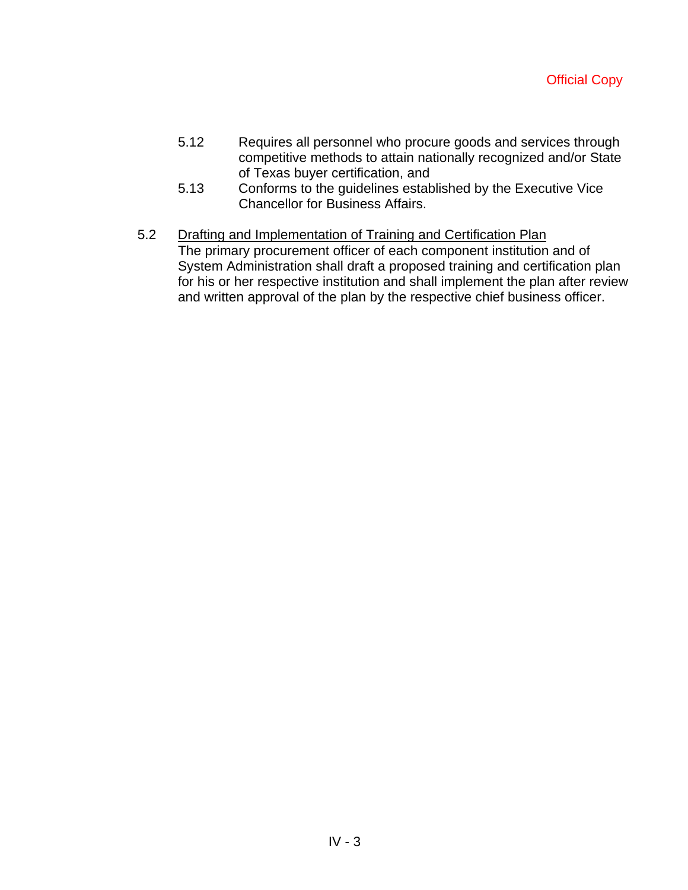Official Copy

5.12 Requires all personnel who procure goods and services through competitive methods to attain nationally recognized and/or State of Texas buyer certification, and

5.13 Conforms to the guidelines established by the Executive Vice Chancellor for Business Affairs.

5.2 <u>Drafting and Implementation of Training and Certification Plan</u>

The primary procurement officer of each component institution and of System Administration shall draft a proposed training and certification plan for his or her respective institution and shall implement the plan after review and written approval of the plan by the respective chief business officer.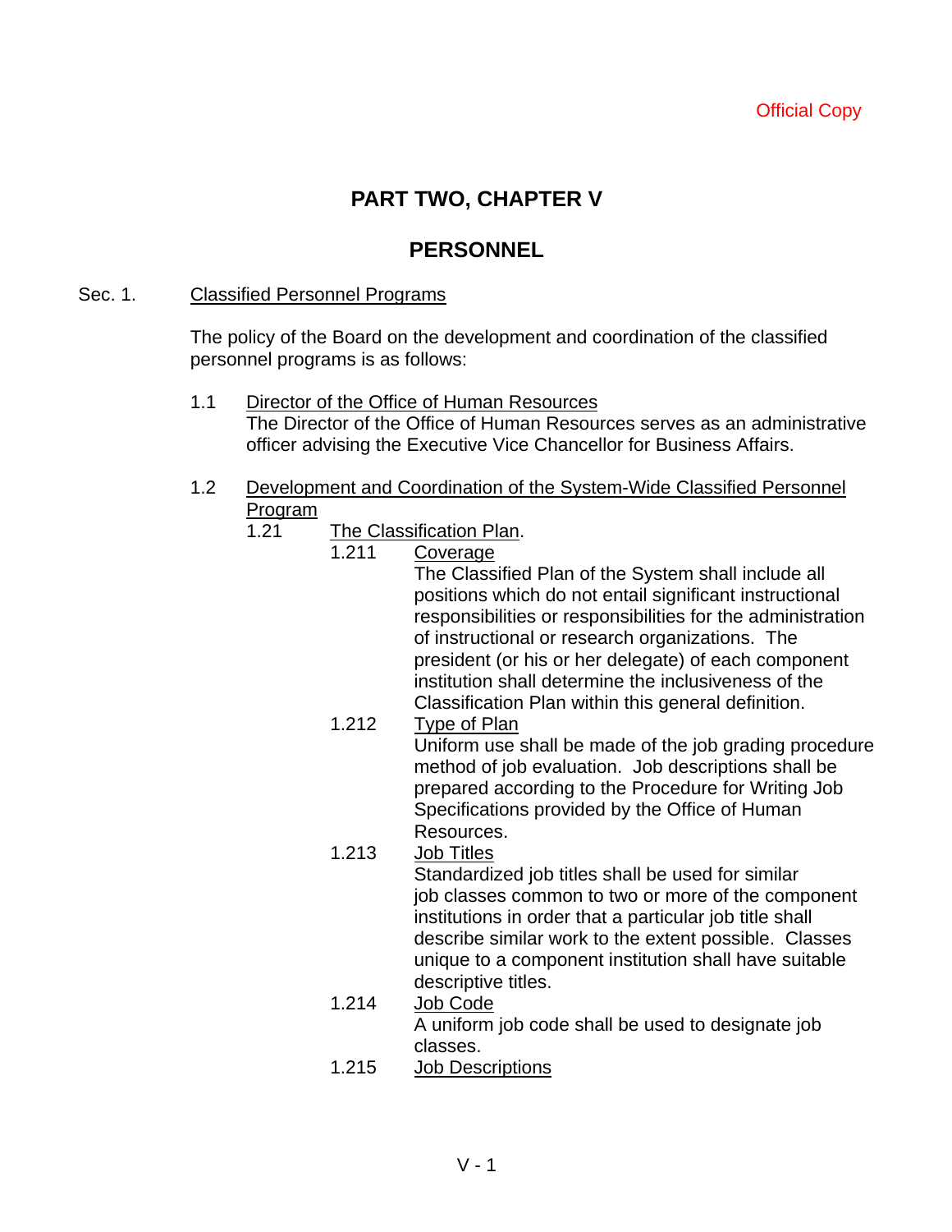# PART TWO, CHAPTER V

## PERSONNEL

Sec. 1. Classified Personnel Programs

The policy of the Board on the development and coordination of the classified personnel programs is as follows:

1.1 Director of the Office of Human Resources
The Director of the Office of Human Resources serves as an administrative officer advising the Executive Vice Chancellor for Business Affairs.

1.2 Development and Coordination of the System-Wide Classified Personnel Program

1.21 The Classification Plan.

1.211 Coverage
The Classified Plan of the System shall include all positions which do not entail significant instructional responsibilities or responsibilities for the administration of instructional or research organizations. The president (or his or her delegate) of each component institution shall determine the inclusiveness of the Classification Plan within this general definition.

1.212 Type of Plan
Uniform use shall be made of the job grading procedure method of job evaluation. Job descriptions shall be prepared according to the Procedure for Writing Job Specifications provided by the Office of Human Resources.

1.213 Job Titles
Standardized job titles shall be used for similar job classes common to two or more of the component institutions in order that a particular job title shall describe similar work to the extent possible. Classes unique to a component institution shall have suitable descriptive titles.

1.214 Job Code
A uniform job code shall be used to designate job classes.

1.215 Job Descriptions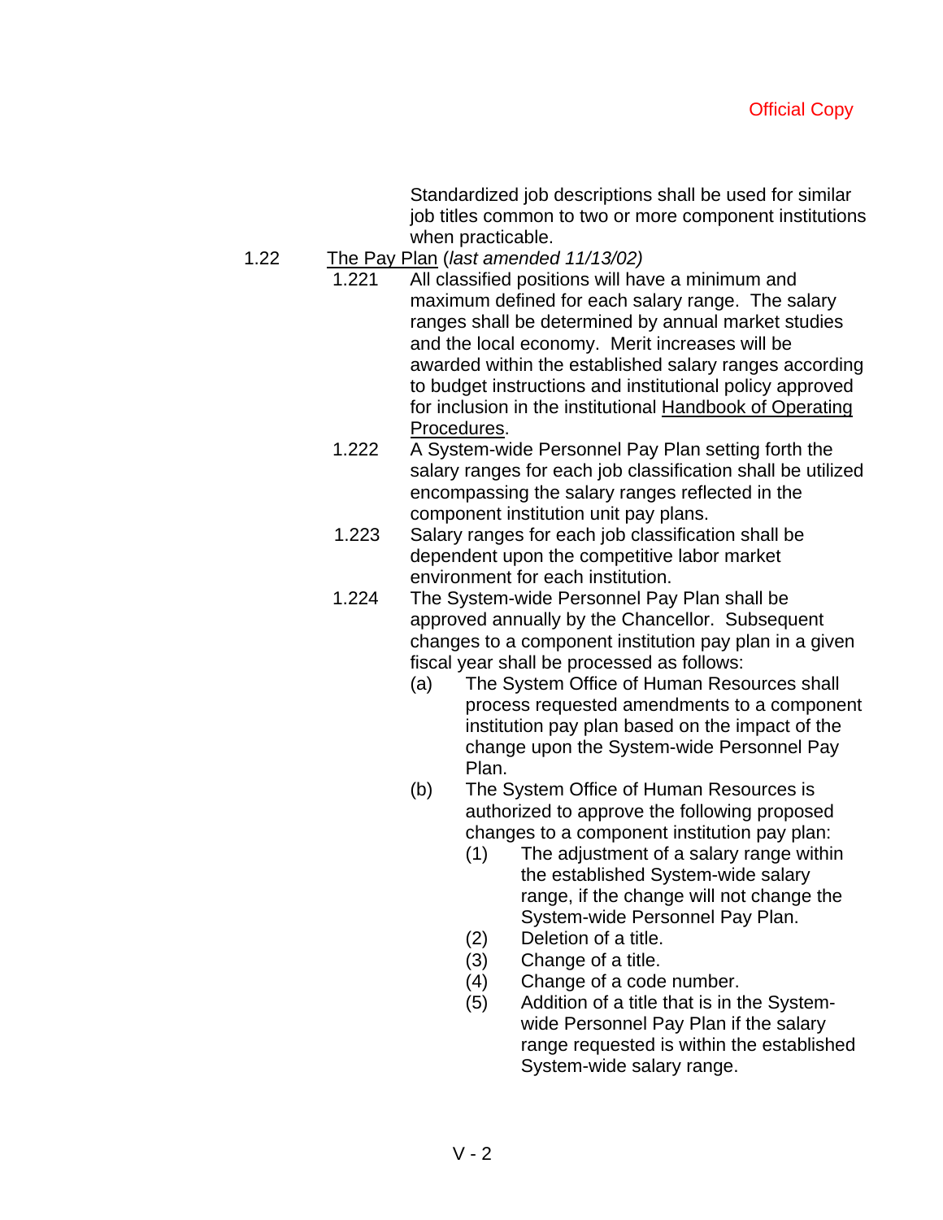Standardized job descriptions shall be used for similar job titles common to two or more component institutions when practicable.

1.22 The Pay Plan (*last amended 11/13/02)*

1.221 All classified positions will have a minimum and maximum defined for each salary range. The salary ranges shall be determined by annual market studies and the local economy. Merit increases will be awarded within the established salary ranges according to budget instructions and institutional policy approved for inclusion in the institutional Handbook of Operating Procedures.

1.222 A System-wide Personnel Pay Plan setting forth the salary ranges for each job classification shall be utilized encompassing the salary ranges reflected in the component institution unit pay plans.

1.223 Salary ranges for each job classification shall be dependent upon the competitive labor market environment for each institution.

1.224 The System-wide Personnel Pay Plan shall be approved annually by the Chancellor. Subsequent changes to a component institution pay plan in a given fiscal year shall be processed as follows:

(a) The System Office of Human Resources shall process requested amendments to a component institution pay plan based on the impact of the change upon the System-wide Personnel Pay Plan.

(b) The System Office of Human Resources is authorized to approve the following proposed changes to a component institution pay plan:

(1) The adjustment of a salary range within the established System-wide salary range, if the change will not change the System-wide Personnel Pay Plan.

(2) Deletion of a title.

(3) Change of a title.

(4) Change of a code number.

(5) Addition of a title that is in the System-wide Personnel Pay Plan if the salary range requested is within the established System-wide salary range.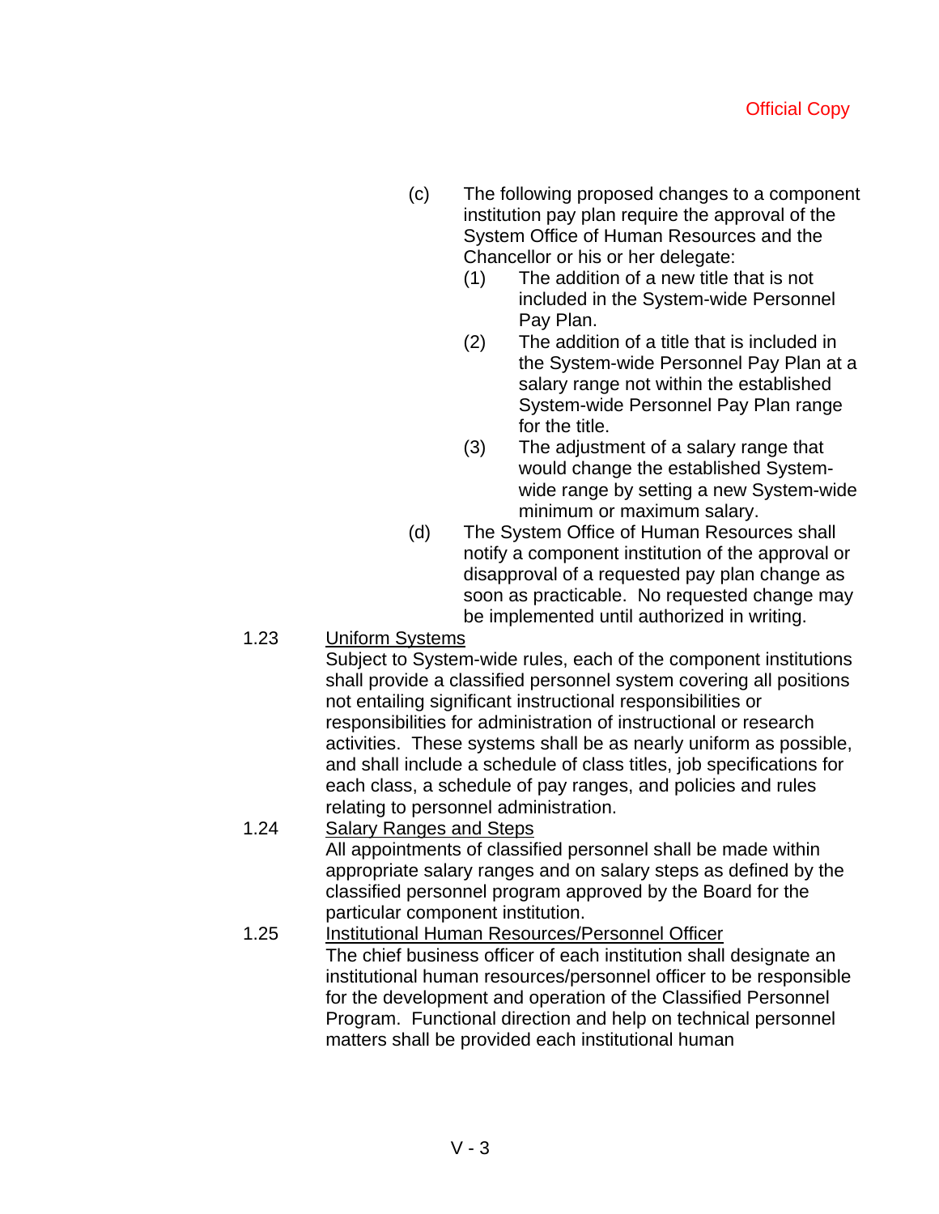(c) The following proposed changes to a component institution pay plan require the approval of the System Office of Human Resources and the Chancellor or his or her delegate:

   (1) The addition of a new title that is not included in the System-wide Personnel Pay Plan.

   (2) The addition of a title that is included in the System-wide Personnel Pay Plan at a salary range not within the established System-wide Personnel Pay Plan range for the title.

   (3) The adjustment of a salary range that would change the established System-wide range by setting a new System-wide minimum or maximum salary.

(d) The System Office of Human Resources shall notify a component institution of the approval or disapproval of a requested pay plan change as soon as practicable. No requested change may be implemented until authorized in writing.

1.23 Uniform Systems

Subject to System-wide rules, each of the component institutions shall provide a classified personnel system covering all positions not entailing significant instructional responsibilities or responsibilities for administration of instructional or research activities. These systems shall be as nearly uniform as possible, and shall include a schedule of class titles, job specifications for each class, a schedule of pay ranges, and policies and rules relating to personnel administration.

1.24 Salary Ranges and Steps

All appointments of classified personnel shall be made within appropriate salary ranges and on salary steps as defined by the classified personnel program approved by the Board for the particular component institution.

1.25 Institutional Human Resources/Personnel Officer

The chief business officer of each institution shall designate an institutional human resources/personnel officer to be responsible for the development and operation of the Classified Personnel Program. Functional direction and help on technical personnel matters shall be provided each institutional human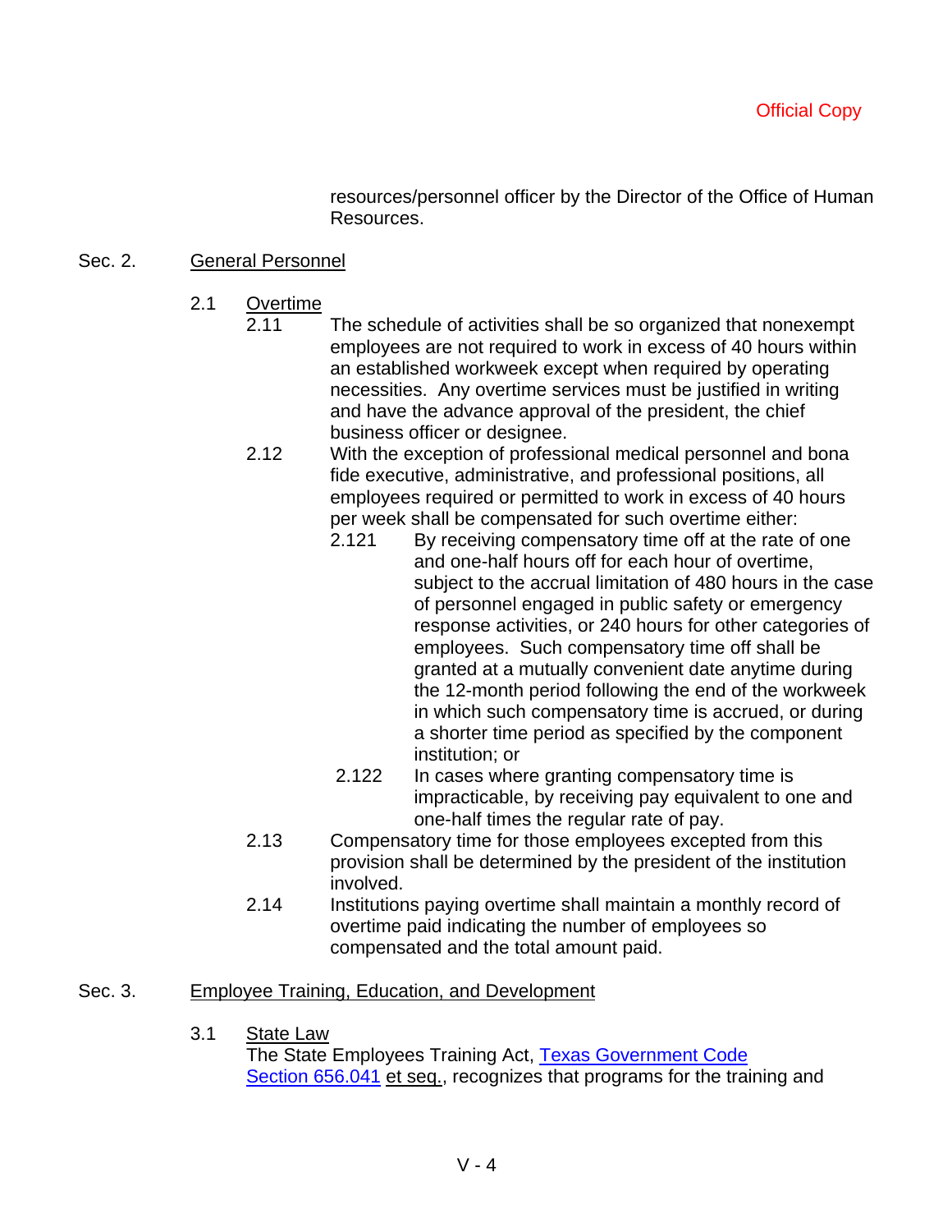resources/personnel officer by the Director of the Office of Human Resources.

Sec. 2. General Personnel

2.1 Overtime

2.11 The schedule of activities shall be so organized that nonexempt employees are not required to work in excess of 40 hours within an established workweek except when required by operating necessities. Any overtime services must be justified in writing and have the advance approval of the president, the chief business officer or designee.

2.12 With the exception of professional medical personnel and bona fide executive, administrative, and professional positions, all employees required or permitted to work in excess of 40 hours per week shall be compensated for such overtime either:

2.121 By receiving compensatory time off at the rate of one and one-half hours off for each hour of overtime, subject to the accrual limitation of 480 hours in the case of personnel engaged in public safety or emergency response activities, or 240 hours for other categories of employees. Such compensatory time off shall be granted at a mutually convenient date anytime during the 12-month period following the end of the workweek in which such compensatory time is accrued, or during a shorter time period as specified by the component institution; or

2.122 In cases where granting compensatory time is impracticable, by receiving pay equivalent to one and one-half times the regular rate of pay.

2.13 Compensatory time for those employees excepted from this provision shall be determined by the president of the institution involved.

2.14 Institutions paying overtime shall maintain a monthly record of overtime paid indicating the number of employees so compensated and the total amount paid.

Sec. 3. Employee Training, Education, and Development

3.1 State Law

The State Employees Training Act, Texas Government Code Section 656.041 et seq., recognizes that programs for the training and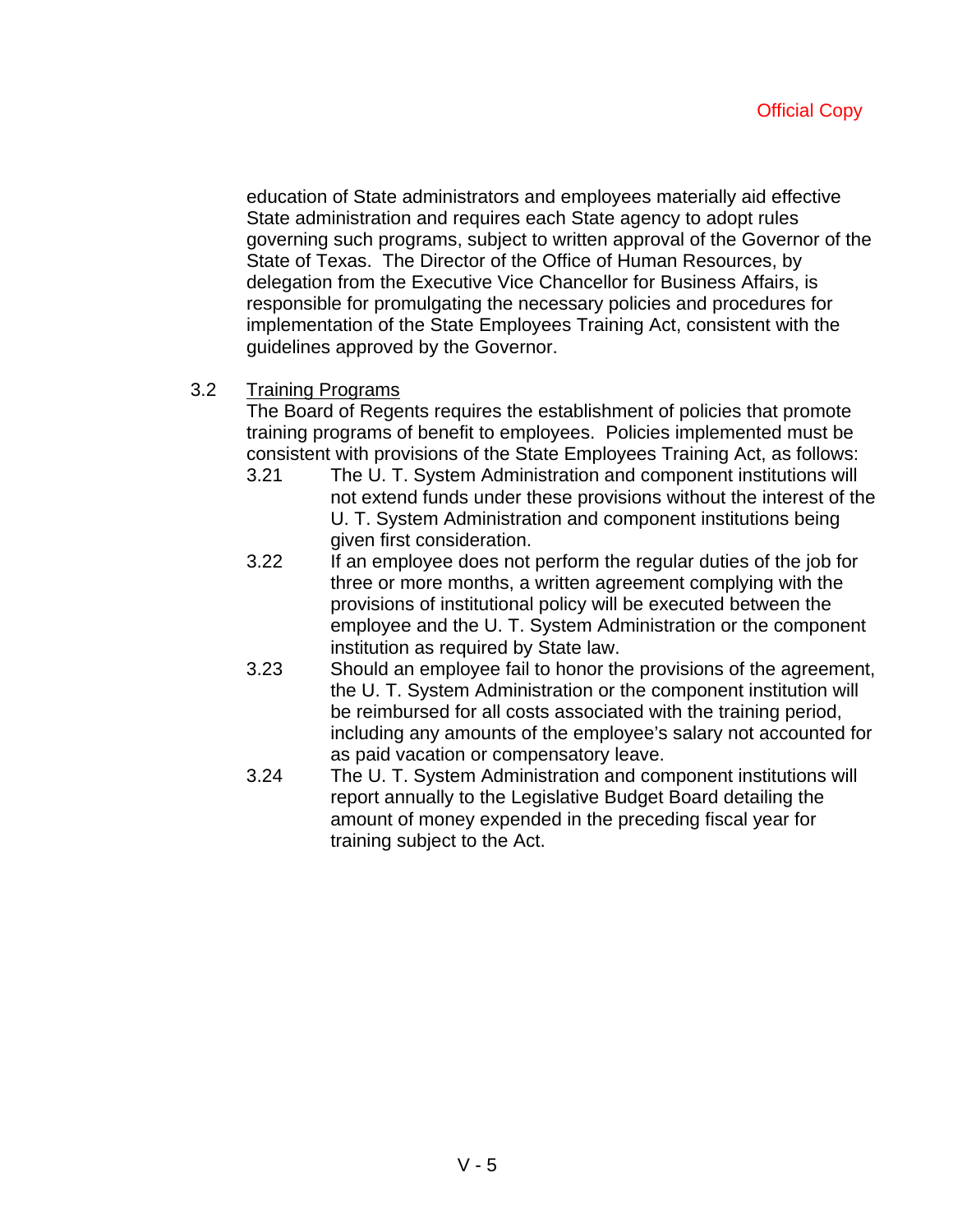Official Copy

education of State administrators and employees materially aid effective State administration and requires each State agency to adopt rules governing such programs, subject to written approval of the Governor of the State of Texas. The Director of the Office of Human Resources, by delegation from the Executive Vice Chancellor for Business Affairs, is responsible for promulgating the necessary policies and procedures for implementation of the State Employees Training Act, consistent with the guidelines approved by the Governor.

3.2 Training Programs

The Board of Regents requires the establishment of policies that promote training programs of benefit to employees. Policies implemented must be consistent with provisions of the State Employees Training Act, as follows:

3.21 The U. T. System Administration and component institutions will not extend funds under these provisions without the interest of the U. T. System Administration and component institutions being given first consideration.

3.22 If an employee does not perform the regular duties of the job for three or more months, a written agreement complying with the provisions of institutional policy will be executed between the employee and the U. T. System Administration or the component institution as required by State law.

3.23 Should an employee fail to honor the provisions of the agreement, the U. T. System Administration or the component institution will be reimbursed for all costs associated with the training period, including any amounts of the employee's salary not accounted for as paid vacation or compensatory leave.

3.24 The U. T. System Administration and component institutions will report annually to the Legislative Budget Board detailing the amount of money expended in the preceding fiscal year for training subject to the Act.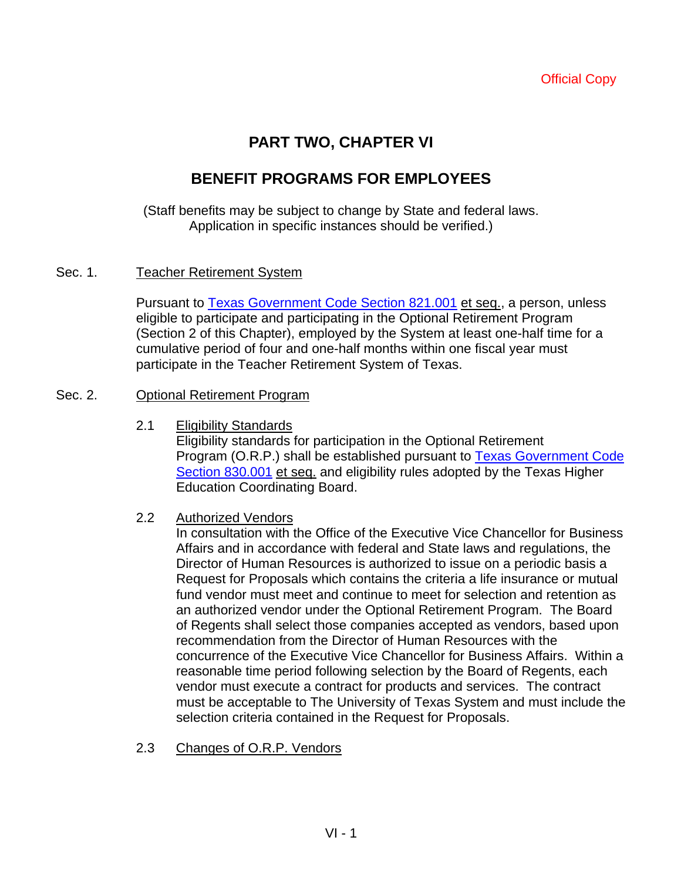Official Copy

# PART TWO, CHAPTER VI

# BENEFIT PROGRAMS FOR EMPLOYEES

(Staff benefits may be subject to change by State and federal laws. Application in specific instances should be verified.)

Sec. 1. Teacher Retirement System

Pursuant to Texas Government Code Section 821.001 et seq., a person, unless eligible to participate and participating in the Optional Retirement Program (Section 2 of this Chapter), employed by the System at least one-half time for a cumulative period of four and one-half months within one fiscal year must participate in the Teacher Retirement System of Texas.

Sec. 2. Optional Retirement Program

2.1 Eligibility Standards
Eligibility standards for participation in the Optional Retirement Program (O.R.P.) shall be established pursuant to Texas Government Code Section 830.001 et seq. and eligibility rules adopted by the Texas Higher Education Coordinating Board.

2.2 Authorized Vendors
In consultation with the Office of the Executive Vice Chancellor for Business Affairs and in accordance with federal and State laws and regulations, the Director of Human Resources is authorized to issue on a periodic basis a Request for Proposals which contains the criteria a life insurance or mutual fund vendor must meet and continue to meet for selection and retention as an authorized vendor under the Optional Retirement Program. The Board of Regents shall select those companies accepted as vendors, based upon recommendation from the Director of Human Resources with the concurrence of the Executive Vice Chancellor for Business Affairs. Within a reasonable time period following selection by the Board of Regents, each vendor must execute a contract for products and services. The contract must be acceptable to The University of Texas System and must include the selection criteria contained in the Request for Proposals.

2.3 Changes of O.R.P. Vendors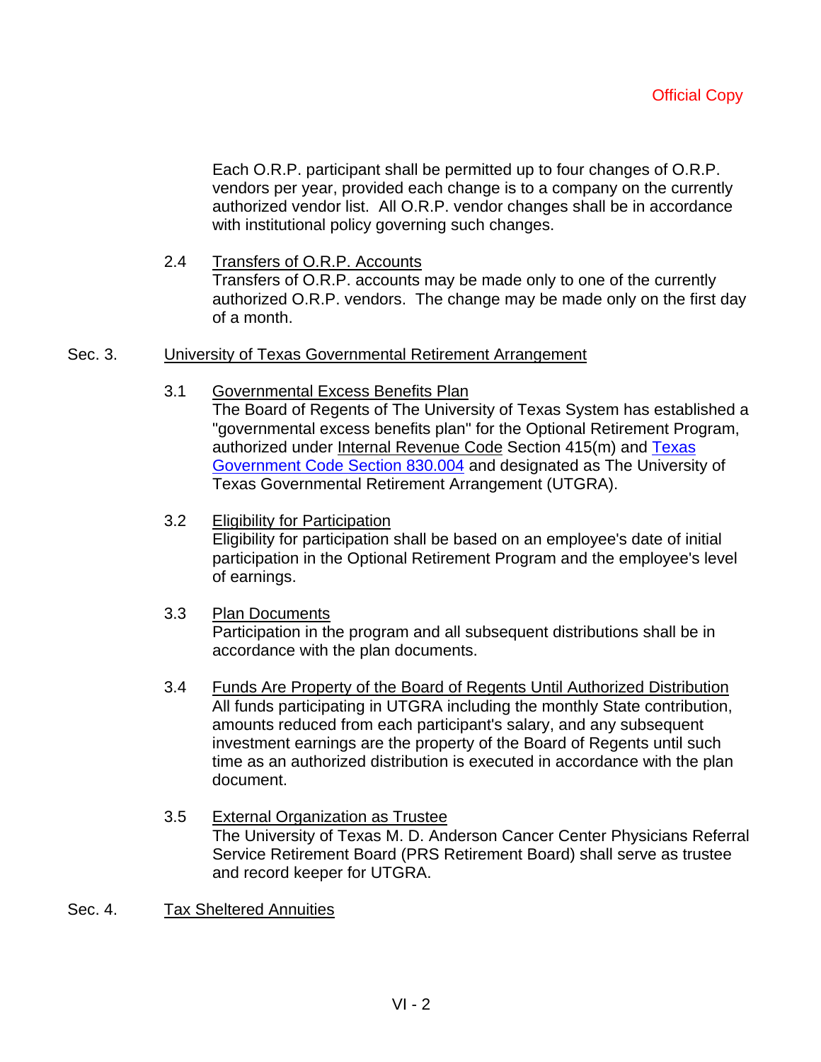Each O.R.P. participant shall be permitted up to four changes of O.R.P. vendors per year, provided each change is to a company on the currently authorized vendor list. All O.R.P. vendor changes shall be in accordance with institutional policy governing such changes.

2.4 Transfers of O.R.P. Accounts
Transfers of O.R.P. accounts may be made only to one of the currently authorized O.R.P. vendors. The change may be made only on the first day of a month.

## Sec. 3. University of Texas Governmental Retirement Arrangement

3.1 Governmental Excess Benefits Plan
The Board of Regents of The University of Texas System has established a "governmental excess benefits plan" for the Optional Retirement Program, authorized under Internal Revenue Code Section 415(m) and Texas Government Code Section 830.004 and designated as The University of Texas Governmental Retirement Arrangement (UTGRA).

3.2 Eligibility for Participation
Eligibility for participation shall be based on an employee's date of initial participation in the Optional Retirement Program and the employee's level of earnings.

3.3 Plan Documents
Participation in the program and all subsequent distributions shall be in accordance with the plan documents.

3.4 Funds Are Property of the Board of Regents Until Authorized Distribution
All funds participating in UTGRA including the monthly State contribution, amounts reduced from each participant's salary, and any subsequent investment earnings are the property of the Board of Regents until such time as an authorized distribution is executed in accordance with the plan document.

3.5 External Organization as Trustee
The University of Texas M. D. Anderson Cancer Center Physicians Referral Service Retirement Board (PRS Retirement Board) shall serve as trustee and record keeper for UTGRA.

## Sec. 4. Tax Sheltered Annuities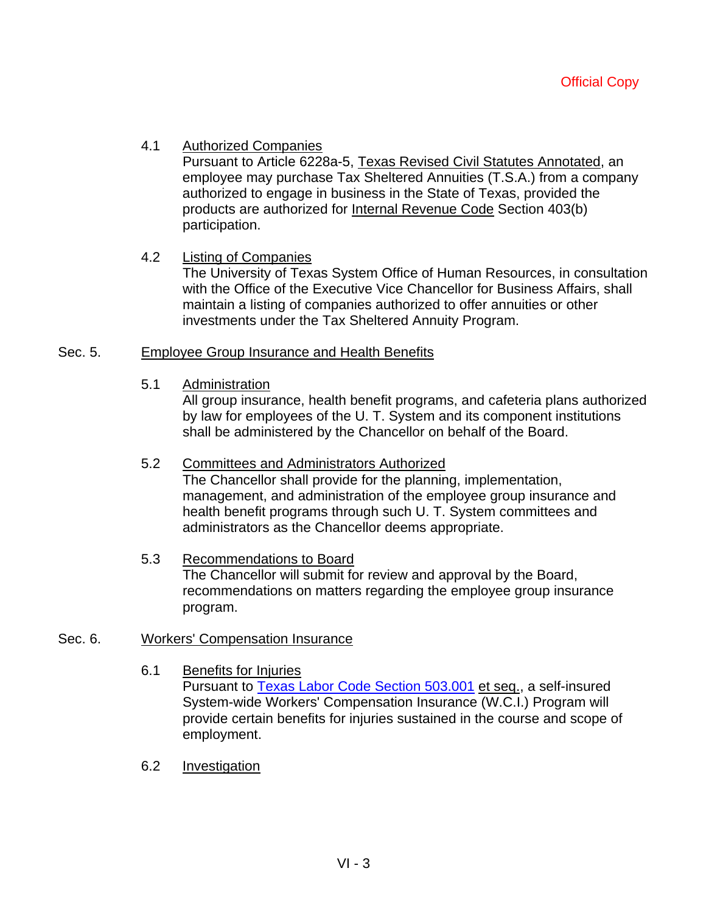4.1 Authorized Companies
Pursuant to Article 6228a-5, Texas Revised Civil Statutes Annotated, an employee may purchase Tax Sheltered Annuities (T.S.A.) from a company authorized to engage in business in the State of Texas, provided the products are authorized for Internal Revenue Code Section 403(b) participation.

4.2 Listing of Companies
The University of Texas System Office of Human Resources, in consultation with the Office of the Executive Vice Chancellor for Business Affairs, shall maintain a listing of companies authorized to offer annuities or other investments under the Tax Sheltered Annuity Program.

Sec. 5. Employee Group Insurance and Health Benefits

5.1 Administration
All group insurance, health benefit programs, and cafeteria plans authorized by law for employees of the U. T. System and its component institutions shall be administered by the Chancellor on behalf of the Board.

5.2 Committees and Administrators Authorized
The Chancellor shall provide for the planning, implementation, management, and administration of the employee group insurance and health benefit programs through such U. T. System committees and administrators as the Chancellor deems appropriate.

5.3 Recommendations to Board
The Chancellor will submit for review and approval by the Board, recommendations on matters regarding the employee group insurance program.

Sec. 6. Workers' Compensation Insurance

6.1 Benefits for Injuries
Pursuant to Texas Labor Code Section 503.001 et seq., a self-insured System-wide Workers' Compensation Insurance (W.C.I.) Program will provide certain benefits for injuries sustained in the course and scope of employment.

6.2 Investigation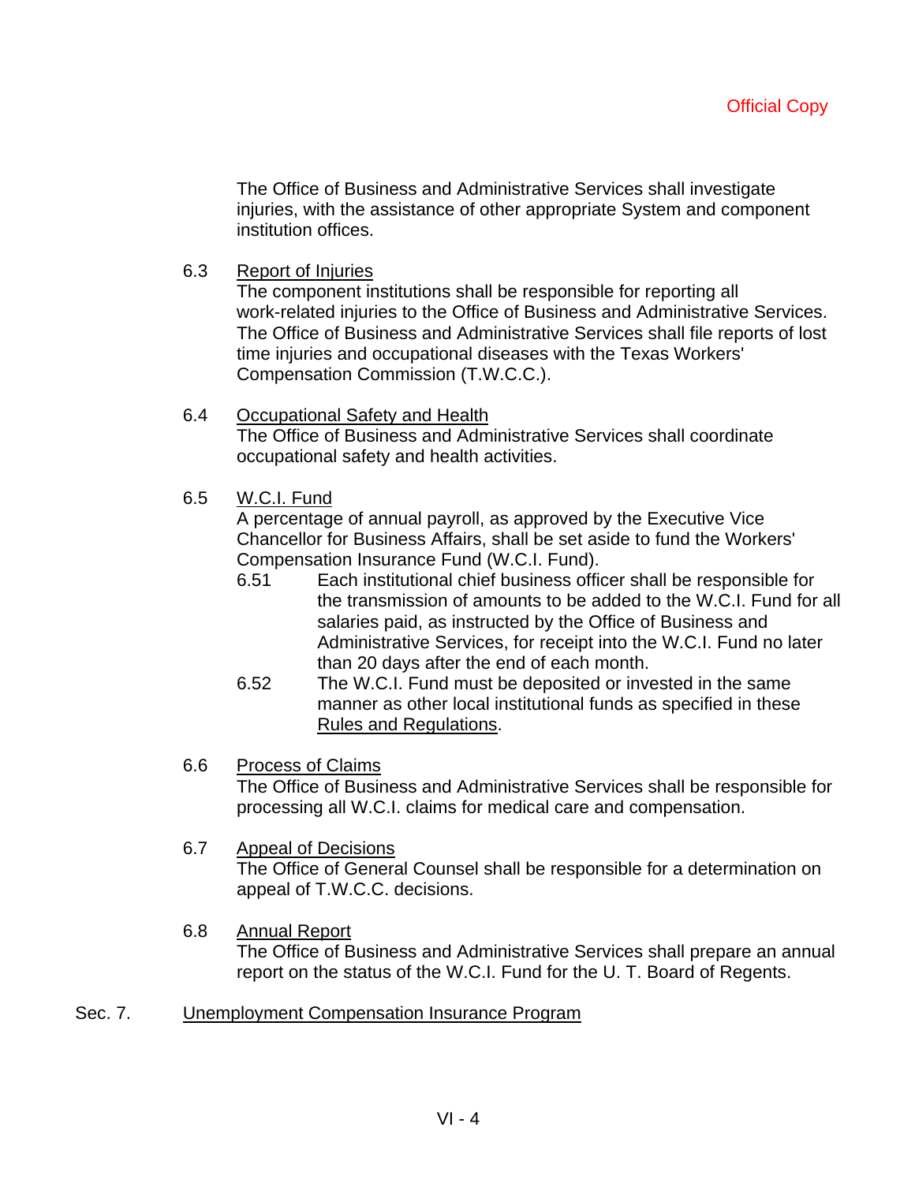The Office of Business and Administrative Services shall investigate injuries, with the assistance of other appropriate System and component institution offices.

6.3 Report of Injuries
The component institutions shall be responsible for reporting all work-related injuries to the Office of Business and Administrative Services. The Office of Business and Administrative Services shall file reports of lost time injuries and occupational diseases with the Texas Workers' Compensation Commission (T.W.C.C.).

6.4 Occupational Safety and Health
The Office of Business and Administrative Services shall coordinate occupational safety and health activities.

6.5 W.C.I. Fund
A percentage of annual payroll, as approved by the Executive Vice Chancellor for Business Affairs, shall be set aside to fund the Workers' Compensation Insurance Fund (W.C.I. Fund).

6.51 Each institutional chief business officer shall be responsible for the transmission of amounts to be added to the W.C.I. Fund for all salaries paid, as instructed by the Office of Business and Administrative Services, for receipt into the W.C.I. Fund no later than 20 days after the end of each month.

6.52 The W.C.I. Fund must be deposited or invested in the same manner as other local institutional funds as specified in these Rules and Regulations.

6.6 Process of Claims
The Office of Business and Administrative Services shall be responsible for processing all W.C.I. claims for medical care and compensation.

6.7 Appeal of Decisions
The Office of General Counsel shall be responsible for a determination on appeal of T.W.C.C. decisions.

6.8 Annual Report
The Office of Business and Administrative Services shall prepare an annual report on the status of the W.C.I. Fund for the U. T. Board of Regents.

## Sec. 7. Unemployment Compensation Insurance Program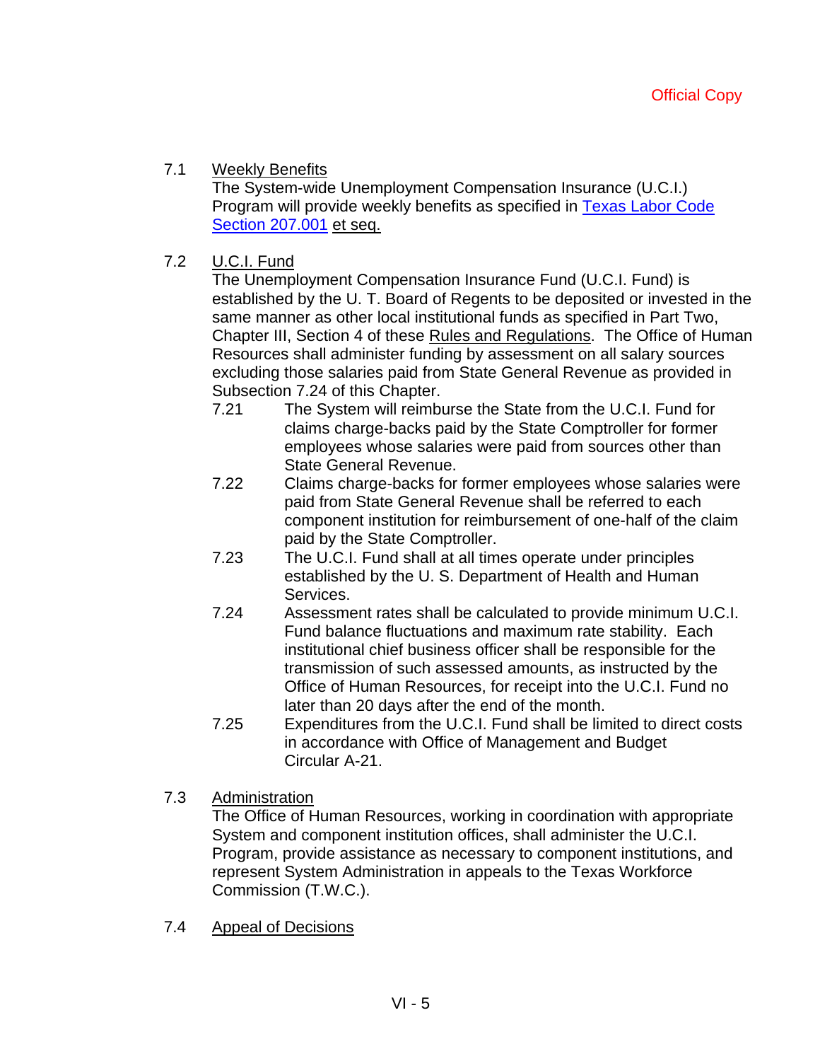7.1 Weekly Benefits

The System-wide Unemployment Compensation Insurance (U.C.I.) Program will provide weekly benefits as specified in Texas Labor Code Section 207.001 et seq.

7.2 U.C.I. Fund

The Unemployment Compensation Insurance Fund (U.C.I. Fund) is established by the U. T. Board of Regents to be deposited or invested in the same manner as other local institutional funds as specified in Part Two, Chapter III, Section 4 of these Rules and Regulations. The Office of Human Resources shall administer funding by assessment on all salary sources excluding those salaries paid from State General Revenue as provided in Subsection 7.24 of this Chapter.

7.21 The System will reimburse the State from the U.C.I. Fund for claims charge-backs paid by the State Comptroller for former employees whose salaries were paid from sources other than State General Revenue.

7.22 Claims charge-backs for former employees whose salaries were paid from State General Revenue shall be referred to each component institution for reimbursement of one-half of the claim paid by the State Comptroller.

7.23 The U.C.I. Fund shall at all times operate under principles established by the U. S. Department of Health and Human Services.

7.24 Assessment rates shall be calculated to provide minimum U.C.I. Fund balance fluctuations and maximum rate stability. Each institutional chief business officer shall be responsible for the transmission of such assessed amounts, as instructed by the Office of Human Resources, for receipt into the U.C.I. Fund no later than 20 days after the end of the month.

7.25 Expenditures from the U.C.I. Fund shall be limited to direct costs in accordance with Office of Management and Budget Circular A-21.

7.3 Administration

The Office of Human Resources, working in coordination with appropriate System and component institution offices, shall administer the U.C.I. Program, provide assistance as necessary to component institutions, and represent System Administration in appeals to the Texas Workforce Commission (T.W.C.).

7.4 Appeal of Decisions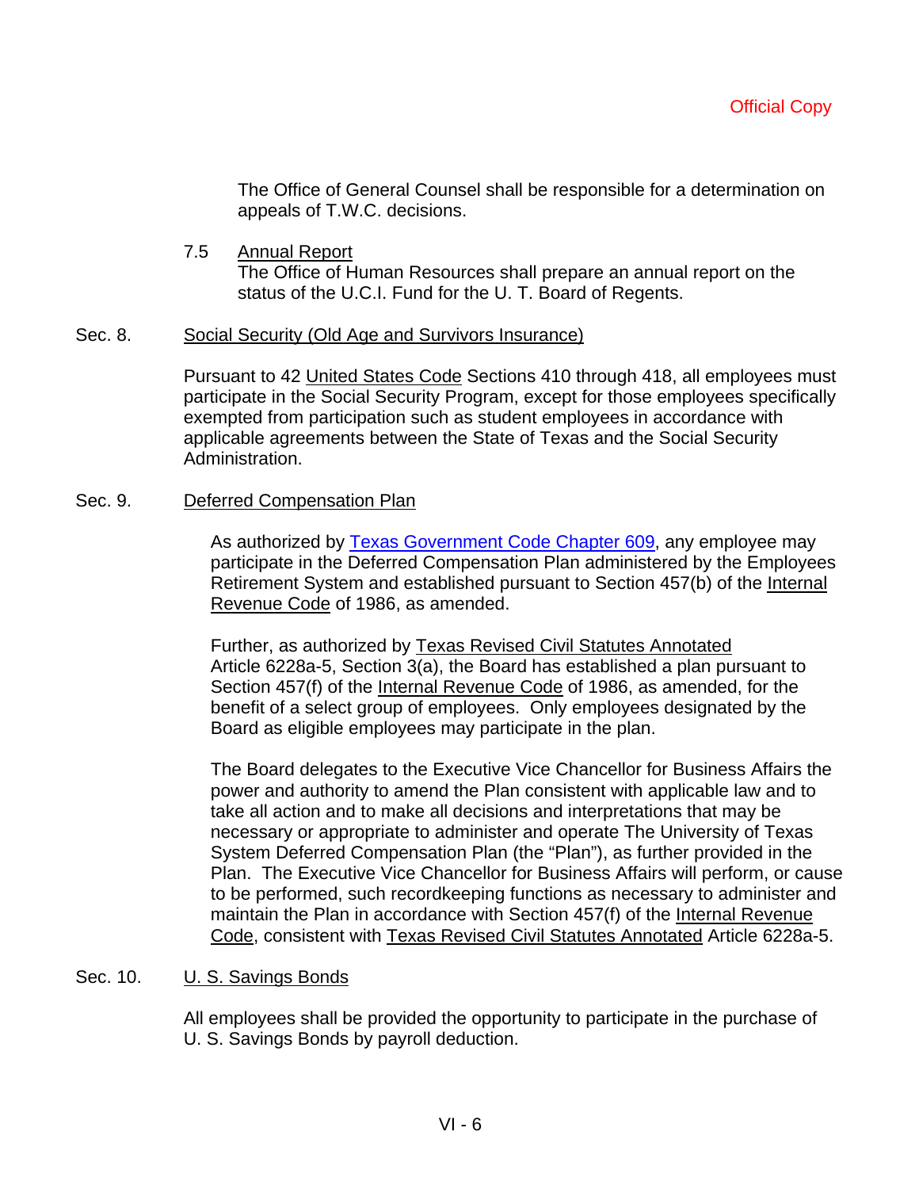The Office of General Counsel shall be responsible for a determination on appeals of T.W.C. decisions.

7.5 Annual Report
The Office of Human Resources shall prepare an annual report on the status of the U.C.I. Fund for the U. T. Board of Regents.

Sec. 8. Social Security (Old Age and Survivors Insurance)

Pursuant to 42 United States Code Sections 410 through 418, all employees must participate in the Social Security Program, except for those employees specifically exempted from participation such as student employees in accordance with applicable agreements between the State of Texas and the Social Security Administration.

Sec. 9. Deferred Compensation Plan

As authorized by Texas Government Code Chapter 609, any employee may participate in the Deferred Compensation Plan administered by the Employees Retirement System and established pursuant to Section 457(b) of the Internal Revenue Code of 1986, as amended.

Further, as authorized by Texas Revised Civil Statutes Annotated Article 6228a-5, Section 3(a), the Board has established a plan pursuant to Section 457(f) of the Internal Revenue Code of 1986, as amended, for the benefit of a select group of employees. Only employees designated by the Board as eligible employees may participate in the plan.

The Board delegates to the Executive Vice Chancellor for Business Affairs the power and authority to amend the Plan consistent with applicable law and to take all action and to make all decisions and interpretations that may be necessary or appropriate to administer and operate The University of Texas System Deferred Compensation Plan (the "Plan"), as further provided in the Plan. The Executive Vice Chancellor for Business Affairs will perform, or cause to be performed, such recordkeeping functions as necessary to administer and maintain the Plan in accordance with Section 457(f) of the Internal Revenue Code, consistent with Texas Revised Civil Statutes Annotated Article 6228a-5.

Sec. 10. U. S. Savings Bonds

All employees shall be provided the opportunity to participate in the purchase of U. S. Savings Bonds by payroll deduction.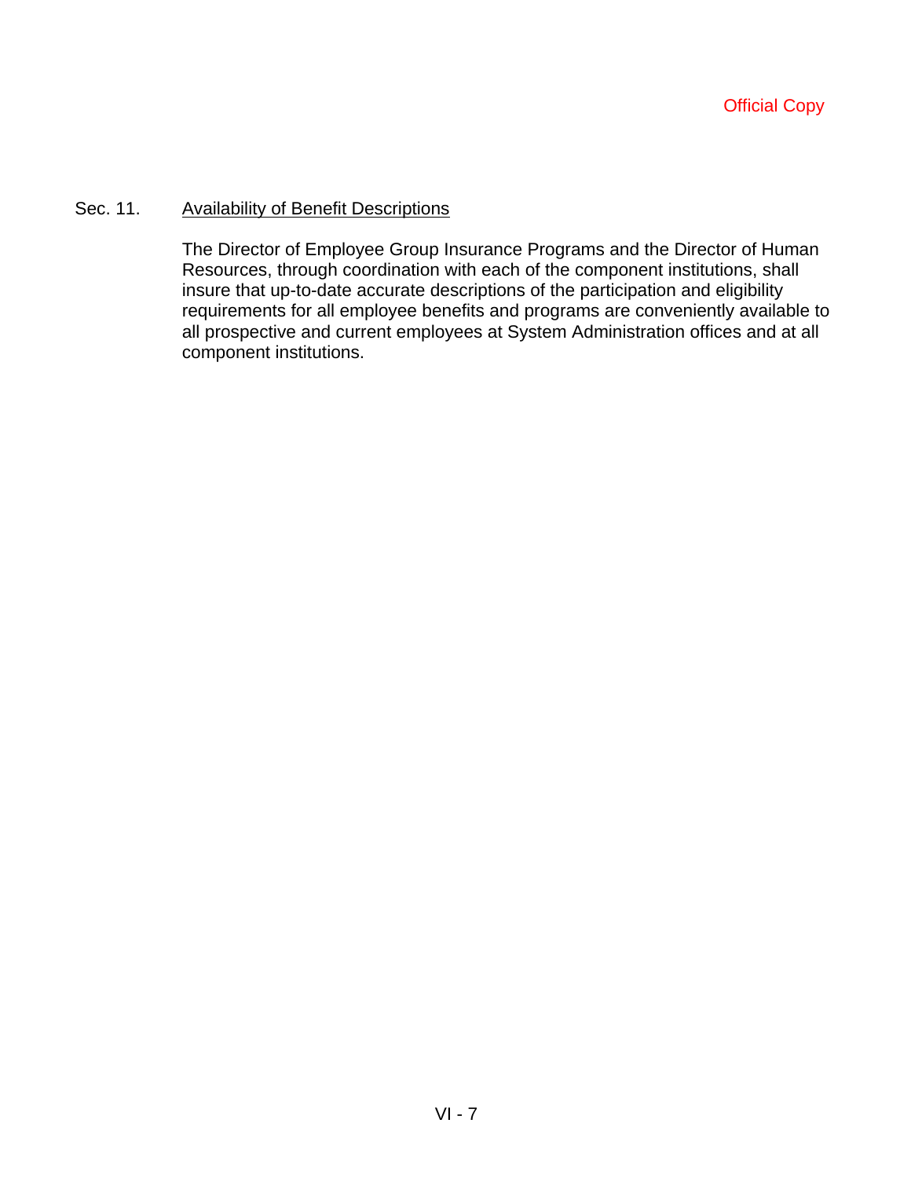Sec. 11. Availability of Benefit Descriptions

The Director of Employee Group Insurance Programs and the Director of Human Resources, through coordination with each of the component institutions, shall insure that up-to-date accurate descriptions of the participation and eligibility requirements for all employee benefits and programs are conveniently available to all prospective and current employees at System Administration offices and at all component institutions.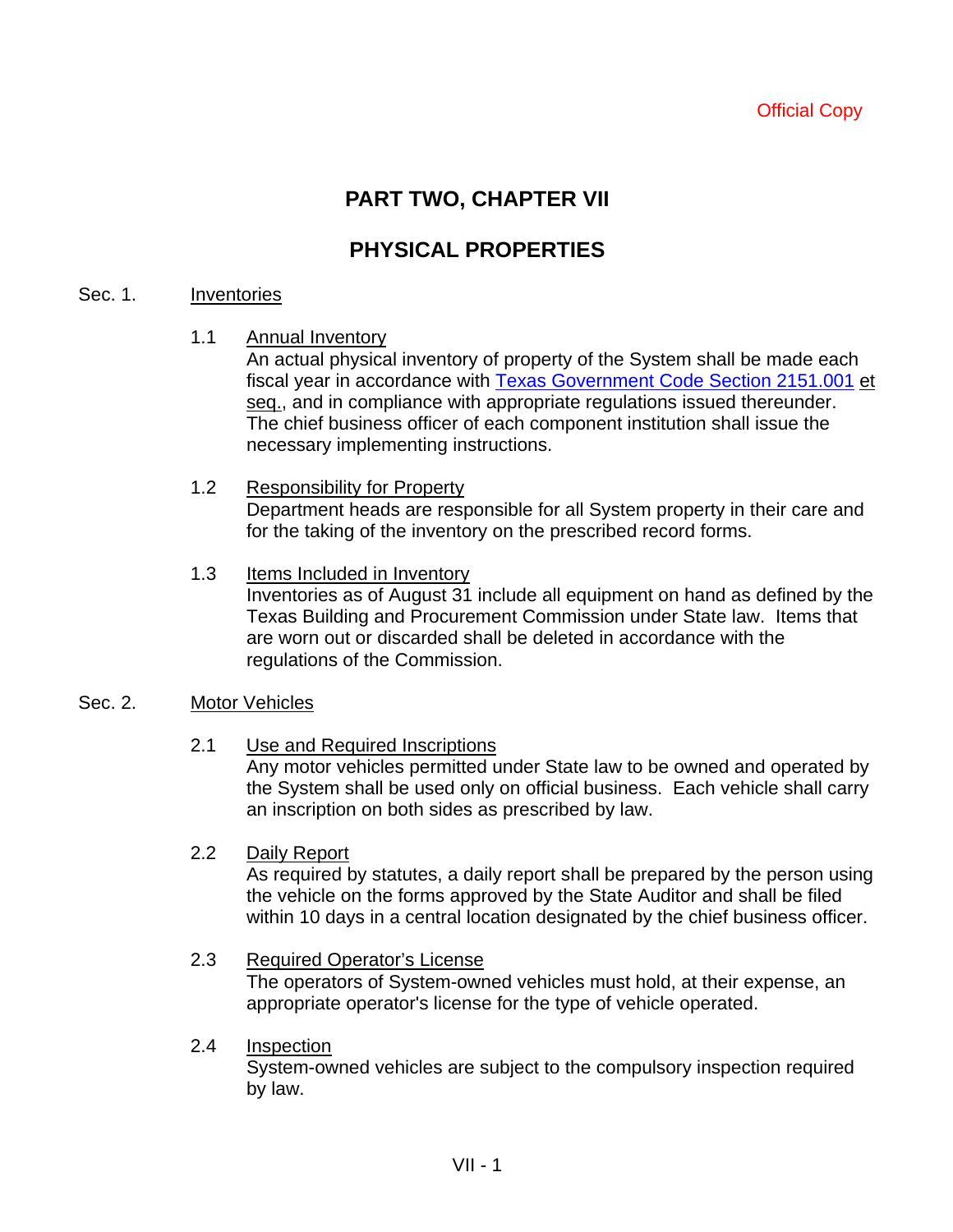Official Copy

# PART TWO, CHAPTER VII

# PHYSICAL PROPERTIES

## Sec. 1. Inventories

### 1.1 Annual Inventory

An actual physical inventory of property of the System shall be made each fiscal year in accordance with Texas Government Code Section 2151.001 et seq., and in compliance with appropriate regulations issued thereunder. The chief business officer of each component institution shall issue the necessary implementing instructions.

### 1.2 Responsibility for Property

Department heads are responsible for all System property in their care and for the taking of the inventory on the prescribed record forms.

### 1.3 Items Included in Inventory

Inventories as of August 31 include all equipment on hand as defined by the Texas Building and Procurement Commission under State law. Items that are worn out or discarded shall be deleted in accordance with the regulations of the Commission.

## Sec. 2. Motor Vehicles

### 2.1 Use and Required Inscriptions

Any motor vehicles permitted under State law to be owned and operated by the System shall be used only on official business. Each vehicle shall carry an inscription on both sides as prescribed by law.

### 2.2 Daily Report

As required by statutes, a daily report shall be prepared by the person using the vehicle on the forms approved by the State Auditor and shall be filed within 10 days in a central location designated by the chief business officer.

### 2.3 Required Operator's License

The operators of System-owned vehicles must hold, at their expense, an appropriate operator's license for the type of vehicle operated.

### 2.4 Inspection

System-owned vehicles are subject to the compulsory inspection required by law.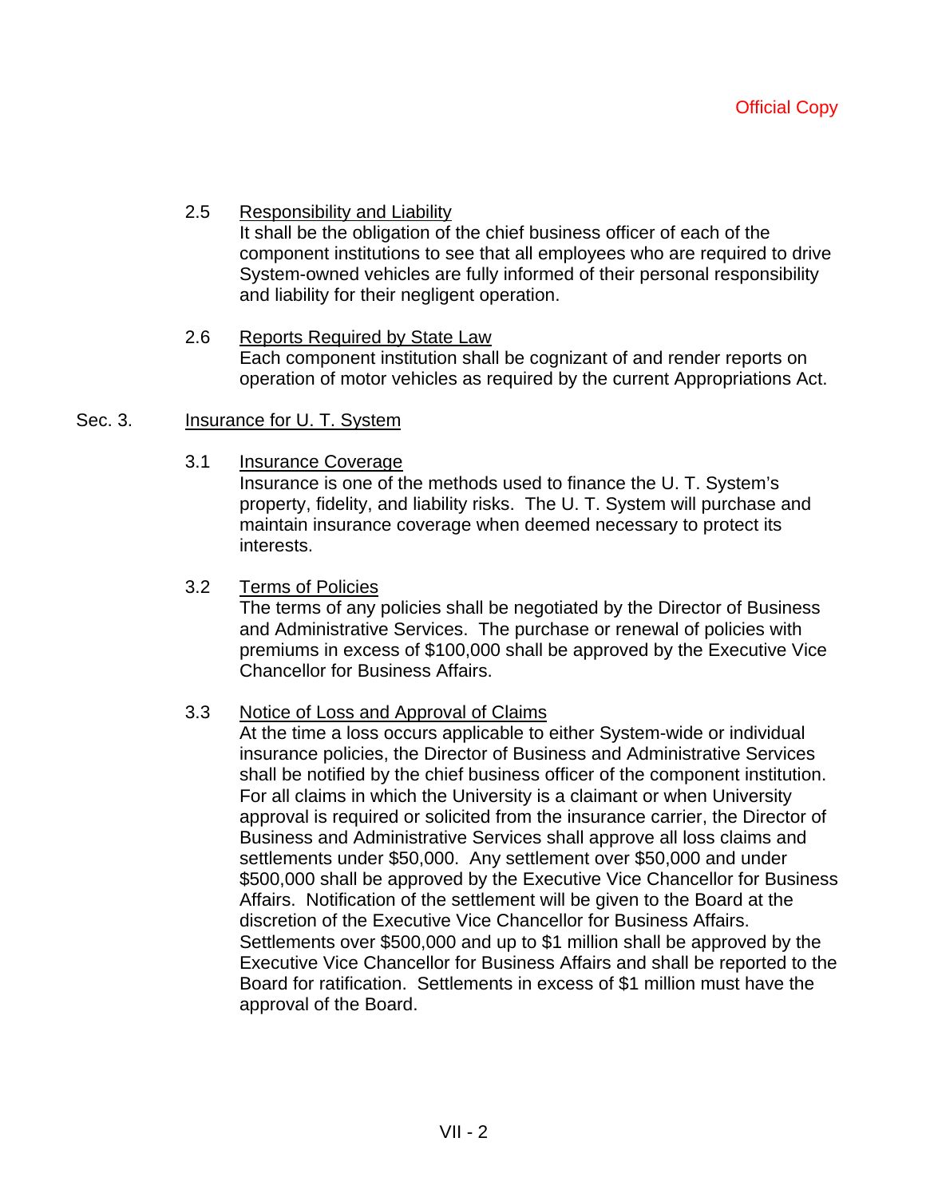Official Copy

2.5 Responsibility and Liability

It shall be the obligation of the chief business officer of each of the component institutions to see that all employees who are required to drive System-owned vehicles are fully informed of their personal responsibility and liability for their negligent operation.

2.6 Reports Required by State Law

Each component institution shall be cognizant of and render reports on operation of motor vehicles as required by the current Appropriations Act.

## Sec. 3. Insurance for U. T. System

3.1 Insurance Coverage

Insurance is one of the methods used to finance the U. T. System's property, fidelity, and liability risks. The U. T. System will purchase and maintain insurance coverage when deemed necessary to protect its interests.

3.2 Terms of Policies

The terms of any policies shall be negotiated by the Director of Business and Administrative Services. The purchase or renewal of policies with premiums in excess of $100,000 shall be approved by the Executive Vice Chancellor for Business Affairs.

3.3 Notice of Loss and Approval of Claims

At the time a loss occurs applicable to either System-wide or individual insurance policies, the Director of Business and Administrative Services shall be notified by the chief business officer of the component institution. For all claims in which the University is a claimant or when University approval is required or solicited from the insurance carrier, the Director of Business and Administrative Services shall approve all loss claims and settlements under $50,000. Any settlement over $50,000 and under $500,000 shall be approved by the Executive Vice Chancellor for Business Affairs. Notification of the settlement will be given to the Board at the discretion of the Executive Vice Chancellor for Business Affairs. Settlements over $500,000 and up to $1 million shall be approved by the Executive Vice Chancellor for Business Affairs and shall be reported to the Board for ratification. Settlements in excess of $1 million must have the approval of the Board.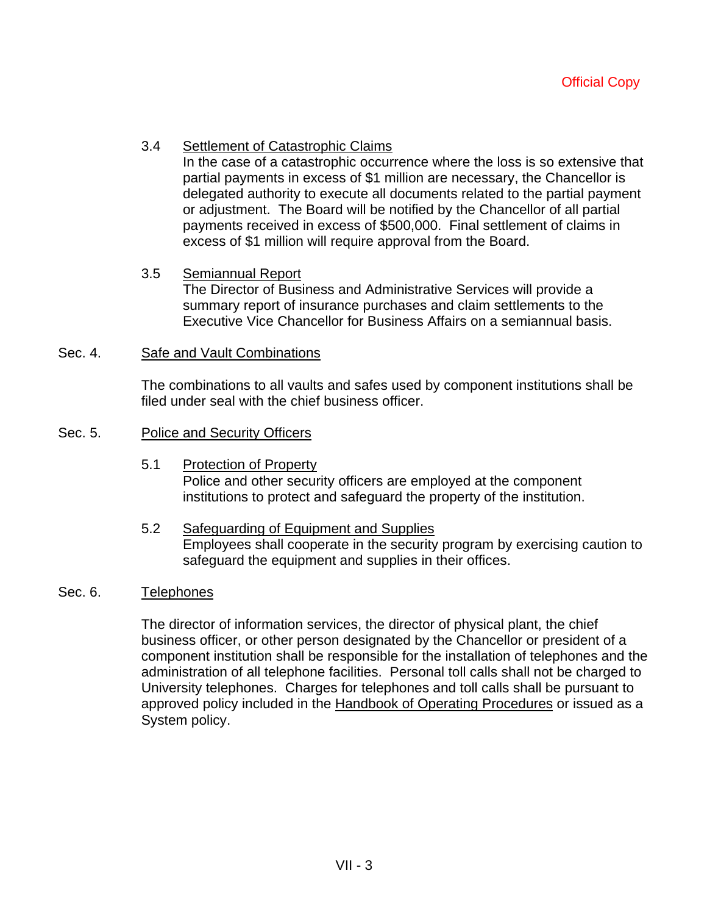Official Copy

3.4 Settlement of Catastrophic Claims

In the case of a catastrophic occurrence where the loss is so extensive that partial payments in excess of $1 million are necessary, the Chancellor is delegated authority to execute all documents related to the partial payment or adjustment. The Board will be notified by the Chancellor of all partial payments received in excess of $500,000. Final settlement of claims in excess of $1 million will require approval from the Board.

3.5 Semiannual Report

The Director of Business and Administrative Services will provide a summary report of insurance purchases and claim settlements to the Executive Vice Chancellor for Business Affairs on a semiannual basis.

## Sec. 4. Safe and Vault Combinations

The combinations to all vaults and safes used by component institutions shall be filed under seal with the chief business officer.

## Sec. 5. Police and Security Officers

5.1 Protection of Property

Police and other security officers are employed at the component institutions to protect and safeguard the property of the institution.

5.2 Safeguarding of Equipment and Supplies

Employees shall cooperate in the security program by exercising caution to safeguard the equipment and supplies in their offices.

## Sec. 6. Telephones

The director of information services, the director of physical plant, the chief business officer, or other person designated by the Chancellor or president of a component institution shall be responsible for the installation of telephones and the administration of all telephone facilities. Personal toll calls shall not be charged to University telephones. Charges for telephones and toll calls shall be pursuant to approved policy included in the Handbook of Operating Procedures or issued as a System policy.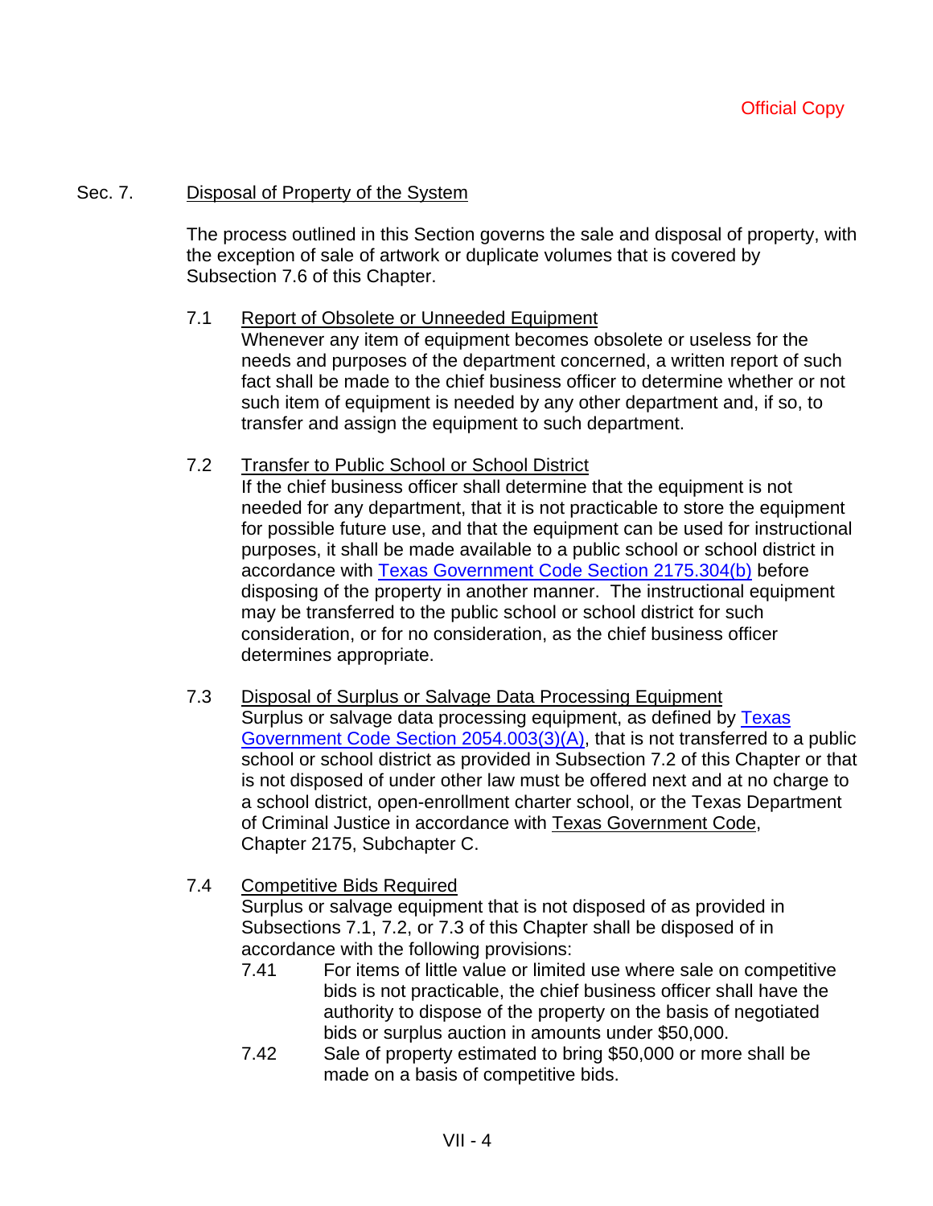Official Copy

## Sec. 7. Disposal of Property of the System

The process outlined in this Section governs the sale and disposal of property, with the exception of sale of artwork or duplicate volumes that is covered by Subsection 7.6 of this Chapter.

### 7.1 Report of Obsolete or Unneeded Equipment

Whenever any item of equipment becomes obsolete or useless for the needs and purposes of the department concerned, a written report of such fact shall be made to the chief business officer to determine whether or not such item of equipment is needed by any other department and, if so, to transfer and assign the equipment to such department.

### 7.2 Transfer to Public School or School District

If the chief business officer shall determine that the equipment is not needed for any department, that it is not practicable to store the equipment for possible future use, and that the equipment can be used for instructional purposes, it shall be made available to a public school or school district in accordance with Texas Government Code Section 2175.304(b) before disposing of the property in another manner. The instructional equipment may be transferred to the public school or school district for such consideration, or for no consideration, as the chief business officer determines appropriate.

### 7.3 Disposal of Surplus or Salvage Data Processing Equipment

Surplus or salvage data processing equipment, as defined by Texas Government Code Section 2054.003(3)(A), that is not transferred to a public school or school district as provided in Subsection 7.2 of this Chapter or that is not disposed of under other law must be offered next and at no charge to a school district, open-enrollment charter school, or the Texas Department of Criminal Justice in accordance with Texas Government Code, Chapter 2175, Subchapter C.

### 7.4 Competitive Bids Required

Surplus or salvage equipment that is not disposed of as provided in Subsections 7.1, 7.2, or 7.3 of this Chapter shall be disposed of in accordance with the following provisions:

7.41 For items of little value or limited use where sale on competitive bids is not practicable, the chief business officer shall have the authority to dispose of the property on the basis of negotiated bids or surplus auction in amounts under $50,000.

7.42 Sale of property estimated to bring $50,000 or more shall be made on a basis of competitive bids.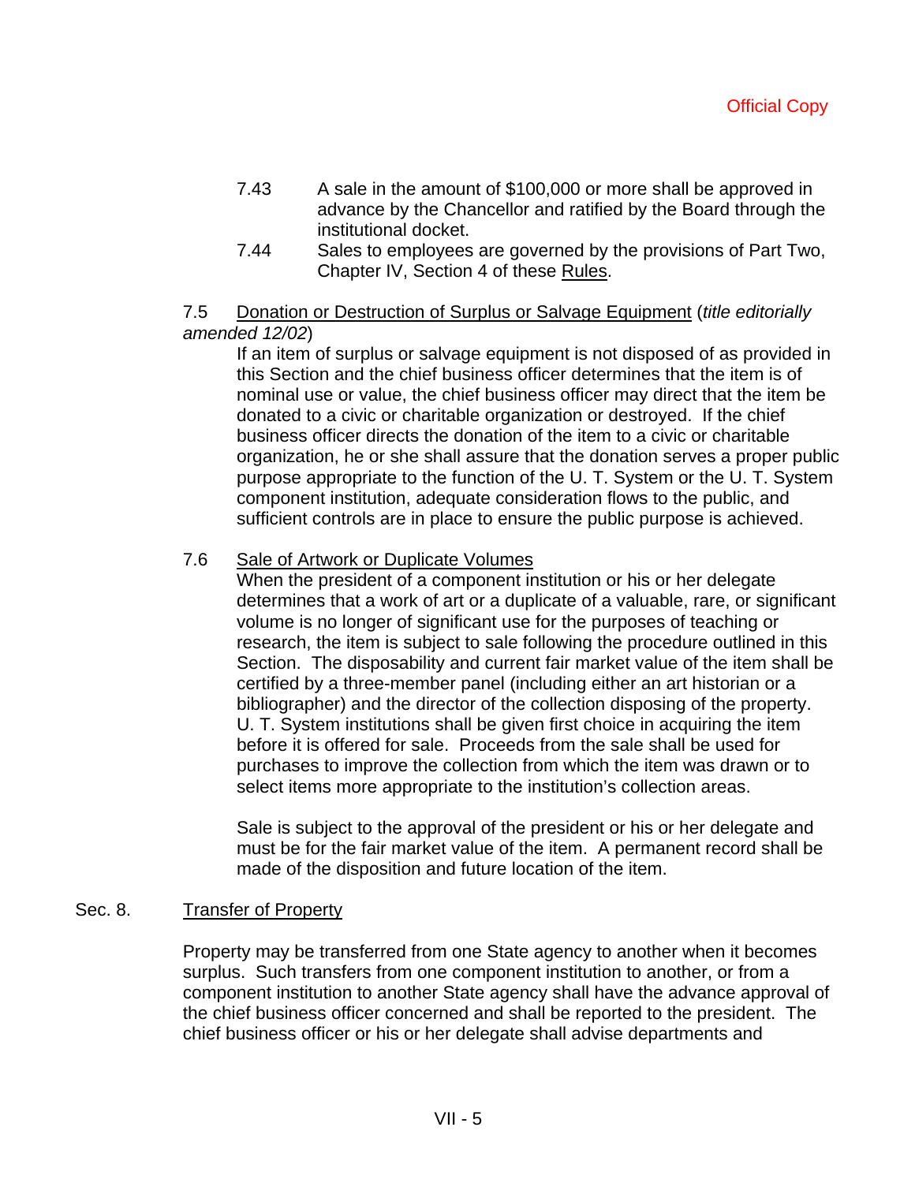7.43 A sale in the amount of $100,000 or more shall be approved in advance by the Chancellor and ratified by the Board through the institutional docket.

7.44 Sales to employees are governed by the provisions of Part Two, Chapter IV, Section 4 of these Rules.

7.5 Donation or Destruction of Surplus or Salvage Equipment (*title editorially amended 12/02*)

If an item of surplus or salvage equipment is not disposed of as provided in this Section and the chief business officer determines that the item is of nominal use or value, the chief business officer may direct that the item be donated to a civic or charitable organization or destroyed. If the chief business officer directs the donation of the item to a civic or charitable organization, he or she shall assure that the donation serves a proper public purpose appropriate to the function of the U. T. System or the U. T. System component institution, adequate consideration flows to the public, and sufficient controls are in place to ensure the public purpose is achieved.

7.6 Sale of Artwork or Duplicate Volumes

When the president of a component institution or his or her delegate determines that a work of art or a duplicate of a valuable, rare, or significant volume is no longer of significant use for the purposes of teaching or research, the item is subject to sale following the procedure outlined in this Section. The disposability and current fair market value of the item shall be certified by a three-member panel (including either an art historian or a bibliographer) and the director of the collection disposing of the property. U. T. System institutions shall be given first choice in acquiring the item before it is offered for sale. Proceeds from the sale shall be used for purchases to improve the collection from which the item was drawn or to select items more appropriate to the institution's collection areas.

Sale is subject to the approval of the president or his or her delegate and must be for the fair market value of the item. A permanent record shall be made of the disposition and future location of the item.

Sec. 8. Transfer of Property

Property may be transferred from one State agency to another when it becomes surplus. Such transfers from one component institution to another, or from a component institution to another State agency shall have the advance approval of the chief business officer concerned and shall be reported to the president. The chief business officer or his or her delegate shall advise departments and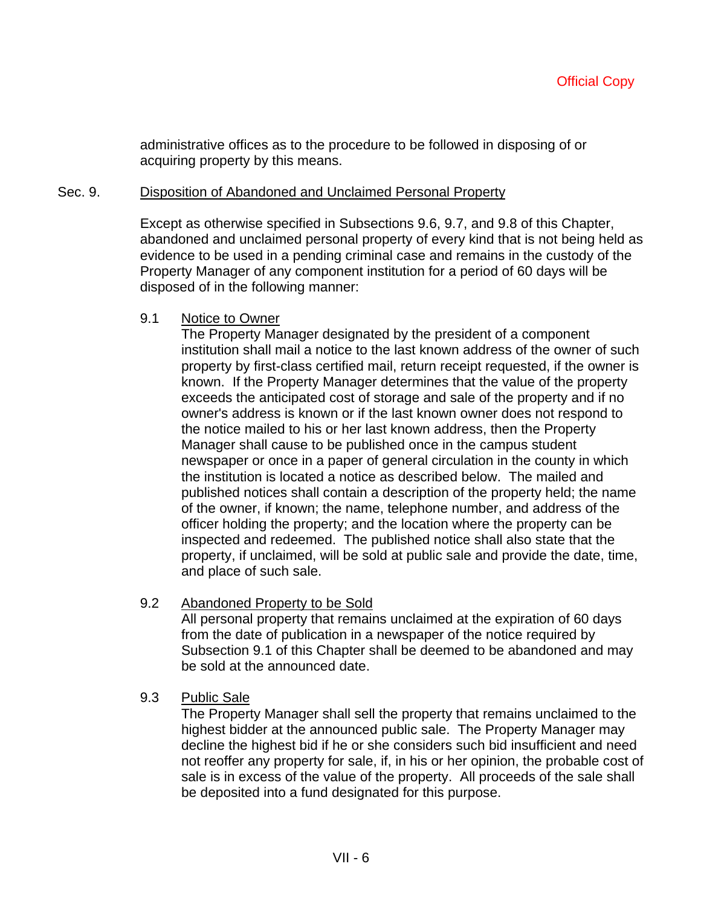administrative offices as to the procedure to be followed in disposing of or acquiring property by this means.

## Sec. 9. Disposition of Abandoned and Unclaimed Personal Property

Except as otherwise specified in Subsections 9.6, 9.7, and 9.8 of this Chapter, abandoned and unclaimed personal property of every kind that is not being held as evidence to be used in a pending criminal case and remains in the custody of the Property Manager of any component institution for a period of 60 days will be disposed of in the following manner:

### 9.1 Notice to Owner

The Property Manager designated by the president of a component institution shall mail a notice to the last known address of the owner of such property by first-class certified mail, return receipt requested, if the owner is known. If the Property Manager determines that the value of the property exceeds the anticipated cost of storage and sale of the property and if no owner's address is known or if the last known owner does not respond to the notice mailed to his or her last known address, then the Property Manager shall cause to be published once in the campus student newspaper or once in a paper of general circulation in the county in which the institution is located a notice as described below. The mailed and published notices shall contain a description of the property held; the name of the owner, if known; the name, telephone number, and address of the officer holding the property; and the location where the property can be inspected and redeemed. The published notice shall also state that the property, if unclaimed, will be sold at public sale and provide the date, time, and place of such sale.

### 9.2 Abandoned Property to be Sold

All personal property that remains unclaimed at the expiration of 60 days from the date of publication in a newspaper of the notice required by Subsection 9.1 of this Chapter shall be deemed to be abandoned and may be sold at the announced date.

### 9.3 Public Sale

The Property Manager shall sell the property that remains unclaimed to the highest bidder at the announced public sale. The Property Manager may decline the highest bid if he or she considers such bid insufficient and need not reoffer any property for sale, if, in his or her opinion, the probable cost of sale is in excess of the value of the property. All proceeds of the sale shall be deposited into a fund designated for this purpose.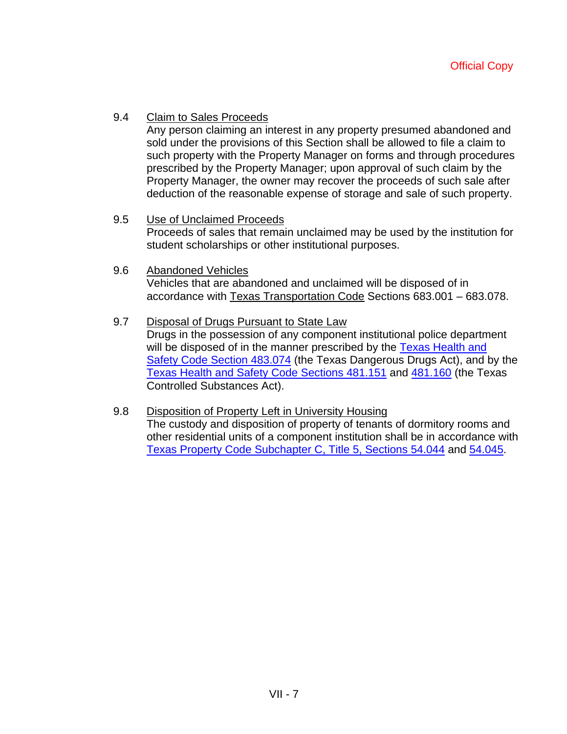9.4 Claim to Sales Proceeds

Any person claiming an interest in any property presumed abandoned and sold under the provisions of this Section shall be allowed to file a claim to such property with the Property Manager on forms and through procedures prescribed by the Property Manager; upon approval of such claim by the Property Manager, the owner may recover the proceeds of such sale after deduction of the reasonable expense of storage and sale of such property.

9.5 Use of Unclaimed Proceeds

Proceeds of sales that remain unclaimed may be used by the institution for student scholarships or other institutional purposes.

9.6 Abandoned Vehicles

Vehicles that are abandoned and unclaimed will be disposed of in accordance with Texas Transportation Code Sections 683.001 – 683.078.

9.7 Disposal of Drugs Pursuant to State Law

Drugs in the possession of any component institutional police department will be disposed of in the manner prescribed by the Texas Health and Safety Code Section 483.074 (the Texas Dangerous Drugs Act), and by the Texas Health and Safety Code Sections 481.151 and 481.160 (the Texas Controlled Substances Act).

9.8 Disposition of Property Left in University Housing

The custody and disposition of property of tenants of dormitory rooms and other residential units of a component institution shall be in accordance with Texas Property Code Subchapter C, Title 5, Sections 54.044 and 54.045.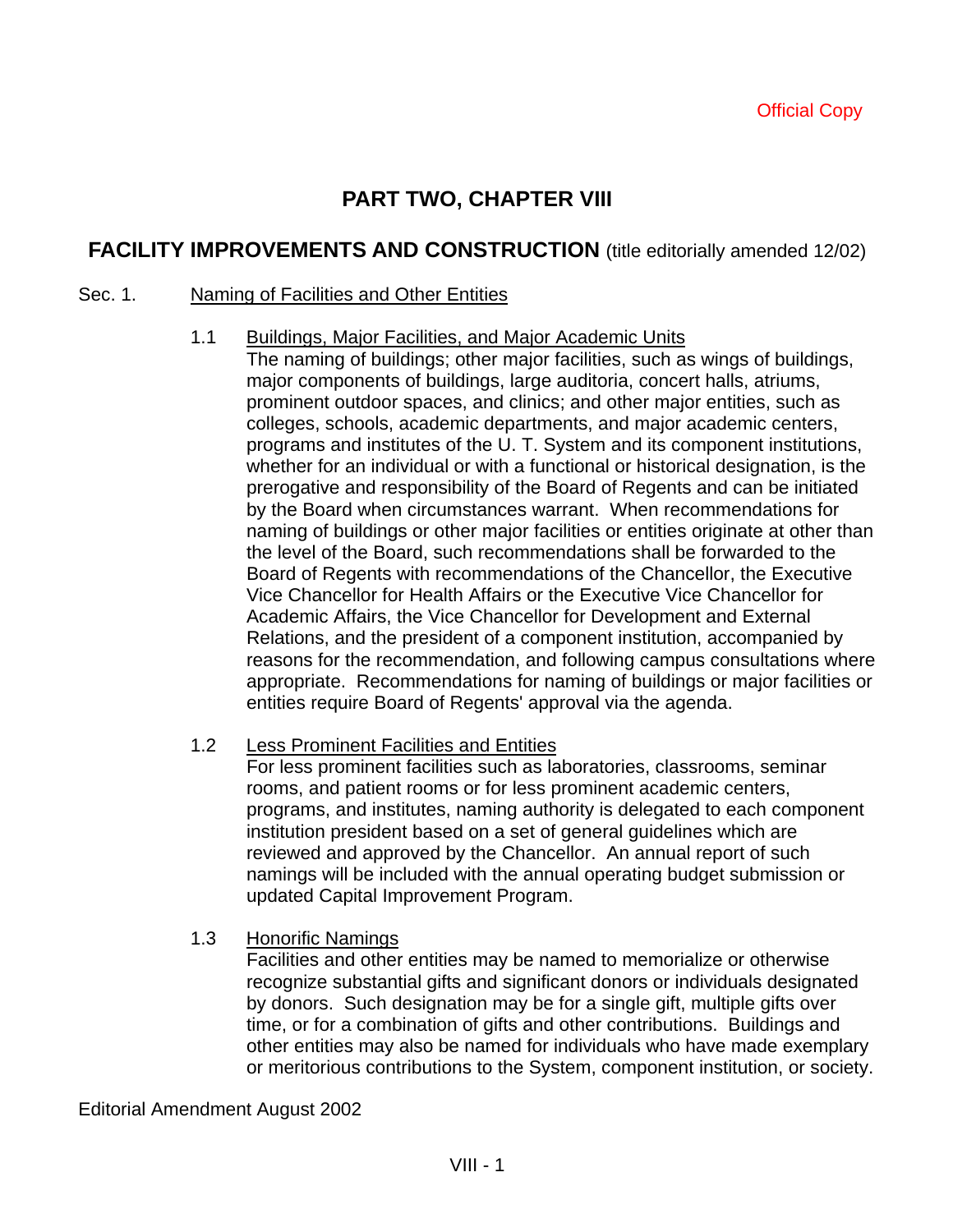Official Copy

# PART TWO, CHAPTER VIII

## FACILITY IMPROVEMENTS AND CONSTRUCTION (title editorially amended 12/02)

Sec. 1. Naming of Facilities and Other Entities

1.1 Buildings, Major Facilities, and Major Academic Units

The naming of buildings; other major facilities, such as wings of buildings, major components of buildings, large auditoria, concert halls, atriums, prominent outdoor spaces, and clinics; and other major entities, such as colleges, schools, academic departments, and major academic centers, programs and institutes of the U. T. System and its component institutions, whether for an individual or with a functional or historical designation, is the prerogative and responsibility of the Board of Regents and can be initiated by the Board when circumstances warrant. When recommendations for naming of buildings or other major facilities or entities originate at other than the level of the Board, such recommendations shall be forwarded to the Board of Regents with recommendations of the Chancellor, the Executive Vice Chancellor for Health Affairs or the Executive Vice Chancellor for Academic Affairs, the Vice Chancellor for Development and External Relations, and the president of a component institution, accompanied by reasons for the recommendation, and following campus consultations where appropriate. Recommendations for naming of buildings or major facilities or entities require Board of Regents' approval via the agenda.

1.2 Less Prominent Facilities and Entities

For less prominent facilities such as laboratories, classrooms, seminar rooms, and patient rooms or for less prominent academic centers, programs, and institutes, naming authority is delegated to each component institution president based on a set of general guidelines which are reviewed and approved by the Chancellor. An annual report of such namings will be included with the annual operating budget submission or updated Capital Improvement Program.

1.3 Honorific Namings

Facilities and other entities may be named to memorialize or otherwise recognize substantial gifts and significant donors or individuals designated by donors. Such designation may be for a single gift, multiple gifts over time, or for a combination of gifts and other contributions. Buildings and other entities may also be named for individuals who have made exemplary or meritorious contributions to the System, component institution, or society.

Editorial Amendment August 2002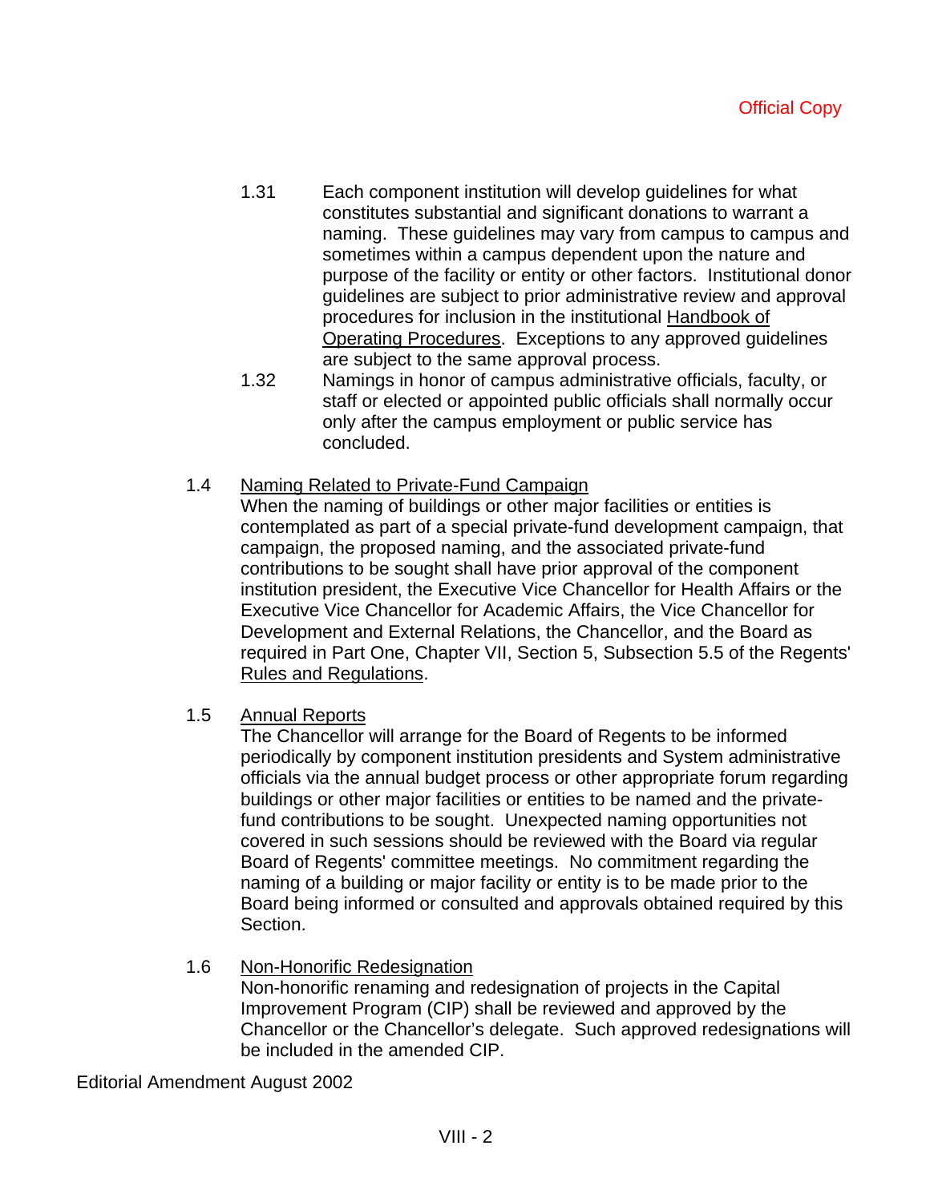1.31 Each component institution will develop guidelines for what constitutes substantial and significant donations to warrant a naming. These guidelines may vary from campus to campus and sometimes within a campus dependent upon the nature and purpose of the facility or entity or other factors. Institutional donor guidelines are subject to prior administrative review and approval procedures for inclusion in the institutional Handbook of Operating Procedures. Exceptions to any approved guidelines are subject to the same approval process.

1.32 Namings in honor of campus administrative officials, faculty, or staff or elected or appointed public officials shall normally occur only after the campus employment or public service has concluded.

1.4 Naming Related to Private-Fund Campaign

When the naming of buildings or other major facilities or entities is contemplated as part of a special private-fund development campaign, that campaign, the proposed naming, and the associated private-fund contributions to be sought shall have prior approval of the component institution president, the Executive Vice Chancellor for Health Affairs or the Executive Vice Chancellor for Academic Affairs, the Vice Chancellor for Development and External Relations, the Chancellor, and the Board as required in Part One, Chapter VII, Section 5, Subsection 5.5 of the Regents' Rules and Regulations.

1.5 Annual Reports

The Chancellor will arrange for the Board of Regents to be informed periodically by component institution presidents and System administrative officials via the annual budget process or other appropriate forum regarding buildings or other major facilities or entities to be named and the private-fund contributions to be sought. Unexpected naming opportunities not covered in such sessions should be reviewed with the Board via regular Board of Regents' committee meetings. No commitment regarding the naming of a building or major facility or entity is to be made prior to the Board being informed or consulted and approvals obtained required by this Section.

1.6 Non-Honorific Redesignation

Non-honorific renaming and redesignation of projects in the Capital Improvement Program (CIP) shall be reviewed and approved by the Chancellor or the Chancellor's delegate. Such approved redesignations will be included in the amended CIP.

Editorial Amendment August 2002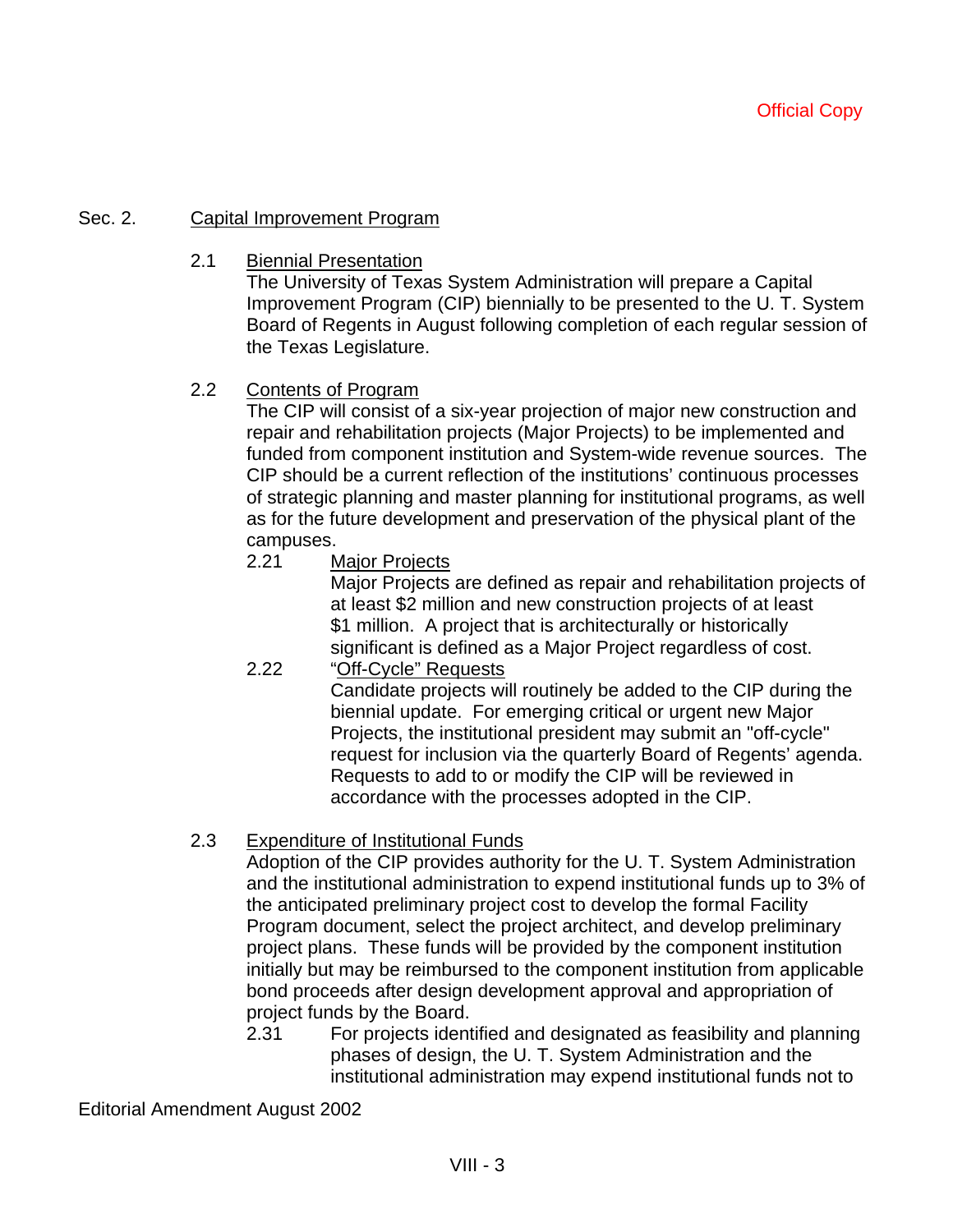Official Copy

## Sec. 2. Capital Improvement Program

### 2.1 Biennial Presentation

The University of Texas System Administration will prepare a Capital Improvement Program (CIP) biennially to be presented to the U. T. System Board of Regents in August following completion of each regular session of the Texas Legislature.

### 2.2 Contents of Program

The CIP will consist of a six-year projection of major new construction and repair and rehabilitation projects (Major Projects) to be implemented and funded from component institution and System-wide revenue sources. The CIP should be a current reflection of the institutions' continuous processes of strategic planning and master planning for institutional programs, as well as for the future development and preservation of the physical plant of the campuses.

#### 2.21 Major Projects

Major Projects are defined as repair and rehabilitation projects of at least \$2 million and new construction projects of at least \$1 million. A project that is architecturally or historically significant is defined as a Major Project regardless of cost.

#### 2.22 "Off-Cycle" Requests

Candidate projects will routinely be added to the CIP during the biennial update. For emerging critical or urgent new Major Projects, the institutional president may submit an "off-cycle" request for inclusion via the quarterly Board of Regents' agenda. Requests to add to or modify the CIP will be reviewed in accordance with the processes adopted in the CIP.

### 2.3 Expenditure of Institutional Funds

Adoption of the CIP provides authority for the U. T. System Administration and the institutional administration to expend institutional funds up to 3% of the anticipated preliminary project cost to develop the formal Facility Program document, select the project architect, and develop preliminary project plans. These funds will be provided by the component institution initially but may be reimbursed to the component institution from applicable bond proceeds after design development approval and appropriation of project funds by the Board.

2.31 For projects identified and designated as feasibility and planning phases of design, the U. T. System Administration and the institutional administration may expend institutional funds not to

Editorial Amendment August 2002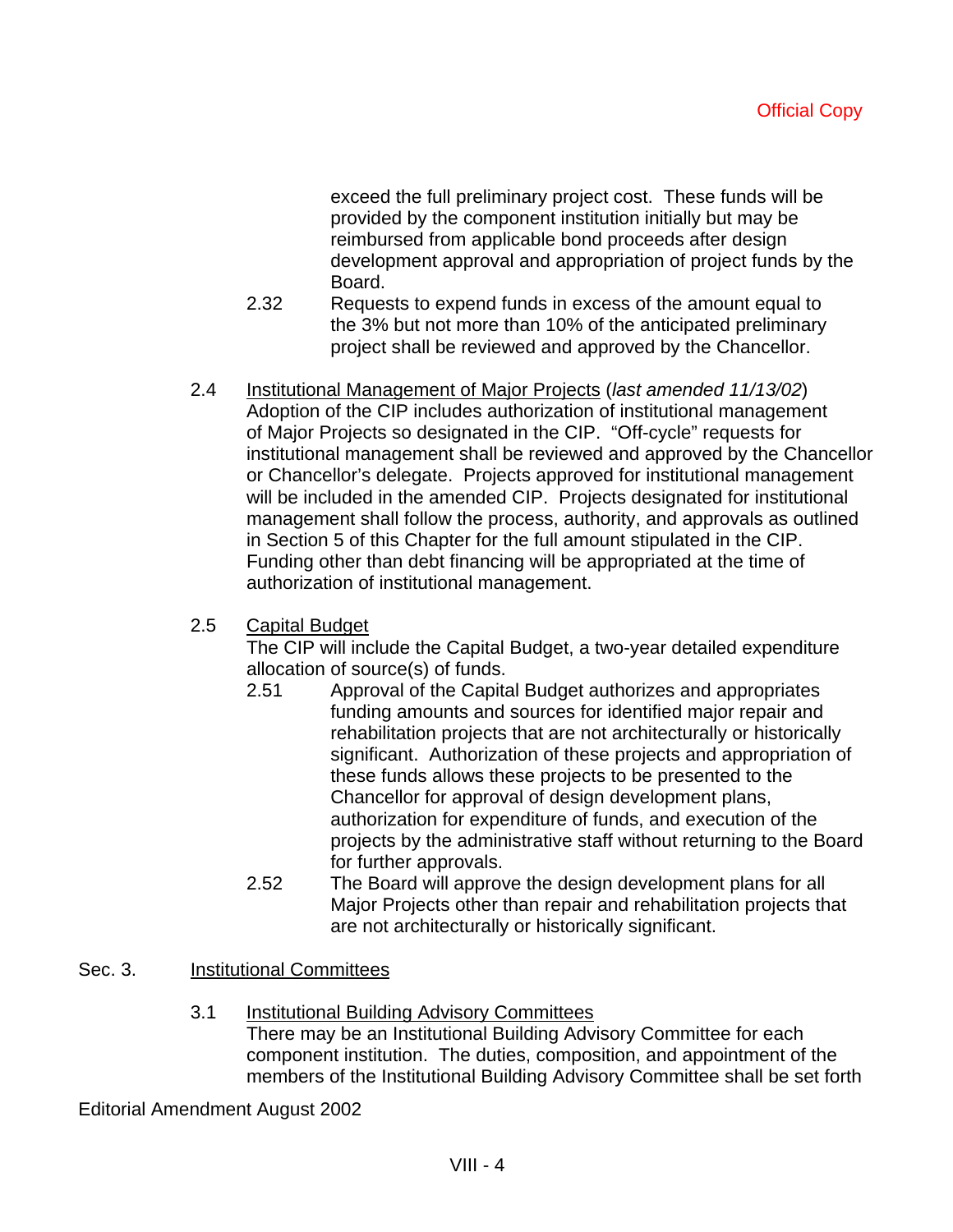exceed the full preliminary project cost. These funds will be provided by the component institution initially but may be reimbursed from applicable bond proceeds after design development approval and appropriation of project funds by the Board.

2.32 Requests to expend funds in excess of the amount equal to the 3% but not more than 10% of the anticipated preliminary project shall be reviewed and approved by the Chancellor.

2.4 Institutional Management of Major Projects (*last amended 11/13/02*)
Adoption of the CIP includes authorization of institutional management of Major Projects so designated in the CIP. "Off-cycle" requests for institutional management shall be reviewed and approved by the Chancellor or Chancellor's delegate. Projects approved for institutional management will be included in the amended CIP. Projects designated for institutional management shall follow the process, authority, and approvals as outlined in Section 5 of this Chapter for the full amount stipulated in the CIP. Funding other than debt financing will be appropriated at the time of authorization of institutional management.

2.5 Capital Budget
The CIP will include the Capital Budget, a two-year detailed expenditure allocation of source(s) of funds.

2.51 Approval of the Capital Budget authorizes and appropriates funding amounts and sources for identified major repair and rehabilitation projects that are not architecturally or historically significant. Authorization of these projects and appropriation of these funds allows these projects to be presented to the Chancellor for approval of design development plans, authorization for expenditure of funds, and execution of the projects by the administrative staff without returning to the Board for further approvals.

2.52 The Board will approve the design development plans for all Major Projects other than repair and rehabilitation projects that are not architecturally or historically significant.

Sec. 3. Institutional Committees

3.1 Institutional Building Advisory Committees
There may be an Institutional Building Advisory Committee for each component institution. The duties, composition, and appointment of the members of the Institutional Building Advisory Committee shall be set forth

Editorial Amendment August 2002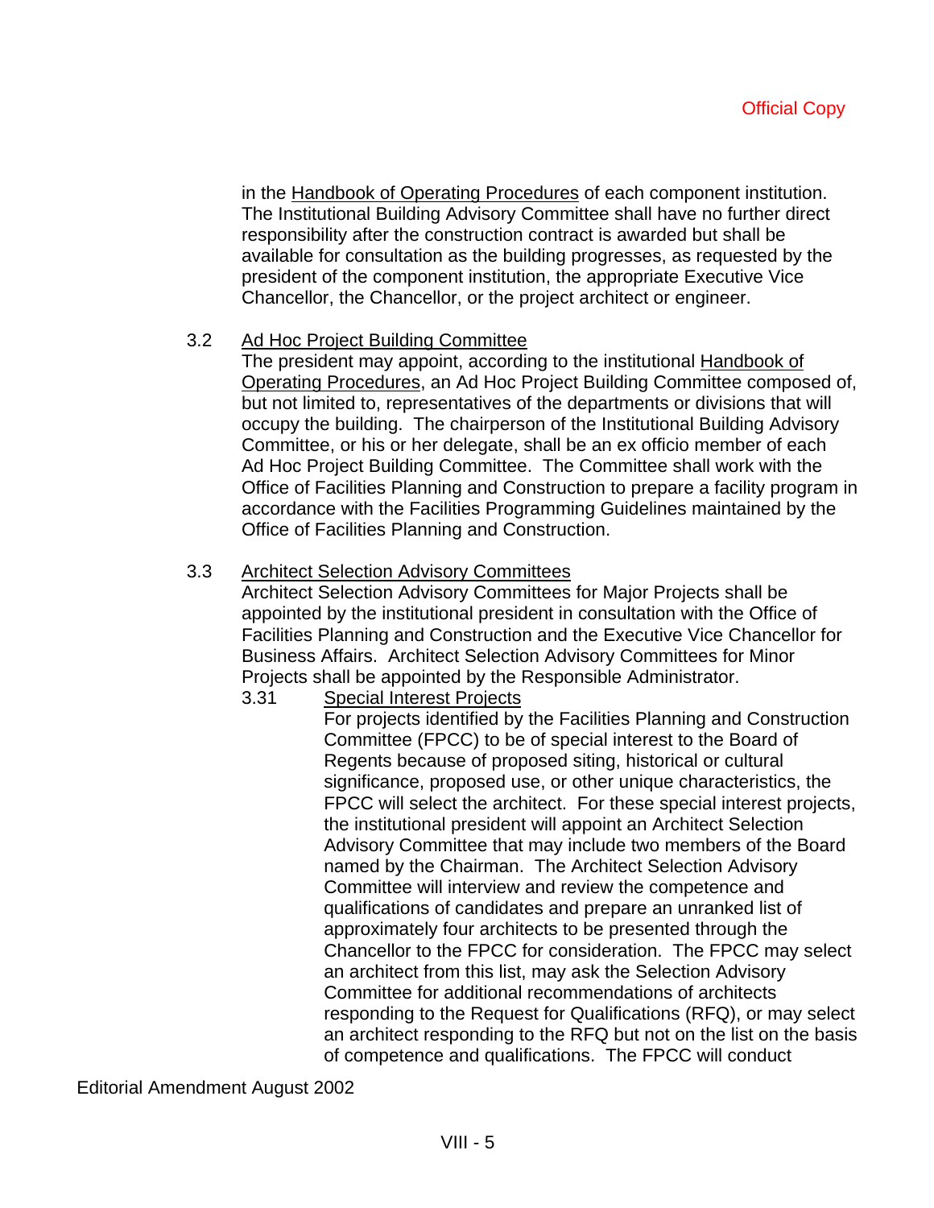in the Handbook of Operating Procedures of each component institution. The Institutional Building Advisory Committee shall have no further direct responsibility after the construction contract is awarded but shall be available for consultation as the building progresses, as requested by the president of the component institution, the appropriate Executive Vice Chancellor, the Chancellor, or the project architect or engineer.

3.2 Ad Hoc Project Building Committee

The president may appoint, according to the institutional Handbook of Operating Procedures, an Ad Hoc Project Building Committee composed of, but not limited to, representatives of the departments or divisions that will occupy the building. The chairperson of the Institutional Building Advisory Committee, or his or her delegate, shall be an ex officio member of each Ad Hoc Project Building Committee. The Committee shall work with the Office of Facilities Planning and Construction to prepare a facility program in accordance with the Facilities Programming Guidelines maintained by the Office of Facilities Planning and Construction.

3.3 Architect Selection Advisory Committees

Architect Selection Advisory Committees for Major Projects shall be appointed by the institutional president in consultation with the Office of Facilities Planning and Construction and the Executive Vice Chancellor for Business Affairs. Architect Selection Advisory Committees for Minor Projects shall be appointed by the Responsible Administrator.

3.31 Special Interest Projects

For projects identified by the Facilities Planning and Construction Committee (FPCC) to be of special interest to the Board of Regents because of proposed siting, historical or cultural significance, proposed use, or other unique characteristics, the FPCC will select the architect. For these special interest projects, the institutional president will appoint an Architect Selection Advisory Committee that may include two members of the Board named by the Chairman. The Architect Selection Advisory Committee will interview and review the competence and qualifications of candidates and prepare an unranked list of approximately four architects to be presented through the Chancellor to the FPCC for consideration. The FPCC may select an architect from this list, may ask the Selection Advisory Committee for additional recommendations of architects responding to the Request for Qualifications (RFQ), or may select an architect responding to the RFQ but not on the list on the basis of competence and qualifications. The FPCC will conduct

Editorial Amendment August 2002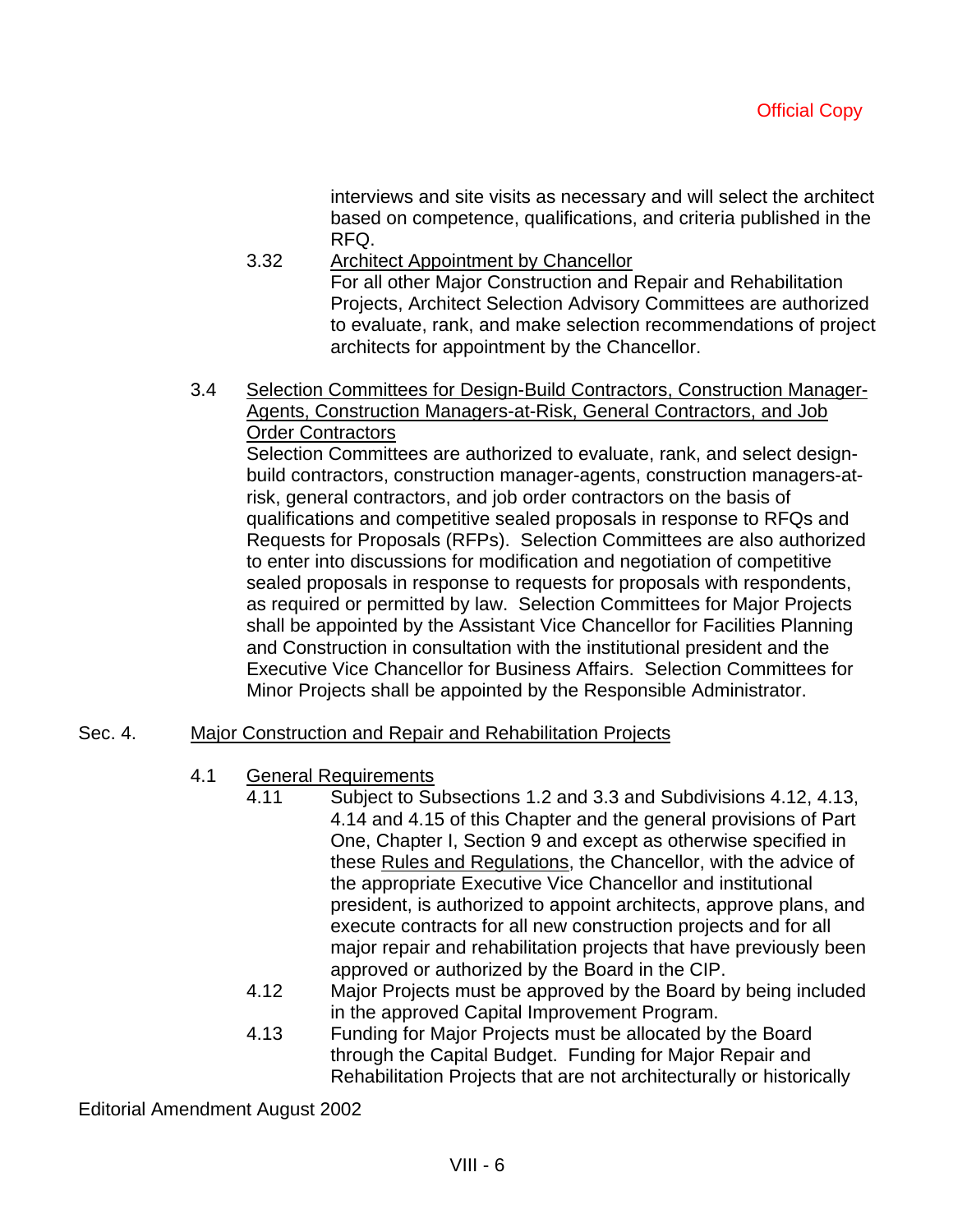interviews and site visits as necessary and will select the architect based on competence, qualifications, and criteria published in the RFQ.

3.32 Architect Appointment by Chancellor
For all other Major Construction and Repair and Rehabilitation Projects, Architect Selection Advisory Committees are authorized to evaluate, rank, and make selection recommendations of project architects for appointment by the Chancellor.

3.4 Selection Committees for Design-Build Contractors, Construction Manager-Agents, Construction Managers-at-Risk, General Contractors, and Job Order Contractors
Selection Committees are authorized to evaluate, rank, and select design-build contractors, construction manager-agents, construction managers-at-risk, general contractors, and job order contractors on the basis of qualifications and competitive sealed proposals in response to RFQs and Requests for Proposals (RFPs). Selection Committees are also authorized to enter into discussions for modification and negotiation of competitive sealed proposals in response to requests for proposals with respondents, as required or permitted by law. Selection Committees for Major Projects shall be appointed by the Assistant Vice Chancellor for Facilities Planning and Construction in consultation with the institutional president and the Executive Vice Chancellor for Business Affairs. Selection Committees for Minor Projects shall be appointed by the Responsible Administrator.

## Sec. 4. Major Construction and Repair and Rehabilitation Projects

4.1 General Requirements

4.11 Subject to Subsections 1.2 and 3.3 and Subdivisions 4.12, 4.13, 4.14 and 4.15 of this Chapter and the general provisions of Part One, Chapter I, Section 9 and except as otherwise specified in these Rules and Regulations, the Chancellor, with the advice of the appropriate Executive Vice Chancellor and institutional president, is authorized to appoint architects, approve plans, and execute contracts for all new construction projects and for all major repair and rehabilitation projects that have previously been approved or authorized by the Board in the CIP.

4.12 Major Projects must be approved by the Board by being included in the approved Capital Improvement Program.

4.13 Funding for Major Projects must be allocated by the Board through the Capital Budget. Funding for Major Repair and Rehabilitation Projects that are not architecturally or historically

Editorial Amendment August 2002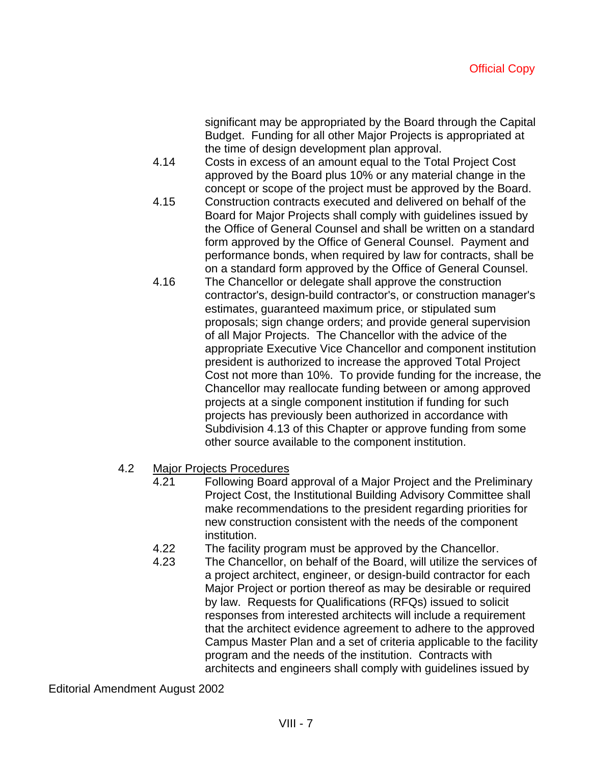significant may be appropriated by the Board through the Capital Budget. Funding for all other Major Projects is appropriated at the time of design development plan approval.

4.14 Costs in excess of an amount equal to the Total Project Cost approved by the Board plus 10% or any material change in the concept or scope of the project must be approved by the Board.

4.15 Construction contracts executed and delivered on behalf of the Board for Major Projects shall comply with guidelines issued by the Office of General Counsel and shall be written on a standard form approved by the Office of General Counsel. Payment and performance bonds, when required by law for contracts, shall be on a standard form approved by the Office of General Counsel.

4.16 The Chancellor or delegate shall approve the construction contractor's, design-build contractor's, or construction manager's estimates, guaranteed maximum price, or stipulated sum proposals; sign change orders; and provide general supervision of all Major Projects. The Chancellor with the advice of the appropriate Executive Vice Chancellor and component institution president is authorized to increase the approved Total Project Cost not more than 10%. To provide funding for the increase, the Chancellor may reallocate funding between or among approved projects at a single component institution if funding for such projects has previously been authorized in accordance with Subdivision 4.13 of this Chapter or approve funding from some other source available to the component institution.

4.2 <u>Major Projects Procedures</u>

4.21 Following Board approval of a Major Project and the Preliminary Project Cost, the Institutional Building Advisory Committee shall make recommendations to the president regarding priorities for new construction consistent with the needs of the component institution.

4.22 The facility program must be approved by the Chancellor.

4.23 The Chancellor, on behalf of the Board, will utilize the services of a project architect, engineer, or design-build contractor for each Major Project or portion thereof as may be desirable or required by law. Requests for Qualifications (RFQs) issued to solicit responses from interested architects will include a requirement that the architect evidence agreement to adhere to the approved Campus Master Plan and a set of criteria applicable to the facility program and the needs of the institution. Contracts with architects and engineers shall comply with guidelines issued by

Editorial Amendment August 2002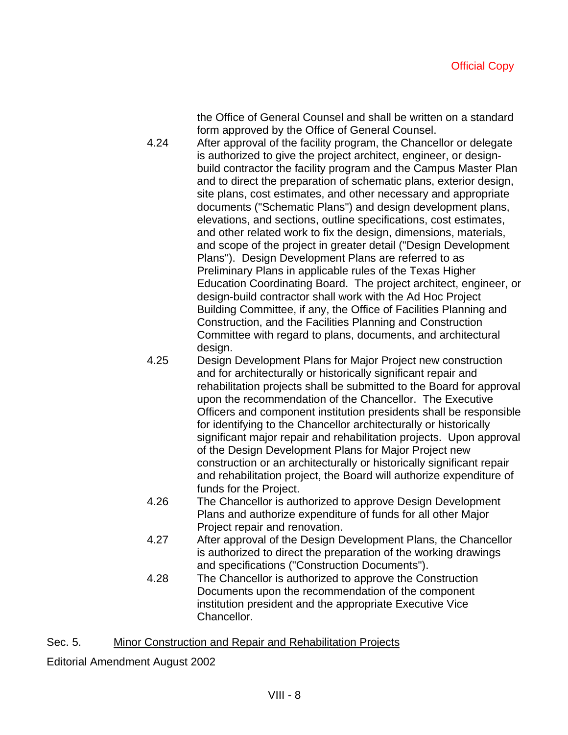the Office of General Counsel and shall be written on a standard form approved by the Office of General Counsel.

4.24 After approval of the facility program, the Chancellor or delegate is authorized to give the project architect, engineer, or design-build contractor the facility program and the Campus Master Plan and to direct the preparation of schematic plans, exterior design, site plans, cost estimates, and other necessary and appropriate documents ("Schematic Plans") and design development plans, elevations, and sections, outline specifications, cost estimates, and other related work to fix the design, dimensions, materials, and scope of the project in greater detail ("Design Development Plans"). Design Development Plans are referred to as Preliminary Plans in applicable rules of the Texas Higher Education Coordinating Board. The project architect, engineer, or design-build contractor shall work with the Ad Hoc Project Building Committee, if any, the Office of Facilities Planning and Construction, and the Facilities Planning and Construction Committee with regard to plans, documents, and architectural design.

4.25 Design Development Plans for Major Project new construction and for architecturally or historically significant repair and rehabilitation projects shall be submitted to the Board for approval upon the recommendation of the Chancellor. The Executive Officers and component institution presidents shall be responsible for identifying to the Chancellor architecturally or historically significant major repair and rehabilitation projects. Upon approval of the Design Development Plans for Major Project new construction or an architecturally or historically significant repair and rehabilitation project, the Board will authorize expenditure of funds for the Project.

4.26 The Chancellor is authorized to approve Design Development Plans and authorize expenditure of funds for all other Major Project repair and renovation.

4.27 After approval of the Design Development Plans, the Chancellor is authorized to direct the preparation of the working drawings and specifications ("Construction Documents").

4.28 The Chancellor is authorized to approve the Construction Documents upon the recommendation of the component institution president and the appropriate Executive Vice Chancellor.

Sec. 5. Minor Construction and Repair and Rehabilitation Projects

Editorial Amendment August 2002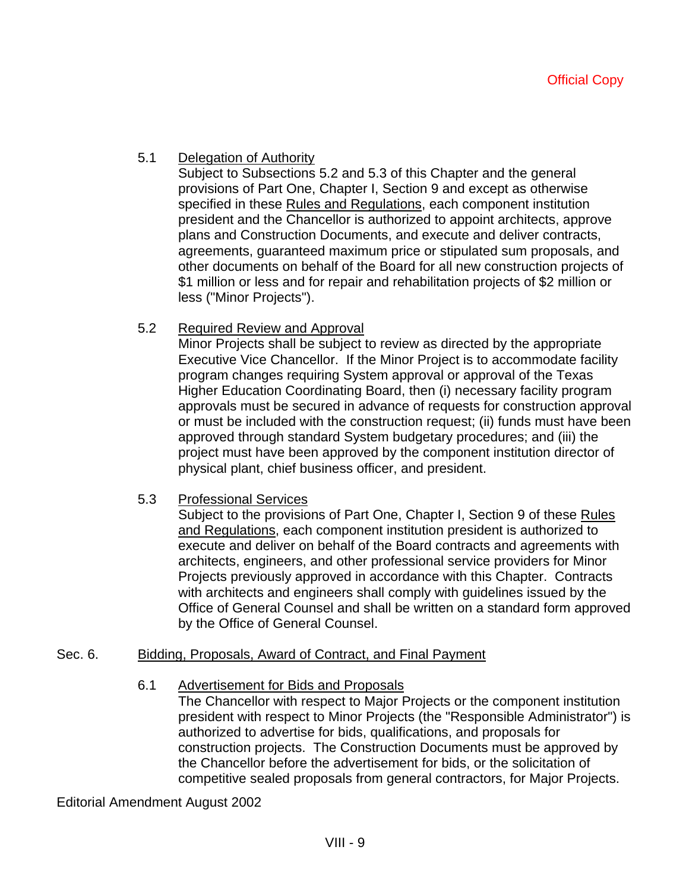5.1 Delegation of Authority

Subject to Subsections 5.2 and 5.3 of this Chapter and the general provisions of Part One, Chapter I, Section 9 and except as otherwise specified in these Rules and Regulations, each component institution president and the Chancellor is authorized to appoint architects, approve plans and Construction Documents, and execute and deliver contracts, agreements, guaranteed maximum price or stipulated sum proposals, and other documents on behalf of the Board for all new construction projects of $1 million or less and for repair and rehabilitation projects of $2 million or less ("Minor Projects").

5.2 Required Review and Approval

Minor Projects shall be subject to review as directed by the appropriate Executive Vice Chancellor. If the Minor Project is to accommodate facility program changes requiring System approval or approval of the Texas Higher Education Coordinating Board, then (i) necessary facility program approvals must be secured in advance of requests for construction approval or must be included with the construction request; (ii) funds must have been approved through standard System budgetary procedures; and (iii) the project must have been approved by the component institution director of physical plant, chief business officer, and president.

5.3 Professional Services

Subject to the provisions of Part One, Chapter I, Section 9 of these Rules and Regulations, each component institution president is authorized to execute and deliver on behalf of the Board contracts and agreements with architects, engineers, and other professional service providers for Minor Projects previously approved in accordance with this Chapter. Contracts with architects and engineers shall comply with guidelines issued by the Office of General Counsel and shall be written on a standard form approved by the Office of General Counsel.

## Sec. 6. Bidding, Proposals, Award of Contract, and Final Payment

6.1 Advertisement for Bids and Proposals

The Chancellor with respect to Major Projects or the component institution president with respect to Minor Projects (the "Responsible Administrator") is authorized to advertise for bids, qualifications, and proposals for construction projects. The Construction Documents must be approved by the Chancellor before the advertisement for bids, or the solicitation of competitive sealed proposals from general contractors, for Major Projects.

Editorial Amendment August 2002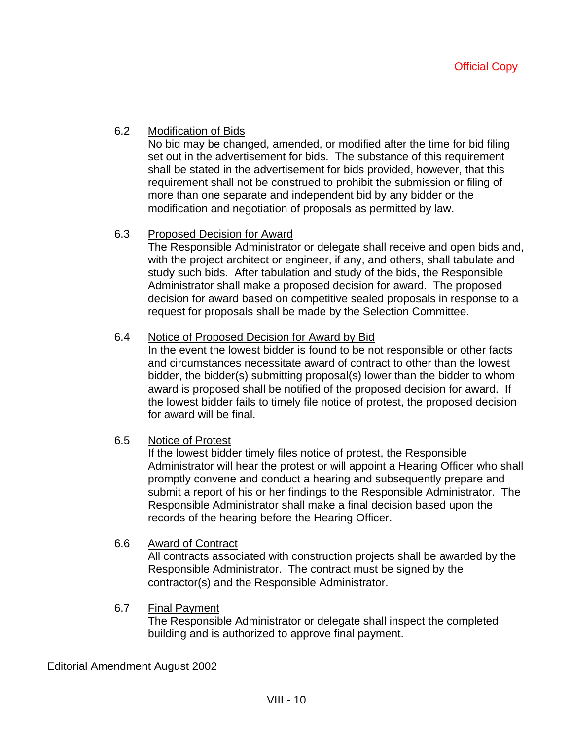Official Copy

6.2 Modification of Bids

No bid may be changed, amended, or modified after the time for bid filing set out in the advertisement for bids. The substance of this requirement shall be stated in the advertisement for bids provided, however, that this requirement shall not be construed to prohibit the submission or filing of more than one separate and independent bid by any bidder or the modification and negotiation of proposals as permitted by law.

6.3 Proposed Decision for Award

The Responsible Administrator or delegate shall receive and open bids and, with the project architect or engineer, if any, and others, shall tabulate and study such bids. After tabulation and study of the bids, the Responsible Administrator shall make a proposed decision for award. The proposed decision for award based on competitive sealed proposals in response to a request for proposals shall be made by the Selection Committee.

6.4 Notice of Proposed Decision for Award by Bid

In the event the lowest bidder is found to be not responsible or other facts and circumstances necessitate award of contract to other than the lowest bidder, the bidder(s) submitting proposal(s) lower than the bidder to whom award is proposed shall be notified of the proposed decision for award. If the lowest bidder fails to timely file notice of protest, the proposed decision for award will be final.

6.5 Notice of Protest

If the lowest bidder timely files notice of protest, the Responsible Administrator will hear the protest or will appoint a Hearing Officer who shall promptly convene and conduct a hearing and subsequently prepare and submit a report of his or her findings to the Responsible Administrator. The Responsible Administrator shall make a final decision based upon the records of the hearing before the Hearing Officer.

6.6 Award of Contract

All contracts associated with construction projects shall be awarded by the Responsible Administrator. The contract must be signed by the contractor(s) and the Responsible Administrator.

6.7 Final Payment

The Responsible Administrator or delegate shall inspect the completed building and is authorized to approve final payment.

Editorial Amendment August 2002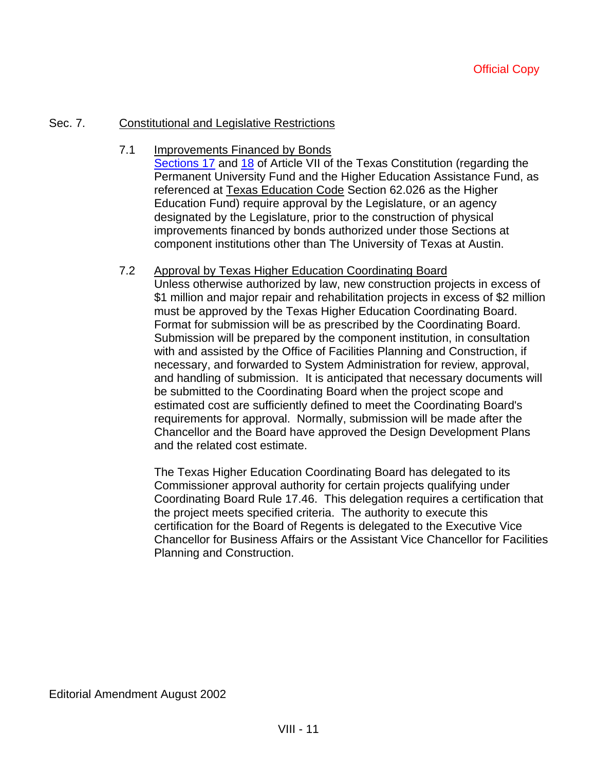Official Copy

## Sec. 7. Constitutional and Legislative Restrictions

### 7.1 Improvements Financed by Bonds

Sections 17 and 18 of Article VII of the Texas Constitution (regarding the Permanent University Fund and the Higher Education Assistance Fund, as referenced at Texas Education Code Section 62.026 as the Higher Education Fund) require approval by the Legislature, or an agency designated by the Legislature, prior to the construction of physical improvements financed by bonds authorized under those Sections at component institutions other than The University of Texas at Austin.

### 7.2 Approval by Texas Higher Education Coordinating Board

Unless otherwise authorized by law, new construction projects in excess of $1 million and major repair and rehabilitation projects in excess of $2 million must be approved by the Texas Higher Education Coordinating Board. Format for submission will be as prescribed by the Coordinating Board. Submission will be prepared by the component institution, in consultation with and assisted by the Office of Facilities Planning and Construction, if necessary, and forwarded to System Administration for review, approval, and handling of submission. It is anticipated that necessary documents will be submitted to the Coordinating Board when the project scope and estimated cost are sufficiently defined to meet the Coordinating Board's requirements for approval. Normally, submission will be made after the Chancellor and the Board have approved the Design Development Plans and the related cost estimate.

The Texas Higher Education Coordinating Board has delegated to its Commissioner approval authority for certain projects qualifying under Coordinating Board Rule 17.46. This delegation requires a certification that the project meets specified criteria. The authority to execute this certification for the Board of Regents is delegated to the Executive Vice Chancellor for Business Affairs or the Assistant Vice Chancellor for Facilities Planning and Construction.

Editorial Amendment August 2002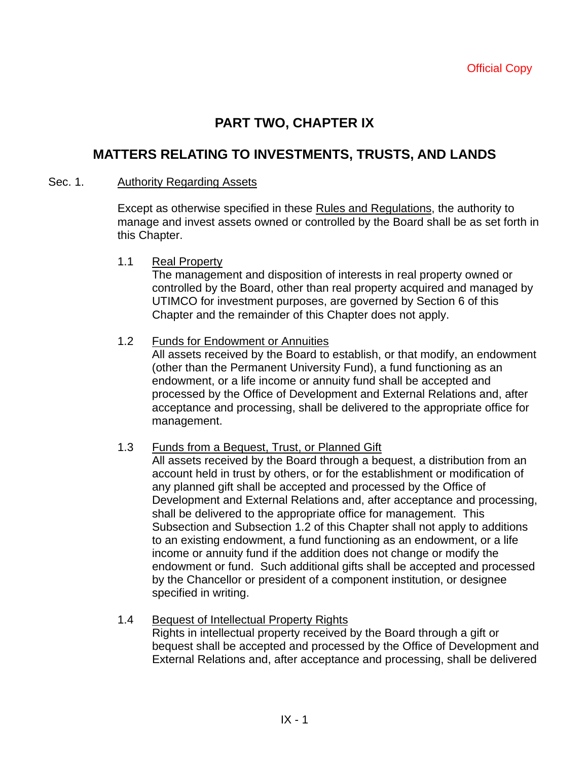Official Copy

# PART TWO, CHAPTER IX

## MATTERS RELATING TO INVESTMENTS, TRUSTS, AND LANDS

Sec. 1. Authority Regarding Assets

Except as otherwise specified in these Rules and Regulations, the authority to manage and invest assets owned or controlled by the Board shall be as set forth in this Chapter.

1.1 Real Property
The management and disposition of interests in real property owned or controlled by the Board, other than real property acquired and managed by UTIMCO for investment purposes, are governed by Section 6 of this Chapter and the remainder of this Chapter does not apply.

1.2 Funds for Endowment or Annuities
All assets received by the Board to establish, or that modify, an endowment (other than the Permanent University Fund), a fund functioning as an endowment, or a life income or annuity fund shall be accepted and processed by the Office of Development and External Relations and, after acceptance and processing, shall be delivered to the appropriate office for management.

1.3 Funds from a Bequest, Trust, or Planned Gift
All assets received by the Board through a bequest, a distribution from an account held in trust by others, or for the establishment or modification of any planned gift shall be accepted and processed by the Office of Development and External Relations and, after acceptance and processing, shall be delivered to the appropriate office for management. This Subsection and Subsection 1.2 of this Chapter shall not apply to additions to an existing endowment, a fund functioning as an endowment, or a life income or annuity fund if the addition does not change or modify the endowment or fund. Such additional gifts shall be accepted and processed by the Chancellor or president of a component institution, or designee specified in writing.

1.4 Bequest of Intellectual Property Rights
Rights in intellectual property received by the Board through a gift or bequest shall be accepted and processed by the Office of Development and External Relations and, after acceptance and processing, shall be delivered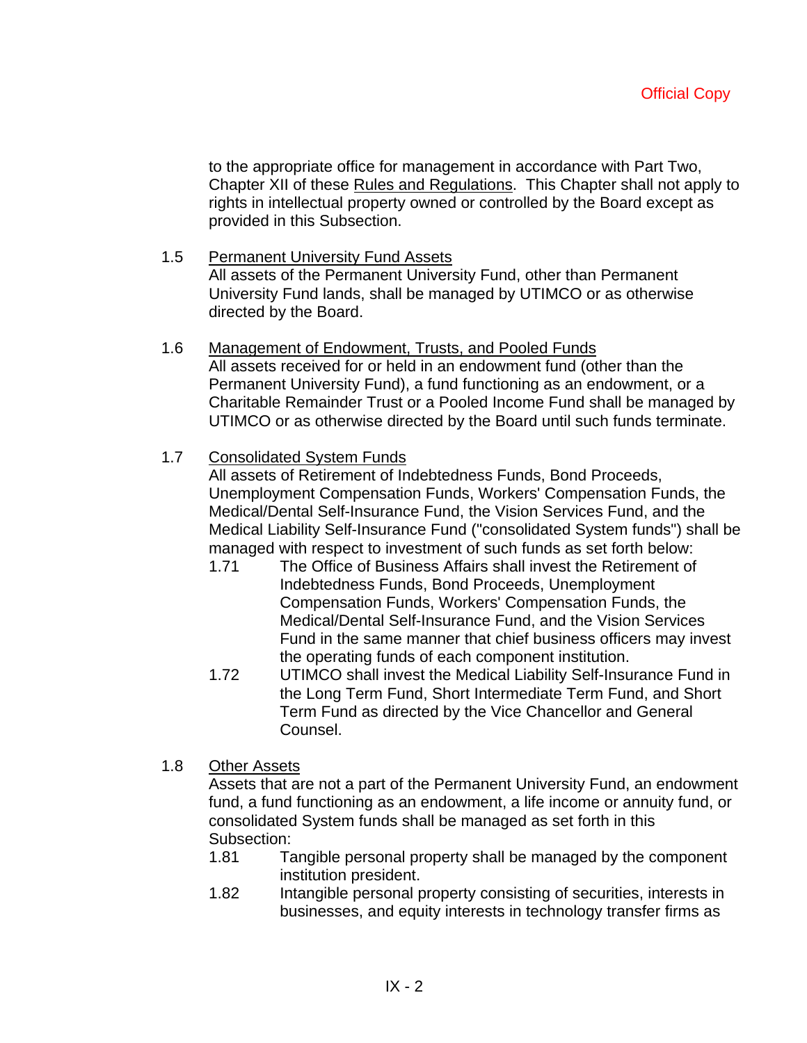to the appropriate office for management in accordance with Part Two, Chapter XII of these Rules and Regulations. This Chapter shall not apply to rights in intellectual property owned or controlled by the Board except as provided in this Subsection.

1.5 Permanent University Fund Assets
All assets of the Permanent University Fund, other than Permanent University Fund lands, shall be managed by UTIMCO or as otherwise directed by the Board.

1.6 Management of Endowment, Trusts, and Pooled Funds
All assets received for or held in an endowment fund (other than the Permanent University Fund), a fund functioning as an endowment, or a Charitable Remainder Trust or a Pooled Income Fund shall be managed by UTIMCO or as otherwise directed by the Board until such funds terminate.

1.7 Consolidated System Funds
All assets of Retirement of Indebtedness Funds, Bond Proceeds, Unemployment Compensation Funds, Workers' Compensation Funds, the Medical/Dental Self-Insurance Fund, the Vision Services Fund, and the Medical Liability Self-Insurance Fund ("consolidated System funds") shall be managed with respect to investment of such funds as set forth below:

1.71 The Office of Business Affairs shall invest the Retirement of Indebtedness Funds, Bond Proceeds, Unemployment Compensation Funds, Workers' Compensation Funds, the Medical/Dental Self-Insurance Fund, and the Vision Services Fund in the same manner that chief business officers may invest the operating funds of each component institution.

1.72 UTIMCO shall invest the Medical Liability Self-Insurance Fund in the Long Term Fund, Short Intermediate Term Fund, and Short Term Fund as directed by the Vice Chancellor and General Counsel.

1.8 Other Assets
Assets that are not a part of the Permanent University Fund, an endowment fund, a fund functioning as an endowment, a life income or annuity fund, or consolidated System funds shall be managed as set forth in this Subsection:

1.81 Tangible personal property shall be managed by the component institution president.

1.82 Intangible personal property consisting of securities, interests in businesses, and equity interests in technology transfer firms as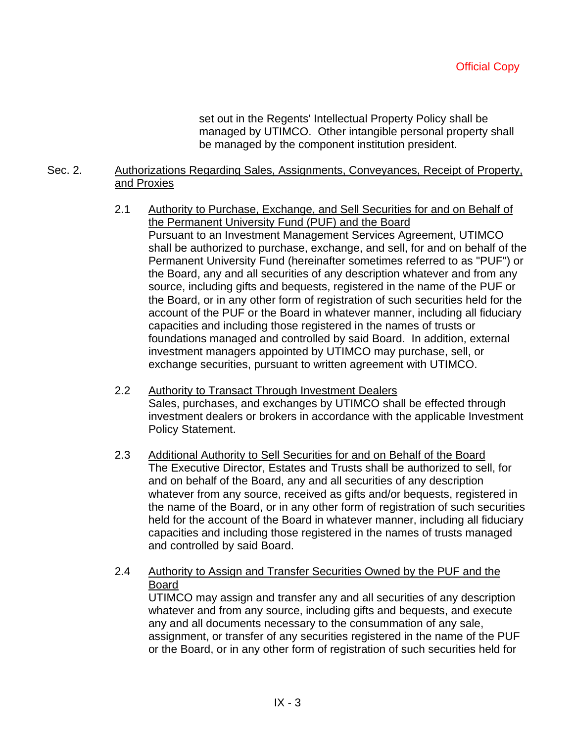set out in the Regents' Intellectual Property Policy shall be managed by UTIMCO. Other intangible personal property shall be managed by the component institution president.

## Sec. 2. Authorizations Regarding Sales, Assignments, Conveyances, Receipt of Property, and Proxies

### 2.1 Authority to Purchase, Exchange, and Sell Securities for and on Behalf of the Permanent University Fund (PUF) and the Board

Pursuant to an Investment Management Services Agreement, UTIMCO shall be authorized to purchase, exchange, and sell, for and on behalf of the Permanent University Fund (hereinafter sometimes referred to as "PUF") or the Board, any and all securities of any description whatever and from any source, including gifts and bequests, registered in the name of the PUF or the Board, or in any other form of registration of such securities held for the account of the PUF or the Board in whatever manner, including all fiduciary capacities and including those registered in the names of trusts or foundations managed and controlled by said Board. In addition, external investment managers appointed by UTIMCO may purchase, sell, or exchange securities, pursuant to written agreement with UTIMCO.

### 2.2 Authority to Transact Through Investment Dealers

Sales, purchases, and exchanges by UTIMCO shall be effected through investment dealers or brokers in accordance with the applicable Investment Policy Statement.

### 2.3 Additional Authority to Sell Securities for and on Behalf of the Board

The Executive Director, Estates and Trusts shall be authorized to sell, for and on behalf of the Board, any and all securities of any description whatever from any source, received as gifts and/or bequests, registered in the name of the Board, or in any other form of registration of such securities held for the account of the Board in whatever manner, including all fiduciary capacities and including those registered in the names of trusts managed and controlled by said Board.

### 2.4 Authority to Assign and Transfer Securities Owned by the PUF and the Board

UTIMCO may assign and transfer any and all securities of any description whatever and from any source, including gifts and bequests, and execute any and all documents necessary to the consummation of any sale, assignment, or transfer of any securities registered in the name of the PUF or the Board, or in any other form of registration of such securities held for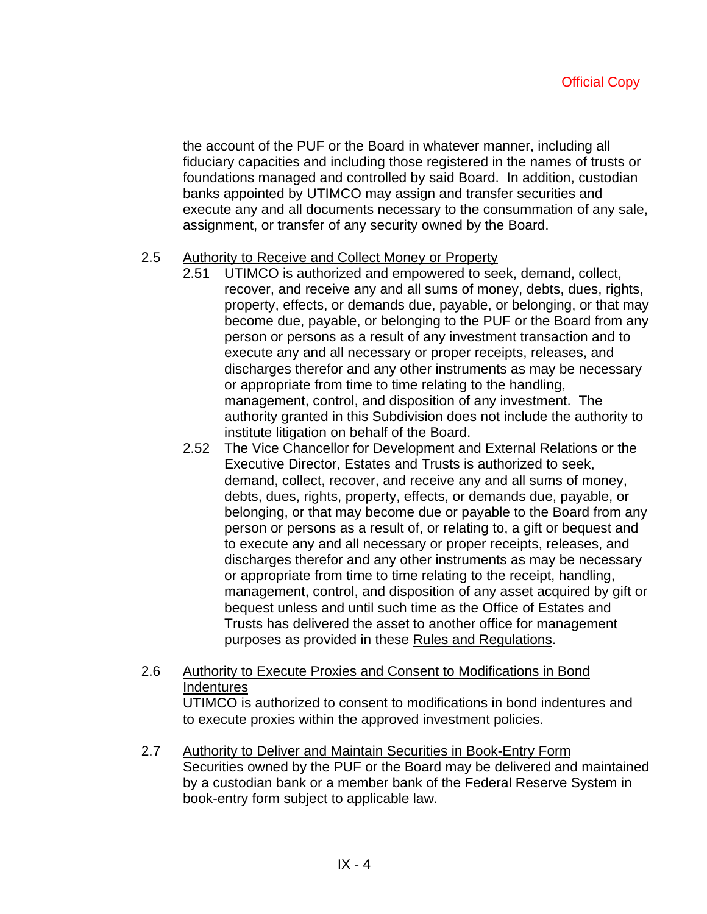the account of the PUF or the Board in whatever manner, including all fiduciary capacities and including those registered in the names of trusts or foundations managed and controlled by said Board. In addition, custodian banks appointed by UTIMCO may assign and transfer securities and execute any and all documents necessary to the consummation of any sale, assignment, or transfer of any security owned by the Board.

2.5 Authority to Receive and Collect Money or Property

2.51 UTIMCO is authorized and empowered to seek, demand, collect, recover, and receive any and all sums of money, debts, dues, rights, property, effects, or demands due, payable, or belonging, or that may become due, payable, or belonging to the PUF or the Board from any person or persons as a result of any investment transaction and to execute any and all necessary or proper receipts, releases, and discharges therefor and any other instruments as may be necessary or appropriate from time to time relating to the handling, management, control, and disposition of any investment. The authority granted in this Subdivision does not include the authority to institute litigation on behalf of the Board.

2.52 The Vice Chancellor for Development and External Relations or the Executive Director, Estates and Trusts is authorized to seek, demand, collect, recover, and receive any and all sums of money, debts, dues, rights, property, effects, or demands due, payable, or belonging, or that may become due or payable to the Board from any person or persons as a result of, or relating to, a gift or bequest and to execute any and all necessary or proper receipts, releases, and discharges therefor and any other instruments as may be necessary or appropriate from time to time relating to the receipt, handling, management, control, and disposition of any asset acquired by gift or bequest unless and until such time as the Office of Estates and Trusts has delivered the asset to another office for management purposes as provided in these Rules and Regulations.

2.6 Authority to Execute Proxies and Consent to Modifications in Bond Indentures

UTIMCO is authorized to consent to modifications in bond indentures and to execute proxies within the approved investment policies.

2.7 Authority to Deliver and Maintain Securities in Book-Entry Form

Securities owned by the PUF or the Board may be delivered and maintained by a custodian bank or a member bank of the Federal Reserve System in book-entry form subject to applicable law.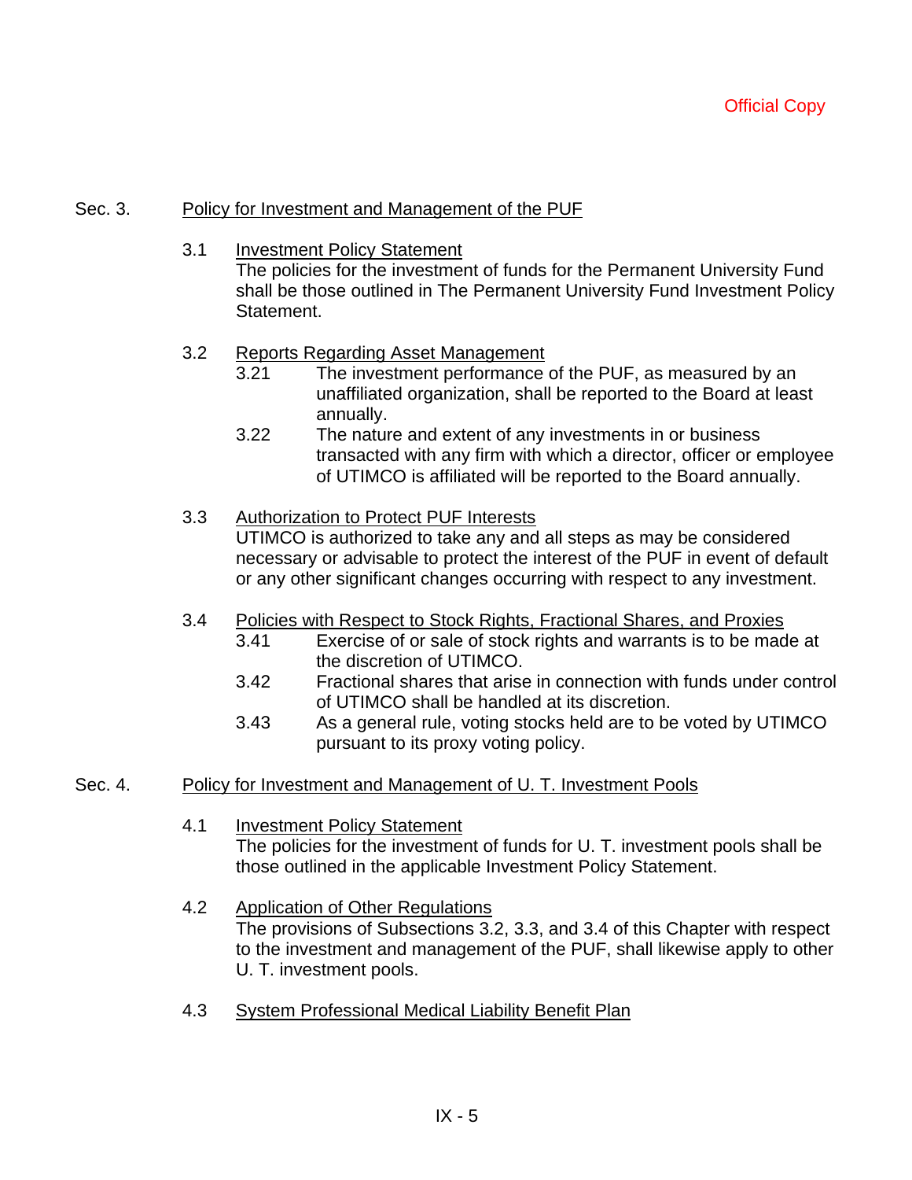Sec. 3. Policy for Investment and Management of the PUF

3.1 Investment Policy Statement
The policies for the investment of funds for the Permanent University Fund shall be those outlined in The Permanent University Fund Investment Policy Statement.

3.2 Reports Regarding Asset Management

3.21 The investment performance of the PUF, as measured by an unaffiliated organization, shall be reported to the Board at least annually.

3.22 The nature and extent of any investments in or business transacted with any firm with which a director, officer or employee of UTIMCO is affiliated will be reported to the Board annually.

3.3 Authorization to Protect PUF Interests
UTIMCO is authorized to take any and all steps as may be considered necessary or advisable to protect the interest of the PUF in event of default or any other significant changes occurring with respect to any investment.

3.4 Policies with Respect to Stock Rights, Fractional Shares, and Proxies

3.41 Exercise of or sale of stock rights and warrants is to be made at the discretion of UTIMCO.

3.42 Fractional shares that arise in connection with funds under control of UTIMCO shall be handled at its discretion.

3.43 As a general rule, voting stocks held are to be voted by UTIMCO pursuant to its proxy voting policy.

Sec. 4. Policy for Investment and Management of U. T. Investment Pools

4.1 Investment Policy Statement
The policies for the investment of funds for U. T. investment pools shall be those outlined in the applicable Investment Policy Statement.

4.2 Application of Other Regulations
The provisions of Subsections 3.2, 3.3, and 3.4 of this Chapter with respect to the investment and management of the PUF, shall likewise apply to other U. T. investment pools.

4.3 System Professional Medical Liability Benefit Plan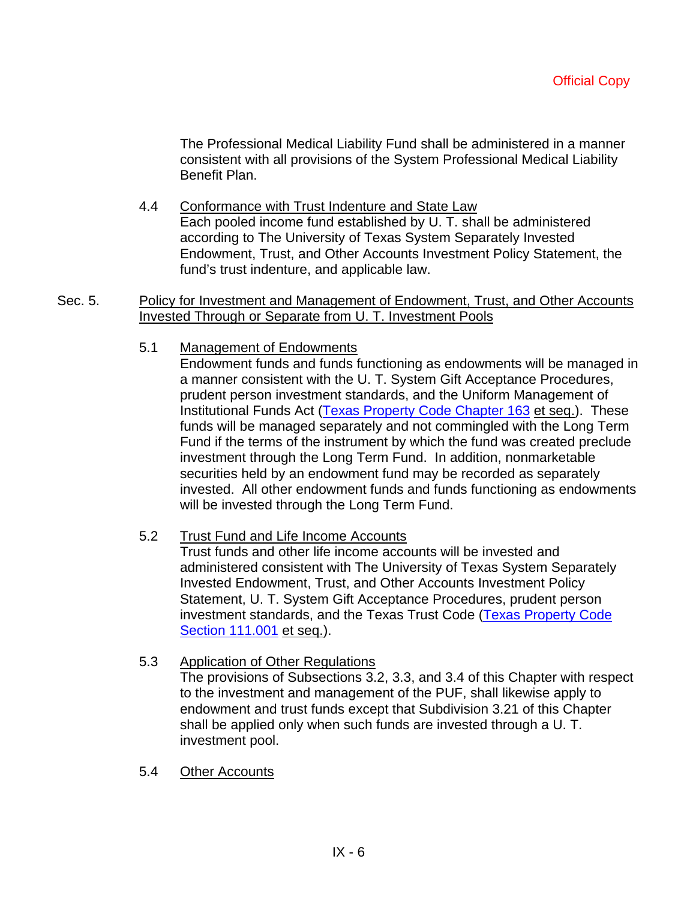The Professional Medical Liability Fund shall be administered in a manner consistent with all provisions of the System Professional Medical Liability Benefit Plan.

4.4 Conformance with Trust Indenture and State Law

Each pooled income fund established by U. T. shall be administered according to The University of Texas System Separately Invested Endowment, Trust, and Other Accounts Investment Policy Statement, the fund's trust indenture, and applicable law.

## Sec. 5. Policy for Investment and Management of Endowment, Trust, and Other Accounts Invested Through or Separate from U. T. Investment Pools

5.1 Management of Endowments

Endowment funds and funds functioning as endowments will be managed in a manner consistent with the U. T. System Gift Acceptance Procedures, prudent person investment standards, and the Uniform Management of Institutional Funds Act (Texas Property Code Chapter 163 et seq.). These funds will be managed separately and not commingled with the Long Term Fund if the terms of the instrument by which the fund was created preclude investment through the Long Term Fund. In addition, nonmarketable securities held by an endowment fund may be recorded as separately invested. All other endowment funds and funds functioning as endowments will be invested through the Long Term Fund.

5.2 Trust Fund and Life Income Accounts

Trust funds and other life income accounts will be invested and administered consistent with The University of Texas System Separately Invested Endowment, Trust, and Other Accounts Investment Policy Statement, U. T. System Gift Acceptance Procedures, prudent person investment standards, and the Texas Trust Code (Texas Property Code Section 111.001 et seq.).

5.3 Application of Other Regulations

The provisions of Subsections 3.2, 3.3, and 3.4 of this Chapter with respect to the investment and management of the PUF, shall likewise apply to endowment and trust funds except that Subdivision 3.21 of this Chapter shall be applied only when such funds are invested through a U. T. investment pool.

5.4 Other Accounts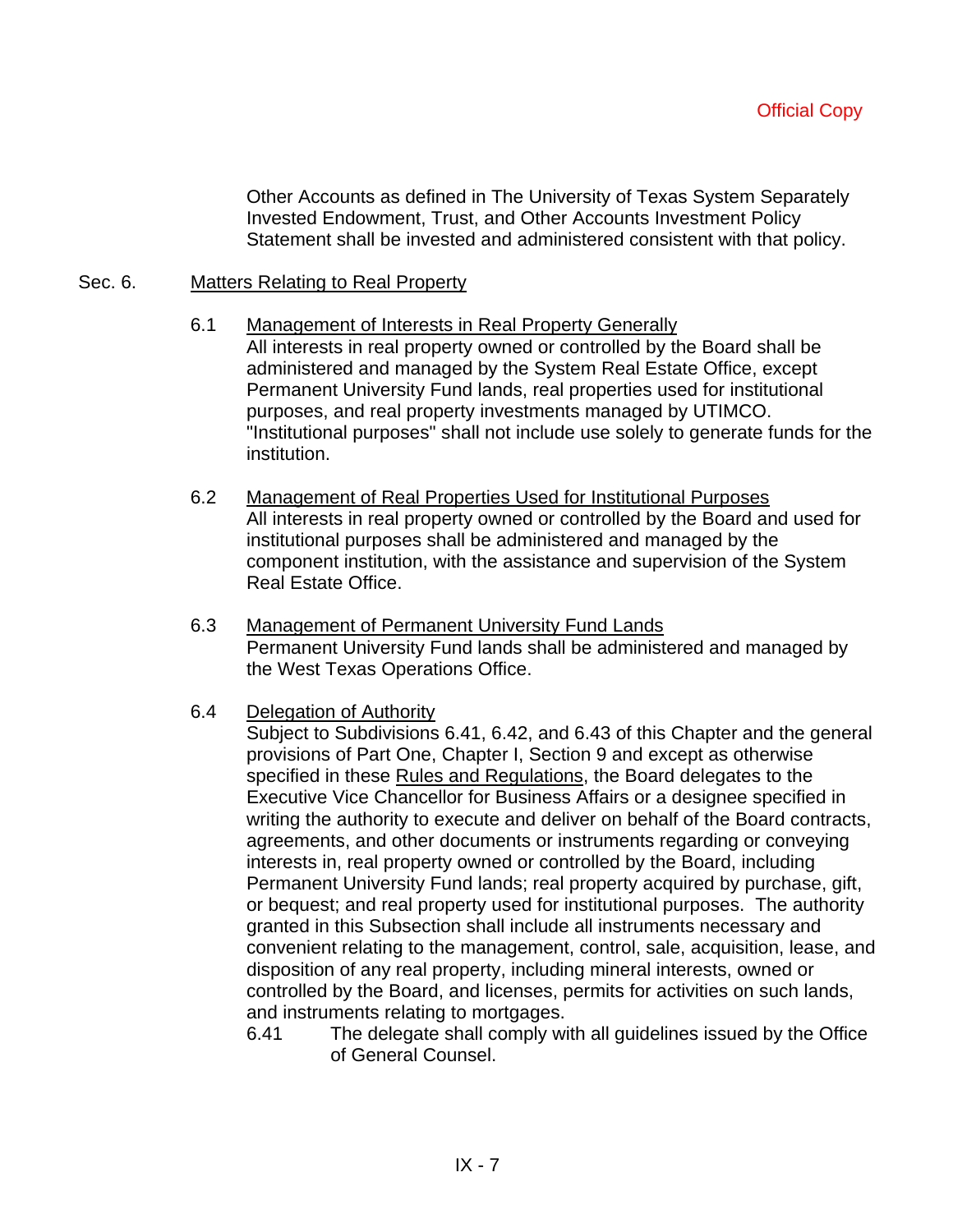Other Accounts as defined in The University of Texas System Separately Invested Endowment, Trust, and Other Accounts Investment Policy Statement shall be invested and administered consistent with that policy.

Sec. 6. Matters Relating to Real Property

6.1 Management of Interests in Real Property Generally
All interests in real property owned or controlled by the Board shall be administered and managed by the System Real Estate Office, except Permanent University Fund lands, real properties used for institutional purposes, and real property investments managed by UTIMCO. "Institutional purposes" shall not include use solely to generate funds for the institution.

6.2 Management of Real Properties Used for Institutional Purposes
All interests in real property owned or controlled by the Board and used for institutional purposes shall be administered and managed by the component institution, with the assistance and supervision of the System Real Estate Office.

6.3 Management of Permanent University Fund Lands
Permanent University Fund lands shall be administered and managed by the West Texas Operations Office.

6.4 Delegation of Authority
Subject to Subdivisions 6.41, 6.42, and 6.43 of this Chapter and the general provisions of Part One, Chapter I, Section 9 and except as otherwise specified in these Rules and Regulations, the Board delegates to the Executive Vice Chancellor for Business Affairs or a designee specified in writing the authority to execute and deliver on behalf of the Board contracts, agreements, and other documents or instruments regarding or conveying interests in, real property owned or controlled by the Board, including Permanent University Fund lands; real property acquired by purchase, gift, or bequest; and real property used for institutional purposes. The authority granted in this Subsection shall include all instruments necessary and convenient relating to the management, control, sale, acquisition, lease, and disposition of any real property, including mineral interests, owned or controlled by the Board, and licenses, permits for activities on such lands, and instruments relating to mortgages.

6.41 The delegate shall comply with all guidelines issued by the Office of General Counsel.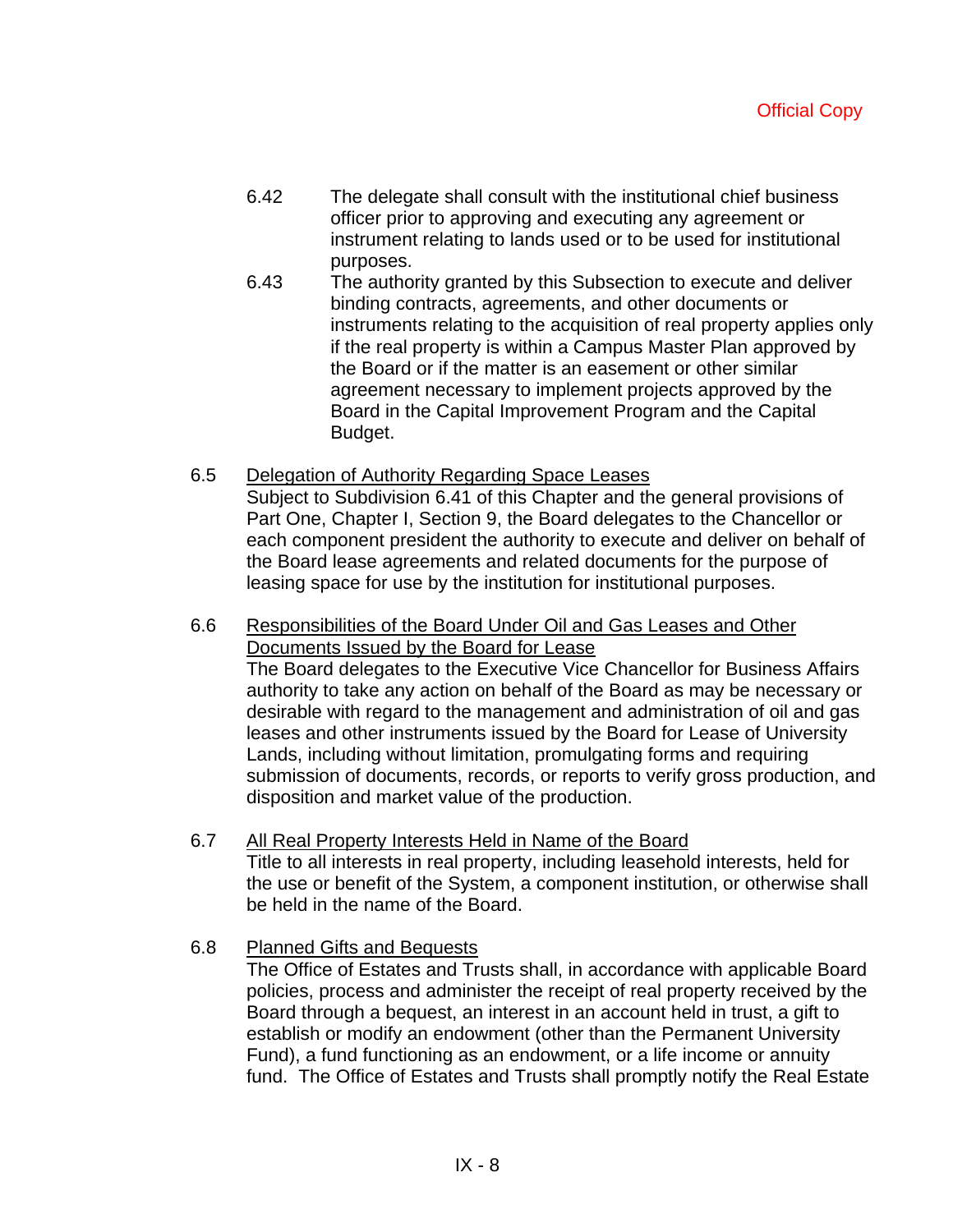6.42 The delegate shall consult with the institutional chief business officer prior to approving and executing any agreement or instrument relating to lands used or to be used for institutional purposes.

6.43 The authority granted by this Subsection to execute and deliver binding contracts, agreements, and other documents or instruments relating to the acquisition of real property applies only if the real property is within a Campus Master Plan approved by the Board or if the matter is an easement or other similar agreement necessary to implement projects approved by the Board in the Capital Improvement Program and the Capital Budget.

6.5 Delegation of Authority Regarding Space Leases

Subject to Subdivision 6.41 of this Chapter and the general provisions of Part One, Chapter I, Section 9, the Board delegates to the Chancellor or each component president the authority to execute and deliver on behalf of the Board lease agreements and related documents for the purpose of leasing space for use by the institution for institutional purposes.

6.6 Responsibilities of the Board Under Oil and Gas Leases and Other Documents Issued by the Board for Lease

The Board delegates to the Executive Vice Chancellor for Business Affairs authority to take any action on behalf of the Board as may be necessary or desirable with regard to the management and administration of oil and gas leases and other instruments issued by the Board for Lease of University Lands, including without limitation, promulgating forms and requiring submission of documents, records, or reports to verify gross production, and disposition and market value of the production.

6.7 All Real Property Interests Held in Name of the Board

Title to all interests in real property, including leasehold interests, held for the use or benefit of the System, a component institution, or otherwise shall be held in the name of the Board.

6.8 Planned Gifts and Bequests

The Office of Estates and Trusts shall, in accordance with applicable Board policies, process and administer the receipt of real property received by the Board through a bequest, an interest in an account held in trust, a gift to establish or modify an endowment (other than the Permanent University Fund), a fund functioning as an endowment, or a life income or annuity fund. The Office of Estates and Trusts shall promptly notify the Real Estate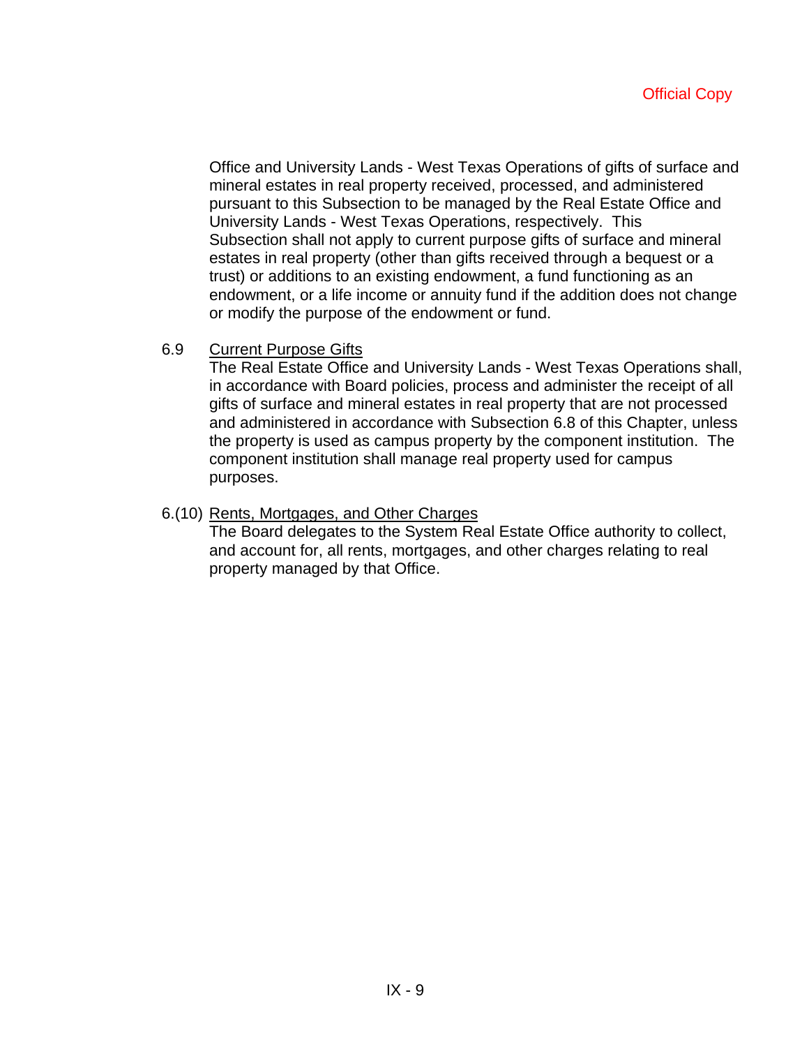Office and University Lands - West Texas Operations of gifts of surface and mineral estates in real property received, processed, and administered pursuant to this Subsection to be managed by the Real Estate Office and University Lands - West Texas Operations, respectively. This Subsection shall not apply to current purpose gifts of surface and mineral estates in real property (other than gifts received through a bequest or a trust) or additions to an existing endowment, a fund functioning as an endowment, or a life income or annuity fund if the addition does not change or modify the purpose of the endowment or fund.

6.9 Current Purpose Gifts

The Real Estate Office and University Lands - West Texas Operations shall, in accordance with Board policies, process and administer the receipt of all gifts of surface and mineral estates in real property that are not processed and administered in accordance with Subsection 6.8 of this Chapter, unless the property is used as campus property by the component institution. The component institution shall manage real property used for campus purposes.

6.(10) Rents, Mortgages, and Other Charges

The Board delegates to the System Real Estate Office authority to collect, and account for, all rents, mortgages, and other charges relating to real property managed by that Office.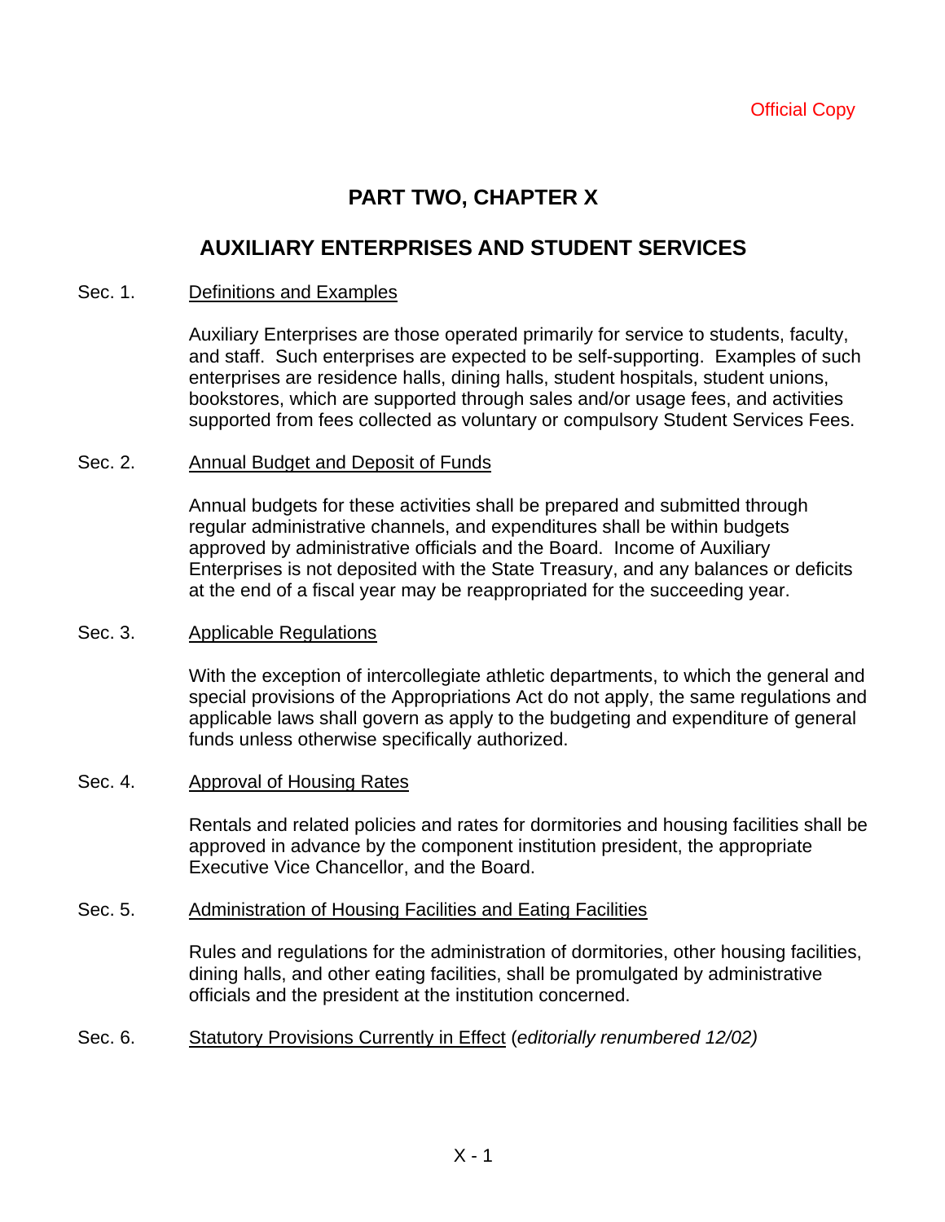Official Copy

# PART TWO, CHAPTER X

## AUXILIARY ENTERPRISES AND STUDENT SERVICES

Sec. 1. Definitions and Examples

Auxiliary Enterprises are those operated primarily for service to students, faculty, and staff. Such enterprises are expected to be self-supporting. Examples of such enterprises are residence halls, dining halls, student hospitals, student unions, bookstores, which are supported through sales and/or usage fees, and activities supported from fees collected as voluntary or compulsory Student Services Fees.

Sec. 2. Annual Budget and Deposit of Funds

Annual budgets for these activities shall be prepared and submitted through regular administrative channels, and expenditures shall be within budgets approved by administrative officials and the Board. Income of Auxiliary Enterprises is not deposited with the State Treasury, and any balances or deficits at the end of a fiscal year may be reappropriated for the succeeding year.

Sec. 3. Applicable Regulations

With the exception of intercollegiate athletic departments, to which the general and special provisions of the Appropriations Act do not apply, the same regulations and applicable laws shall govern as apply to the budgeting and expenditure of general funds unless otherwise specifically authorized.

Sec. 4. Approval of Housing Rates

Rentals and related policies and rates for dormitories and housing facilities shall be approved in advance by the component institution president, the appropriate Executive Vice Chancellor, and the Board.

Sec. 5. Administration of Housing Facilities and Eating Facilities

Rules and regulations for the administration of dormitories, other housing facilities, dining halls, and other eating facilities, shall be promulgated by administrative officials and the president at the institution concerned.

Sec. 6. Statutory Provisions Currently in Effect (*editorially renumbered 12/02)*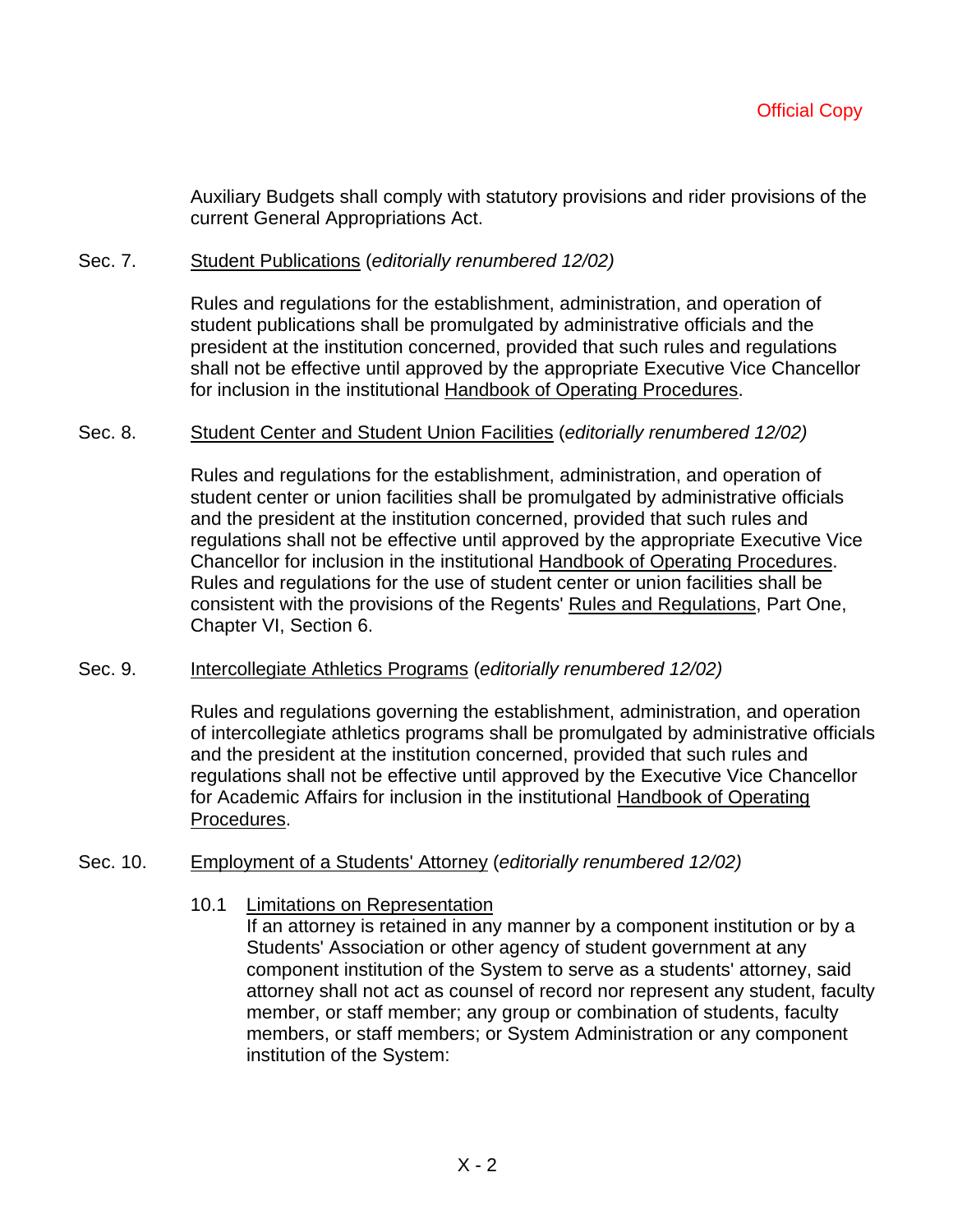Auxiliary Budgets shall comply with statutory provisions and rider provisions of the current General Appropriations Act.

Sec. 7. Student Publications (*editorially renumbered 12/02)*

Rules and regulations for the establishment, administration, and operation of student publications shall be promulgated by administrative officials and the president at the institution concerned, provided that such rules and regulations shall not be effective until approved by the appropriate Executive Vice Chancellor for inclusion in the institutional Handbook of Operating Procedures.

Sec. 8. Student Center and Student Union Facilities (*editorially renumbered 12/02)*

Rules and regulations for the establishment, administration, and operation of student center or union facilities shall be promulgated by administrative officials and the president at the institution concerned, provided that such rules and regulations shall not be effective until approved by the appropriate Executive Vice Chancellor for inclusion in the institutional Handbook of Operating Procedures. Rules and regulations for the use of student center or union facilities shall be consistent with the provisions of the Regents' Rules and Regulations, Part One, Chapter VI, Section 6.

Sec. 9. Intercollegiate Athletics Programs (*editorially renumbered 12/02)*

Rules and regulations governing the establishment, administration, and operation of intercollegiate athletics programs shall be promulgated by administrative officials and the president at the institution concerned, provided that such rules and regulations shall not be effective until approved by the Executive Vice Chancellor for Academic Affairs for inclusion in the institutional Handbook of Operating Procedures.

Sec. 10. Employment of a Students' Attorney (*editorially renumbered 12/02)*

10.1 Limitations on Representation

If an attorney is retained in any manner by a component institution or by a Students' Association or other agency of student government at any component institution of the System to serve as a students' attorney, said attorney shall not act as counsel of record nor represent any student, faculty member, or staff member; any group or combination of students, faculty members, or staff members; or System Administration or any component institution of the System: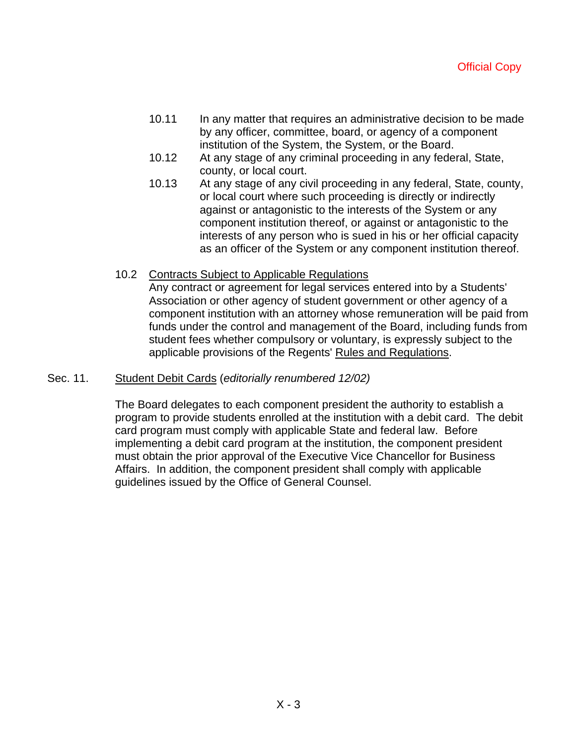10.11 In any matter that requires an administrative decision to be made by any officer, committee, board, or agency of a component institution of the System, the System, or the Board.

10.12 At any stage of any criminal proceeding in any federal, State, county, or local court.

10.13 At any stage of any civil proceeding in any federal, State, county, or local court where such proceeding is directly or indirectly against or antagonistic to the interests of the System or any component institution thereof, or against or antagonistic to the interests of any person who is sued in his or her official capacity as an officer of the System or any component institution thereof.

10.2 Contracts Subject to Applicable Regulations

Any contract or agreement for legal services entered into by a Students' Association or other agency of student government or other agency of a component institution with an attorney whose remuneration will be paid from funds under the control and management of the Board, including funds from student fees whether compulsory or voluntary, is expressly subject to the applicable provisions of the Regents' Rules and Regulations.

Sec. 11. Student Debit Cards (*editorially renumbered 12/02)*

The Board delegates to each component president the authority to establish a program to provide students enrolled at the institution with a debit card. The debit card program must comply with applicable State and federal law. Before implementing a debit card program at the institution, the component president must obtain the prior approval of the Executive Vice Chancellor for Business Affairs. In addition, the component president shall comply with applicable guidelines issued by the Office of General Counsel.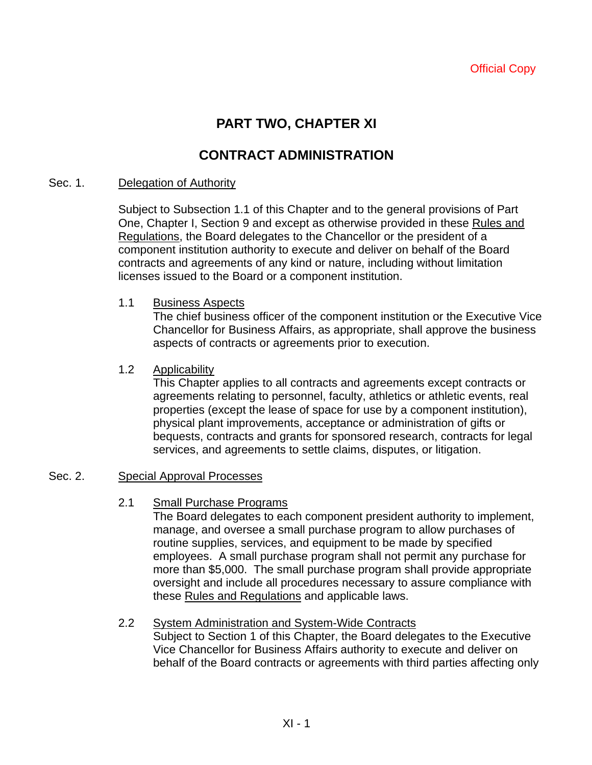Official Copy

# PART TWO, CHAPTER XI

# CONTRACT ADMINISTRATION

Sec. 1. Delegation of Authority

Subject to Subsection 1.1 of this Chapter and to the general provisions of Part One, Chapter I, Section 9 and except as otherwise provided in these Rules and Regulations, the Board delegates to the Chancellor or the president of a component institution authority to execute and deliver on behalf of the Board contracts and agreements of any kind or nature, including without limitation licenses issued to the Board or a component institution.

1.1 Business Aspects
The chief business officer of the component institution or the Executive Vice Chancellor for Business Affairs, as appropriate, shall approve the business aspects of contracts or agreements prior to execution.

1.2 Applicability
This Chapter applies to all contracts and agreements except contracts or agreements relating to personnel, faculty, athletics or athletic events, real properties (except the lease of space for use by a component institution), physical plant improvements, acceptance or administration of gifts or bequests, contracts and grants for sponsored research, contracts for legal services, and agreements to settle claims, disputes, or litigation.

Sec. 2. Special Approval Processes

2.1 Small Purchase Programs
The Board delegates to each component president authority to implement, manage, and oversee a small purchase program to allow purchases of routine supplies, services, and equipment to be made by specified employees. A small purchase program shall not permit any purchase for more than $5,000. The small purchase program shall provide appropriate oversight and include all procedures necessary to assure compliance with these Rules and Regulations and applicable laws.

2.2 System Administration and System-Wide Contracts
Subject to Section 1 of this Chapter, the Board delegates to the Executive Vice Chancellor for Business Affairs authority to execute and deliver on behalf of the Board contracts or agreements with third parties affecting only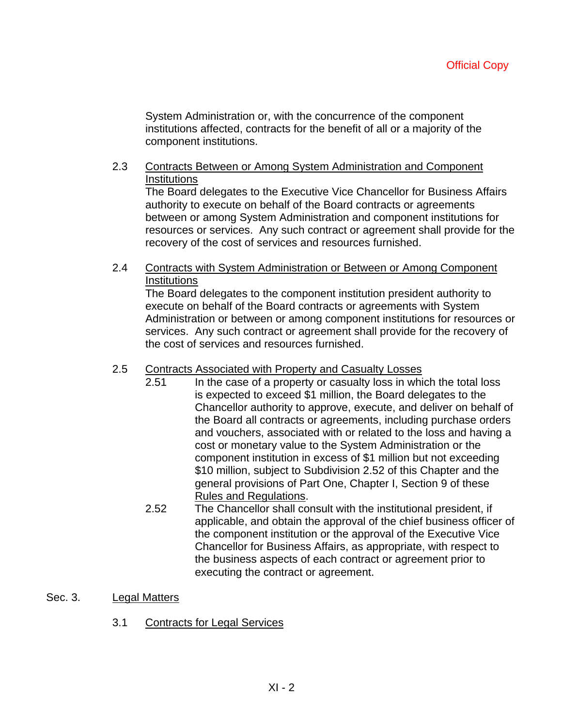System Administration or, with the concurrence of the component institutions affected, contracts for the benefit of all or a majority of the component institutions.

2.3 Contracts Between or Among System Administration and Component Institutions

The Board delegates to the Executive Vice Chancellor for Business Affairs authority to execute on behalf of the Board contracts or agreements between or among System Administration and component institutions for resources or services. Any such contract or agreement shall provide for the recovery of the cost of services and resources furnished.

2.4 Contracts with System Administration or Between or Among Component Institutions

The Board delegates to the component institution president authority to execute on behalf of the Board contracts or agreements with System Administration or between or among component institutions for resources or services. Any such contract or agreement shall provide for the recovery of the cost of services and resources furnished.

2.5 Contracts Associated with Property and Casualty Losses

2.51 In the case of a property or casualty loss in which the total loss is expected to exceed $1 million, the Board delegates to the Chancellor authority to approve, execute, and deliver on behalf of the Board all contracts or agreements, including purchase orders and vouchers, associated with or related to the loss and having a cost or monetary value to the System Administration or the component institution in excess of $1 million but not exceeding $10 million, subject to Subdivision 2.52 of this Chapter and the general provisions of Part One, Chapter I, Section 9 of these Rules and Regulations.

2.52 The Chancellor shall consult with the institutional president, if applicable, and obtain the approval of the chief business officer of the component institution or the approval of the Executive Vice Chancellor for Business Affairs, as appropriate, with respect to the business aspects of each contract or agreement prior to executing the contract or agreement.

Sec. 3. Legal Matters

3.1 Contracts for Legal Services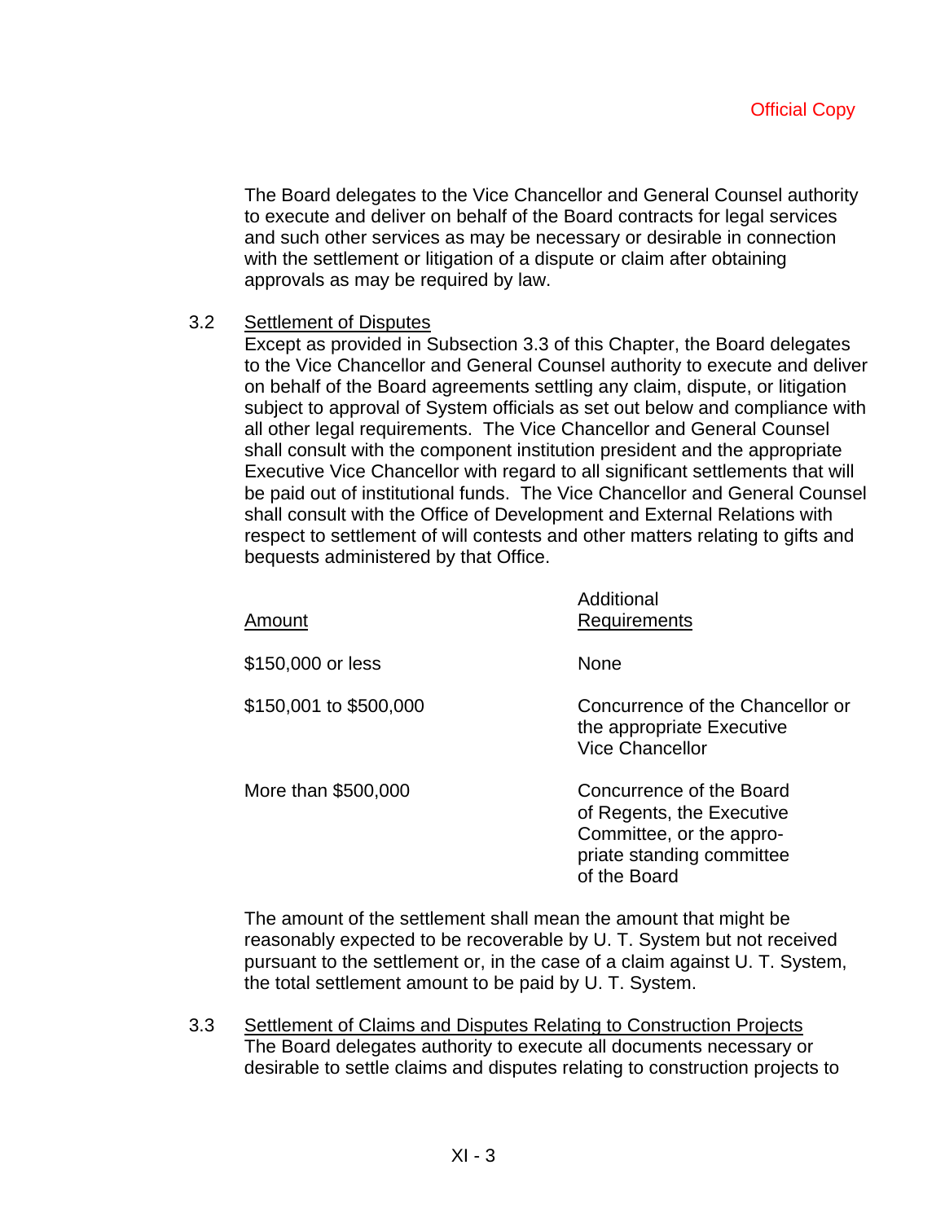The Board delegates to the Vice Chancellor and General Counsel authority to execute and deliver on behalf of the Board contracts for legal services and such other services as may be necessary or desirable in connection with the settlement or litigation of a dispute or claim after obtaining approvals as may be required by law.

3.2 Settlement of Disputes

Except as provided in Subsection 3.3 of this Chapter, the Board delegates to the Vice Chancellor and General Counsel authority to execute and deliver on behalf of the Board agreements settling any claim, dispute, or litigation subject to approval of System officials as set out below and compliance with all other legal requirements. The Vice Chancellor and General Counsel shall consult with the component institution president and the appropriate Executive Vice Chancellor with regard to all significant settlements that will be paid out of institutional funds. The Vice Chancellor and General Counsel shall consult with the Office of Development and External Relations with respect to settlement of will contests and other matters relating to gifts and bequests administered by that Office.

| Amount | Additional Requirements |
|---|---|
| $150,000 or less | None |
| $150,001 to $500,000 | Concurrence of the Chancellor or the appropriate Executive Vice Chancellor |
| More than $500,000 | Concurrence of the Board of Regents, the Executive Committee, or the appropriate standing committee of the Board |

The amount of the settlement shall mean the amount that might be reasonably expected to be recoverable by U. T. System but not received pursuant to the settlement or, in the case of a claim against U. T. System, the total settlement amount to be paid by U. T. System.

3.3 Settlement of Claims and Disputes Relating to Construction Projects

The Board delegates authority to execute all documents necessary or desirable to settle claims and disputes relating to construction projects to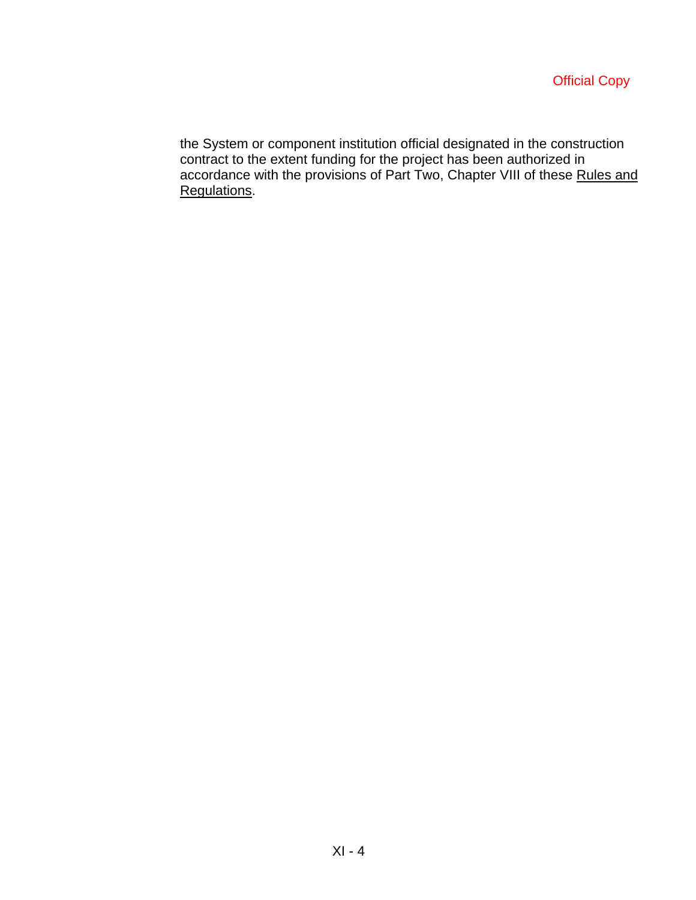the System or component institution official designated in the construction contract to the extent funding for the project has been authorized in accordance with the provisions of Part Two, Chapter VIII of these Rules and Regulations.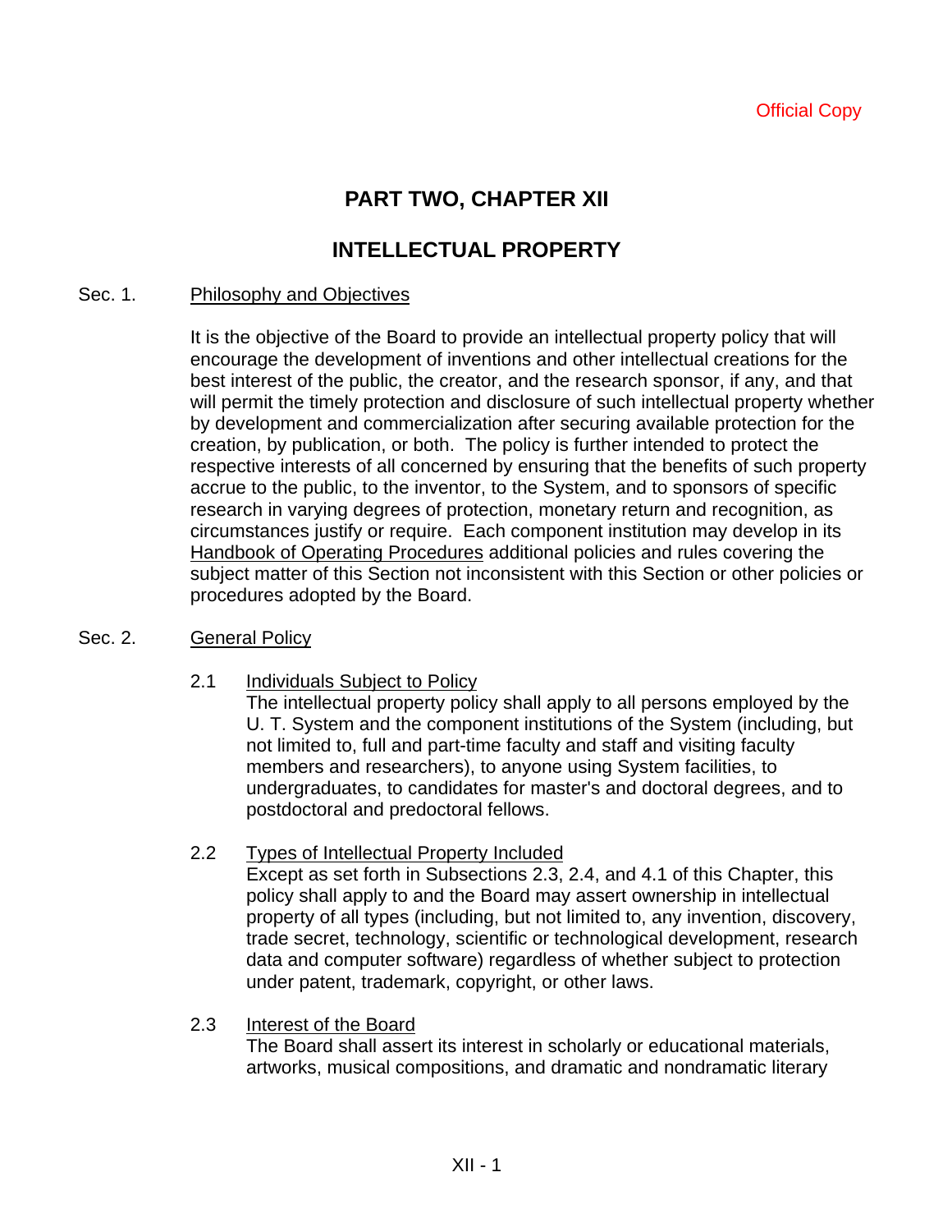Official Copy

# PART TWO, CHAPTER XII

# INTELLECTUAL PROPERTY

Sec. 1. Philosophy and Objectives

It is the objective of the Board to provide an intellectual property policy that will encourage the development of inventions and other intellectual creations for the best interest of the public, the creator, and the research sponsor, if any, and that will permit the timely protection and disclosure of such intellectual property whether by development and commercialization after securing available protection for the creation, by publication, or both. The policy is further intended to protect the respective interests of all concerned by ensuring that the benefits of such property accrue to the public, to the inventor, to the System, and to sponsors of specific research in varying degrees of protection, monetary return and recognition, as circumstances justify or require. Each component institution may develop in its Handbook of Operating Procedures additional policies and rules covering the subject matter of this Section not inconsistent with this Section or other policies or procedures adopted by the Board.

Sec. 2. General Policy

2.1 Individuals Subject to Policy
The intellectual property policy shall apply to all persons employed by the U. T. System and the component institutions of the System (including, but not limited to, full and part-time faculty and staff and visiting faculty members and researchers), to anyone using System facilities, to undergraduates, to candidates for master's and doctoral degrees, and to postdoctoral and predoctoral fellows.

2.2 Types of Intellectual Property Included
Except as set forth in Subsections 2.3, 2.4, and 4.1 of this Chapter, this policy shall apply to and the Board may assert ownership in intellectual property of all types (including, but not limited to, any invention, discovery, trade secret, technology, scientific or technological development, research data and computer software) regardless of whether subject to protection under patent, trademark, copyright, or other laws.

2.3 Interest of the Board
The Board shall assert its interest in scholarly or educational materials, artworks, musical compositions, and dramatic and nondramatic literary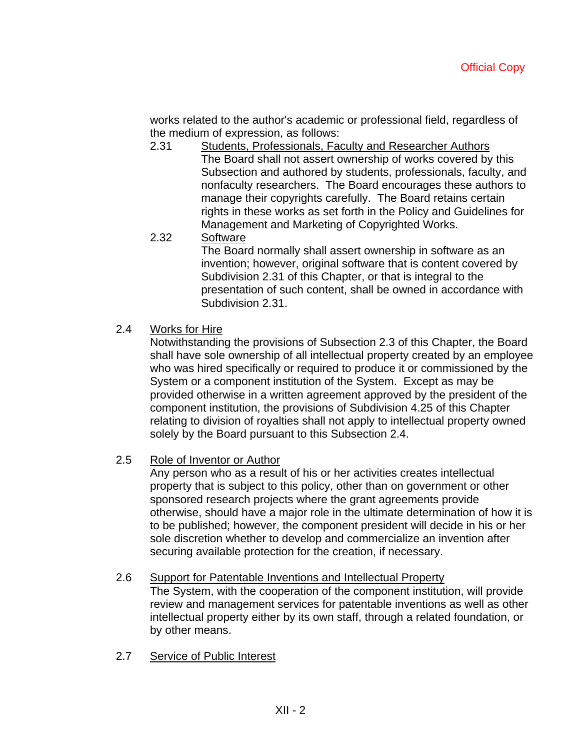works related to the author's academic or professional field, regardless of the medium of expression, as follows:

2.31 Students, Professionals, Faculty and Researcher Authors
The Board shall not assert ownership of works covered by this Subsection and authored by students, professionals, faculty, and nonfaculty researchers. The Board encourages these authors to manage their copyrights carefully. The Board retains certain rights in these works as set forth in the Policy and Guidelines for Management and Marketing of Copyrighted Works.

2.32 Software
The Board normally shall assert ownership in software as an invention; however, original software that is content covered by Subdivision 2.31 of this Chapter, or that is integral to the presentation of such content, shall be owned in accordance with Subdivision 2.31.

2.4 Works for Hire
Notwithstanding the provisions of Subsection 2.3 of this Chapter, the Board shall have sole ownership of all intellectual property created by an employee who was hired specifically or required to produce it or commissioned by the System or a component institution of the System. Except as may be provided otherwise in a written agreement approved by the president of the component institution, the provisions of Subdivision 4.25 of this Chapter relating to division of royalties shall not apply to intellectual property owned solely by the Board pursuant to this Subsection 2.4.

2.5 Role of Inventor or Author
Any person who as a result of his or her activities creates intellectual property that is subject to this policy, other than on government or other sponsored research projects where the grant agreements provide otherwise, should have a major role in the ultimate determination of how it is to be published; however, the component president will decide in his or her sole discretion whether to develop and commercialize an invention after securing available protection for the creation, if necessary.

2.6 Support for Patentable Inventions and Intellectual Property
The System, with the cooperation of the component institution, will provide review and management services for patentable inventions as well as other intellectual property either by its own staff, through a related foundation, or by other means.

2.7 Service of Public Interest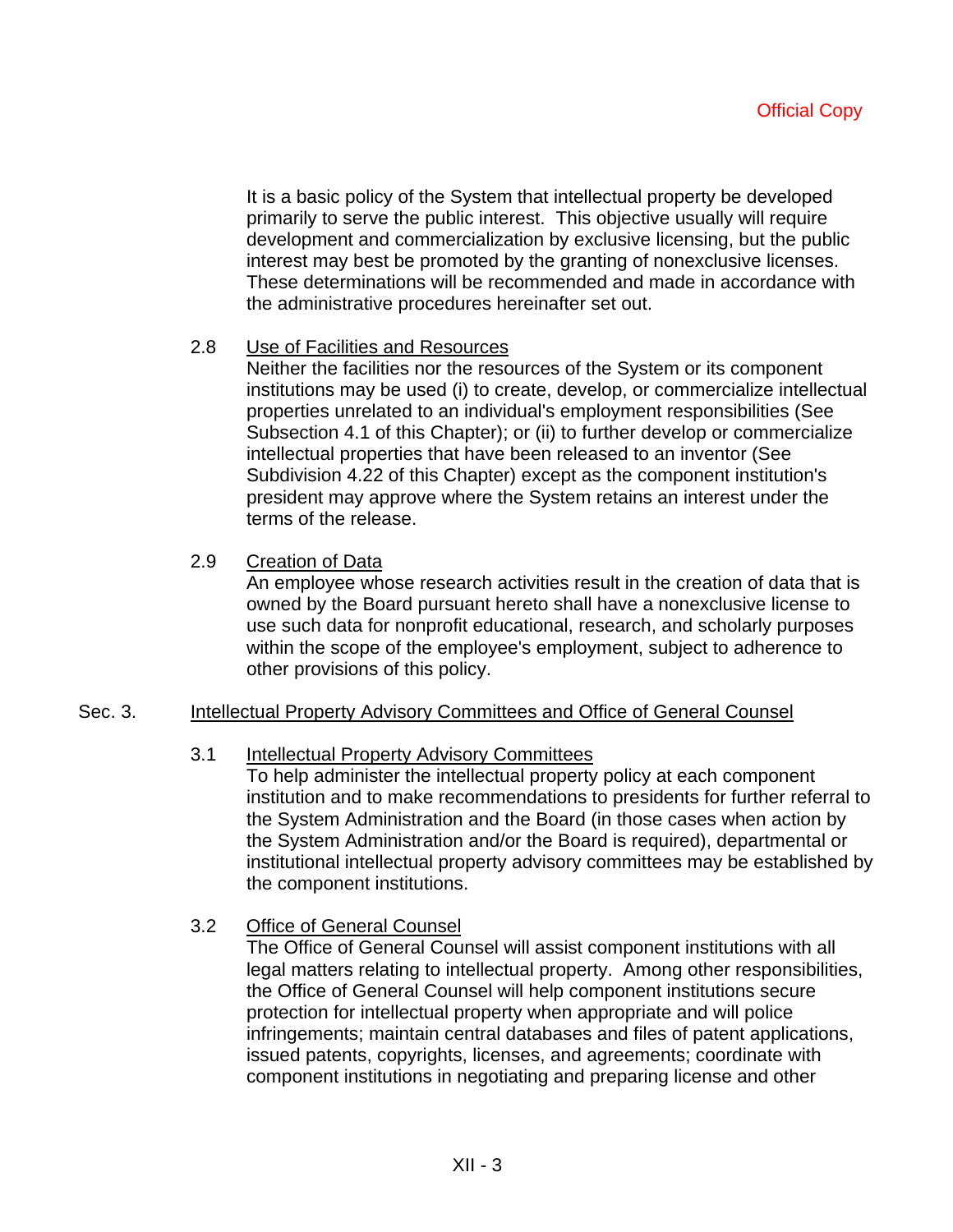It is a basic policy of the System that intellectual property be developed primarily to serve the public interest. This objective usually will require development and commercialization by exclusive licensing, but the public interest may best be promoted by the granting of nonexclusive licenses. These determinations will be recommended and made in accordance with the administrative procedures hereinafter set out.

2.8 Use of Facilities and Resources

Neither the facilities nor the resources of the System or its component institutions may be used (i) to create, develop, or commercialize intellectual properties unrelated to an individual's employment responsibilities (See Subsection 4.1 of this Chapter); or (ii) to further develop or commercialize intellectual properties that have been released to an inventor (See Subdivision 4.22 of this Chapter) except as the component institution's president may approve where the System retains an interest under the terms of the release.

2.9 Creation of Data

An employee whose research activities result in the creation of data that is owned by the Board pursuant hereto shall have a nonexclusive license to use such data for nonprofit educational, research, and scholarly purposes within the scope of the employee's employment, subject to adherence to other provisions of this policy.

## Sec. 3. Intellectual Property Advisory Committees and Office of General Counsel

3.1 Intellectual Property Advisory Committees

To help administer the intellectual property policy at each component institution and to make recommendations to presidents for further referral to the System Administration and the Board (in those cases when action by the System Administration and/or the Board is required), departmental or institutional intellectual property advisory committees may be established by the component institutions.

3.2 Office of General Counsel

The Office of General Counsel will assist component institutions with all legal matters relating to intellectual property. Among other responsibilities, the Office of General Counsel will help component institutions secure protection for intellectual property when appropriate and will police infringements; maintain central databases and files of patent applications, issued patents, copyrights, licenses, and agreements; coordinate with component institutions in negotiating and preparing license and other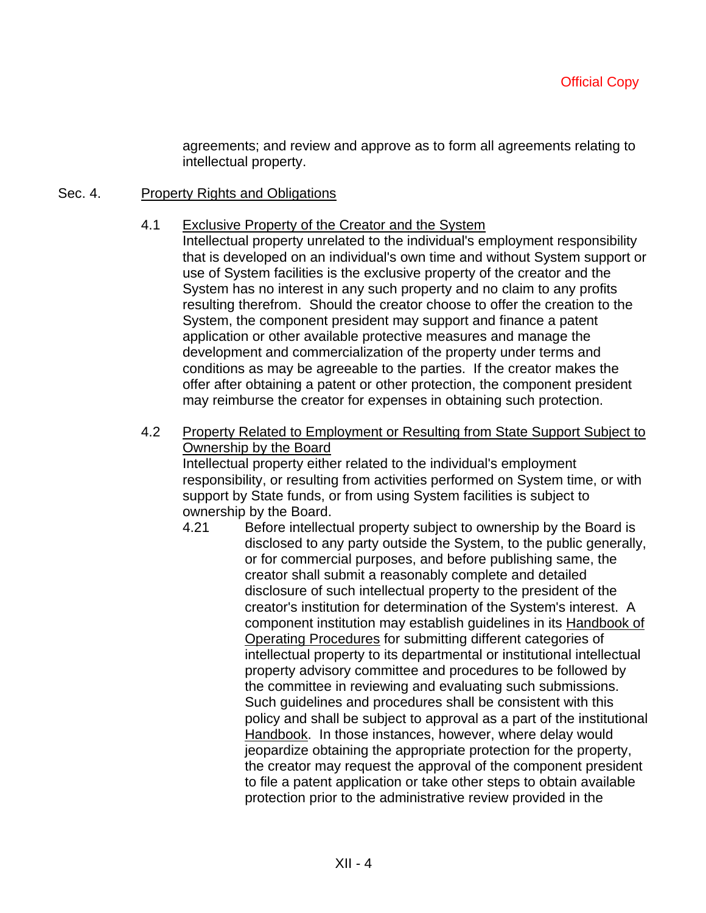agreements; and review and approve as to form all agreements relating to intellectual property.

Sec. 4. Property Rights and Obligations

4.1 Exclusive Property of the Creator and the System
Intellectual property unrelated to the individual's employment responsibility that is developed on an individual's own time and without System support or use of System facilities is the exclusive property of the creator and the System has no interest in any such property and no claim to any profits resulting therefrom. Should the creator choose to offer the creation to the System, the component president may support and finance a patent application or other available protective measures and manage the development and commercialization of the property under terms and conditions as may be agreeable to the parties. If the creator makes the offer after obtaining a patent or other protection, the component president may reimburse the creator for expenses in obtaining such protection.

4.2 Property Related to Employment or Resulting from State Support Subject to Ownership by the Board
Intellectual property either related to the individual's employment responsibility, or resulting from activities performed on System time, or with support by State funds, or from using System facilities is subject to ownership by the Board.

4.21 Before intellectual property subject to ownership by the Board is disclosed to any party outside the System, to the public generally, or for commercial purposes, and before publishing same, the creator shall submit a reasonably complete and detailed disclosure of such intellectual property to the president of the creator's institution for determination of the System's interest. A component institution may establish guidelines in its Handbook of Operating Procedures for submitting different categories of intellectual property to its departmental or institutional intellectual property advisory committee and procedures to be followed by the committee in reviewing and evaluating such submissions. Such guidelines and procedures shall be consistent with this policy and shall be subject to approval as a part of the institutional Handbook. In those instances, however, where delay would jeopardize obtaining the appropriate protection for the property, the creator may request the approval of the component president to file a patent application or take other steps to obtain available protection prior to the administrative review provided in the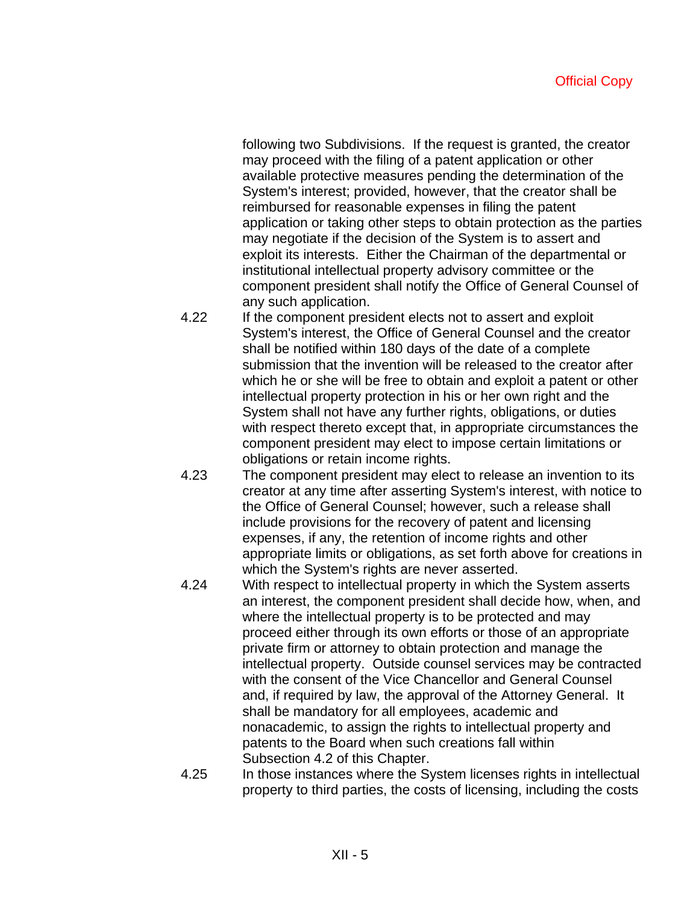following two Subdivisions. If the request is granted, the creator may proceed with the filing of a patent application or other available protective measures pending the determination of the System's interest; provided, however, that the creator shall be reimbursed for reasonable expenses in filing the patent application or taking other steps to obtain protection as the parties may negotiate if the decision of the System is to assert and exploit its interests. Either the Chairman of the departmental or institutional intellectual property advisory committee or the component president shall notify the Office of General Counsel of any such application.

4.22 If the component president elects not to assert and exploit System's interest, the Office of General Counsel and the creator shall be notified within 180 days of the date of a complete submission that the invention will be released to the creator after which he or she will be free to obtain and exploit a patent or other intellectual property protection in his or her own right and the System shall not have any further rights, obligations, or duties with respect thereto except that, in appropriate circumstances the component president may elect to impose certain limitations or obligations or retain income rights.

4.23 The component president may elect to release an invention to its creator at any time after asserting System's interest, with notice to the Office of General Counsel; however, such a release shall include provisions for the recovery of patent and licensing expenses, if any, the retention of income rights and other appropriate limits or obligations, as set forth above for creations in which the System's rights are never asserted.

4.24 With respect to intellectual property in which the System asserts an interest, the component president shall decide how, when, and where the intellectual property is to be protected and may proceed either through its own efforts or those of an appropriate private firm or attorney to obtain protection and manage the intellectual property. Outside counsel services may be contracted with the consent of the Vice Chancellor and General Counsel and, if required by law, the approval of the Attorney General. It shall be mandatory for all employees, academic and nonacademic, to assign the rights to intellectual property and patents to the Board when such creations fall within Subsection 4.2 of this Chapter.

4.25 In those instances where the System licenses rights in intellectual property to third parties, the costs of licensing, including the costs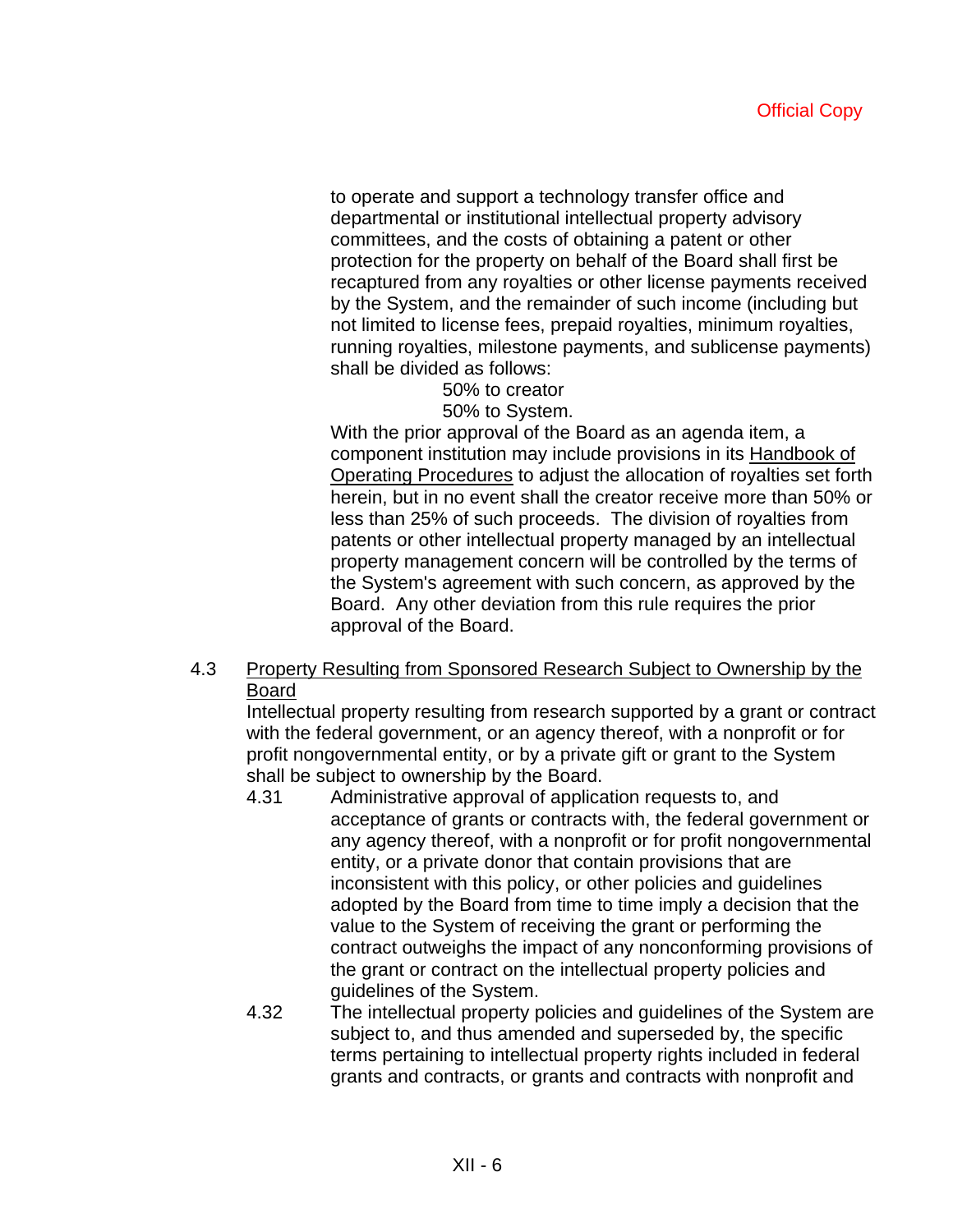to operate and support a technology transfer office and departmental or institutional intellectual property advisory committees, and the costs of obtaining a patent or other protection for the property on behalf of the Board shall first be recaptured from any royalties or other license payments received by the System, and the remainder of such income (including but not limited to license fees, prepaid royalties, minimum royalties, running royalties, milestone payments, and sublicense payments) shall be divided as follows:

50% to creator
50% to System.

With the prior approval of the Board as an agenda item, a component institution may include provisions in its Handbook of Operating Procedures to adjust the allocation of royalties set forth herein, but in no event shall the creator receive more than 50% or less than 25% of such proceeds. The division of royalties from patents or other intellectual property managed by an intellectual property management concern will be controlled by the terms of the System's agreement with such concern, as approved by the Board. Any other deviation from this rule requires the prior approval of the Board.

4.3 Property Resulting from Sponsored Research Subject to Ownership by the Board

Intellectual property resulting from research supported by a grant or contract with the federal government, or an agency thereof, with a nonprofit or for profit nongovernmental entity, or by a private gift or grant to the System shall be subject to ownership by the Board.

4.31 Administrative approval of application requests to, and acceptance of grants or contracts with, the federal government or any agency thereof, with a nonprofit or for profit nongovernmental entity, or a private donor that contain provisions that are inconsistent with this policy, or other policies and guidelines adopted by the Board from time to time imply a decision that the value to the System of receiving the grant or performing the contract outweighs the impact of any nonconforming provisions of the grant or contract on the intellectual property policies and guidelines of the System.

4.32 The intellectual property policies and guidelines of the System are subject to, and thus amended and superseded by, the specific terms pertaining to intellectual property rights included in federal grants and contracts, or grants and contracts with nonprofit and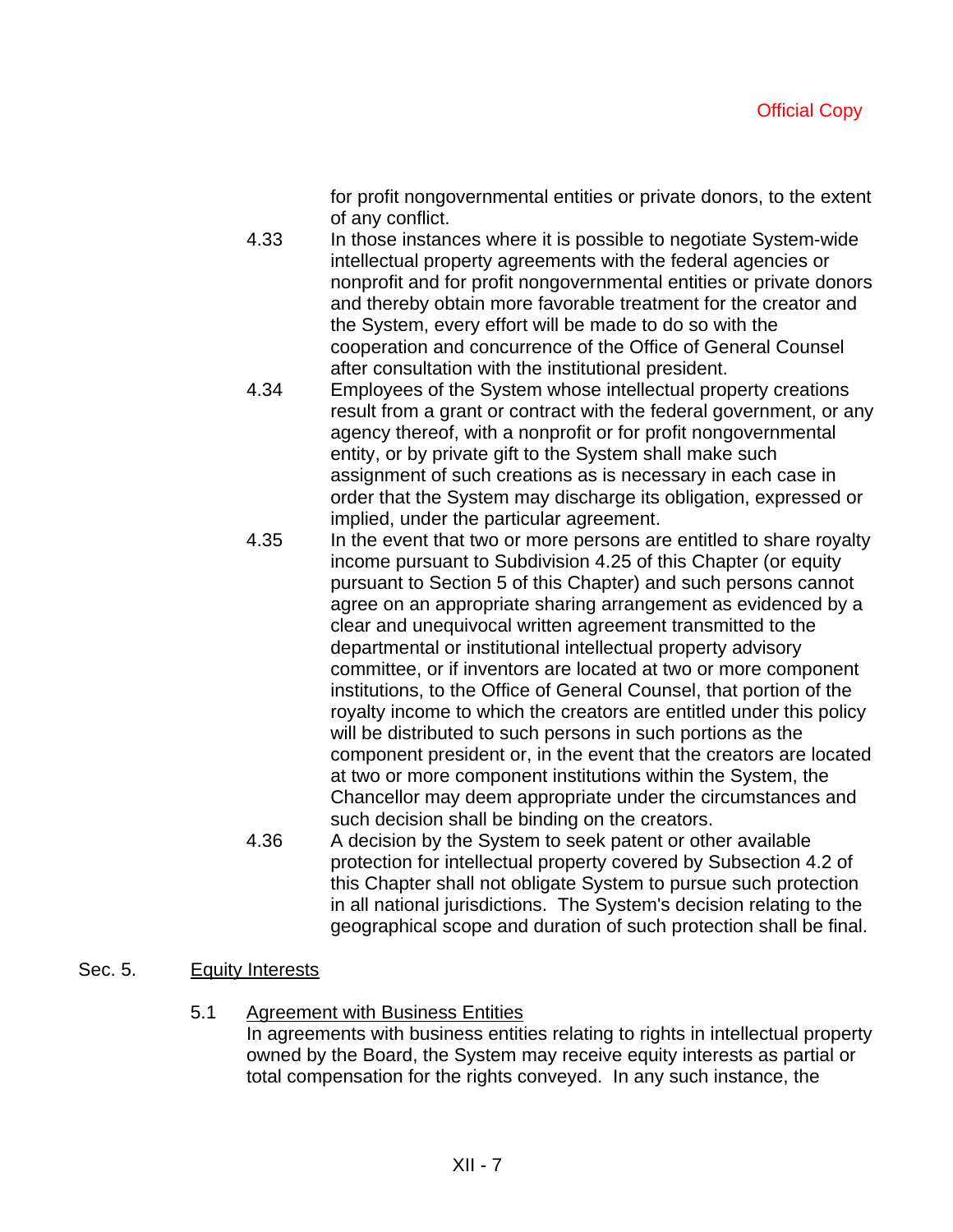for profit nongovernmental entities or private donors, to the extent of any conflict.

4.33 In those instances where it is possible to negotiate System-wide intellectual property agreements with the federal agencies or nonprofit and for profit nongovernmental entities or private donors and thereby obtain more favorable treatment for the creator and the System, every effort will be made to do so with the cooperation and concurrence of the Office of General Counsel after consultation with the institutional president.

4.34 Employees of the System whose intellectual property creations result from a grant or contract with the federal government, or any agency thereof, with a nonprofit or for profit nongovernmental entity, or by private gift to the System shall make such assignment of such creations as is necessary in each case in order that the System may discharge its obligation, expressed or implied, under the particular agreement.

4.35 In the event that two or more persons are entitled to share royalty income pursuant to Subdivision 4.25 of this Chapter (or equity pursuant to Section 5 of this Chapter) and such persons cannot agree on an appropriate sharing arrangement as evidenced by a clear and unequivocal written agreement transmitted to the departmental or institutional intellectual property advisory committee, or if inventors are located at two or more component institutions, to the Office of General Counsel, that portion of the royalty income to which the creators are entitled under this policy will be distributed to such persons in such portions as the component president or, in the event that the creators are located at two or more component institutions within the System, the Chancellor may deem appropriate under the circumstances and such decision shall be binding on the creators.

4.36 A decision by the System to seek patent or other available protection for intellectual property covered by Subsection 4.2 of this Chapter shall not obligate System to pursue such protection in all national jurisdictions. The System's decision relating to the geographical scope and duration of such protection shall be final.

## Sec. 5. Equity Interests

### 5.1 Agreement with Business Entities

In agreements with business entities relating to rights in intellectual property owned by the Board, the System may receive equity interests as partial or total compensation for the rights conveyed. In any such instance, the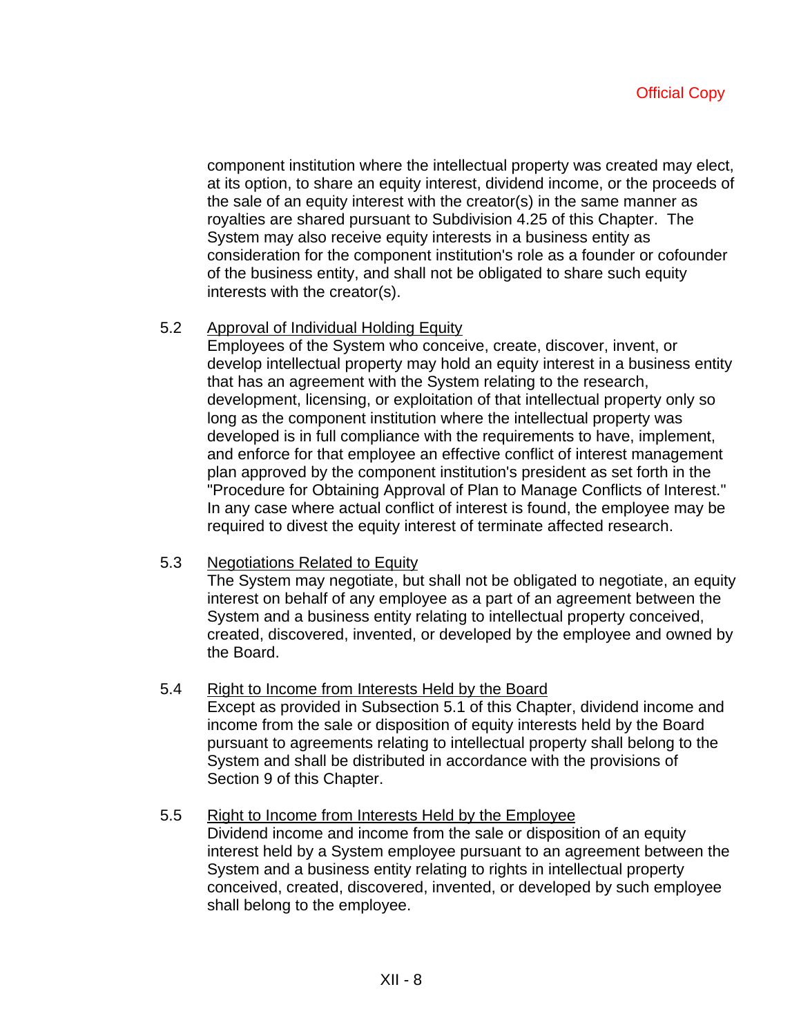component institution where the intellectual property was created may elect, at its option, to share an equity interest, dividend income, or the proceeds of the sale of an equity interest with the creator(s) in the same manner as royalties are shared pursuant to Subdivision 4.25 of this Chapter. The System may also receive equity interests in a business entity as consideration for the component institution's role as a founder or cofounder of the business entity, and shall not be obligated to share such equity interests with the creator(s).

5.2 Approval of Individual Holding Equity

Employees of the System who conceive, create, discover, invent, or develop intellectual property may hold an equity interest in a business entity that has an agreement with the System relating to the research, development, licensing, or exploitation of that intellectual property only so long as the component institution where the intellectual property was developed is in full compliance with the requirements to have, implement, and enforce for that employee an effective conflict of interest management plan approved by the component institution's president as set forth in the "Procedure for Obtaining Approval of Plan to Manage Conflicts of Interest." In any case where actual conflict of interest is found, the employee may be required to divest the equity interest of terminate affected research.

5.3 Negotiations Related to Equity

The System may negotiate, but shall not be obligated to negotiate, an equity interest on behalf of any employee as a part of an agreement between the System and a business entity relating to intellectual property conceived, created, discovered, invented, or developed by the employee and owned by the Board.

5.4 Right to Income from Interests Held by the Board

Except as provided in Subsection 5.1 of this Chapter, dividend income and income from the sale or disposition of equity interests held by the Board pursuant to agreements relating to intellectual property shall belong to the System and shall be distributed in accordance with the provisions of Section 9 of this Chapter.

5.5 Right to Income from Interests Held by the Employee

Dividend income and income from the sale or disposition of an equity interest held by a System employee pursuant to an agreement between the System and a business entity relating to rights in intellectual property conceived, created, discovered, invented, or developed by such employee shall belong to the employee.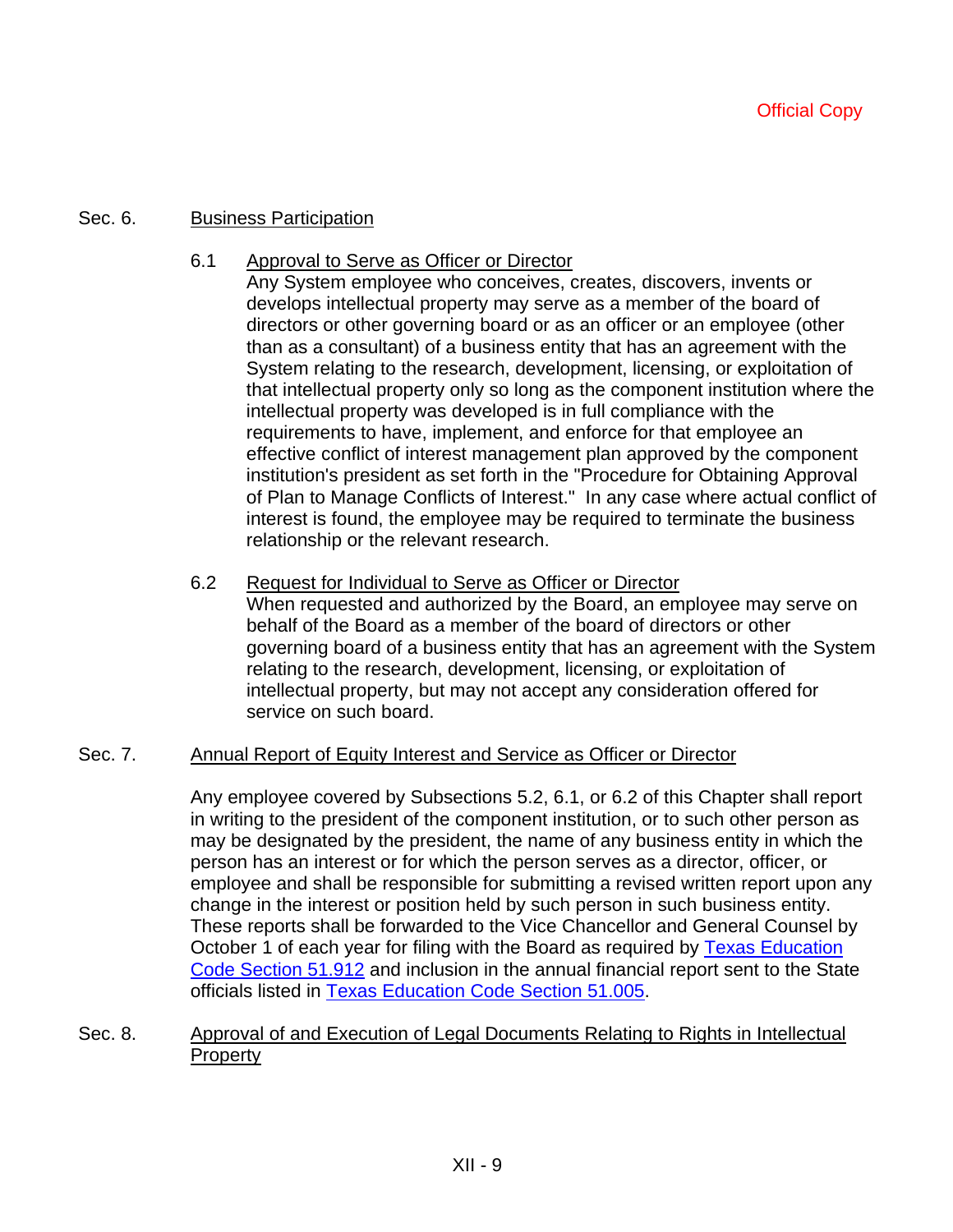Official Copy

## Sec. 6. Business Participation

### 6.1 Approval to Serve as Officer or Director

Any System employee who conceives, creates, discovers, invents or develops intellectual property may serve as a member of the board of directors or other governing board or as an officer or an employee (other than as a consultant) of a business entity that has an agreement with the System relating to the research, development, licensing, or exploitation of that intellectual property only so long as the component institution where the intellectual property was developed is in full compliance with the requirements to have, implement, and enforce for that employee an effective conflict of interest management plan approved by the component institution's president as set forth in the "Procedure for Obtaining Approval of Plan to Manage Conflicts of Interest." In any case where actual conflict of interest is found, the employee may be required to terminate the business relationship or the relevant research.

### 6.2 Request for Individual to Serve as Officer or Director

When requested and authorized by the Board, an employee may serve on behalf of the Board as a member of the board of directors or other governing board of a business entity that has an agreement with the System relating to the research, development, licensing, or exploitation of intellectual property, but may not accept any consideration offered for service on such board.

## Sec. 7. Annual Report of Equity Interest and Service as Officer or Director

Any employee covered by Subsections 5.2, 6.1, or 6.2 of this Chapter shall report in writing to the president of the component institution, or to such other person as may be designated by the president, the name of any business entity in which the person has an interest or for which the person serves as a director, officer, or employee and shall be responsible for submitting a revised written report upon any change in the interest or position held by such person in such business entity. These reports shall be forwarded to the Vice Chancellor and General Counsel by October 1 of each year for filing with the Board as required by Texas Education Code Section 51.912 and inclusion in the annual financial report sent to the State officials listed in Texas Education Code Section 51.005.

## Sec. 8. Approval of and Execution of Legal Documents Relating to Rights in Intellectual Property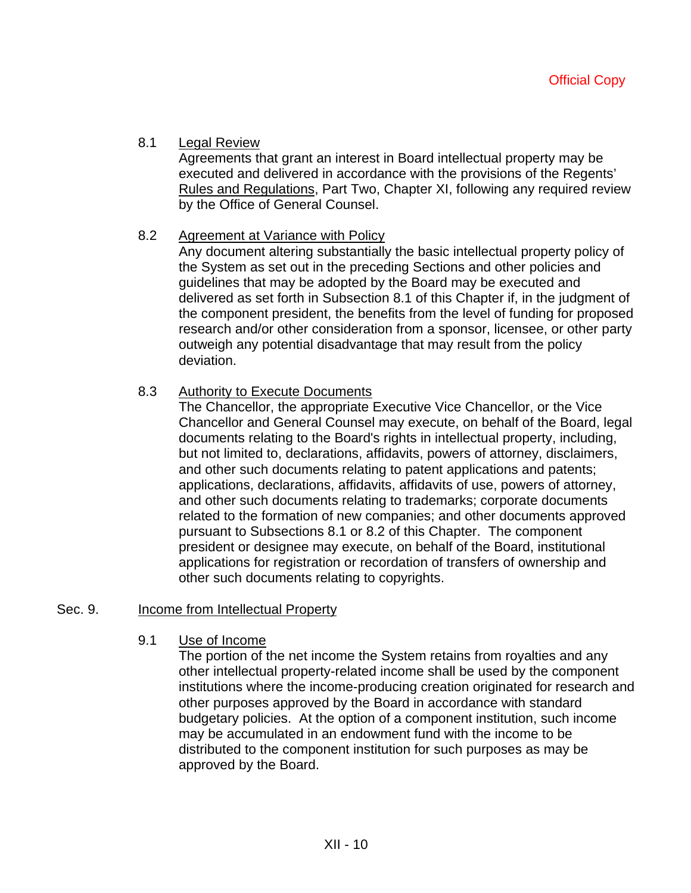8.1 Legal Review

Agreements that grant an interest in Board intellectual property may be executed and delivered in accordance with the provisions of the Regents' Rules and Regulations, Part Two, Chapter XI, following any required review by the Office of General Counsel.

8.2 Agreement at Variance with Policy

Any document altering substantially the basic intellectual property policy of the System as set out in the preceding Sections and other policies and guidelines that may be adopted by the Board may be executed and delivered as set forth in Subsection 8.1 of this Chapter if, in the judgment of the component president, the benefits from the level of funding for proposed research and/or other consideration from a sponsor, licensee, or other party outweigh any potential disadvantage that may result from the policy deviation.

8.3 Authority to Execute Documents

The Chancellor, the appropriate Executive Vice Chancellor, or the Vice Chancellor and General Counsel may execute, on behalf of the Board, legal documents relating to the Board's rights in intellectual property, including, but not limited to, declarations, affidavits, powers of attorney, disclaimers, and other such documents relating to patent applications and patents; applications, declarations, affidavits, affidavits of use, powers of attorney, and other such documents relating to trademarks; corporate documents related to the formation of new companies; and other documents approved pursuant to Subsections 8.1 or 8.2 of this Chapter. The component president or designee may execute, on behalf of the Board, institutional applications for registration or recordation of transfers of ownership and other such documents relating to copyrights.

Sec. 9. Income from Intellectual Property

9.1 Use of Income

The portion of the net income the System retains from royalties and any other intellectual property-related income shall be used by the component institutions where the income-producing creation originated for research and other purposes approved by the Board in accordance with standard budgetary policies. At the option of a component institution, such income may be accumulated in an endowment fund with the income to be distributed to the component institution for such purposes as may be approved by the Board.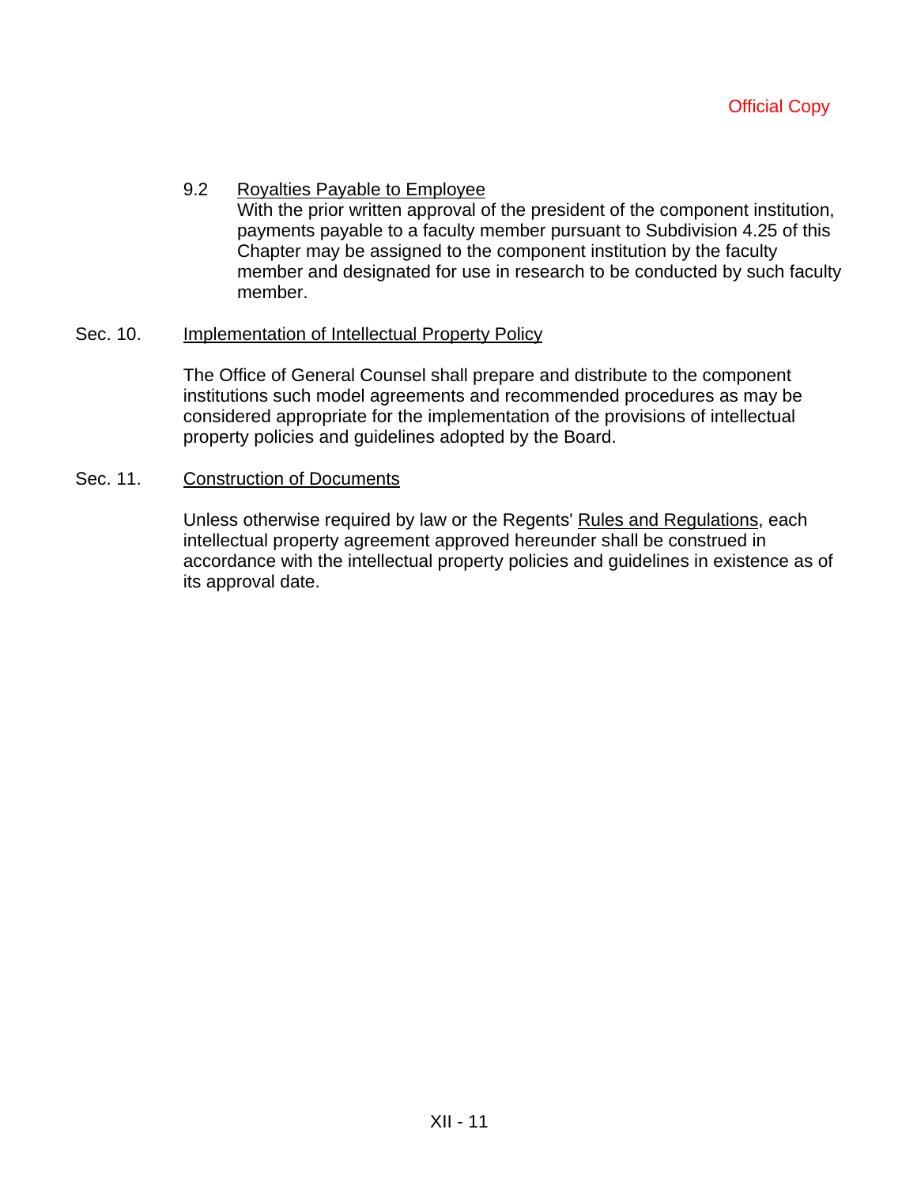9.2 Royalties Payable to Employee

With the prior written approval of the president of the component institution, payments payable to a faculty member pursuant to Subdivision 4.25 of this Chapter may be assigned to the component institution by the faculty member and designated for use in research to be conducted by such faculty member.

Sec. 10. Implementation of Intellectual Property Policy

The Office of General Counsel shall prepare and distribute to the component institutions such model agreements and recommended procedures as may be considered appropriate for the implementation of the provisions of intellectual property policies and guidelines adopted by the Board.

Sec. 11. Construction of Documents

Unless otherwise required by law or the Regents' Rules and Regulations, each intellectual property agreement approved hereunder shall be construed in accordance with the intellectual property policies and guidelines in existence as of its approval date.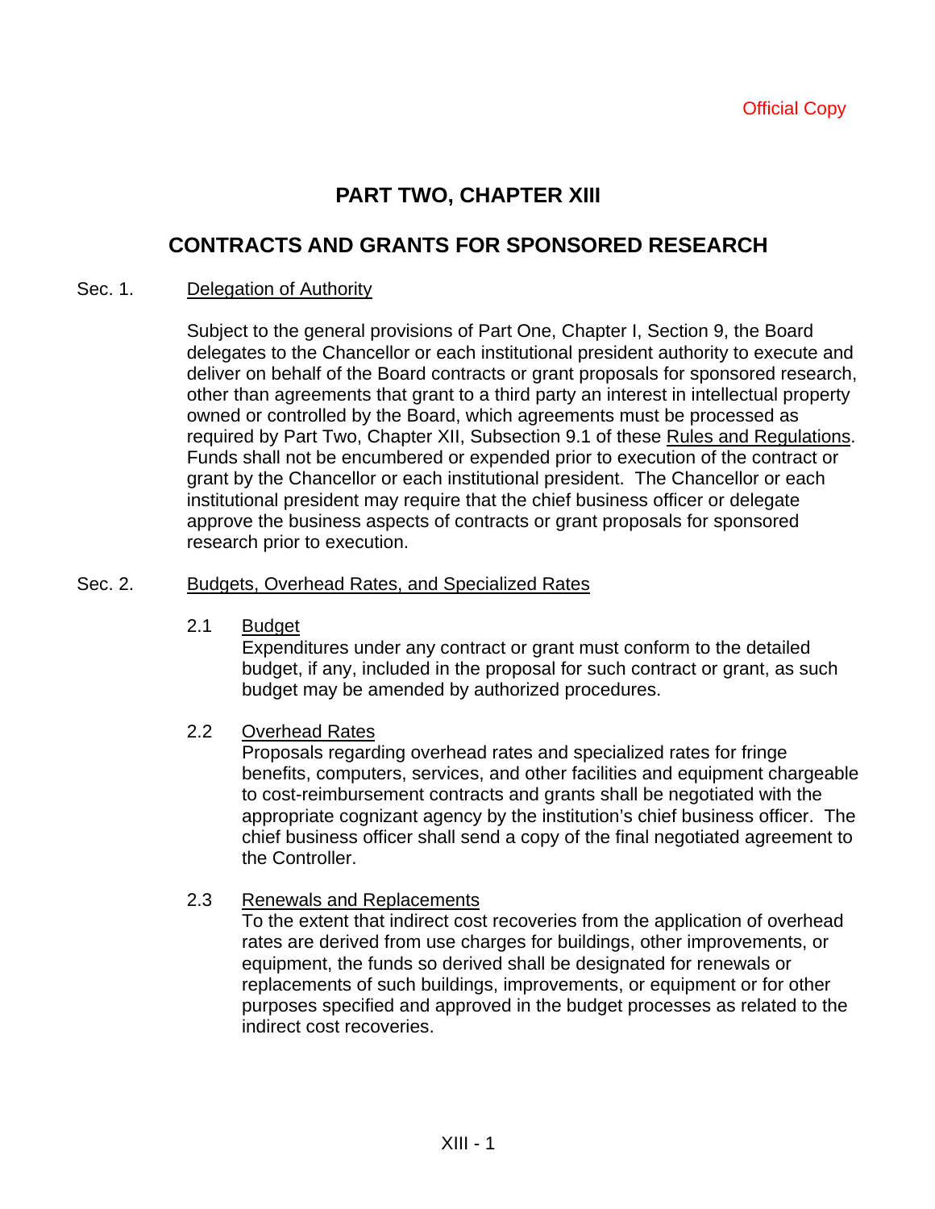Official Copy

# PART TWO, CHAPTER XIII

## CONTRACTS AND GRANTS FOR SPONSORED RESEARCH

Sec. 1. Delegation of Authority

Subject to the general provisions of Part One, Chapter I, Section 9, the Board delegates to the Chancellor or each institutional president authority to execute and deliver on behalf of the Board contracts or grant proposals for sponsored research, other than agreements that grant to a third party an interest in intellectual property owned or controlled by the Board, which agreements must be processed as required by Part Two, Chapter XII, Subsection 9.1 of these Rules and Regulations. Funds shall not be encumbered or expended prior to execution of the contract or grant by the Chancellor or each institutional president. The Chancellor or each institutional president may require that the chief business officer or delegate approve the business aspects of contracts or grant proposals for sponsored research prior to execution.

Sec. 2. Budgets, Overhead Rates, and Specialized Rates

2.1 Budget

Expenditures under any contract or grant must conform to the detailed budget, if any, included in the proposal for such contract or grant, as such budget may be amended by authorized procedures.

2.2 Overhead Rates

Proposals regarding overhead rates and specialized rates for fringe benefits, computers, services, and other facilities and equipment chargeable to cost-reimbursement contracts and grants shall be negotiated with the appropriate cognizant agency by the institution's chief business officer. The chief business officer shall send a copy of the final negotiated agreement to the Controller.

2.3 Renewals and Replacements

To the extent that indirect cost recoveries from the application of overhead rates are derived from use charges for buildings, other improvements, or equipment, the funds so derived shall be designated for renewals or replacements of such buildings, improvements, or equipment or for other purposes specified and approved in the budget processes as related to the indirect cost recoveries.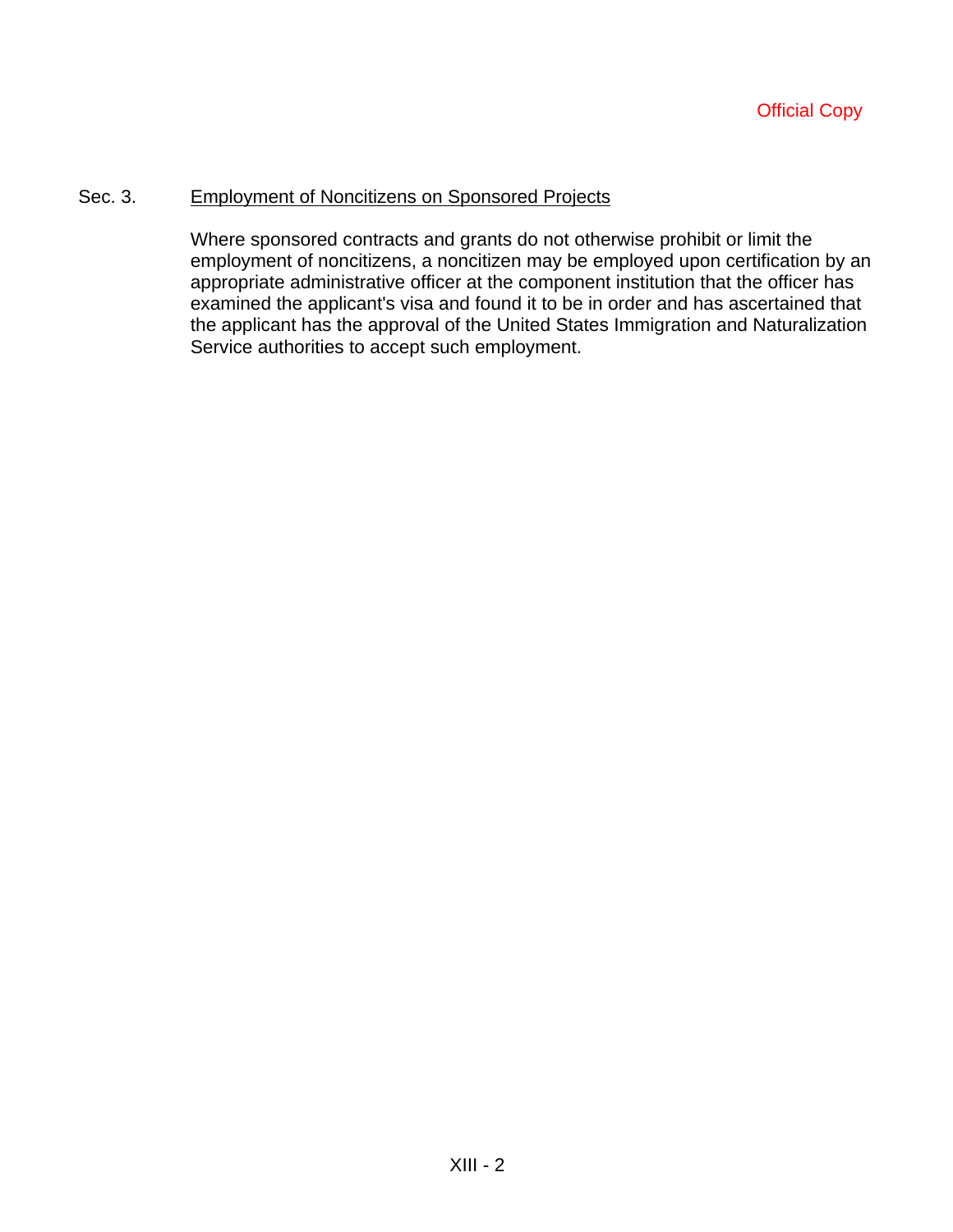Sec. 3. <u>Employment of Noncitizens on Sponsored Projects</u>

Where sponsored contracts and grants do not otherwise prohibit or limit the employment of noncitizens, a noncitizen may be employed upon certification by an appropriate administrative officer at the component institution that the officer has examined the applicant's visa and found it to be in order and has ascertained that the applicant has the approval of the United States Immigration and Naturalization Service authorities to accept such employment.